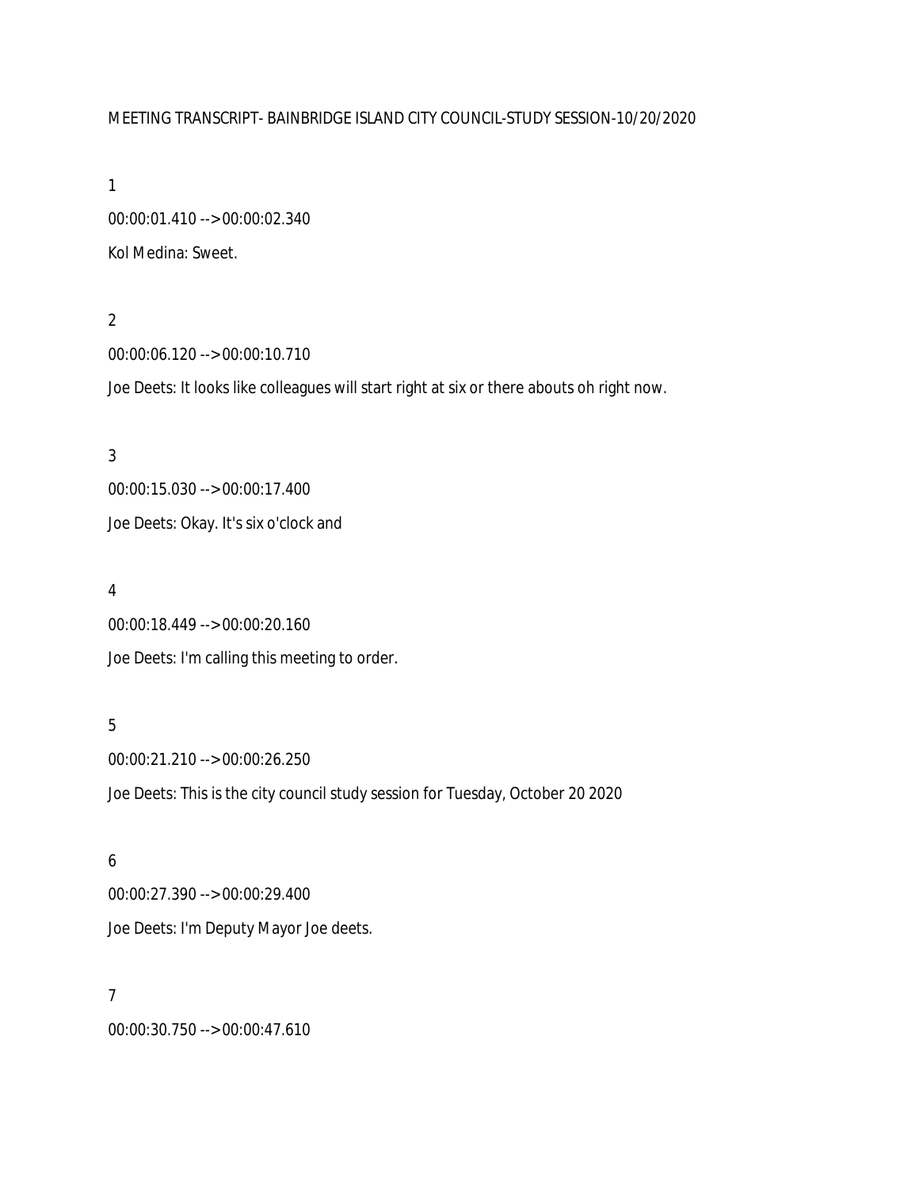MEETING TRANSCRIPT- BAINBRIDGE ISLAND CITY COUNCIL-STUDY SESSION-10/20/2020

1

00:00:01.410 --> 00:00:02.340

Kol Medina: Sweet.

2

00:00:06.120 --> 00:00:10.710

Joe Deets: It looks like colleagues will start right at six or there abouts oh right now.

3

00:00:15.030 --> 00:00:17.400

Joe Deets: Okay. It's six o'clock and

4

00:00:18.449 --> 00:00:20.160

Joe Deets: I'm calling this meeting to order.

5

00:00:21.210 --> 00:00:26.250

Joe Deets: This is the city council study session for Tuesday, October 20 2020

6

00:00:27.390 --> 00:00:29.400

Joe Deets: I'm Deputy Mayor Joe deets.

7

00:00:30.750 --> 00:00:47.610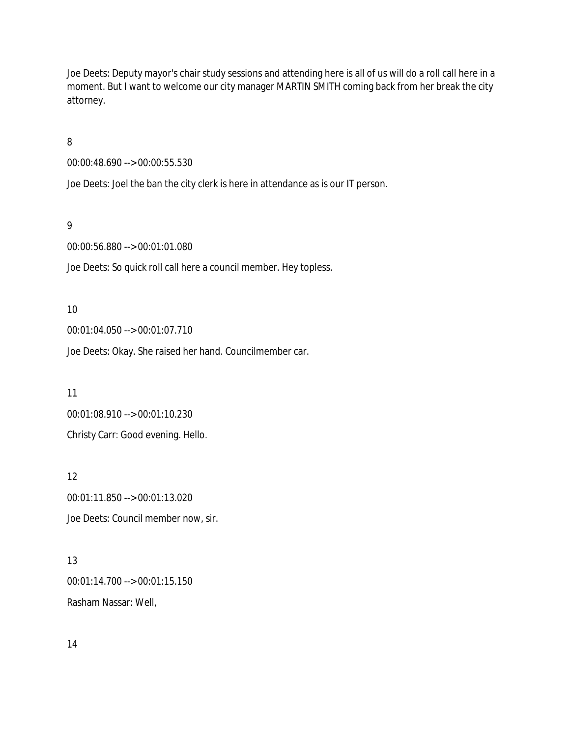Joe Deets: Deputy mayor's chair study sessions and attending here is all of us will do a roll call here in a moment. But I want to welcome our city manager MARTIN SMITH coming back from her break the city attorney.

8

00:00:48.690 --> 00:00:55.530

Joe Deets: Joel the ban the city clerk is here in attendance as is our IT person.

9

00:00:56.880 --> 00:01:01.080

Joe Deets: So quick roll call here a council member. Hey topless.

10

00:01:04.050 --> 00:01:07.710

Joe Deets: Okay. She raised her hand. Councilmember car.

11

00:01:08.910 --> 00:01:10.230

Christy Carr: Good evening. Hello.

12

00:01:11.850 --> 00:01:13.020

Joe Deets: Council member now, sir.

13

00:01:14.700 --> 00:01:15.150

Rasham Nassar: Well,

14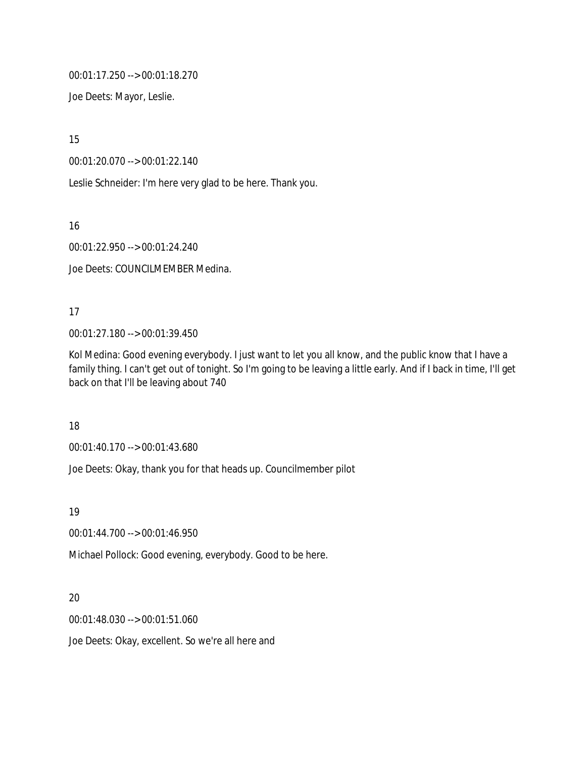00:01:17.250 --> 00:01:18.270

Joe Deets: Mayor, Leslie.

15

00:01:20.070 --> 00:01:22.140

Leslie Schneider: I'm here very glad to be here. Thank you.

16

00:01:22.950 --> 00:01:24.240

Joe Deets: COUNCILMEMBER Medina.

17

00:01:27.180 --> 00:01:39.450

Kol Medina: Good evening everybody. I just want to let you all know, and the public know that I have a family thing. I can't get out of tonight. So I'm going to be leaving a little early. And if I back in time, I'll get back on that I'll be leaving about 740

18

00:01:40.170 --> 00:01:43.680

Joe Deets: Okay, thank you for that heads up. Councilmember pilot

19

00:01:44.700 --> 00:01:46.950

Michael Pollock: Good evening, everybody. Good to be here.

20

00:01:48.030 --> 00:01:51.060

Joe Deets: Okay, excellent. So we're all here and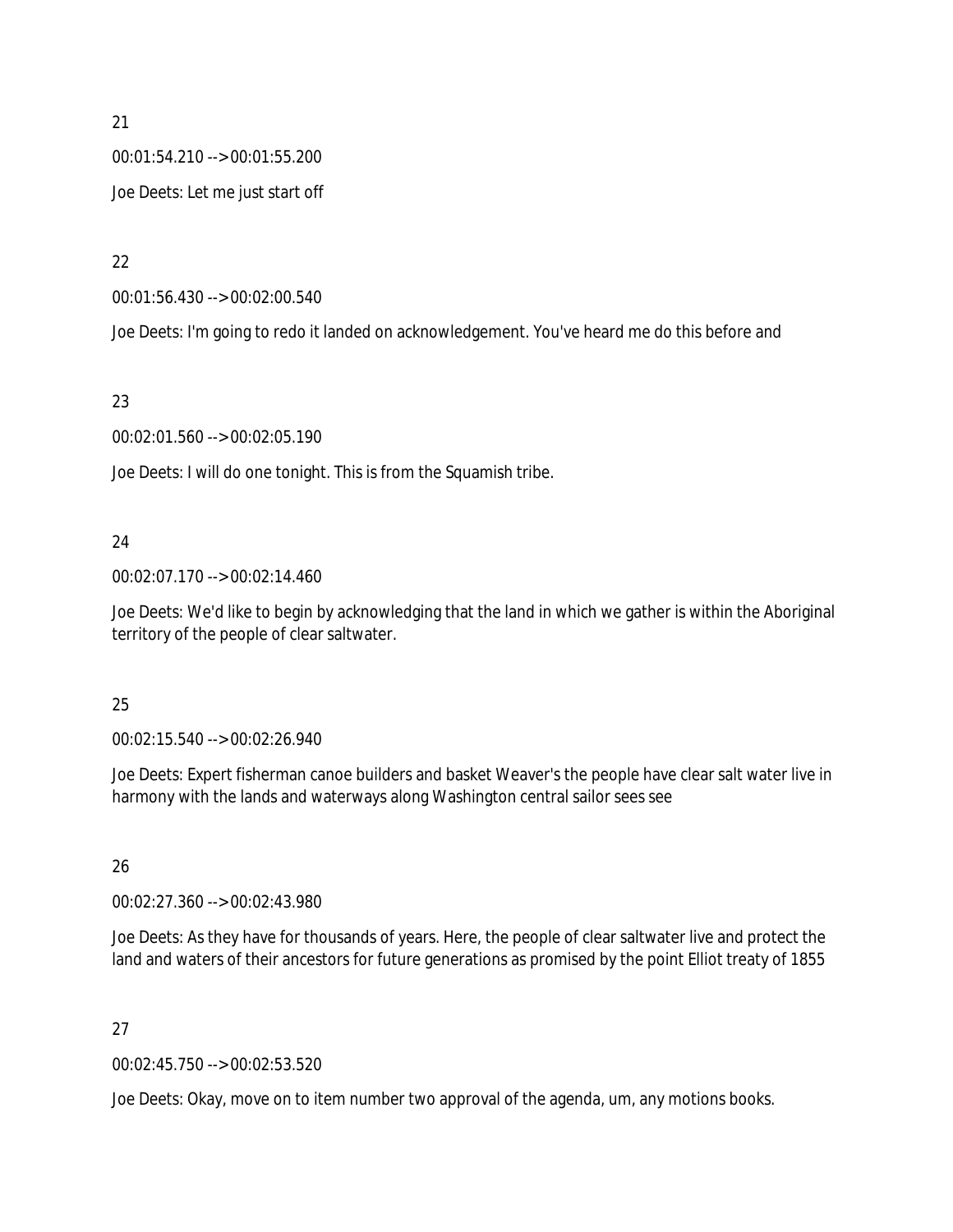21

00:01:54.210 --> 00:01:55.200

Joe Deets: Let me just start off

22

00:01:56.430 --> 00:02:00.540

Joe Deets: I'm going to redo it landed on acknowledgement. You've heard me do this before and

23

00:02:01.560 --> 00:02:05.190

Joe Deets: I will do one tonight. This is from the Squamish tribe.

24

00:02:07.170 --> 00:02:14.460

Joe Deets: We'd like to begin by acknowledging that the land in which we gather is within the Aboriginal territory of the people of clear saltwater.

25

00:02:15.540 --> 00:02:26.940

Joe Deets: Expert fisherman canoe builders and basket Weaver's the people have clear salt water live in harmony with the lands and waterways along Washington central sailor sees see

26

00:02:27.360 --> 00:02:43.980

Joe Deets: As they have for thousands of years. Here, the people of clear saltwater live and protect the land and waters of their ancestors for future generations as promised by the point Elliot treaty of 1855

27

00:02:45.750 --> 00:02:53.520

Joe Deets: Okay, move on to item number two approval of the agenda, um, any motions books.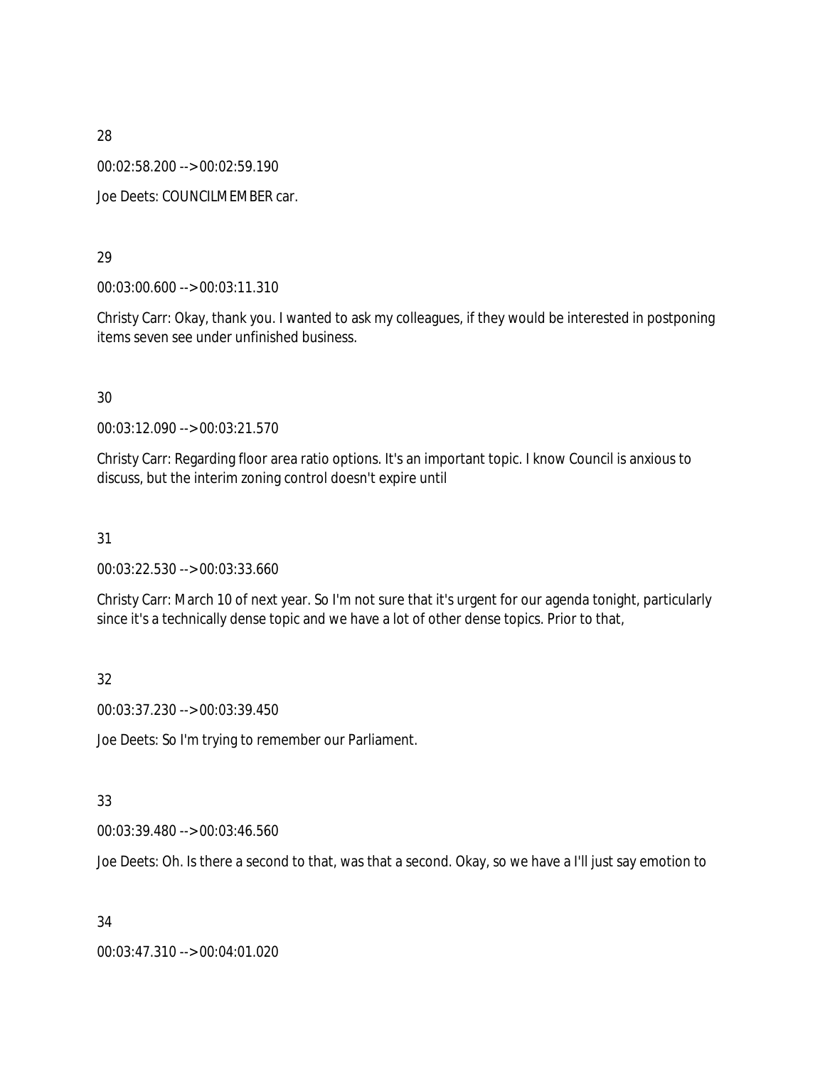28

00:02:58.200 --> 00:02:59.190

Joe Deets: COUNCILMEMBER car.

29

00:03:00.600 --> 00:03:11.310

Christy Carr: Okay, thank you. I wanted to ask my colleagues, if they would be interested in postponing items seven see under unfinished business.

30

00:03:12.090 --> 00:03:21.570

Christy Carr: Regarding floor area ratio options. It's an important topic. I know Council is anxious to discuss, but the interim zoning control doesn't expire until

31

00:03:22.530 --> 00:03:33.660

Christy Carr: March 10 of next year. So I'm not sure that it's urgent for our agenda tonight, particularly since it's a technically dense topic and we have a lot of other dense topics. Prior to that,

32

00:03:37.230 --> 00:03:39.450

Joe Deets: So I'm trying to remember our Parliament.

33

00:03:39.480 --> 00:03:46.560

Joe Deets: Oh. Is there a second to that, was that a second. Okay, so we have a I'll just say emotion to

34

00:03:47.310 --> 00:04:01.020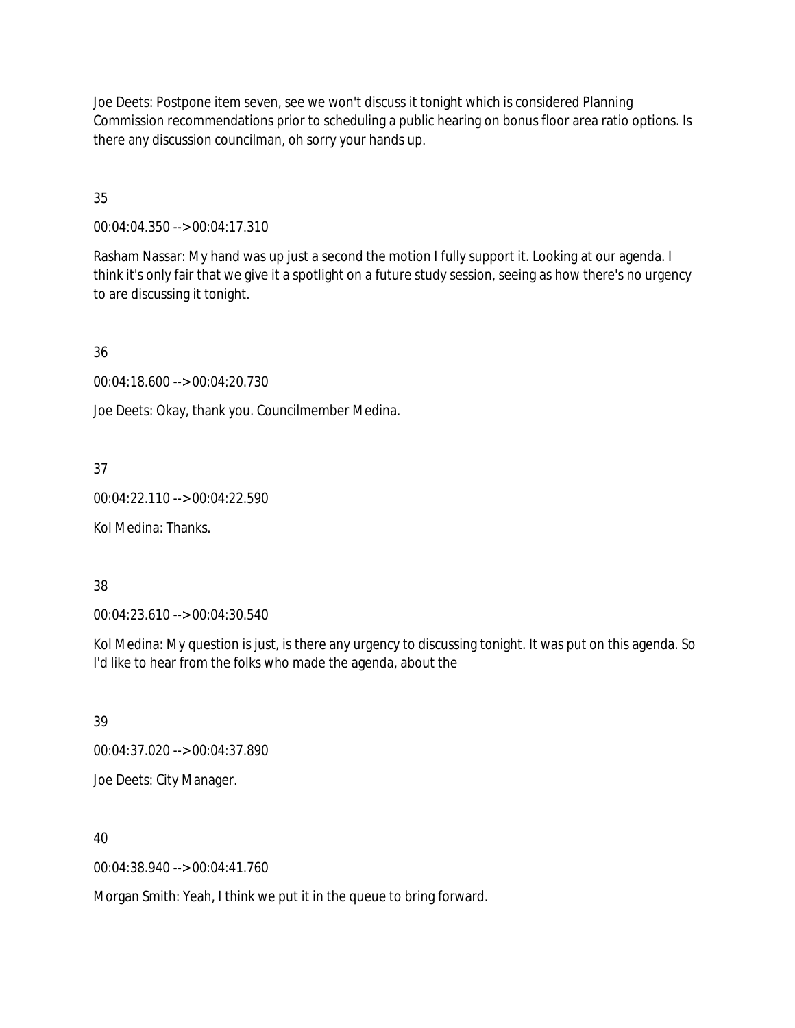Joe Deets: Postpone item seven, see we won't discuss it tonight which is considered Planning Commission recommendations prior to scheduling a public hearing on bonus floor area ratio options. Is there any discussion councilman, oh sorry your hands up.

35

00:04:04.350 --> 00:04:17.310

Rasham Nassar: My hand was up just a second the motion I fully support it. Looking at our agenda. I think it's only fair that we give it a spotlight on a future study session, seeing as how there's no urgency to are discussing it tonight.

36

00:04:18.600 --> 00:04:20.730

Joe Deets: Okay, thank you. Councilmember Medina.

37

00:04:22.110 --> 00:04:22.590

Kol Medina: Thanks.

38

00:04:23.610 --> 00:04:30.540

Kol Medina: My question is just, is there any urgency to discussing tonight. It was put on this agenda. So I'd like to hear from the folks who made the agenda, about the

39

00:04:37.020 --> 00:04:37.890

Joe Deets: City Manager.

40

00:04:38.940 --> 00:04:41.760

Morgan Smith: Yeah, I think we put it in the queue to bring forward.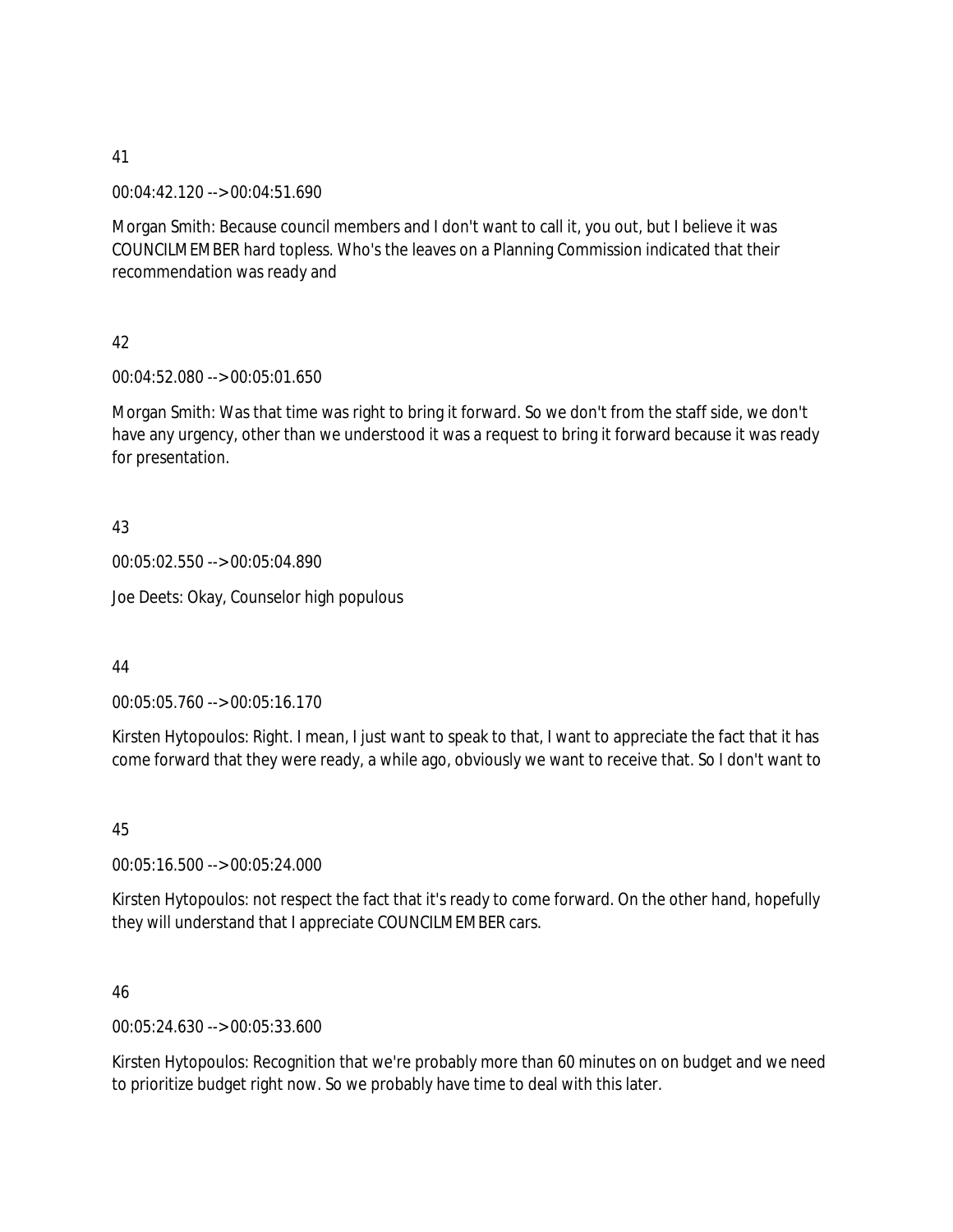41

00:04:42.120 --> 00:04:51.690

Morgan Smith: Because council members and I don't want to call it, you out, but I believe it was COUNCILMEMBER hard topless. Who's the leaves on a Planning Commission indicated that their recommendation was ready and

42

00:04:52.080 --> 00:05:01.650

Morgan Smith: Was that time was right to bring it forward. So we don't from the staff side, we don't have any urgency, other than we understood it was a request to bring it forward because it was ready for presentation.

43

00:05:02.550 --> 00:05:04.890

Joe Deets: Okay, Counselor high populous

44

00:05:05.760 --> 00:05:16.170

Kirsten Hytopoulos: Right. I mean, I just want to speak to that, I want to appreciate the fact that it has come forward that they were ready, a while ago, obviously we want to receive that. So I don't want to

45

00:05:16.500 --> 00:05:24.000

Kirsten Hytopoulos: not respect the fact that it's ready to come forward. On the other hand, hopefully they will understand that I appreciate COUNCILMEMBER cars.

46

00:05:24.630 --> 00:05:33.600

Kirsten Hytopoulos: Recognition that we're probably more than 60 minutes on on budget and we need to prioritize budget right now. So we probably have time to deal with this later.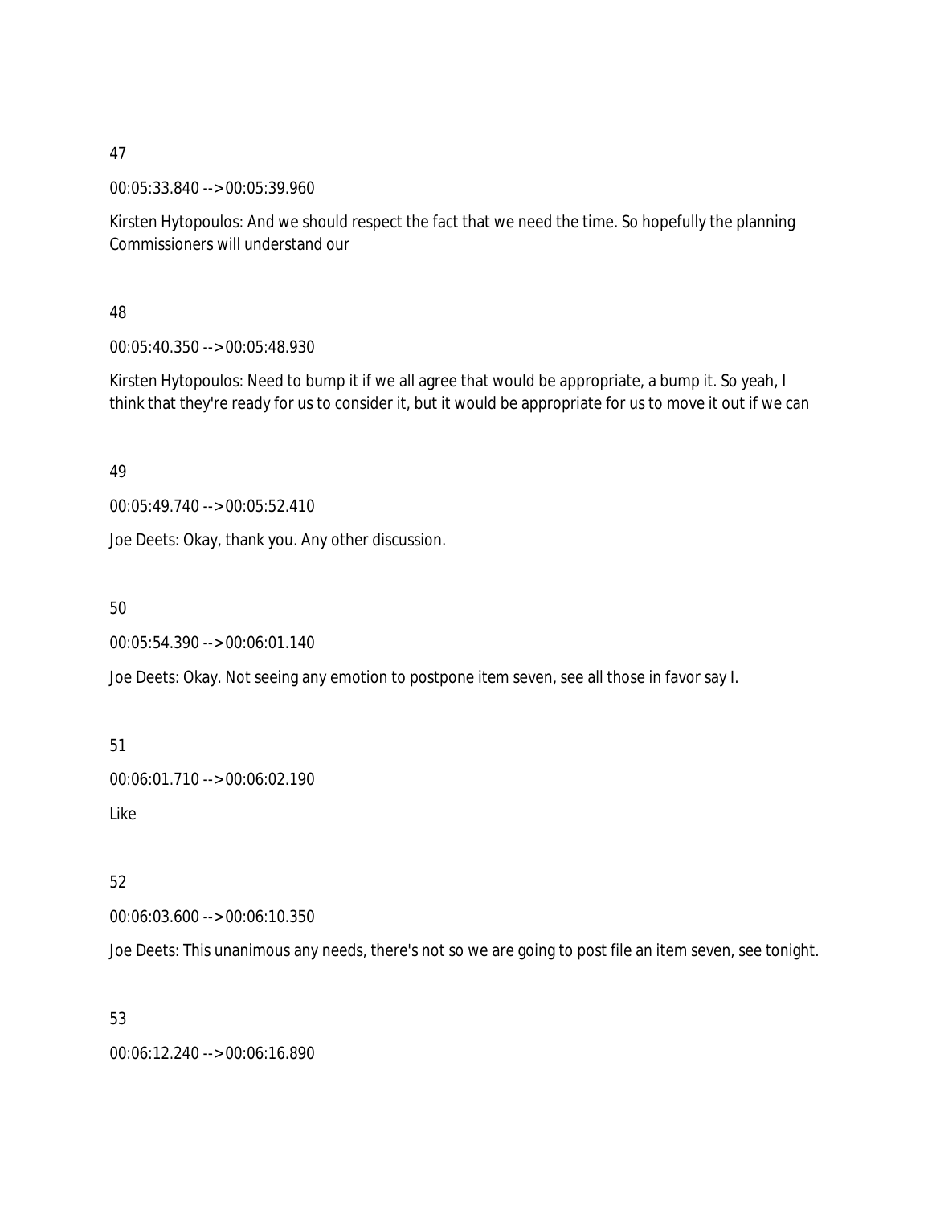47

00:05:33.840 --> 00:05:39.960

Kirsten Hytopoulos: And we should respect the fact that we need the time. So hopefully the planning Commissioners will understand our

48

00:05:40.350 --> 00:05:48.930

Kirsten Hytopoulos: Need to bump it if we all agree that would be appropriate, a bump it. So yeah, I think that they're ready for us to consider it, but it would be appropriate for us to move it out if we can

49

00:05:49.740 --> 00:05:52.410

Joe Deets: Okay, thank you. Any other discussion.

50

00:05:54.390 --> 00:06:01.140

Joe Deets: Okay. Not seeing any emotion to postpone item seven, see all those in favor say I.

51

00:06:01.710 --> 00:06:02.190

Like

52

00:06:03.600 --> 00:06:10.350

Joe Deets: This unanimous any needs, there's not so we are going to post file an item seven, see tonight.

53

00:06:12.240 --> 00:06:16.890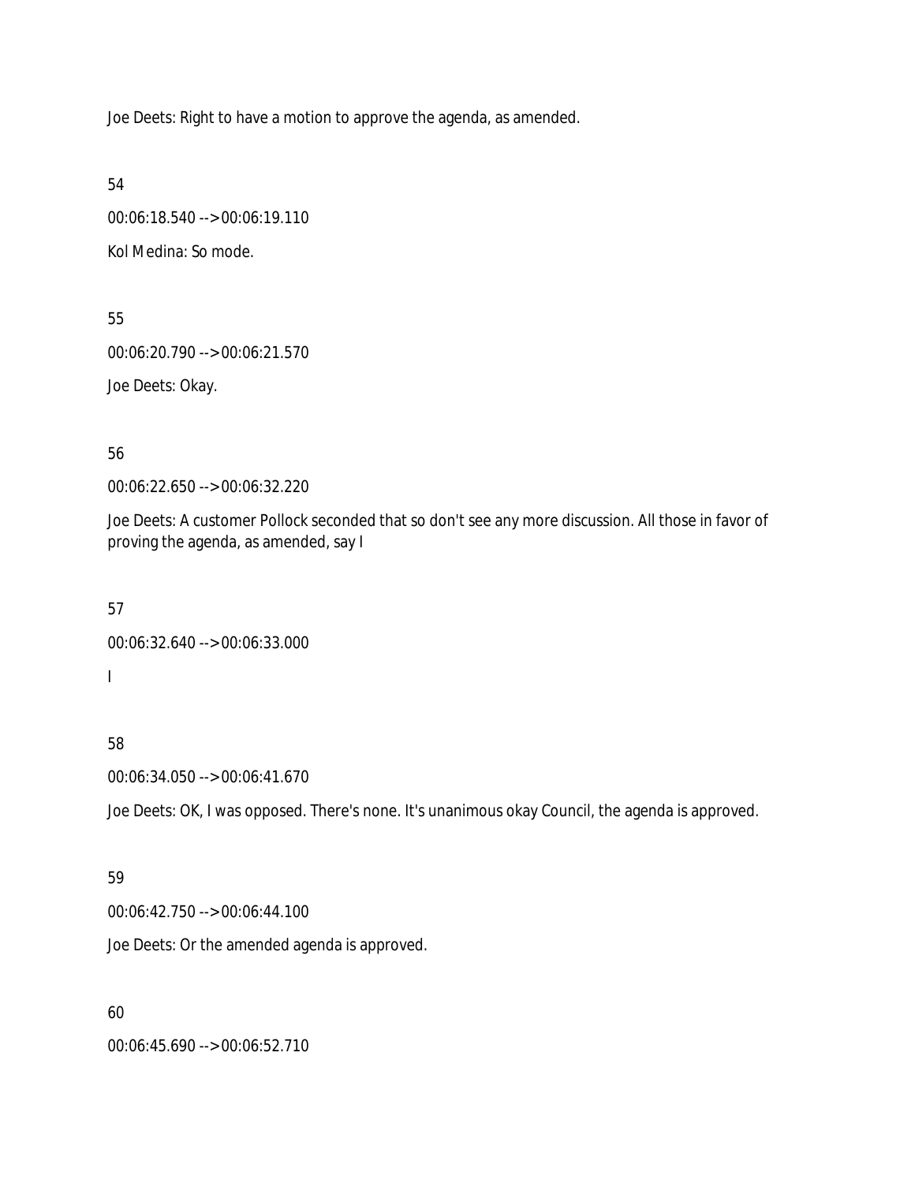Joe Deets: Right to have a motion to approve the agenda, as amended.

54

00:06:18.540 --> 00:06:19.110

Kol Medina: So mode.

55

00:06:20.790 --> 00:06:21.570

Joe Deets: Okay.

56

00:06:22.650 --> 00:06:32.220

Joe Deets: A customer Pollock seconded that so don't see any more discussion. All those in favor of proving the agenda, as amended, say I

57

00:06:32.640 --> 00:06:33.000

I

58

00:06:34.050 --> 00:06:41.670

Joe Deets: OK, I was opposed. There's none. It's unanimous okay Council, the agenda is approved.

59

00:06:42.750 --> 00:06:44.100

Joe Deets: Or the amended agenda is approved.

60

00:06:45.690 --> 00:06:52.710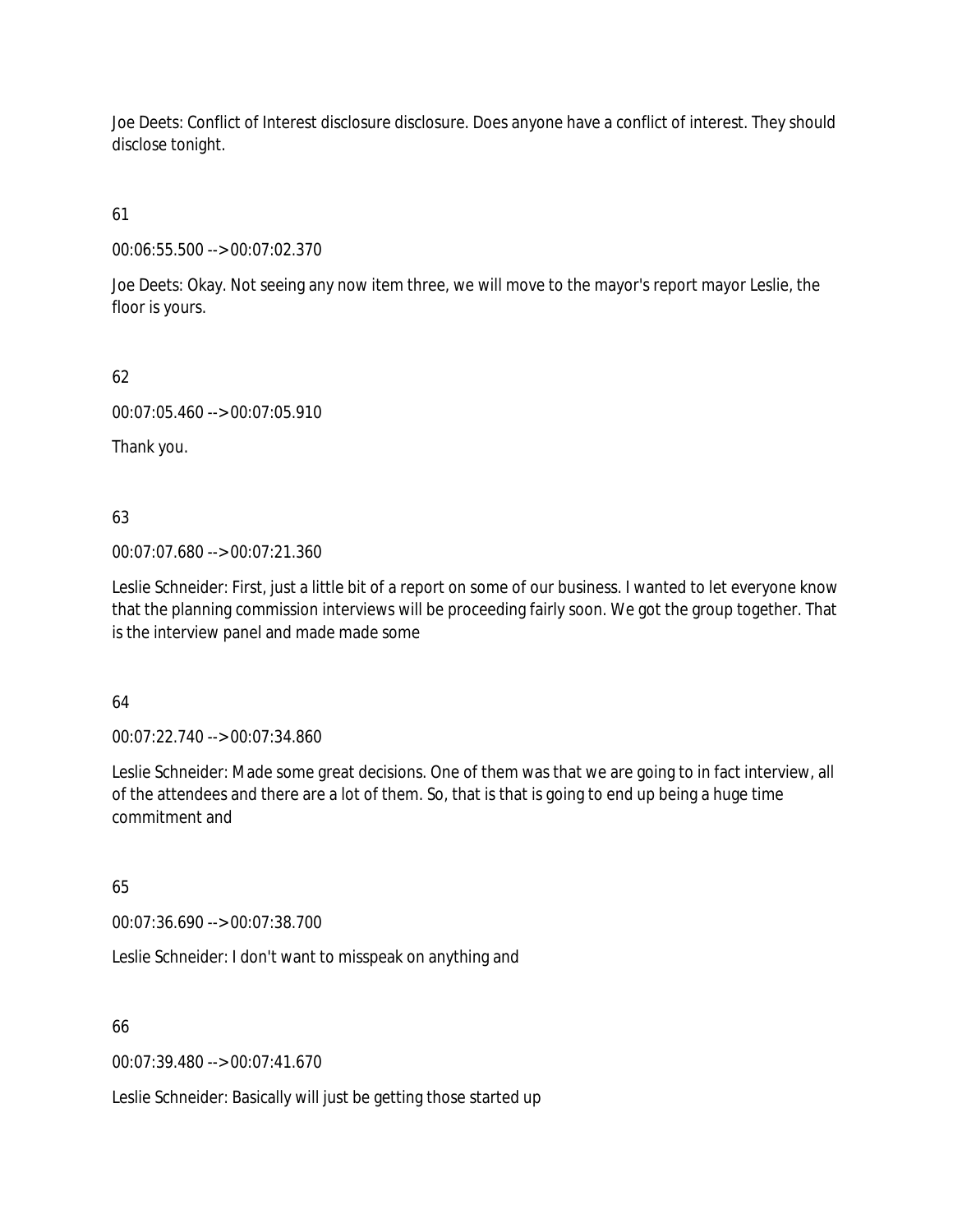Joe Deets: Conflict of Interest disclosure disclosure. Does anyone have a conflict of interest. They should disclose tonight.

61

00:06:55.500 --> 00:07:02.370

Joe Deets: Okay. Not seeing any now item three, we will move to the mayor's report mayor Leslie, the floor is yours.

62

00:07:05.460 --> 00:07:05.910

Thank you.

63

00:07:07.680 --> 00:07:21.360

Leslie Schneider: First, just a little bit of a report on some of our business. I wanted to let everyone know that the planning commission interviews will be proceeding fairly soon. We got the group together. That is the interview panel and made made some

64

00:07:22.740 --> 00:07:34.860

Leslie Schneider: Made some great decisions. One of them was that we are going to in fact interview, all of the attendees and there are a lot of them. So, that is that is going to end up being a huge time commitment and

65

00:07:36.690 --> 00:07:38.700

Leslie Schneider: I don't want to misspeak on anything and

66

00:07:39.480 --> 00:07:41.670

Leslie Schneider: Basically will just be getting those started up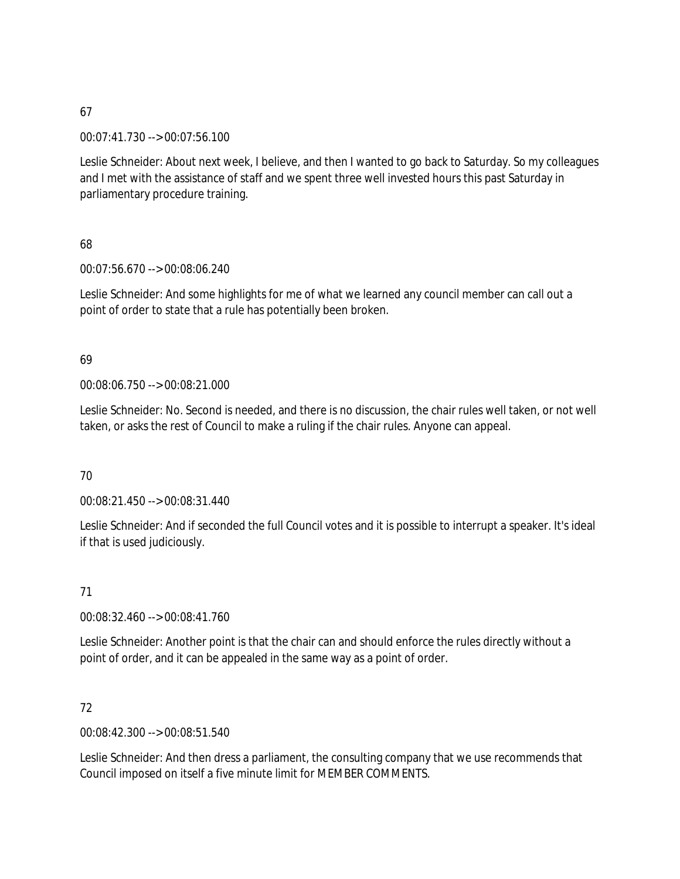67

00:07:41.730 --> 00:07:56.100

Leslie Schneider: About next week, I believe, and then I wanted to go back to Saturday. So my colleagues and I met with the assistance of staff and we spent three well invested hours this past Saturday in parliamentary procedure training.

68

00:07:56.670 --> 00:08:06.240

Leslie Schneider: And some highlights for me of what we learned any council member can call out a point of order to state that a rule has potentially been broken.

69

00:08:06.750 --> 00:08:21.000

Leslie Schneider: No. Second is needed, and there is no discussion, the chair rules well taken, or not well taken, or asks the rest of Council to make a ruling if the chair rules. Anyone can appeal.

70

00:08:21.450 --> 00:08:31.440

Leslie Schneider: And if seconded the full Council votes and it is possible to interrupt a speaker. It's ideal if that is used judiciously.

71

00:08:32.460 --> 00:08:41.760

Leslie Schneider: Another point is that the chair can and should enforce the rules directly without a point of order, and it can be appealed in the same way as a point of order.

72

00:08:42.300 --> 00:08:51.540

Leslie Schneider: And then dress a parliament, the consulting company that we use recommends that Council imposed on itself a five minute limit for MEMBER COMMENTS.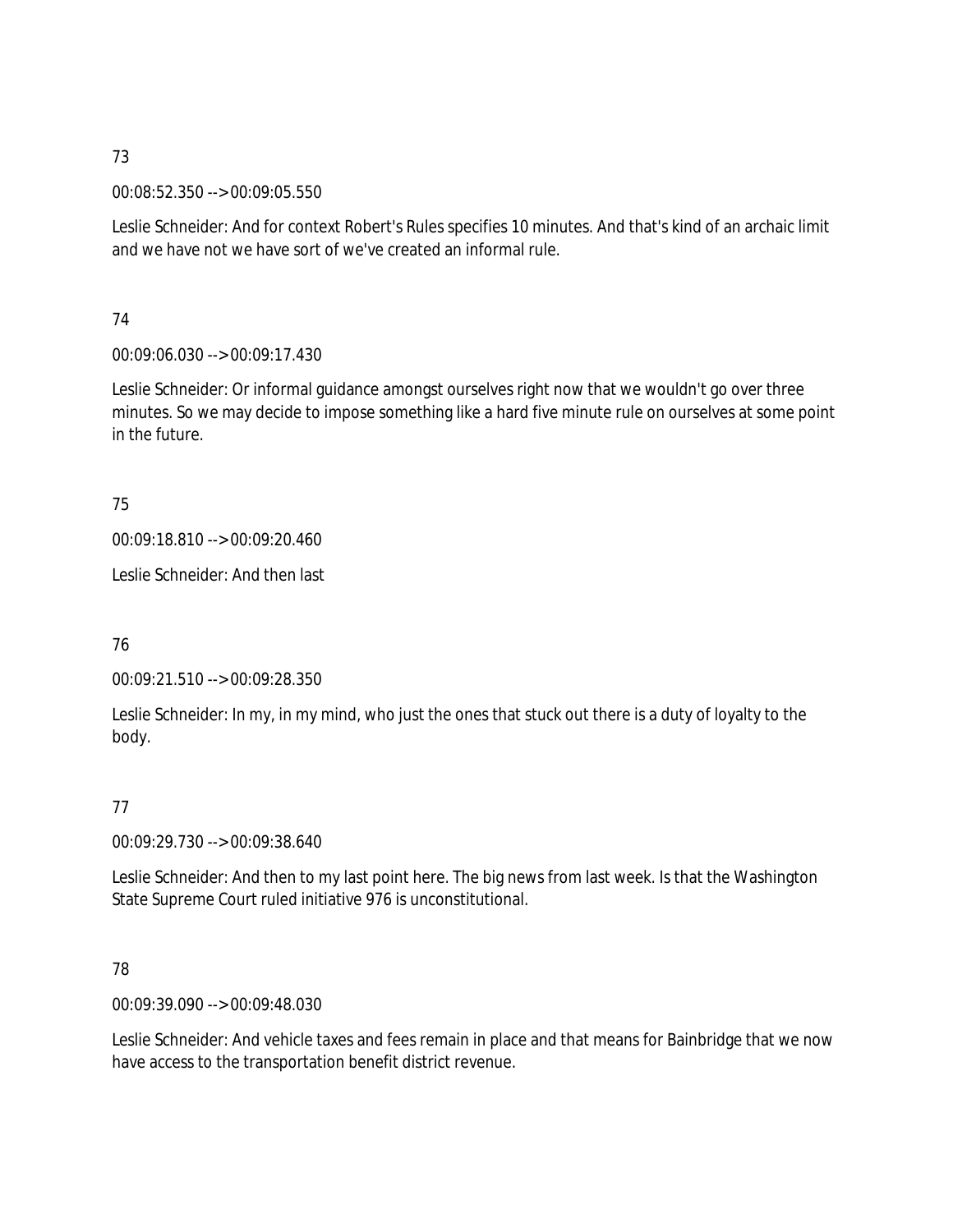73

00:08:52.350 --> 00:09:05.550

Leslie Schneider: And for context Robert's Rules specifies 10 minutes. And that's kind of an archaic limit and we have not we have sort of we've created an informal rule.

74

00:09:06.030 --> 00:09:17.430

Leslie Schneider: Or informal guidance amongst ourselves right now that we wouldn't go over three minutes. So we may decide to impose something like a hard five minute rule on ourselves at some point in the future.

75

00:09:18.810 --> 00:09:20.460

Leslie Schneider: And then last

76

00:09:21.510 --> 00:09:28.350

Leslie Schneider: In my, in my mind, who just the ones that stuck out there is a duty of loyalty to the body.

77

00:09:29.730 --> 00:09:38.640

Leslie Schneider: And then to my last point here. The big news from last week. Is that the Washington State Supreme Court ruled initiative 976 is unconstitutional.

78

00:09:39.090 --> 00:09:48.030

Leslie Schneider: And vehicle taxes and fees remain in place and that means for Bainbridge that we now have access to the transportation benefit district revenue.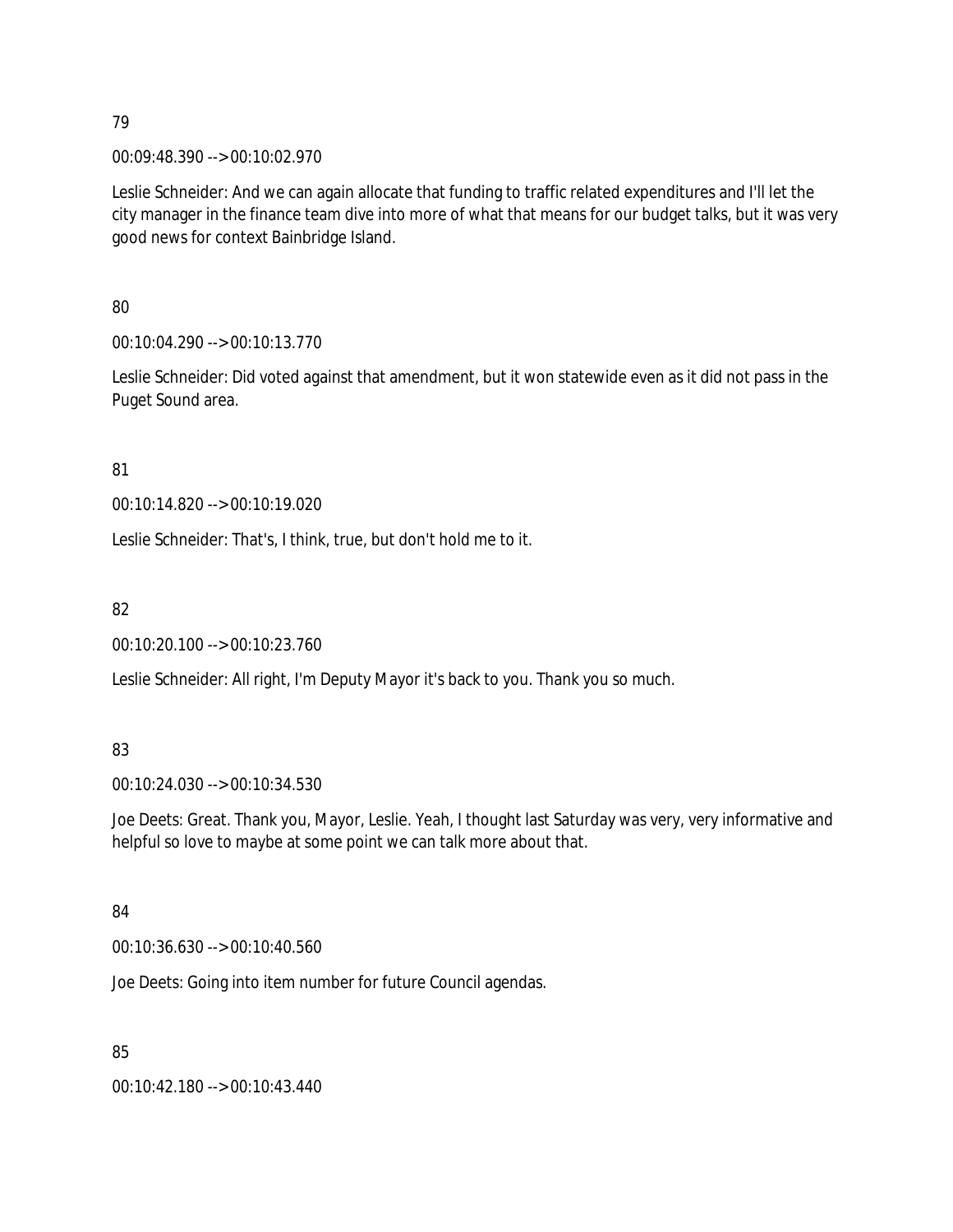79

00:09:48.390 --> 00:10:02.970

Leslie Schneider: And we can again allocate that funding to traffic related expenditures and I'll let the city manager in the finance team dive into more of what that means for our budget talks, but it was very good news for context Bainbridge Island.

80

00:10:04.290 --> 00:10:13.770

Leslie Schneider: Did voted against that amendment, but it won statewide even as it did not pass in the Puget Sound area.

81

00:10:14.820 --> 00:10:19.020

Leslie Schneider: That's, I think, true, but don't hold me to it.

82

00:10:20.100 --> 00:10:23.760

Leslie Schneider: All right, I'm Deputy Mayor it's back to you. Thank you so much.

83

00:10:24.030 --> 00:10:34.530

Joe Deets: Great. Thank you, Mayor, Leslie. Yeah, I thought last Saturday was very, very informative and helpful so love to maybe at some point we can talk more about that.

84

00:10:36.630 --> 00:10:40.560

Joe Deets: Going into item number for future Council agendas.

85

00:10:42.180 --> 00:10:43.440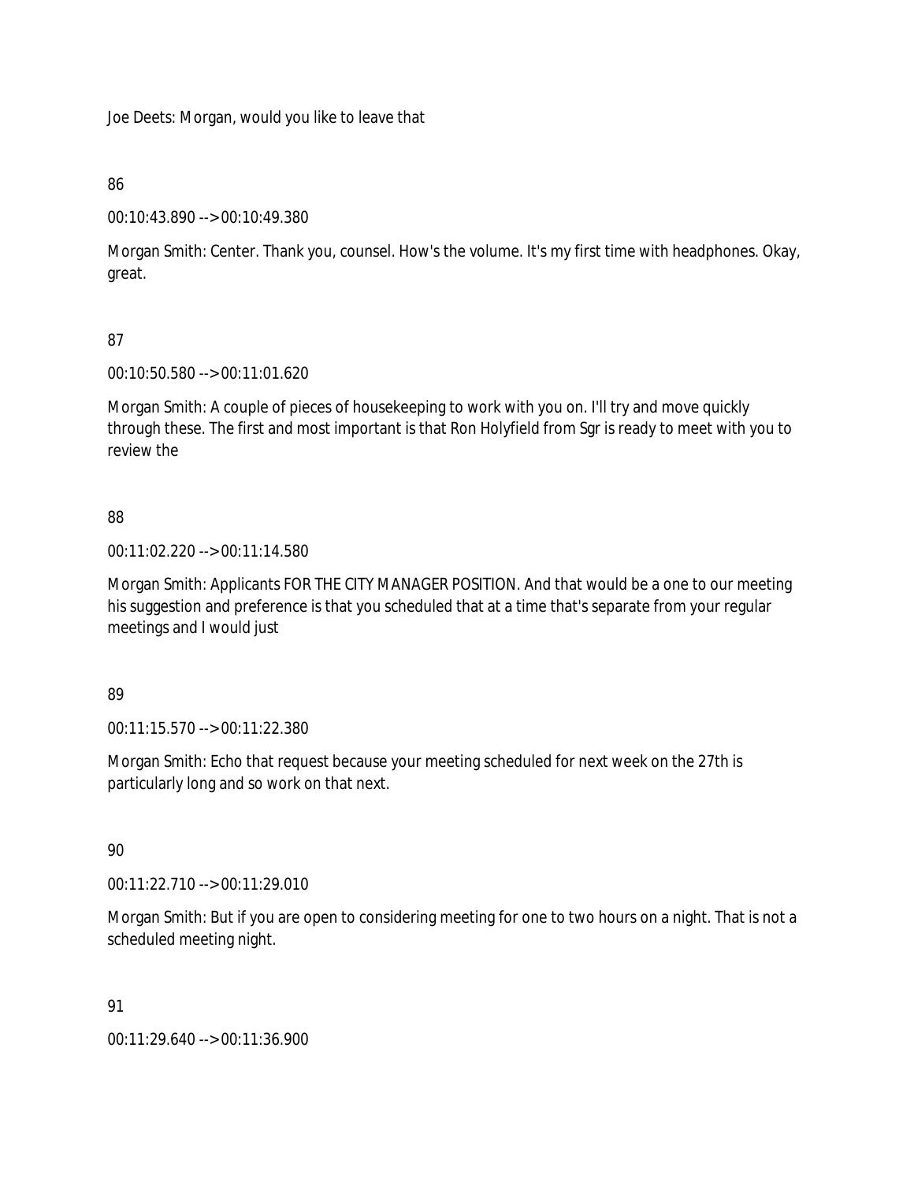Joe Deets: Morgan, would you like to leave that

86

00:10:43.890 --> 00:10:49.380

Morgan Smith: Center. Thank you, counsel. How's the volume. It's my first time with headphones. Okay, great.

87

00:10:50.580 --> 00:11:01.620

Morgan Smith: A couple of pieces of housekeeping to work with you on. I'll try and move quickly through these. The first and most important is that Ron Holyfield from Sgr is ready to meet with you to review the

88

00:11:02.220 --> 00:11:14.580

Morgan Smith: Applicants FOR THE CITY MANAGER POSITION. And that would be a one to our meeting his suggestion and preference is that you scheduled that at a time that's separate from your regular meetings and I would just

89

00:11:15.570 --> 00:11:22.380

Morgan Smith: Echo that request because your meeting scheduled for next week on the 27th is particularly long and so work on that next.

90

00:11:22.710 --> 00:11:29.010

Morgan Smith: But if you are open to considering meeting for one to two hours on a night. That is not a scheduled meeting night.

91

00:11:29.640 --> 00:11:36.900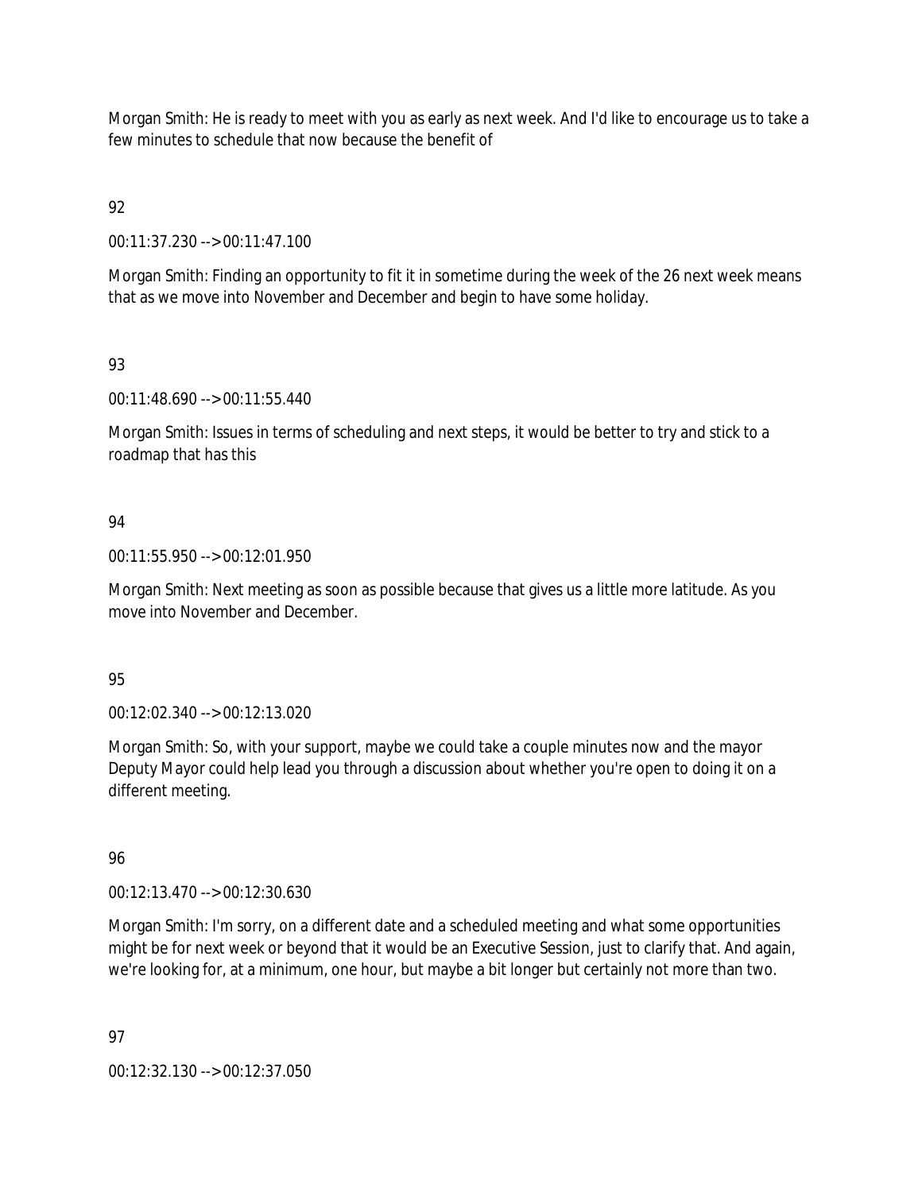Morgan Smith: He is ready to meet with you as early as next week. And I'd like to encourage us to take a few minutes to schedule that now because the benefit of

92

00:11:37.230 --> 00:11:47.100

Morgan Smith: Finding an opportunity to fit it in sometime during the week of the 26 next week means that as we move into November and December and begin to have some holiday.

93

00:11:48.690 --> 00:11:55.440

Morgan Smith: Issues in terms of scheduling and next steps, it would be better to try and stick to a roadmap that has this

94

00:11:55.950 --> 00:12:01.950

Morgan Smith: Next meeting as soon as possible because that gives us a little more latitude. As you move into November and December.

95

00:12:02.340 --> 00:12:13.020

Morgan Smith: So, with your support, maybe we could take a couple minutes now and the mayor Deputy Mayor could help lead you through a discussion about whether you're open to doing it on a different meeting.

96

00:12:13.470 --> 00:12:30.630

Morgan Smith: I'm sorry, on a different date and a scheduled meeting and what some opportunities might be for next week or beyond that it would be an Executive Session, just to clarify that. And again, we're looking for, at a minimum, one hour, but maybe a bit longer but certainly not more than two.

97

00:12:32.130 --> 00:12:37.050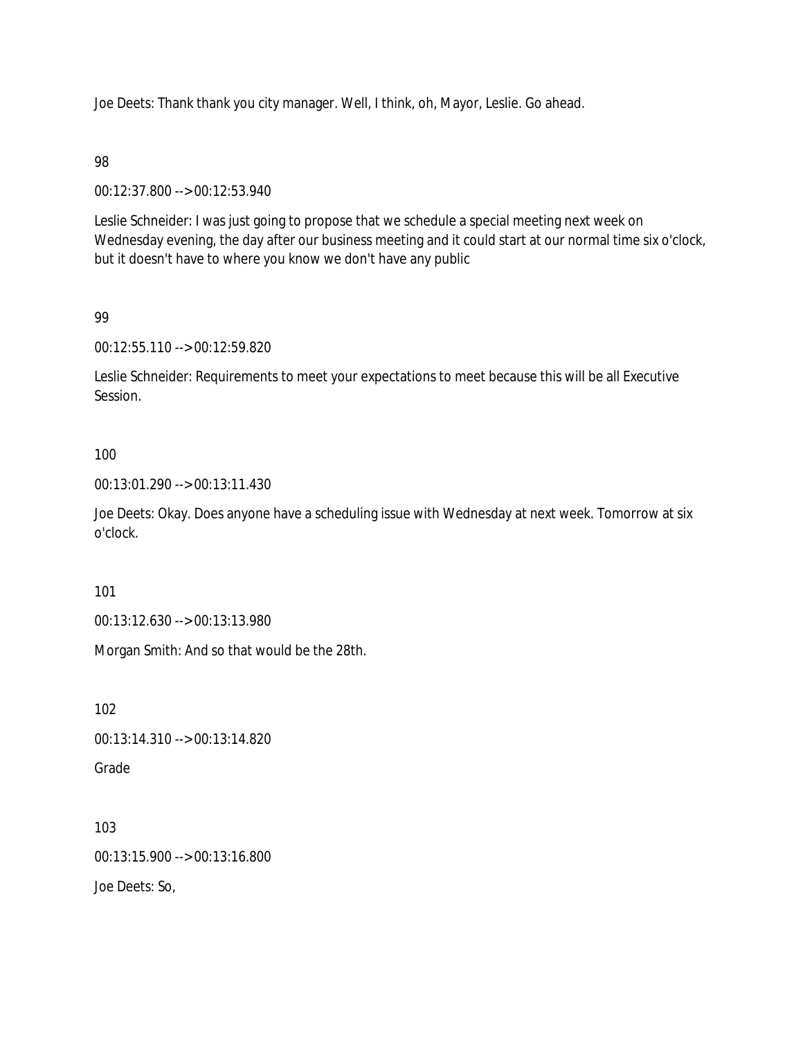Joe Deets: Thank thank you city manager. Well, I think, oh, Mayor, Leslie. Go ahead.

98

00:12:37.800 --> 00:12:53.940

Leslie Schneider: I was just going to propose that we schedule a special meeting next week on Wednesday evening, the day after our business meeting and it could start at our normal time six o'clock, but it doesn't have to where you know we don't have any public

99

00:12:55.110 --> 00:12:59.820

Leslie Schneider: Requirements to meet your expectations to meet because this will be all Executive Session.

100

00:13:01.290 --> 00:13:11.430

Joe Deets: Okay. Does anyone have a scheduling issue with Wednesday at next week. Tomorrow at six o'clock.

101

00:13:12.630 --> 00:13:13.980

Morgan Smith: And so that would be the 28th.

102

00:13:14.310 --> 00:13:14.820

Grade

103

00:13:15.900 --> 00:13:16.800

Joe Deets: So,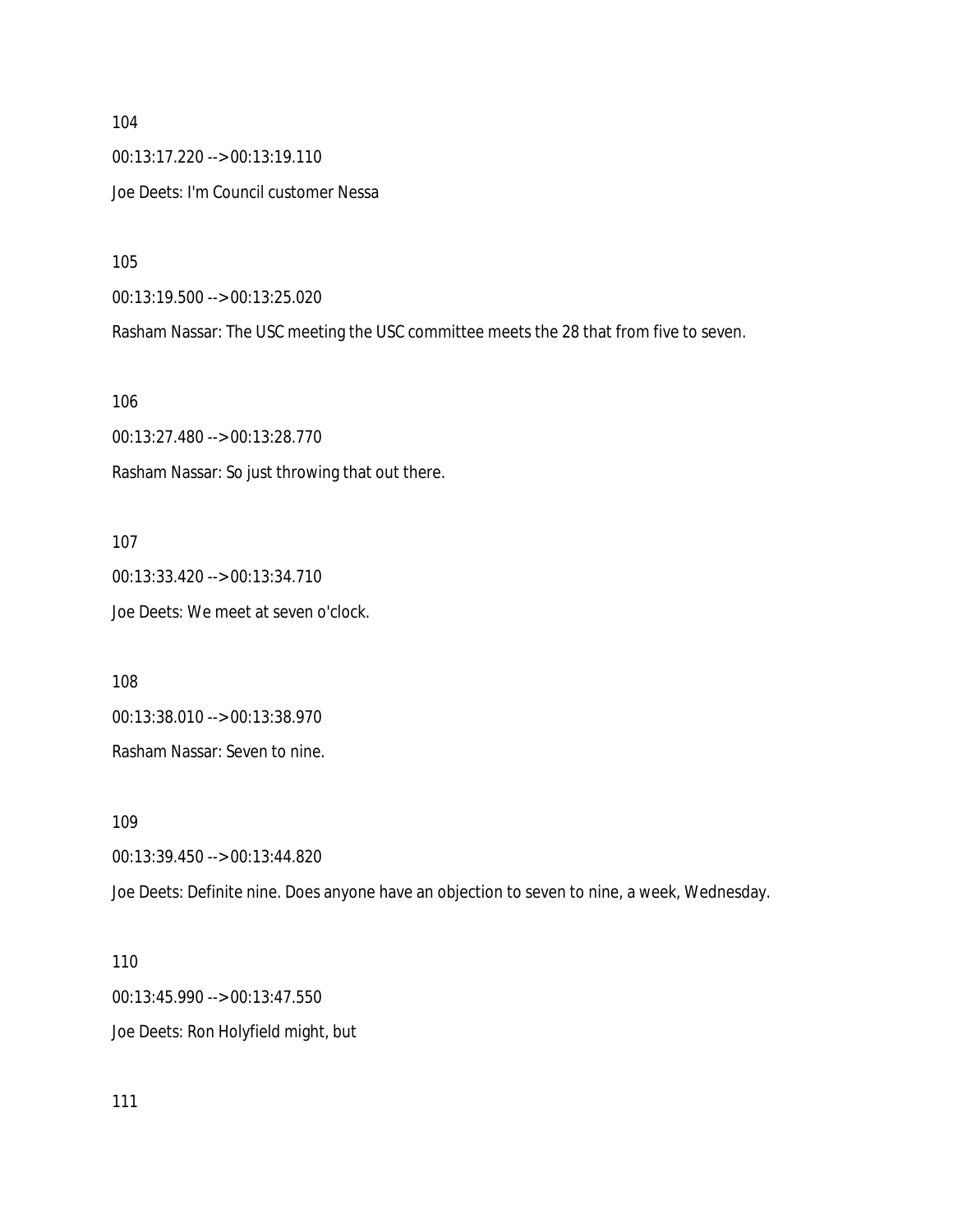104

00:13:17.220 --> 00:13:19.110

Joe Deets: I'm Council customer Nessa

105

00:13:19.500 --> 00:13:25.020

Rasham Nassar: The USC meeting the USC committee meets the 28 that from five to seven.

106

00:13:27.480 --> 00:13:28.770

Rasham Nassar: So just throwing that out there.

107

00:13:33.420 --> 00:13:34.710

Joe Deets: We meet at seven o'clock.

108

00:13:38.010 --> 00:13:38.970

Rasham Nassar: Seven to nine.

109

00:13:39.450 --> 00:13:44.820

Joe Deets: Definite nine. Does anyone have an objection to seven to nine, a week, Wednesday.

110

00:13:45.990 --> 00:13:47.550

Joe Deets: Ron Holyfield might, but

111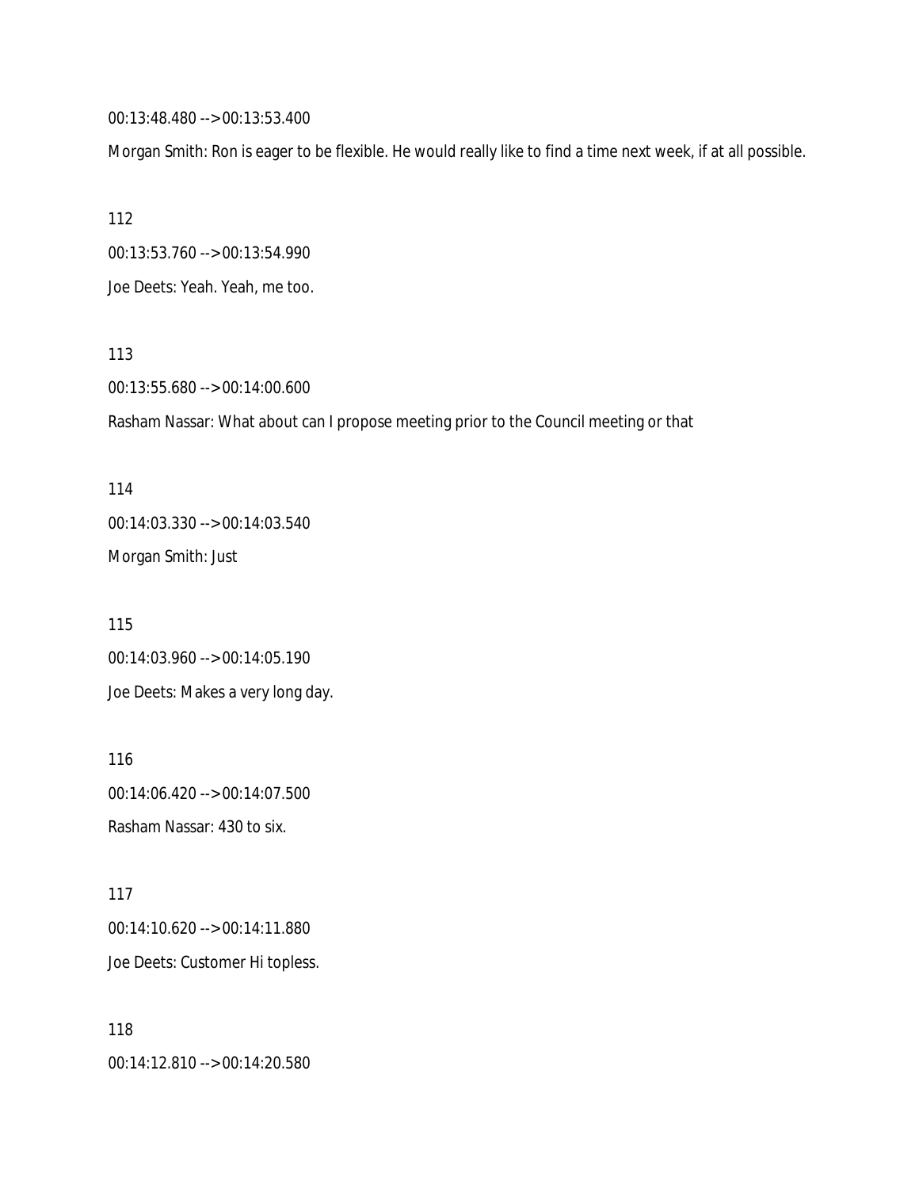00:13:48.480 --> 00:13:53.400

Morgan Smith: Ron is eager to be flexible. He would really like to find a time next week, if at all possible.

112

00:13:53.760 --> 00:13:54.990

Joe Deets: Yeah. Yeah, me too.

113

00:13:55.680 --> 00:14:00.600

Rasham Nassar: What about can I propose meeting prior to the Council meeting or that

114

00:14:03.330 --> 00:14:03.540

Morgan Smith: Just

115

00:14:03.960 --> 00:14:05.190

Joe Deets: Makes a very long day.

116

00:14:06.420 --> 00:14:07.500

Rasham Nassar: 430 to six.

117

00:14:10.620 --> 00:14:11.880

Joe Deets: Customer Hi topless.

118

00:14:12.810 --> 00:14:20.580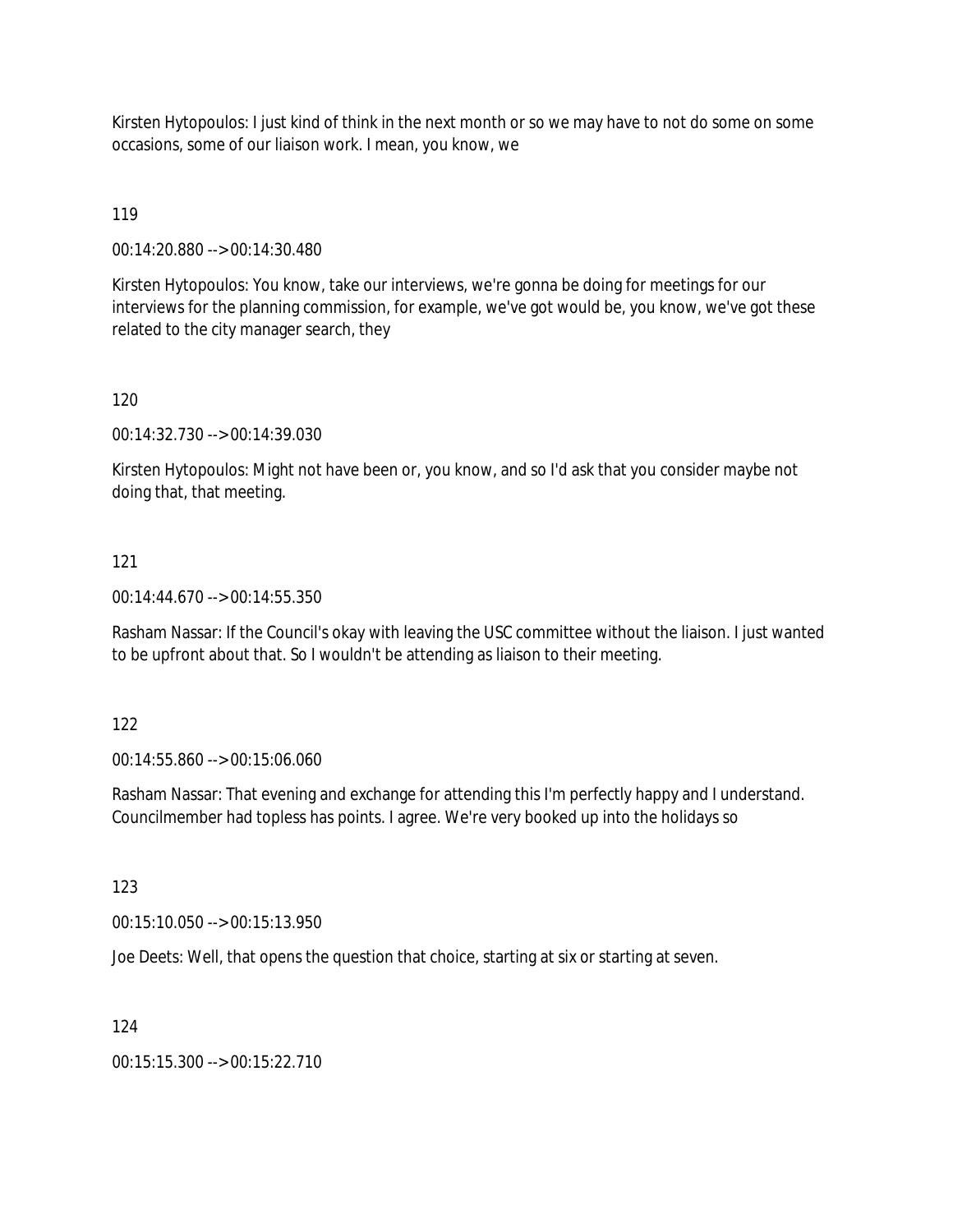Kirsten Hytopoulos: I just kind of think in the next month or so we may have to not do some on some occasions, some of our liaison work. I mean, you know, we

119

00:14:20.880 --> 00:14:30.480

Kirsten Hytopoulos: You know, take our interviews, we're gonna be doing for meetings for our interviews for the planning commission, for example, we've got would be, you know, we've got these related to the city manager search, they

120

00:14:32.730 --> 00:14:39.030

Kirsten Hytopoulos: Might not have been or, you know, and so I'd ask that you consider maybe not doing that, that meeting.

121

00:14:44.670 --> 00:14:55.350

Rasham Nassar: If the Council's okay with leaving the USC committee without the liaison. I just wanted to be upfront about that. So I wouldn't be attending as liaison to their meeting.

122

00:14:55.860 --> 00:15:06.060

Rasham Nassar: That evening and exchange for attending this I'm perfectly happy and I understand. Councilmember had topless has points. I agree. We're very booked up into the holidays so

123

00:15:10.050 --> 00:15:13.950

Joe Deets: Well, that opens the question that choice, starting at six or starting at seven.

124

00:15:15.300 --> 00:15:22.710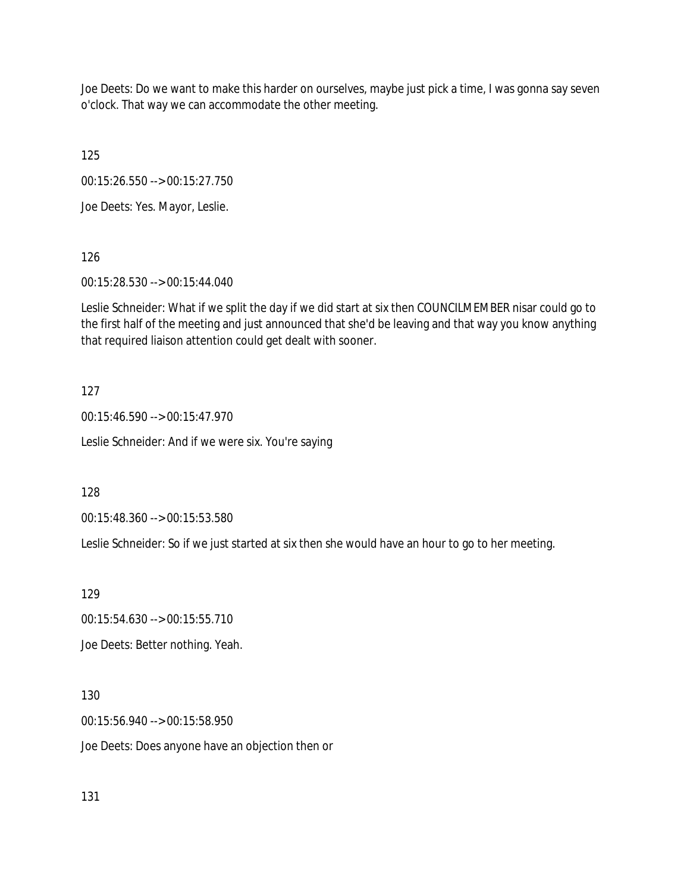Joe Deets: Do we want to make this harder on ourselves, maybe just pick a time, I was gonna say seven o'clock. That way we can accommodate the other meeting.

125

00:15:26.550 --> 00:15:27.750

Joe Deets: Yes. Mayor, Leslie.

126

00:15:28.530 --> 00:15:44.040

Leslie Schneider: What if we split the day if we did start at six then COUNCILMEMBER nisar could go to the first half of the meeting and just announced that she'd be leaving and that way you know anything that required liaison attention could get dealt with sooner.

127

00:15:46.590 --> 00:15:47.970

Leslie Schneider: And if we were six. You're saying

128

00:15:48.360 --> 00:15:53.580

Leslie Schneider: So if we just started at six then she would have an hour to go to her meeting.

129

00:15:54.630 --> 00:15:55.710

Joe Deets: Better nothing. Yeah.

130

00:15:56.940 --> 00:15:58.950

Joe Deets: Does anyone have an objection then or

131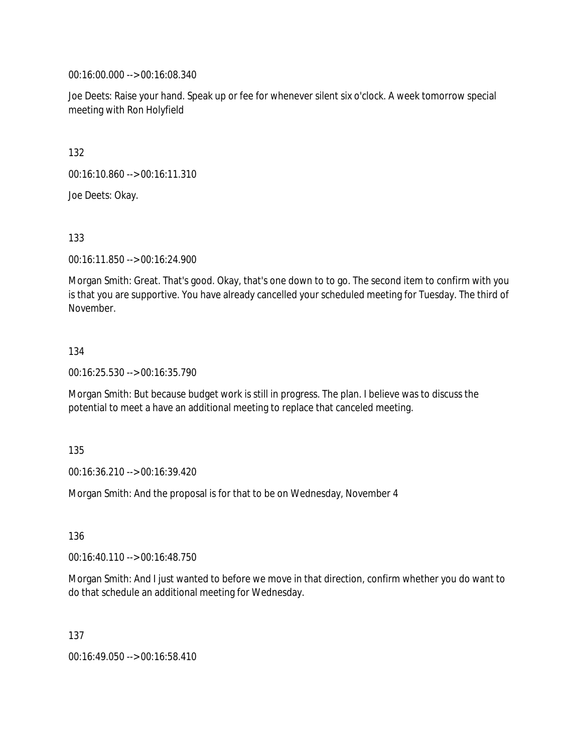00:16:00.000 --> 00:16:08.340

Joe Deets: Raise your hand. Speak up or fee for whenever silent six o'clock. A week tomorrow special meeting with Ron Holyfield

132

00:16:10.860 --> 00:16:11.310

Joe Deets: Okay.

133

00:16:11.850 --> 00:16:24.900

Morgan Smith: Great. That's good. Okay, that's one down to to go. The second item to confirm with you is that you are supportive. You have already cancelled your scheduled meeting for Tuesday. The third of November.

134

00:16:25.530 --> 00:16:35.790

Morgan Smith: But because budget work is still in progress. The plan. I believe was to discuss the potential to meet a have an additional meeting to replace that canceled meeting.

135

00:16:36.210 --> 00:16:39.420

Morgan Smith: And the proposal is for that to be on Wednesday, November 4

136

00:16:40.110 --> 00:16:48.750

Morgan Smith: And I just wanted to before we move in that direction, confirm whether you do want to do that schedule an additional meeting for Wednesday.

137

00:16:49.050 --> 00:16:58.410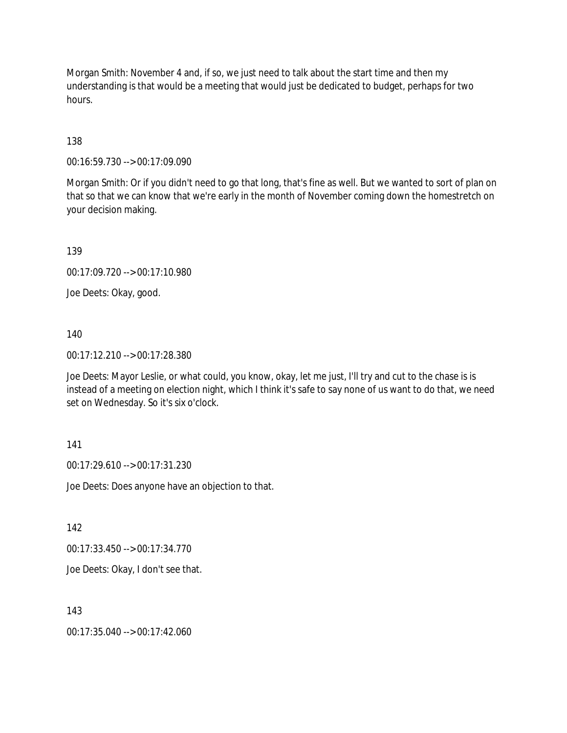Morgan Smith: November 4 and, if so, we just need to talk about the start time and then my understanding is that would be a meeting that would just be dedicated to budget, perhaps for two hours.

138

00:16:59.730 --> 00:17:09.090

Morgan Smith: Or if you didn't need to go that long, that's fine as well. But we wanted to sort of plan on that so that we can know that we're early in the month of November coming down the homestretch on your decision making.

139

00:17:09.720 --> 00:17:10.980

Joe Deets: Okay, good.

140

00:17:12.210 --> 00:17:28.380

Joe Deets: Mayor Leslie, or what could, you know, okay, let me just, I'll try and cut to the chase is is instead of a meeting on election night, which I think it's safe to say none of us want to do that, we need set on Wednesday. So it's six o'clock.

141

00:17:29.610 --> 00:17:31.230

Joe Deets: Does anyone have an objection to that.

142

00:17:33.450 --> 00:17:34.770

Joe Deets: Okay, I don't see that.

143

00:17:35.040 --> 00:17:42.060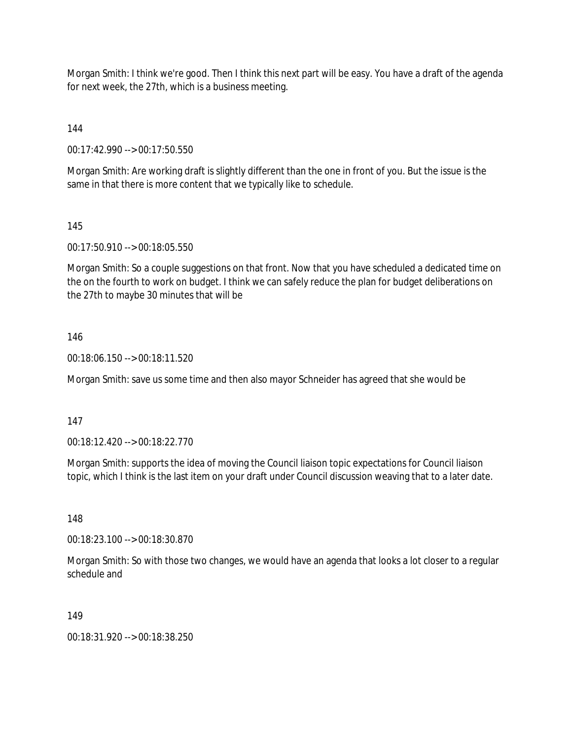Morgan Smith: I think we're good. Then I think this next part will be easy. You have a draft of the agenda for next week, the 27th, which is a business meeting.

144

00:17:42.990 --> 00:17:50.550

Morgan Smith: Are working draft is slightly different than the one in front of you. But the issue is the same in that there is more content that we typically like to schedule.

145

00:17:50.910 --> 00:18:05.550

Morgan Smith: So a couple suggestions on that front. Now that you have scheduled a dedicated time on the on the fourth to work on budget. I think we can safely reduce the plan for budget deliberations on the 27th to maybe 30 minutes that will be

146

00:18:06.150 --> 00:18:11.520

Morgan Smith: save us some time and then also mayor Schneider has agreed that she would be

147

00:18:12.420 --> 00:18:22.770

Morgan Smith: supports the idea of moving the Council liaison topic expectations for Council liaison topic, which I think is the last item on your draft under Council discussion weaving that to a later date.

148

00:18:23.100 --> 00:18:30.870

Morgan Smith: So with those two changes, we would have an agenda that looks a lot closer to a regular schedule and

149

00:18:31.920 --> 00:18:38.250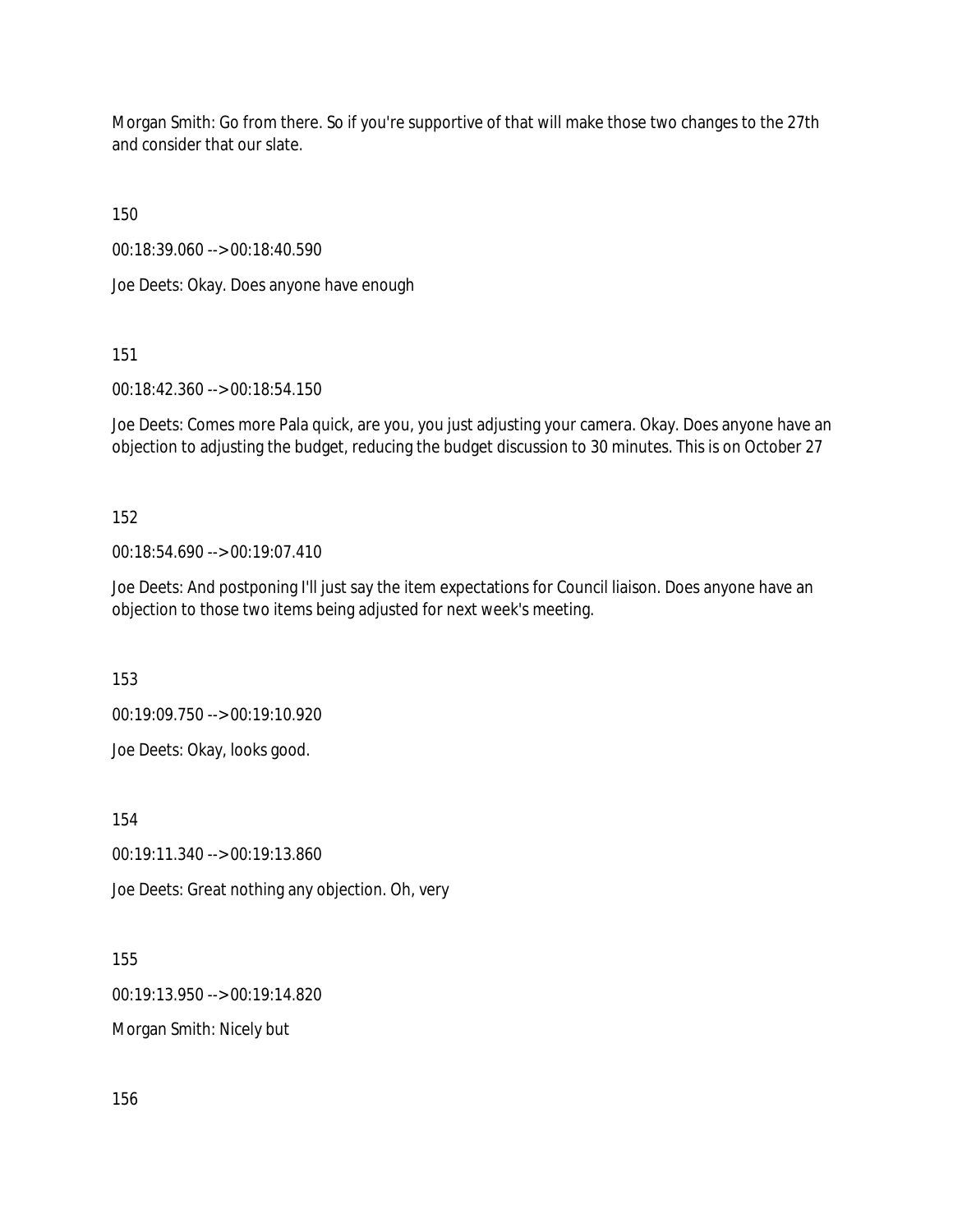Morgan Smith: Go from there. So if you're supportive of that will make those two changes to the 27th and consider that our slate.

150

00:18:39.060 --> 00:18:40.590

Joe Deets: Okay. Does anyone have enough

151

00:18:42.360 --> 00:18:54.150

Joe Deets: Comes more Pala quick, are you, you just adjusting your camera. Okay. Does anyone have an objection to adjusting the budget, reducing the budget discussion to 30 minutes. This is on October 27

152

00:18:54.690 --> 00:19:07.410

Joe Deets: And postponing I'll just say the item expectations for Council liaison. Does anyone have an objection to those two items being adjusted for next week's meeting.

153

00:19:09.750 --> 00:19:10.920

Joe Deets: Okay, looks good.

154

00:19:11.340 --> 00:19:13.860

Joe Deets: Great nothing any objection. Oh, very

155

00:19:13.950 --> 00:19:14.820

Morgan Smith: Nicely but

156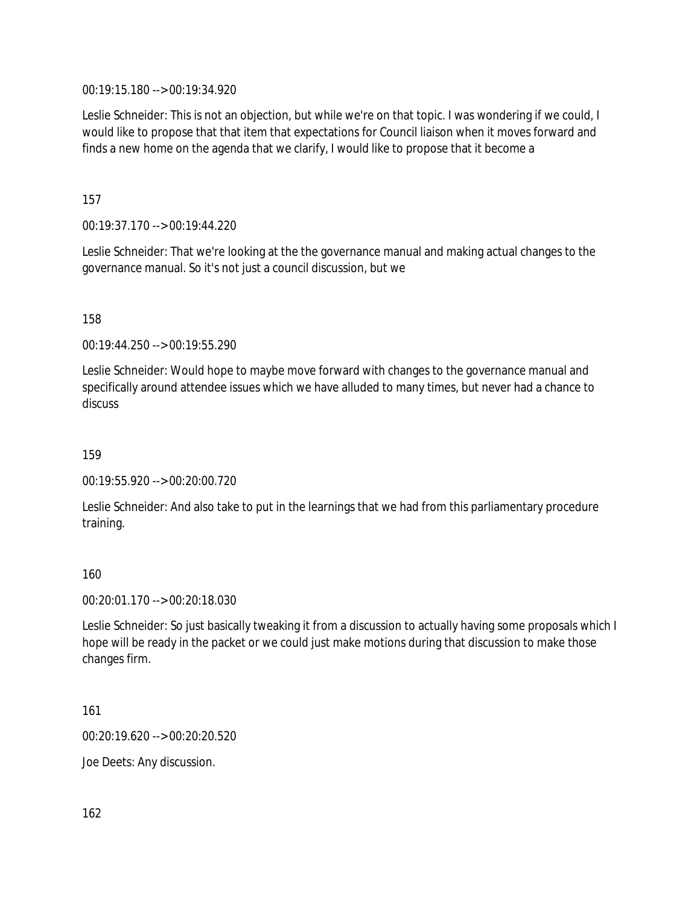00:19:15.180 --> 00:19:34.920

Leslie Schneider: This is not an objection, but while we're on that topic. I was wondering if we could, I would like to propose that that item that expectations for Council liaison when it moves forward and finds a new home on the agenda that we clarify, I would like to propose that it become a

157

00:19:37.170 --> 00:19:44.220

Leslie Schneider: That we're looking at the the governance manual and making actual changes to the governance manual. So it's not just a council discussion, but we

158

00:19:44.250 --> 00:19:55.290

Leslie Schneider: Would hope to maybe move forward with changes to the governance manual and specifically around attendee issues which we have alluded to many times, but never had a chance to discuss

159

00:19:55.920 --> 00:20:00.720

Leslie Schneider: And also take to put in the learnings that we had from this parliamentary procedure training.

160

00:20:01.170 --> 00:20:18.030

Leslie Schneider: So just basically tweaking it from a discussion to actually having some proposals which I hope will be ready in the packet or we could just make motions during that discussion to make those changes firm.

161

00:20:19.620 --> 00:20:20.520

Joe Deets: Any discussion.

162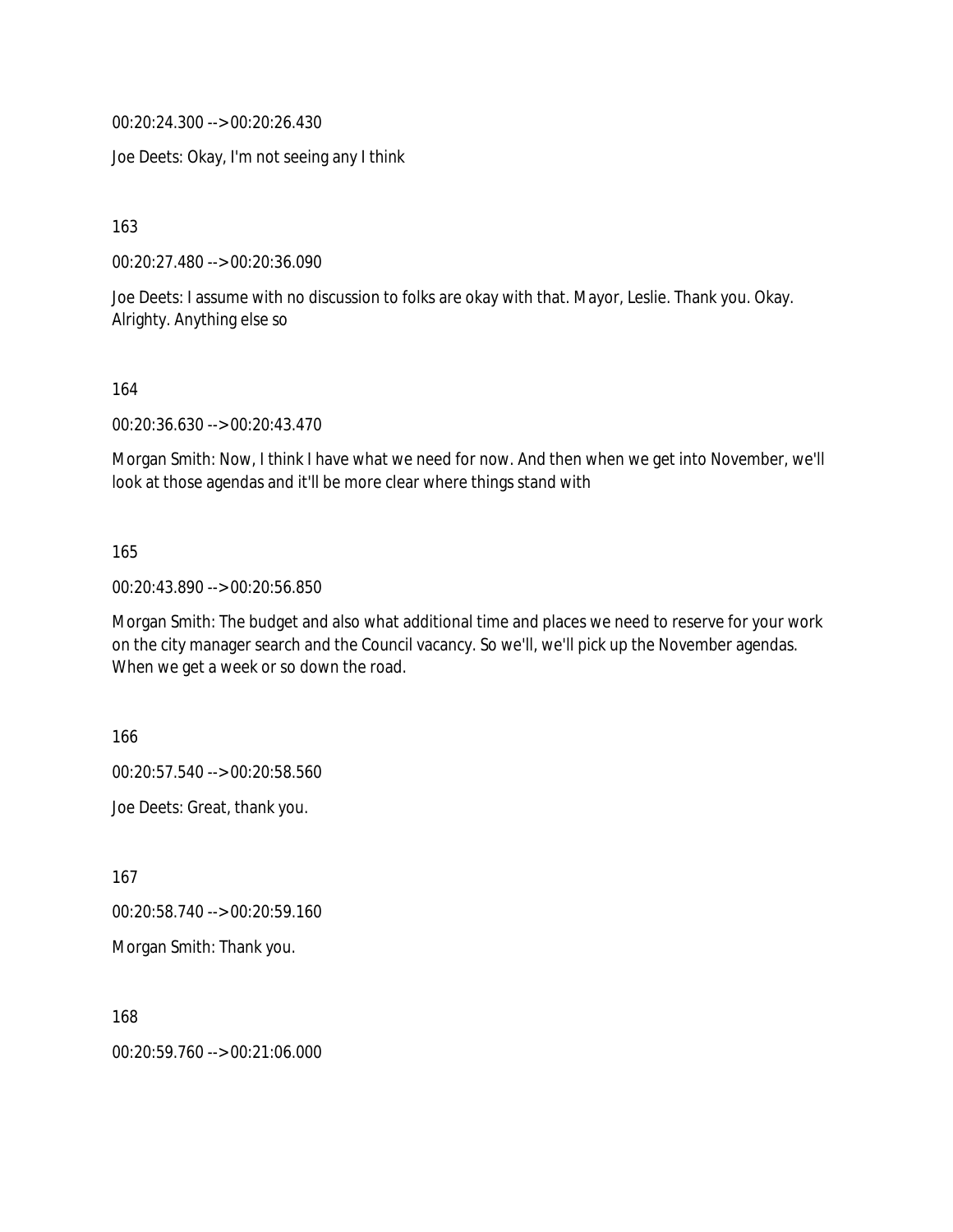00:20:24.300 --> 00:20:26.430

Joe Deets: Okay, I'm not seeing any I think

163

00:20:27.480 --> 00:20:36.090

Joe Deets: I assume with no discussion to folks are okay with that. Mayor, Leslie. Thank you. Okay. Alrighty. Anything else so

164

00:20:36.630 --> 00:20:43.470

Morgan Smith: Now, I think I have what we need for now. And then when we get into November, we'll look at those agendas and it'll be more clear where things stand with

165

00:20:43.890 --> 00:20:56.850

Morgan Smith: The budget and also what additional time and places we need to reserve for your work on the city manager search and the Council vacancy. So we'll, we'll pick up the November agendas. When we get a week or so down the road.

166

00:20:57.540 --> 00:20:58.560

Joe Deets: Great, thank you.

167

00:20:58.740 --> 00:20:59.160

Morgan Smith: Thank you.

168

00:20:59.760 --> 00:21:06.000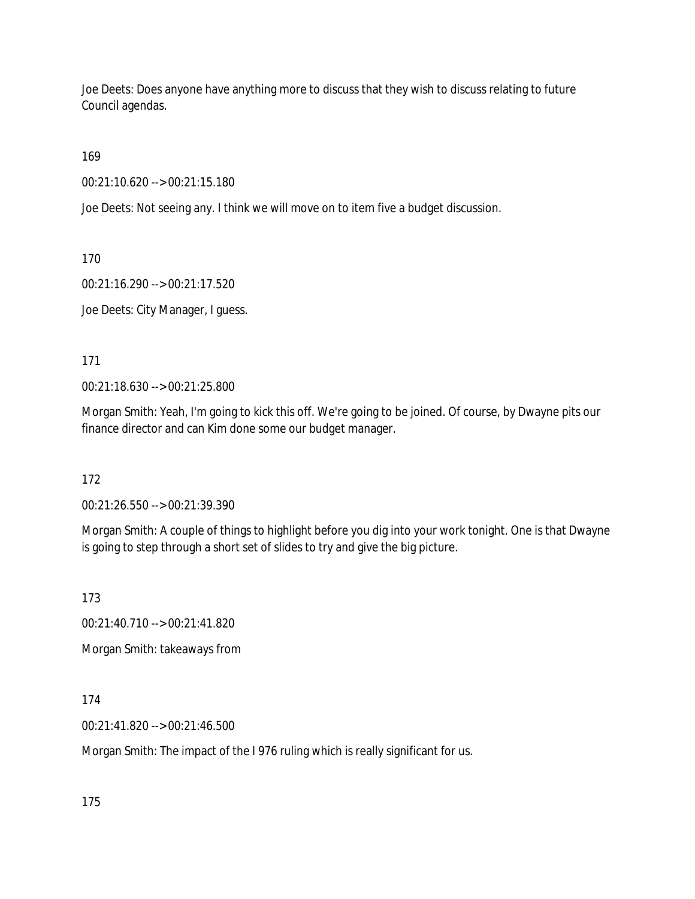Joe Deets: Does anyone have anything more to discuss that they wish to discuss relating to future Council agendas.

169

00:21:10.620 --> 00:21:15.180

Joe Deets: Not seeing any. I think we will move on to item five a budget discussion.

170

00:21:16.290 --> 00:21:17.520

Joe Deets: City Manager, I guess.

171

00:21:18.630 --> 00:21:25.800

Morgan Smith: Yeah, I'm going to kick this off. We're going to be joined. Of course, by Dwayne pits our finance director and can Kim done some our budget manager.

172

00:21:26.550 --> 00:21:39.390

Morgan Smith: A couple of things to highlight before you dig into your work tonight. One is that Dwayne is going to step through a short set of slides to try and give the big picture.

173

00:21:40.710 --> 00:21:41.820

Morgan Smith: takeaways from

174

00:21:41.820 --> 00:21:46.500

Morgan Smith: The impact of the I 976 ruling which is really significant for us.

175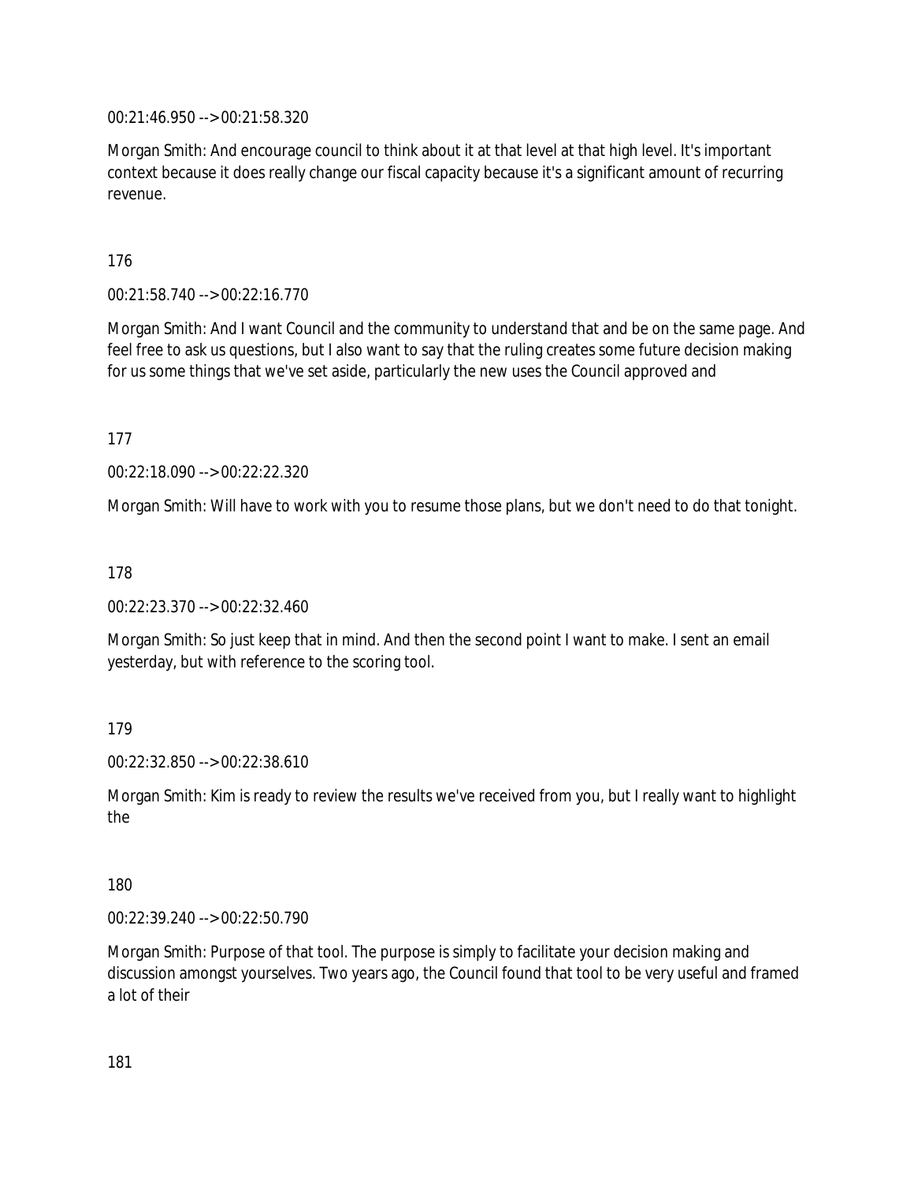00:21:46.950 --> 00:21:58.320

Morgan Smith: And encourage council to think about it at that level at that high level. It's important context because it does really change our fiscal capacity because it's a significant amount of recurring revenue.

176

00:21:58.740 --> 00:22:16.770

Morgan Smith: And I want Council and the community to understand that and be on the same page. And feel free to ask us questions, but I also want to say that the ruling creates some future decision making for us some things that we've set aside, particularly the new uses the Council approved and

177

00:22:18.090 --> 00:22:22.320

Morgan Smith: Will have to work with you to resume those plans, but we don't need to do that tonight.

178

00:22:23.370 --> 00:22:32.460

Morgan Smith: So just keep that in mind. And then the second point I want to make. I sent an email yesterday, but with reference to the scoring tool.

179

00:22:32.850 --> 00:22:38.610

Morgan Smith: Kim is ready to review the results we've received from you, but I really want to highlight the

180

00:22:39.240 --> 00:22:50.790

Morgan Smith: Purpose of that tool. The purpose is simply to facilitate your decision making and discussion amongst yourselves. Two years ago, the Council found that tool to be very useful and framed a lot of their

181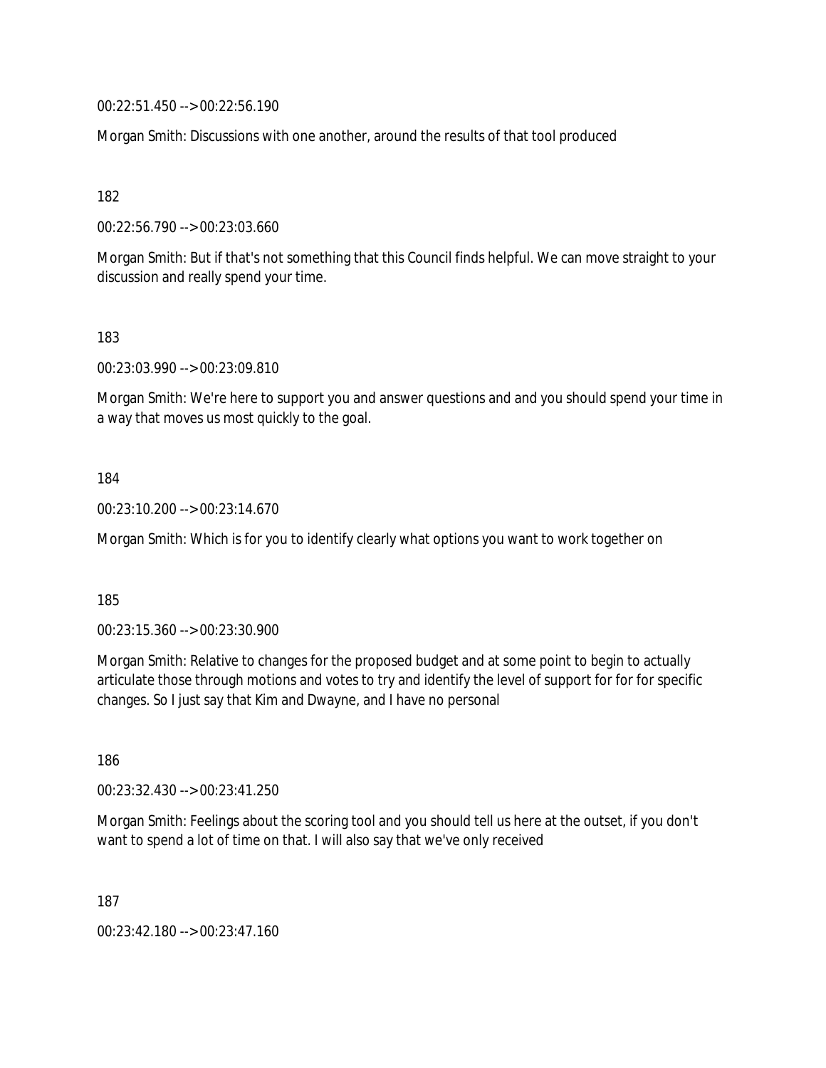00:22:51.450 --> 00:22:56.190

Morgan Smith: Discussions with one another, around the results of that tool produced

182

00:22:56.790 --> 00:23:03.660

Morgan Smith: But if that's not something that this Council finds helpful. We can move straight to your discussion and really spend your time.

183

00:23:03.990 --> 00:23:09.810

Morgan Smith: We're here to support you and answer questions and and you should spend your time in a way that moves us most quickly to the goal.

184

00:23:10.200 --> 00:23:14.670

Morgan Smith: Which is for you to identify clearly what options you want to work together on

185

00:23:15.360 --> 00:23:30.900

Morgan Smith: Relative to changes for the proposed budget and at some point to begin to actually articulate those through motions and votes to try and identify the level of support for for for specific changes. So I just say that Kim and Dwayne, and I have no personal

186

00:23:32.430 --> 00:23:41.250

Morgan Smith: Feelings about the scoring tool and you should tell us here at the outset, if you don't want to spend a lot of time on that. I will also say that we've only received

187

00:23:42.180 --> 00:23:47.160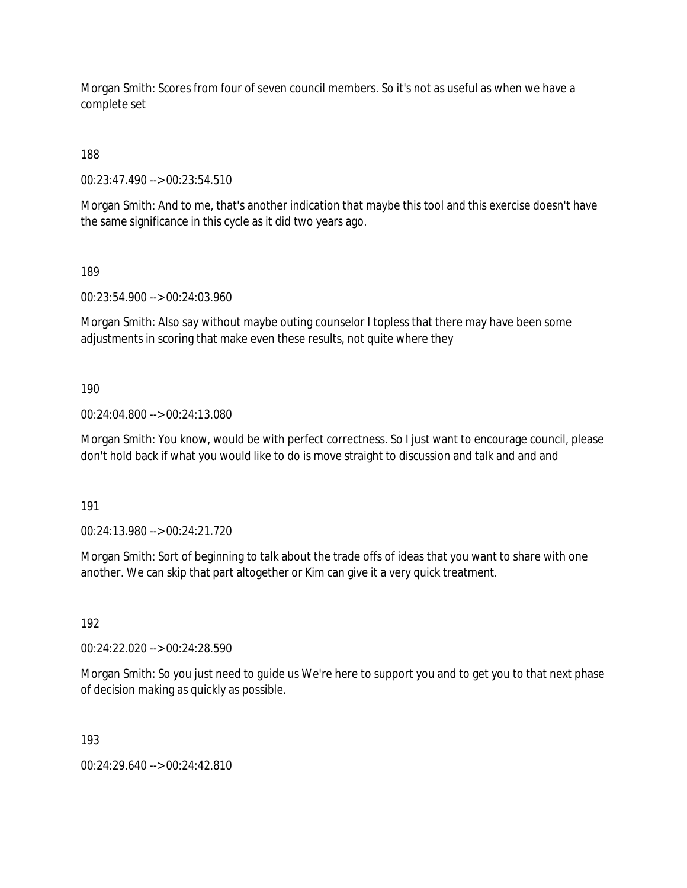Morgan Smith: Scores from four of seven council members. So it's not as useful as when we have a complete set

188

00:23:47.490 --> 00:23:54.510

Morgan Smith: And to me, that's another indication that maybe this tool and this exercise doesn't have the same significance in this cycle as it did two years ago.

189

00:23:54.900 --> 00:24:03.960

Morgan Smith: Also say without maybe outing counselor I topless that there may have been some adjustments in scoring that make even these results, not quite where they

190

00:24:04.800 --> 00:24:13.080

Morgan Smith: You know, would be with perfect correctness. So I just want to encourage council, please don't hold back if what you would like to do is move straight to discussion and talk and and and

191

00:24:13.980 --> 00:24:21.720

Morgan Smith: Sort of beginning to talk about the trade offs of ideas that you want to share with one another. We can skip that part altogether or Kim can give it a very quick treatment.

192

00:24:22.020 --> 00:24:28.590

Morgan Smith: So you just need to guide us We're here to support you and to get you to that next phase of decision making as quickly as possible.

193

00:24:29.640 --> 00:24:42.810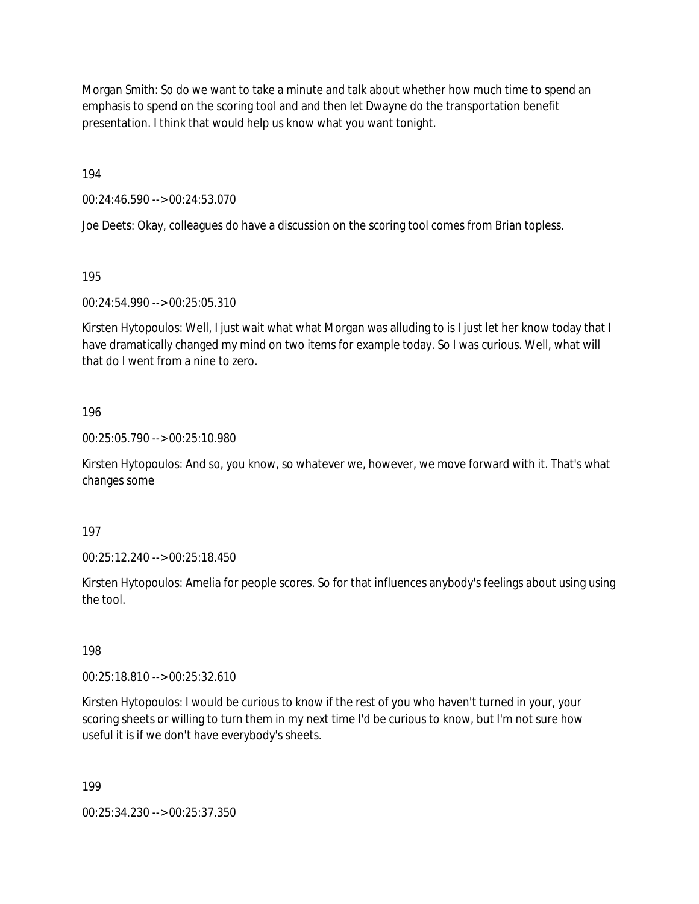Morgan Smith: So do we want to take a minute and talk about whether how much time to spend an emphasis to spend on the scoring tool and and then let Dwayne do the transportation benefit presentation. I think that would help us know what you want tonight.

194

00:24:46.590 --> 00:24:53.070

Joe Deets: Okay, colleagues do have a discussion on the scoring tool comes from Brian topless.

195

00:24:54.990 --> 00:25:05.310

Kirsten Hytopoulos: Well, I just wait what what Morgan was alluding to is I just let her know today that I have dramatically changed my mind on two items for example today. So I was curious. Well, what will that do I went from a nine to zero.

196

00:25:05.790 --> 00:25:10.980

Kirsten Hytopoulos: And so, you know, so whatever we, however, we move forward with it. That's what changes some

197

00:25:12.240 --> 00:25:18.450

Kirsten Hytopoulos: Amelia for people scores. So for that influences anybody's feelings about using using the tool.

198

00:25:18.810 --> 00:25:32.610

Kirsten Hytopoulos: I would be curious to know if the rest of you who haven't turned in your, your scoring sheets or willing to turn them in my next time I'd be curious to know, but I'm not sure how useful it is if we don't have everybody's sheets.

199

00:25:34.230 --> 00:25:37.350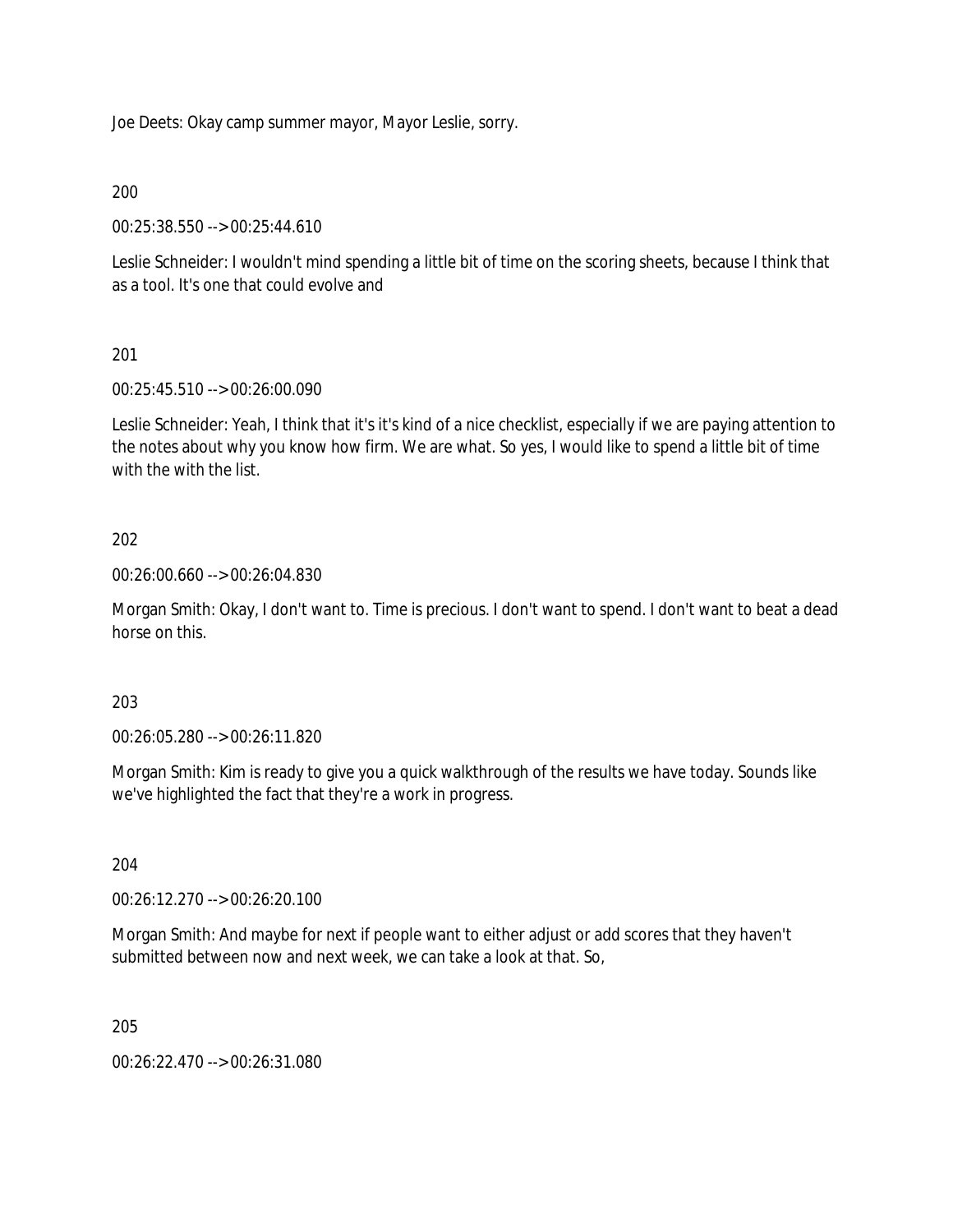Joe Deets: Okay camp summer mayor, Mayor Leslie, sorry.

200

00:25:38.550 --> 00:25:44.610

Leslie Schneider: I wouldn't mind spending a little bit of time on the scoring sheets, because I think that as a tool. It's one that could evolve and

201

00:25:45.510 --> 00:26:00.090

Leslie Schneider: Yeah, I think that it's it's kind of a nice checklist, especially if we are paying attention to the notes about why you know how firm. We are what. So yes, I would like to spend a little bit of time with the with the list.

202

00:26:00.660 --> 00:26:04.830

Morgan Smith: Okay, I don't want to. Time is precious. I don't want to spend. I don't want to beat a dead horse on this.

203

00:26:05.280 --> 00:26:11.820

Morgan Smith: Kim is ready to give you a quick walkthrough of the results we have today. Sounds like we've highlighted the fact that they're a work in progress.

204

00:26:12.270 --> 00:26:20.100

Morgan Smith: And maybe for next if people want to either adjust or add scores that they haven't submitted between now and next week, we can take a look at that. So,

205

00:26:22.470 --> 00:26:31.080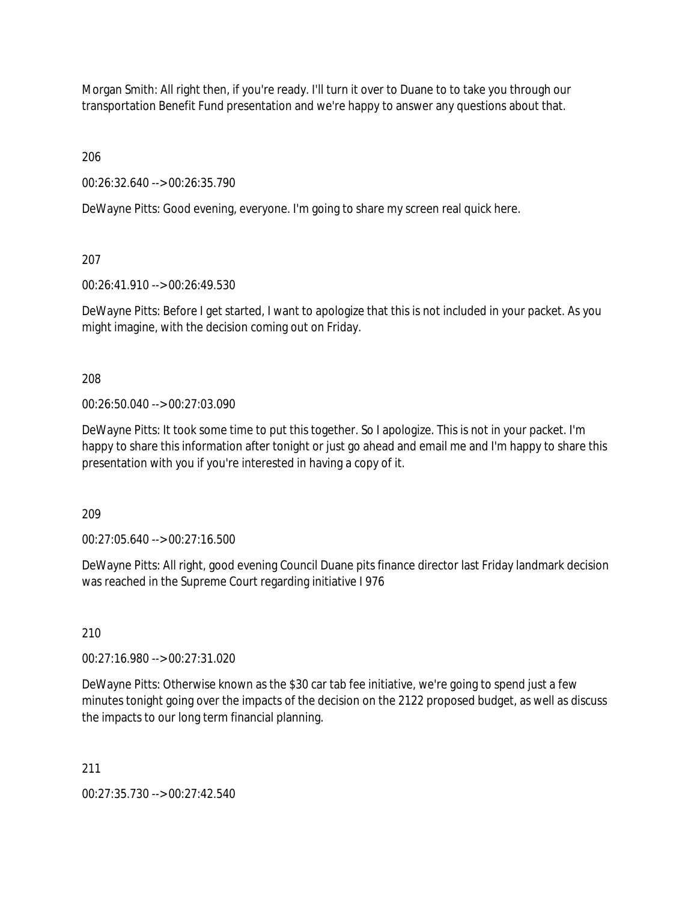Morgan Smith: All right then, if you're ready. I'll turn it over to Duane to to take you through our transportation Benefit Fund presentation and we're happy to answer any questions about that.

206

00:26:32.640 --> 00:26:35.790

DeWayne Pitts: Good evening, everyone. I'm going to share my screen real quick here.

207

00:26:41.910 --> 00:26:49.530

DeWayne Pitts: Before I get started, I want to apologize that this is not included in your packet. As you might imagine, with the decision coming out on Friday.

208

00:26:50.040 --> 00:27:03.090

DeWayne Pitts: It took some time to put this together. So I apologize. This is not in your packet. I'm happy to share this information after tonight or just go ahead and email me and I'm happy to share this presentation with you if you're interested in having a copy of it.

209

00:27:05.640 --> 00:27:16.500

DeWayne Pitts: All right, good evening Council Duane pits finance director last Friday landmark decision was reached in the Supreme Court regarding initiative I 976

210

00:27:16.980 --> 00:27:31.020

DeWayne Pitts: Otherwise known as the $30 car tab fee initiative, we're going to spend just a few minutes tonight going over the impacts of the decision on the 2122 proposed budget, as well as discuss the impacts to our long term financial planning.

211

00:27:35.730 --> 00:27:42.540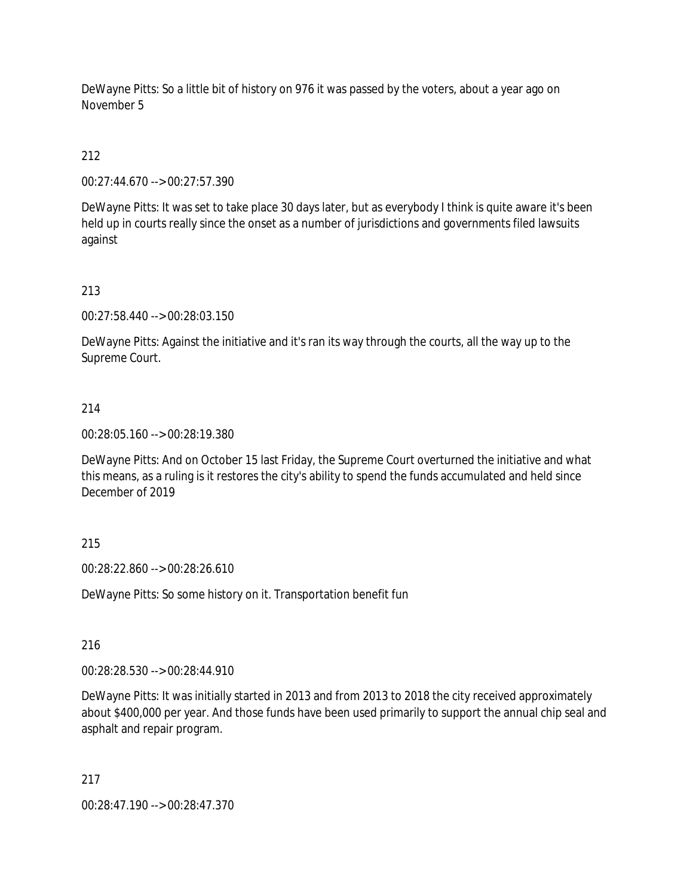DeWayne Pitts: So a little bit of history on 976 it was passed by the voters, about a year ago on November 5

212

00:27:44.670 --> 00:27:57.390

DeWayne Pitts: It was set to take place 30 days later, but as everybody I think is quite aware it's been held up in courts really since the onset as a number of jurisdictions and governments filed lawsuits against

213

00:27:58.440 --> 00:28:03.150

DeWayne Pitts: Against the initiative and it's ran its way through the courts, all the way up to the Supreme Court.

214

00:28:05.160 --> 00:28:19.380

DeWayne Pitts: And on October 15 last Friday, the Supreme Court overturned the initiative and what this means, as a ruling is it restores the city's ability to spend the funds accumulated and held since December of 2019

215

00:28:22.860 --> 00:28:26.610

DeWayne Pitts: So some history on it. Transportation benefit fun

216

00:28:28.530 --> 00:28:44.910

DeWayne Pitts: It was initially started in 2013 and from 2013 to 2018 the city received approximately about $400,000 per year. And those funds have been used primarily to support the annual chip seal and asphalt and repair program.

217

00:28:47.190 --> 00:28:47.370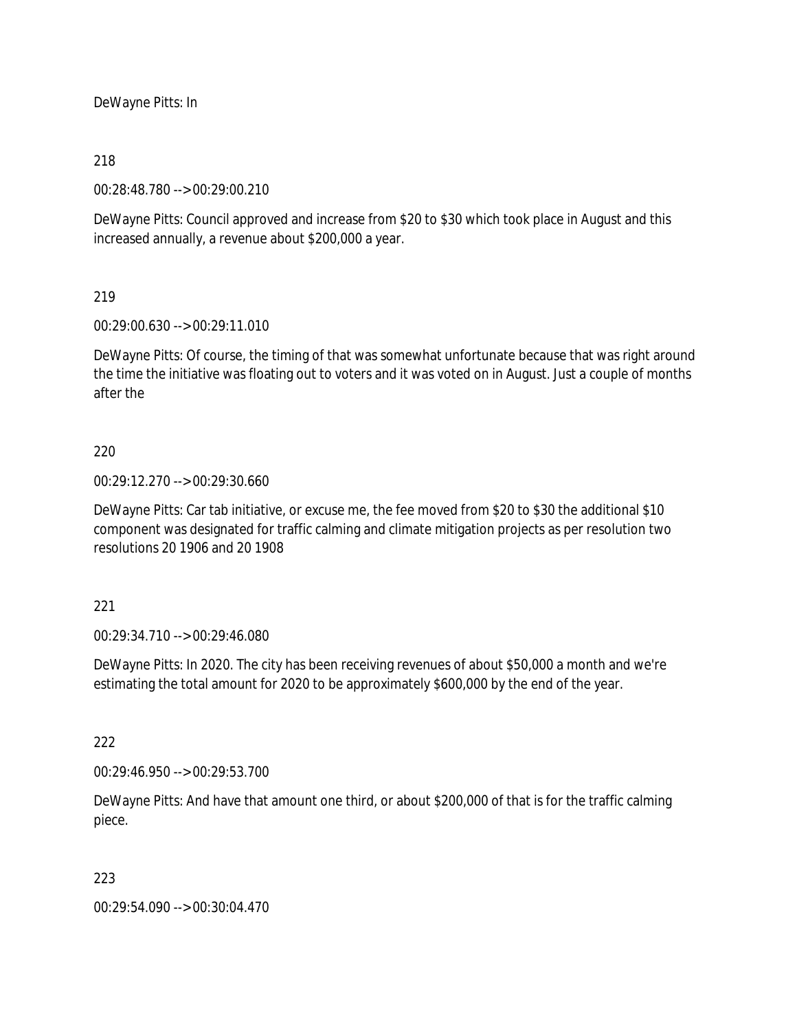DeWayne Pitts: In

218

00:28:48.780 --> 00:29:00.210

DeWayne Pitts: Council approved and increase from $20 to $30 which took place in August and this increased annually, a revenue about $200,000 a year.

219

00:29:00.630 --> 00:29:11.010

DeWayne Pitts: Of course, the timing of that was somewhat unfortunate because that was right around the time the initiative was floating out to voters and it was voted on in August. Just a couple of months after the

220

00:29:12.270 --> 00:29:30.660

DeWayne Pitts: Car tab initiative, or excuse me, the fee moved from $20 to $30 the additional $10 component was designated for traffic calming and climate mitigation projects as per resolution two resolutions 20 1906 and 20 1908

221

00:29:34.710 --> 00:29:46.080

DeWayne Pitts: In 2020. The city has been receiving revenues of about $50,000 a month and we're estimating the total amount for 2020 to be approximately $600,000 by the end of the year.

222

00:29:46.950 --> 00:29:53.700

DeWayne Pitts: And have that amount one third, or about $200,000 of that is for the traffic calming piece.

223

00:29:54.090 --> 00:30:04.470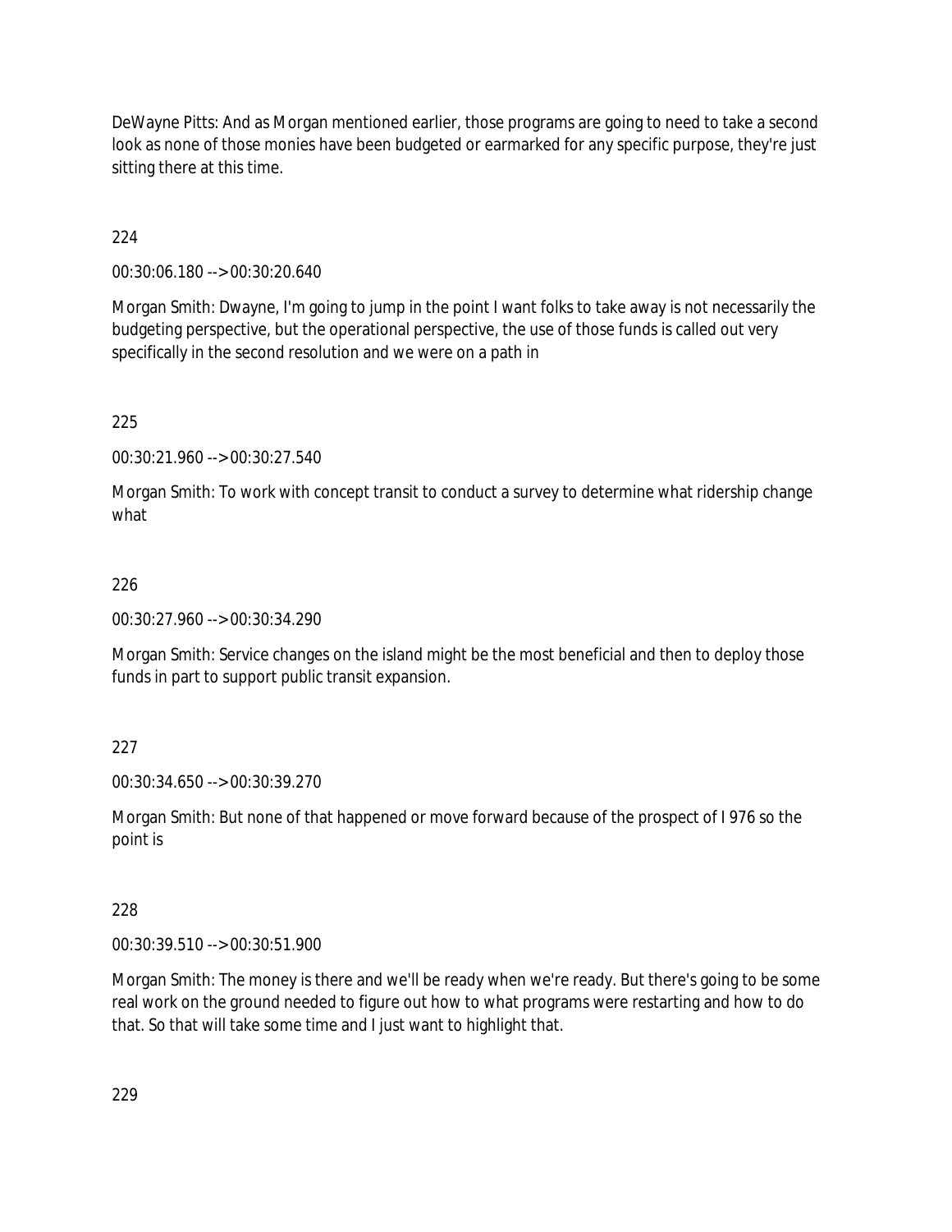DeWayne Pitts: And as Morgan mentioned earlier, those programs are going to need to take a second look as none of those monies have been budgeted or earmarked for any specific purpose, they're just sitting there at this time.

224

00:30:06.180 --> 00:30:20.640

Morgan Smith: Dwayne, I'm going to jump in the point I want folks to take away is not necessarily the budgeting perspective, but the operational perspective, the use of those funds is called out very specifically in the second resolution and we were on a path in

225

00:30:21.960 --> 00:30:27.540

Morgan Smith: To work with concept transit to conduct a survey to determine what ridership change what

226

00:30:27.960 --> 00:30:34.290

Morgan Smith: Service changes on the island might be the most beneficial and then to deploy those funds in part to support public transit expansion.

227

00:30:34.650 --> 00:30:39.270

Morgan Smith: But none of that happened or move forward because of the prospect of I 976 so the point is

228

00:30:39.510 --> 00:30:51.900

Morgan Smith: The money is there and we'll be ready when we're ready. But there's going to be some real work on the ground needed to figure out how to what programs were restarting and how to do that. So that will take some time and I just want to highlight that.

229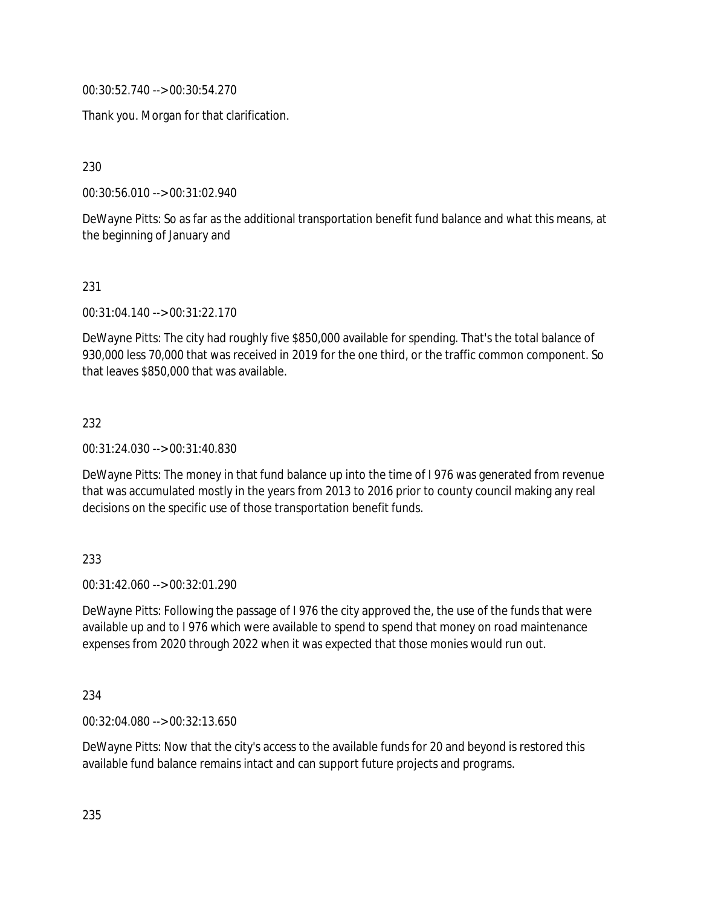00:30:52.740 --> 00:30:54.270

Thank you. Morgan for that clarification.

230

00:30:56.010 --> 00:31:02.940

DeWayne Pitts: So as far as the additional transportation benefit fund balance and what this means, at the beginning of January and

231

00:31:04.140 --> 00:31:22.170

DeWayne Pitts: The city had roughly five $850,000 available for spending. That's the total balance of 930,000 less 70,000 that was received in 2019 for the one third, or the traffic common component. So that leaves $850,000 that was available.

232

00:31:24.030 --> 00:31:40.830

DeWayne Pitts: The money in that fund balance up into the time of I 976 was generated from revenue that was accumulated mostly in the years from 2013 to 2016 prior to county council making any real decisions on the specific use of those transportation benefit funds.

233

00:31:42.060 --> 00:32:01.290

DeWayne Pitts: Following the passage of I 976 the city approved the, the use of the funds that were available up and to I 976 which were available to spend to spend that money on road maintenance expenses from 2020 through 2022 when it was expected that those monies would run out.

234

00:32:04.080 --> 00:32:13.650

DeWayne Pitts: Now that the city's access to the available funds for 20 and beyond is restored this available fund balance remains intact and can support future projects and programs.

235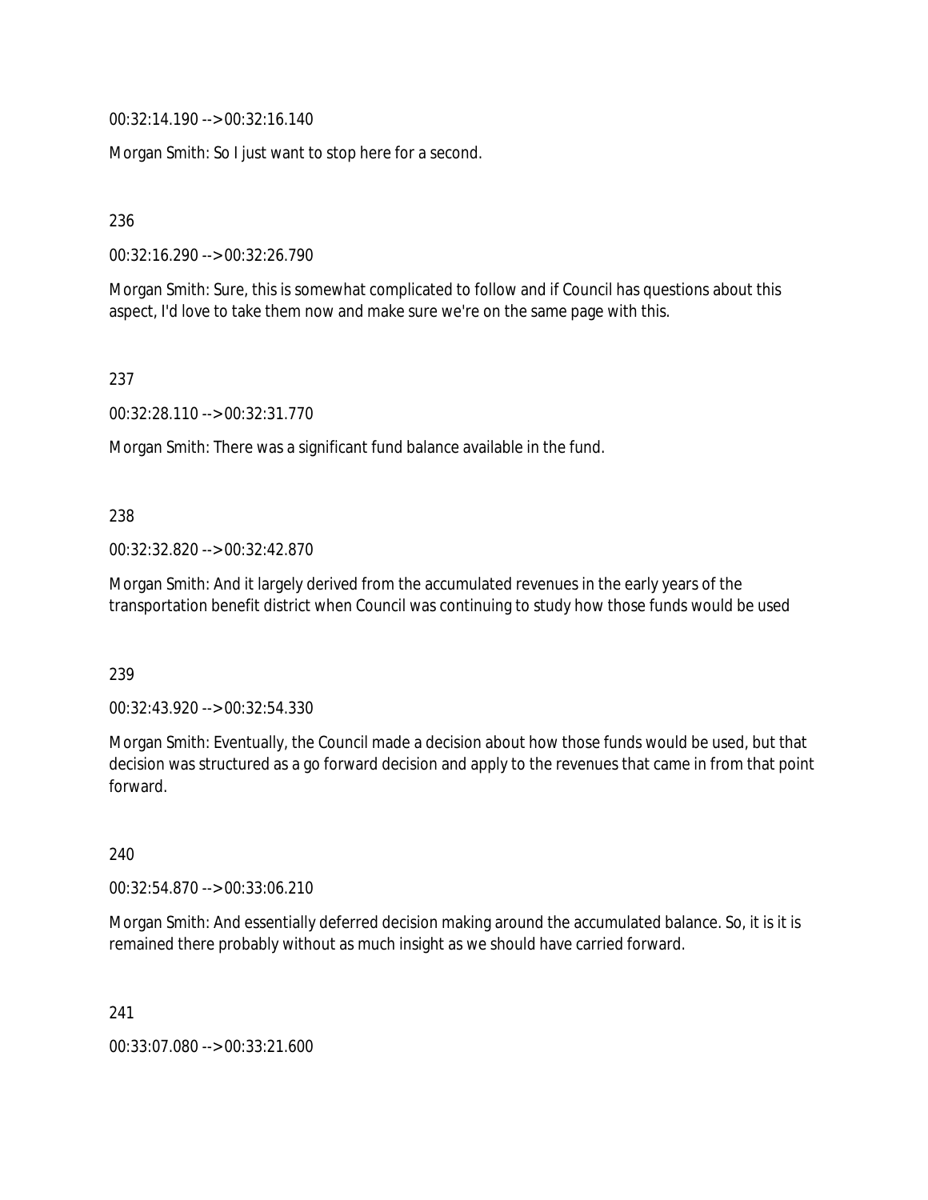00:32:14.190 --> 00:32:16.140

Morgan Smith: So I just want to stop here for a second.

236

00:32:16.290 --> 00:32:26.790

Morgan Smith: Sure, this is somewhat complicated to follow and if Council has questions about this aspect, I'd love to take them now and make sure we're on the same page with this.

237

00:32:28.110 --> 00:32:31.770

Morgan Smith: There was a significant fund balance available in the fund.

238

00:32:32.820 --> 00:32:42.870

Morgan Smith: And it largely derived from the accumulated revenues in the early years of the transportation benefit district when Council was continuing to study how those funds would be used

239

00:32:43.920 --> 00:32:54.330

Morgan Smith: Eventually, the Council made a decision about how those funds would be used, but that decision was structured as a go forward decision and apply to the revenues that came in from that point forward.

240

00:32:54.870 --> 00:33:06.210

Morgan Smith: And essentially deferred decision making around the accumulated balance. So, it is it is remained there probably without as much insight as we should have carried forward.

241

00:33:07.080 --> 00:33:21.600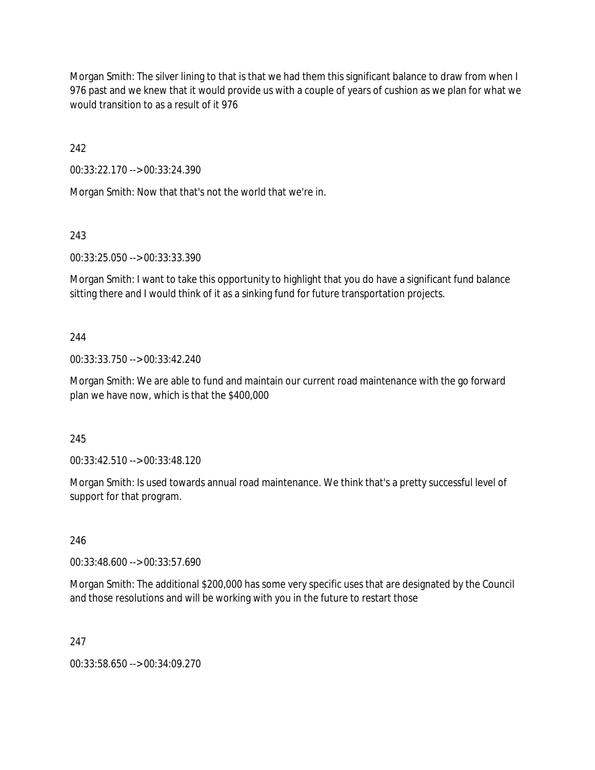Morgan Smith: The silver lining to that is that we had them this significant balance to draw from when I 976 past and we knew that it would provide us with a couple of years of cushion as we plan for what we would transition to as a result of it 976

242

00:33:22.170 --> 00:33:24.390

Morgan Smith: Now that that's not the world that we're in.

243

00:33:25.050 --> 00:33:33.390

Morgan Smith: I want to take this opportunity to highlight that you do have a significant fund balance sitting there and I would think of it as a sinking fund for future transportation projects.

244

00:33:33.750 --> 00:33:42.240

Morgan Smith: We are able to fund and maintain our current road maintenance with the go forward plan we have now, which is that the $400,000

245

00:33:42.510 --> 00:33:48.120

Morgan Smith: Is used towards annual road maintenance. We think that's a pretty successful level of support for that program.

246

00:33:48.600 --> 00:33:57.690

Morgan Smith: The additional $200,000 has some very specific uses that are designated by the Council and those resolutions and will be working with you in the future to restart those

247

00:33:58.650 --> 00:34:09.270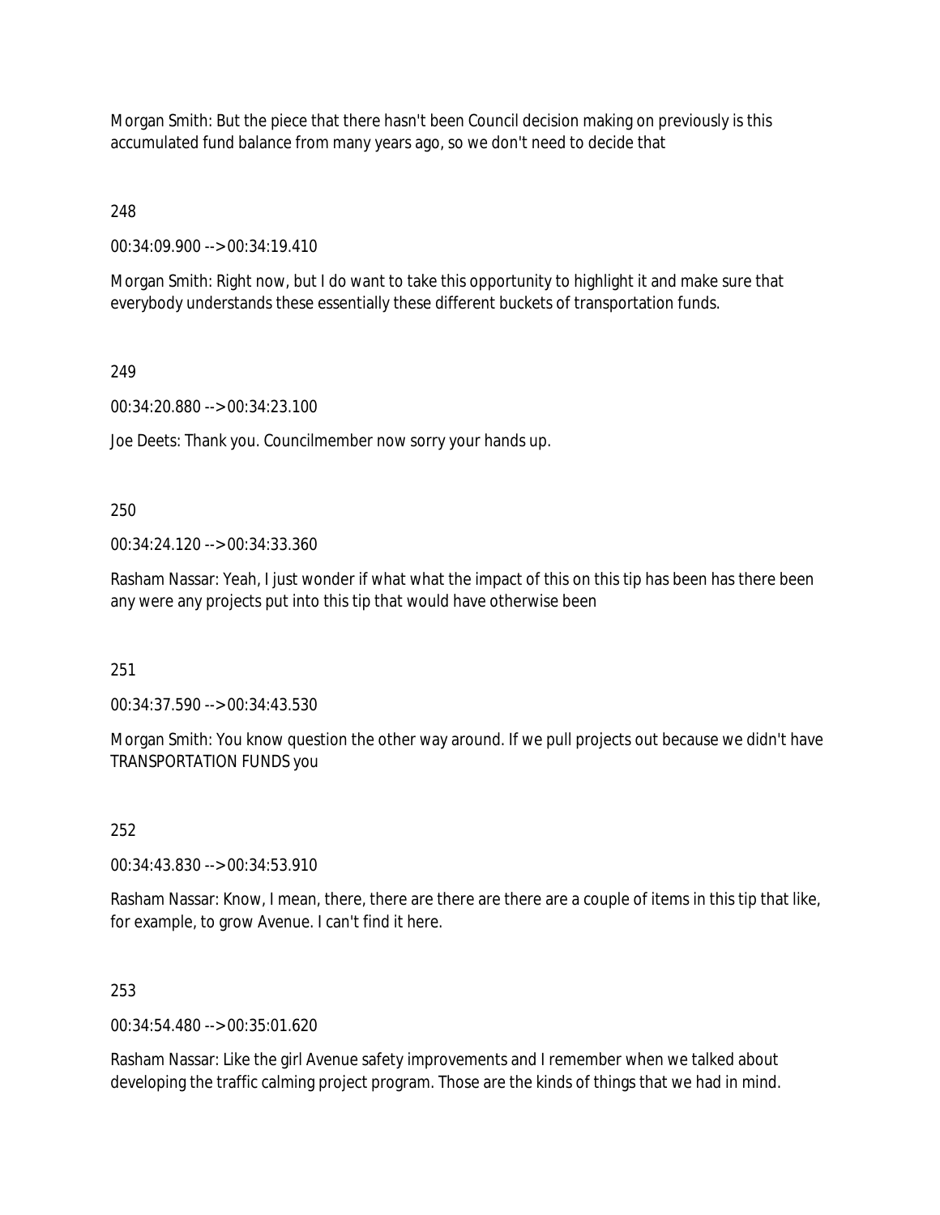Morgan Smith: But the piece that there hasn't been Council decision making on previously is this accumulated fund balance from many years ago, so we don't need to decide that

248

00:34:09.900 --> 00:34:19.410

Morgan Smith: Right now, but I do want to take this opportunity to highlight it and make sure that everybody understands these essentially these different buckets of transportation funds.

249

00:34:20.880 --> 00:34:23.100

Joe Deets: Thank you. Councilmember now sorry your hands up.

250

00:34:24.120 --> 00:34:33.360

Rasham Nassar: Yeah, I just wonder if what what the impact of this on this tip has been has there been any were any projects put into this tip that would have otherwise been

251

00:34:37.590 --> 00:34:43.530

Morgan Smith: You know question the other way around. If we pull projects out because we didn't have TRANSPORTATION FUNDS you

252

00:34:43.830 --> 00:34:53.910

Rasham Nassar: Know, I mean, there, there are there are there are a couple of items in this tip that like, for example, to grow Avenue. I can't find it here.

253

00:34:54.480 --> 00:35:01.620

Rasham Nassar: Like the girl Avenue safety improvements and I remember when we talked about developing the traffic calming project program. Those are the kinds of things that we had in mind.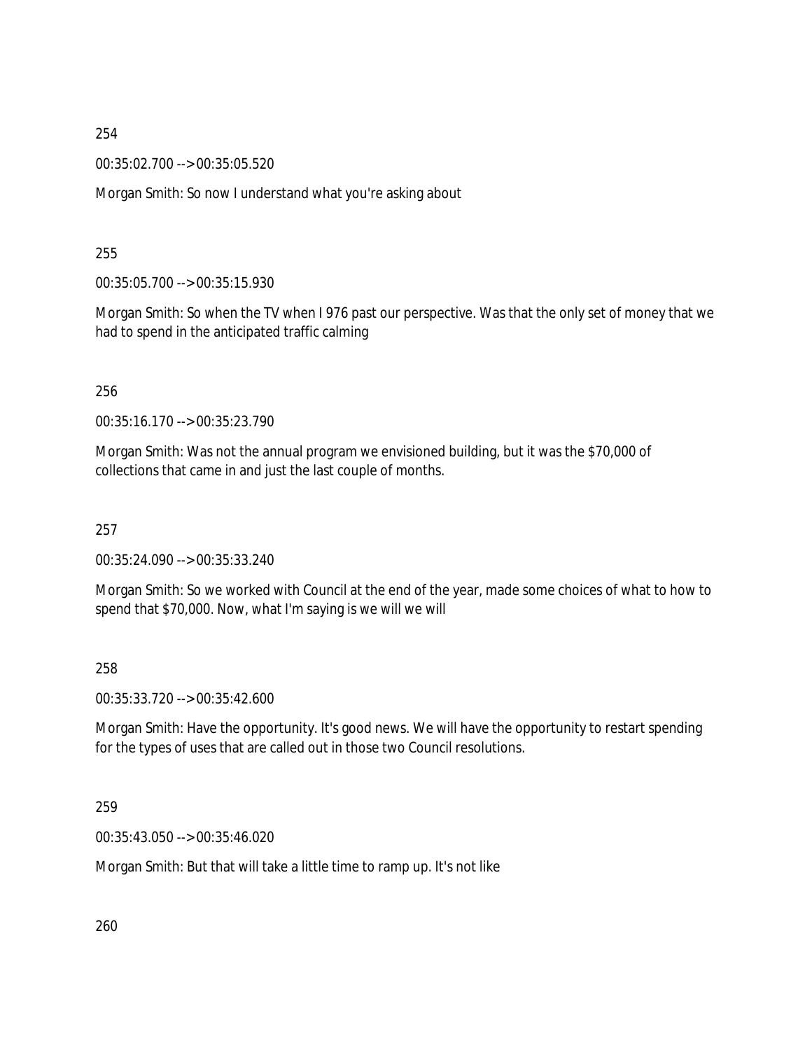254

00:35:02.700 --> 00:35:05.520

Morgan Smith: So now I understand what you're asking about

255

00:35:05.700 --> 00:35:15.930

Morgan Smith: So when the TV when I 976 past our perspective. Was that the only set of money that we had to spend in the anticipated traffic calming

256

00:35:16.170 --> 00:35:23.790

Morgan Smith: Was not the annual program we envisioned building, but it was the $70,000 of collections that came in and just the last couple of months.

257

00:35:24.090 --> 00:35:33.240

Morgan Smith: So we worked with Council at the end of the year, made some choices of what to how to spend that $70,000. Now, what I'm saying is we will we will

258

00:35:33.720 --> 00:35:42.600

Morgan Smith: Have the opportunity. It's good news. We will have the opportunity to restart spending for the types of uses that are called out in those two Council resolutions.

259

00:35:43.050 --> 00:35:46.020

Morgan Smith: But that will take a little time to ramp up. It's not like

260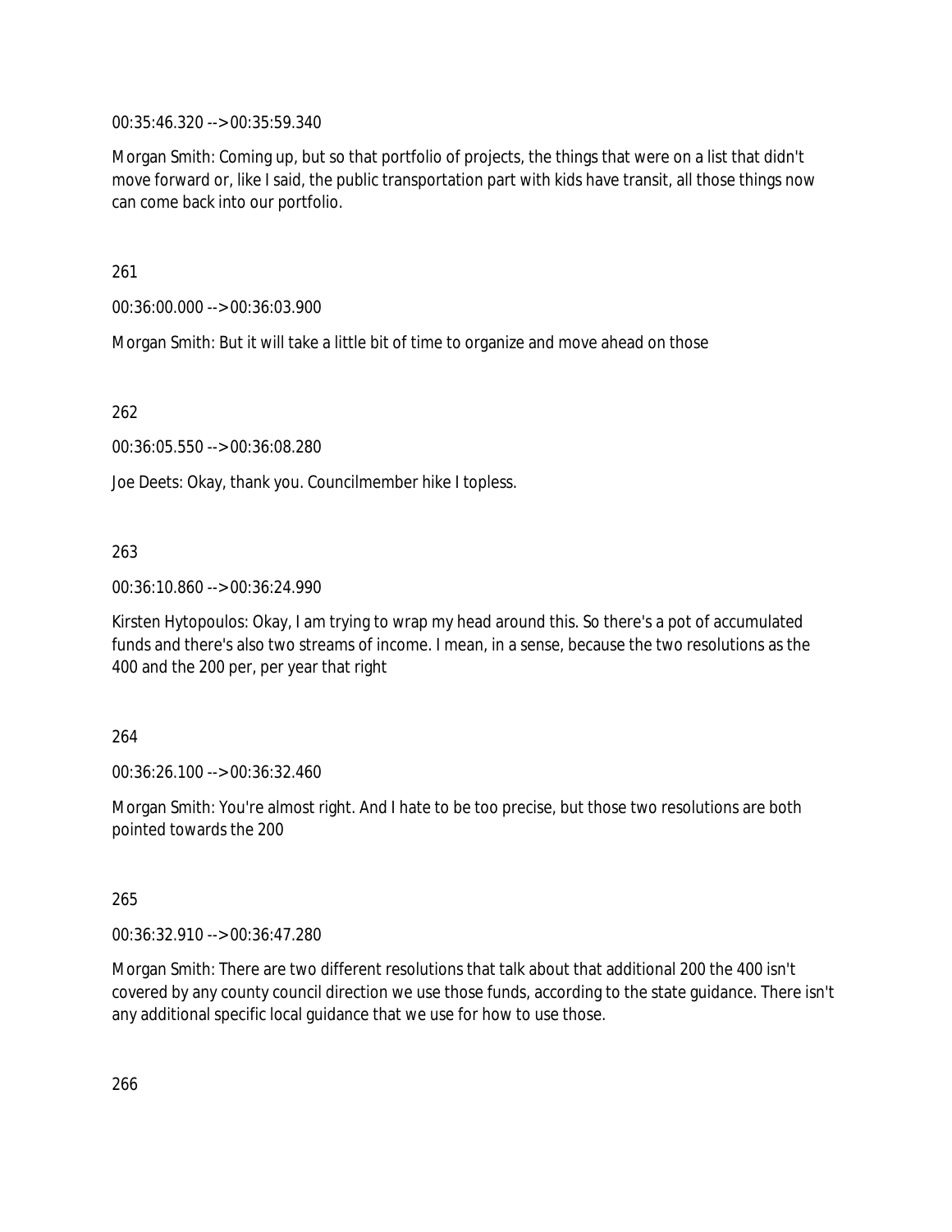00:35:46.320 --> 00:35:59.340

Morgan Smith: Coming up, but so that portfolio of projects, the things that were on a list that didn't move forward or, like I said, the public transportation part with kids have transit, all those things now can come back into our portfolio.

261

00:36:00.000 --> 00:36:03.900

Morgan Smith: But it will take a little bit of time to organize and move ahead on those

262

00:36:05.550 --> 00:36:08.280

Joe Deets: Okay, thank you. Councilmember hike I topless.

263

00:36:10.860 --> 00:36:24.990

Kirsten Hytopoulos: Okay, I am trying to wrap my head around this. So there's a pot of accumulated funds and there's also two streams of income. I mean, in a sense, because the two resolutions as the 400 and the 200 per, per year that right

264

00:36:26.100 --> 00:36:32.460

Morgan Smith: You're almost right. And I hate to be too precise, but those two resolutions are both pointed towards the 200

265

00:36:32.910 --> 00:36:47.280

Morgan Smith: There are two different resolutions that talk about that additional 200 the 400 isn't covered by any county council direction we use those funds, according to the state guidance. There isn't any additional specific local guidance that we use for how to use those.

266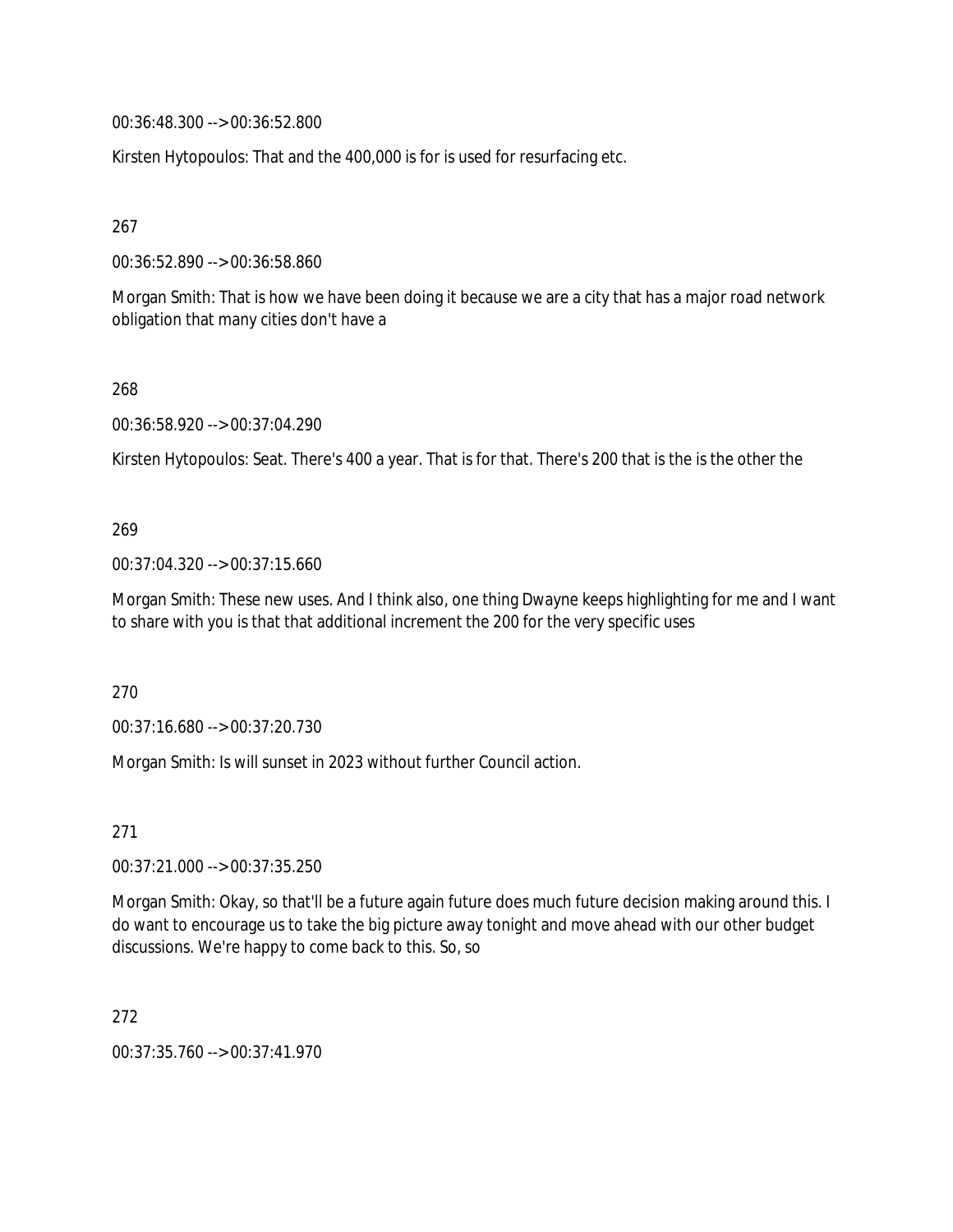00:36:48.300 --> 00:36:52.800

Kirsten Hytopoulos: That and the 400,000 is for is used for resurfacing etc.

267

00:36:52.890 --> 00:36:58.860

Morgan Smith: That is how we have been doing it because we are a city that has a major road network obligation that many cities don't have a

268

00:36:58.920 --> 00:37:04.290

Kirsten Hytopoulos: Seat. There's 400 a year. That is for that. There's 200 that is the is the other the

269

00:37:04.320 --> 00:37:15.660

Morgan Smith: These new uses. And I think also, one thing Dwayne keeps highlighting for me and I want to share with you is that that additional increment the 200 for the very specific uses

270

00:37:16.680 --> 00:37:20.730

Morgan Smith: Is will sunset in 2023 without further Council action.

271

00:37:21.000 --> 00:37:35.250

Morgan Smith: Okay, so that'll be a future again future does much future decision making around this. I do want to encourage us to take the big picture away tonight and move ahead with our other budget discussions. We're happy to come back to this. So, so

272

00:37:35.760 --> 00:37:41.970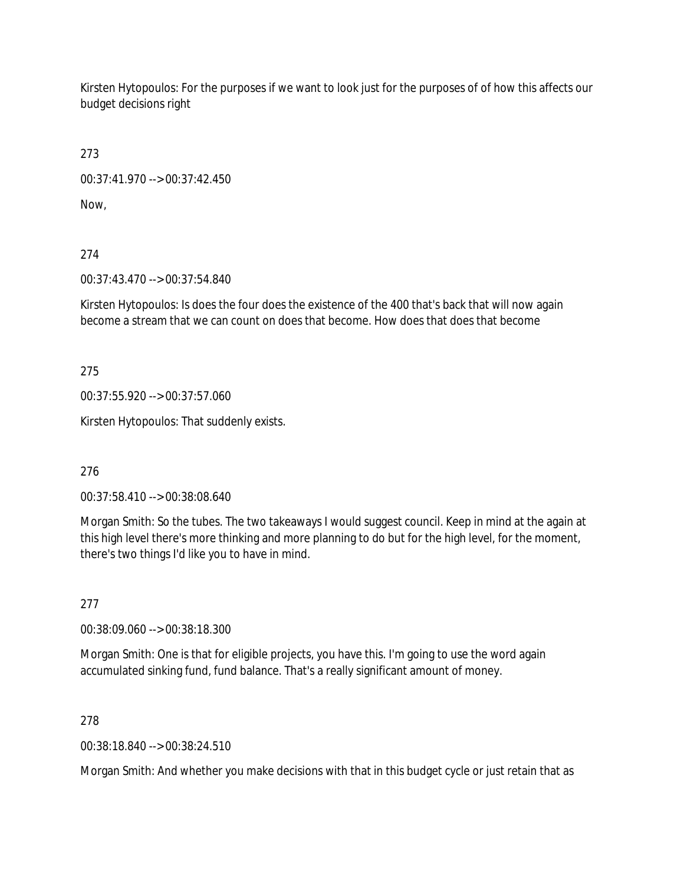Kirsten Hytopoulos: For the purposes if we want to look just for the purposes of of how this affects our budget decisions right

273

00:37:41.970 --> 00:37:42.450

Now,

274

00:37:43.470 --> 00:37:54.840

Kirsten Hytopoulos: Is does the four does the existence of the 400 that's back that will now again become a stream that we can count on does that become. How does that does that become

275

00:37:55.920 --> 00:37:57.060

Kirsten Hytopoulos: That suddenly exists.

276

00:37:58.410 --> 00:38:08.640

Morgan Smith: So the tubes. The two takeaways I would suggest council. Keep in mind at the again at this high level there's more thinking and more planning to do but for the high level, for the moment, there's two things I'd like you to have in mind.

277

00:38:09.060 --> 00:38:18.300

Morgan Smith: One is that for eligible projects, you have this. I'm going to use the word again accumulated sinking fund, fund balance. That's a really significant amount of money.

278

00:38:18.840 --> 00:38:24.510

Morgan Smith: And whether you make decisions with that in this budget cycle or just retain that as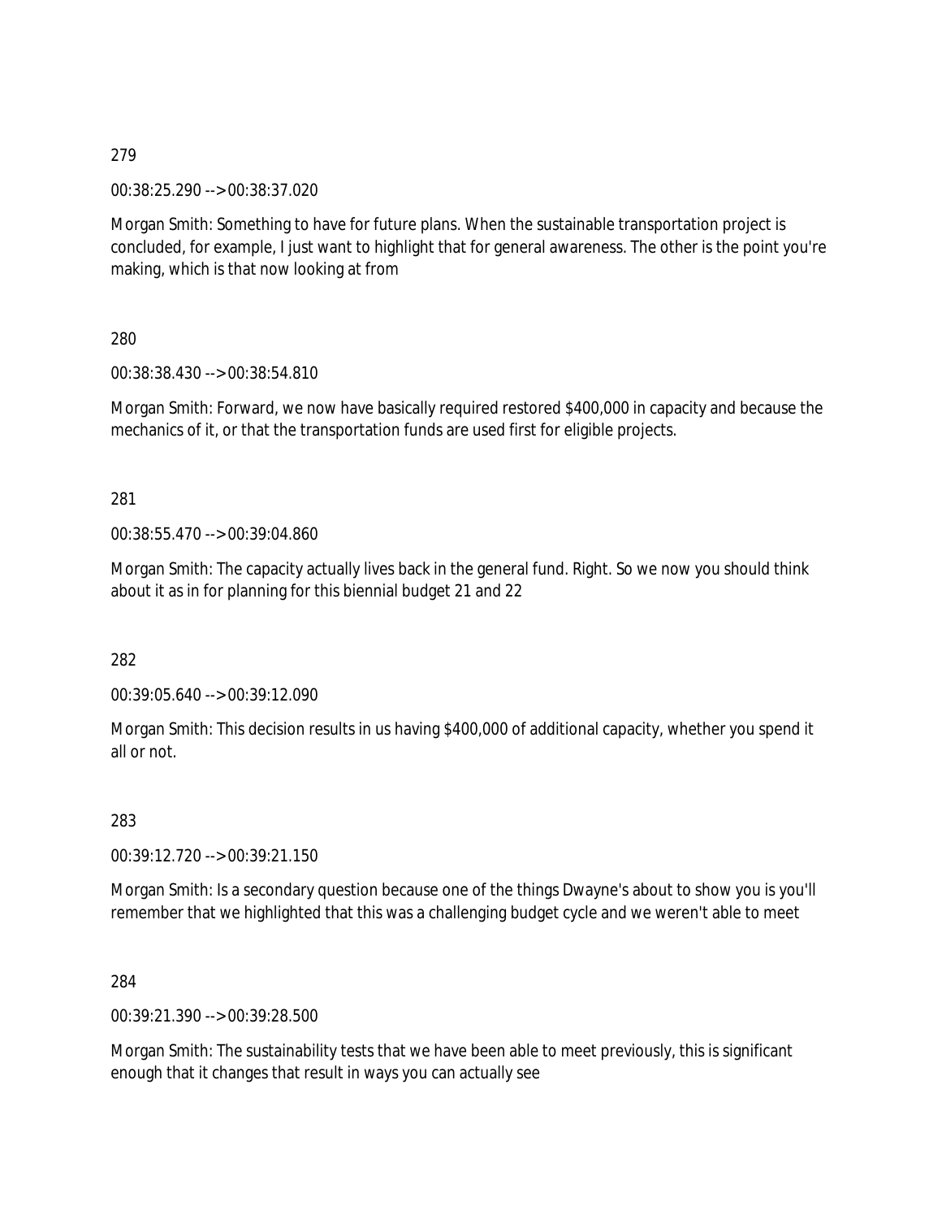279

00:38:25.290 --> 00:38:37.020

Morgan Smith: Something to have for future plans. When the sustainable transportation project is concluded, for example, I just want to highlight that for general awareness. The other is the point you're making, which is that now looking at from

280

00:38:38.430 --> 00:38:54.810

Morgan Smith: Forward, we now have basically required restored $400,000 in capacity and because the mechanics of it, or that the transportation funds are used first for eligible projects.

281

00:38:55.470 --> 00:39:04.860

Morgan Smith: The capacity actually lives back in the general fund. Right. So we now you should think about it as in for planning for this biennial budget 21 and 22

282

00:39:05.640 --> 00:39:12.090

Morgan Smith: This decision results in us having $400,000 of additional capacity, whether you spend it all or not.

283

00:39:12.720 --> 00:39:21.150

Morgan Smith: Is a secondary question because one of the things Dwayne's about to show you is you'll remember that we highlighted that this was a challenging budget cycle and we weren't able to meet

284

00:39:21.390 --> 00:39:28.500

Morgan Smith: The sustainability tests that we have been able to meet previously, this is significant enough that it changes that result in ways you can actually see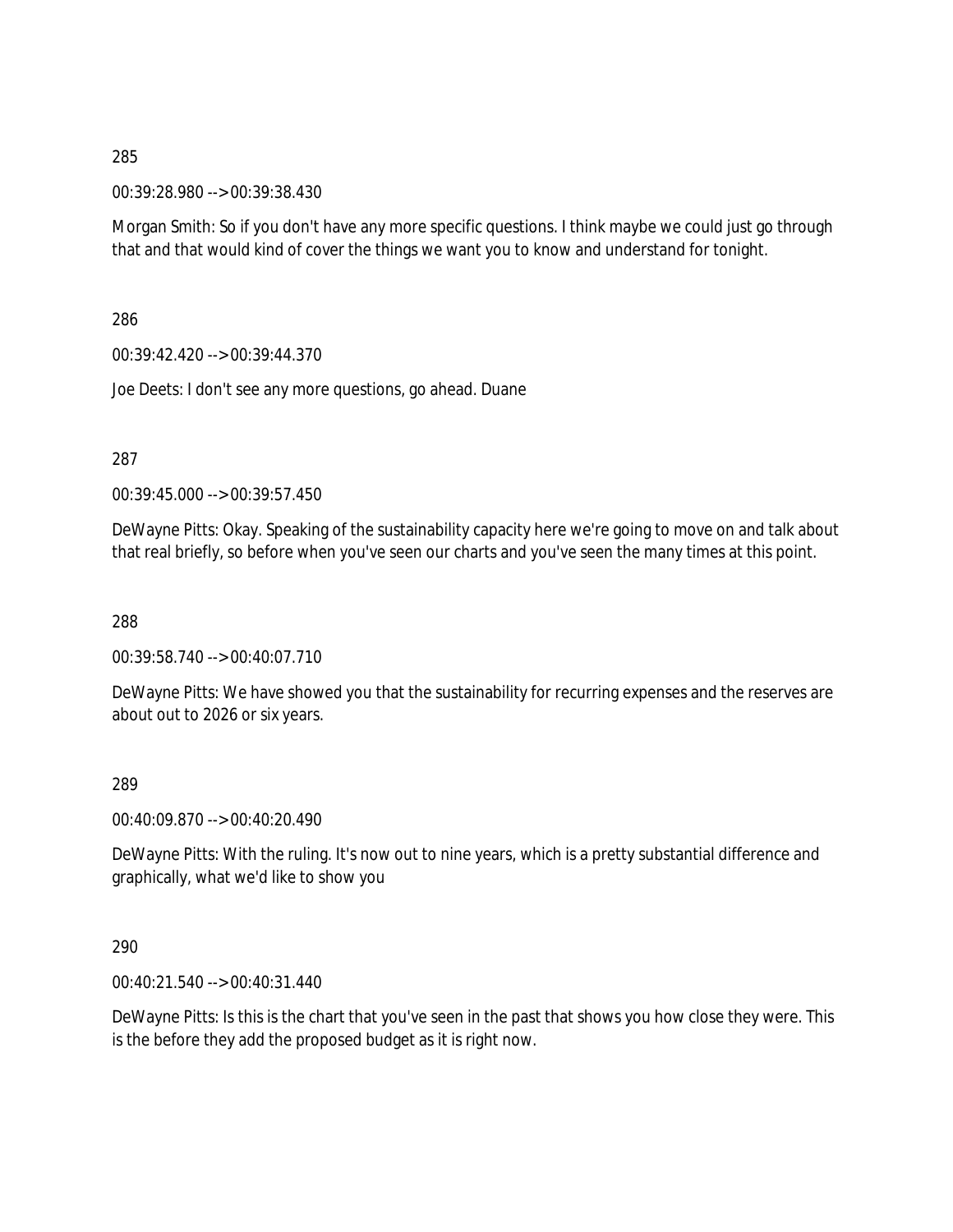285

00:39:28.980 --> 00:39:38.430

Morgan Smith: So if you don't have any more specific questions. I think maybe we could just go through that and that would kind of cover the things we want you to know and understand for tonight.

286

00:39:42.420 --> 00:39:44.370

Joe Deets: I don't see any more questions, go ahead. Duane

287

00:39:45.000 --> 00:39:57.450

DeWayne Pitts: Okay. Speaking of the sustainability capacity here we're going to move on and talk about that real briefly, so before when you've seen our charts and you've seen the many times at this point.

288

00:39:58.740 --> 00:40:07.710

DeWayne Pitts: We have showed you that the sustainability for recurring expenses and the reserves are about out to 2026 or six years.

289

00:40:09.870 --> 00:40:20.490

DeWayne Pitts: With the ruling. It's now out to nine years, which is a pretty substantial difference and graphically, what we'd like to show you

290

00:40:21.540 --> 00:40:31.440

DeWayne Pitts: Is this is the chart that you've seen in the past that shows you how close they were. This is the before they add the proposed budget as it is right now.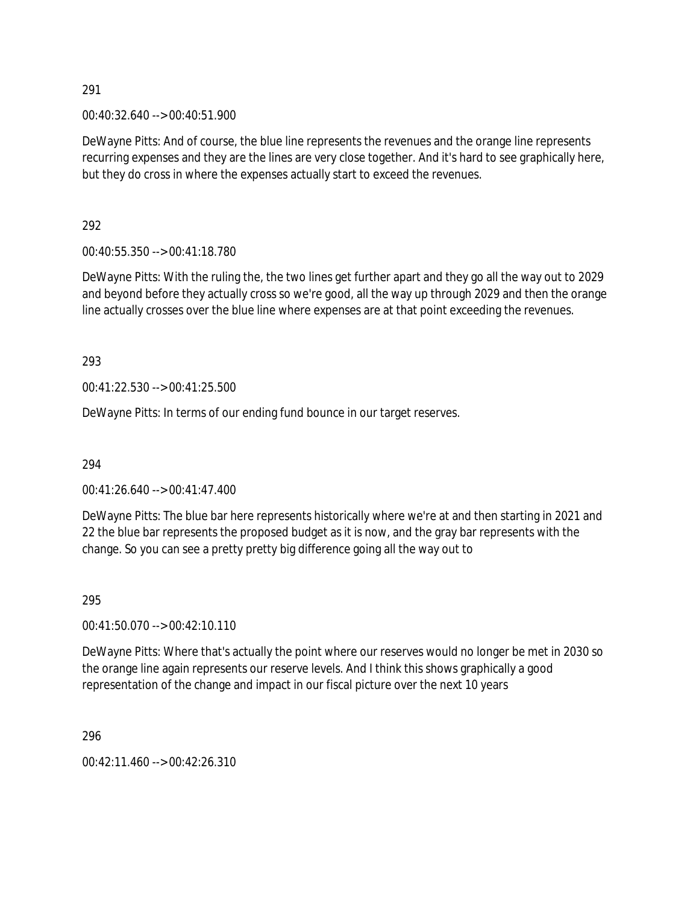291

00:40:32.640 --> 00:40:51.900

DeWayne Pitts: And of course, the blue line represents the revenues and the orange line represents recurring expenses and they are the lines are very close together. And it's hard to see graphically here, but they do cross in where the expenses actually start to exceed the revenues.

292

00:40:55.350 --> 00:41:18.780

DeWayne Pitts: With the ruling the, the two lines get further apart and they go all the way out to 2029 and beyond before they actually cross so we're good, all the way up through 2029 and then the orange line actually crosses over the blue line where expenses are at that point exceeding the revenues.

293

00:41:22.530 --> 00:41:25.500

DeWayne Pitts: In terms of our ending fund bounce in our target reserves.

294

00:41:26.640 --> 00:41:47.400

DeWayne Pitts: The blue bar here represents historically where we're at and then starting in 2021 and 22 the blue bar represents the proposed budget as it is now, and the gray bar represents with the change. So you can see a pretty pretty big difference going all the way out to

295

00:41:50.070 --> 00:42:10.110

DeWayne Pitts: Where that's actually the point where our reserves would no longer be met in 2030 so the orange line again represents our reserve levels. And I think this shows graphically a good representation of the change and impact in our fiscal picture over the next 10 years

296

00:42:11.460 --> 00:42:26.310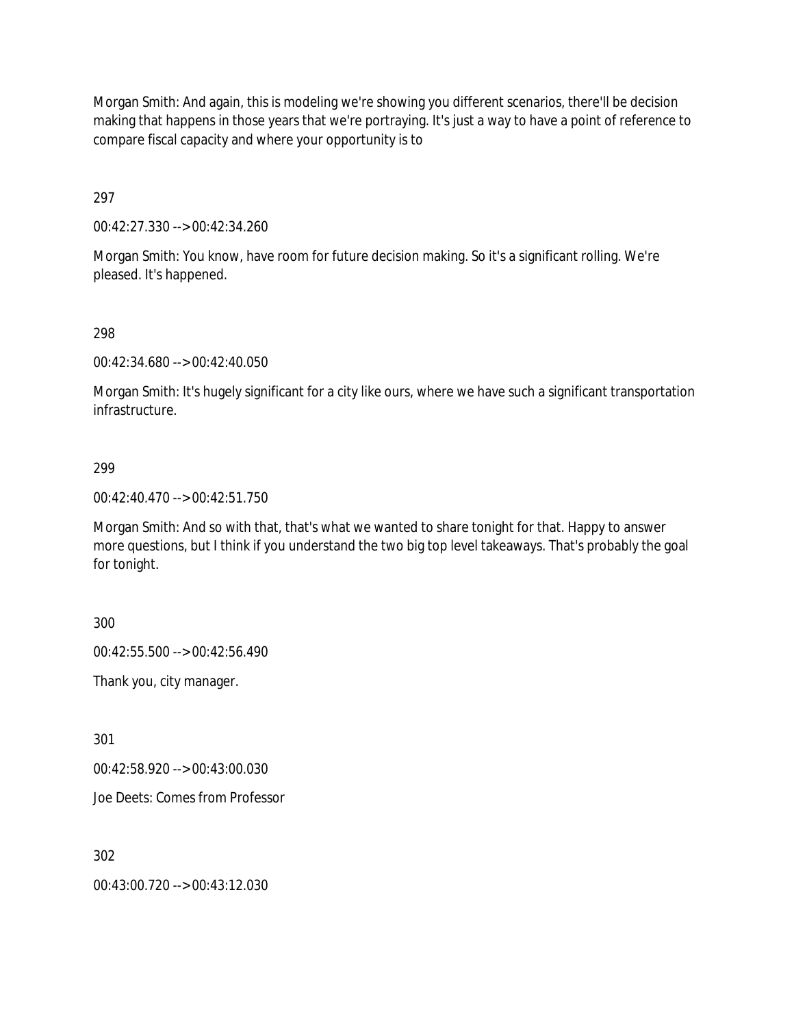Morgan Smith: And again, this is modeling we're showing you different scenarios, there'll be decision making that happens in those years that we're portraying. It's just a way to have a point of reference to compare fiscal capacity and where your opportunity is to

297

00:42:27.330 --> 00:42:34.260

Morgan Smith: You know, have room for future decision making. So it's a significant rolling. We're pleased. It's happened.

298

00:42:34.680 --> 00:42:40.050

Morgan Smith: It's hugely significant for a city like ours, where we have such a significant transportation infrastructure.

299

00:42:40.470 --> 00:42:51.750

Morgan Smith: And so with that, that's what we wanted to share tonight for that. Happy to answer more questions, but I think if you understand the two big top level takeaways. That's probably the goal for tonight.

300

00:42:55.500 --> 00:42:56.490

Thank you, city manager.

301

00:42:58.920 --> 00:43:00.030

Joe Deets: Comes from Professor

302

00:43:00.720 --> 00:43:12.030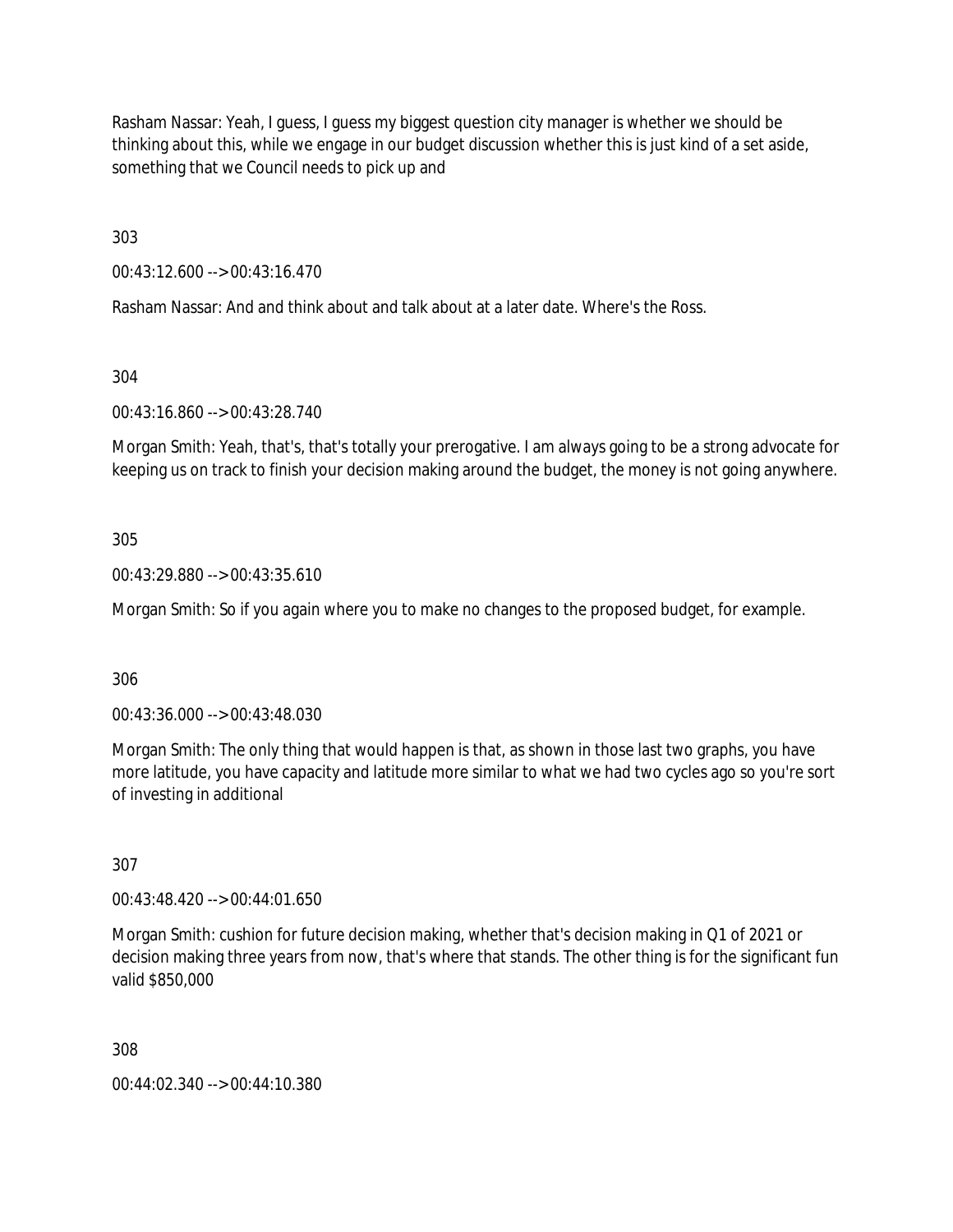Rasham Nassar: Yeah, I guess, I guess my biggest question city manager is whether we should be thinking about this, while we engage in our budget discussion whether this is just kind of a set aside, something that we Council needs to pick up and

303

00:43:12.600 --> 00:43:16.470

Rasham Nassar: And and think about and talk about at a later date. Where's the Ross.

304

00:43:16.860 --> 00:43:28.740

Morgan Smith: Yeah, that's, that's totally your prerogative. I am always going to be a strong advocate for keeping us on track to finish your decision making around the budget, the money is not going anywhere.

305

00:43:29.880 --> 00:43:35.610

Morgan Smith: So if you again where you to make no changes to the proposed budget, for example.

306

00:43:36.000 --> 00:43:48.030

Morgan Smith: The only thing that would happen is that, as shown in those last two graphs, you have more latitude, you have capacity and latitude more similar to what we had two cycles ago so you're sort of investing in additional

307

00:43:48.420 --> 00:44:01.650

Morgan Smith: cushion for future decision making, whether that's decision making in Q1 of 2021 or decision making three years from now, that's where that stands. The other thing is for the significant fun valid $850,000

308

00:44:02.340 --> 00:44:10.380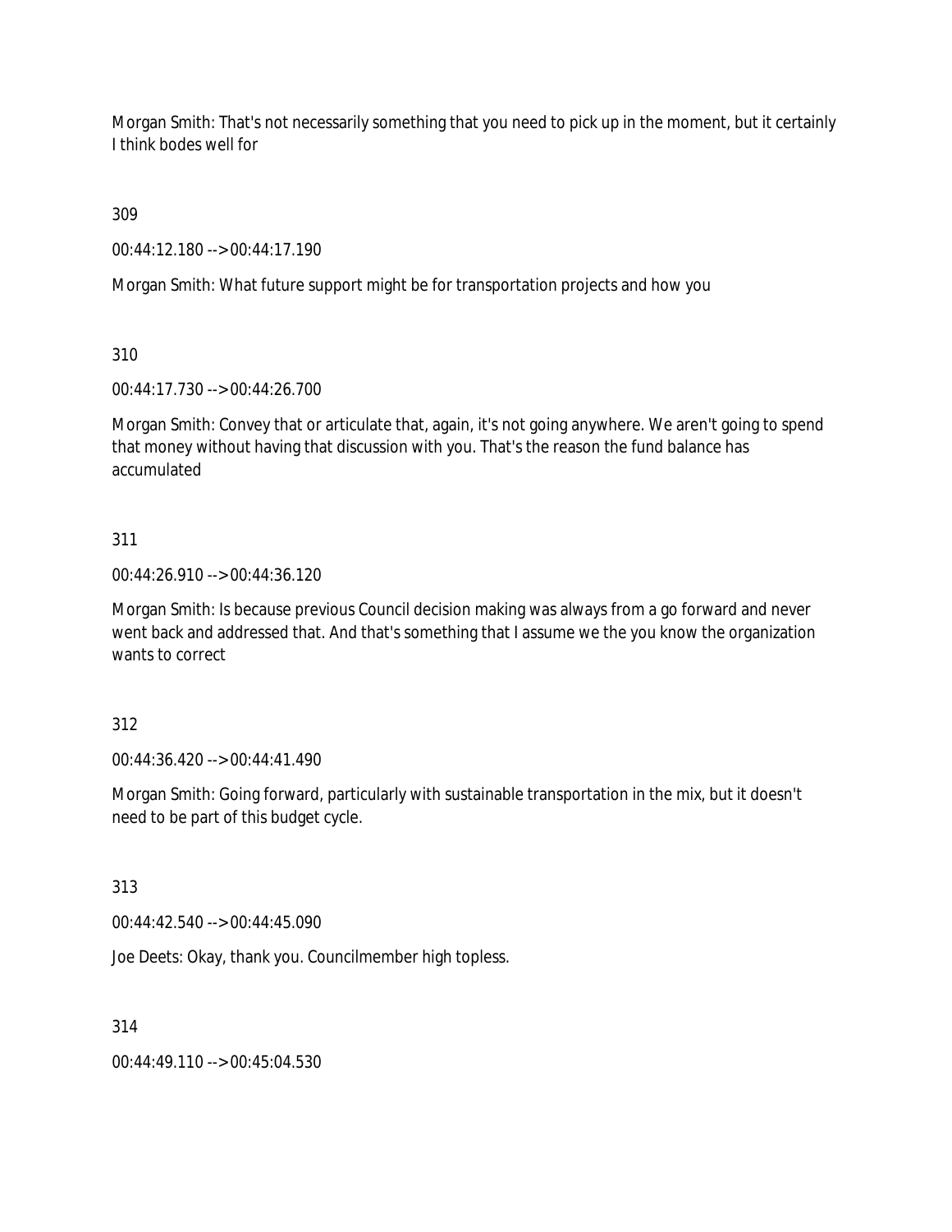Morgan Smith: That's not necessarily something that you need to pick up in the moment, but it certainly I think bodes well for

309

00:44:12.180 --> 00:44:17.190

Morgan Smith: What future support might be for transportation projects and how you

310

00:44:17.730 --> 00:44:26.700

Morgan Smith: Convey that or articulate that, again, it's not going anywhere. We aren't going to spend that money without having that discussion with you. That's the reason the fund balance has accumulated

311

00:44:26.910 --> 00:44:36.120

Morgan Smith: Is because previous Council decision making was always from a go forward and never went back and addressed that. And that's something that I assume we the you know the organization wants to correct

312

00:44:36.420 --> 00:44:41.490

Morgan Smith: Going forward, particularly with sustainable transportation in the mix, but it doesn't need to be part of this budget cycle.

313

00:44:42.540 --> 00:44:45.090

Joe Deets: Okay, thank you. Councilmember high topless.

314

00:44:49.110 --> 00:45:04.530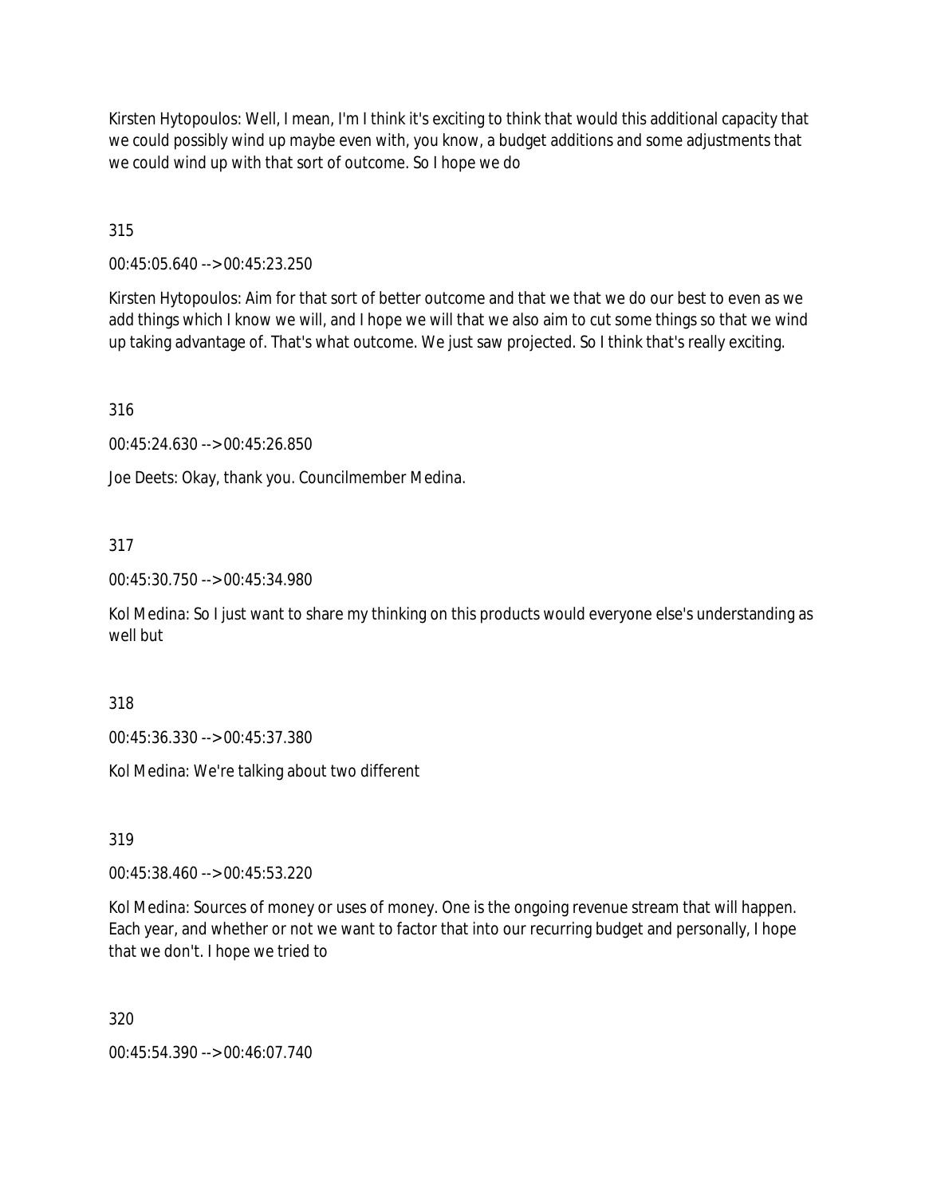Kirsten Hytopoulos: Well, I mean, I'm I think it's exciting to think that would this additional capacity that we could possibly wind up maybe even with, you know, a budget additions and some adjustments that we could wind up with that sort of outcome. So I hope we do

315

00:45:05.640 --> 00:45:23.250

Kirsten Hytopoulos: Aim for that sort of better outcome and that we that we do our best to even as we add things which I know we will, and I hope we will that we also aim to cut some things so that we wind up taking advantage of. That's what outcome. We just saw projected. So I think that's really exciting.

316

00:45:24.630 --> 00:45:26.850

Joe Deets: Okay, thank you. Councilmember Medina.

317

00:45:30.750 --> 00:45:34.980

Kol Medina: So I just want to share my thinking on this products would everyone else's understanding as well but

318

00:45:36.330 --> 00:45:37.380

Kol Medina: We're talking about two different

319

00:45:38.460 --> 00:45:53.220

Kol Medina: Sources of money or uses of money. One is the ongoing revenue stream that will happen. Each year, and whether or not we want to factor that into our recurring budget and personally, I hope that we don't. I hope we tried to

320

00:45:54.390 --> 00:46:07.740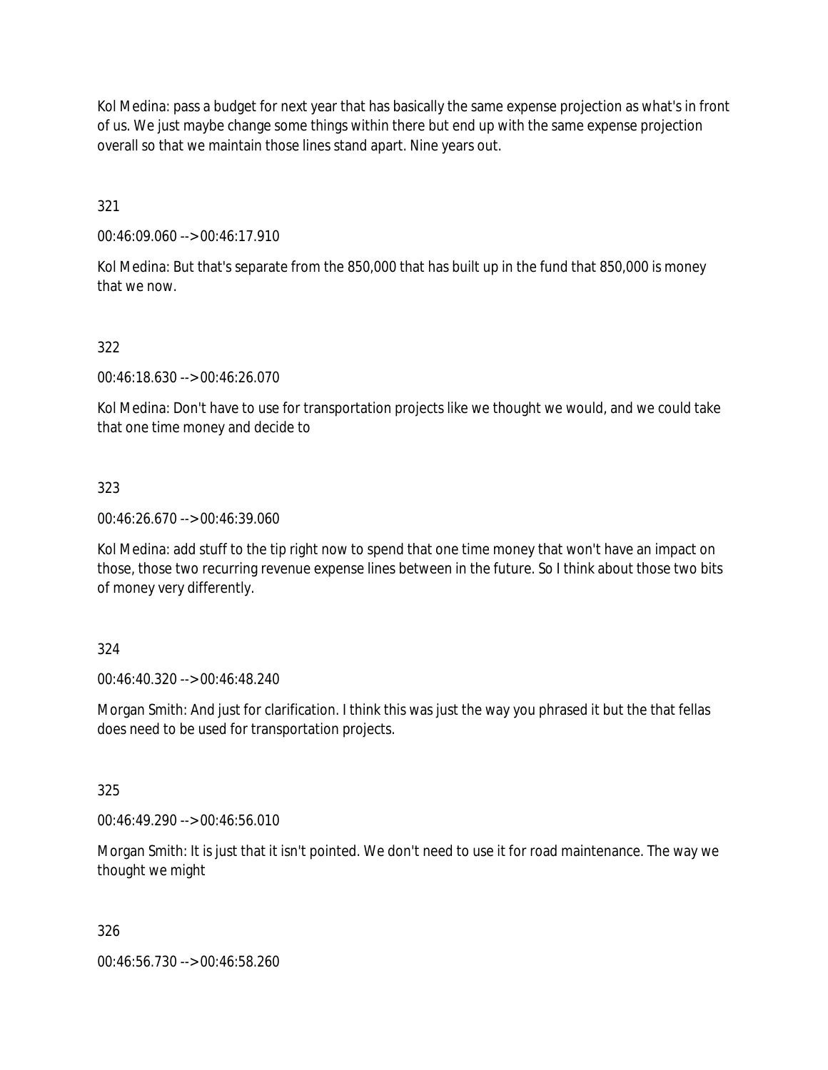Kol Medina: pass a budget for next year that has basically the same expense projection as what's in front of us. We just maybe change some things within there but end up with the same expense projection overall so that we maintain those lines stand apart. Nine years out.

321

00:46:09.060 --> 00:46:17.910

Kol Medina: But that's separate from the 850,000 that has built up in the fund that 850,000 is money that we now.

322

00:46:18.630 --> 00:46:26.070

Kol Medina: Don't have to use for transportation projects like we thought we would, and we could take that one time money and decide to

323

00:46:26.670 --> 00:46:39.060

Kol Medina: add stuff to the tip right now to spend that one time money that won't have an impact on those, those two recurring revenue expense lines between in the future. So I think about those two bits of money very differently.

324

00:46:40.320 --> 00:46:48.240

Morgan Smith: And just for clarification. I think this was just the way you phrased it but the that fellas does need to be used for transportation projects.

325

00:46:49.290 --> 00:46:56.010

Morgan Smith: It is just that it isn't pointed. We don't need to use it for road maintenance. The way we thought we might

326

00:46:56.730 --> 00:46:58.260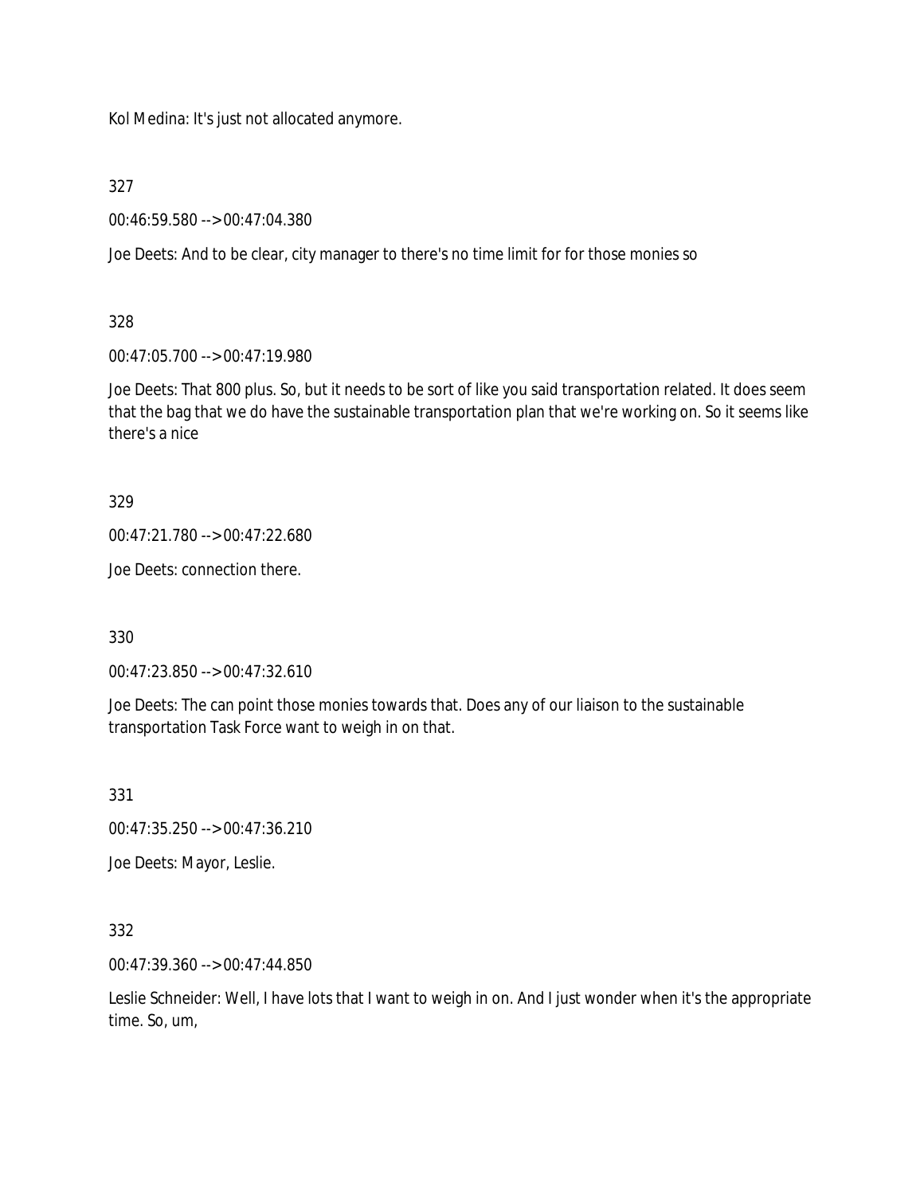Kol Medina: It's just not allocated anymore.

327

00:46:59.580 --> 00:47:04.380

Joe Deets: And to be clear, city manager to there's no time limit for for those monies so

328

00:47:05.700 --> 00:47:19.980

Joe Deets: That 800 plus. So, but it needs to be sort of like you said transportation related. It does seem that the bag that we do have the sustainable transportation plan that we're working on. So it seems like there's a nice

329

00:47:21.780 --> 00:47:22.680

Joe Deets: connection there.

330

00:47:23.850 --> 00:47:32.610

Joe Deets: The can point those monies towards that. Does any of our liaison to the sustainable transportation Task Force want to weigh in on that.

331

00:47:35.250 --> 00:47:36.210

Joe Deets: Mayor, Leslie.

332

00:47:39.360 --> 00:47:44.850

Leslie Schneider: Well, I have lots that I want to weigh in on. And I just wonder when it's the appropriate time. So, um,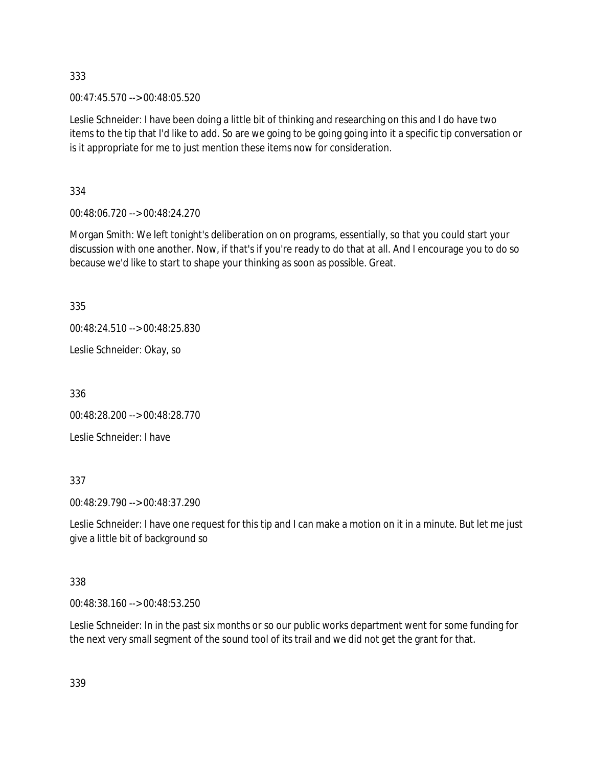333

00:47:45.570 --> 00:48:05.520

Leslie Schneider: I have been doing a little bit of thinking and researching on this and I do have two items to the tip that I'd like to add. So are we going to be going going into it a specific tip conversation or is it appropriate for me to just mention these items now for consideration.

334

00:48:06.720 --> 00:48:24.270

Morgan Smith: We left tonight's deliberation on on programs, essentially, so that you could start your discussion with one another. Now, if that's if you're ready to do that at all. And I encourage you to do so because we'd like to start to shape your thinking as soon as possible. Great.

335

00:48:24.510 --> 00:48:25.830

Leslie Schneider: Okay, so

336

00:48:28.200 --> 00:48:28.770

Leslie Schneider: I have

337

00:48:29.790 --> 00:48:37.290

Leslie Schneider: I have one request for this tip and I can make a motion on it in a minute. But let me just give a little bit of background so

338

00:48:38.160 --> 00:48:53.250

Leslie Schneider: In in the past six months or so our public works department went for some funding for the next very small segment of the sound tool of its trail and we did not get the grant for that.

339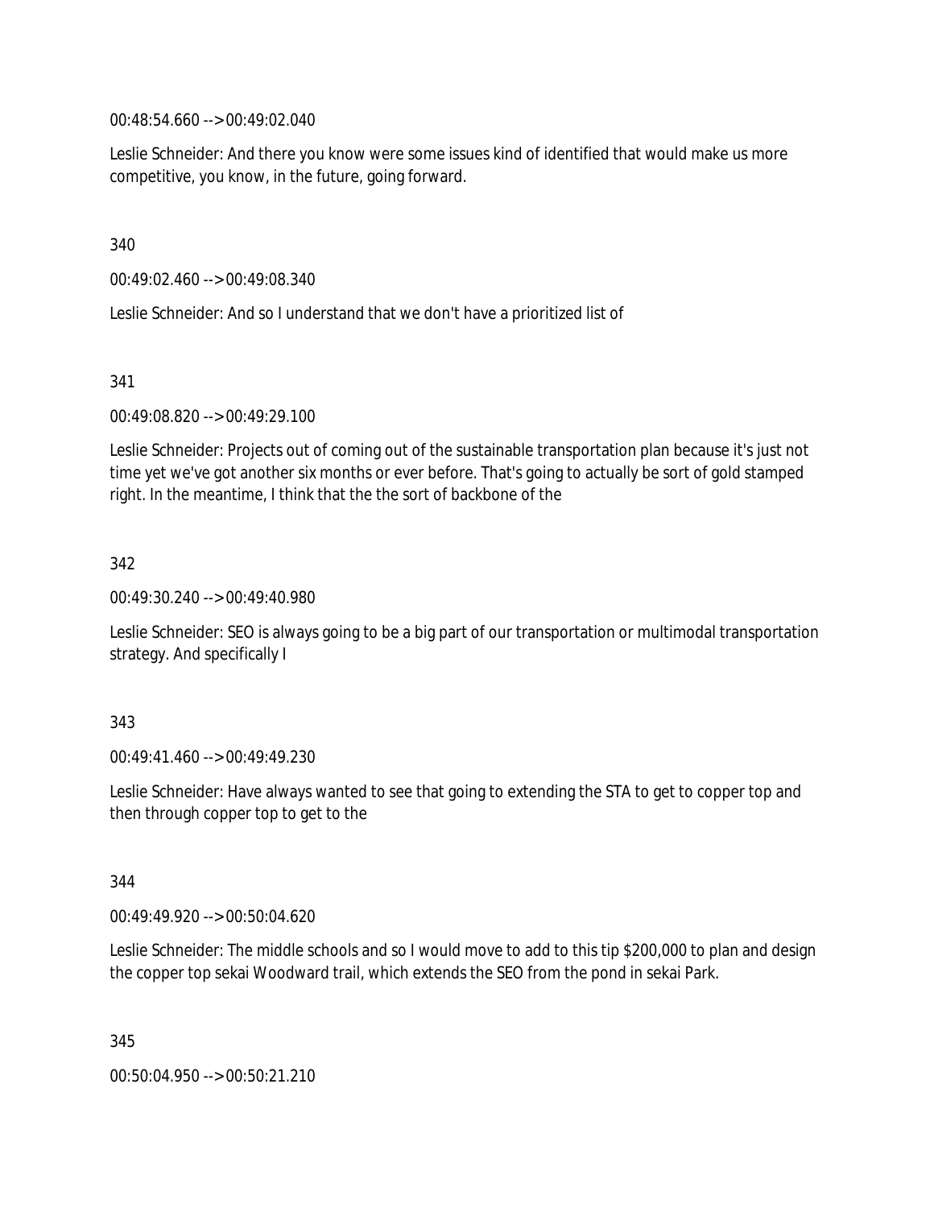00:48:54.660 --> 00:49:02.040

Leslie Schneider: And there you know were some issues kind of identified that would make us more competitive, you know, in the future, going forward.

340

00:49:02.460 --> 00:49:08.340

Leslie Schneider: And so I understand that we don't have a prioritized list of

341

00:49:08.820 --> 00:49:29.100

Leslie Schneider: Projects out of coming out of the sustainable transportation plan because it's just not time yet we've got another six months or ever before. That's going to actually be sort of gold stamped right. In the meantime, I think that the the sort of backbone of the

342

00:49:30.240 --> 00:49:40.980

Leslie Schneider: SEO is always going to be a big part of our transportation or multimodal transportation strategy. And specifically I

343

00:49:41.460 --> 00:49:49.230

Leslie Schneider: Have always wanted to see that going to extending the STA to get to copper top and then through copper top to get to the

344

00:49:49.920 --> 00:50:04.620

Leslie Schneider: The middle schools and so I would move to add to this tip $200,000 to plan and design the copper top sekai Woodward trail, which extends the SEO from the pond in sekai Park.

345

00:50:04.950 --> 00:50:21.210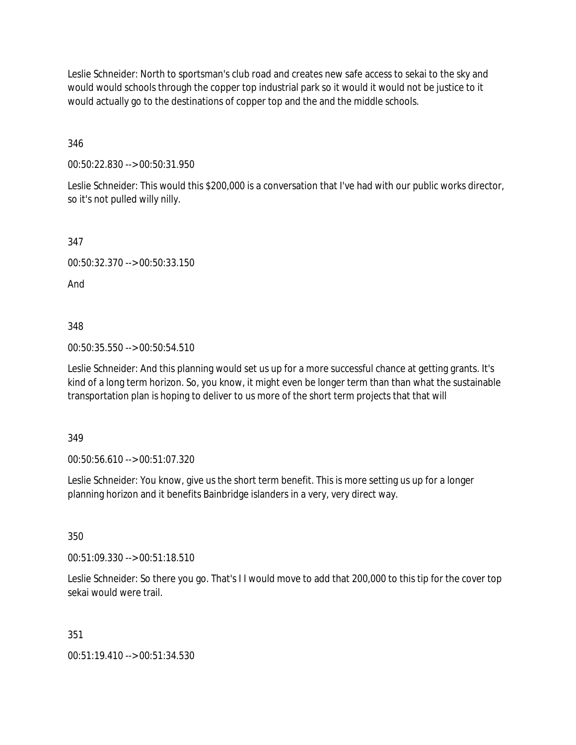Leslie Schneider: North to sportsman's club road and creates new safe access to sekai to the sky and would would schools through the copper top industrial park so it would it would not be justice to it would actually go to the destinations of copper top and the and the middle schools.

346

00:50:22.830 --> 00:50:31.950

Leslie Schneider: This would this $200,000 is a conversation that I've had with our public works director, so it's not pulled willy nilly.

347

00:50:32.370 --> 00:50:33.150

And

348

00:50:35.550 --> 00:50:54.510

Leslie Schneider: And this planning would set us up for a more successful chance at getting grants. It's kind of a long term horizon. So, you know, it might even be longer term than than what the sustainable transportation plan is hoping to deliver to us more of the short term projects that that will

349

00:50:56.610 --> 00:51:07.320

Leslie Schneider: You know, give us the short term benefit. This is more setting us up for a longer planning horizon and it benefits Bainbridge islanders in a very, very direct way.

350

00:51:09.330 --> 00:51:18.510

Leslie Schneider: So there you go. That's I I would move to add that 200,000 to this tip for the cover top sekai would were trail.

351

00:51:19.410 --> 00:51:34.530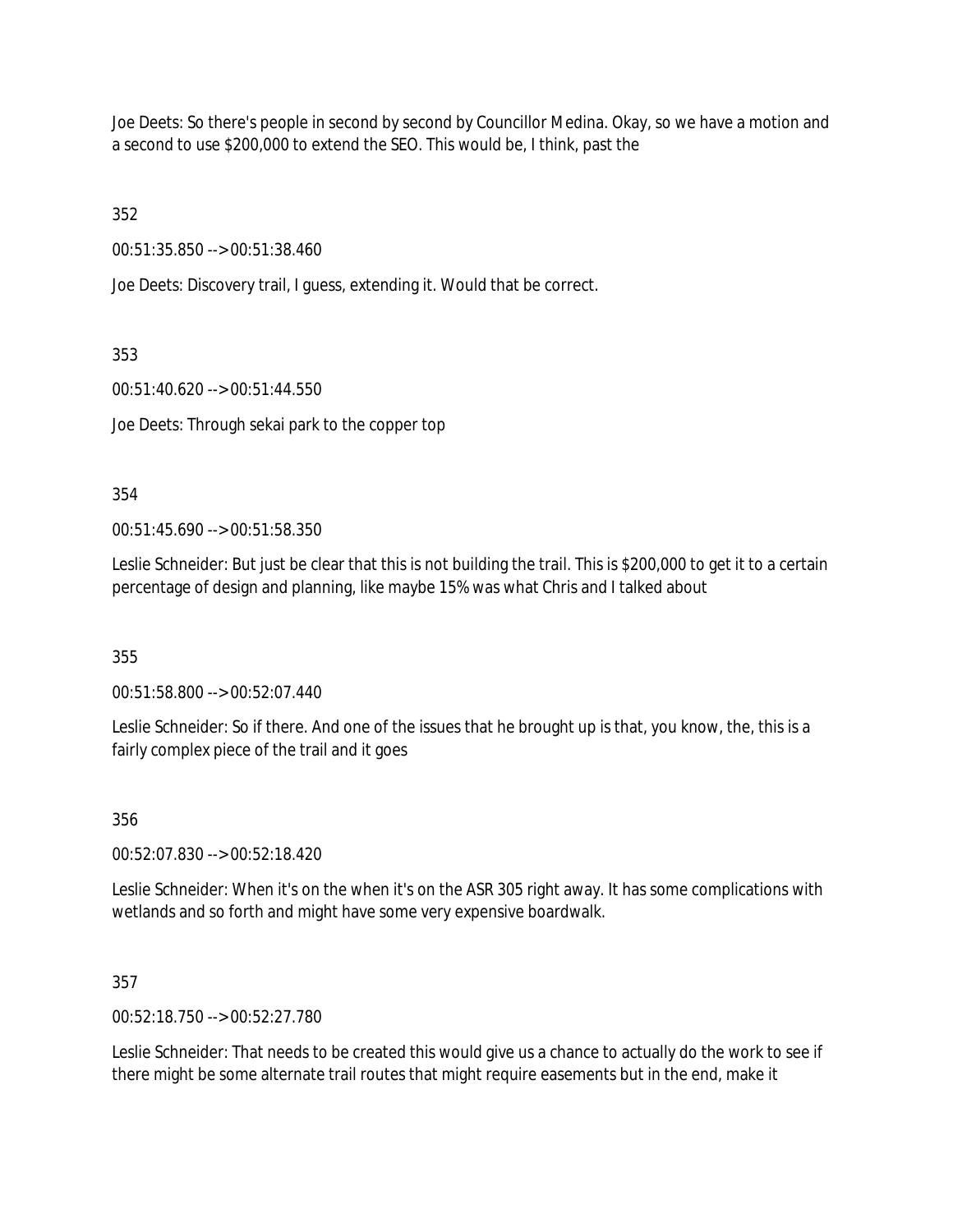Joe Deets: So there's people in second by second by Councillor Medina. Okay, so we have a motion and a second to use $200,000 to extend the SEO. This would be, I think, past the

352

00:51:35.850 --> 00:51:38.460

Joe Deets: Discovery trail, I guess, extending it. Would that be correct.

353

00:51:40.620 --> 00:51:44.550

Joe Deets: Through sekai park to the copper top

354

00:51:45.690 --> 00:51:58.350

Leslie Schneider: But just be clear that this is not building the trail. This is $200,000 to get it to a certain percentage of design and planning, like maybe 15% was what Chris and I talked about

355

00:51:58.800 --> 00:52:07.440

Leslie Schneider: So if there. And one of the issues that he brought up is that, you know, the, this is a fairly complex piece of the trail and it goes

356

00:52:07.830 --> 00:52:18.420

Leslie Schneider: When it's on the when it's on the ASR 305 right away. It has some complications with wetlands and so forth and might have some very expensive boardwalk.

357

00:52:18.750 --> 00:52:27.780

Leslie Schneider: That needs to be created this would give us a chance to actually do the work to see if there might be some alternate trail routes that might require easements but in the end, make it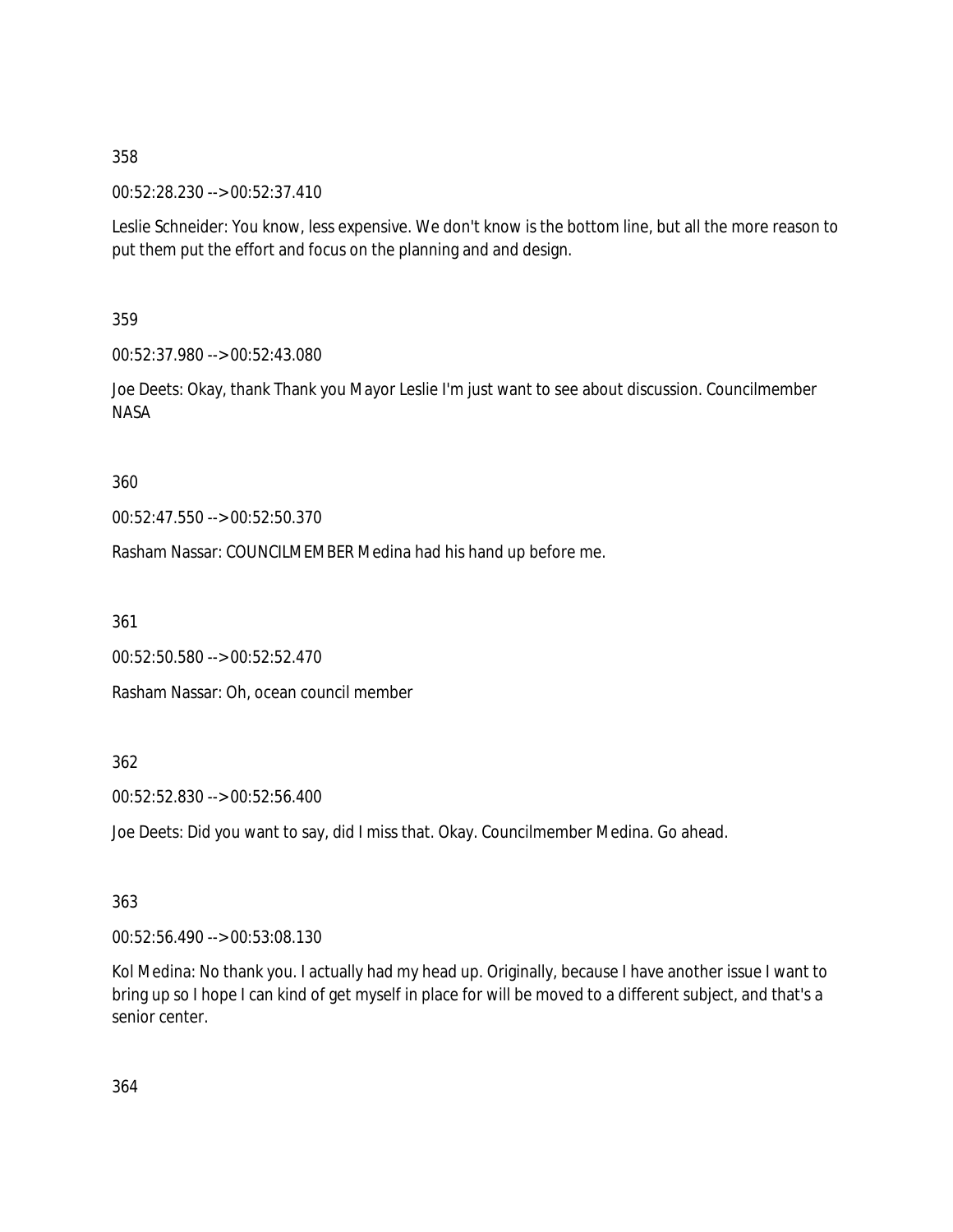358

00:52:28.230 --> 00:52:37.410

Leslie Schneider: You know, less expensive. We don't know is the bottom line, but all the more reason to put them put the effort and focus on the planning and and design.

359

00:52:37.980 --> 00:52:43.080

Joe Deets: Okay, thank Thank you Mayor Leslie I'm just want to see about discussion. Councilmember NASA

360

00:52:47.550 --> 00:52:50.370

Rasham Nassar: COUNCILMEMBER Medina had his hand up before me.

361

00:52:50.580 --> 00:52:52.470

Rasham Nassar: Oh, ocean council member

362

00:52:52.830 --> 00:52:56.400

Joe Deets: Did you want to say, did I miss that. Okay. Councilmember Medina. Go ahead.

363

00:52:56.490 --> 00:53:08.130

Kol Medina: No thank you. I actually had my head up. Originally, because I have another issue I want to bring up so I hope I can kind of get myself in place for will be moved to a different subject, and that's a senior center.

364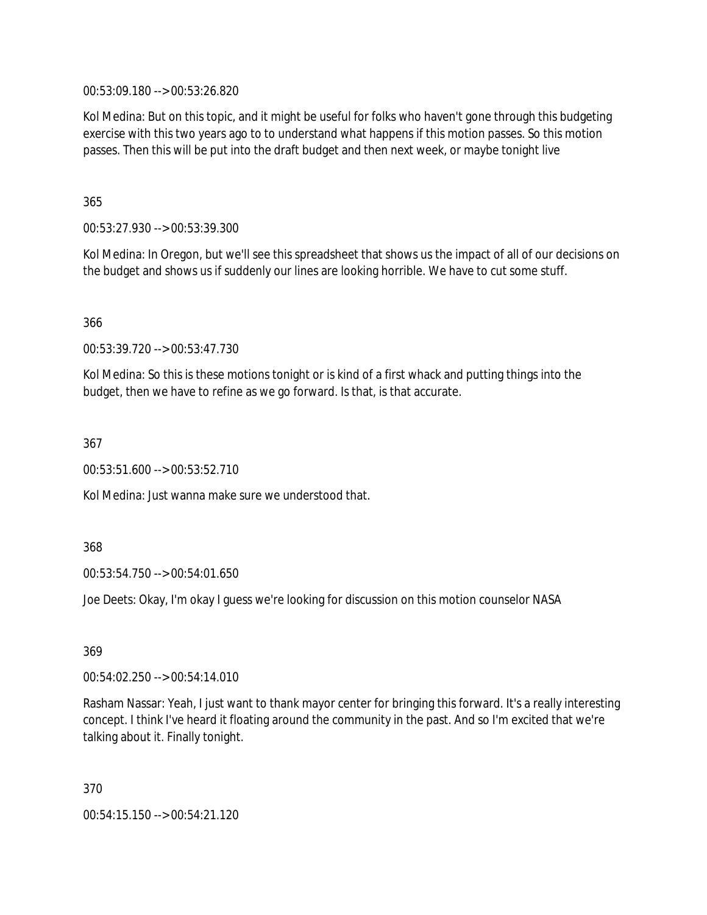00:53:09.180 --> 00:53:26.820

Kol Medina: But on this topic, and it might be useful for folks who haven't gone through this budgeting exercise with this two years ago to to understand what happens if this motion passes. So this motion passes. Then this will be put into the draft budget and then next week, or maybe tonight live

365

00:53:27.930 --> 00:53:39.300

Kol Medina: In Oregon, but we'll see this spreadsheet that shows us the impact of all of our decisions on the budget and shows us if suddenly our lines are looking horrible. We have to cut some stuff.

366

00:53:39.720 --> 00:53:47.730

Kol Medina: So this is these motions tonight or is kind of a first whack and putting things into the budget, then we have to refine as we go forward. Is that, is that accurate.

367

00:53:51.600 --> 00:53:52.710

Kol Medina: Just wanna make sure we understood that.

368

00:53:54.750 --> 00:54:01.650

Joe Deets: Okay, I'm okay I guess we're looking for discussion on this motion counselor NASA

369

00:54:02.250 --> 00:54:14.010

Rasham Nassar: Yeah, I just want to thank mayor center for bringing this forward. It's a really interesting concept. I think I've heard it floating around the community in the past. And so I'm excited that we're talking about it. Finally tonight.

370

00:54:15.150 --> 00:54:21.120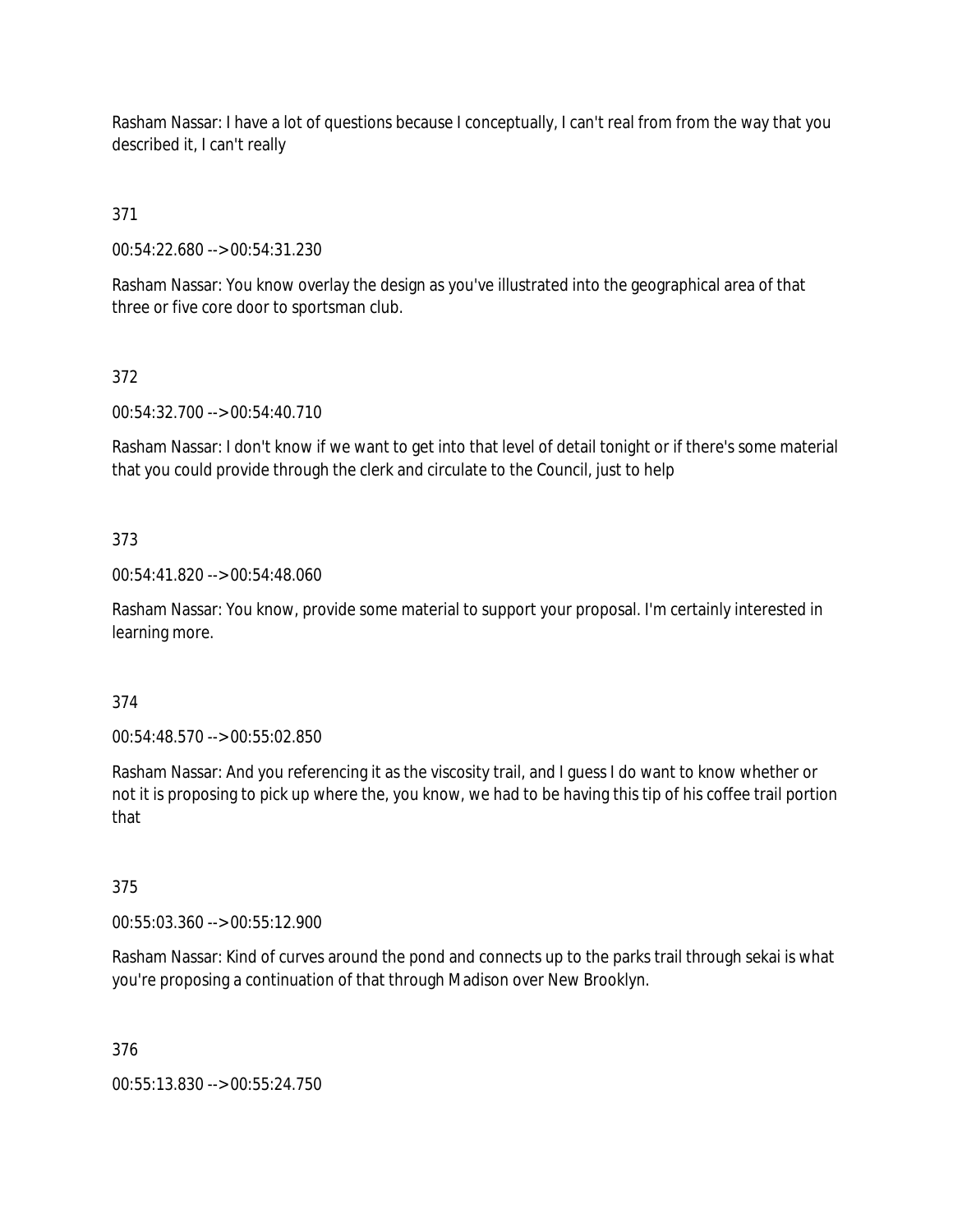Rasham Nassar: I have a lot of questions because I conceptually, I can't real from from the way that you described it, I can't really

371

00:54:22.680 --> 00:54:31.230

Rasham Nassar: You know overlay the design as you've illustrated into the geographical area of that three or five core door to sportsman club.

372

00:54:32.700 --> 00:54:40.710

Rasham Nassar: I don't know if we want to get into that level of detail tonight or if there's some material that you could provide through the clerk and circulate to the Council, just to help

373

00:54:41.820 --> 00:54:48.060

Rasham Nassar: You know, provide some material to support your proposal. I'm certainly interested in learning more.

374

00:54:48.570 --> 00:55:02.850

Rasham Nassar: And you referencing it as the viscosity trail, and I guess I do want to know whether or not it is proposing to pick up where the, you know, we had to be having this tip of his coffee trail portion that

375

00:55:03.360 --> 00:55:12.900

Rasham Nassar: Kind of curves around the pond and connects up to the parks trail through sekai is what you're proposing a continuation of that through Madison over New Brooklyn.

376

00:55:13.830 --> 00:55:24.750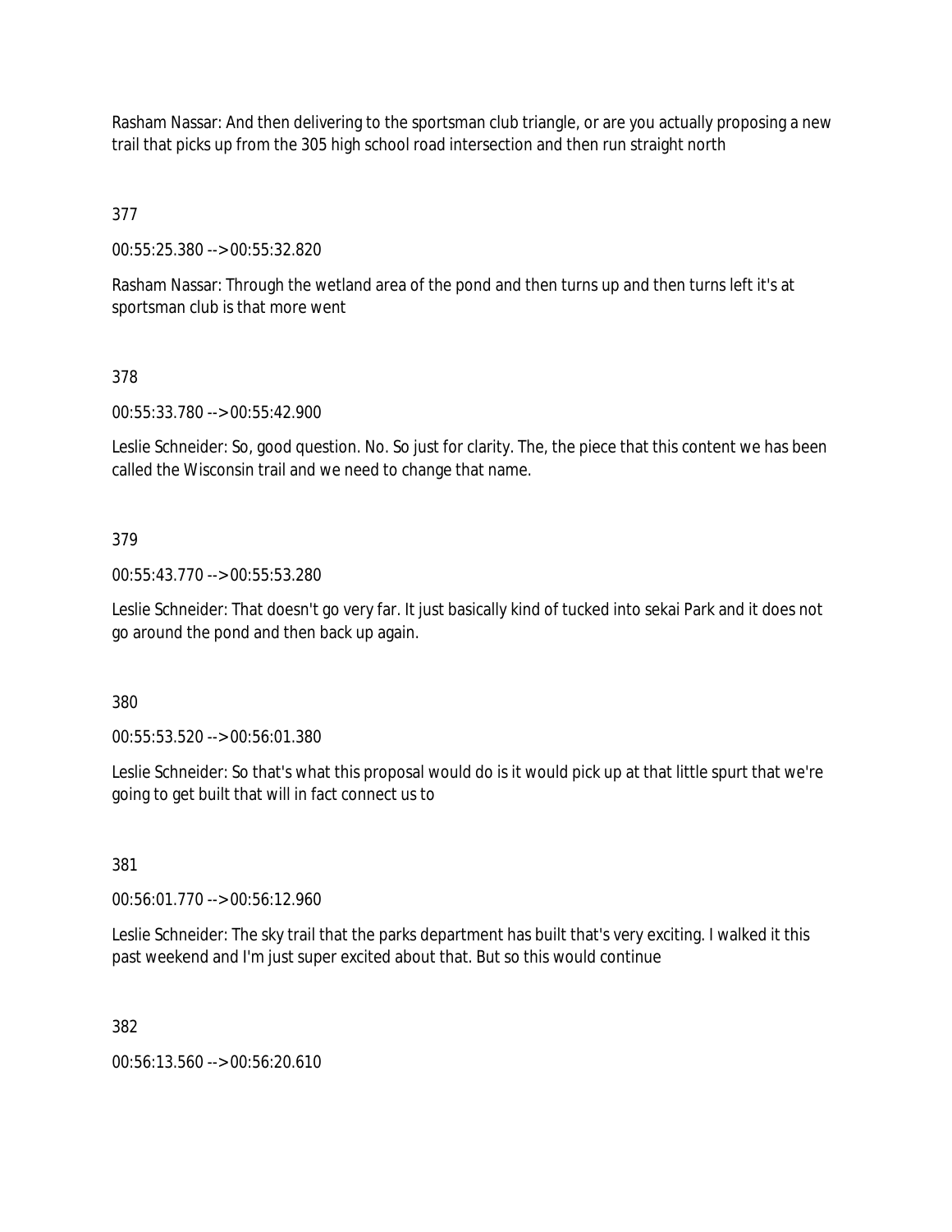Rasham Nassar: And then delivering to the sportsman club triangle, or are you actually proposing a new trail that picks up from the 305 high school road intersection and then run straight north

377

00:55:25.380 --> 00:55:32.820

Rasham Nassar: Through the wetland area of the pond and then turns up and then turns left it's at sportsman club is that more went

378

00:55:33.780 --> 00:55:42.900

Leslie Schneider: So, good question. No. So just for clarity. The, the piece that this content we has been called the Wisconsin trail and we need to change that name.

379

00:55:43.770 --> 00:55:53.280

Leslie Schneider: That doesn't go very far. It just basically kind of tucked into sekai Park and it does not go around the pond and then back up again.

380

00:55:53.520 --> 00:56:01.380

Leslie Schneider: So that's what this proposal would do is it would pick up at that little spurt that we're going to get built that will in fact connect us to

381

00:56:01.770 --> 00:56:12.960

Leslie Schneider: The sky trail that the parks department has built that's very exciting. I walked it this past weekend and I'm just super excited about that. But so this would continue

382

00:56:13.560 --> 00:56:20.610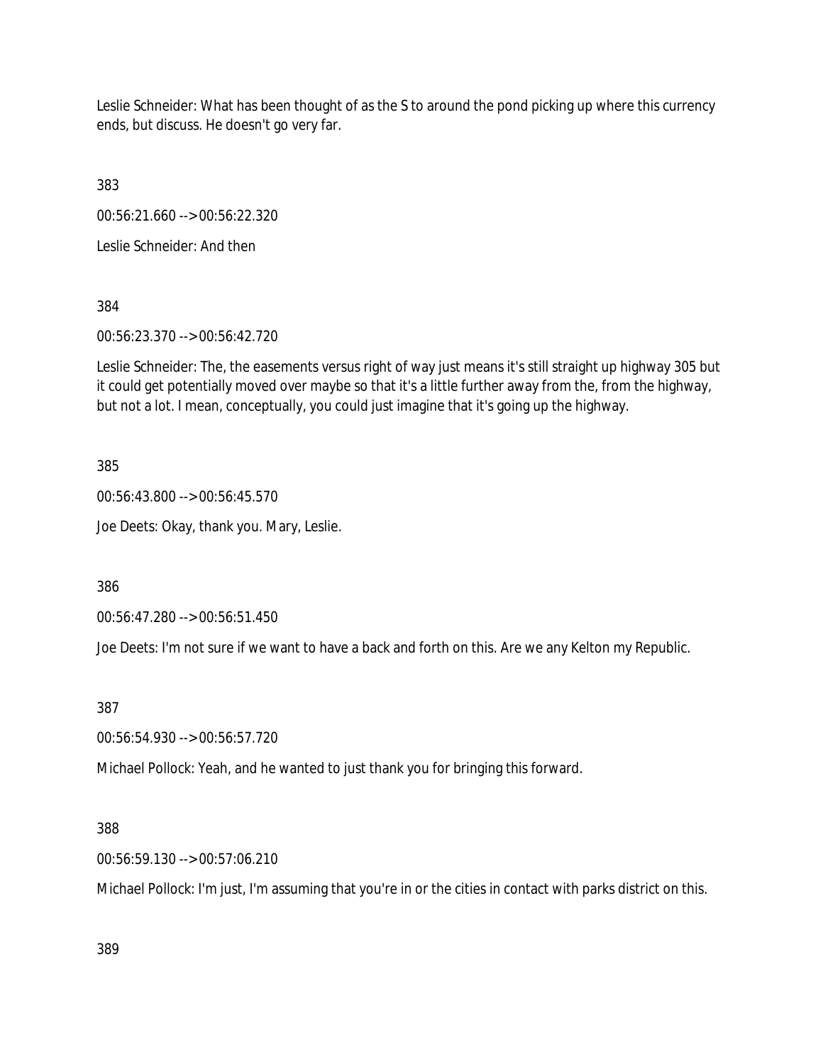Leslie Schneider: What has been thought of as the S to around the pond picking up where this currency ends, but discuss. He doesn't go very far.

383

00:56:21.660 --> 00:56:22.320

Leslie Schneider: And then

384

00:56:23.370 --> 00:56:42.720

Leslie Schneider: The, the easements versus right of way just means it's still straight up highway 305 but it could get potentially moved over maybe so that it's a little further away from the, from the highway, but not a lot. I mean, conceptually, you could just imagine that it's going up the highway.

385

00:56:43.800 --> 00:56:45.570

Joe Deets: Okay, thank you. Mary, Leslie.

386

00:56:47.280 --> 00:56:51.450

Joe Deets: I'm not sure if we want to have a back and forth on this. Are we any Kelton my Republic.

387

00:56:54.930 --> 00:56:57.720

Michael Pollock: Yeah, and he wanted to just thank you for bringing this forward.

388

00:56:59.130 --> 00:57:06.210

Michael Pollock: I'm just, I'm assuming that you're in or the cities in contact with parks district on this.

389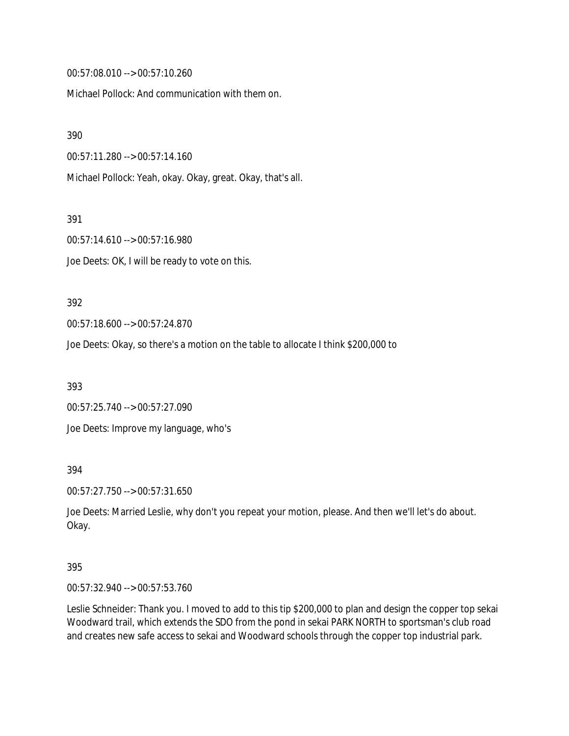00:57:08.010 --> 00:57:10.260

Michael Pollock: And communication with them on.

390

00:57:11.280 --> 00:57:14.160

Michael Pollock: Yeah, okay. Okay, great. Okay, that's all.

391

00:57:14.610 --> 00:57:16.980

Joe Deets: OK, I will be ready to vote on this.

392

00:57:18.600 --> 00:57:24.870

Joe Deets: Okay, so there's a motion on the table to allocate I think $200,000 to

393

00:57:25.740 --> 00:57:27.090

Joe Deets: Improve my language, who's

394

00:57:27.750 --> 00:57:31.650

Joe Deets: Married Leslie, why don't you repeat your motion, please. And then we'll let's do about. Okay.

395

00:57:32.940 --> 00:57:53.760

Leslie Schneider: Thank you. I moved to add to this tip $200,000 to plan and design the copper top sekai Woodward trail, which extends the SDO from the pond in sekai PARK NORTH to sportsman's club road and creates new safe access to sekai and Woodward schools through the copper top industrial park.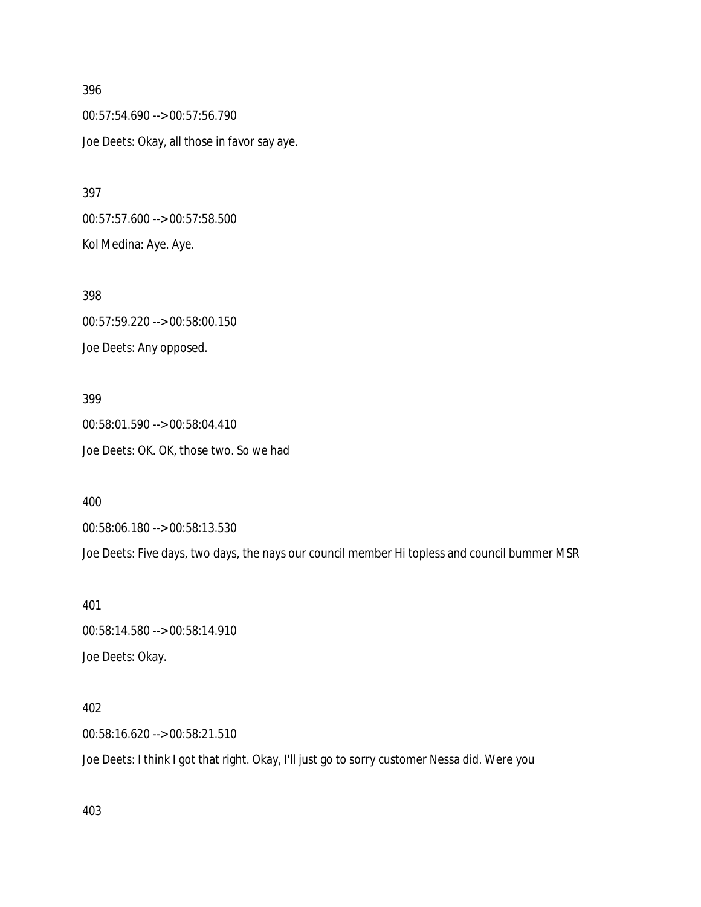396

00:57:54.690 --> 00:57:56.790

Joe Deets: Okay, all those in favor say aye.

397

00:57:57.600 --> 00:57:58.500

Kol Medina: Aye. Aye.

398

00:57:59.220 --> 00:58:00.150

Joe Deets: Any opposed.

399

00:58:01.590 --> 00:58:04.410

Joe Deets: OK. OK, those two. So we had

400

00:58:06.180 --> 00:58:13.530

Joe Deets: Five days, two days, the nays our council member Hi topless and council bummer MSR

401

00:58:14.580 --> 00:58:14.910

Joe Deets: Okay.

402

00:58:16.620 --> 00:58:21.510

Joe Deets: I think I got that right. Okay, I'll just go to sorry customer Nessa did. Were you

403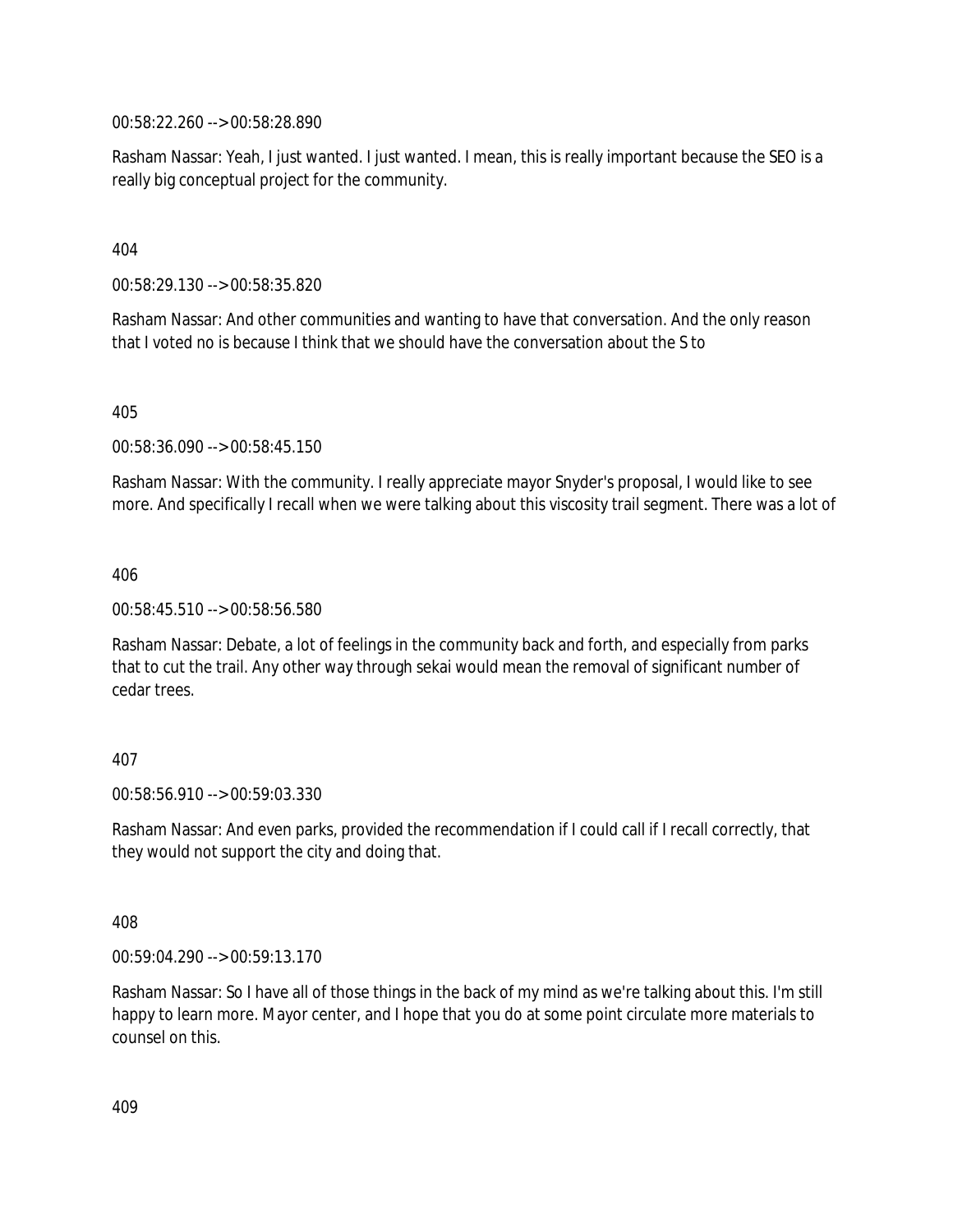00:58:22.260 --> 00:58:28.890

Rasham Nassar: Yeah, I just wanted. I just wanted. I mean, this is really important because the SEO is a really big conceptual project for the community.

404

00:58:29.130 --> 00:58:35.820

Rasham Nassar: And other communities and wanting to have that conversation. And the only reason that I voted no is because I think that we should have the conversation about the S to

405

00:58:36.090 --> 00:58:45.150

Rasham Nassar: With the community. I really appreciate mayor Snyder's proposal, I would like to see more. And specifically I recall when we were talking about this viscosity trail segment. There was a lot of

406

00:58:45.510 --> 00:58:56.580

Rasham Nassar: Debate, a lot of feelings in the community back and forth, and especially from parks that to cut the trail. Any other way through sekai would mean the removal of significant number of cedar trees.

407

00:58:56.910 --> 00:59:03.330

Rasham Nassar: And even parks, provided the recommendation if I could call if I recall correctly, that they would not support the city and doing that.

408

00:59:04.290 --> 00:59:13.170

Rasham Nassar: So I have all of those things in the back of my mind as we're talking about this. I'm still happy to learn more. Mayor center, and I hope that you do at some point circulate more materials to counsel on this.

409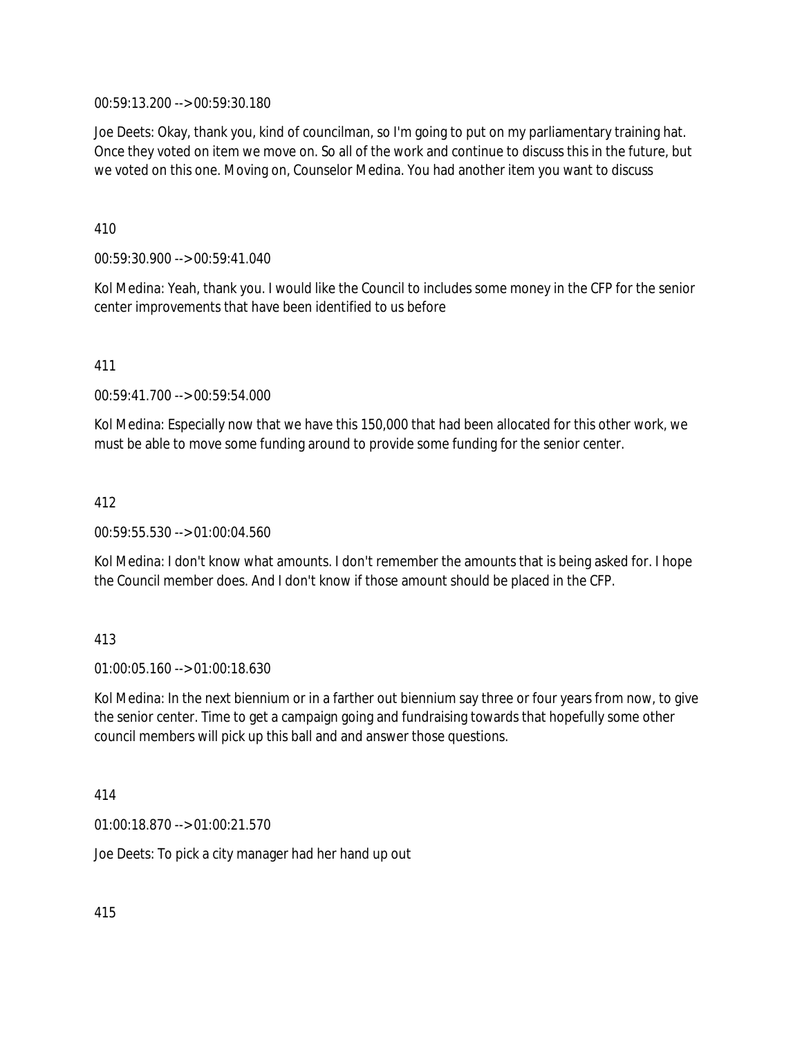00:59:13.200 --> 00:59:30.180

Joe Deets: Okay, thank you, kind of councilman, so I'm going to put on my parliamentary training hat. Once they voted on item we move on. So all of the work and continue to discuss this in the future, but we voted on this one. Moving on, Counselor Medina. You had another item you want to discuss

410

00:59:30.900 --> 00:59:41.040

Kol Medina: Yeah, thank you. I would like the Council to includes some money in the CFP for the senior center improvements that have been identified to us before

411

00:59:41.700 --> 00:59:54.000

Kol Medina: Especially now that we have this 150,000 that had been allocated for this other work, we must be able to move some funding around to provide some funding for the senior center.

412

00:59:55.530 --> 01:00:04.560

Kol Medina: I don't know what amounts. I don't remember the amounts that is being asked for. I hope the Council member does. And I don't know if those amount should be placed in the CFP.

413

01:00:05.160 --> 01:00:18.630

Kol Medina: In the next biennium or in a farther out biennium say three or four years from now, to give the senior center. Time to get a campaign going and fundraising towards that hopefully some other council members will pick up this ball and and answer those questions.

414

01:00:18.870 --> 01:00:21.570

Joe Deets: To pick a city manager had her hand up out

415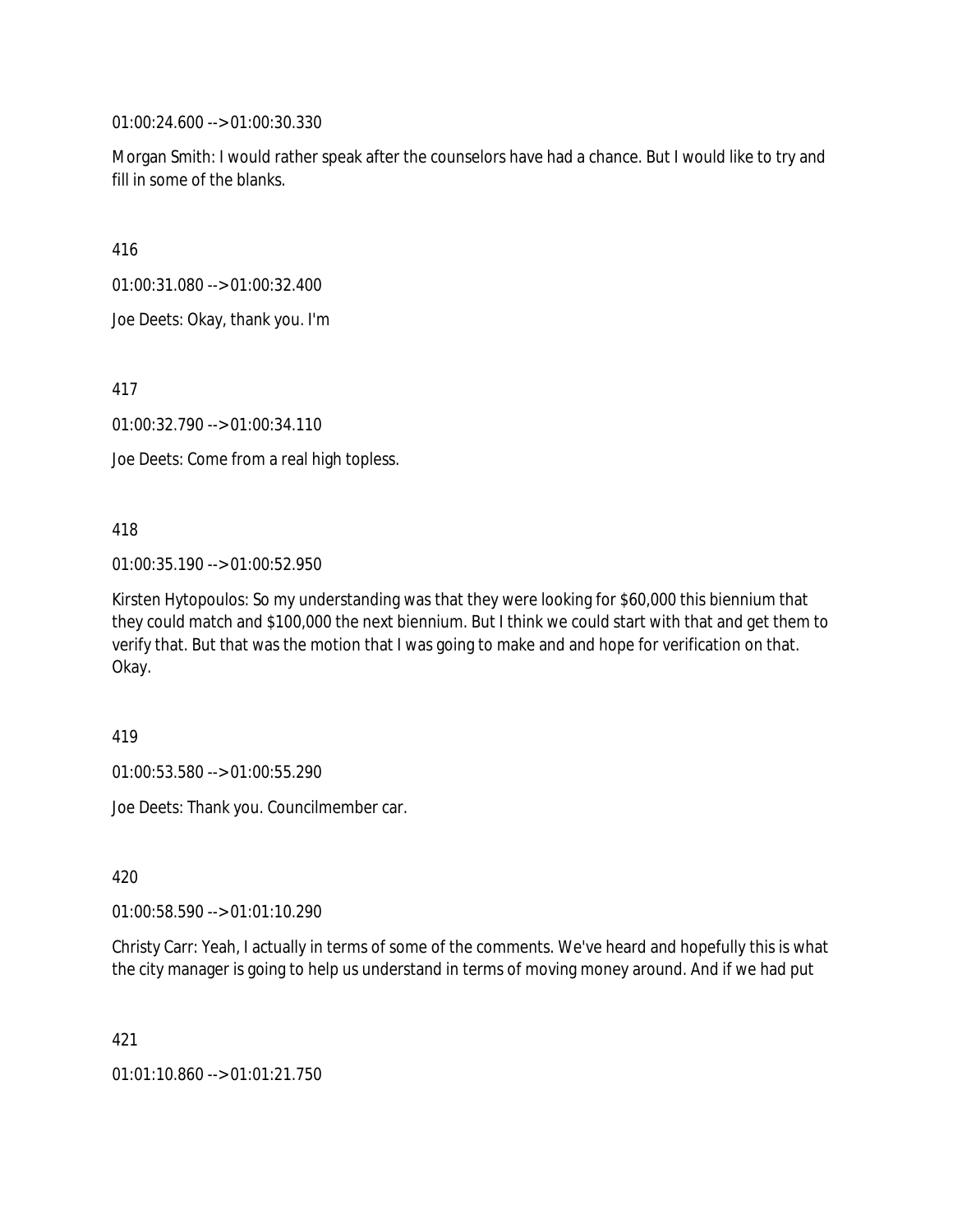01:00:24.600 --> 01:00:30.330

Morgan Smith: I would rather speak after the counselors have had a chance. But I would like to try and fill in some of the blanks.

416

01:00:31.080 --> 01:00:32.400

Joe Deets: Okay, thank you. I'm

417

01:00:32.790 --> 01:00:34.110

Joe Deets: Come from a real high topless.

418

01:00:35.190 --> 01:00:52.950

Kirsten Hytopoulos: So my understanding was that they were looking for $60,000 this biennium that they could match and $100,000 the next biennium. But I think we could start with that and get them to verify that. But that was the motion that I was going to make and and hope for verification on that. Okay.

419

01:00:53.580 --> 01:00:55.290

Joe Deets: Thank you. Councilmember car.

420

01:00:58.590 --> 01:01:10.290

Christy Carr: Yeah, I actually in terms of some of the comments. We've heard and hopefully this is what the city manager is going to help us understand in terms of moving money around. And if we had put

421

01:01:10.860 --> 01:01:21.750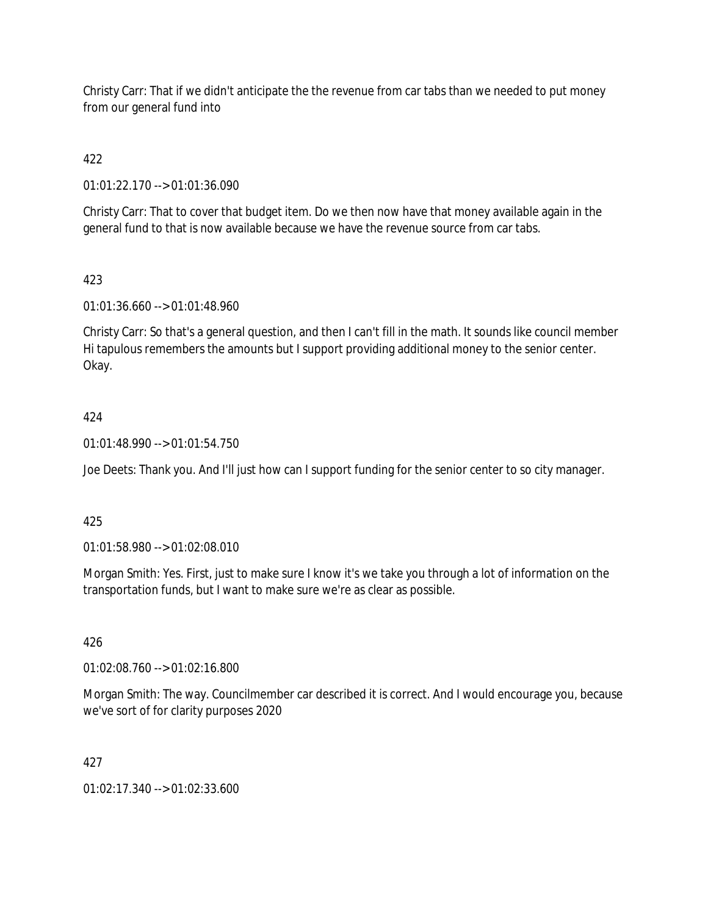Christy Carr: That if we didn't anticipate the the revenue from car tabs than we needed to put money from our general fund into

422

01:01:22.170 --> 01:01:36.090

Christy Carr: That to cover that budget item. Do we then now have that money available again in the general fund to that is now available because we have the revenue source from car tabs.

423

01:01:36.660 --> 01:01:48.960

Christy Carr: So that's a general question, and then I can't fill in the math. It sounds like council member Hi tapulous remembers the amounts but I support providing additional money to the senior center. Okay.

424

01:01:48.990 --> 01:01:54.750

Joe Deets: Thank you. And I'll just how can I support funding for the senior center to so city manager.

425

01:01:58.980 --> 01:02:08.010

Morgan Smith: Yes. First, just to make sure I know it's we take you through a lot of information on the transportation funds, but I want to make sure we're as clear as possible.

426

01:02:08.760 --> 01:02:16.800

Morgan Smith: The way. Councilmember car described it is correct. And I would encourage you, because we've sort of for clarity purposes 2020

427

01:02:17.340 --> 01:02:33.600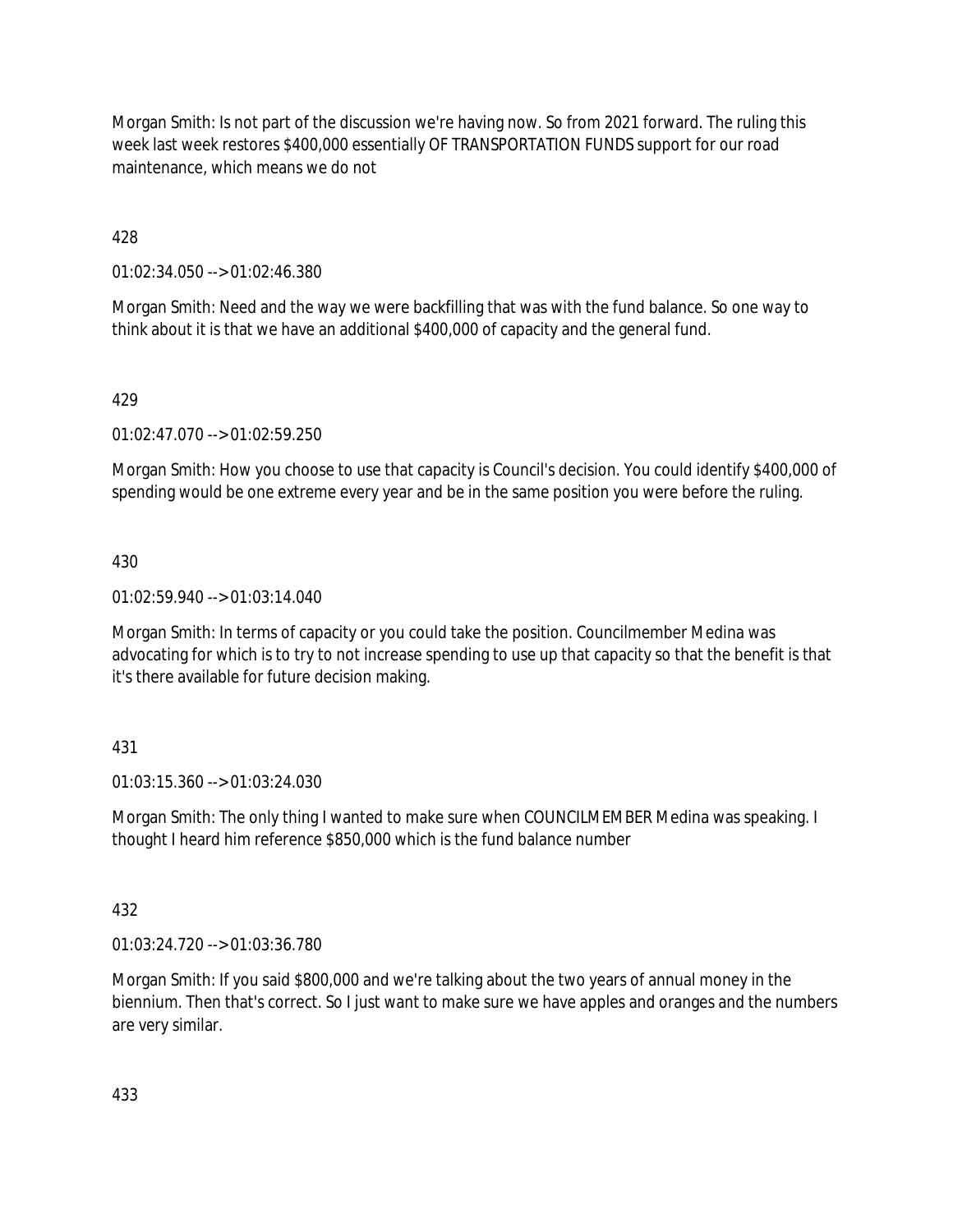Morgan Smith: Is not part of the discussion we're having now. So from 2021 forward. The ruling this week last week restores $400,000 essentially OF TRANSPORTATION FUNDS support for our road maintenance, which means we do not

428

01:02:34.050 --> 01:02:46.380

Morgan Smith: Need and the way we were backfilling that was with the fund balance. So one way to think about it is that we have an additional $400,000 of capacity and the general fund.

429

01:02:47.070 --> 01:02:59.250

Morgan Smith: How you choose to use that capacity is Council's decision. You could identify $400,000 of spending would be one extreme every year and be in the same position you were before the ruling.

430

01:02:59.940 --> 01:03:14.040

Morgan Smith: In terms of capacity or you could take the position. Councilmember Medina was advocating for which is to try to not increase spending to use up that capacity so that the benefit is that it's there available for future decision making.

431

01:03:15.360 --> 01:03:24.030

Morgan Smith: The only thing I wanted to make sure when COUNCILMEMBER Medina was speaking. I thought I heard him reference $850,000 which is the fund balance number

432

01:03:24.720 --> 01:03:36.780

Morgan Smith: If you said $800,000 and we're talking about the two years of annual money in the biennium. Then that's correct. So I just want to make sure we have apples and oranges and the numbers are very similar.

433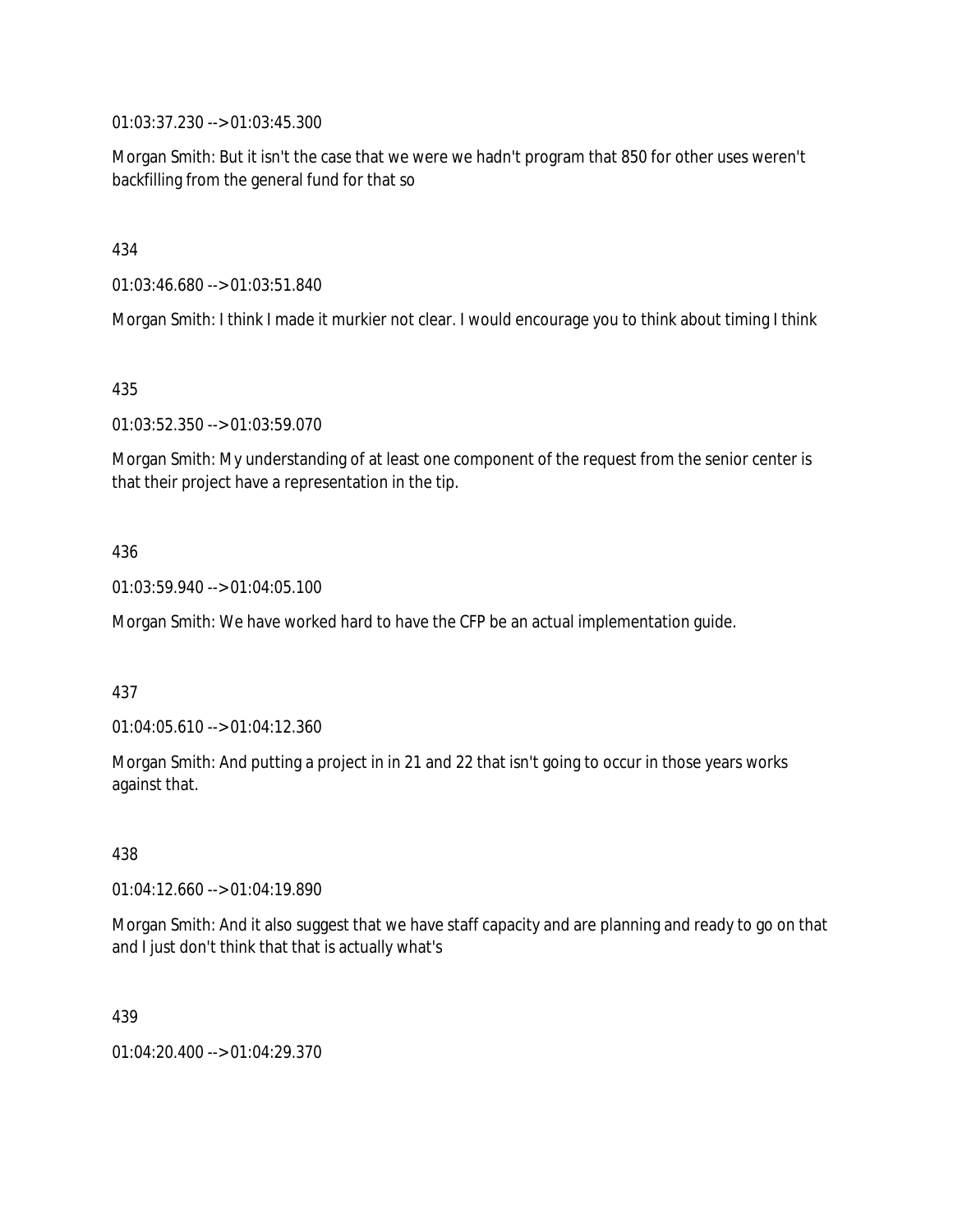01:03:37.230 --> 01:03:45.300

Morgan Smith: But it isn't the case that we were we hadn't program that 850 for other uses weren't backfilling from the general fund for that so

434

01:03:46.680 --> 01:03:51.840

Morgan Smith: I think I made it murkier not clear. I would encourage you to think about timing I think

435

01:03:52.350 --> 01:03:59.070

Morgan Smith: My understanding of at least one component of the request from the senior center is that their project have a representation in the tip.

436

01:03:59.940 --> 01:04:05.100

Morgan Smith: We have worked hard to have the CFP be an actual implementation guide.

437

01:04:05.610 --> 01:04:12.360

Morgan Smith: And putting a project in in 21 and 22 that isn't going to occur in those years works against that.

438

01:04:12.660 --> 01:04:19.890

Morgan Smith: And it also suggest that we have staff capacity and are planning and ready to go on that and I just don't think that that is actually what's

439

01:04:20.400 --> 01:04:29.370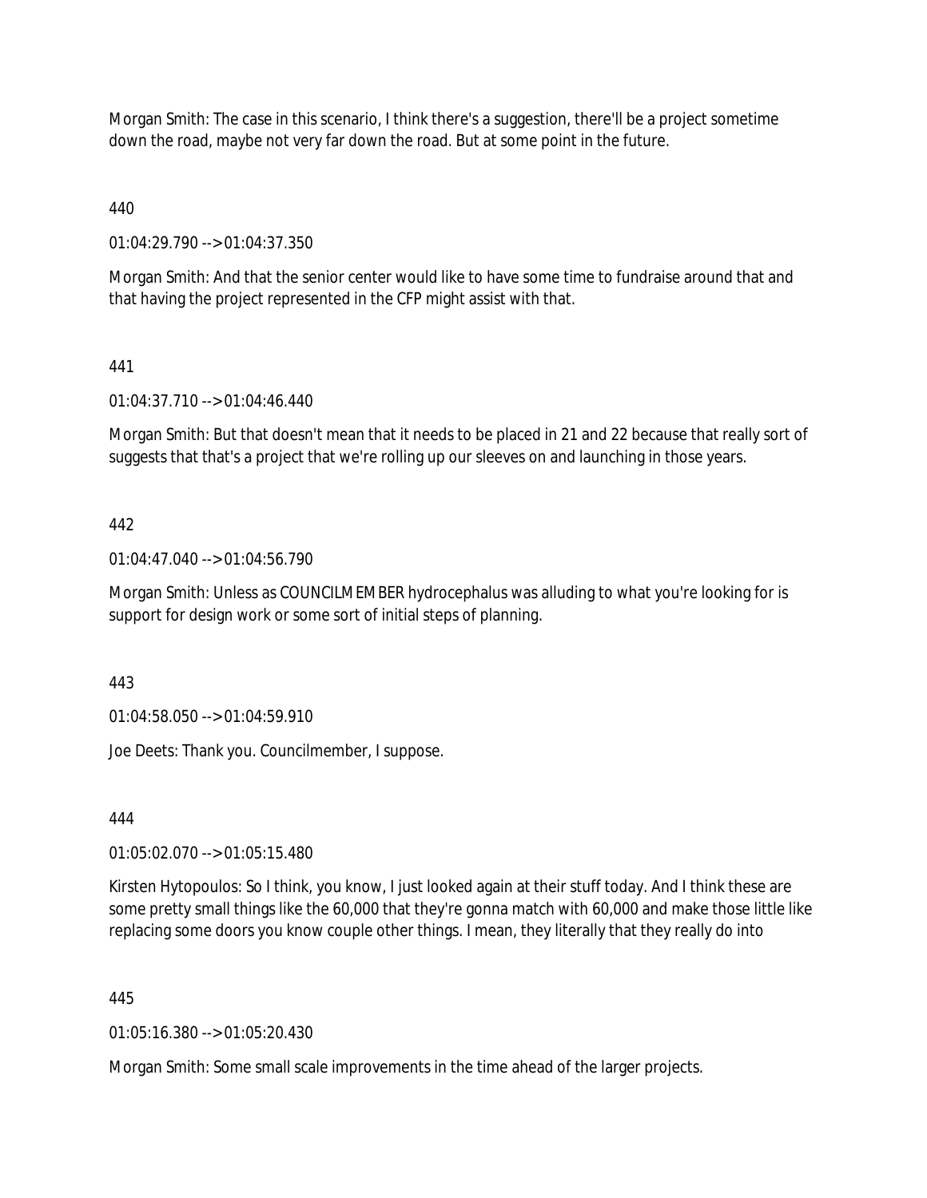Morgan Smith: The case in this scenario, I think there's a suggestion, there'll be a project sometime down the road, maybe not very far down the road. But at some point in the future.

440

01:04:29.790 --> 01:04:37.350

Morgan Smith: And that the senior center would like to have some time to fundraise around that and that having the project represented in the CFP might assist with that.

441

01:04:37.710 --> 01:04:46.440

Morgan Smith: But that doesn't mean that it needs to be placed in 21 and 22 because that really sort of suggests that that's a project that we're rolling up our sleeves on and launching in those years.

442

01:04:47.040 --> 01:04:56.790

Morgan Smith: Unless as COUNCILMEMBER hydrocephalus was alluding to what you're looking for is support for design work or some sort of initial steps of planning.

443

01:04:58.050 --> 01:04:59.910

Joe Deets: Thank you. Councilmember, I suppose.

444

01:05:02.070 --> 01:05:15.480

Kirsten Hytopoulos: So I think, you know, I just looked again at their stuff today. And I think these are some pretty small things like the 60,000 that they're gonna match with 60,000 and make those little like replacing some doors you know couple other things. I mean, they literally that they really do into

445

01:05:16.380 --> 01:05:20.430

Morgan Smith: Some small scale improvements in the time ahead of the larger projects.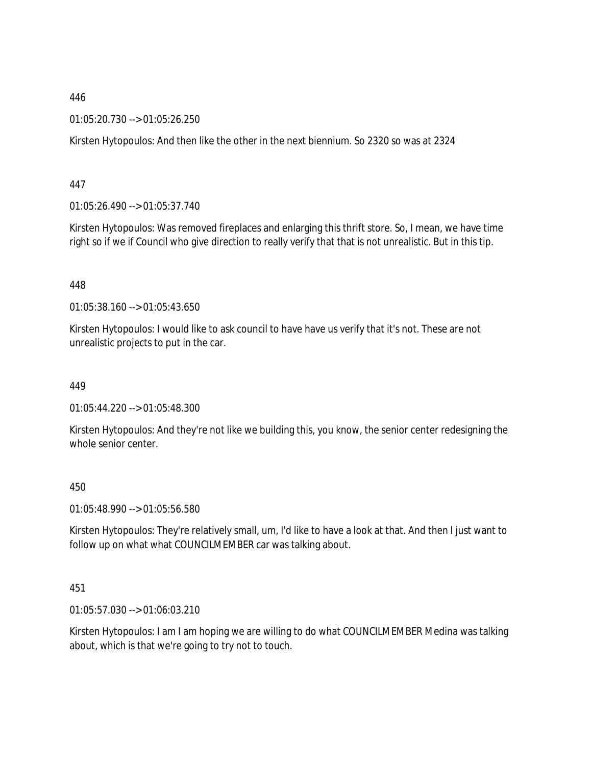446

01:05:20.730 --> 01:05:26.250

Kirsten Hytopoulos: And then like the other in the next biennium. So 2320 so was at 2324

447

01:05:26.490 --> 01:05:37.740

Kirsten Hytopoulos: Was removed fireplaces and enlarging this thrift store. So, I mean, we have time right so if we if Council who give direction to really verify that that is not unrealistic. But in this tip.

448

01:05:38.160 --> 01:05:43.650

Kirsten Hytopoulos: I would like to ask council to have have us verify that it's not. These are not unrealistic projects to put in the car.

449

01:05:44.220 --> 01:05:48.300

Kirsten Hytopoulos: And they're not like we building this, you know, the senior center redesigning the whole senior center.

450

01:05:48.990 --> 01:05:56.580

Kirsten Hytopoulos: They're relatively small, um, I'd like to have a look at that. And then I just want to follow up on what what COUNCILMEMBER car was talking about.

451

01:05:57.030 --> 01:06:03.210

Kirsten Hytopoulos: I am I am hoping we are willing to do what COUNCILMEMBER Medina was talking about, which is that we're going to try not to touch.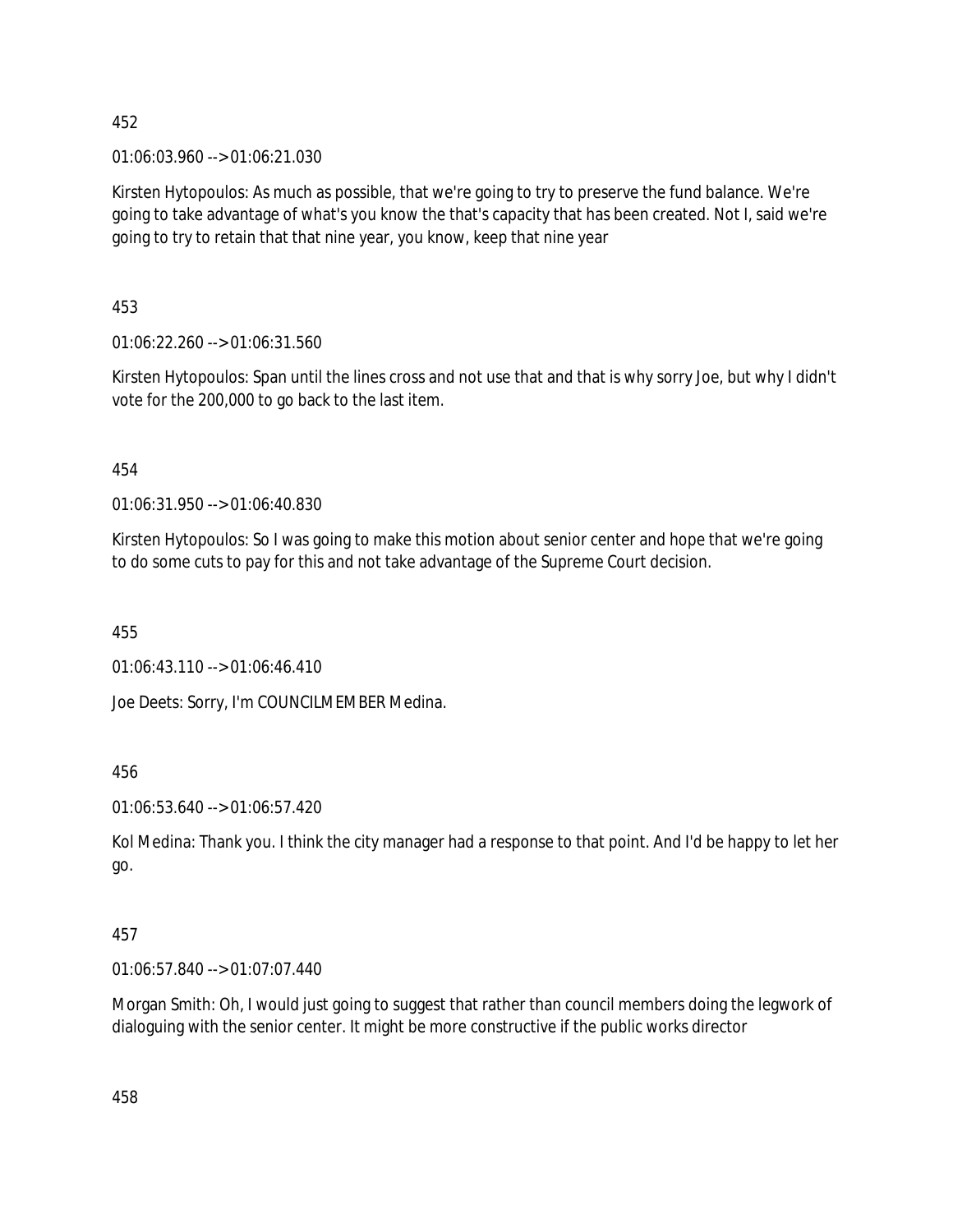452

01:06:03.960 --> 01:06:21.030

Kirsten Hytopoulos: As much as possible, that we're going to try to preserve the fund balance. We're going to take advantage of what's you know the that's capacity that has been created. Not I, said we're going to try to retain that that nine year, you know, keep that nine year

453

01:06:22.260 --> 01:06:31.560

Kirsten Hytopoulos: Span until the lines cross and not use that and that is why sorry Joe, but why I didn't vote for the 200,000 to go back to the last item.

454

01:06:31.950 --> 01:06:40.830

Kirsten Hytopoulos: So I was going to make this motion about senior center and hope that we're going to do some cuts to pay for this and not take advantage of the Supreme Court decision.

455

01:06:43.110 --> 01:06:46.410

Joe Deets: Sorry, I'm COUNCILMEMBER Medina.

456

01:06:53.640 --> 01:06:57.420

Kol Medina: Thank you. I think the city manager had a response to that point. And I'd be happy to let her go.

457

01:06:57.840 --> 01:07:07.440

Morgan Smith: Oh, I would just going to suggest that rather than council members doing the legwork of dialoguing with the senior center. It might be more constructive if the public works director

458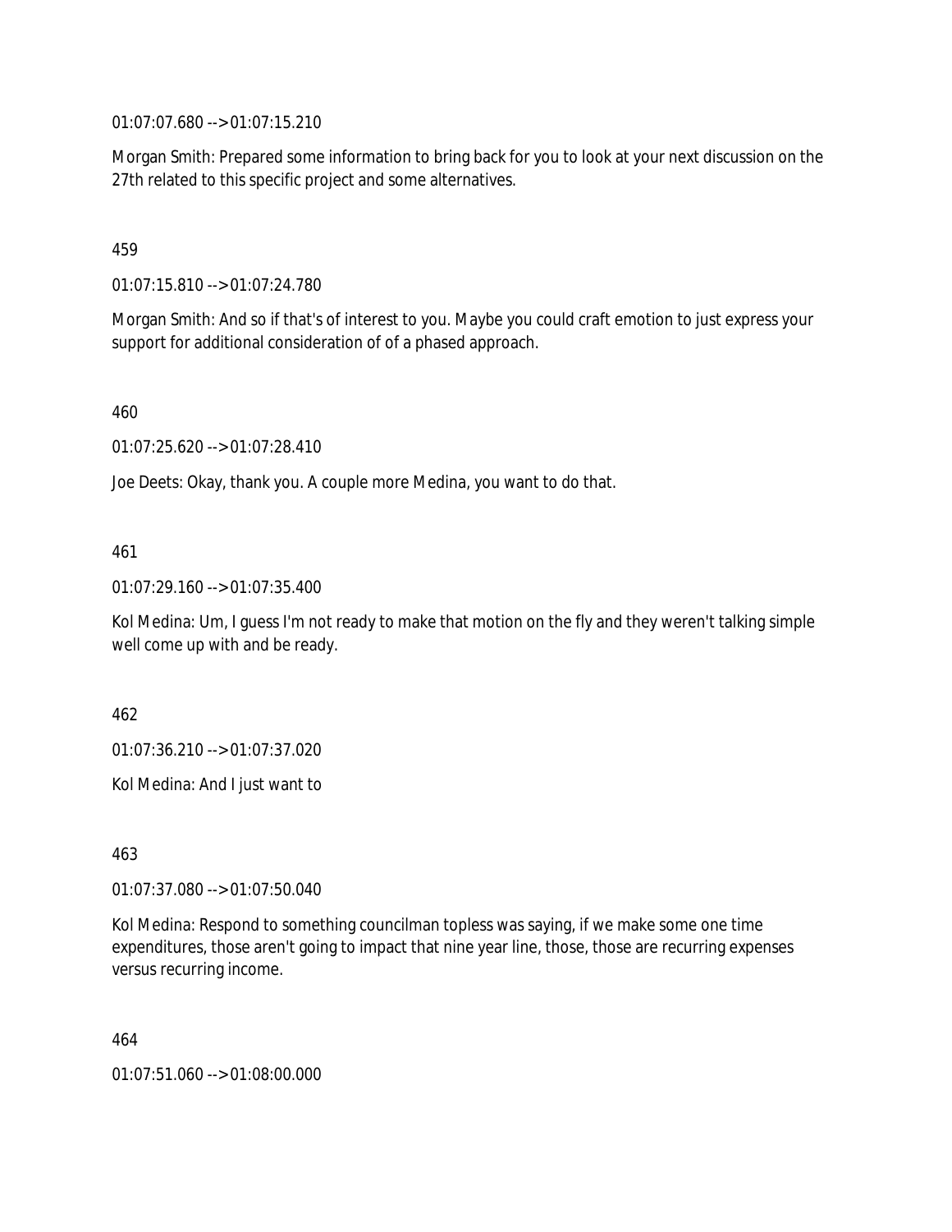01:07:07.680 --> 01:07:15.210

Morgan Smith: Prepared some information to bring back for you to look at your next discussion on the 27th related to this specific project and some alternatives.

459

01:07:15.810 --> 01:07:24.780

Morgan Smith: And so if that's of interest to you. Maybe you could craft emotion to just express your support for additional consideration of of a phased approach.

460

01:07:25.620 --> 01:07:28.410

Joe Deets: Okay, thank you. A couple more Medina, you want to do that.

461

01:07:29.160 --> 01:07:35.400

Kol Medina: Um, I guess I'm not ready to make that motion on the fly and they weren't talking simple well come up with and be ready.

462

01:07:36.210 --> 01:07:37.020

Kol Medina: And I just want to

463

01:07:37.080 --> 01:07:50.040

Kol Medina: Respond to something councilman topless was saying, if we make some one time expenditures, those aren't going to impact that nine year line, those, those are recurring expenses versus recurring income.

464

01:07:51.060 --> 01:08:00.000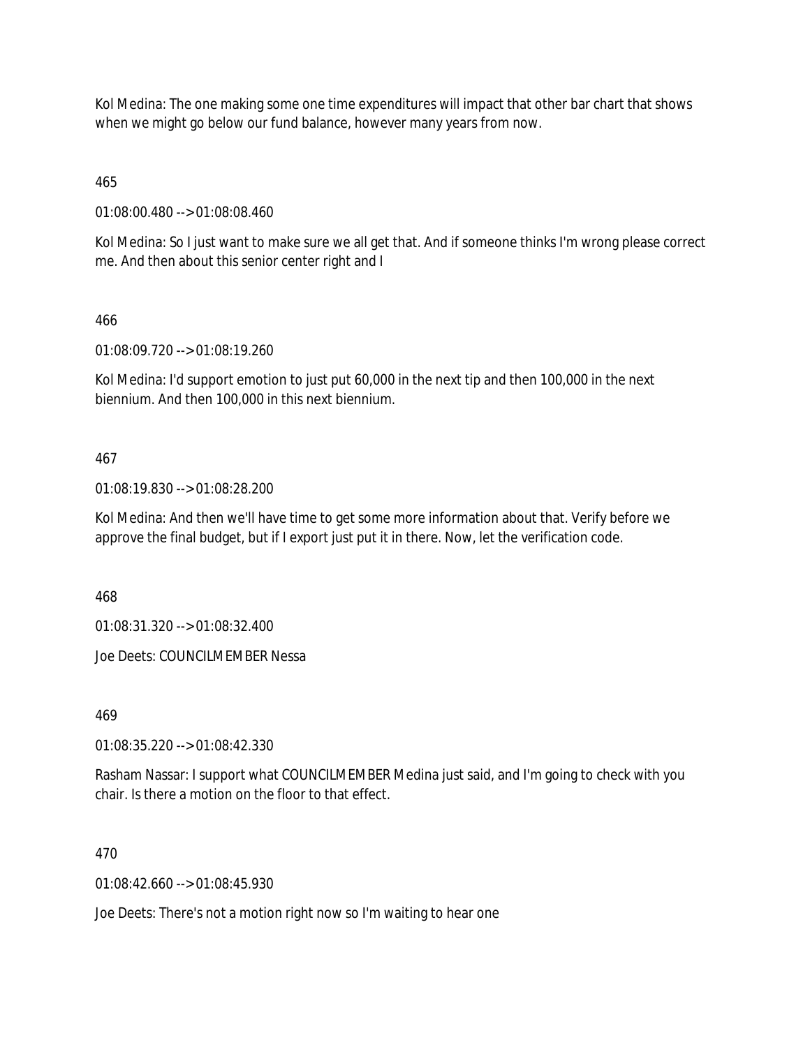Kol Medina: The one making some one time expenditures will impact that other bar chart that shows when we might go below our fund balance, however many years from now.

465

01:08:00.480 --> 01:08:08.460

Kol Medina: So I just want to make sure we all get that. And if someone thinks I'm wrong please correct me. And then about this senior center right and I

466

01:08:09.720 --> 01:08:19.260

Kol Medina: I'd support emotion to just put 60,000 in the next tip and then 100,000 in the next biennium. And then 100,000 in this next biennium.

467

01:08:19.830 --> 01:08:28.200

Kol Medina: And then we'll have time to get some more information about that. Verify before we approve the final budget, but if I export just put it in there. Now, let the verification code.

468

01:08:31.320 --> 01:08:32.400

Joe Deets: COUNCILMEMBER Nessa

469

01:08:35.220 --> 01:08:42.330

Rasham Nassar: I support what COUNCILMEMBER Medina just said, and I'm going to check with you chair. Is there a motion on the floor to that effect.

470

01:08:42.660 --> 01:08:45.930

Joe Deets: There's not a motion right now so I'm waiting to hear one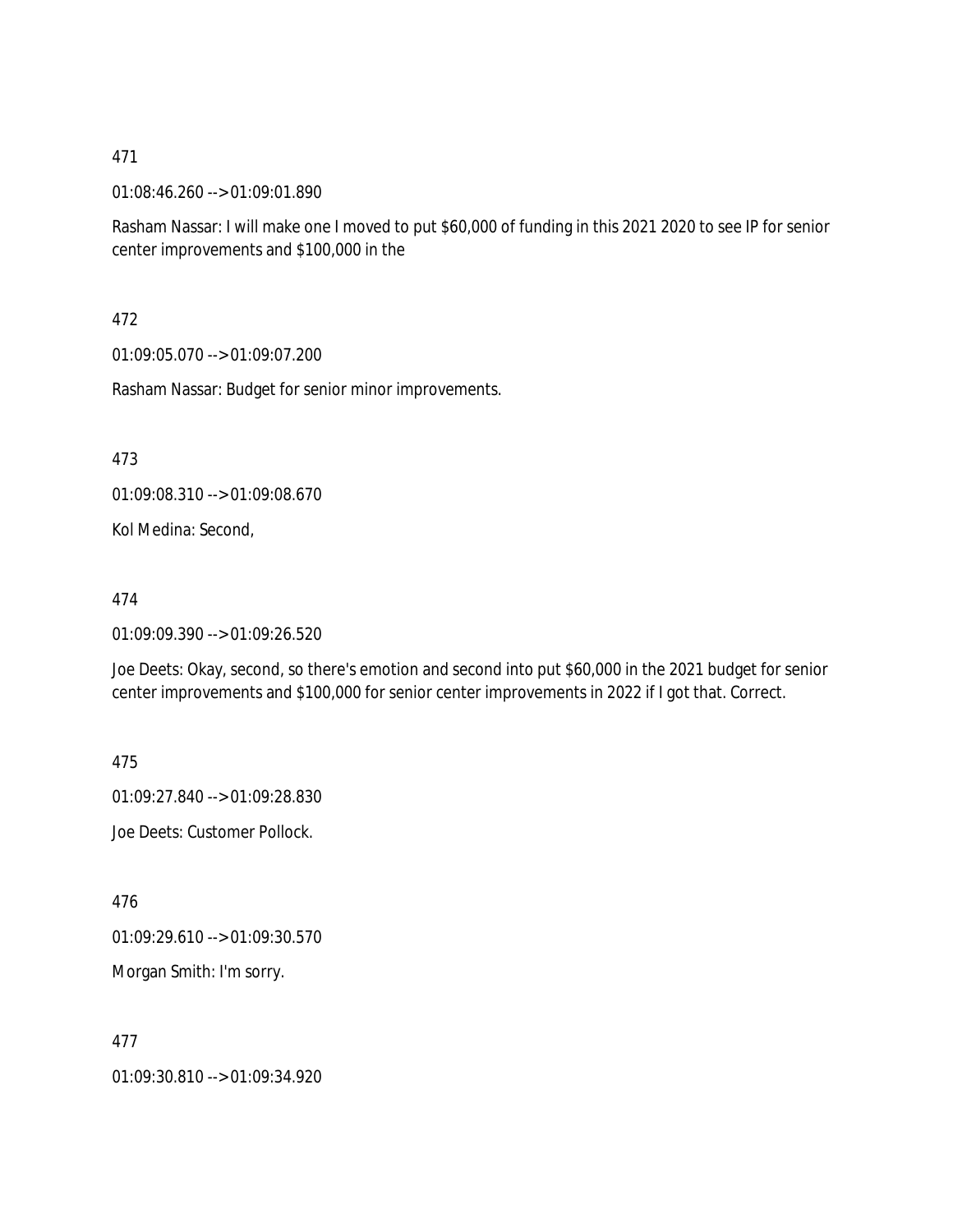471

01:08:46.260 --> 01:09:01.890

Rasham Nassar: I will make one I moved to put $60,000 of funding in this 2021 2020 to see IP for senior center improvements and $100,000 in the

472

01:09:05.070 --> 01:09:07.200

Rasham Nassar: Budget for senior minor improvements.

473

01:09:08.310 --> 01:09:08.670

Kol Medina: Second,

474

01:09:09.390 --> 01:09:26.520

Joe Deets: Okay, second, so there's emotion and second into put $60,000 in the 2021 budget for senior center improvements and $100,000 for senior center improvements in 2022 if I got that. Correct.

475

01:09:27.840 --> 01:09:28.830

Joe Deets: Customer Pollock.

476

01:09:29.610 --> 01:09:30.570

Morgan Smith: I'm sorry.

477

01:09:30.810 --> 01:09:34.920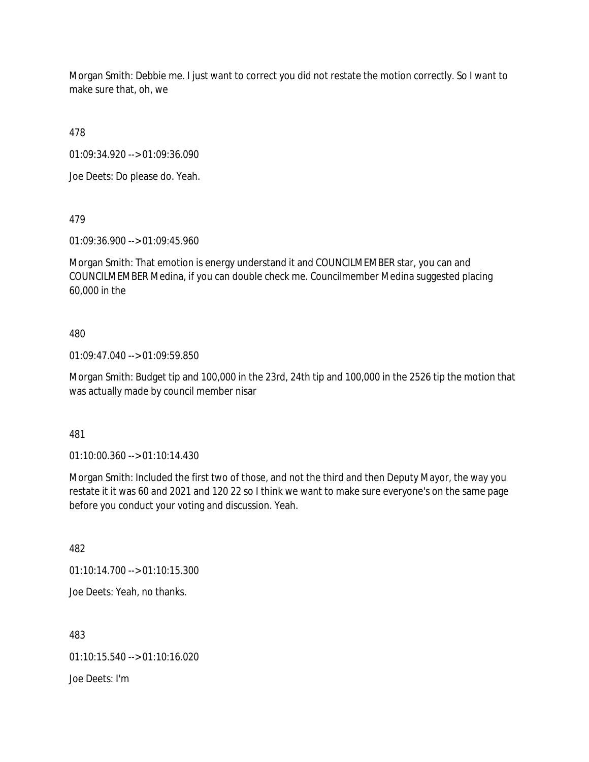Morgan Smith: Debbie me. I just want to correct you did not restate the motion correctly. So I want to make sure that, oh, we

478

01:09:34.920 --> 01:09:36.090

Joe Deets: Do please do. Yeah.

479

01:09:36.900 --> 01:09:45.960

Morgan Smith: That emotion is energy understand it and COUNCILMEMBER star, you can and COUNCILMEMBER Medina, if you can double check me. Councilmember Medina suggested placing 60,000 in the

480

01:09:47.040 --> 01:09:59.850

Morgan Smith: Budget tip and 100,000 in the 23rd, 24th tip and 100,000 in the 2526 tip the motion that was actually made by council member nisar

481

01:10:00.360 --> 01:10:14.430

Morgan Smith: Included the first two of those, and not the third and then Deputy Mayor, the way you restate it it was 60 and 2021 and 120 22 so I think we want to make sure everyone's on the same page before you conduct your voting and discussion. Yeah.

482

01:10:14.700 --> 01:10:15.300

Joe Deets: Yeah, no thanks.

483

01:10:15.540 --> 01:10:16.020

Joe Deets: I'm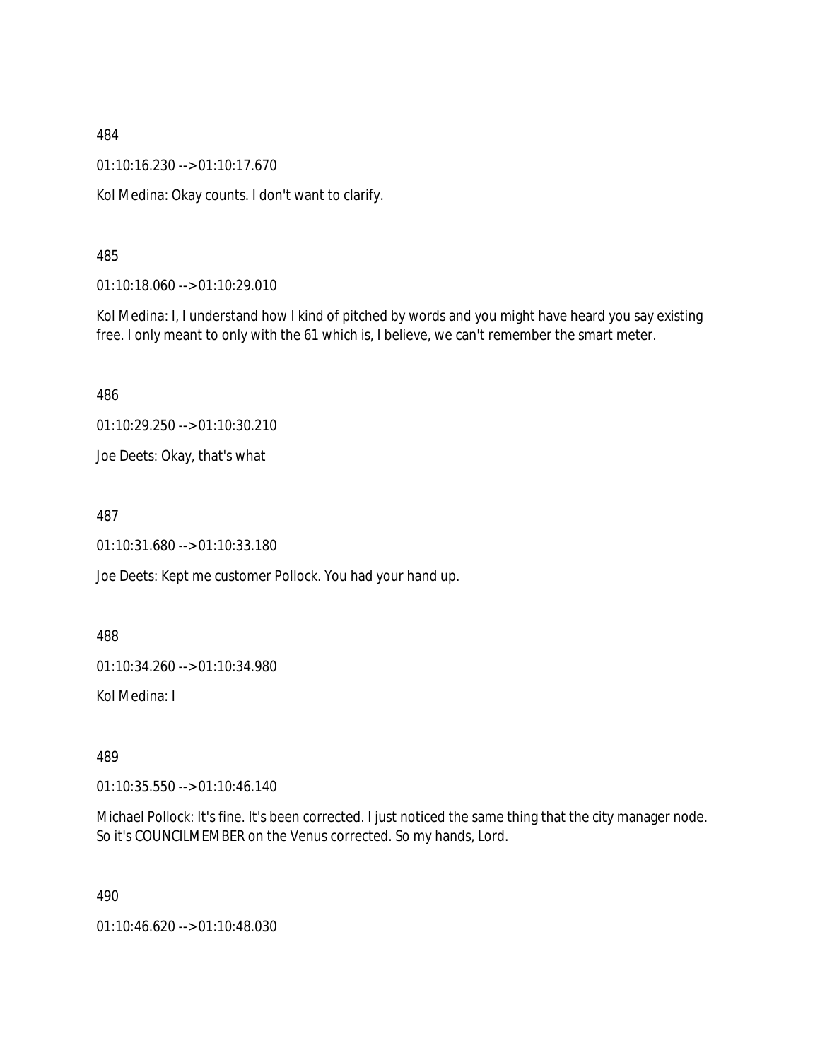484

01:10:16.230 --> 01:10:17.670

Kol Medina: Okay counts. I don't want to clarify.

485

01:10:18.060 --> 01:10:29.010

Kol Medina: I, I understand how I kind of pitched by words and you might have heard you say existing free. I only meant to only with the 61 which is, I believe, we can't remember the smart meter.

486

01:10:29.250 --> 01:10:30.210

Joe Deets: Okay, that's what

487

01:10:31.680 --> 01:10:33.180

Joe Deets: Kept me customer Pollock. You had your hand up.

488

01:10:34.260 --> 01:10:34.980

Kol Medina: I

489

01:10:35.550 --> 01:10:46.140

Michael Pollock: It's fine. It's been corrected. I just noticed the same thing that the city manager node. So it's COUNCILMEMBER on the Venus corrected. So my hands, Lord.

490

01:10:46.620 --> 01:10:48.030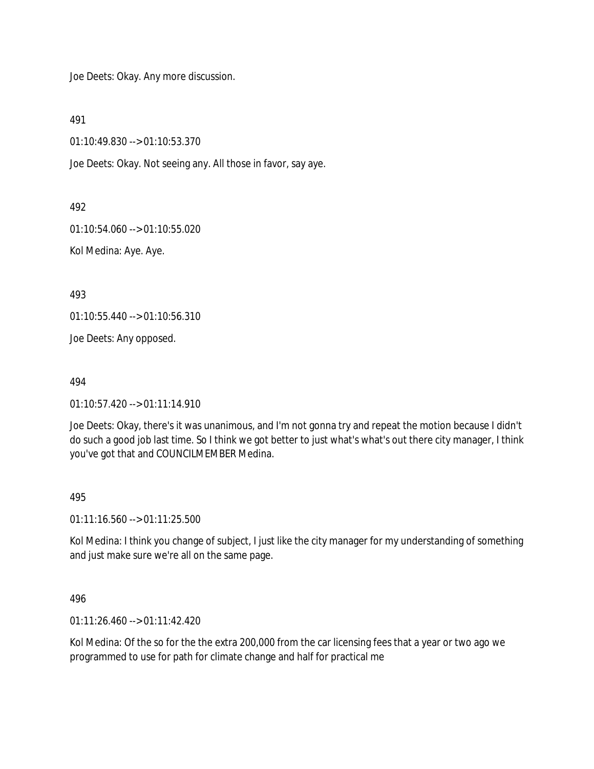Joe Deets: Okay. Any more discussion.

491

01:10:49.830 --> 01:10:53.370

Joe Deets: Okay. Not seeing any. All those in favor, say aye.

492

01:10:54.060 --> 01:10:55.020

Kol Medina: Aye. Aye.

493

01:10:55.440 --> 01:10:56.310

Joe Deets: Any opposed.

494

01:10:57.420 --> 01:11:14.910

Joe Deets: Okay, there's it was unanimous, and I'm not gonna try and repeat the motion because I didn't do such a good job last time. So I think we got better to just what's what's out there city manager, I think you've got that and COUNCILMEMBER Medina.

495

01:11:16.560 --> 01:11:25.500

Kol Medina: I think you change of subject, I just like the city manager for my understanding of something and just make sure we're all on the same page.

496

01:11:26.460 --> 01:11:42.420

Kol Medina: Of the so for the the extra 200,000 from the car licensing fees that a year or two ago we programmed to use for path for climate change and half for practical me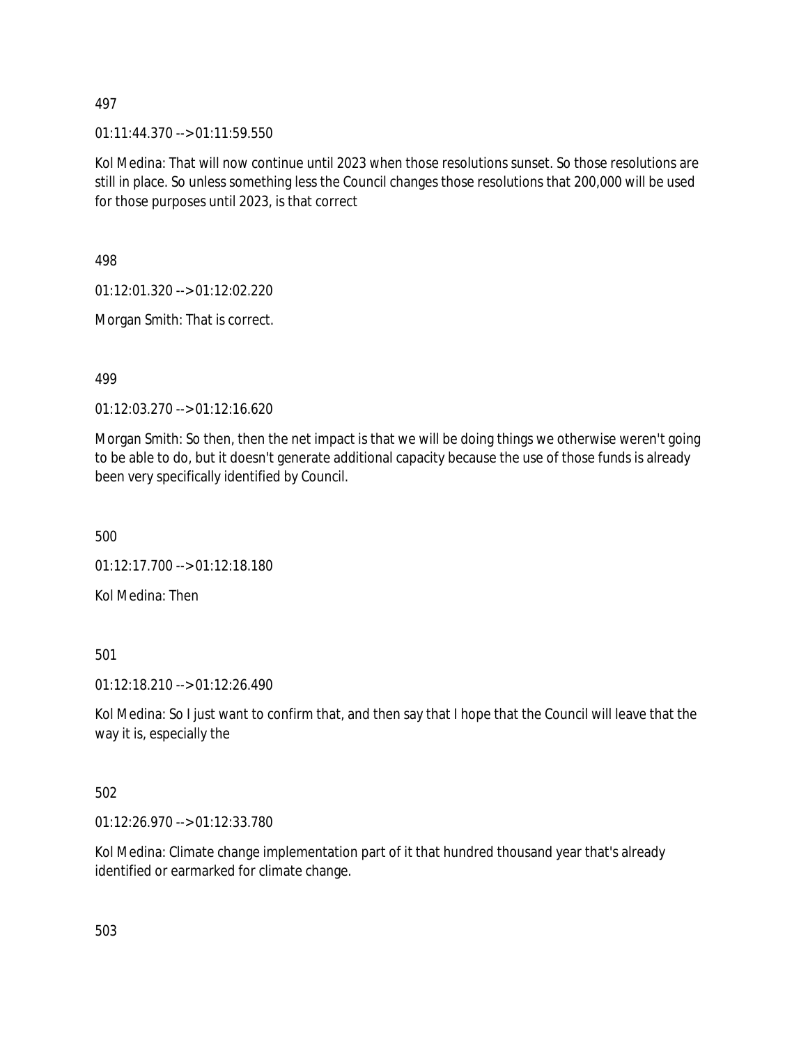497

01:11:44.370 --> 01:11:59.550

Kol Medina: That will now continue until 2023 when those resolutions sunset. So those resolutions are still in place. So unless something less the Council changes those resolutions that 200,000 will be used for those purposes until 2023, is that correct

498

01:12:01.320 --> 01:12:02.220

Morgan Smith: That is correct.

499

01:12:03.270 --> 01:12:16.620

Morgan Smith: So then, then the net impact is that we will be doing things we otherwise weren't going to be able to do, but it doesn't generate additional capacity because the use of those funds is already been very specifically identified by Council.

500

01:12:17.700 --> 01:12:18.180

Kol Medina: Then

501

01:12:18.210 --> 01:12:26.490

Kol Medina: So I just want to confirm that, and then say that I hope that the Council will leave that the way it is, especially the

502

01:12:26.970 --> 01:12:33.780

Kol Medina: Climate change implementation part of it that hundred thousand year that's already identified or earmarked for climate change.

503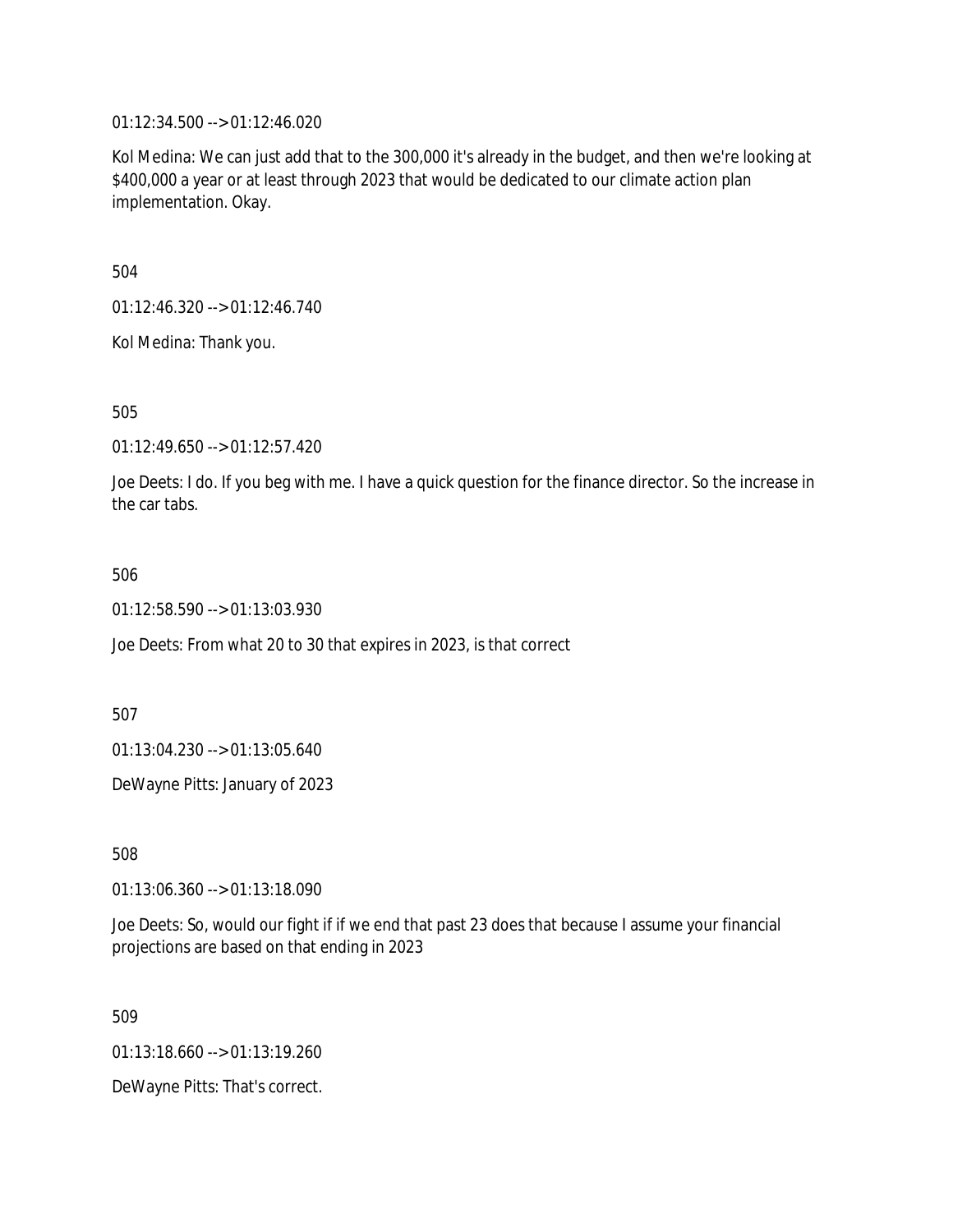01:12:34.500 --> 01:12:46.020

Kol Medina: We can just add that to the 300,000 it's already in the budget, and then we're looking at $400,000 a year or at least through 2023 that would be dedicated to our climate action plan implementation. Okay.

504

01:12:46.320 --> 01:12:46.740

Kol Medina: Thank you.

505

01:12:49.650 --> 01:12:57.420

Joe Deets: I do. If you beg with me. I have a quick question for the finance director. So the increase in the car tabs.

506

01:12:58.590 --> 01:13:03.930

Joe Deets: From what 20 to 30 that expires in 2023, is that correct

507

01:13:04.230 --> 01:13:05.640

DeWayne Pitts: January of 2023

508

01:13:06.360 --> 01:13:18.090

Joe Deets: So, would our fight if if we end that past 23 does that because I assume your financial projections are based on that ending in 2023

509

01:13:18.660 --> 01:13:19.260

DeWayne Pitts: That's correct.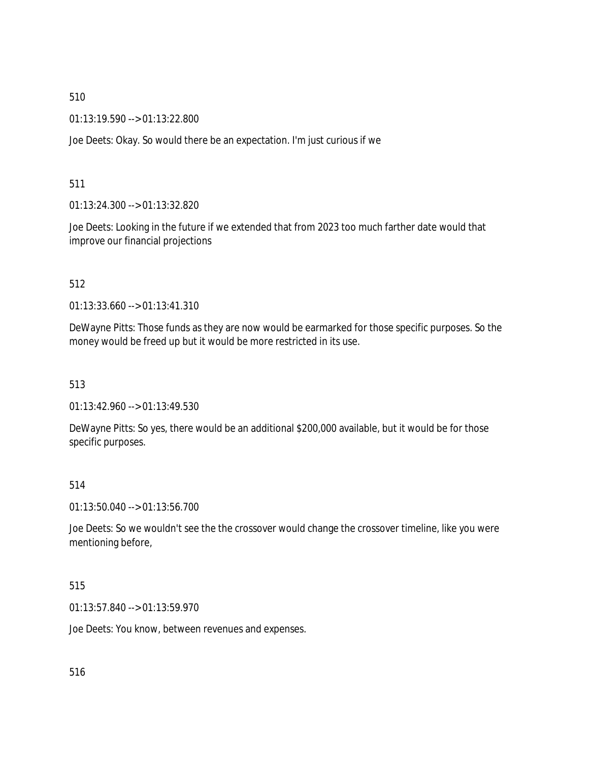510

01:13:19.590 --> 01:13:22.800

Joe Deets: Okay. So would there be an expectation. I'm just curious if we

511

01:13:24.300 --> 01:13:32.820

Joe Deets: Looking in the future if we extended that from 2023 too much farther date would that improve our financial projections

512

01:13:33.660 --> 01:13:41.310

DeWayne Pitts: Those funds as they are now would be earmarked for those specific purposes. So the money would be freed up but it would be more restricted in its use.

513

01:13:42.960 --> 01:13:49.530

DeWayne Pitts: So yes, there would be an additional $200,000 available, but it would be for those specific purposes.

514

01:13:50.040 --> 01:13:56.700

Joe Deets: So we wouldn't see the the crossover would change the crossover timeline, like you were mentioning before,

515

01:13:57.840 --> 01:13:59.970

Joe Deets: You know, between revenues and expenses.

516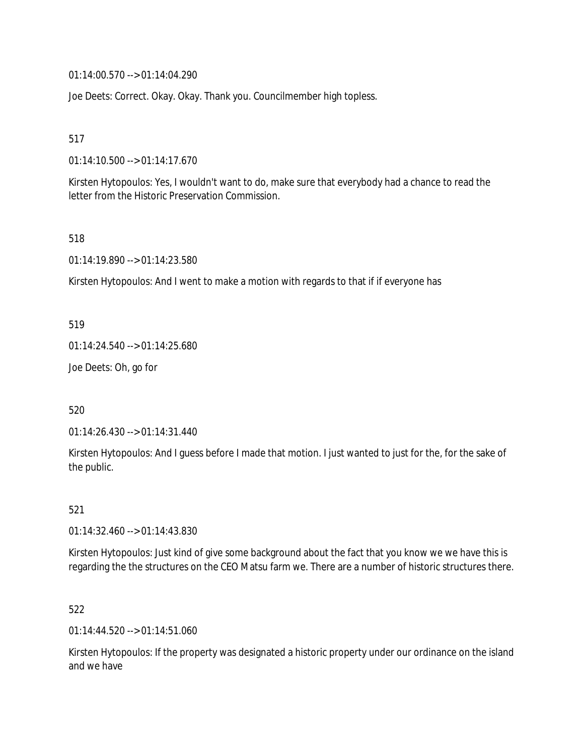01:14:00.570 --> 01:14:04.290

Joe Deets: Correct. Okay. Okay. Thank you. Councilmember high topless.

517

01:14:10.500 --> 01:14:17.670

Kirsten Hytopoulos: Yes, I wouldn't want to do, make sure that everybody had a chance to read the letter from the Historic Preservation Commission.

518

01:14:19.890 --> 01:14:23.580

Kirsten Hytopoulos: And I went to make a motion with regards to that if if everyone has

519

01:14:24.540 --> 01:14:25.680

Joe Deets: Oh, go for

520

01:14:26.430 --> 01:14:31.440

Kirsten Hytopoulos: And I guess before I made that motion. I just wanted to just for the, for the sake of the public.

521

01:14:32.460 --> 01:14:43.830

Kirsten Hytopoulos: Just kind of give some background about the fact that you know we we have this is regarding the the structures on the CEO Matsu farm we. There are a number of historic structures there.

522

01:14:44.520 --> 01:14:51.060

Kirsten Hytopoulos: If the property was designated a historic property under our ordinance on the island and we have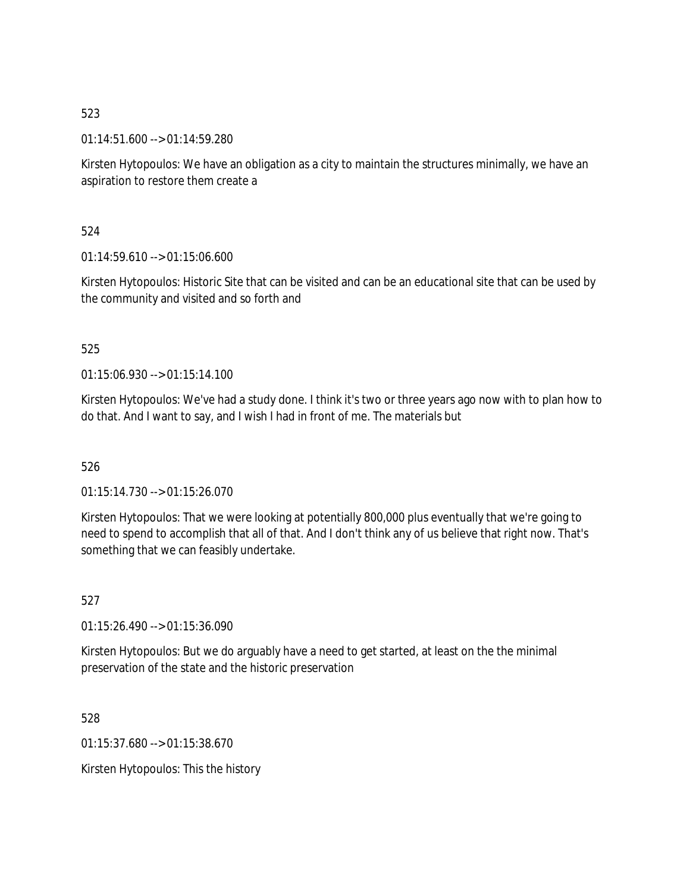523

01:14:51.600 --> 01:14:59.280

Kirsten Hytopoulos: We have an obligation as a city to maintain the structures minimally, we have an aspiration to restore them create a

524

01:14:59.610 --> 01:15:06.600

Kirsten Hytopoulos: Historic Site that can be visited and can be an educational site that can be used by the community and visited and so forth and

525

01:15:06.930 --> 01:15:14.100

Kirsten Hytopoulos: We've had a study done. I think it's two or three years ago now with to plan how to do that. And I want to say, and I wish I had in front of me. The materials but

526

01:15:14.730 --> 01:15:26.070

Kirsten Hytopoulos: That we were looking at potentially 800,000 plus eventually that we're going to need to spend to accomplish that all of that. And I don't think any of us believe that right now. That's something that we can feasibly undertake.

527

01:15:26.490 --> 01:15:36.090

Kirsten Hytopoulos: But we do arguably have a need to get started, at least on the the minimal preservation of the state and the historic preservation

528

01:15:37.680 --> 01:15:38.670

Kirsten Hytopoulos: This the history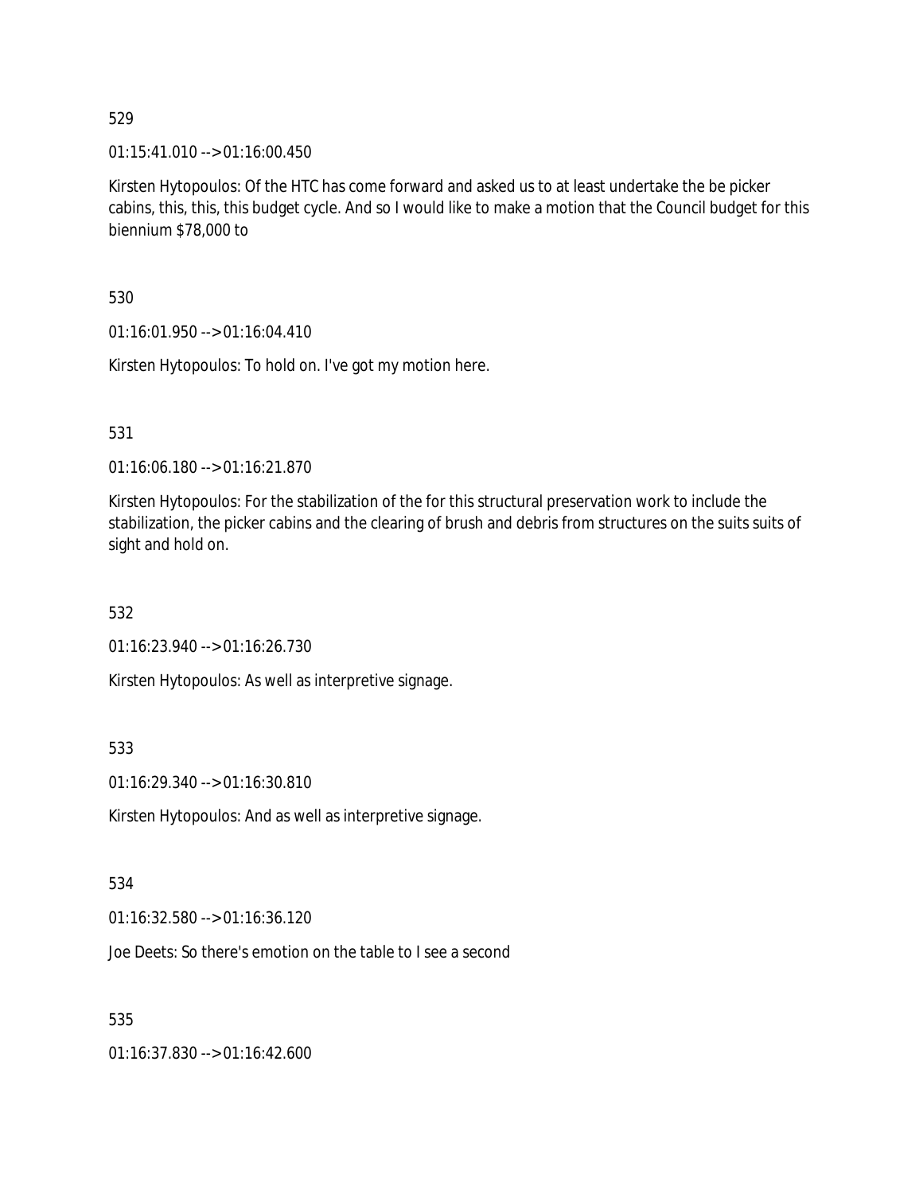529

01:15:41.010 --> 01:16:00.450

Kirsten Hytopoulos: Of the HTC has come forward and asked us to at least undertake the be picker cabins, this, this, this budget cycle. And so I would like to make a motion that the Council budget for this biennium $78,000 to

530

01:16:01.950 --> 01:16:04.410

Kirsten Hytopoulos: To hold on. I've got my motion here.

531

01:16:06.180 --> 01:16:21.870

Kirsten Hytopoulos: For the stabilization of the for this structural preservation work to include the stabilization, the picker cabins and the clearing of brush and debris from structures on the suits suits of sight and hold on.

532

01:16:23.940 --> 01:16:26.730

Kirsten Hytopoulos: As well as interpretive signage.

533

01:16:29.340 --> 01:16:30.810

Kirsten Hytopoulos: And as well as interpretive signage.

534

01:16:32.580 --> 01:16:36.120

Joe Deets: So there's emotion on the table to I see a second

535

01:16:37.830 --> 01:16:42.600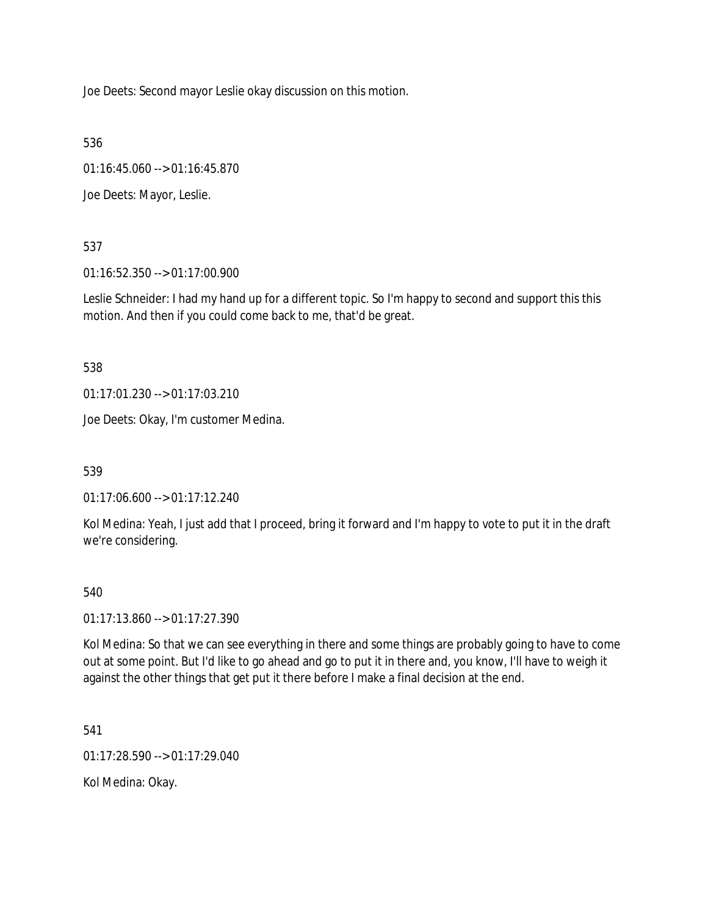Joe Deets: Second mayor Leslie okay discussion on this motion.

536

01:16:45.060 --> 01:16:45.870

Joe Deets: Mayor, Leslie.

537

01:16:52.350 --> 01:17:00.900

Leslie Schneider: I had my hand up for a different topic. So I'm happy to second and support this this motion. And then if you could come back to me, that'd be great.

538

01:17:01.230 --> 01:17:03.210

Joe Deets: Okay, I'm customer Medina.

539

01:17:06.600 --> 01:17:12.240

Kol Medina: Yeah, I just add that I proceed, bring it forward and I'm happy to vote to put it in the draft we're considering.

540

01:17:13.860 --> 01:17:27.390

Kol Medina: So that we can see everything in there and some things are probably going to have to come out at some point. But I'd like to go ahead and go to put it in there and, you know, I'll have to weigh it against the other things that get put it there before I make a final decision at the end.

541

01:17:28.590 --> 01:17:29.040

Kol Medina: Okay.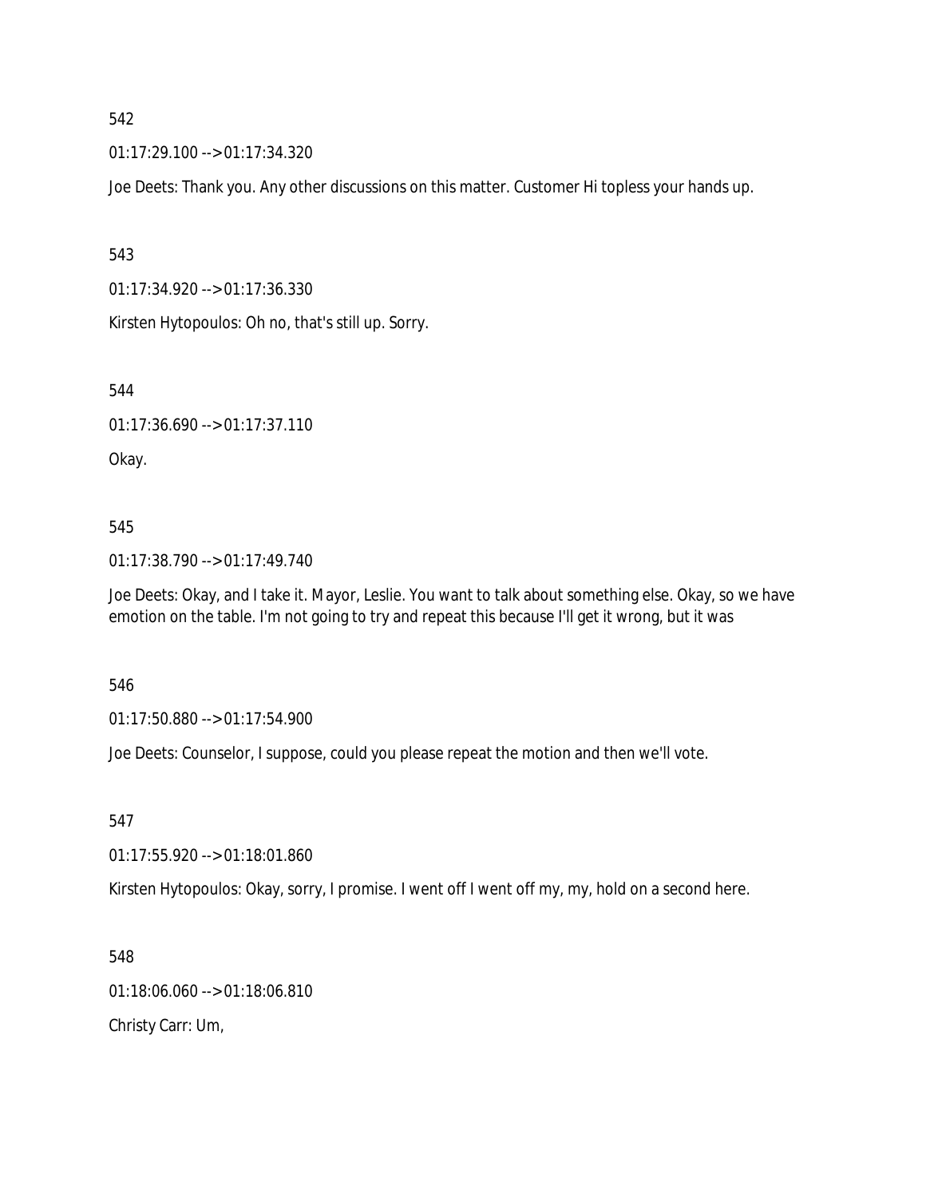542

01:17:29.100 --> 01:17:34.320

Joe Deets: Thank you. Any other discussions on this matter. Customer Hi topless your hands up.

543

01:17:34.920 --> 01:17:36.330

Kirsten Hytopoulos: Oh no, that's still up. Sorry.

544

01:17:36.690 --> 01:17:37.110

Okay.

545

01:17:38.790 --> 01:17:49.740

Joe Deets: Okay, and I take it. Mayor, Leslie. You want to talk about something else. Okay, so we have emotion on the table. I'm not going to try and repeat this because I'll get it wrong, but it was

546

01:17:50.880 --> 01:17:54.900

Joe Deets: Counselor, I suppose, could you please repeat the motion and then we'll vote.

547

01:17:55.920 --> 01:18:01.860

Kirsten Hytopoulos: Okay, sorry, I promise. I went off I went off my, my, hold on a second here.

548

01:18:06.060 --> 01:18:06.810

Christy Carr: Um,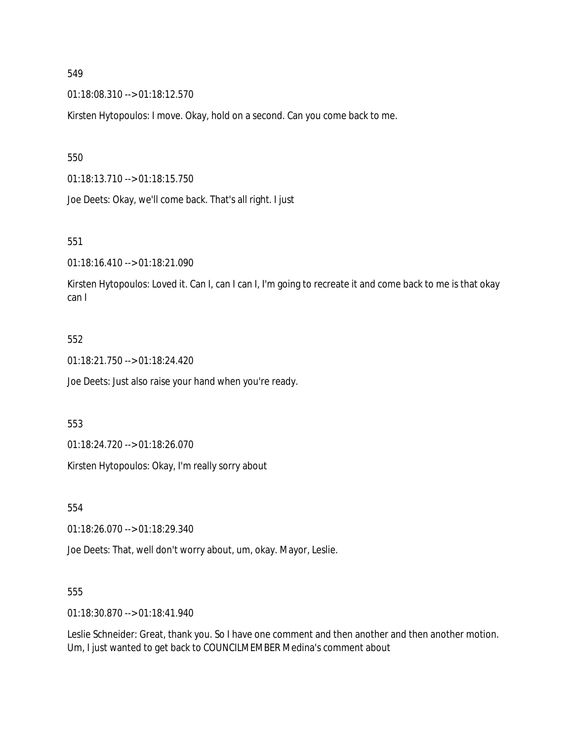549

01:18:08.310 --> 01:18:12.570

Kirsten Hytopoulos: I move. Okay, hold on a second. Can you come back to me.

550

01:18:13.710 --> 01:18:15.750

Joe Deets: Okay, we'll come back. That's all right. I just

551

01:18:16.410 --> 01:18:21.090

Kirsten Hytopoulos: Loved it. Can I, can I can I, I'm going to recreate it and come back to me is that okay can I

552

01:18:21.750 --> 01:18:24.420

Joe Deets: Just also raise your hand when you're ready.

553

01:18:24.720 --> 01:18:26.070

Kirsten Hytopoulos: Okay, I'm really sorry about

554

01:18:26.070 --> 01:18:29.340

Joe Deets: That, well don't worry about, um, okay. Mayor, Leslie.

555

01:18:30.870 --> 01:18:41.940

Leslie Schneider: Great, thank you. So I have one comment and then another and then another motion. Um, I just wanted to get back to COUNCILMEMBER Medina's comment about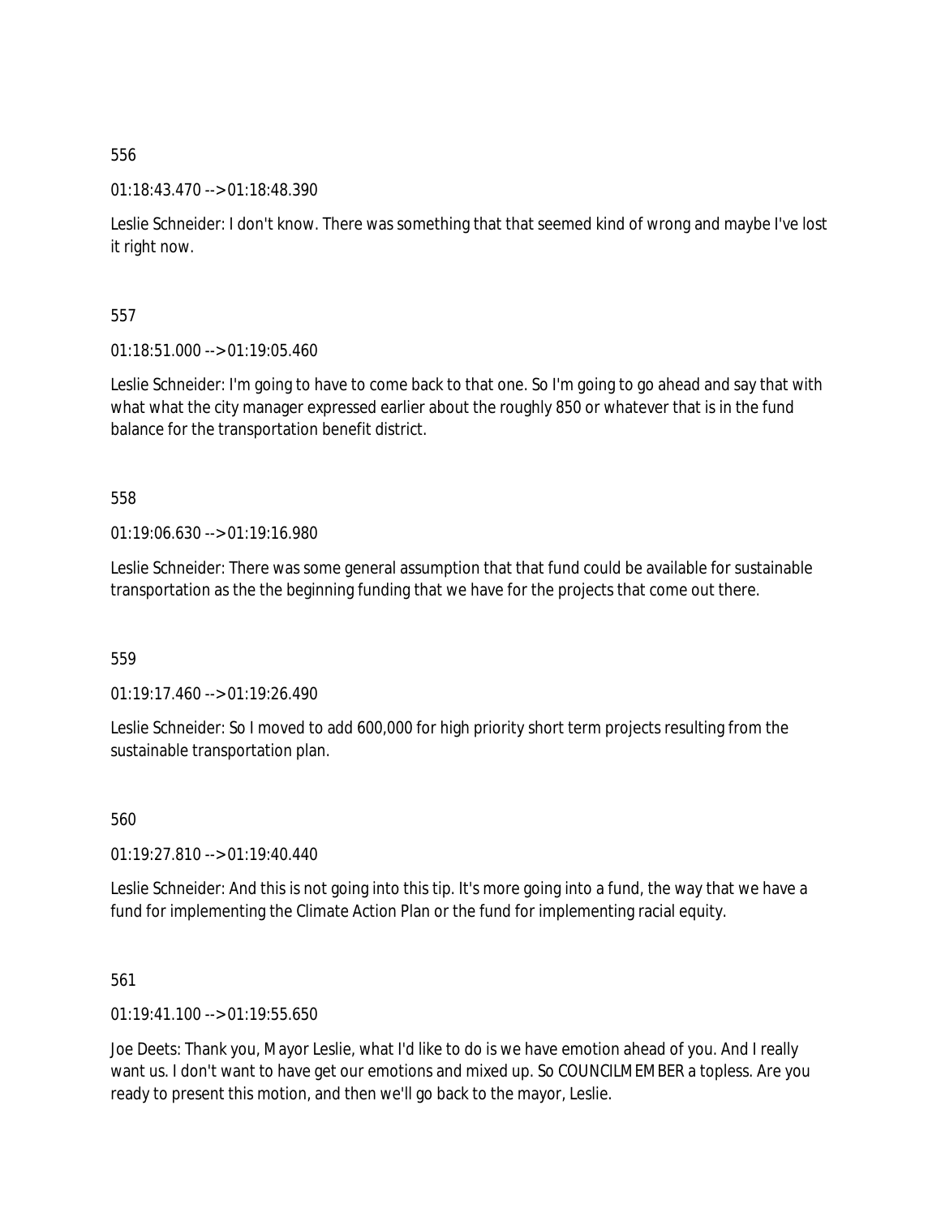556

01:18:43.470 --> 01:18:48.390

Leslie Schneider: I don't know. There was something that that seemed kind of wrong and maybe I've lost it right now.

557

01:18:51.000 --> 01:19:05.460

Leslie Schneider: I'm going to have to come back to that one. So I'm going to go ahead and say that with what what the city manager expressed earlier about the roughly 850 or whatever that is in the fund balance for the transportation benefit district.

558

01:19:06.630 --> 01:19:16.980

Leslie Schneider: There was some general assumption that that fund could be available for sustainable transportation as the the beginning funding that we have for the projects that come out there.

559

01:19:17.460 --> 01:19:26.490

Leslie Schneider: So I moved to add 600,000 for high priority short term projects resulting from the sustainable transportation plan.

560

01:19:27.810 --> 01:19:40.440

Leslie Schneider: And this is not going into this tip. It's more going into a fund, the way that we have a fund for implementing the Climate Action Plan or the fund for implementing racial equity.

561

01:19:41.100 --> 01:19:55.650

Joe Deets: Thank you, Mayor Leslie, what I'd like to do is we have emotion ahead of you. And I really want us. I don't want to have get our emotions and mixed up. So COUNCILMEMBER a topless. Are you ready to present this motion, and then we'll go back to the mayor, Leslie.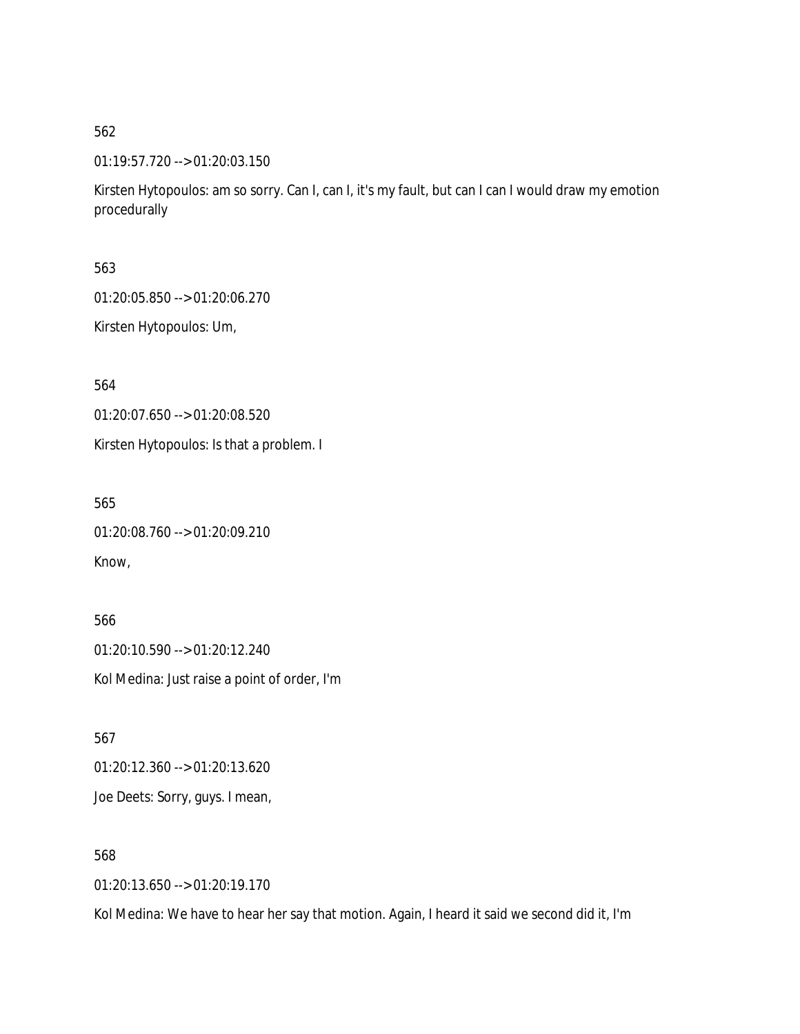562

01:19:57.720 --> 01:20:03.150

Kirsten Hytopoulos: am so sorry. Can I, can I, it's my fault, but can I can I would draw my emotion procedurally

563

01:20:05.850 --> 01:20:06.270

Kirsten Hytopoulos: Um,

564

01:20:07.650 --> 01:20:08.520

Kirsten Hytopoulos: Is that a problem. I

565

01:20:08.760 --> 01:20:09.210

Know,

566

01:20:10.590 --> 01:20:12.240

Kol Medina: Just raise a point of order, I'm

567

01:20:12.360 --> 01:20:13.620

Joe Deets: Sorry, guys. I mean,

568

01:20:13.650 --> 01:20:19.170

Kol Medina: We have to hear her say that motion. Again, I heard it said we second did it, I'm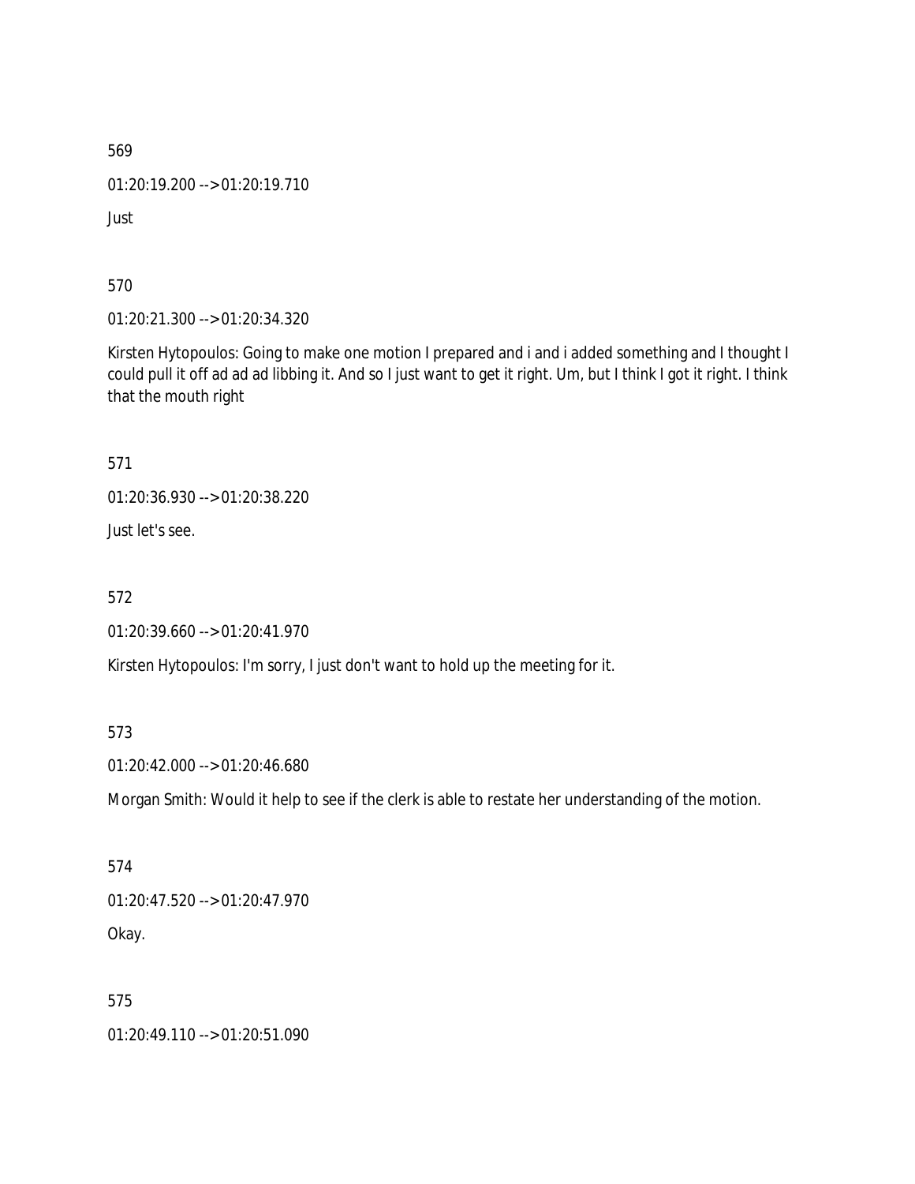569

01:20:19.200 --> 01:20:19.710

Just

570

01:20:21.300 --> 01:20:34.320

Kirsten Hytopoulos: Going to make one motion I prepared and i and i added something and I thought I could pull it off ad ad ad libbing it. And so I just want to get it right. Um, but I think I got it right. I think that the mouth right

571

01:20:36.930 --> 01:20:38.220

Just let's see.

572

01:20:39.660 --> 01:20:41.970

Kirsten Hytopoulos: I'm sorry, I just don't want to hold up the meeting for it.

573

01:20:42.000 --> 01:20:46.680

Morgan Smith: Would it help to see if the clerk is able to restate her understanding of the motion.

574

01:20:47.520 --> 01:20:47.970

Okay.

575

01:20:49.110 --> 01:20:51.090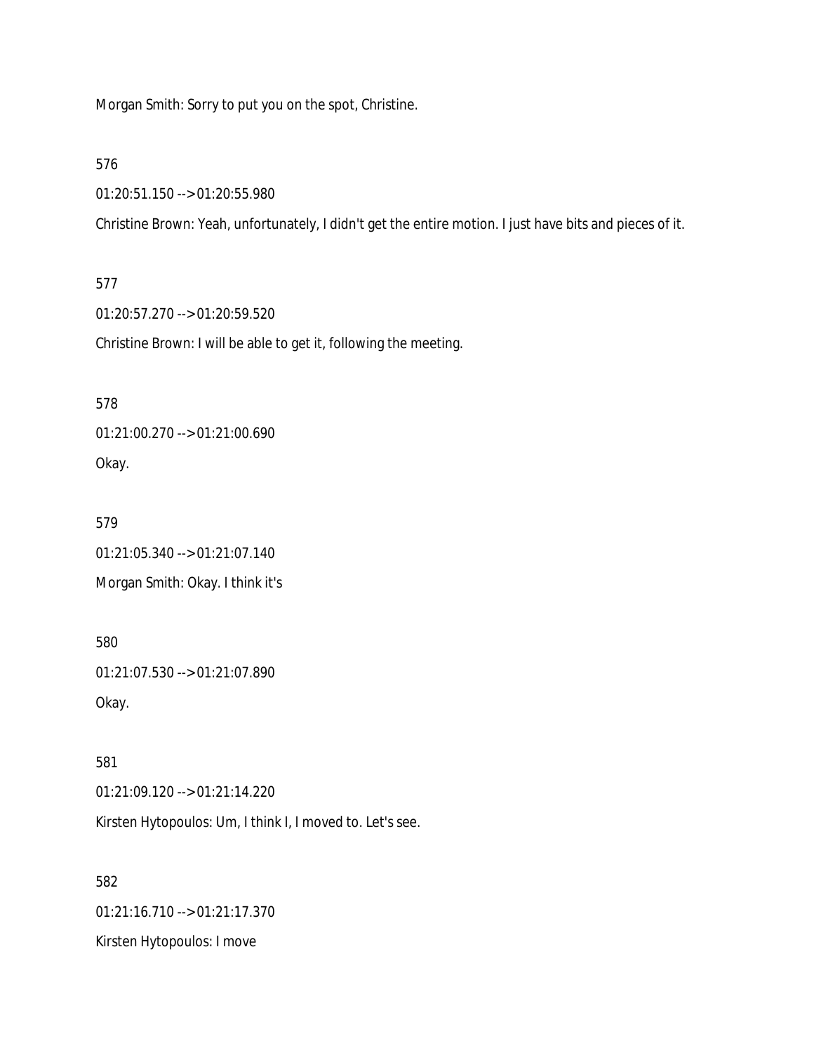Morgan Smith: Sorry to put you on the spot, Christine.

576

01:20:51.150 --> 01:20:55.980

Christine Brown: Yeah, unfortunately, I didn't get the entire motion. I just have bits and pieces of it.

577

01:20:57.270 --> 01:20:59.520

Christine Brown: I will be able to get it, following the meeting.

578

01:21:00.270 --> 01:21:00.690

Okay.

579

01:21:05.340 --> 01:21:07.140

Morgan Smith: Okay. I think it's

580

01:21:07.530 --> 01:21:07.890

Okay.

581

01:21:09.120 --> 01:21:14.220

Kirsten Hytopoulos: Um, I think I, I moved to. Let's see.

582

01:21:16.710 --> 01:21:17.370

Kirsten Hytopoulos: I move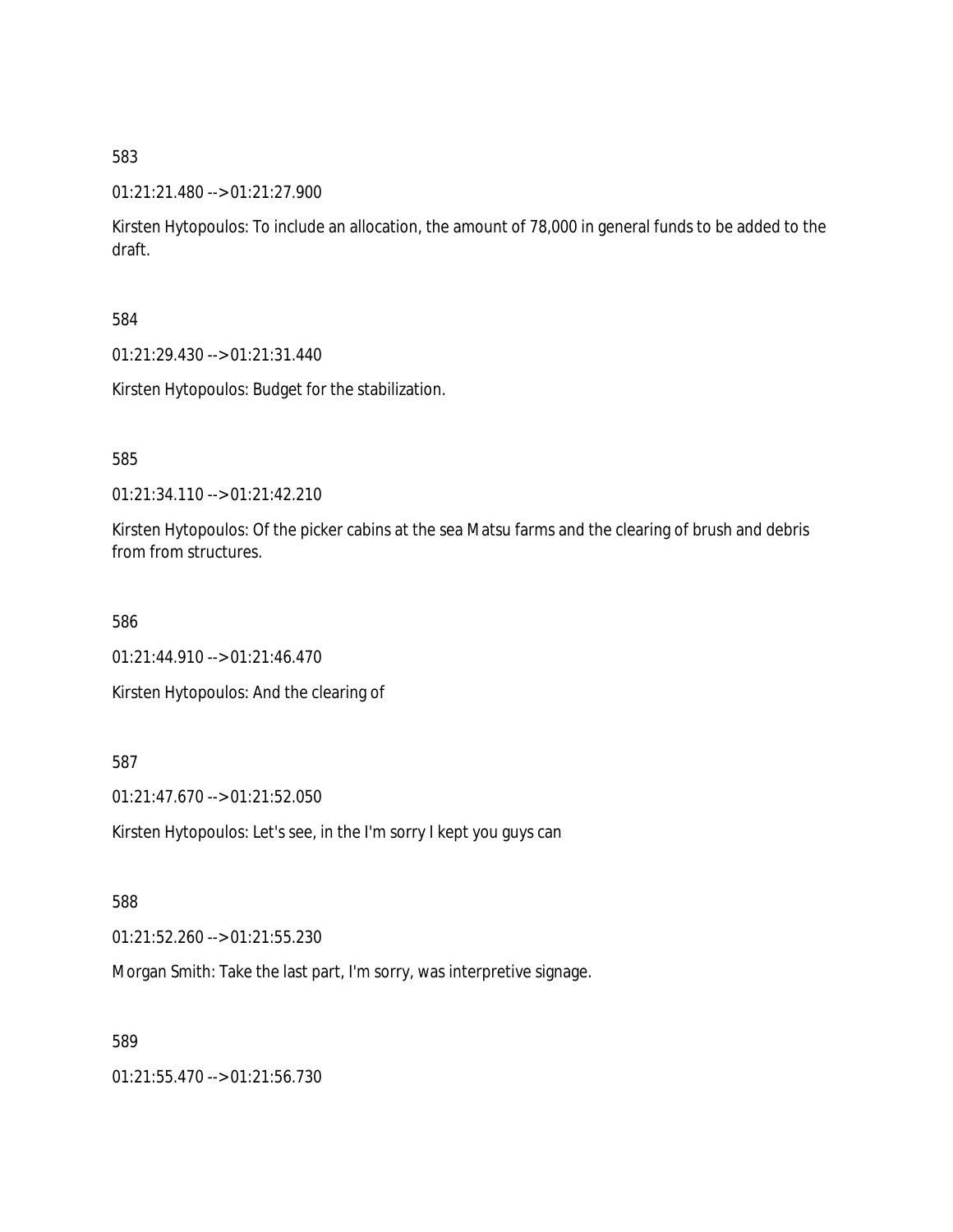583

01:21:21.480 --> 01:21:27.900

Kirsten Hytopoulos: To include an allocation, the amount of 78,000 in general funds to be added to the draft.

584

01:21:29.430 --> 01:21:31.440

Kirsten Hytopoulos: Budget for the stabilization.

585

01:21:34.110 --> 01:21:42.210

Kirsten Hytopoulos: Of the picker cabins at the sea Matsu farms and the clearing of brush and debris from from structures.

586

01:21:44.910 --> 01:21:46.470

Kirsten Hytopoulos: And the clearing of

587

01:21:47.670 --> 01:21:52.050

Kirsten Hytopoulos: Let's see, in the I'm sorry I kept you guys can

588

01:21:52.260 --> 01:21:55.230

Morgan Smith: Take the last part, I'm sorry, was interpretive signage.

589

01:21:55.470 --> 01:21:56.730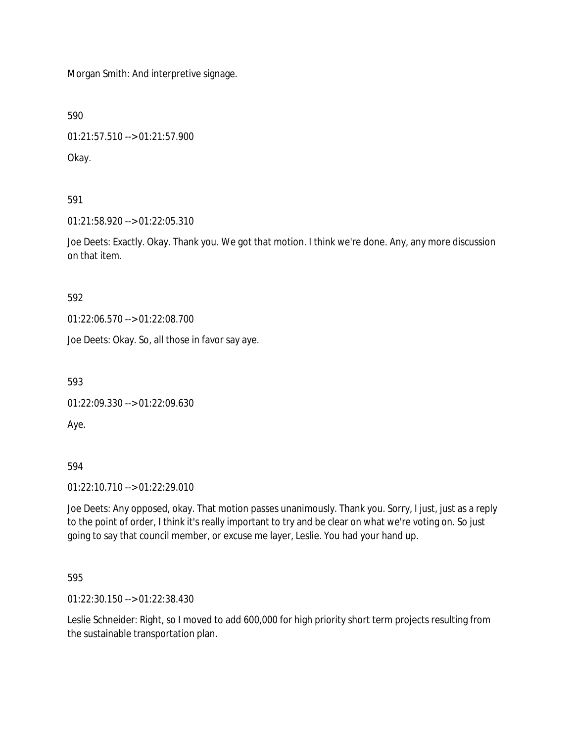Morgan Smith: And interpretive signage.

590

01:21:57.510 --> 01:21:57.900

Okay.

591

01:21:58.920 --> 01:22:05.310

Joe Deets: Exactly. Okay. Thank you. We got that motion. I think we're done. Any, any more discussion on that item.

592

01:22:06.570 --> 01:22:08.700

Joe Deets: Okay. So, all those in favor say aye.

593

01:22:09.330 --> 01:22:09.630

Aye.

594

01:22:10.710 --> 01:22:29.010

Joe Deets: Any opposed, okay. That motion passes unanimously. Thank you. Sorry, I just, just as a reply to the point of order, I think it's really important to try and be clear on what we're voting on. So just going to say that council member, or excuse me layer, Leslie. You had your hand up.

595

01:22:30.150 --> 01:22:38.430

Leslie Schneider: Right, so I moved to add 600,000 for high priority short term projects resulting from the sustainable transportation plan.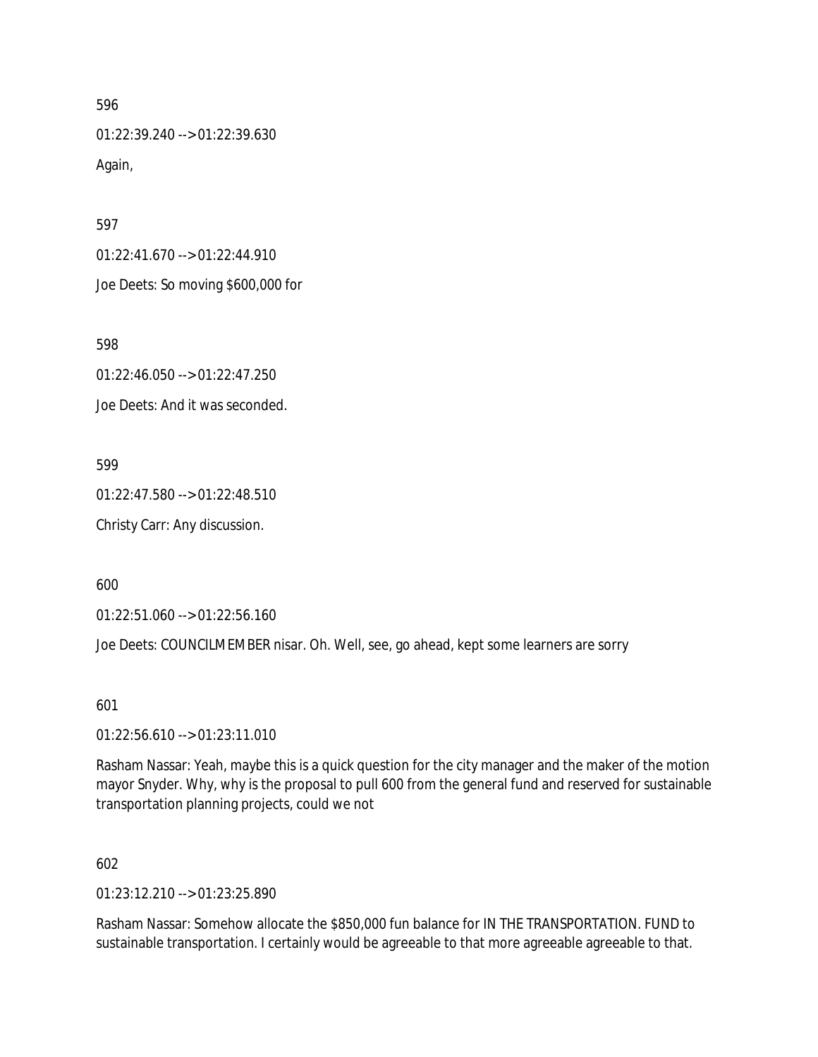596

01:22:39.240 --> 01:22:39.630

Again,

597

01:22:41.670 --> 01:22:44.910

Joe Deets: So moving $600,000 for

598

01:22:46.050 --> 01:22:47.250

Joe Deets: And it was seconded.

599

01:22:47.580 --> 01:22:48.510

Christy Carr: Any discussion.

600

01:22:51.060 --> 01:22:56.160

Joe Deets: COUNCILMEMBER nisar. Oh. Well, see, go ahead, kept some learners are sorry

601

01:22:56.610 --> 01:23:11.010

Rasham Nassar: Yeah, maybe this is a quick question for the city manager and the maker of the motion mayor Snyder. Why, why is the proposal to pull 600 from the general fund and reserved for sustainable transportation planning projects, could we not

602

01:23:12.210 --> 01:23:25.890

Rasham Nassar: Somehow allocate the $850,000 fun balance for IN THE TRANSPORTATION. FUND to sustainable transportation. I certainly would be agreeable to that more agreeable agreeable to that.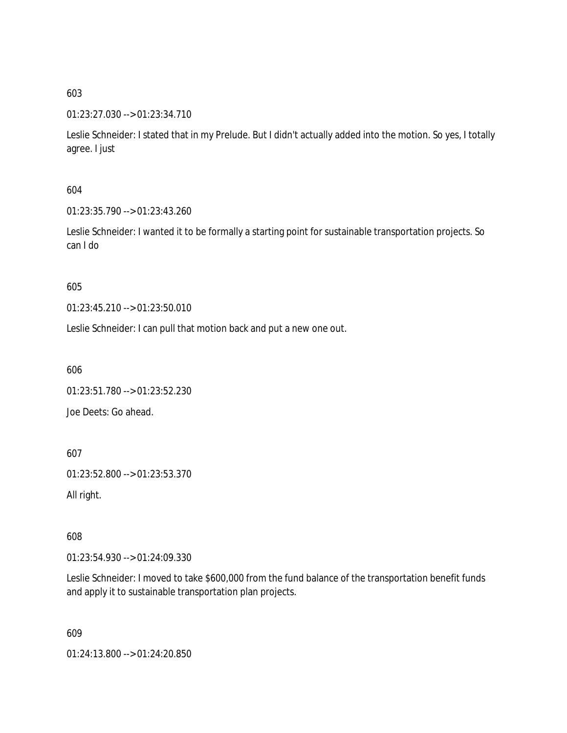603

01:23:27.030 --> 01:23:34.710

Leslie Schneider: I stated that in my Prelude. But I didn't actually added into the motion. So yes, I totally agree. I just

604

01:23:35.790 --> 01:23:43.260

Leslie Schneider: I wanted it to be formally a starting point for sustainable transportation projects. So can I do

605

01:23:45.210 --> 01:23:50.010

Leslie Schneider: I can pull that motion back and put a new one out.

606

01:23:51.780 --> 01:23:52.230

Joe Deets: Go ahead.

607

01:23:52.800 --> 01:23:53.370

All right.

608

01:23:54.930 --> 01:24:09.330

Leslie Schneider: I moved to take $600,000 from the fund balance of the transportation benefit funds and apply it to sustainable transportation plan projects.

609

01:24:13.800 --> 01:24:20.850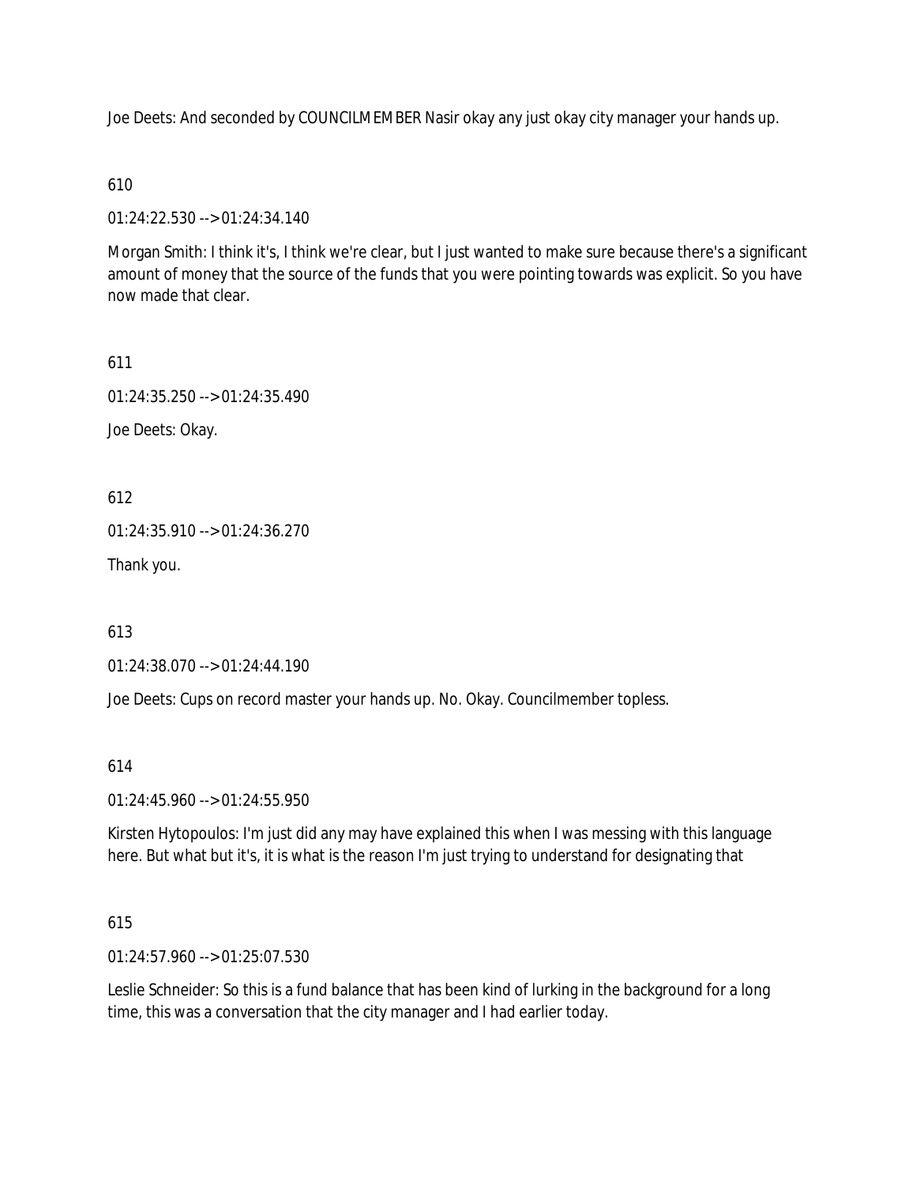Joe Deets: And seconded by COUNCILMEMBER Nasir okay any just okay city manager your hands up.

610

01:24:22.530 --> 01:24:34.140

Morgan Smith: I think it's, I think we're clear, but I just wanted to make sure because there's a significant amount of money that the source of the funds that you were pointing towards was explicit. So you have now made that clear.

611

01:24:35.250 --> 01:24:35.490

Joe Deets: Okay.

612

01:24:35.910 --> 01:24:36.270

Thank you.

613

01:24:38.070 --> 01:24:44.190

Joe Deets: Cups on record master your hands up. No. Okay. Councilmember topless.

614

01:24:45.960 --> 01:24:55.950

Kirsten Hytopoulos: I'm just did any may have explained this when I was messing with this language here. But what but it's, it is what is the reason I'm just trying to understand for designating that

615

01:24:57.960 --> 01:25:07.530

Leslie Schneider: So this is a fund balance that has been kind of lurking in the background for a long time, this was a conversation that the city manager and I had earlier today.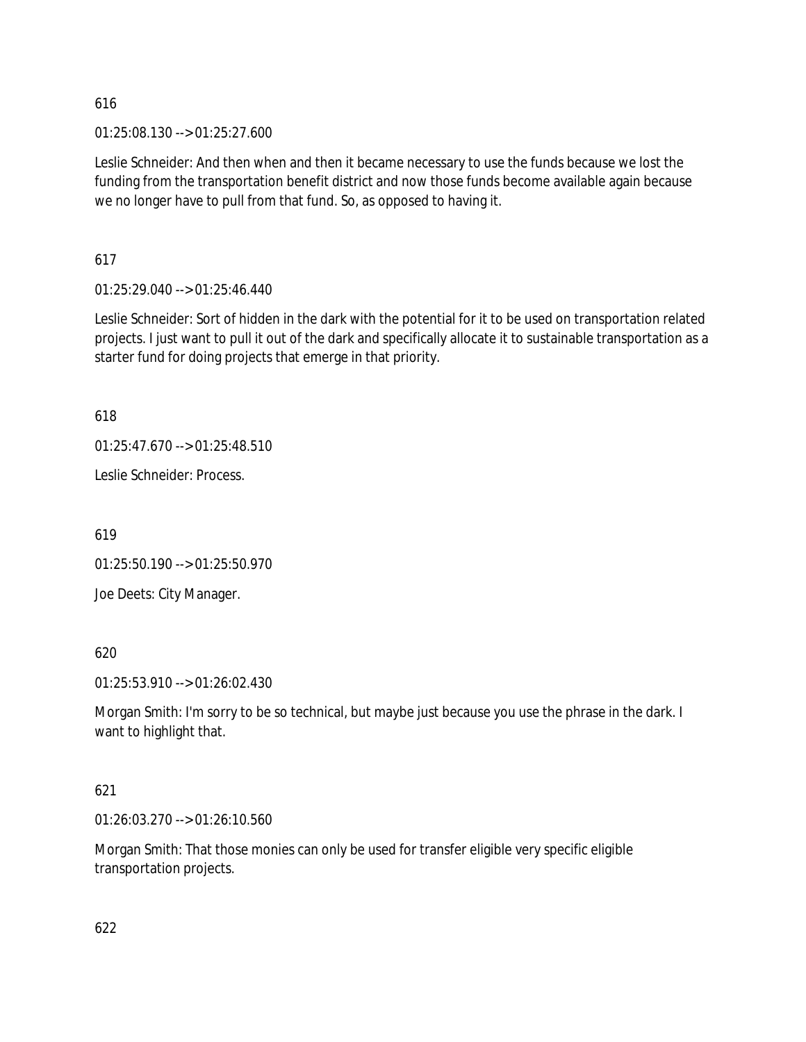616

01:25:08.130 --> 01:25:27.600

Leslie Schneider: And then when and then it became necessary to use the funds because we lost the funding from the transportation benefit district and now those funds become available again because we no longer have to pull from that fund. So, as opposed to having it.

617

01:25:29.040 --> 01:25:46.440

Leslie Schneider: Sort of hidden in the dark with the potential for it to be used on transportation related projects. I just want to pull it out of the dark and specifically allocate it to sustainable transportation as a starter fund for doing projects that emerge in that priority.

618

01:25:47.670 --> 01:25:48.510

Leslie Schneider: Process.

619

01:25:50.190 --> 01:25:50.970

Joe Deets: City Manager.

620

01:25:53.910 --> 01:26:02.430

Morgan Smith: I'm sorry to be so technical, but maybe just because you use the phrase in the dark. I want to highlight that.

621

01:26:03.270 --> 01:26:10.560

Morgan Smith: That those monies can only be used for transfer eligible very specific eligible transportation projects.

622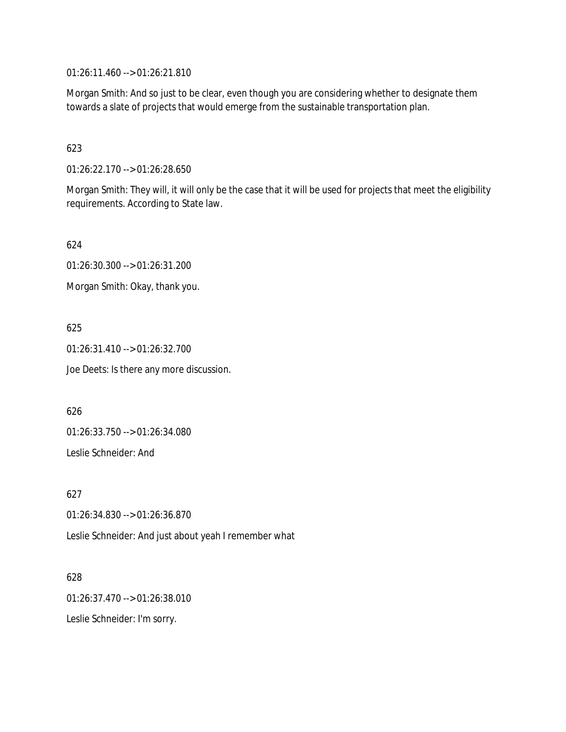01:26:11.460 --> 01:26:21.810

Morgan Smith: And so just to be clear, even though you are considering whether to designate them towards a slate of projects that would emerge from the sustainable transportation plan.

623

01:26:22.170 --> 01:26:28.650

Morgan Smith: They will, it will only be the case that it will be used for projects that meet the eligibility requirements. According to State law.

624

01:26:30.300 --> 01:26:31.200

Morgan Smith: Okay, thank you.

625

01:26:31.410 --> 01:26:32.700

Joe Deets: Is there any more discussion.

626

01:26:33.750 --> 01:26:34.080

Leslie Schneider: And

627

01:26:34.830 --> 01:26:36.870

Leslie Schneider: And just about yeah I remember what

628

01:26:37.470 --> 01:26:38.010

Leslie Schneider: I'm sorry.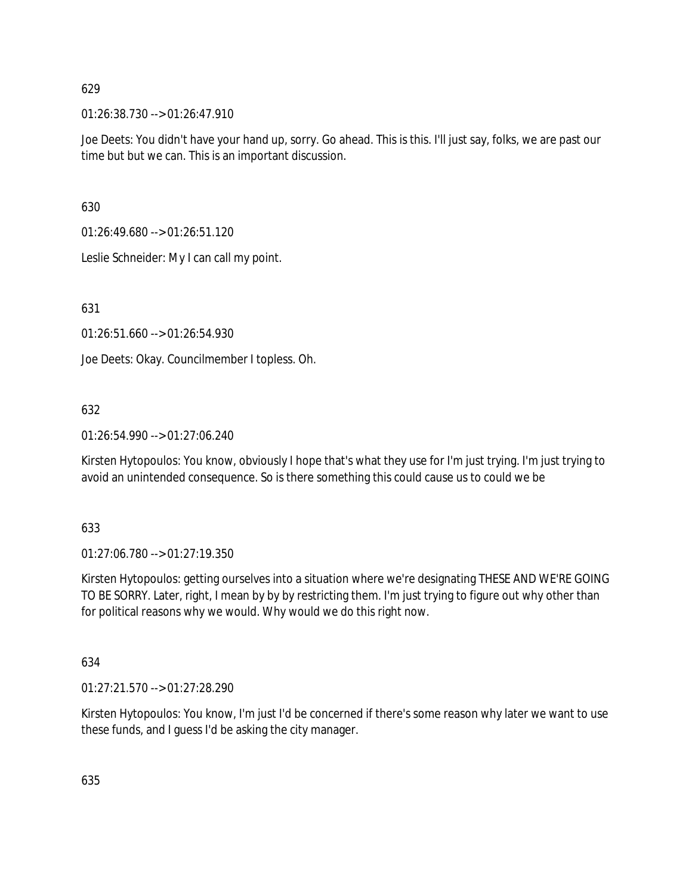629

01:26:38.730 --> 01:26:47.910

Joe Deets: You didn't have your hand up, sorry. Go ahead. This is this. I'll just say, folks, we are past our time but but we can. This is an important discussion.

630

01:26:49.680 --> 01:26:51.120

Leslie Schneider: My I can call my point.

631

01:26:51.660 --> 01:26:54.930

Joe Deets: Okay. Councilmember I topless. Oh.

632

01:26:54.990 --> 01:27:06.240

Kirsten Hytopoulos: You know, obviously I hope that's what they use for I'm just trying. I'm just trying to avoid an unintended consequence. So is there something this could cause us to could we be

633

01:27:06.780 --> 01:27:19.350

Kirsten Hytopoulos: getting ourselves into a situation where we're designating THESE AND WE'RE GOING TO BE SORRY. Later, right, I mean by by by restricting them. I'm just trying to figure out why other than for political reasons why we would. Why would we do this right now.

634

01:27:21.570 --> 01:27:28.290

Kirsten Hytopoulos: You know, I'm just I'd be concerned if there's some reason why later we want to use these funds, and I guess I'd be asking the city manager.

635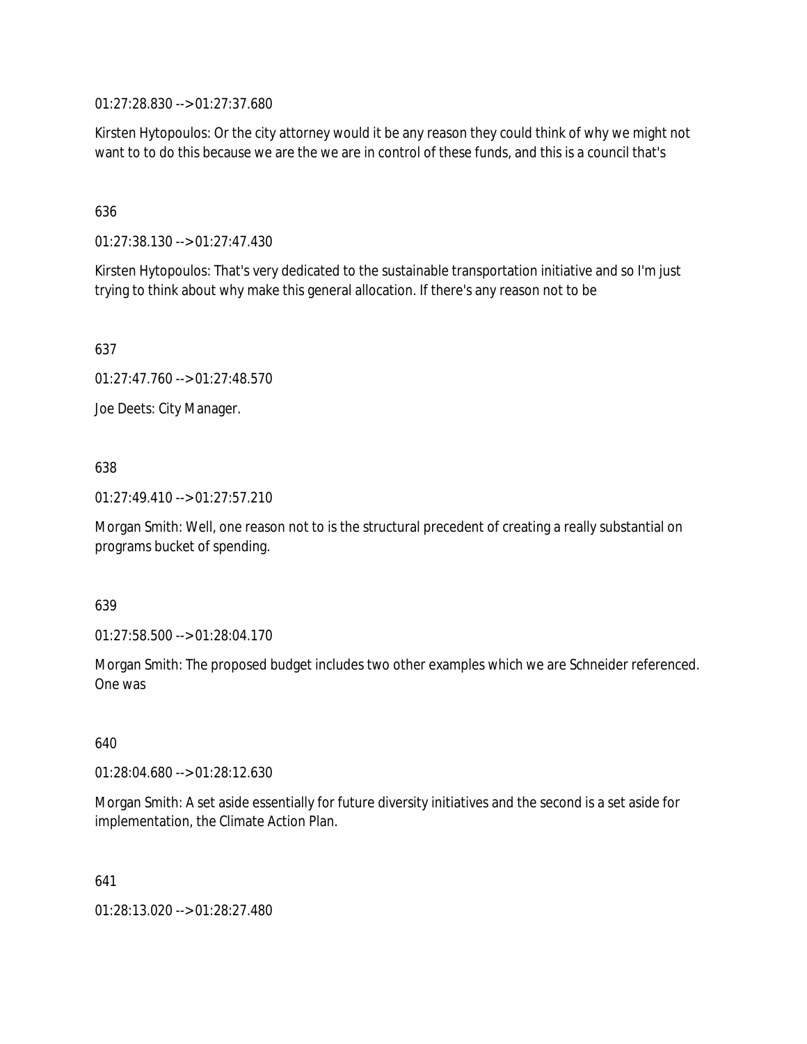01:27:28.830 --> 01:27:37.680

Kirsten Hytopoulos: Or the city attorney would it be any reason they could think of why we might not want to to do this because we are the we are in control of these funds, and this is a council that's

636

01:27:38.130 --> 01:27:47.430

Kirsten Hytopoulos: That's very dedicated to the sustainable transportation initiative and so I'm just trying to think about why make this general allocation. If there's any reason not to be

637

01:27:47.760 --> 01:27:48.570

Joe Deets: City Manager.

638

01:27:49.410 --> 01:27:57.210

Morgan Smith: Well, one reason not to is the structural precedent of creating a really substantial on programs bucket of spending.

639

01:27:58.500 --> 01:28:04.170

Morgan Smith: The proposed budget includes two other examples which we are Schneider referenced. One was

640

01:28:04.680 --> 01:28:12.630

Morgan Smith: A set aside essentially for future diversity initiatives and the second is a set aside for implementation, the Climate Action Plan.

641

01:28:13.020 --> 01:28:27.480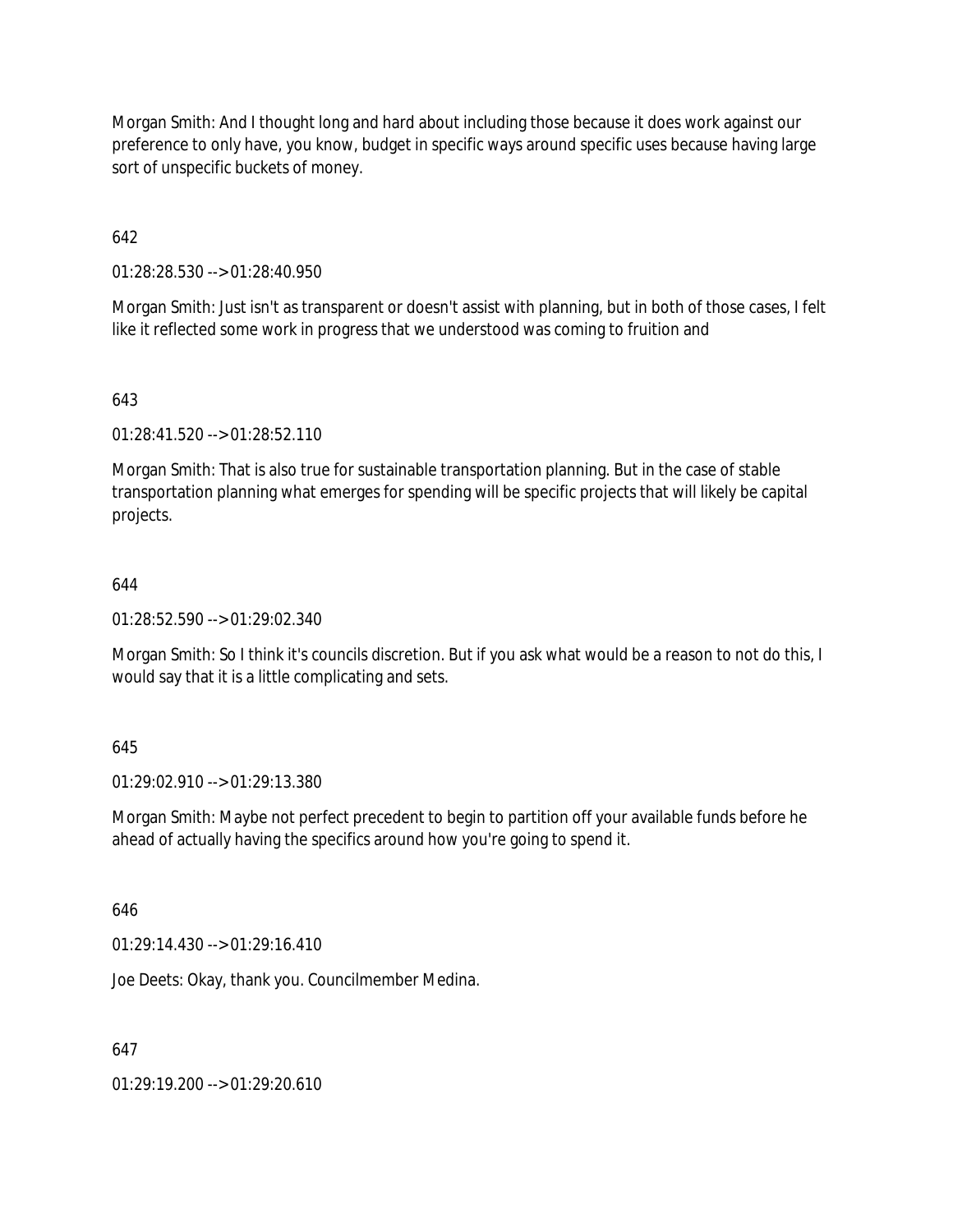Morgan Smith: And I thought long and hard about including those because it does work against our preference to only have, you know, budget in specific ways around specific uses because having large sort of unspecific buckets of money.

642

01:28:28.530 --> 01:28:40.950

Morgan Smith: Just isn't as transparent or doesn't assist with planning, but in both of those cases, I felt like it reflected some work in progress that we understood was coming to fruition and

643

01:28:41.520 --> 01:28:52.110

Morgan Smith: That is also true for sustainable transportation planning. But in the case of stable transportation planning what emerges for spending will be specific projects that will likely be capital projects.

644

01:28:52.590 --> 01:29:02.340

Morgan Smith: So I think it's councils discretion. But if you ask what would be a reason to not do this, I would say that it is a little complicating and sets.

645

01:29:02.910 --> 01:29:13.380

Morgan Smith: Maybe not perfect precedent to begin to partition off your available funds before he ahead of actually having the specifics around how you're going to spend it.

646

01:29:14.430 --> 01:29:16.410

Joe Deets: Okay, thank you. Councilmember Medina.

647

01:29:19.200 --> 01:29:20.610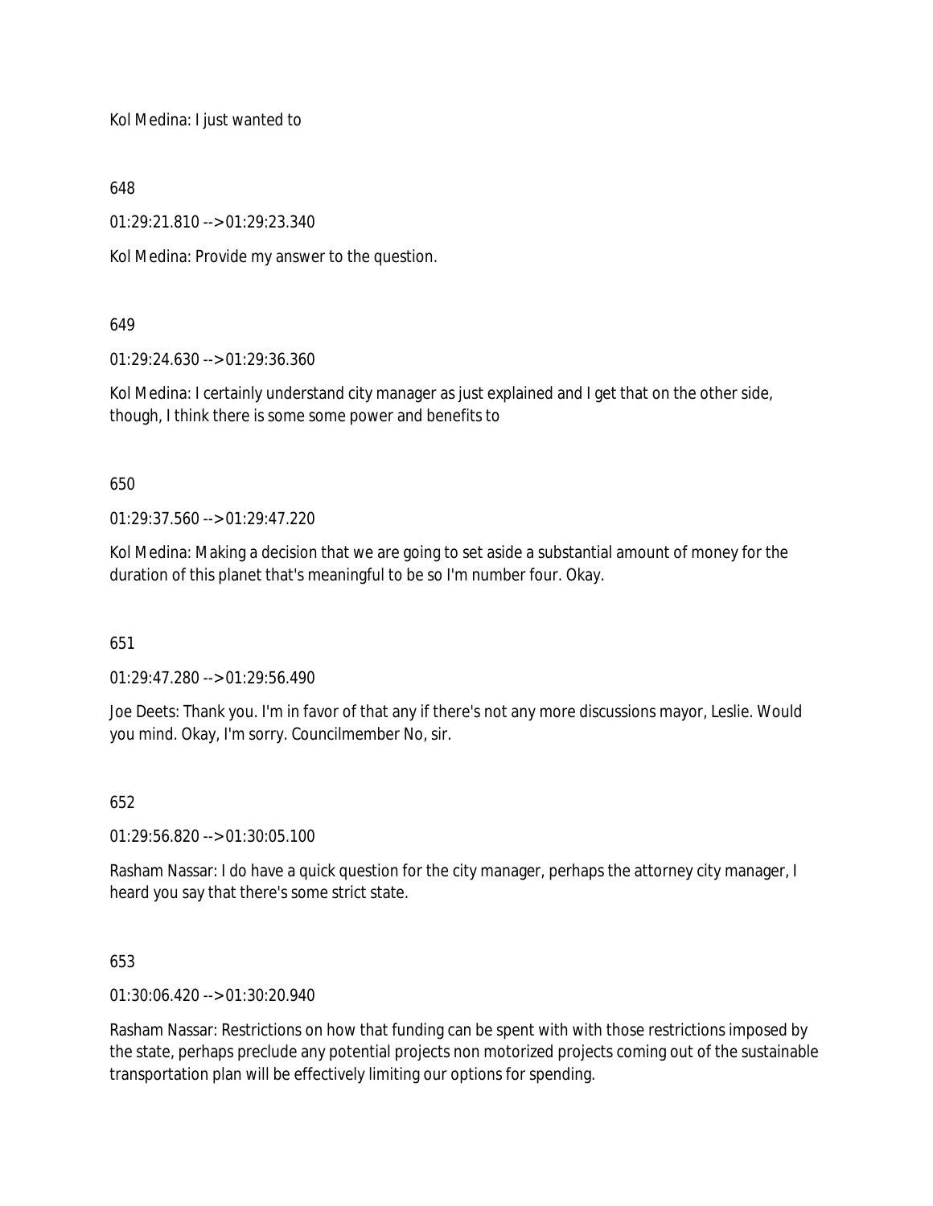Kol Medina: I just wanted to

648

01:29:21.810 --> 01:29:23.340

Kol Medina: Provide my answer to the question.

649

01:29:24.630 --> 01:29:36.360

Kol Medina: I certainly understand city manager as just explained and I get that on the other side, though, I think there is some some power and benefits to

650

01:29:37.560 --> 01:29:47.220

Kol Medina: Making a decision that we are going to set aside a substantial amount of money for the duration of this planet that's meaningful to be so I'm number four. Okay.

651

01:29:47.280 --> 01:29:56.490

Joe Deets: Thank you. I'm in favor of that any if there's not any more discussions mayor, Leslie. Would you mind. Okay, I'm sorry. Councilmember No, sir.

652

01:29:56.820 --> 01:30:05.100

Rasham Nassar: I do have a quick question for the city manager, perhaps the attorney city manager, I heard you say that there's some strict state.

653

01:30:06.420 --> 01:30:20.940

Rasham Nassar: Restrictions on how that funding can be spent with with those restrictions imposed by the state, perhaps preclude any potential projects non motorized projects coming out of the sustainable transportation plan will be effectively limiting our options for spending.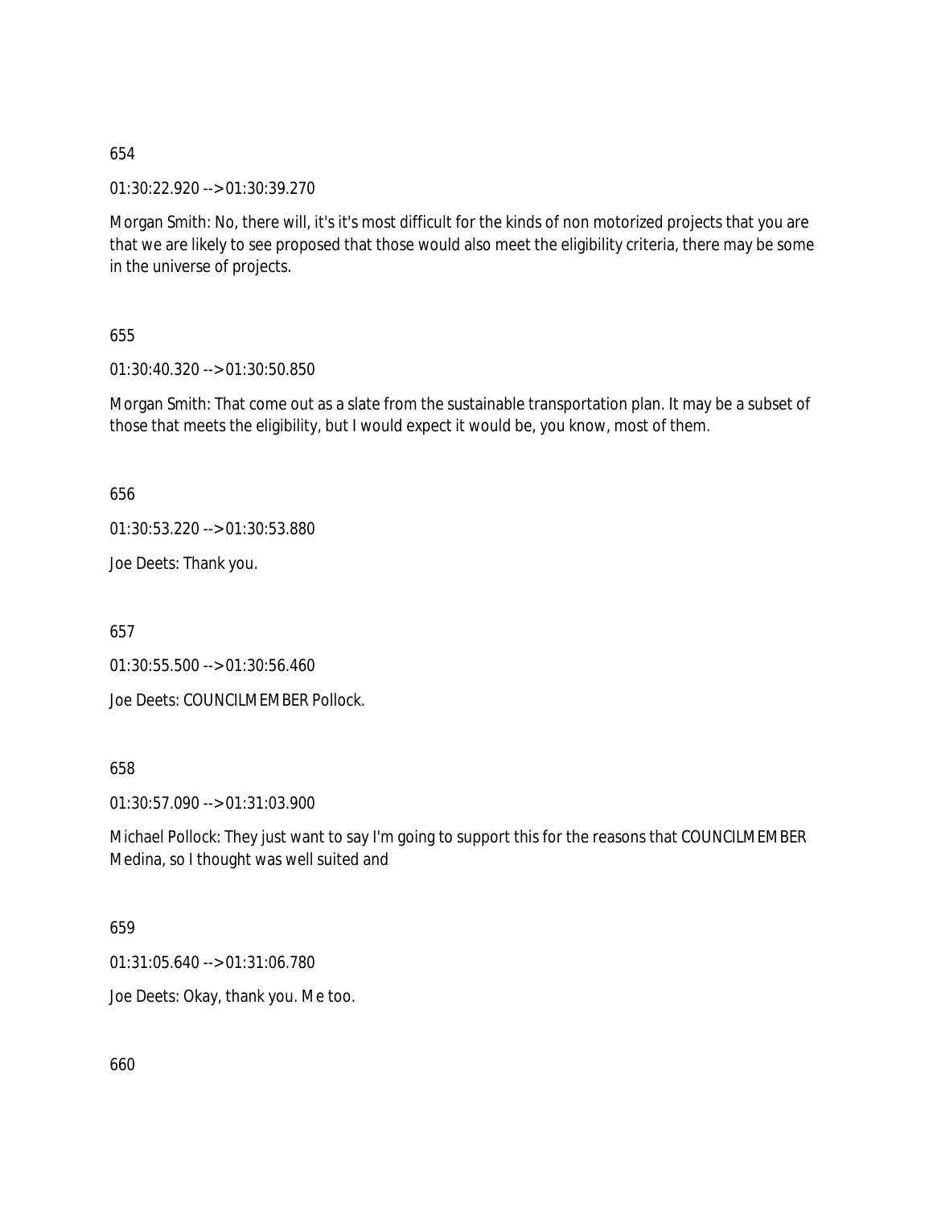654

01:30:22.920 --> 01:30:39.270

Morgan Smith: No, there will, it's it's most difficult for the kinds of non motorized projects that you are that we are likely to see proposed that those would also meet the eligibility criteria, there may be some in the universe of projects.

655

01:30:40.320 --> 01:30:50.850

Morgan Smith: That come out as a slate from the sustainable transportation plan. It may be a subset of those that meets the eligibility, but I would expect it would be, you know, most of them.

656

01:30:53.220 --> 01:30:53.880

Joe Deets: Thank you.

657

01:30:55.500 --> 01:30:56.460

Joe Deets: COUNCILMEMBER Pollock.

658

01:30:57.090 --> 01:31:03.900

Michael Pollock: They just want to say I'm going to support this for the reasons that COUNCILMEMBER Medina, so I thought was well suited and

659

01:31:05.640 --> 01:31:06.780

Joe Deets: Okay, thank you. Me too.

660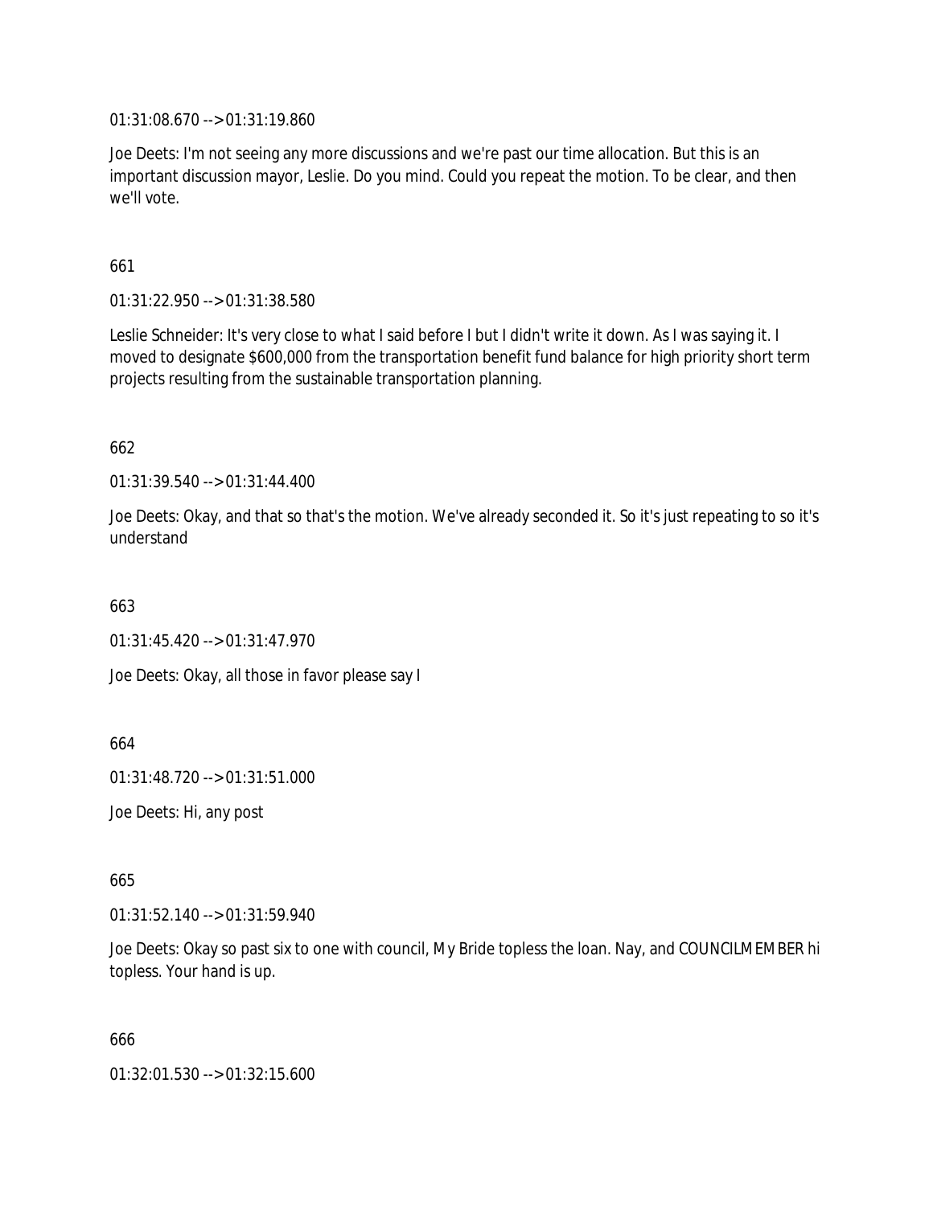01:31:08.670 --> 01:31:19.860

Joe Deets: I'm not seeing any more discussions and we're past our time allocation. But this is an important discussion mayor, Leslie. Do you mind. Could you repeat the motion. To be clear, and then we'll vote.

661

01:31:22.950 --> 01:31:38.580

Leslie Schneider: It's very close to what I said before I but I didn't write it down. As I was saying it. I moved to designate $600,000 from the transportation benefit fund balance for high priority short term projects resulting from the sustainable transportation planning.

662

01:31:39.540 --> 01:31:44.400

Joe Deets: Okay, and that so that's the motion. We've already seconded it. So it's just repeating to so it's understand

663

01:31:45.420 --> 01:31:47.970

Joe Deets: Okay, all those in favor please say I

664

01:31:48.720 --> 01:31:51.000

Joe Deets: Hi, any post

665

01:31:52.140 --> 01:31:59.940

Joe Deets: Okay so past six to one with council, My Bride topless the loan. Nay, and COUNCILMEMBER hi topless. Your hand is up.

666

01:32:01.530 --> 01:32:15.600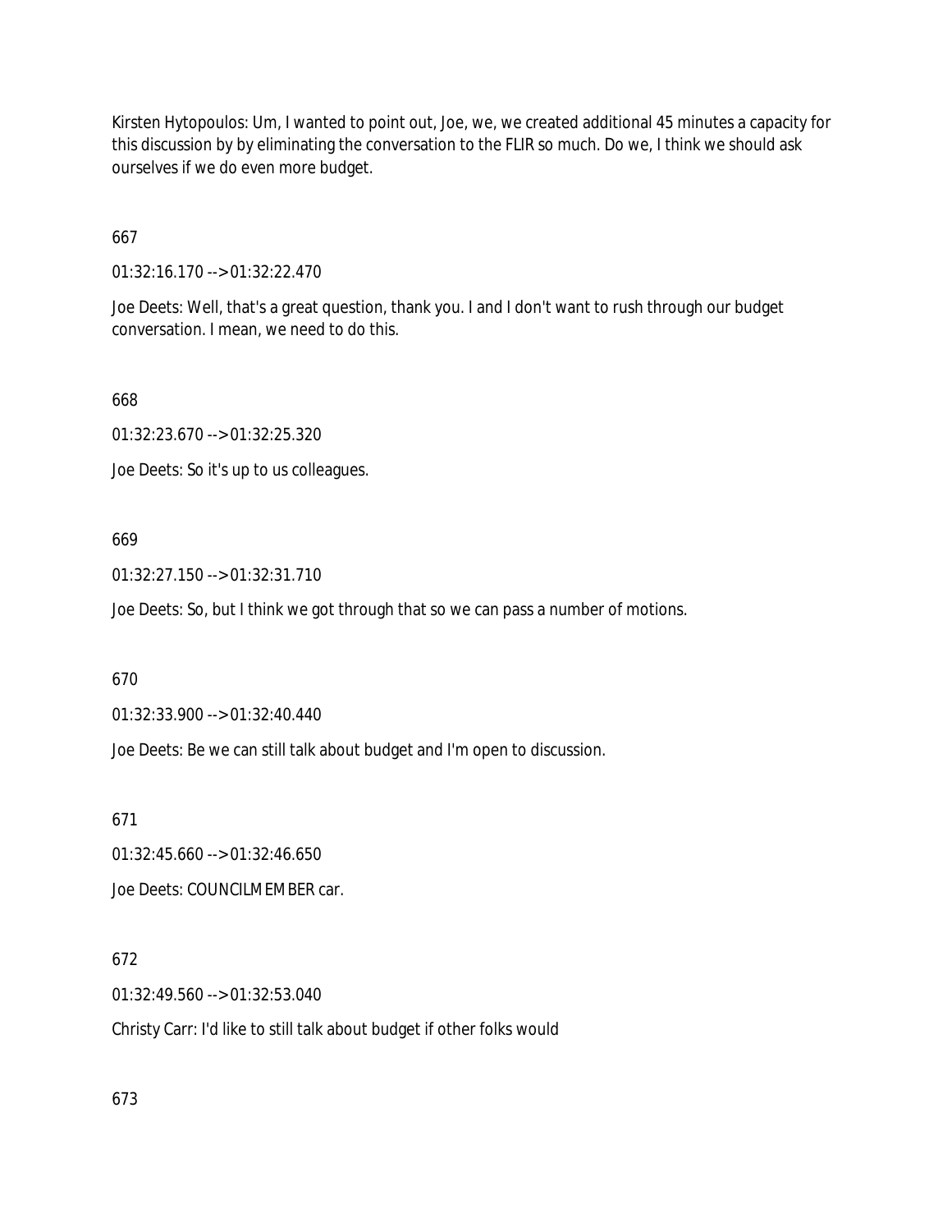Kirsten Hytopoulos: Um, I wanted to point out, Joe, we, we created additional 45 minutes a capacity for this discussion by by eliminating the conversation to the FLIR so much. Do we, I think we should ask ourselves if we do even more budget.

667

01:32:16.170 --> 01:32:22.470

Joe Deets: Well, that's a great question, thank you. I and I don't want to rush through our budget conversation. I mean, we need to do this.

668

01:32:23.670 --> 01:32:25.320

Joe Deets: So it's up to us colleagues.

669

01:32:27.150 --> 01:32:31.710

Joe Deets: So, but I think we got through that so we can pass a number of motions.

670

01:32:33.900 --> 01:32:40.440

Joe Deets: Be we can still talk about budget and I'm open to discussion.

671

01:32:45.660 --> 01:32:46.650

Joe Deets: COUNCILMEMBER car.

672

01:32:49.560 --> 01:32:53.040

Christy Carr: I'd like to still talk about budget if other folks would

673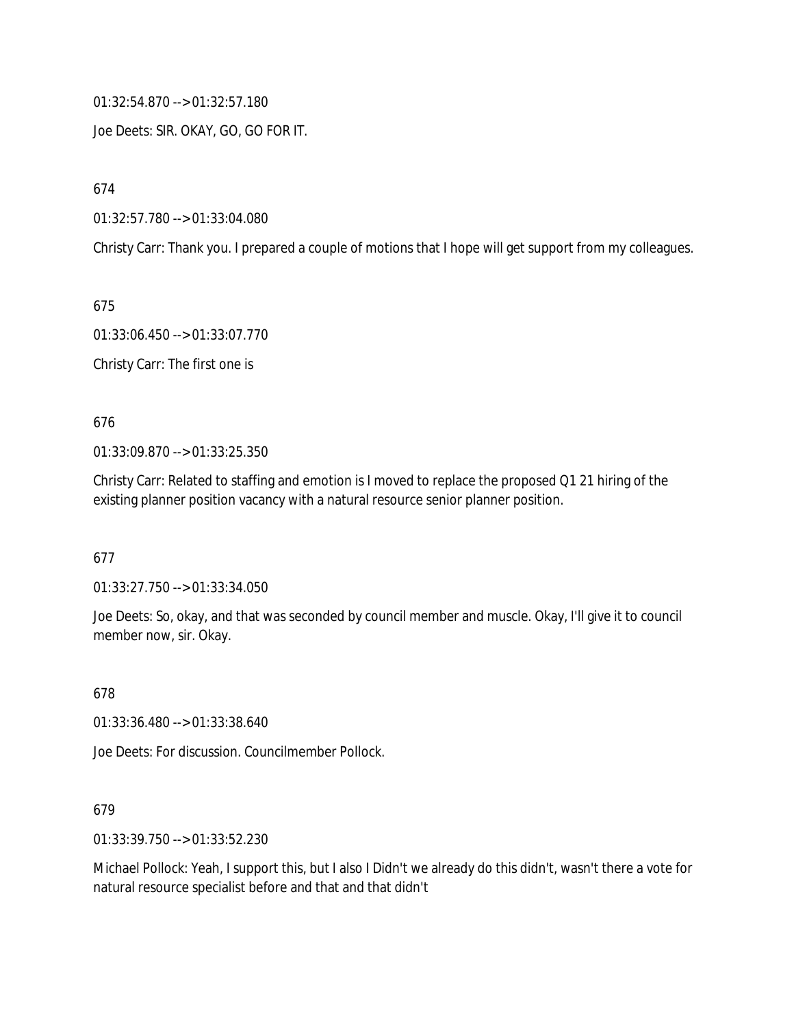01:32:54.870 --> 01:32:57.180

Joe Deets: SIR. OKAY, GO, GO FOR IT.

674

01:32:57.780 --> 01:33:04.080

Christy Carr: Thank you. I prepared a couple of motions that I hope will get support from my colleagues.

675

01:33:06.450 --> 01:33:07.770

Christy Carr: The first one is

676

01:33:09.870 --> 01:33:25.350

Christy Carr: Related to staffing and emotion is I moved to replace the proposed Q1 21 hiring of the existing planner position vacancy with a natural resource senior planner position.

677

01:33:27.750 --> 01:33:34.050

Joe Deets: So, okay, and that was seconded by council member and muscle. Okay, I'll give it to council member now, sir. Okay.

678

01:33:36.480 --> 01:33:38.640

Joe Deets: For discussion. Councilmember Pollock.

679

01:33:39.750 --> 01:33:52.230

Michael Pollock: Yeah, I support this, but I also I Didn't we already do this didn't, wasn't there a vote for natural resource specialist before and that and that didn't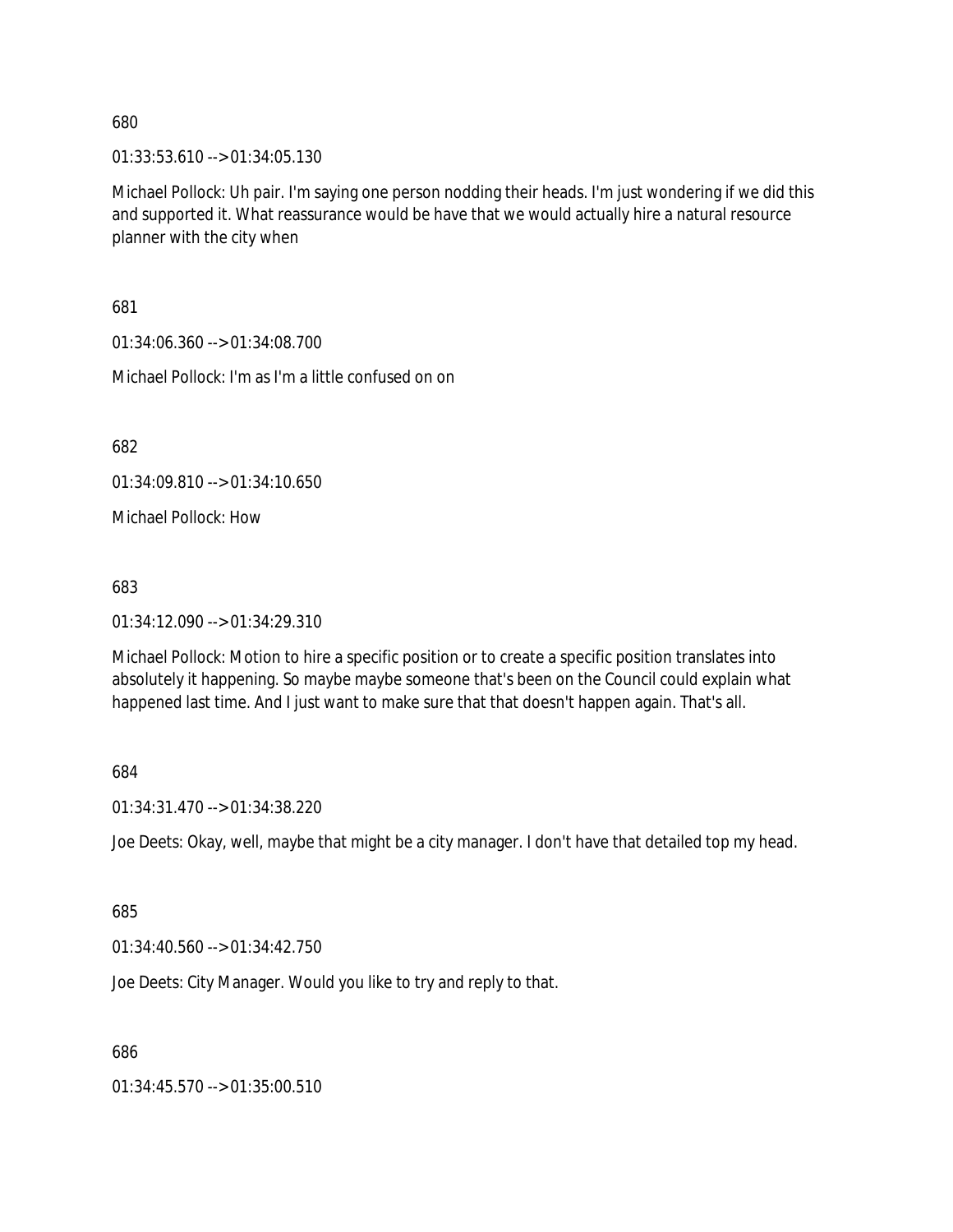680

01:33:53.610 --> 01:34:05.130

Michael Pollock: Uh pair. I'm saying one person nodding their heads. I'm just wondering if we did this and supported it. What reassurance would be have that we would actually hire a natural resource planner with the city when

681

01:34:06.360 --> 01:34:08.700

Michael Pollock: I'm as I'm a little confused on on

682

01:34:09.810 --> 01:34:10.650

Michael Pollock: How

683

01:34:12.090 --> 01:34:29.310

Michael Pollock: Motion to hire a specific position or to create a specific position translates into absolutely it happening. So maybe maybe someone that's been on the Council could explain what happened last time. And I just want to make sure that that doesn't happen again. That's all.

684

01:34:31.470 --> 01:34:38.220

Joe Deets: Okay, well, maybe that might be a city manager. I don't have that detailed top my head.

685

01:34:40.560 --> 01:34:42.750

Joe Deets: City Manager. Would you like to try and reply to that.

686

01:34:45.570 --> 01:35:00.510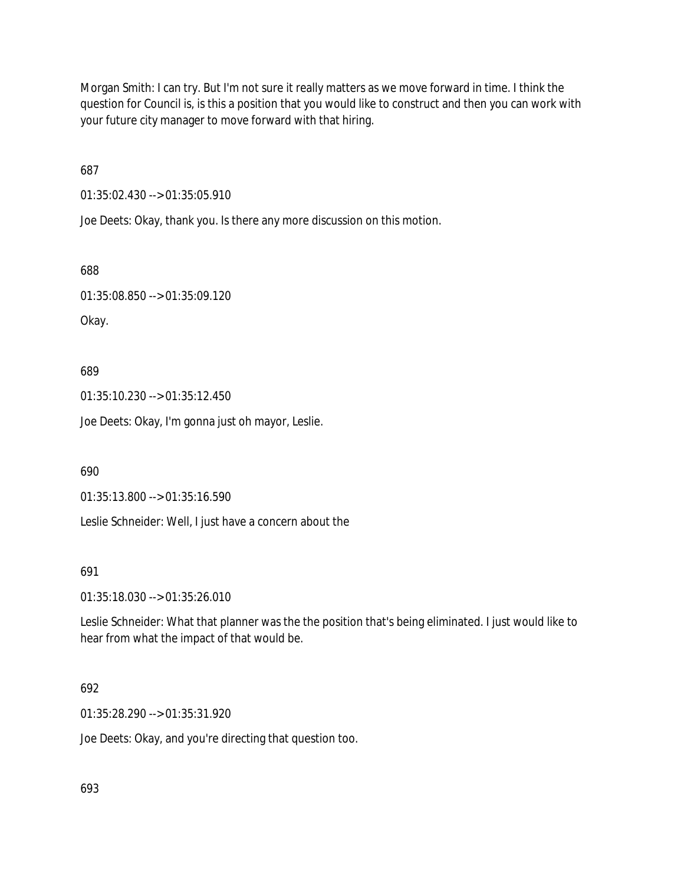Morgan Smith: I can try. But I'm not sure it really matters as we move forward in time. I think the question for Council is, is this a position that you would like to construct and then you can work with your future city manager to move forward with that hiring.

687

01:35:02.430 --> 01:35:05.910

Joe Deets: Okay, thank you. Is there any more discussion on this motion.

688

01:35:08.850 --> 01:35:09.120

Okay.

689

01:35:10.230 --> 01:35:12.450

Joe Deets: Okay, I'm gonna just oh mayor, Leslie.

690

01:35:13.800 --> 01:35:16.590

Leslie Schneider: Well, I just have a concern about the

691

01:35:18.030 --> 01:35:26.010

Leslie Schneider: What that planner was the the position that's being eliminated. I just would like to hear from what the impact of that would be.

692

01:35:28.290 --> 01:35:31.920

Joe Deets: Okay, and you're directing that question too.

693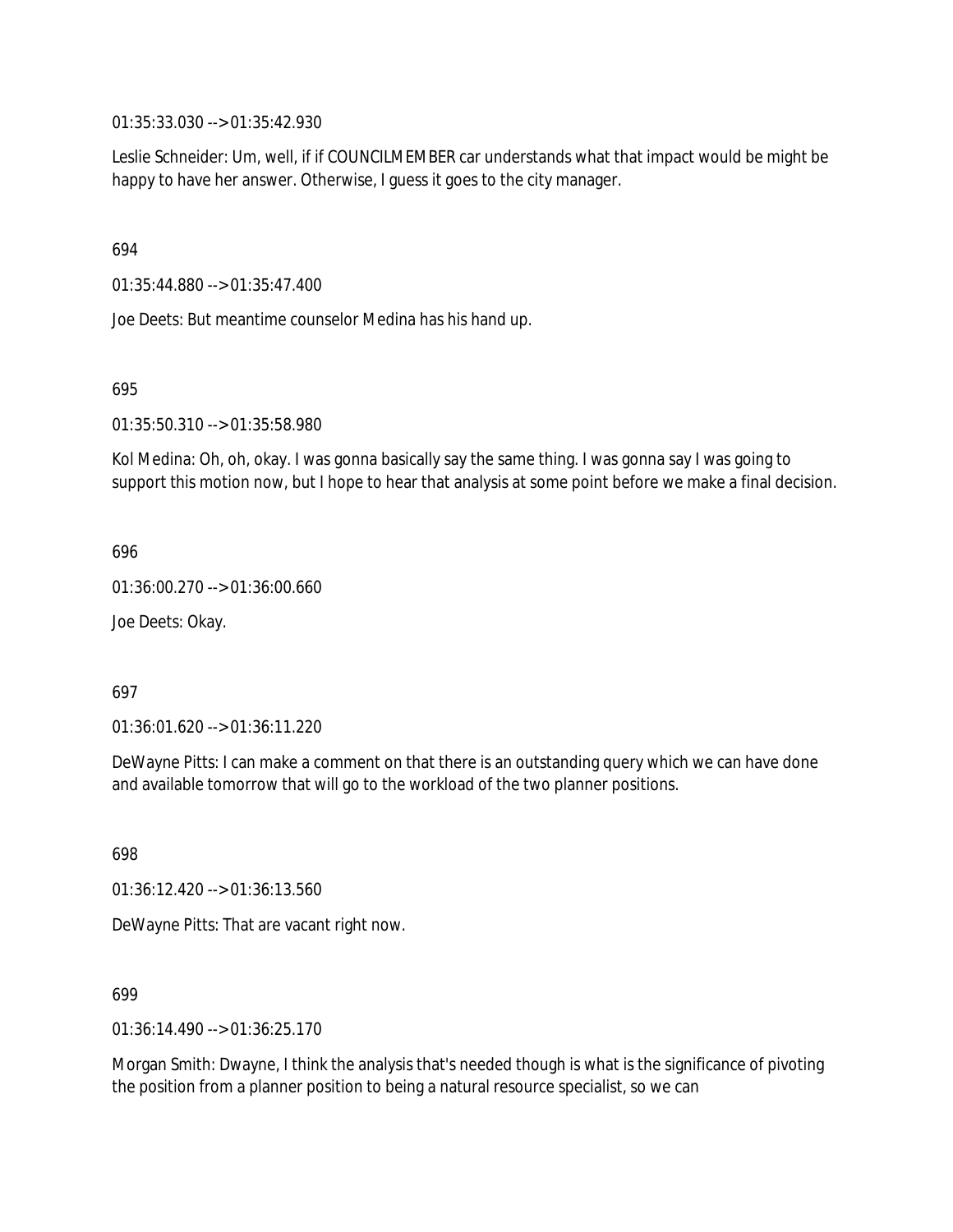01:35:33.030 --> 01:35:42.930

Leslie Schneider: Um, well, if if COUNCILMEMBER car understands what that impact would be might be happy to have her answer. Otherwise, I guess it goes to the city manager.

694

01:35:44.880 --> 01:35:47.400

Joe Deets: But meantime counselor Medina has his hand up.

695

01:35:50.310 --> 01:35:58.980

Kol Medina: Oh, oh, okay. I was gonna basically say the same thing. I was gonna say I was going to support this motion now, but I hope to hear that analysis at some point before we make a final decision.

696

01:36:00.270 --> 01:36:00.660

Joe Deets: Okay.

697

01:36:01.620 --> 01:36:11.220

DeWayne Pitts: I can make a comment on that there is an outstanding query which we can have done and available tomorrow that will go to the workload of the two planner positions.

698

01:36:12.420 --> 01:36:13.560

DeWayne Pitts: That are vacant right now.

699

01:36:14.490 --> 01:36:25.170

Morgan Smith: Dwayne, I think the analysis that's needed though is what is the significance of pivoting the position from a planner position to being a natural resource specialist, so we can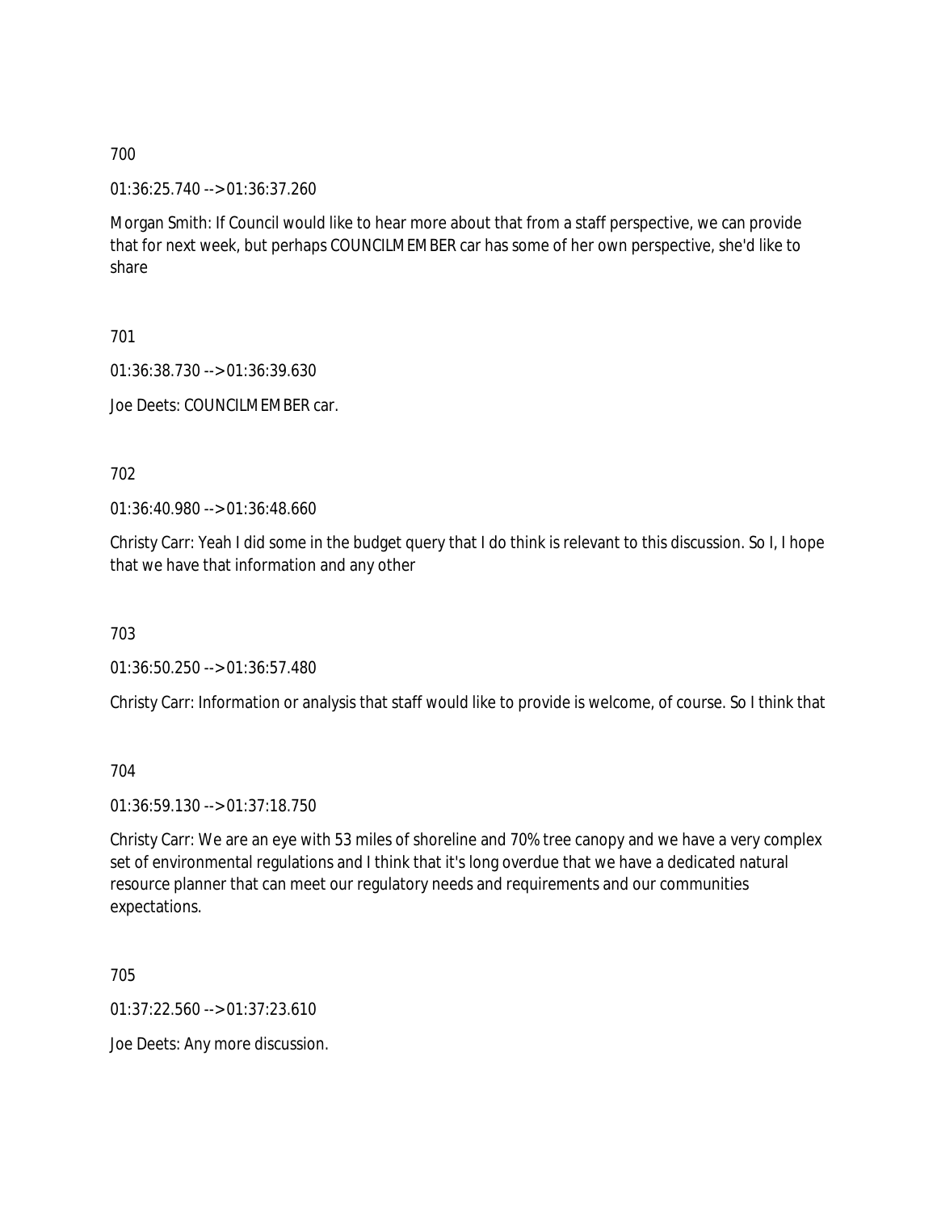700

01:36:25.740 --> 01:36:37.260

Morgan Smith: If Council would like to hear more about that from a staff perspective, we can provide that for next week, but perhaps COUNCILMEMBER car has some of her own perspective, she'd like to share

701

01:36:38.730 --> 01:36:39.630

Joe Deets: COUNCILMEMBER car.

702

01:36:40.980 --> 01:36:48.660

Christy Carr: Yeah I did some in the budget query that I do think is relevant to this discussion. So I, I hope that we have that information and any other

703

01:36:50.250 --> 01:36:57.480

Christy Carr: Information or analysis that staff would like to provide is welcome, of course. So I think that

704

01:36:59.130 --> 01:37:18.750

Christy Carr: We are an eye with 53 miles of shoreline and 70% tree canopy and we have a very complex set of environmental regulations and I think that it's long overdue that we have a dedicated natural resource planner that can meet our regulatory needs and requirements and our communities expectations.

705

01:37:22.560 --> 01:37:23.610

Joe Deets: Any more discussion.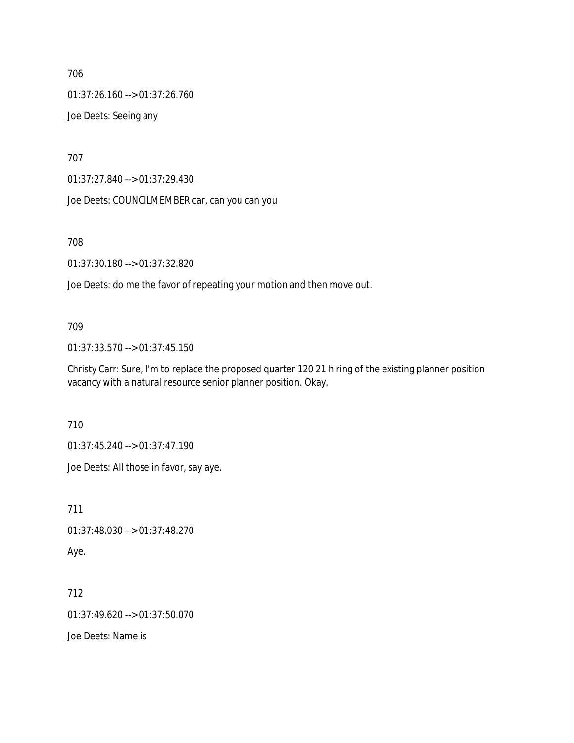706

01:37:26.160 --> 01:37:26.760

Joe Deets: Seeing any

707

01:37:27.840 --> 01:37:29.430

Joe Deets: COUNCILMEMBER car, can you can you

708

01:37:30.180 --> 01:37:32.820

Joe Deets: do me the favor of repeating your motion and then move out.

709

01:37:33.570 --> 01:37:45.150

Christy Carr: Sure, I'm to replace the proposed quarter 120 21 hiring of the existing planner position vacancy with a natural resource senior planner position. Okay.

710

01:37:45.240 --> 01:37:47.190

Joe Deets: All those in favor, say aye.

711

01:37:48.030 --> 01:37:48.270

Aye.

712

01:37:49.620 --> 01:37:50.070

Joe Deets: Name is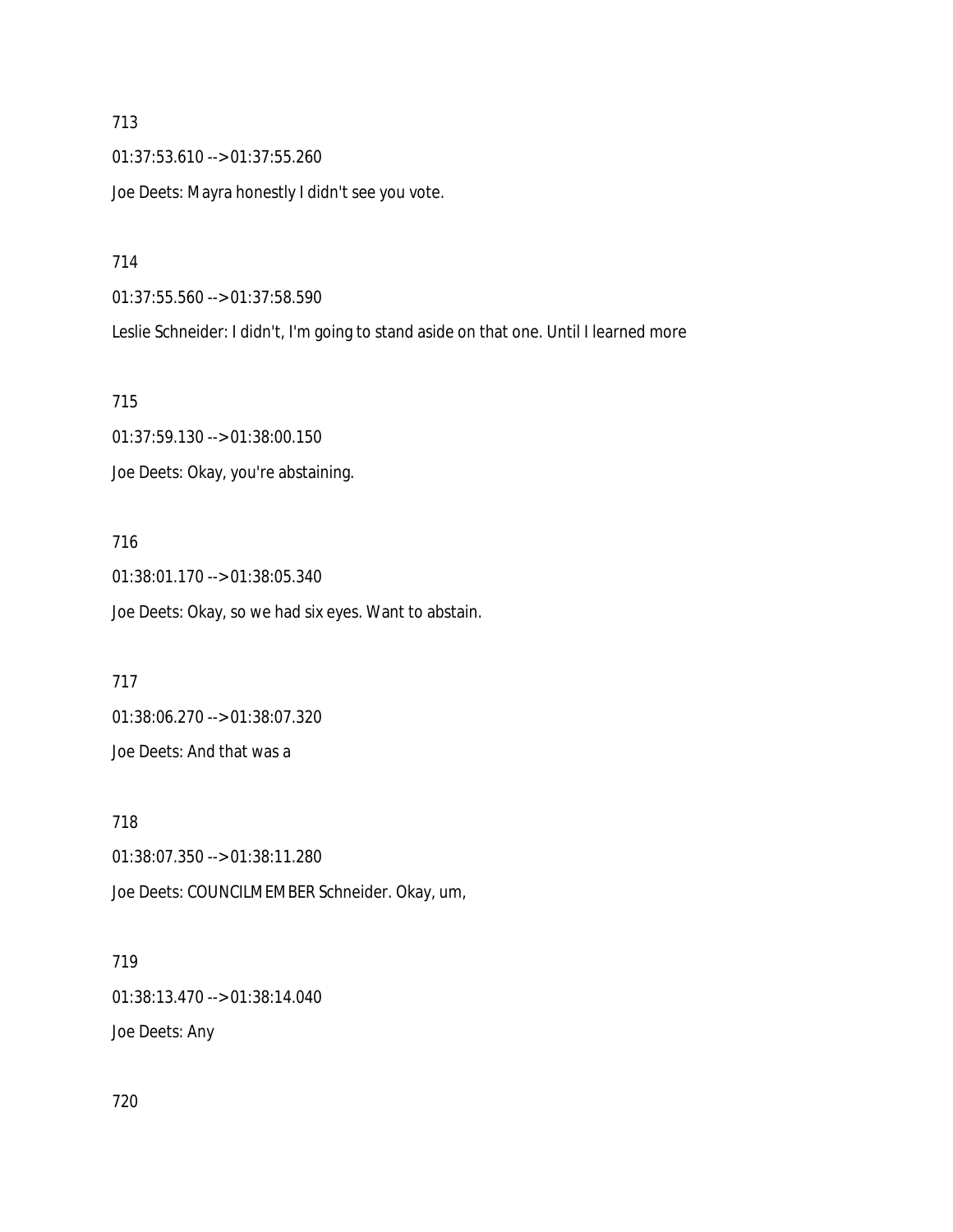713

01:37:53.610 --> 01:37:55.260

Joe Deets: Mayra honestly I didn't see you vote.

714

01:37:55.560 --> 01:37:58.590

Leslie Schneider: I didn't, I'm going to stand aside on that one. Until I learned more

715

01:37:59.130 --> 01:38:00.150

Joe Deets: Okay, you're abstaining.

716

01:38:01.170 --> 01:38:05.340

Joe Deets: Okay, so we had six eyes. Want to abstain.

717

01:38:06.270 --> 01:38:07.320

Joe Deets: And that was a

718

01:38:07.350 --> 01:38:11.280

Joe Deets: COUNCILMEMBER Schneider. Okay, um,

719

01:38:13.470 --> 01:38:14.040

Joe Deets: Any

720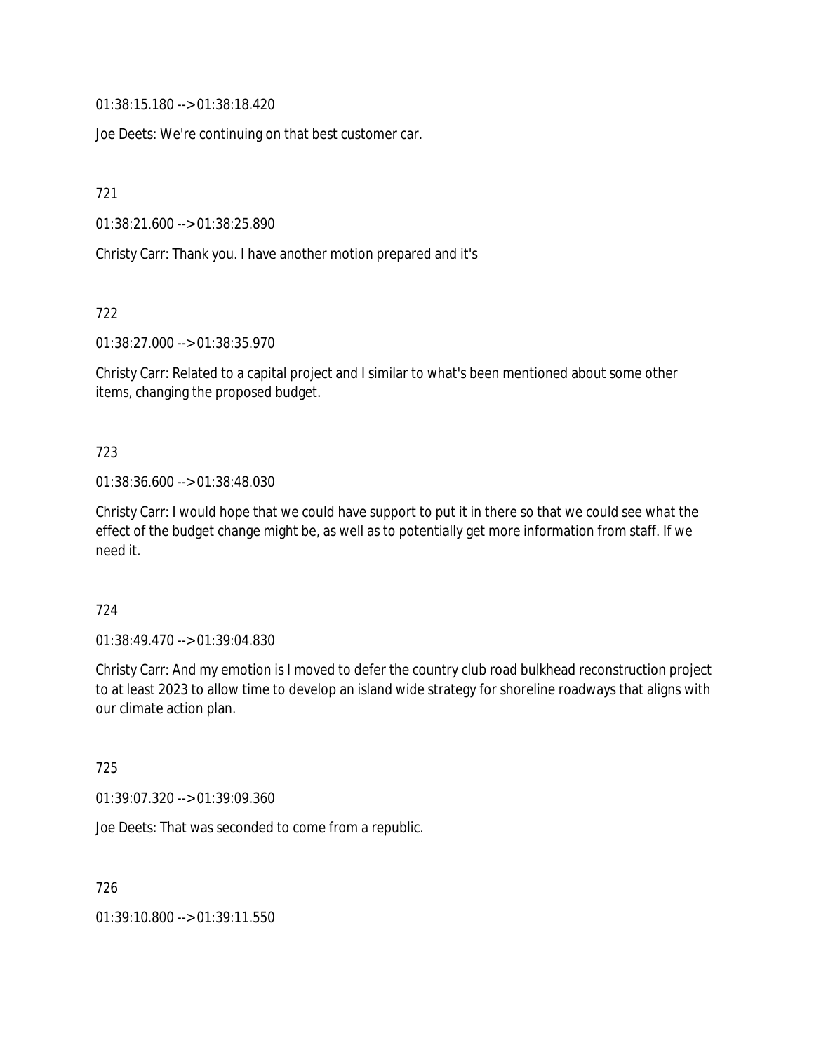01:38:15.180 --> 01:38:18.420

Joe Deets: We're continuing on that best customer car.

721

01:38:21.600 --> 01:38:25.890

Christy Carr: Thank you. I have another motion prepared and it's

722

01:38:27.000 --> 01:38:35.970

Christy Carr: Related to a capital project and I similar to what's been mentioned about some other items, changing the proposed budget.

723

01:38:36.600 --> 01:38:48.030

Christy Carr: I would hope that we could have support to put it in there so that we could see what the effect of the budget change might be, as well as to potentially get more information from staff. If we need it.

724

01:38:49.470 --> 01:39:04.830

Christy Carr: And my emotion is I moved to defer the country club road bulkhead reconstruction project to at least 2023 to allow time to develop an island wide strategy for shoreline roadways that aligns with our climate action plan.

725

01:39:07.320 --> 01:39:09.360

Joe Deets: That was seconded to come from a republic.

726

01:39:10.800 --> 01:39:11.550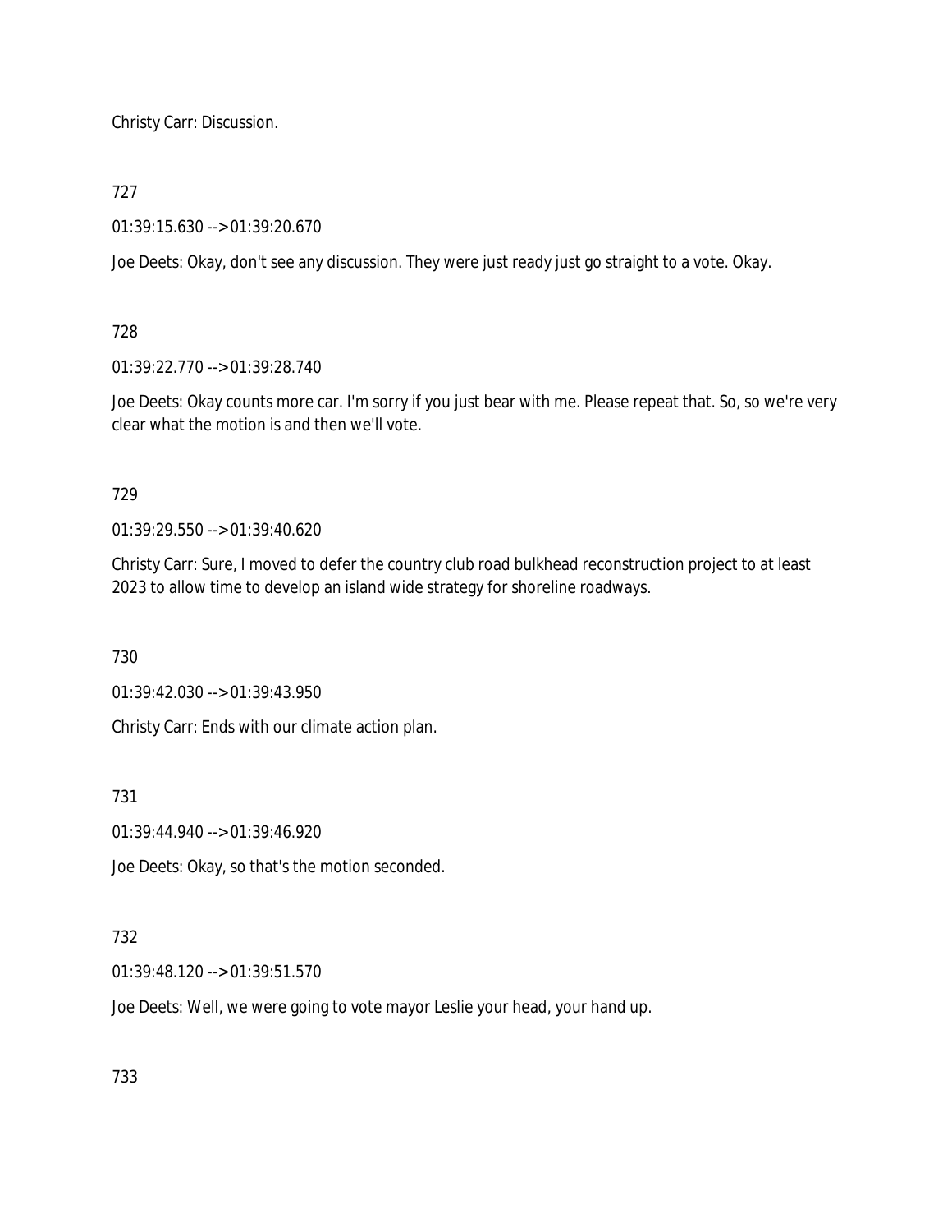Christy Carr: Discussion.

727

01:39:15.630 --> 01:39:20.670

Joe Deets: Okay, don't see any discussion. They were just ready just go straight to a vote. Okay.

728

01:39:22.770 --> 01:39:28.740

Joe Deets: Okay counts more car. I'm sorry if you just bear with me. Please repeat that. So, so we're very clear what the motion is and then we'll vote.

729

01:39:29.550 --> 01:39:40.620

Christy Carr: Sure, I moved to defer the country club road bulkhead reconstruction project to at least 2023 to allow time to develop an island wide strategy for shoreline roadways.

730

01:39:42.030 --> 01:39:43.950

Christy Carr: Ends with our climate action plan.

731

01:39:44.940 --> 01:39:46.920

Joe Deets: Okay, so that's the motion seconded.

732

01:39:48.120 --> 01:39:51.570

Joe Deets: Well, we were going to vote mayor Leslie your head, your hand up.

733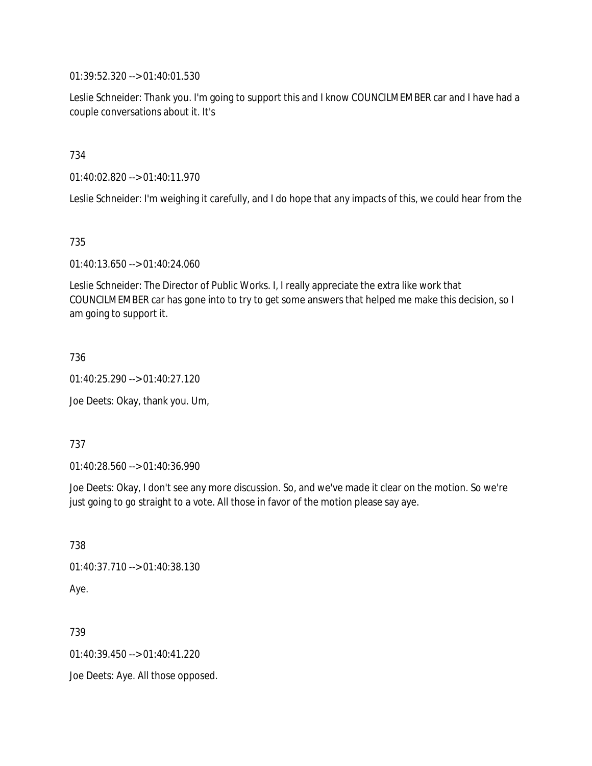01:39:52.320 --> 01:40:01.530

Leslie Schneider: Thank you. I'm going to support this and I know COUNCILMEMBER car and I have had a couple conversations about it. It's

734

01:40:02.820 --> 01:40:11.970

Leslie Schneider: I'm weighing it carefully, and I do hope that any impacts of this, we could hear from the

735

01:40:13.650 --> 01:40:24.060

Leslie Schneider: The Director of Public Works. I, I really appreciate the extra like work that COUNCILMEMBER car has gone into to try to get some answers that helped me make this decision, so I am going to support it.

736

01:40:25.290 --> 01:40:27.120

Joe Deets: Okay, thank you. Um,

737

01:40:28.560 --> 01:40:36.990

Joe Deets: Okay, I don't see any more discussion. So, and we've made it clear on the motion. So we're just going to go straight to a vote. All those in favor of the motion please say aye.

738

01:40:37.710 --> 01:40:38.130

Aye.

739

01:40:39.450 --> 01:40:41.220

Joe Deets: Aye. All those opposed.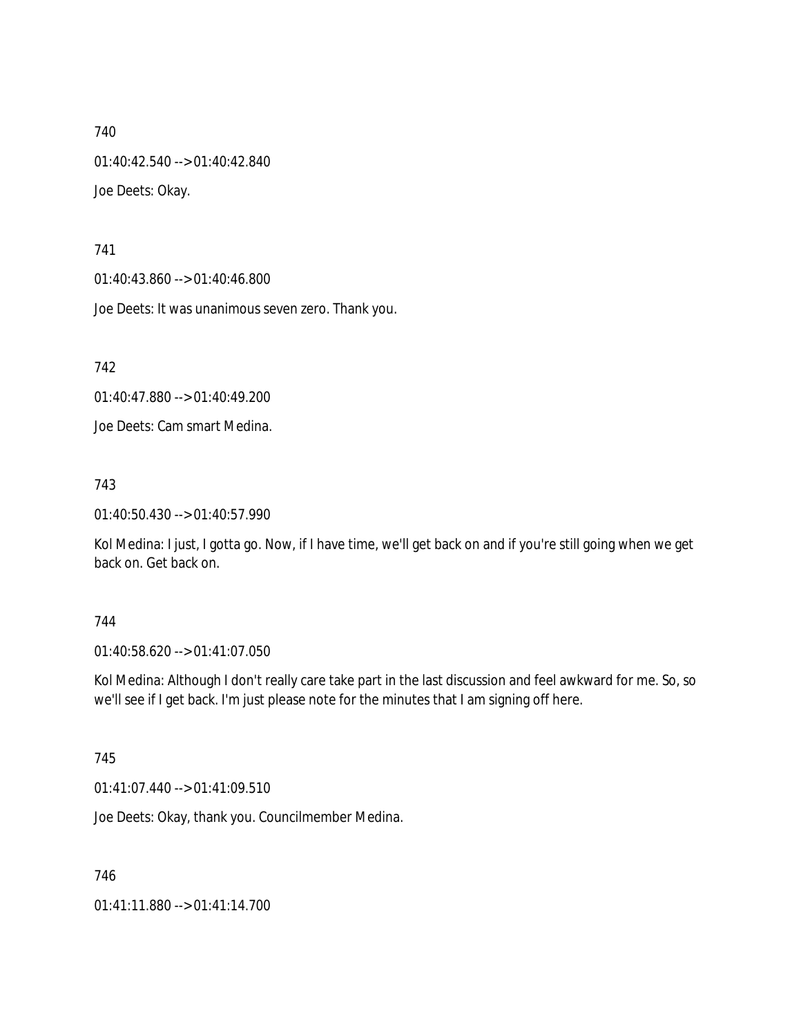740

01:40:42.540 --> 01:40:42.840

Joe Deets: Okay.

741

01:40:43.860 --> 01:40:46.800

Joe Deets: It was unanimous seven zero. Thank you.

742

01:40:47.880 --> 01:40:49.200

Joe Deets: Cam smart Medina.

743

01:40:50.430 --> 01:40:57.990

Kol Medina: I just, I gotta go. Now, if I have time, we'll get back on and if you're still going when we get back on. Get back on.

744

01:40:58.620 --> 01:41:07.050

Kol Medina: Although I don't really care take part in the last discussion and feel awkward for me. So, so we'll see if I get back. I'm just please note for the minutes that I am signing off here.

745

01:41:07.440 --> 01:41:09.510

Joe Deets: Okay, thank you. Councilmember Medina.

746

01:41:11.880 --> 01:41:14.700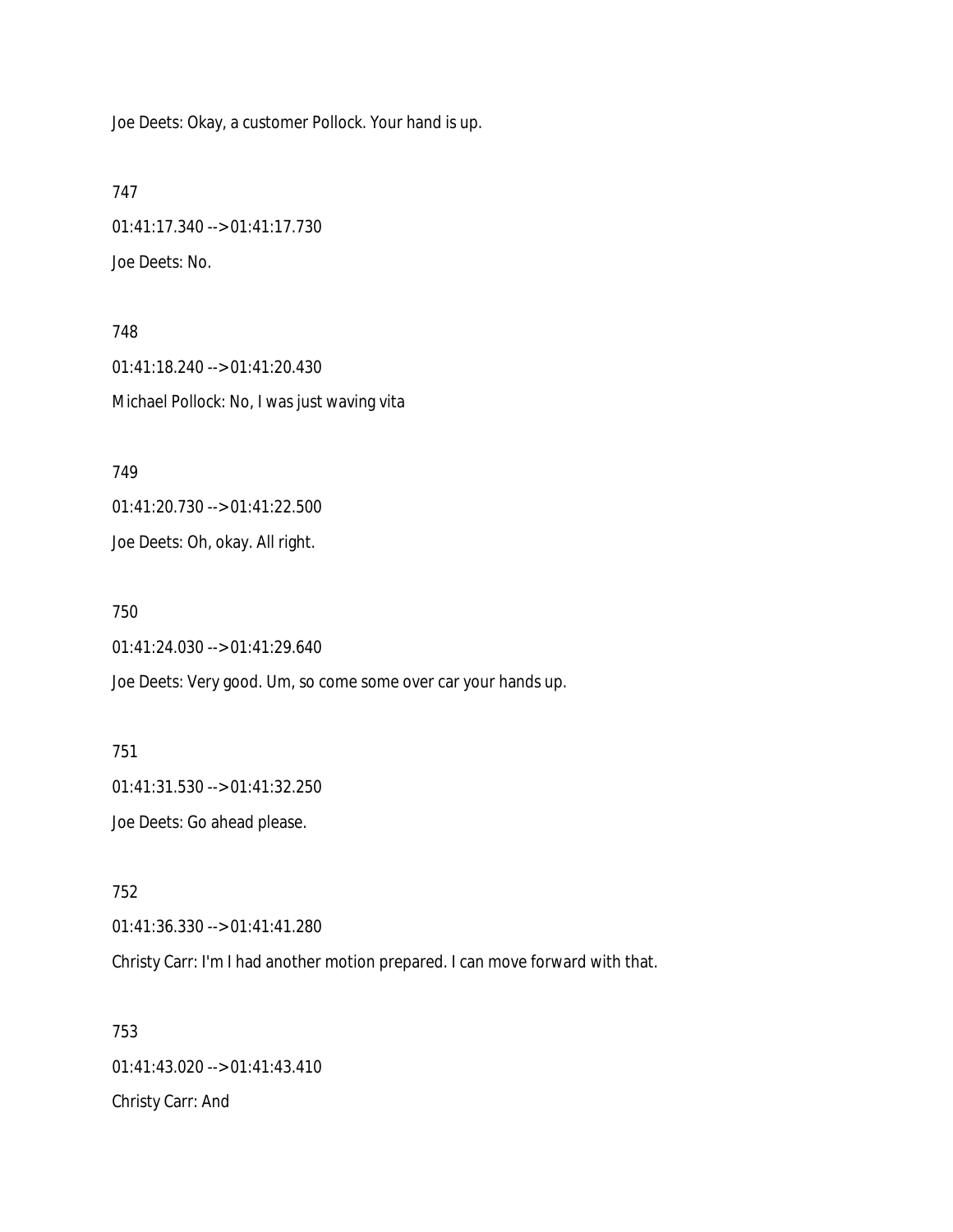Joe Deets: Okay, a customer Pollock. Your hand is up.

747

01:41:17.340 --> 01:41:17.730

Joe Deets: No.

748

01:41:18.240 --> 01:41:20.430

Michael Pollock: No, I was just waving vita

749

01:41:20.730 --> 01:41:22.500

Joe Deets: Oh, okay. All right.

750

01:41:24.030 --> 01:41:29.640

Joe Deets: Very good. Um, so come some over car your hands up.

751

01:41:31.530 --> 01:41:32.250

Joe Deets: Go ahead please.

752

01:41:36.330 --> 01:41:41.280

Christy Carr: I'm I had another motion prepared. I can move forward with that.

753

01:41:43.020 --> 01:41:43.410

Christy Carr: And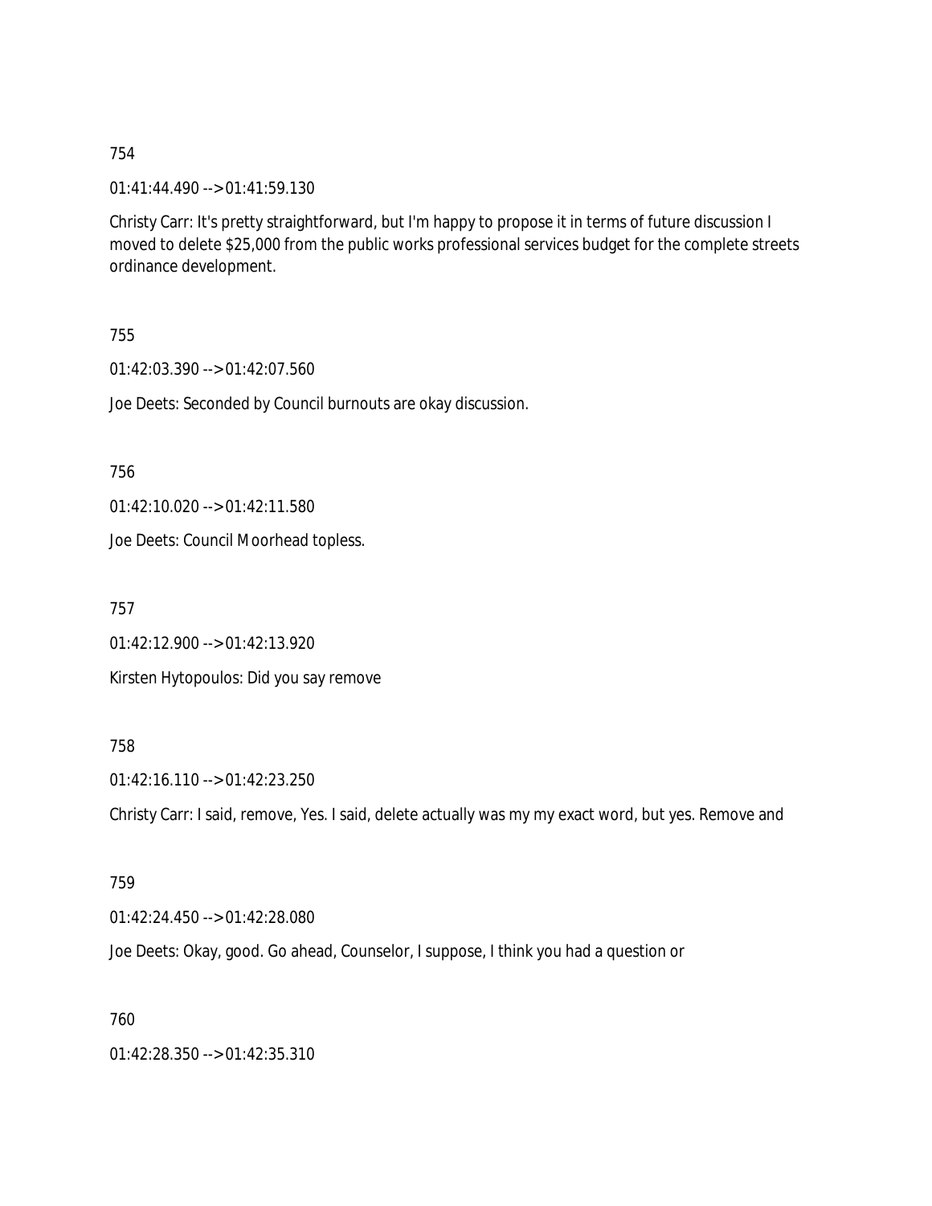754

01:41:44.490 --> 01:41:59.130

Christy Carr: It's pretty straightforward, but I'm happy to propose it in terms of future discussion I moved to delete $25,000 from the public works professional services budget for the complete streets ordinance development.

755

01:42:03.390 --> 01:42:07.560

Joe Deets: Seconded by Council burnouts are okay discussion.

756

01:42:10.020 --> 01:42:11.580

Joe Deets: Council Moorhead topless.

757

01:42:12.900 --> 01:42:13.920

Kirsten Hytopoulos: Did you say remove

758

01:42:16.110 --> 01:42:23.250

Christy Carr: I said, remove, Yes. I said, delete actually was my my exact word, but yes. Remove and

759

01:42:24.450 --> 01:42:28.080

Joe Deets: Okay, good. Go ahead, Counselor, I suppose, I think you had a question or

760

01:42:28.350 --> 01:42:35.310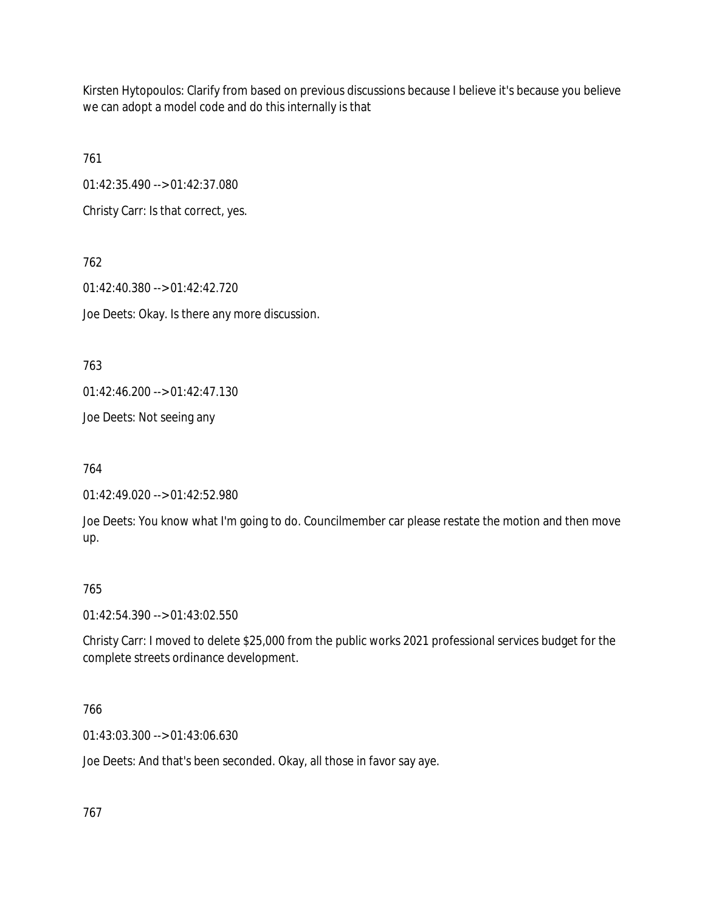Kirsten Hytopoulos: Clarify from based on previous discussions because I believe it's because you believe we can adopt a model code and do this internally is that

761

01:42:35.490 --> 01:42:37.080

Christy Carr: Is that correct, yes.

762

01:42:40.380 --> 01:42:42.720

Joe Deets: Okay. Is there any more discussion.

763

01:42:46.200 --> 01:42:47.130

Joe Deets: Not seeing any

764

01:42:49.020 --> 01:42:52.980

Joe Deets: You know what I'm going to do. Councilmember car please restate the motion and then move up.

765

01:42:54.390 --> 01:43:02.550

Christy Carr: I moved to delete $25,000 from the public works 2021 professional services budget for the complete streets ordinance development.

766

01:43:03.300 --> 01:43:06.630

Joe Deets: And that's been seconded. Okay, all those in favor say aye.

767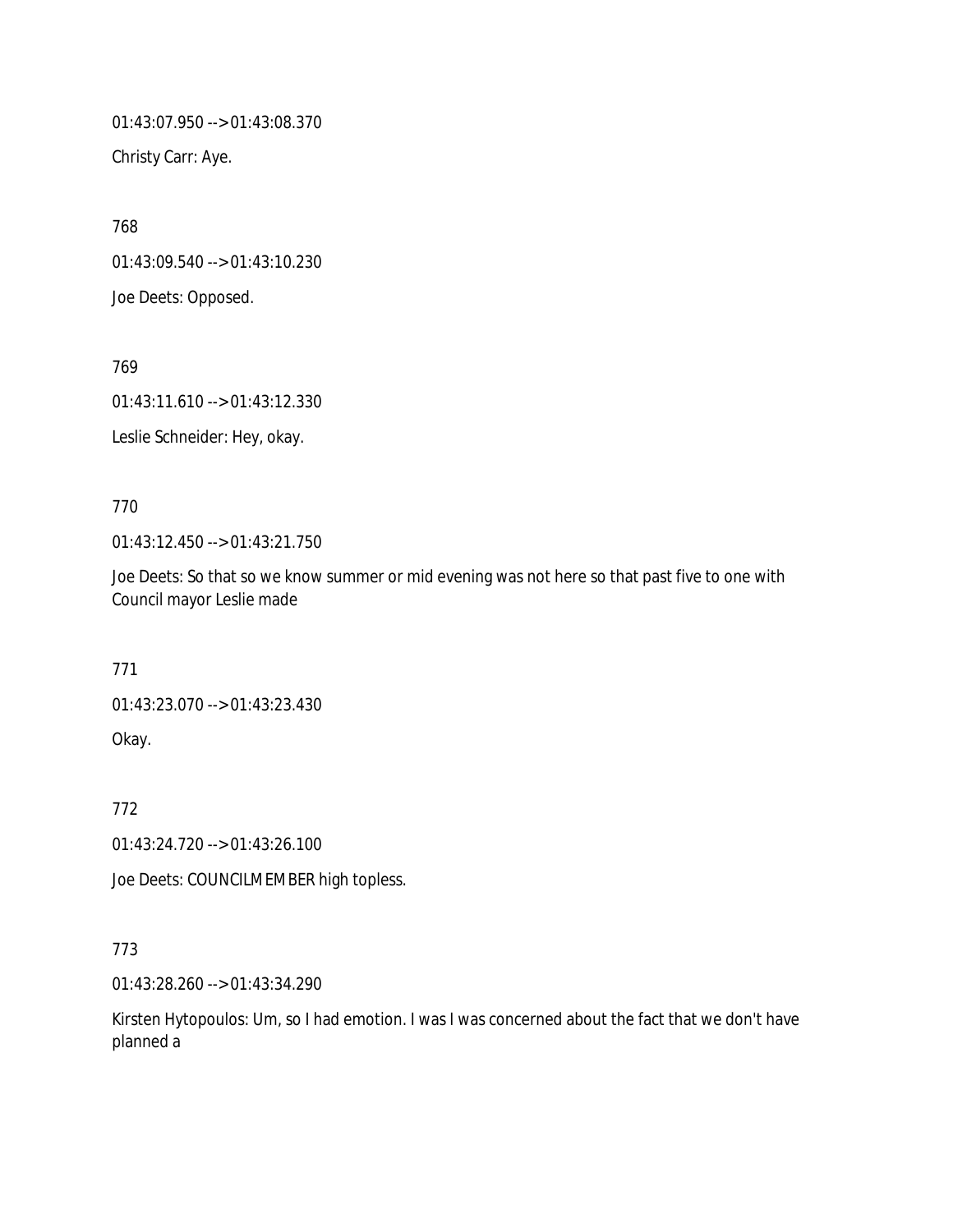01:43:07.950 --> 01:43:08.370

Christy Carr: Aye.

768

01:43:09.540 --> 01:43:10.230

Joe Deets: Opposed.

769

01:43:11.610 --> 01:43:12.330

Leslie Schneider: Hey, okay.

770

01:43:12.450 --> 01:43:21.750

Joe Deets: So that so we know summer or mid evening was not here so that past five to one with Council mayor Leslie made

771

01:43:23.070 --> 01:43:23.430

Okay.

772

01:43:24.720 --> 01:43:26.100

Joe Deets: COUNCILMEMBER high topless.

773

01:43:28.260 --> 01:43:34.290

Kirsten Hytopoulos: Um, so I had emotion. I was I was concerned about the fact that we don't have planned a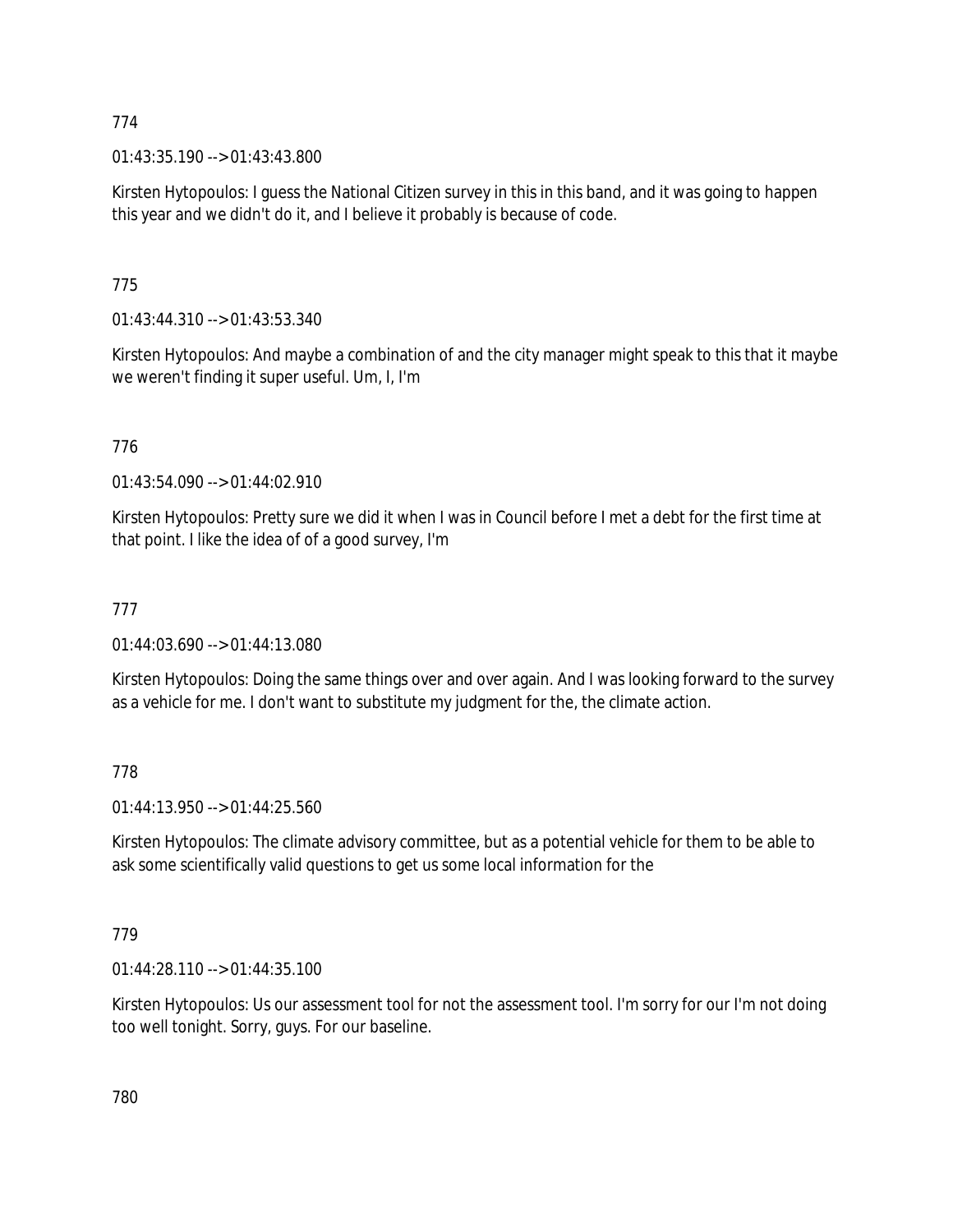774

01:43:35.190 --> 01:43:43.800

Kirsten Hytopoulos: I guess the National Citizen survey in this in this band, and it was going to happen this year and we didn't do it, and I believe it probably is because of code.

775

01:43:44.310 --> 01:43:53.340

Kirsten Hytopoulos: And maybe a combination of and the city manager might speak to this that it maybe we weren't finding it super useful. Um, I, I'm

776

01:43:54.090 --> 01:44:02.910

Kirsten Hytopoulos: Pretty sure we did it when I was in Council before I met a debt for the first time at that point. I like the idea of of a good survey, I'm

777

01:44:03.690 --> 01:44:13.080

Kirsten Hytopoulos: Doing the same things over and over again. And I was looking forward to the survey as a vehicle for me. I don't want to substitute my judgment for the, the climate action.

778

01:44:13.950 --> 01:44:25.560

Kirsten Hytopoulos: The climate advisory committee, but as a potential vehicle for them to be able to ask some scientifically valid questions to get us some local information for the

779

01:44:28.110 --> 01:44:35.100

Kirsten Hytopoulos: Us our assessment tool for not the assessment tool. I'm sorry for our I'm not doing too well tonight. Sorry, guys. For our baseline.

780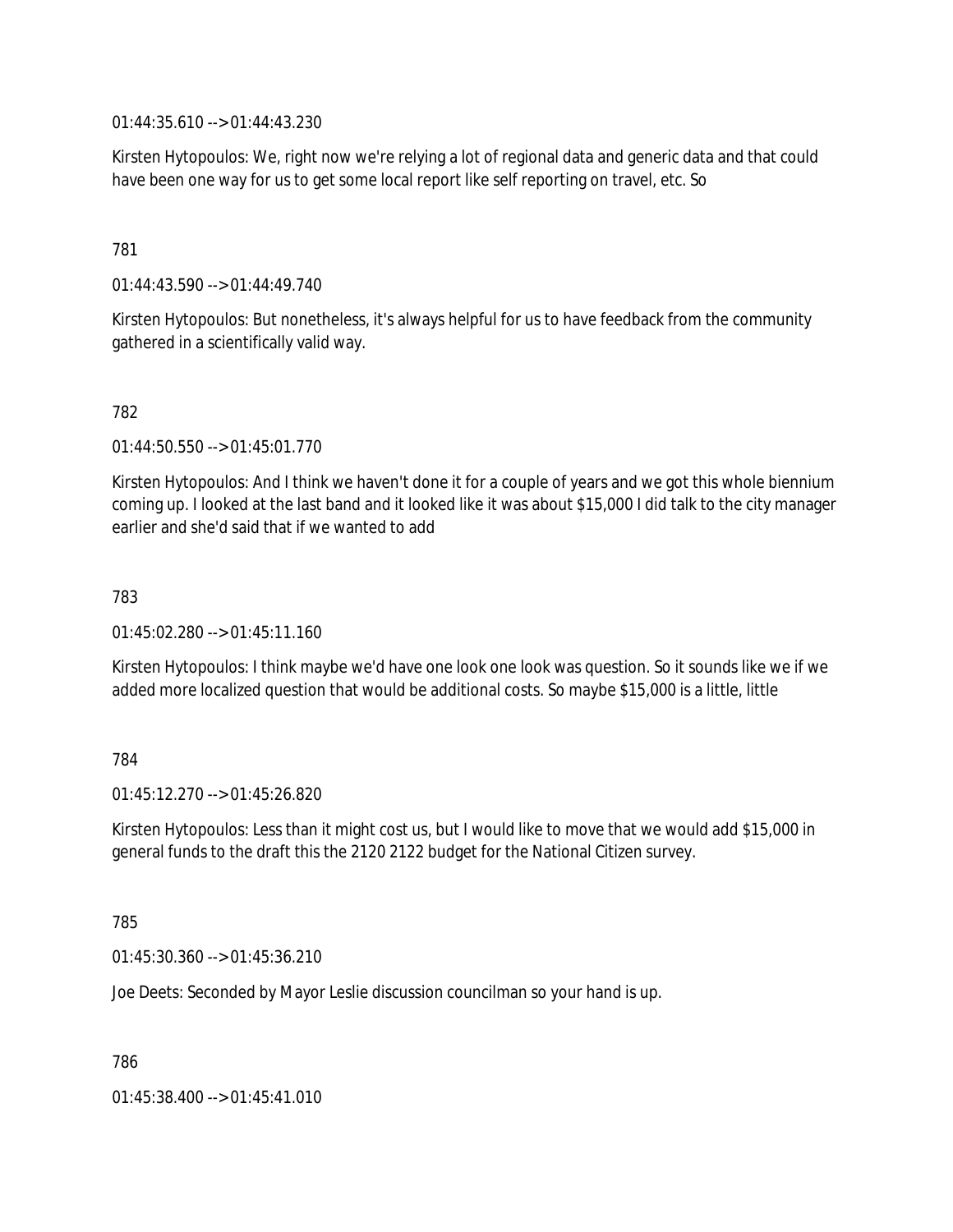01:44:35.610 --> 01:44:43.230

Kirsten Hytopoulos: We, right now we're relying a lot of regional data and generic data and that could have been one way for us to get some local report like self reporting on travel, etc. So

781

01:44:43.590 --> 01:44:49.740

Kirsten Hytopoulos: But nonetheless, it's always helpful for us to have feedback from the community gathered in a scientifically valid way.

782

01:44:50.550 --> 01:45:01.770

Kirsten Hytopoulos: And I think we haven't done it for a couple of years and we got this whole biennium coming up. I looked at the last band and it looked like it was about $15,000 I did talk to the city manager earlier and she'd said that if we wanted to add

783

01:45:02.280 --> 01:45:11.160

Kirsten Hytopoulos: I think maybe we'd have one look one look was question. So it sounds like we if we added more localized question that would be additional costs. So maybe $15,000 is a little, little

784

01:45:12.270 --> 01:45:26.820

Kirsten Hytopoulos: Less than it might cost us, but I would like to move that we would add $15,000 in general funds to the draft this the 2120 2122 budget for the National Citizen survey.

785

01:45:30.360 --> 01:45:36.210

Joe Deets: Seconded by Mayor Leslie discussion councilman so your hand is up.

786

01:45:38.400 --> 01:45:41.010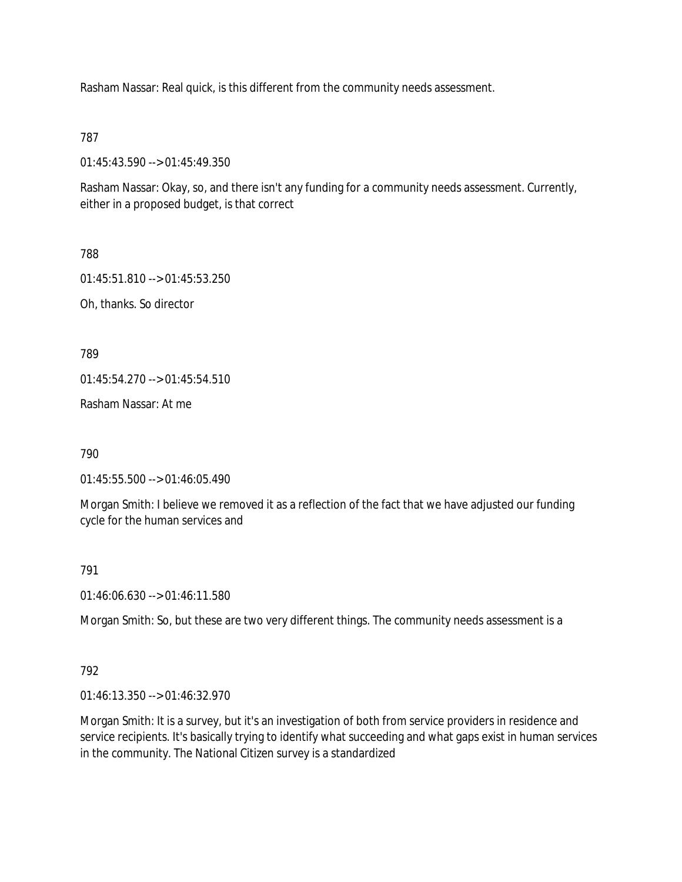Rasham Nassar: Real quick, is this different from the community needs assessment.

787

01:45:43.590 --> 01:45:49.350

Rasham Nassar: Okay, so, and there isn't any funding for a community needs assessment. Currently, either in a proposed budget, is that correct

788

01:45:51.810 --> 01:45:53.250

Oh, thanks. So director

789

01:45:54.270 --> 01:45:54.510

Rasham Nassar: At me

790

01:45:55.500 --> 01:46:05.490

Morgan Smith: I believe we removed it as a reflection of the fact that we have adjusted our funding cycle for the human services and

791

01:46:06.630 --> 01:46:11.580

Morgan Smith: So, but these are two very different things. The community needs assessment is a

792

01:46:13.350 --> 01:46:32.970

Morgan Smith: It is a survey, but it's an investigation of both from service providers in residence and service recipients. It's basically trying to identify what succeeding and what gaps exist in human services in the community. The National Citizen survey is a standardized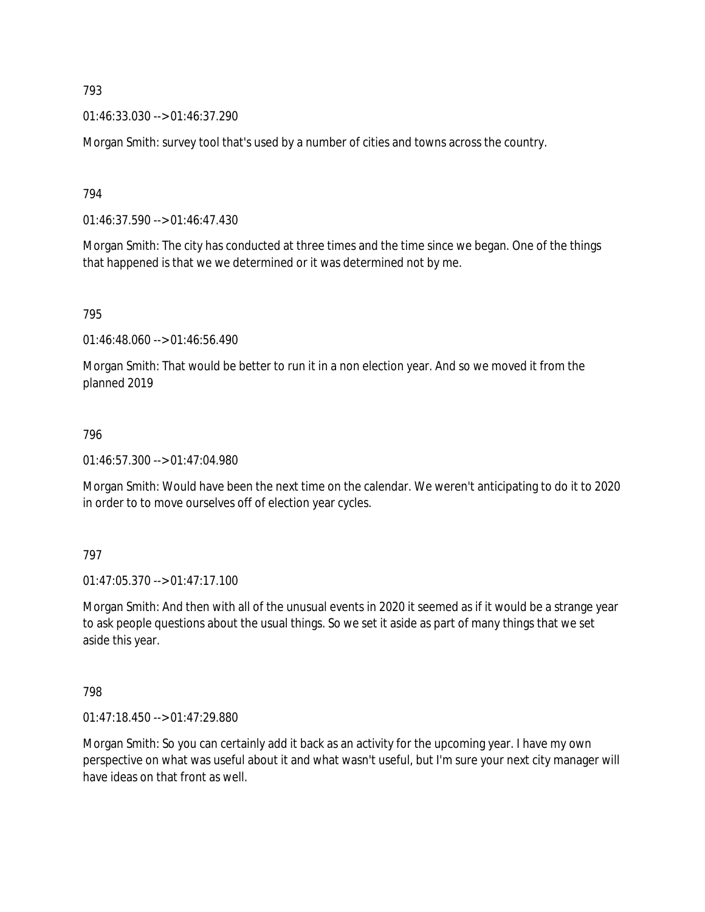793

01:46:33.030 --> 01:46:37.290

Morgan Smith: survey tool that's used by a number of cities and towns across the country.

794

01:46:37.590 --> 01:46:47.430

Morgan Smith: The city has conducted at three times and the time since we began. One of the things that happened is that we we determined or it was determined not by me.

795

01:46:48.060 --> 01:46:56.490

Morgan Smith: That would be better to run it in a non election year. And so we moved it from the planned 2019

796

01:46:57.300 --> 01:47:04.980

Morgan Smith: Would have been the next time on the calendar. We weren't anticipating to do it to 2020 in order to to move ourselves off of election year cycles.

797

01:47:05.370 --> 01:47:17.100

Morgan Smith: And then with all of the unusual events in 2020 it seemed as if it would be a strange year to ask people questions about the usual things. So we set it aside as part of many things that we set aside this year.

798

01:47:18.450 --> 01:47:29.880

Morgan Smith: So you can certainly add it back as an activity for the upcoming year. I have my own perspective on what was useful about it and what wasn't useful, but I'm sure your next city manager will have ideas on that front as well.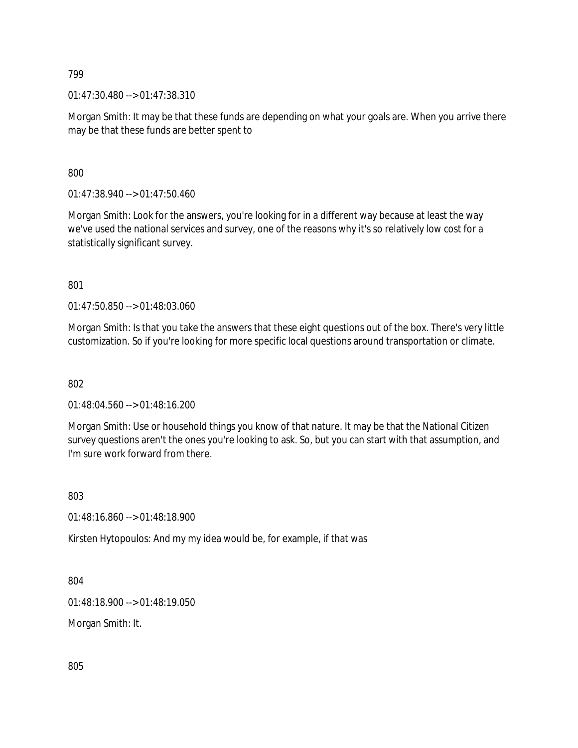799

01:47:30.480 --> 01:47:38.310

Morgan Smith: It may be that these funds are depending on what your goals are. When you arrive there may be that these funds are better spent to

800

01:47:38.940 --> 01:47:50.460

Morgan Smith: Look for the answers, you're looking for in a different way because at least the way we've used the national services and survey, one of the reasons why it's so relatively low cost for a statistically significant survey.

801

01:47:50.850 --> 01:48:03.060

Morgan Smith: Is that you take the answers that these eight questions out of the box. There's very little customization. So if you're looking for more specific local questions around transportation or climate.

802

01:48:04.560 --> 01:48:16.200

Morgan Smith: Use or household things you know of that nature. It may be that the National Citizen survey questions aren't the ones you're looking to ask. So, but you can start with that assumption, and I'm sure work forward from there.

803

01:48:16.860 --> 01:48:18.900

Kirsten Hytopoulos: And my my idea would be, for example, if that was

804

01:48:18.900 --> 01:48:19.050

Morgan Smith: It.

805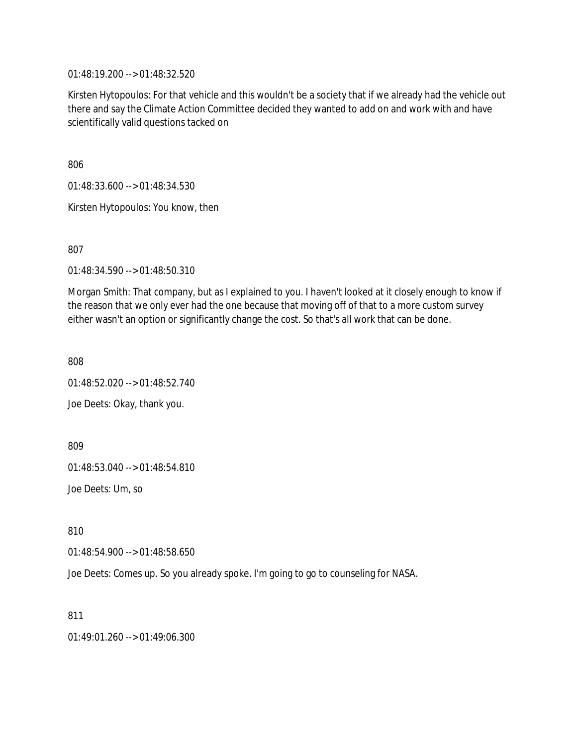01:48:19.200 --> 01:48:32.520

Kirsten Hytopoulos: For that vehicle and this wouldn't be a society that if we already had the vehicle out there and say the Climate Action Committee decided they wanted to add on and work with and have scientifically valid questions tacked on

806

01:48:33.600 --> 01:48:34.530

Kirsten Hytopoulos: You know, then

807

01:48:34.590 --> 01:48:50.310

Morgan Smith: That company, but as I explained to you. I haven't looked at it closely enough to know if the reason that we only ever had the one because that moving off of that to a more custom survey either wasn't an option or significantly change the cost. So that's all work that can be done.

808

01:48:52.020 --> 01:48:52.740

Joe Deets: Okay, thank you.

809

01:48:53.040 --> 01:48:54.810

Joe Deets: Um, so

810

01:48:54.900 --> 01:48:58.650

Joe Deets: Comes up. So you already spoke. I'm going to go to counseling for NASA.

811

01:49:01.260 --> 01:49:06.300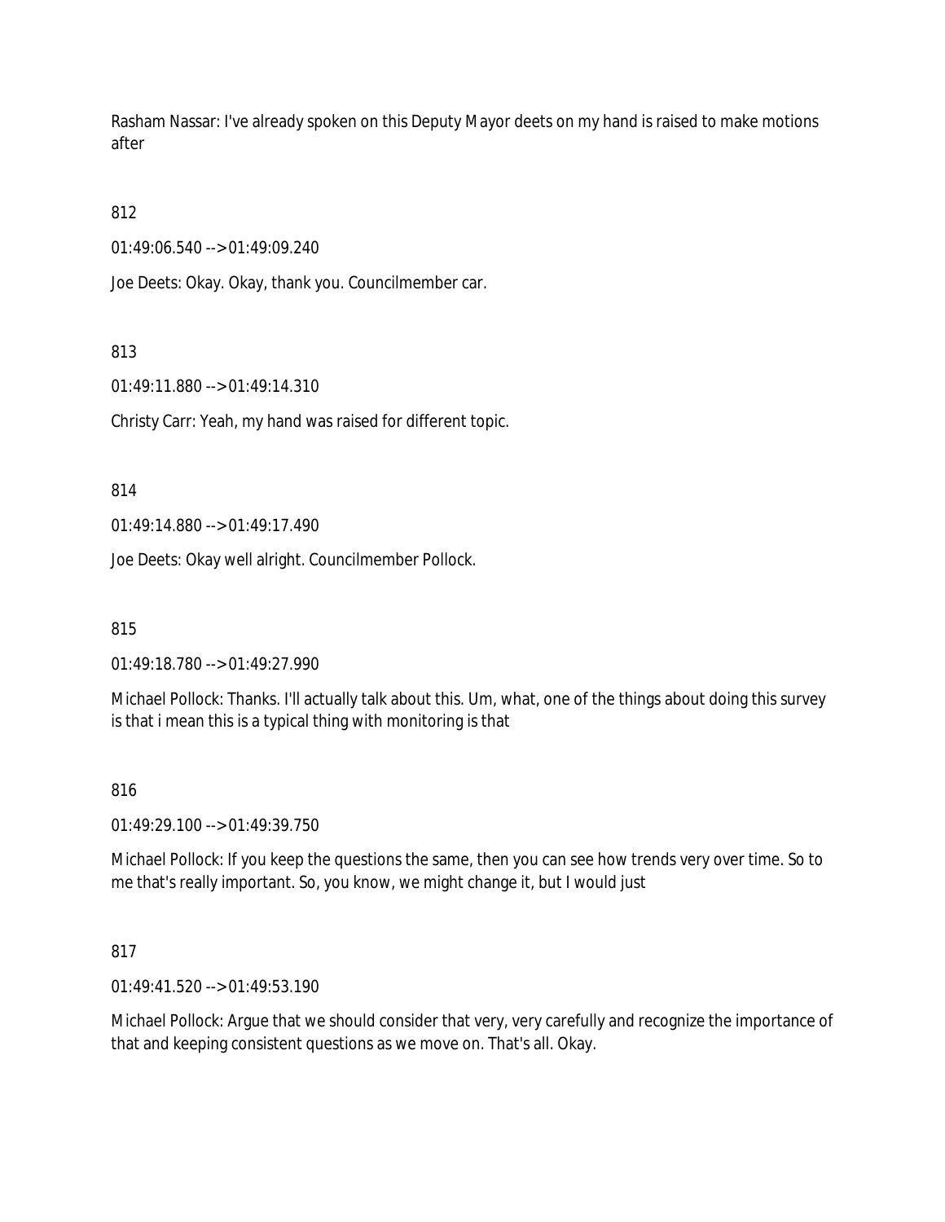Rasham Nassar: I've already spoken on this Deputy Mayor deets on my hand is raised to make motions after

812

01:49:06.540 --> 01:49:09.240

Joe Deets: Okay. Okay, thank you. Councilmember car.

813

01:49:11.880 --> 01:49:14.310

Christy Carr: Yeah, my hand was raised for different topic.

814

01:49:14.880 --> 01:49:17.490

Joe Deets: Okay well alright. Councilmember Pollock.

815

01:49:18.780 --> 01:49:27.990

Michael Pollock: Thanks. I'll actually talk about this. Um, what, one of the things about doing this survey is that i mean this is a typical thing with monitoring is that

816

01:49:29.100 --> 01:49:39.750

Michael Pollock: If you keep the questions the same, then you can see how trends very over time. So to me that's really important. So, you know, we might change it, but I would just

817

01:49:41.520 --> 01:49:53.190

Michael Pollock: Argue that we should consider that very, very carefully and recognize the importance of that and keeping consistent questions as we move on. That's all. Okay.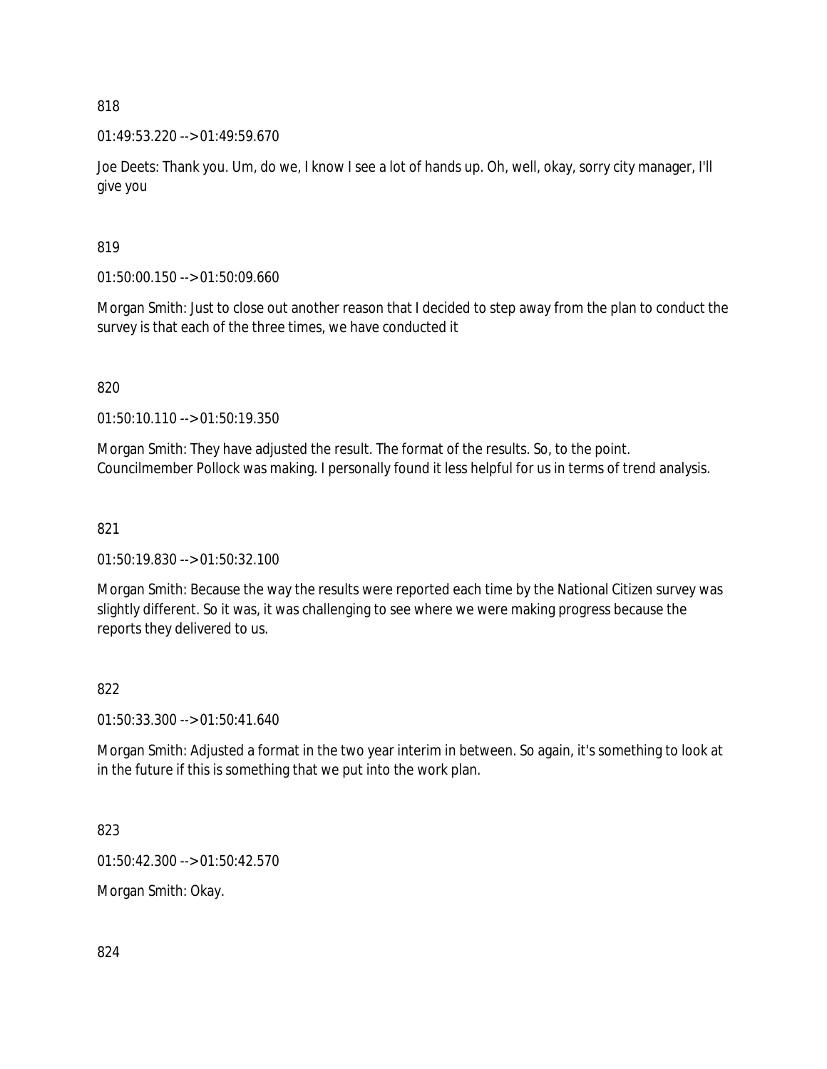818

01:49:53.220 --> 01:49:59.670

Joe Deets: Thank you. Um, do we, I know I see a lot of hands up. Oh, well, okay, sorry city manager, I'll give you

819

01:50:00.150 --> 01:50:09.660

Morgan Smith: Just to close out another reason that I decided to step away from the plan to conduct the survey is that each of the three times, we have conducted it

820

01:50:10.110 --> 01:50:19.350

Morgan Smith: They have adjusted the result. The format of the results. So, to the point. Councilmember Pollock was making. I personally found it less helpful for us in terms of trend analysis.

821

01:50:19.830 --> 01:50:32.100

Morgan Smith: Because the way the results were reported each time by the National Citizen survey was slightly different. So it was, it was challenging to see where we were making progress because the reports they delivered to us.

822

01:50:33.300 --> 01:50:41.640

Morgan Smith: Adjusted a format in the two year interim in between. So again, it's something to look at in the future if this is something that we put into the work plan.

823

01:50:42.300 --> 01:50:42.570

Morgan Smith: Okay.

824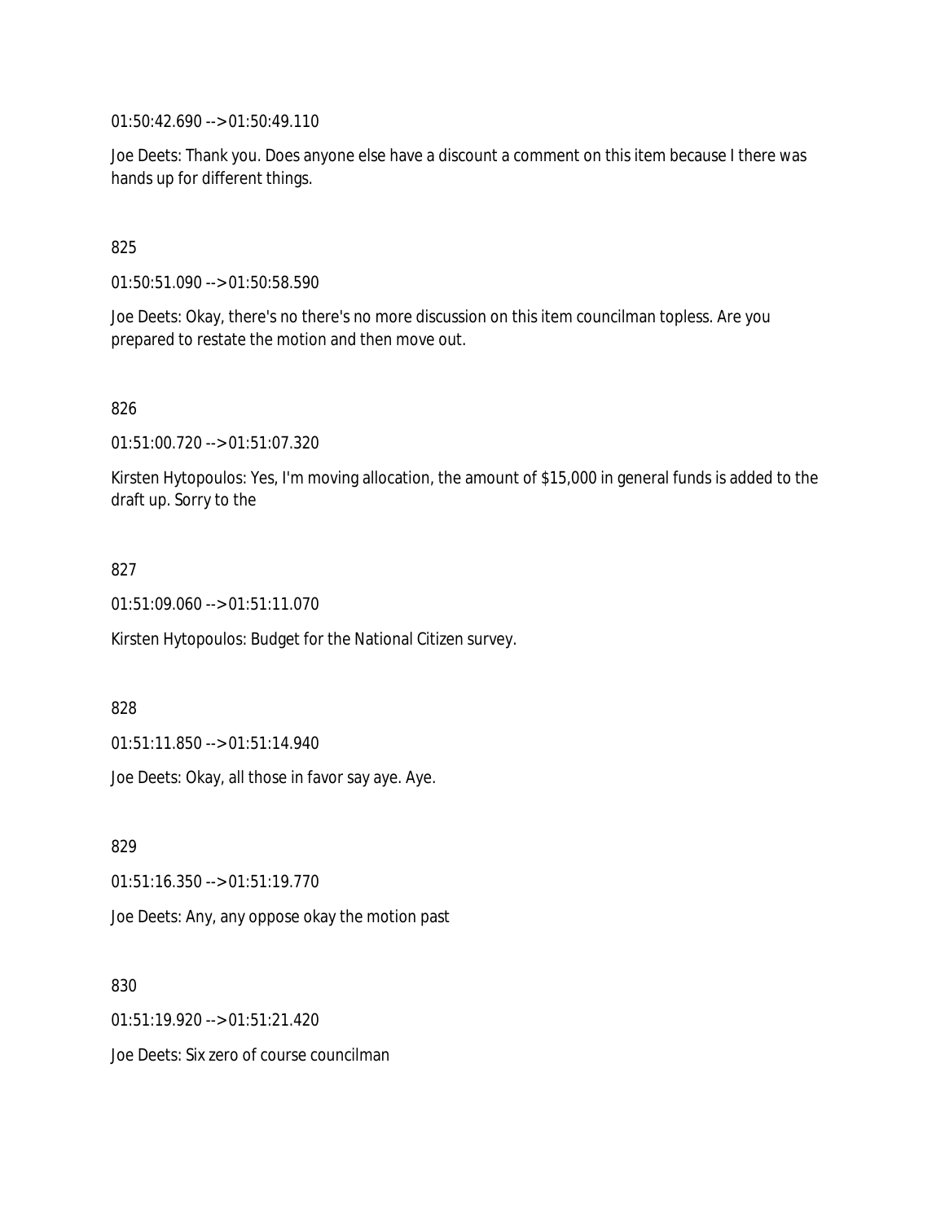01:50:42.690 --> 01:50:49.110

Joe Deets: Thank you. Does anyone else have a discount a comment on this item because I there was hands up for different things.

825

01:50:51.090 --> 01:50:58.590

Joe Deets: Okay, there's no there's no more discussion on this item councilman topless. Are you prepared to restate the motion and then move out.

826

01:51:00.720 --> 01:51:07.320

Kirsten Hytopoulos: Yes, I'm moving allocation, the amount of $15,000 in general funds is added to the draft up. Sorry to the

827

01:51:09.060 --> 01:51:11.070

Kirsten Hytopoulos: Budget for the National Citizen survey.

828

01:51:11.850 --> 01:51:14.940

Joe Deets: Okay, all those in favor say aye. Aye.

829

01:51:16.350 --> 01:51:19.770

Joe Deets: Any, any oppose okay the motion past

830

01:51:19.920 --> 01:51:21.420

Joe Deets: Six zero of course councilman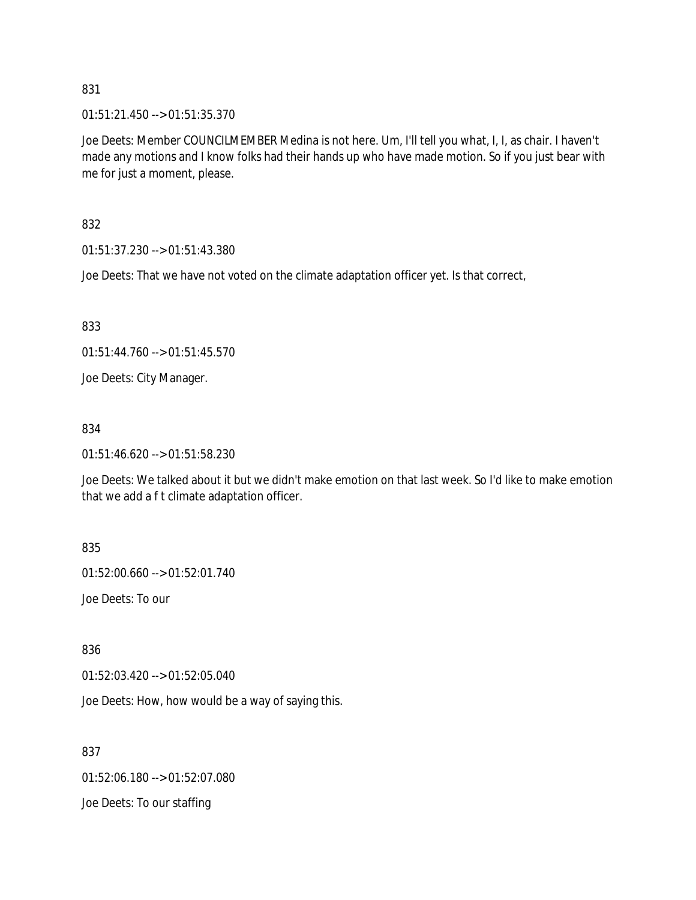831

01:51:21.450 --> 01:51:35.370

Joe Deets: Member COUNCILMEMBER Medina is not here. Um, I'll tell you what, I, I, as chair. I haven't made any motions and I know folks had their hands up who have made motion. So if you just bear with me for just a moment, please.

832

01:51:37.230 --> 01:51:43.380

Joe Deets: That we have not voted on the climate adaptation officer yet. Is that correct,

833

01:51:44.760 --> 01:51:45.570

Joe Deets: City Manager.

834

01:51:46.620 --> 01:51:58.230

Joe Deets: We talked about it but we didn't make emotion on that last week. So I'd like to make emotion that we add a f t climate adaptation officer.

835

01:52:00.660 --> 01:52:01.740

Joe Deets: To our

836

01:52:03.420 --> 01:52:05.040

Joe Deets: How, how would be a way of saying this.

837

01:52:06.180 --> 01:52:07.080

Joe Deets: To our staffing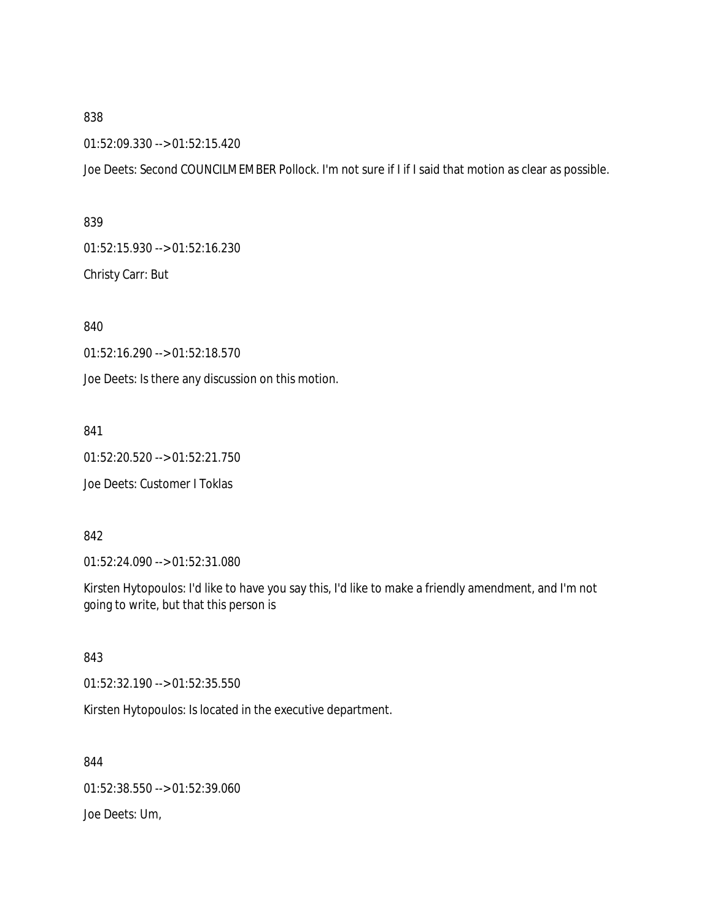838

01:52:09.330 --> 01:52:15.420

Joe Deets: Second COUNCILMEMBER Pollock. I'm not sure if I if I said that motion as clear as possible.

839

01:52:15.930 --> 01:52:16.230

Christy Carr: But

840

01:52:16.290 --> 01:52:18.570

Joe Deets: Is there any discussion on this motion.

841

01:52:20.520 --> 01:52:21.750

Joe Deets: Customer I Toklas

842

01:52:24.090 --> 01:52:31.080

Kirsten Hytopoulos: I'd like to have you say this, I'd like to make a friendly amendment, and I'm not going to write, but that this person is

843

01:52:32.190 --> 01:52:35.550

Kirsten Hytopoulos: Is located in the executive department.

844

01:52:38.550 --> 01:52:39.060

Joe Deets: Um,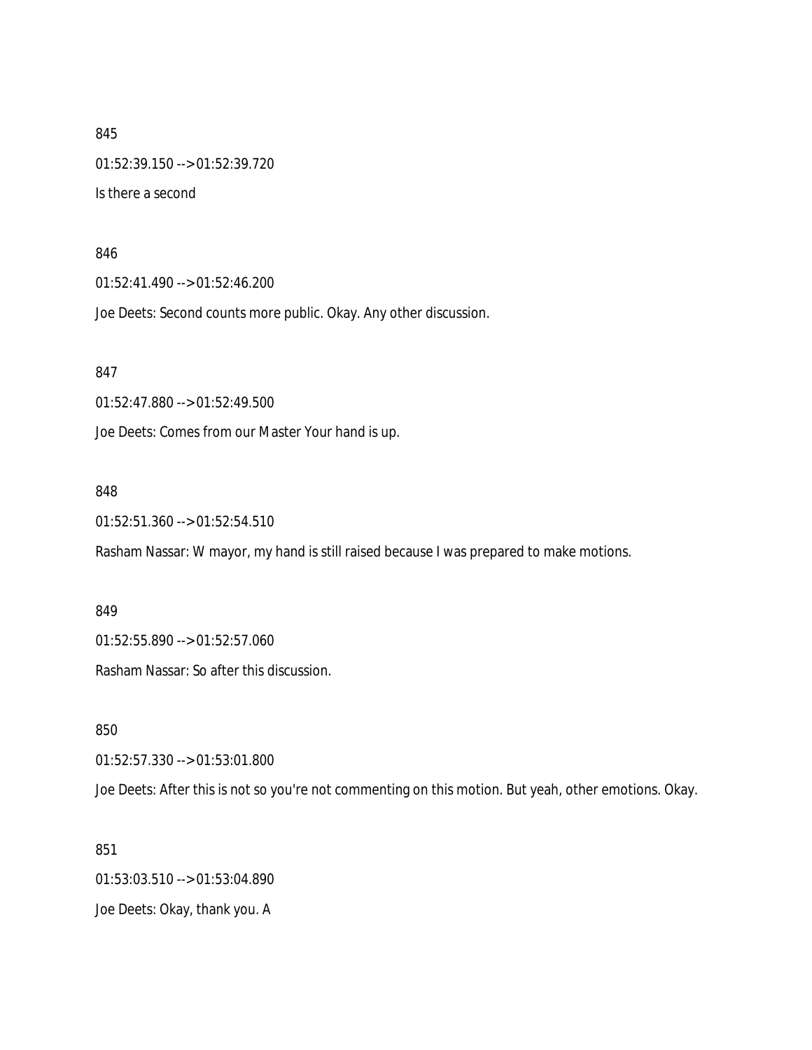845

01:52:39.150 --> 01:52:39.720

Is there a second

846

01:52:41.490 --> 01:52:46.200

Joe Deets: Second counts more public. Okay. Any other discussion.

847

01:52:47.880 --> 01:52:49.500

Joe Deets: Comes from our Master Your hand is up.

848

01:52:51.360 --> 01:52:54.510

Rasham Nassar: W mayor, my hand is still raised because I was prepared to make motions.

849

01:52:55.890 --> 01:52:57.060

Rasham Nassar: So after this discussion.

850

01:52:57.330 --> 01:53:01.800

Joe Deets: After this is not so you're not commenting on this motion. But yeah, other emotions. Okay.

851

01:53:03.510 --> 01:53:04.890

Joe Deets: Okay, thank you. A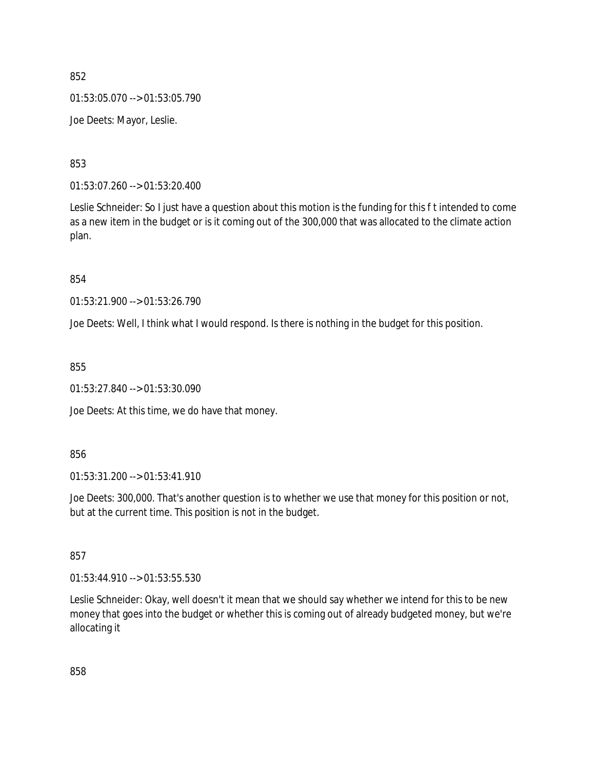852

01:53:05.070 --> 01:53:05.790

Joe Deets: Mayor, Leslie.

853

01:53:07.260 --> 01:53:20.400

Leslie Schneider: So I just have a question about this motion is the funding for this f t intended to come as a new item in the budget or is it coming out of the 300,000 that was allocated to the climate action plan.

854

01:53:21.900 --> 01:53:26.790

Joe Deets: Well, I think what I would respond. Is there is nothing in the budget for this position.

855

01:53:27.840 --> 01:53:30.090

Joe Deets: At this time, we do have that money.

856

01:53:31.200 --> 01:53:41.910

Joe Deets: 300,000. That's another question is to whether we use that money for this position or not, but at the current time. This position is not in the budget.

857

01:53:44.910 --> 01:53:55.530

Leslie Schneider: Okay, well doesn't it mean that we should say whether we intend for this to be new money that goes into the budget or whether this is coming out of already budgeted money, but we're allocating it

858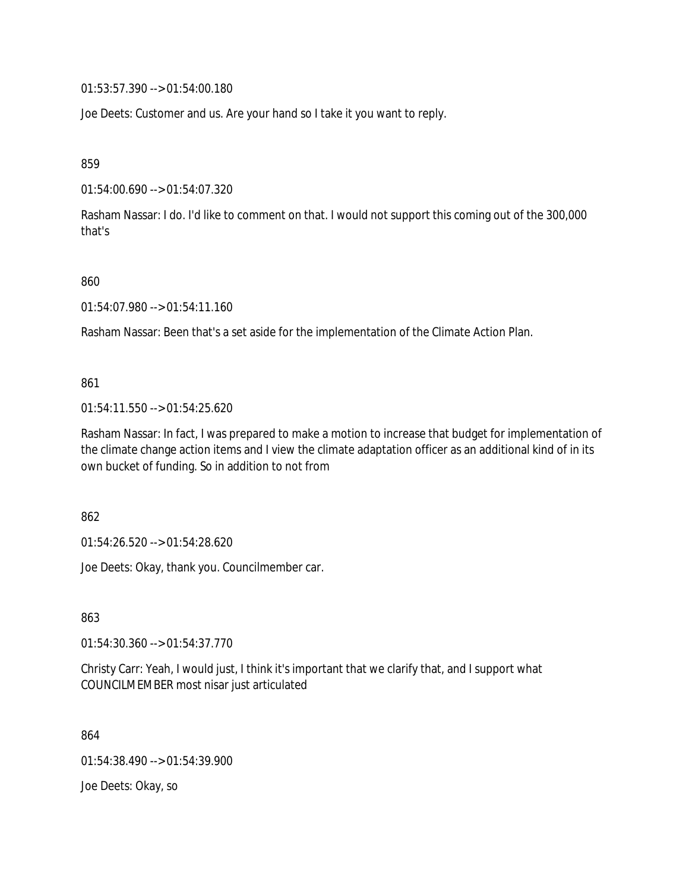01:53:57.390 --> 01:54:00.180

Joe Deets: Customer and us. Are your hand so I take it you want to reply.

859

01:54:00.690 --> 01:54:07.320

Rasham Nassar: I do. I'd like to comment on that. I would not support this coming out of the 300,000 that's

860

01:54:07.980 --> 01:54:11.160

Rasham Nassar: Been that's a set aside for the implementation of the Climate Action Plan.

861

01:54:11.550 --> 01:54:25.620

Rasham Nassar: In fact, I was prepared to make a motion to increase that budget for implementation of the climate change action items and I view the climate adaptation officer as an additional kind of in its own bucket of funding. So in addition to not from

862

01:54:26.520 --> 01:54:28.620

Joe Deets: Okay, thank you. Councilmember car.

863

01:54:30.360 --> 01:54:37.770

Christy Carr: Yeah, I would just, I think it's important that we clarify that, and I support what COUNCILMEMBER most nisar just articulated

864

01:54:38.490 --> 01:54:39.900

Joe Deets: Okay, so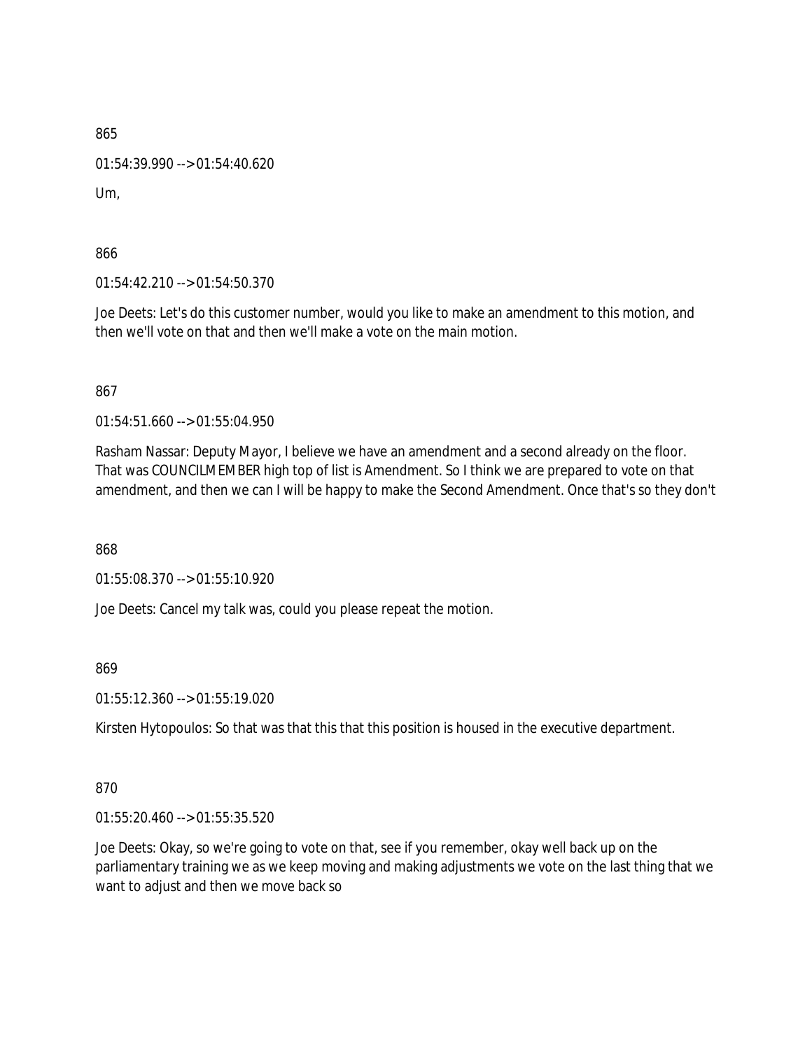865

01:54:39.990 --> 01:54:40.620

Um,

866

01:54:42.210 --> 01:54:50.370

Joe Deets: Let's do this customer number, would you like to make an amendment to this motion, and then we'll vote on that and then we'll make a vote on the main motion.

867

01:54:51.660 --> 01:55:04.950

Rasham Nassar: Deputy Mayor, I believe we have an amendment and a second already on the floor. That was COUNCILMEMBER high top of list is Amendment. So I think we are prepared to vote on that amendment, and then we can I will be happy to make the Second Amendment. Once that's so they don't

868

01:55:08.370 --> 01:55:10.920

Joe Deets: Cancel my talk was, could you please repeat the motion.

869

01:55:12.360 --> 01:55:19.020

Kirsten Hytopoulos: So that was that this that this position is housed in the executive department.

870

01:55:20.460 --> 01:55:35.520

Joe Deets: Okay, so we're going to vote on that, see if you remember, okay well back up on the parliamentary training we as we keep moving and making adjustments we vote on the last thing that we want to adjust and then we move back so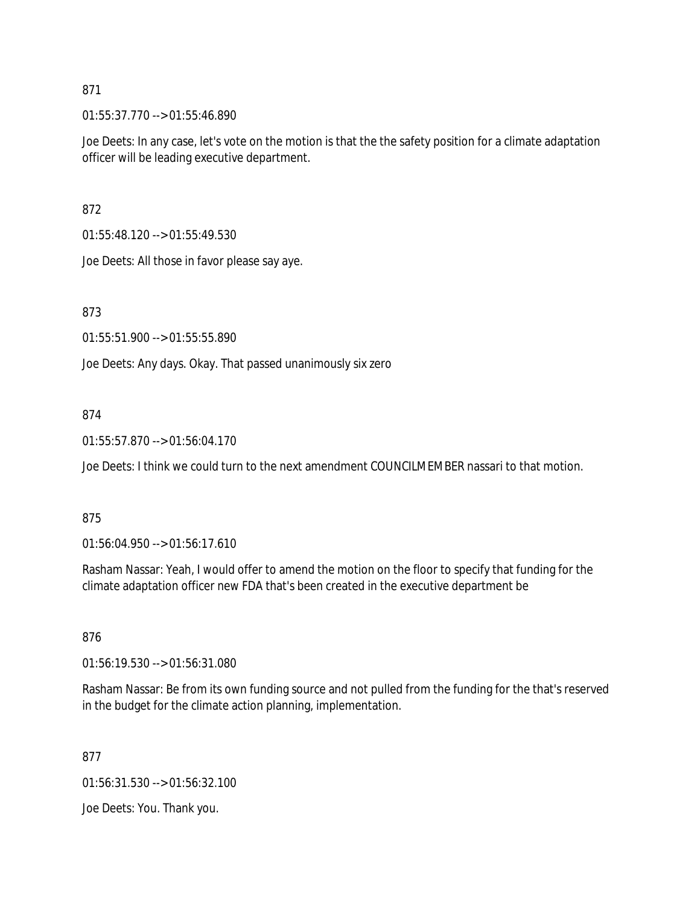871

01:55:37.770 --> 01:55:46.890

Joe Deets: In any case, let's vote on the motion is that the the safety position for a climate adaptation officer will be leading executive department.

872

01:55:48.120 --> 01:55:49.530

Joe Deets: All those in favor please say aye.

873

01:55:51.900 --> 01:55:55.890

Joe Deets: Any days. Okay. That passed unanimously six zero

874

01:55:57.870 --> 01:56:04.170

Joe Deets: I think we could turn to the next amendment COUNCILMEMBER nassari to that motion.

875

01:56:04.950 --> 01:56:17.610

Rasham Nassar: Yeah, I would offer to amend the motion on the floor to specify that funding for the climate adaptation officer new FDA that's been created in the executive department be

876

01:56:19.530 --> 01:56:31.080

Rasham Nassar: Be from its own funding source and not pulled from the funding for the that's reserved in the budget for the climate action planning, implementation.

877

01:56:31.530 --> 01:56:32.100

Joe Deets: You. Thank you.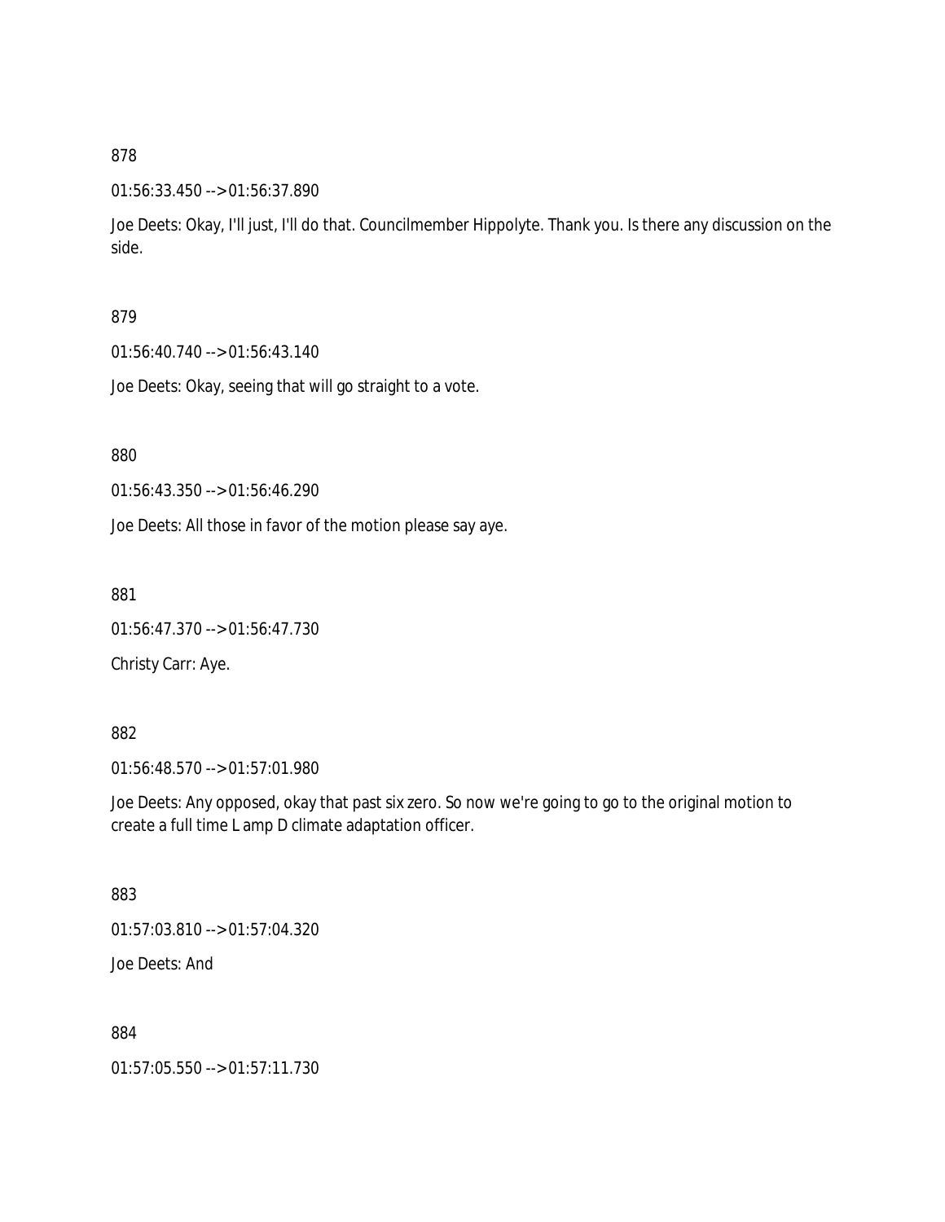878

01:56:33.450 --> 01:56:37.890

Joe Deets: Okay, I'll just, I'll do that. Councilmember Hippolyte. Thank you. Is there any discussion on the side.

879

01:56:40.740 --> 01:56:43.140

Joe Deets: Okay, seeing that will go straight to a vote.

880

01:56:43.350 --> 01:56:46.290

Joe Deets: All those in favor of the motion please say aye.

881

01:56:47.370 --> 01:56:47.730

Christy Carr: Aye.

882

01:56:48.570 --> 01:57:01.980

Joe Deets: Any opposed, okay that past six zero. So now we're going to go to the original motion to create a full time L amp D climate adaptation officer.

883

01:57:03.810 --> 01:57:04.320

Joe Deets: And

884

01:57:05.550 --> 01:57:11.730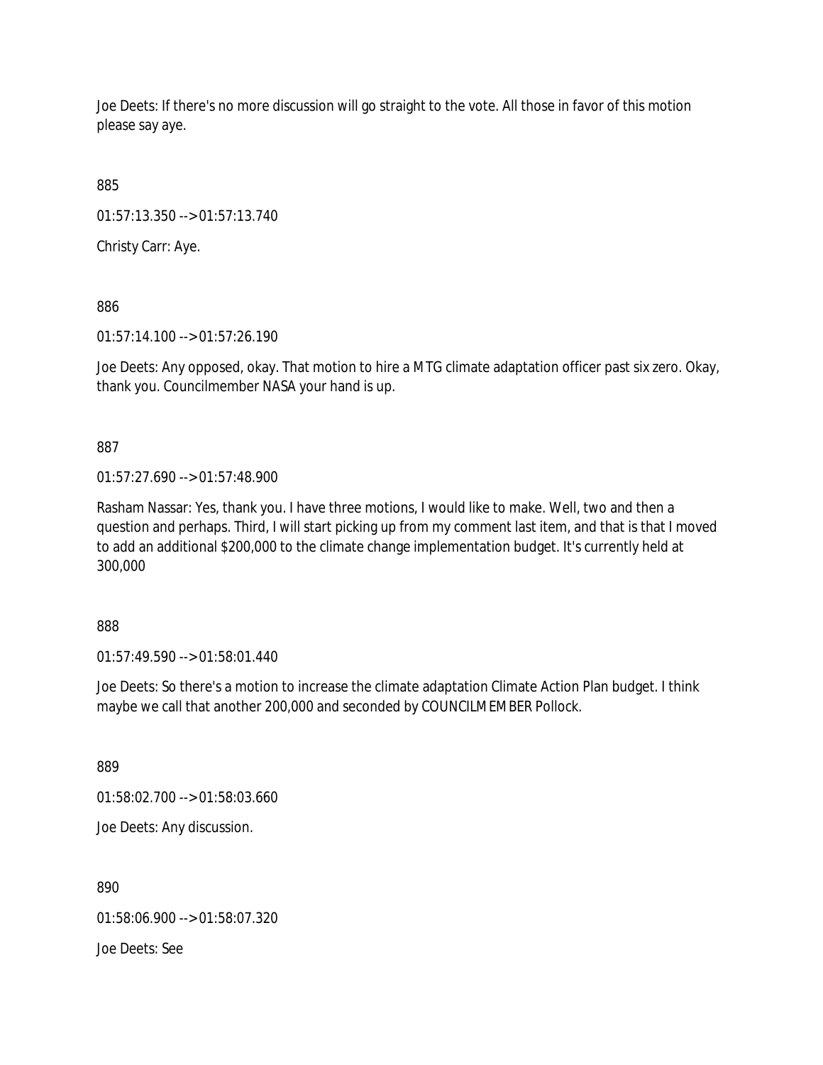Joe Deets: If there's no more discussion will go straight to the vote. All those in favor of this motion please say aye.

885

01:57:13.350 --> 01:57:13.740

Christy Carr: Aye.

886

01:57:14.100 --> 01:57:26.190

Joe Deets: Any opposed, okay. That motion to hire a MTG climate adaptation officer past six zero. Okay, thank you. Councilmember NASA your hand is up.

887

01:57:27.690 --> 01:57:48.900

Rasham Nassar: Yes, thank you. I have three motions, I would like to make. Well, two and then a question and perhaps. Third, I will start picking up from my comment last item, and that is that I moved to add an additional $200,000 to the climate change implementation budget. It's currently held at 300,000

888

01:57:49.590 --> 01:58:01.440

Joe Deets: So there's a motion to increase the climate adaptation Climate Action Plan budget. I think maybe we call that another 200,000 and seconded by COUNCILMEMBER Pollock.

889

01:58:02.700 --> 01:58:03.660

Joe Deets: Any discussion.

890

01:58:06.900 --> 01:58:07.320

Joe Deets: See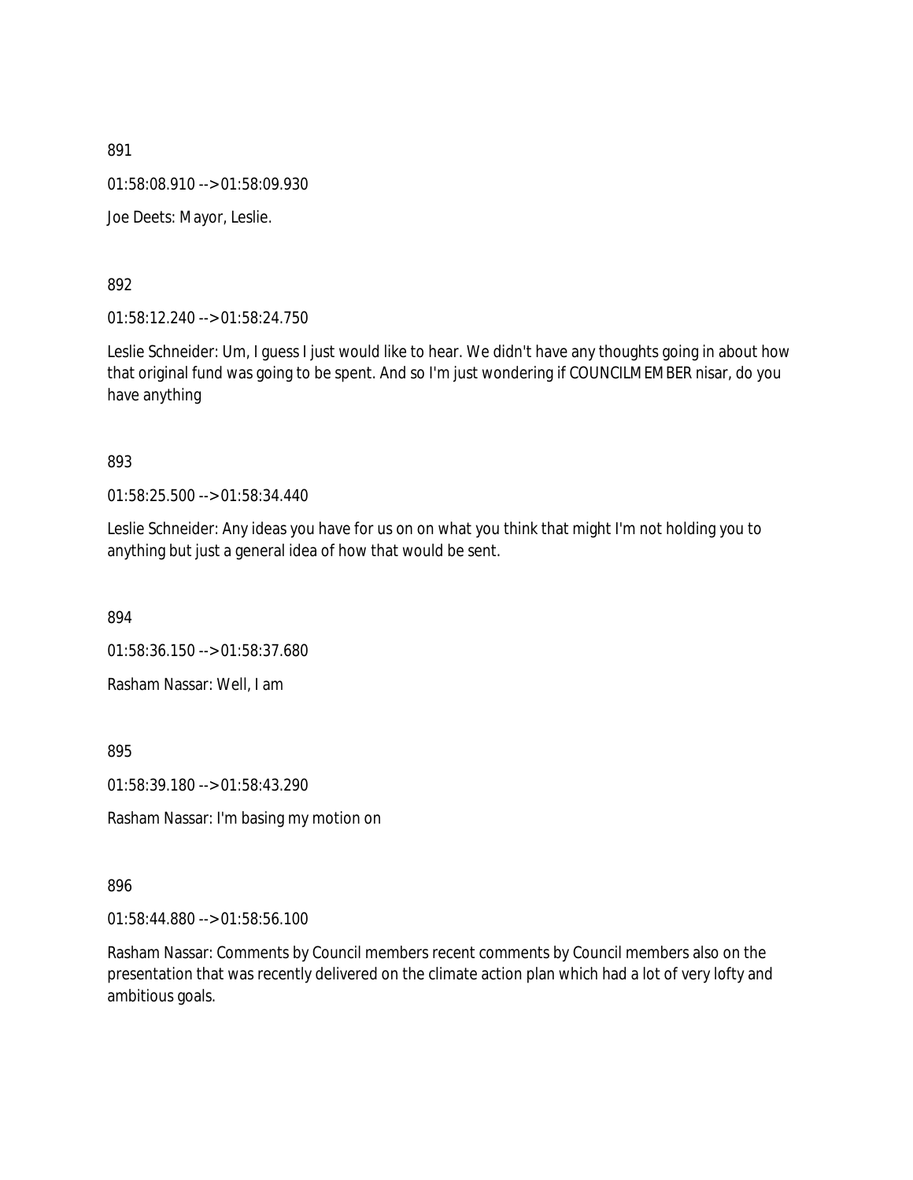891

01:58:08.910 --> 01:58:09.930

Joe Deets: Mayor, Leslie.

892

01:58:12.240 --> 01:58:24.750

Leslie Schneider: Um, I guess I just would like to hear. We didn't have any thoughts going in about how that original fund was going to be spent. And so I'm just wondering if COUNCILMEMBER nisar, do you have anything

893

01:58:25.500 --> 01:58:34.440

Leslie Schneider: Any ideas you have for us on on what you think that might I'm not holding you to anything but just a general idea of how that would be sent.

894

01:58:36.150 --> 01:58:37.680

Rasham Nassar: Well, I am

895

01:58:39.180 --> 01:58:43.290

Rasham Nassar: I'm basing my motion on

896

01:58:44.880 --> 01:58:56.100

Rasham Nassar: Comments by Council members recent comments by Council members also on the presentation that was recently delivered on the climate action plan which had a lot of very lofty and ambitious goals.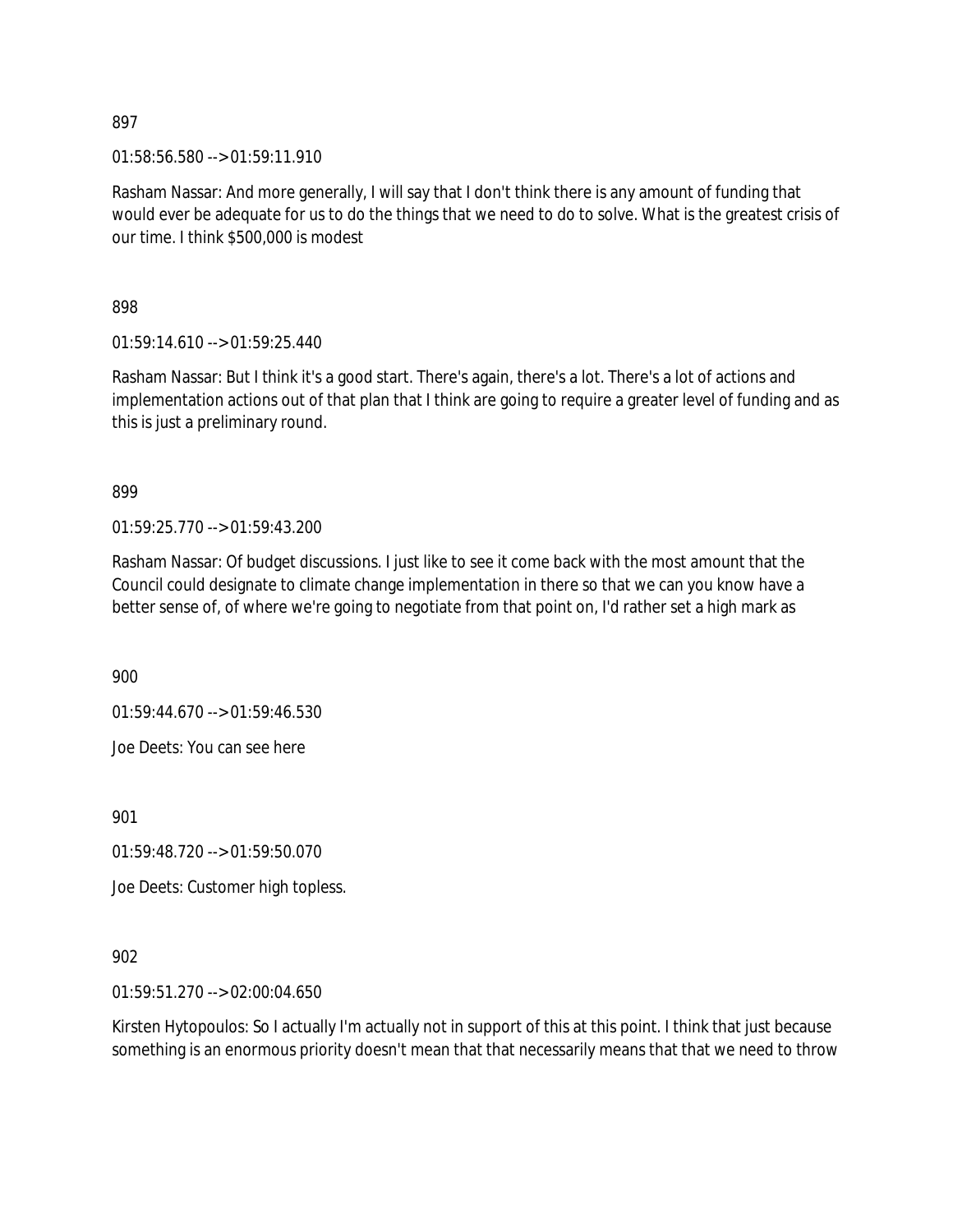897

01:58:56.580 --> 01:59:11.910

Rasham Nassar: And more generally, I will say that I don't think there is any amount of funding that would ever be adequate for us to do the things that we need to do to solve. What is the greatest crisis of our time. I think $500,000 is modest

898

01:59:14.610 --> 01:59:25.440

Rasham Nassar: But I think it's a good start. There's again, there's a lot. There's a lot of actions and implementation actions out of that plan that I think are going to require a greater level of funding and as this is just a preliminary round.

899

01:59:25.770 --> 01:59:43.200

Rasham Nassar: Of budget discussions. I just like to see it come back with the most amount that the Council could designate to climate change implementation in there so that we can you know have a better sense of, of where we're going to negotiate from that point on, I'd rather set a high mark as

900

01:59:44.670 --> 01:59:46.530

Joe Deets: You can see here

901

01:59:48.720 --> 01:59:50.070

Joe Deets: Customer high topless.

902

01:59:51.270 --> 02:00:04.650

Kirsten Hytopoulos: So I actually I'm actually not in support of this at this point. I think that just because something is an enormous priority doesn't mean that that necessarily means that that we need to throw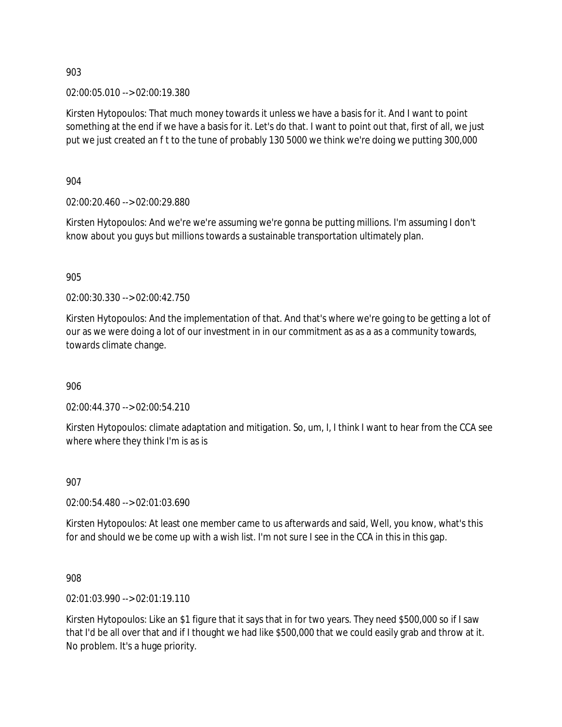903

02:00:05.010 --> 02:00:19.380

Kirsten Hytopoulos: That much money towards it unless we have a basis for it. And I want to point something at the end if we have a basis for it. Let's do that. I want to point out that, first of all, we just put we just created an f t to the tune of probably 130 5000 we think we're doing we putting 300,000

904

02:00:20.460 --> 02:00:29.880

Kirsten Hytopoulos: And we're we're assuming we're gonna be putting millions. I'm assuming I don't know about you guys but millions towards a sustainable transportation ultimately plan.

905

02:00:30.330 --> 02:00:42.750

Kirsten Hytopoulos: And the implementation of that. And that's where we're going to be getting a lot of our as we were doing a lot of our investment in in our commitment as as a as a community towards, towards climate change.

906

02:00:44.370 --> 02:00:54.210

Kirsten Hytopoulos: climate adaptation and mitigation. So, um, I, I think I want to hear from the CCA see where where they think I'm is as is

907

02:00:54.480 --> 02:01:03.690

Kirsten Hytopoulos: At least one member came to us afterwards and said, Well, you know, what's this for and should we be come up with a wish list. I'm not sure I see in the CCA in this in this gap.

908

02:01:03.990 --> 02:01:19.110

Kirsten Hytopoulos: Like an $1 figure that it says that in for two years. They need $500,000 so if I saw that I'd be all over that and if I thought we had like $500,000 that we could easily grab and throw at it. No problem. It's a huge priority.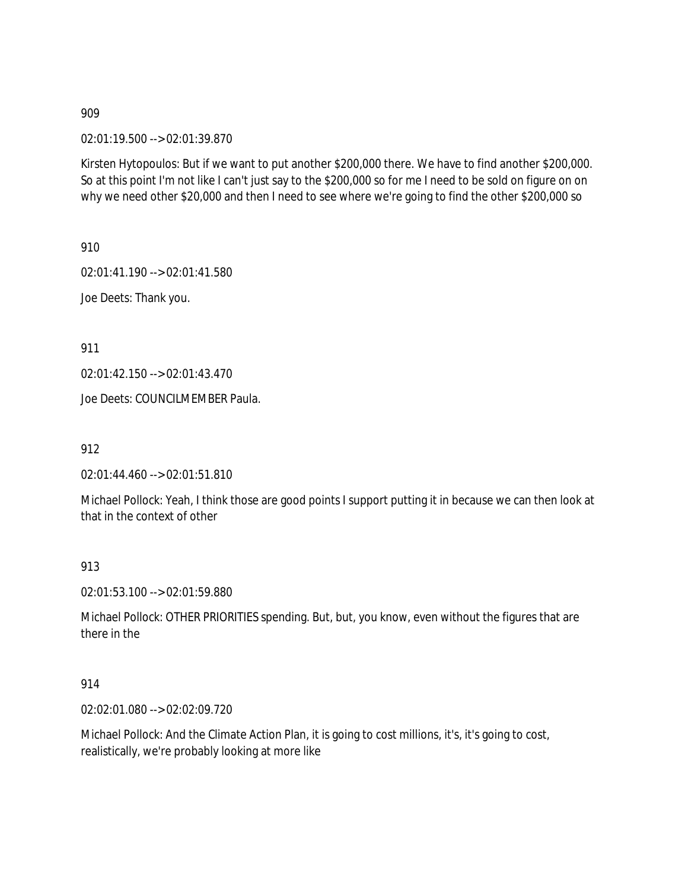909

02:01:19.500 --> 02:01:39.870

Kirsten Hytopoulos: But if we want to put another $200,000 there. We have to find another $200,000. So at this point I'm not like I can't just say to the $200,000 so for me I need to be sold on figure on on why we need other $20,000 and then I need to see where we're going to find the other $200,000 so

910

02:01:41.190 --> 02:01:41.580

Joe Deets: Thank you.

911

02:01:42.150 --> 02:01:43.470

Joe Deets: COUNCILMEMBER Paula.

912

02:01:44.460 --> 02:01:51.810

Michael Pollock: Yeah, I think those are good points I support putting it in because we can then look at that in the context of other

913

02:01:53.100 --> 02:01:59.880

Michael Pollock: OTHER PRIORITIES spending. But, but, you know, even without the figures that are there in the

914

02:02:01.080 --> 02:02:09.720

Michael Pollock: And the Climate Action Plan, it is going to cost millions, it's, it's going to cost, realistically, we're probably looking at more like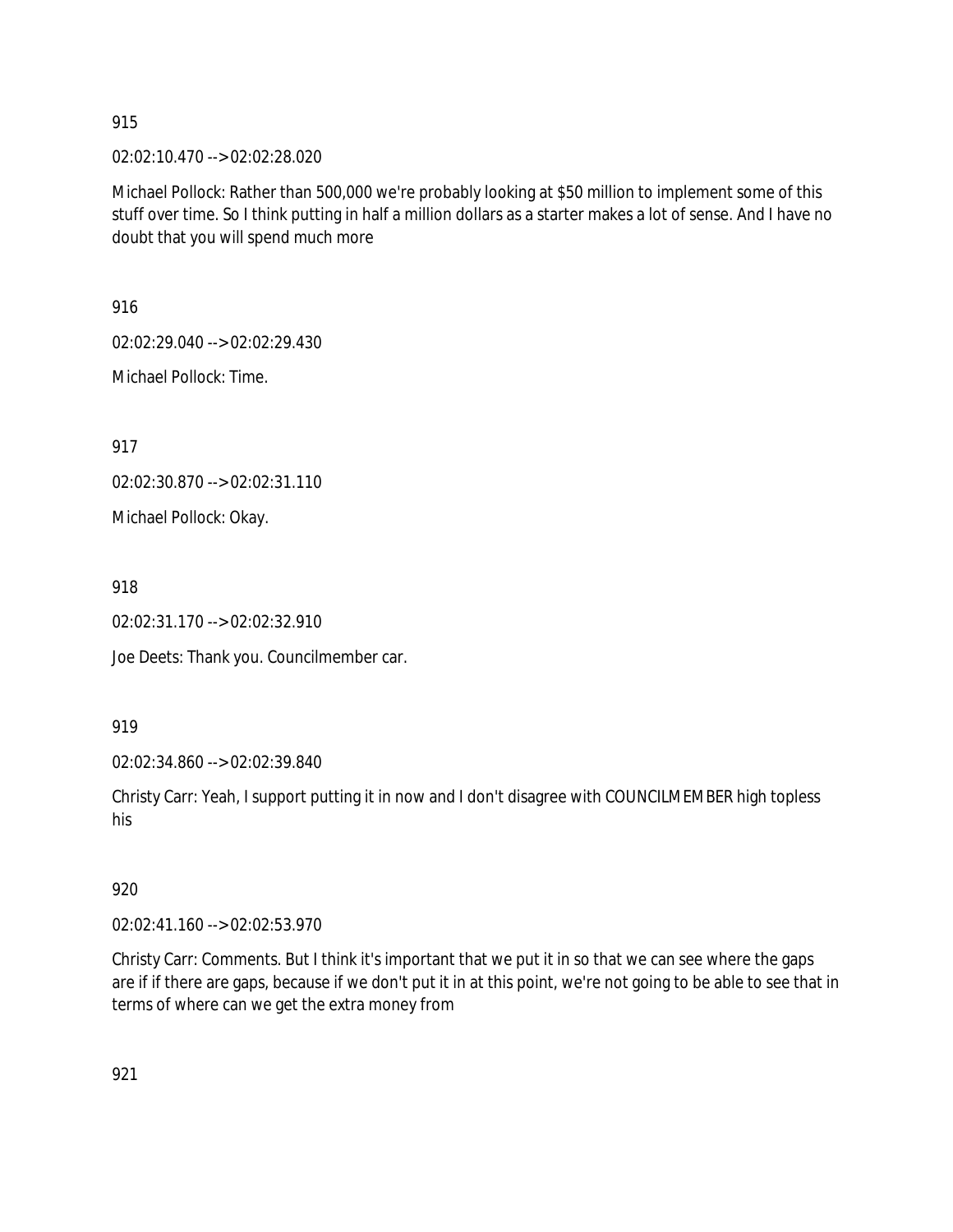915

02:02:10.470 --> 02:02:28.020

Michael Pollock: Rather than 500,000 we're probably looking at $50 million to implement some of this stuff over time. So I think putting in half a million dollars as a starter makes a lot of sense. And I have no doubt that you will spend much more

916

02:02:29.040 --> 02:02:29.430

Michael Pollock: Time.

917

02:02:30.870 --> 02:02:31.110

Michael Pollock: Okay.

918

02:02:31.170 --> 02:02:32.910

Joe Deets: Thank you. Councilmember car.

919

02:02:34.860 --> 02:02:39.840

Christy Carr: Yeah, I support putting it in now and I don't disagree with COUNCILMEMBER high topless his

920

02:02:41.160 --> 02:02:53.970

Christy Carr: Comments. But I think it's important that we put it in so that we can see where the gaps are if if there are gaps, because if we don't put it in at this point, we're not going to be able to see that in terms of where can we get the extra money from

921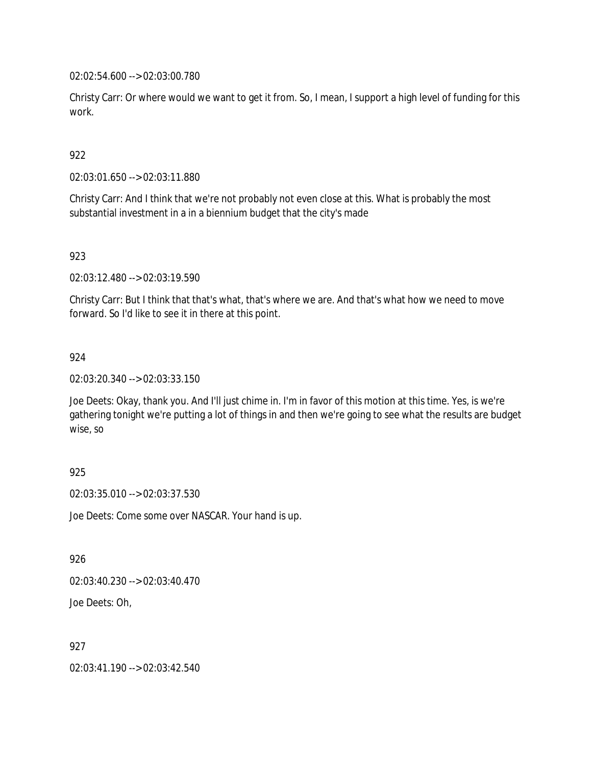02:02:54.600 --> 02:03:00.780

Christy Carr: Or where would we want to get it from. So, I mean, I support a high level of funding for this work.

922

02:03:01.650 --> 02:03:11.880

Christy Carr: And I think that we're not probably not even close at this. What is probably the most substantial investment in a in a biennium budget that the city's made

923

02:03:12.480 --> 02:03:19.590

Christy Carr: But I think that that's what, that's where we are. And that's what how we need to move forward. So I'd like to see it in there at this point.

924

02:03:20.340 --> 02:03:33.150

Joe Deets: Okay, thank you. And I'll just chime in. I'm in favor of this motion at this time. Yes, is we're gathering tonight we're putting a lot of things in and then we're going to see what the results are budget wise, so

925

02:03:35.010 --> 02:03:37.530

Joe Deets: Come some over NASCAR. Your hand is up.

926

02:03:40.230 --> 02:03:40.470

Joe Deets: Oh,

927

02:03:41.190 --> 02:03:42.540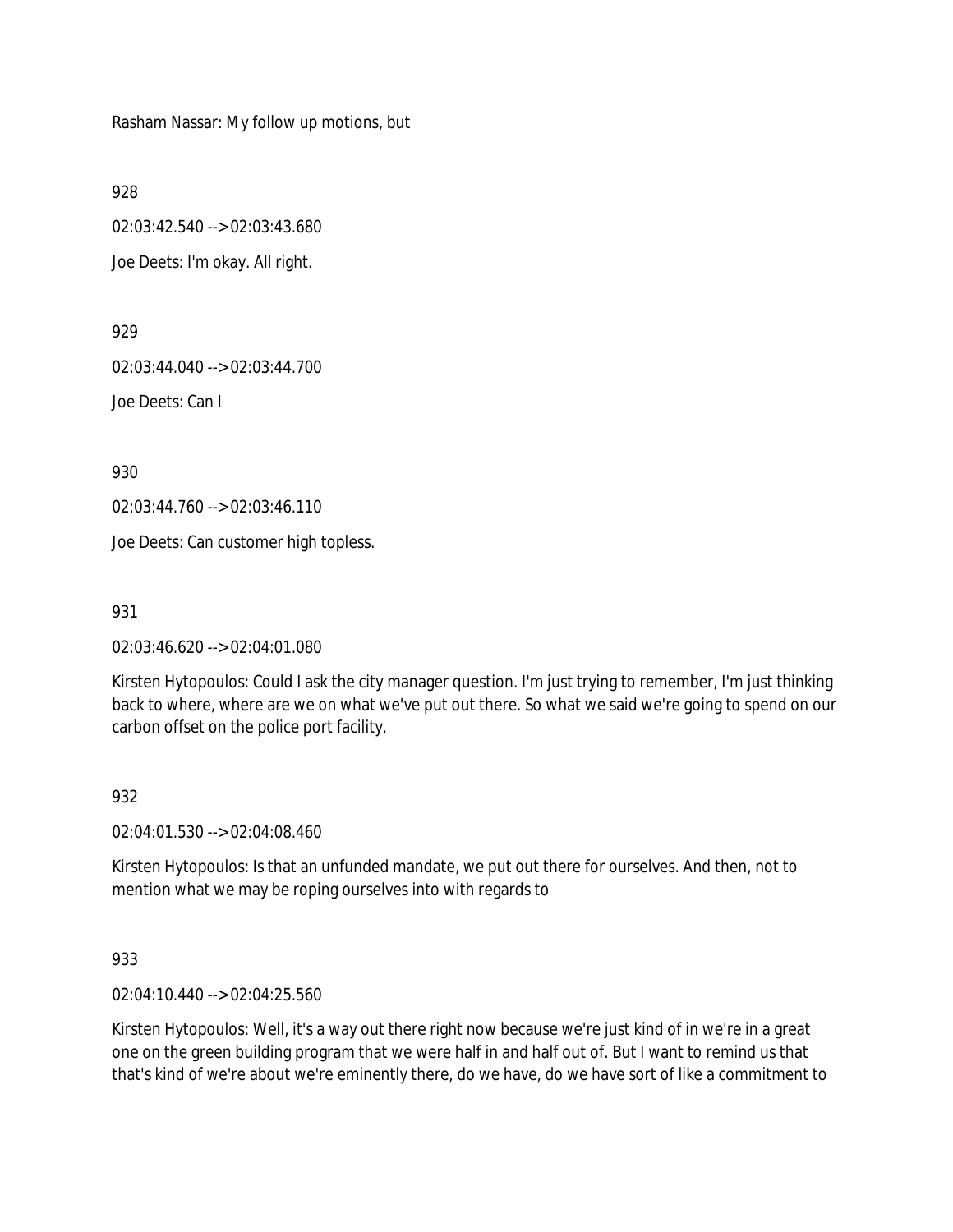Rasham Nassar: My follow up motions, but

928

02:03:42.540 --> 02:03:43.680

Joe Deets: I'm okay. All right.

929

02:03:44.040 --> 02:03:44.700

Joe Deets: Can I

930

02:03:44.760 --> 02:03:46.110

Joe Deets: Can customer high topless.

931

02:03:46.620 --> 02:04:01.080

Kirsten Hytopoulos: Could I ask the city manager question. I'm just trying to remember, I'm just thinking back to where, where are we on what we've put out there. So what we said we're going to spend on our carbon offset on the police port facility.

932

02:04:01.530 --> 02:04:08.460

Kirsten Hytopoulos: Is that an unfunded mandate, we put out there for ourselves. And then, not to mention what we may be roping ourselves into with regards to

933

02:04:10.440 --> 02:04:25.560

Kirsten Hytopoulos: Well, it's a way out there right now because we're just kind of in we're in a great one on the green building program that we were half in and half out of. But I want to remind us that that's kind of we're about we're eminently there, do we have, do we have sort of like a commitment to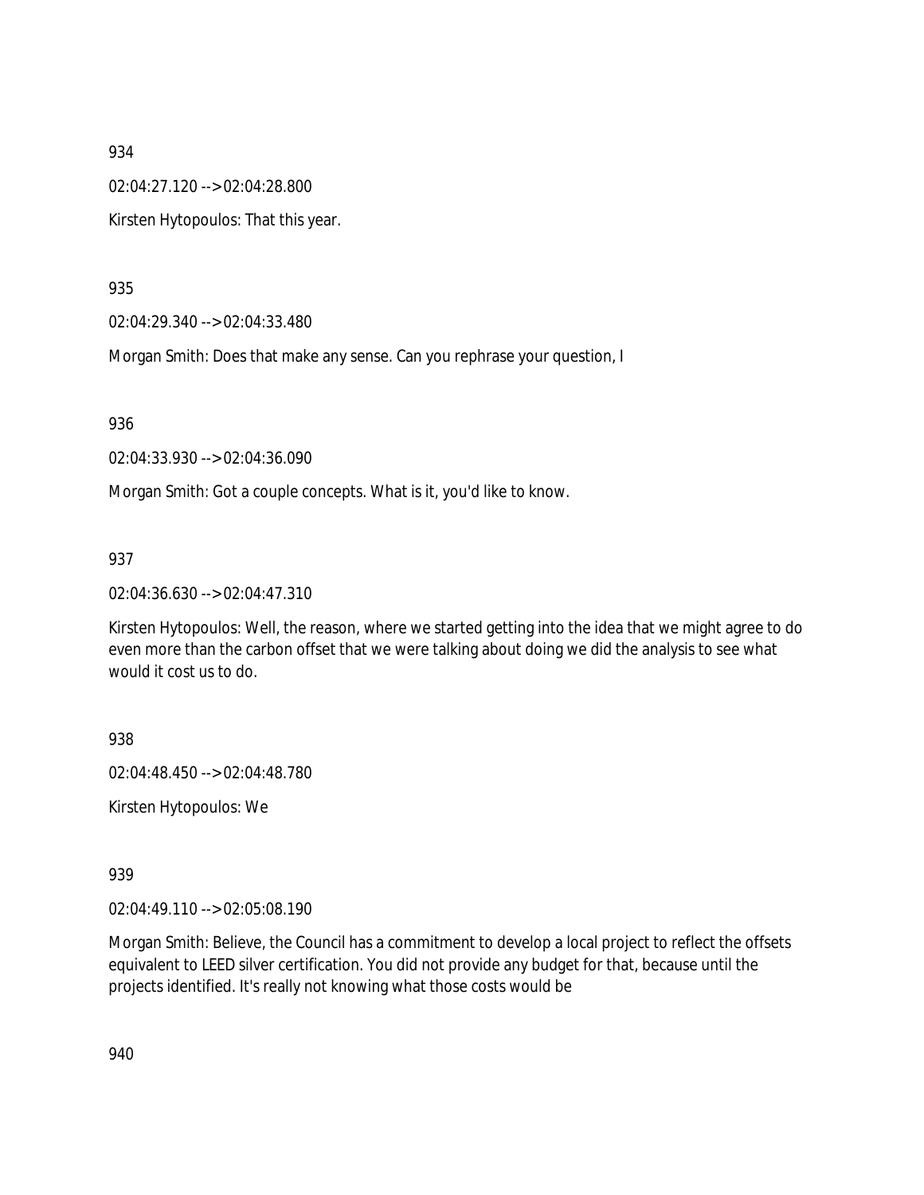934

02:04:27.120 --> 02:04:28.800

Kirsten Hytopoulos: That this year.

935

02:04:29.340 --> 02:04:33.480

Morgan Smith: Does that make any sense. Can you rephrase your question, I

936

02:04:33.930 --> 02:04:36.090

Morgan Smith: Got a couple concepts. What is it, you'd like to know.

937

02:04:36.630 --> 02:04:47.310

Kirsten Hytopoulos: Well, the reason, where we started getting into the idea that we might agree to do even more than the carbon offset that we were talking about doing we did the analysis to see what would it cost us to do.

938

02:04:48.450 --> 02:04:48.780

Kirsten Hytopoulos: We

939

02:04:49.110 --> 02:05:08.190

Morgan Smith: Believe, the Council has a commitment to develop a local project to reflect the offsets equivalent to LEED silver certification. You did not provide any budget for that, because until the projects identified. It's really not knowing what those costs would be

940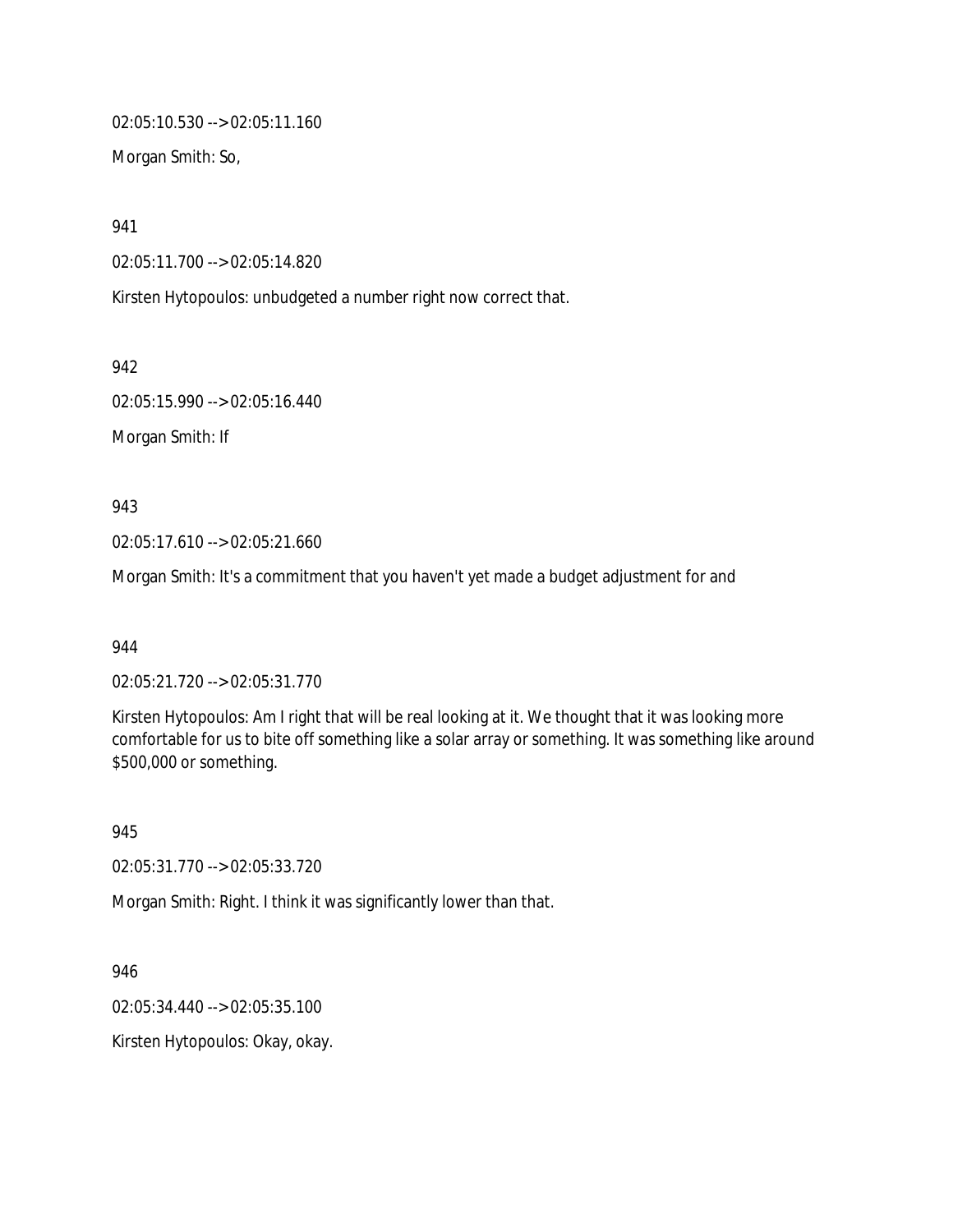02:05:10.530 --> 02:05:11.160

Morgan Smith: So,

941

02:05:11.700 --> 02:05:14.820

Kirsten Hytopoulos: unbudgeted a number right now correct that.

942

02:05:15.990 --> 02:05:16.440

Morgan Smith: If

943

02:05:17.610 --> 02:05:21.660

Morgan Smith: It's a commitment that you haven't yet made a budget adjustment for and

944

02:05:21.720 --> 02:05:31.770

Kirsten Hytopoulos: Am I right that will be real looking at it. We thought that it was looking more comfortable for us to bite off something like a solar array or something. It was something like around $500,000 or something.

945

02:05:31.770 --> 02:05:33.720

Morgan Smith: Right. I think it was significantly lower than that.

946

02:05:34.440 --> 02:05:35.100

Kirsten Hytopoulos: Okay, okay.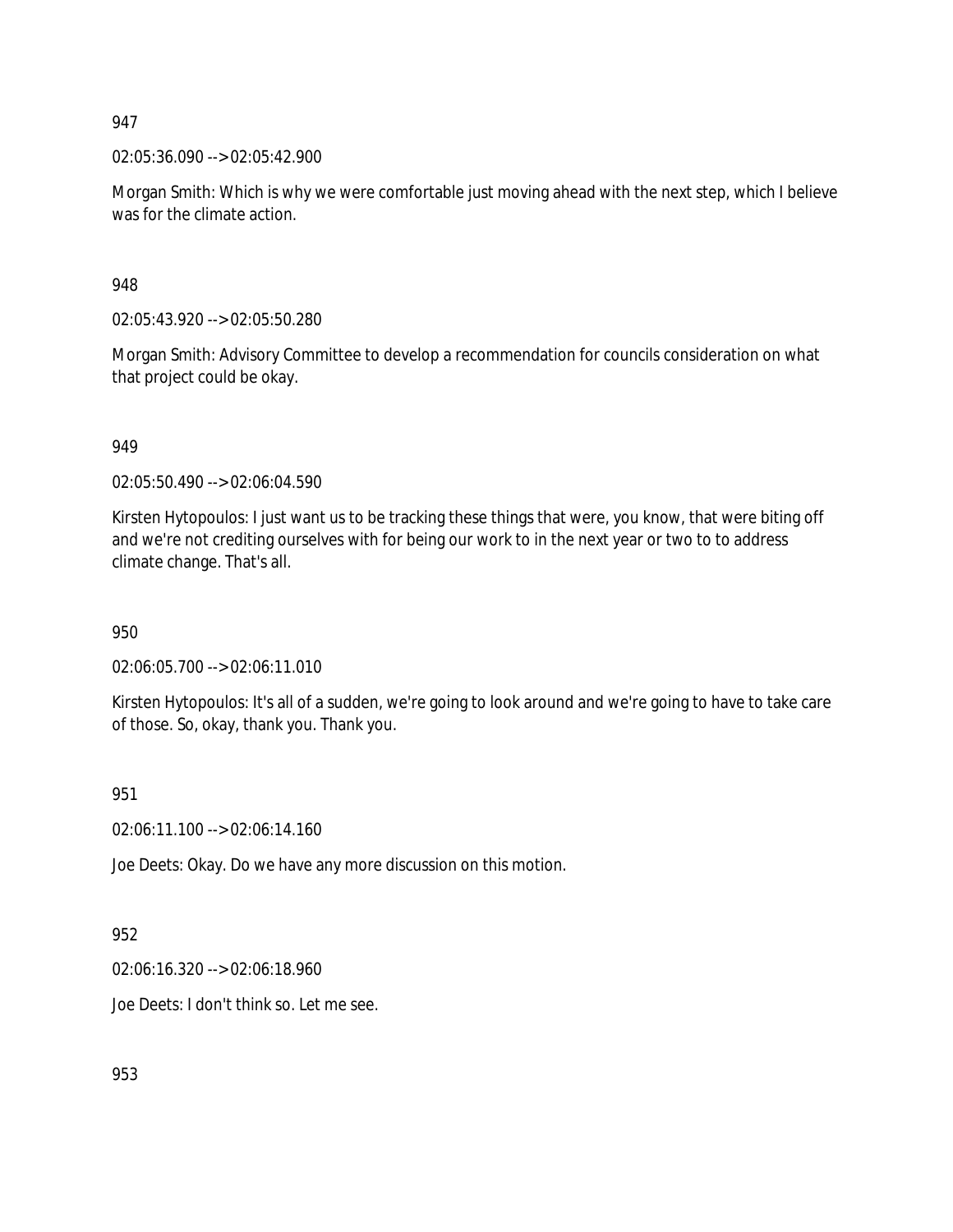947

02:05:36.090 --> 02:05:42.900

Morgan Smith: Which is why we were comfortable just moving ahead with the next step, which I believe was for the climate action.

948

02:05:43.920 --> 02:05:50.280

Morgan Smith: Advisory Committee to develop a recommendation for councils consideration on what that project could be okay.

949

02:05:50.490 --> 02:06:04.590

Kirsten Hytopoulos: I just want us to be tracking these things that were, you know, that were biting off and we're not crediting ourselves with for being our work to in the next year or two to to address climate change. That's all.

950

02:06:05.700 --> 02:06:11.010

Kirsten Hytopoulos: It's all of a sudden, we're going to look around and we're going to have to take care of those. So, okay, thank you. Thank you.

951

02:06:11.100 --> 02:06:14.160

Joe Deets: Okay. Do we have any more discussion on this motion.

952

02:06:16.320 --> 02:06:18.960

Joe Deets: I don't think so. Let me see.

953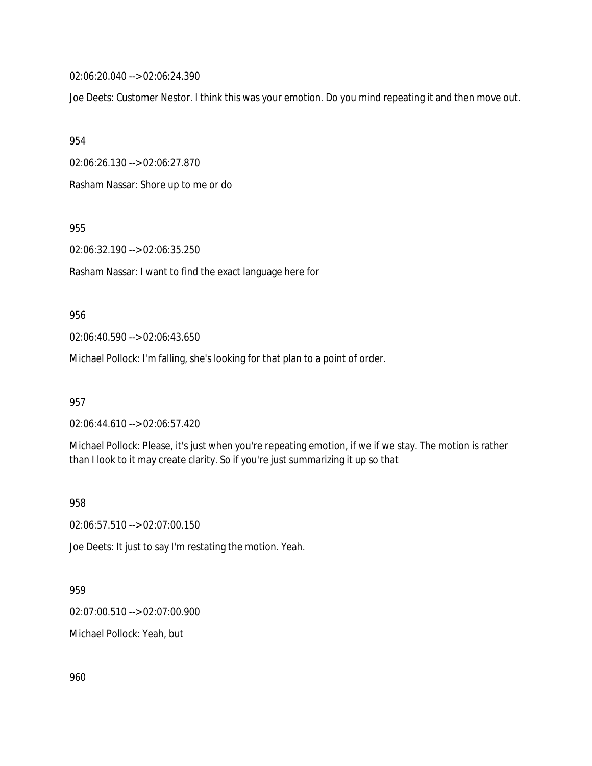02:06:20.040 --> 02:06:24.390

Joe Deets: Customer Nestor. I think this was your emotion. Do you mind repeating it and then move out.

954

02:06:26.130 --> 02:06:27.870

Rasham Nassar: Shore up to me or do

955

02:06:32.190 --> 02:06:35.250

Rasham Nassar: I want to find the exact language here for

956

02:06:40.590 --> 02:06:43.650

Michael Pollock: I'm falling, she's looking for that plan to a point of order.

957

02:06:44.610 --> 02:06:57.420

Michael Pollock: Please, it's just when you're repeating emotion, if we if we stay. The motion is rather than I look to it may create clarity. So if you're just summarizing it up so that

958

02:06:57.510 --> 02:07:00.150

Joe Deets: It just to say I'm restating the motion. Yeah.

959

02:07:00.510 --> 02:07:00.900

Michael Pollock: Yeah, but

960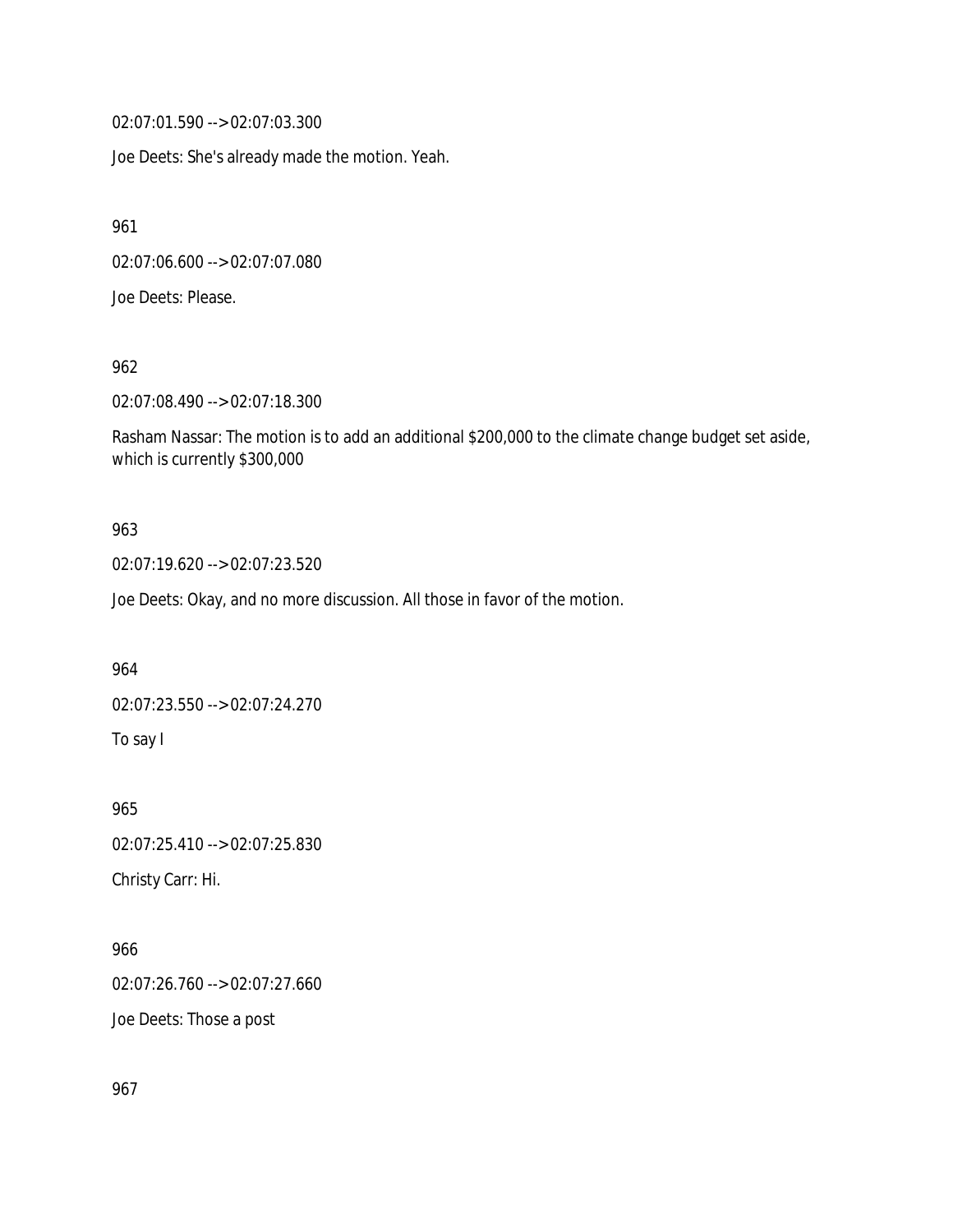02:07:01.590 --> 02:07:03.300

Joe Deets: She's already made the motion. Yeah.

961

02:07:06.600 --> 02:07:07.080

Joe Deets: Please.

962

02:07:08.490 --> 02:07:18.300

Rasham Nassar: The motion is to add an additional $200,000 to the climate change budget set aside, which is currently $300,000

963

02:07:19.620 --> 02:07:23.520

Joe Deets: Okay, and no more discussion. All those in favor of the motion.

964

02:07:23.550 --> 02:07:24.270

To say I

965

02:07:25.410 --> 02:07:25.830

Christy Carr: Hi.

966

02:07:26.760 --> 02:07:27.660

Joe Deets: Those a post

967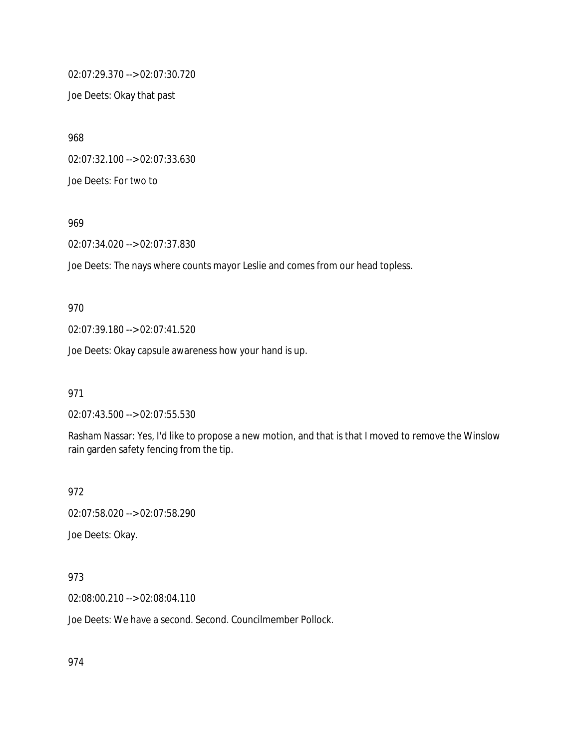02:07:29.370 --> 02:07:30.720

Joe Deets: Okay that past

968

02:07:32.100 --> 02:07:33.630

Joe Deets: For two to

969

02:07:34.020 --> 02:07:37.830

Joe Deets: The nays where counts mayor Leslie and comes from our head topless.

970

02:07:39.180 --> 02:07:41.520

Joe Deets: Okay capsule awareness how your hand is up.

971

02:07:43.500 --> 02:07:55.530

Rasham Nassar: Yes, I'd like to propose a new motion, and that is that I moved to remove the Winslow rain garden safety fencing from the tip.

972

02:07:58.020 --> 02:07:58.290

Joe Deets: Okay.

973

02:08:00.210 --> 02:08:04.110

Joe Deets: We have a second. Second. Councilmember Pollock.

974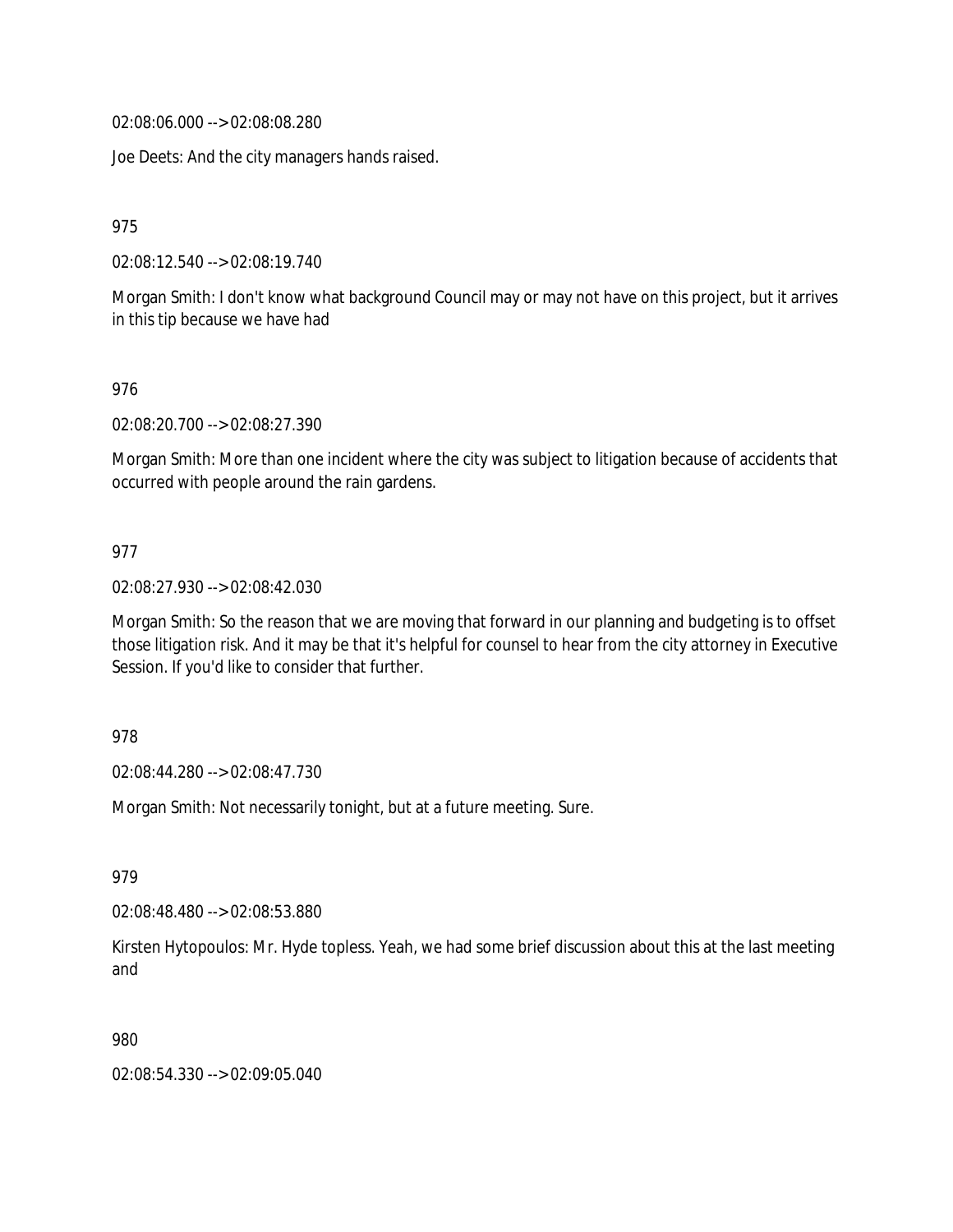02:08:06.000 --> 02:08:08.280

Joe Deets: And the city managers hands raised.

975

02:08:12.540 --> 02:08:19.740

Morgan Smith: I don't know what background Council may or may not have on this project, but it arrives in this tip because we have had

976

02:08:20.700 --> 02:08:27.390

Morgan Smith: More than one incident where the city was subject to litigation because of accidents that occurred with people around the rain gardens.

977

02:08:27.930 --> 02:08:42.030

Morgan Smith: So the reason that we are moving that forward in our planning and budgeting is to offset those litigation risk. And it may be that it's helpful for counsel to hear from the city attorney in Executive Session. If you'd like to consider that further.

978

02:08:44.280 --> 02:08:47.730

Morgan Smith: Not necessarily tonight, but at a future meeting. Sure.

979

02:08:48.480 --> 02:08:53.880

Kirsten Hytopoulos: Mr. Hyde topless. Yeah, we had some brief discussion about this at the last meeting and

980

02:08:54.330 --> 02:09:05.040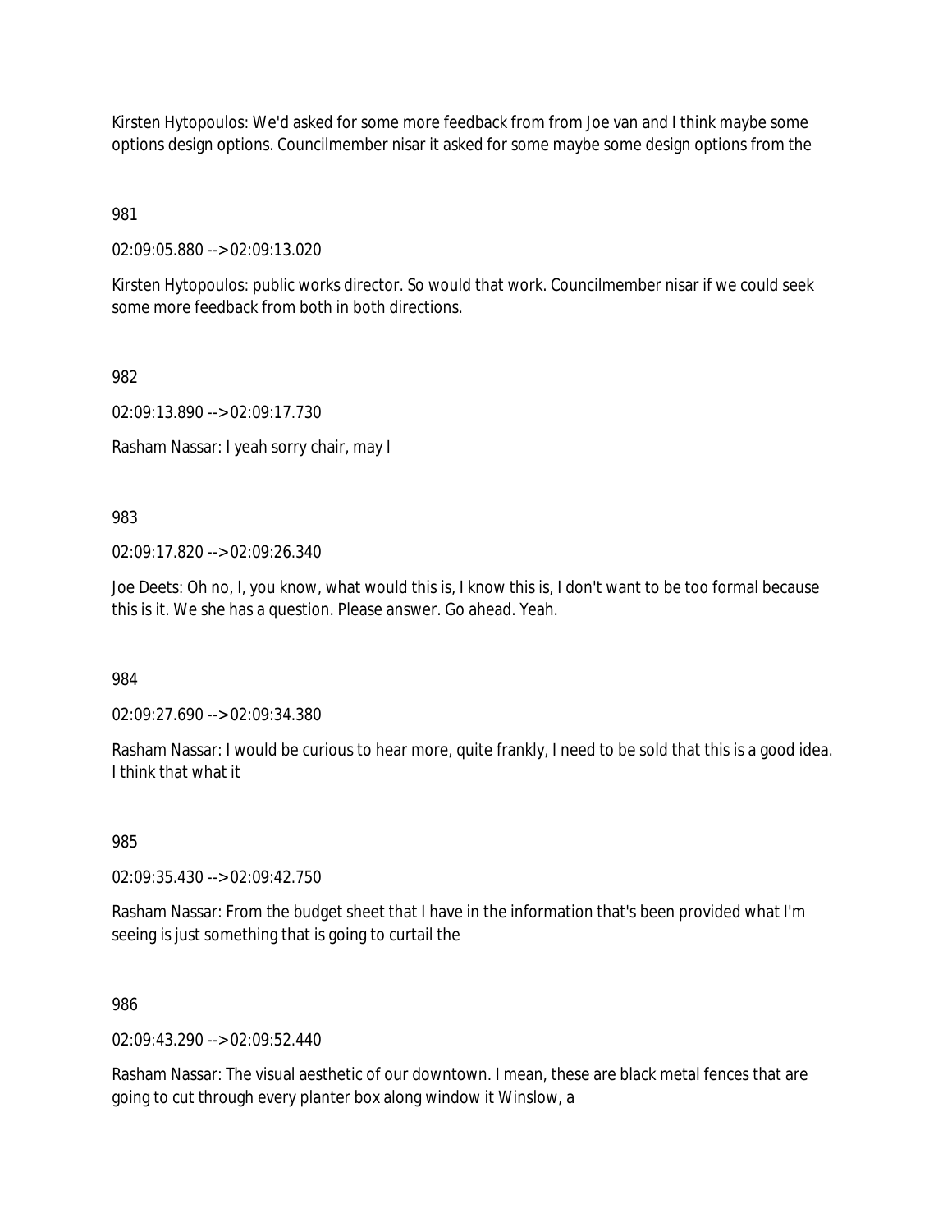Kirsten Hytopoulos: We'd asked for some more feedback from from Joe van and I think maybe some options design options. Councilmember nisar it asked for some maybe some design options from the

981

02:09:05.880 --> 02:09:13.020

Kirsten Hytopoulos: public works director. So would that work. Councilmember nisar if we could seek some more feedback from both in both directions.

982

02:09:13.890 --> 02:09:17.730

Rasham Nassar: I yeah sorry chair, may I

983

02:09:17.820 --> 02:09:26.340

Joe Deets: Oh no, I, you know, what would this is, I know this is, I don't want to be too formal because this is it. We she has a question. Please answer. Go ahead. Yeah.

984

02:09:27.690 --> 02:09:34.380

Rasham Nassar: I would be curious to hear more, quite frankly, I need to be sold that this is a good idea. I think that what it

985

02:09:35.430 --> 02:09:42.750

Rasham Nassar: From the budget sheet that I have in the information that's been provided what I'm seeing is just something that is going to curtail the

986

02:09:43.290 --> 02:09:52.440

Rasham Nassar: The visual aesthetic of our downtown. I mean, these are black metal fences that are going to cut through every planter box along window it Winslow, a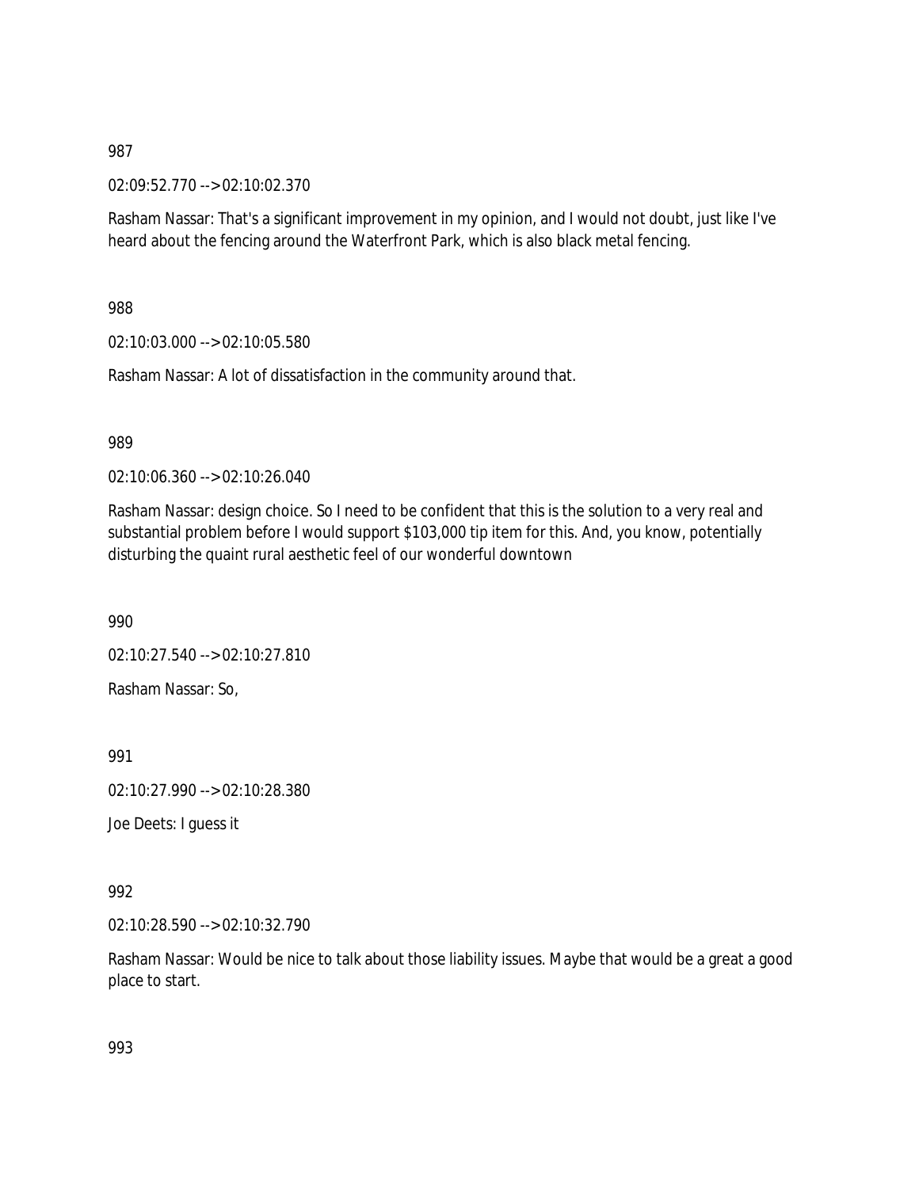987

02:09:52.770 --> 02:10:02.370

Rasham Nassar: That's a significant improvement in my opinion, and I would not doubt, just like I've heard about the fencing around the Waterfront Park, which is also black metal fencing.

988

02:10:03.000 --> 02:10:05.580

Rasham Nassar: A lot of dissatisfaction in the community around that.

989

02:10:06.360 --> 02:10:26.040

Rasham Nassar: design choice. So I need to be confident that this is the solution to a very real and substantial problem before I would support $103,000 tip item for this. And, you know, potentially disturbing the quaint rural aesthetic feel of our wonderful downtown

990

02:10:27.540 --> 02:10:27.810

Rasham Nassar: So,

991

02:10:27.990 --> 02:10:28.380

Joe Deets: I guess it

992

02:10:28.590 --> 02:10:32.790

Rasham Nassar: Would be nice to talk about those liability issues. Maybe that would be a great a good place to start.

993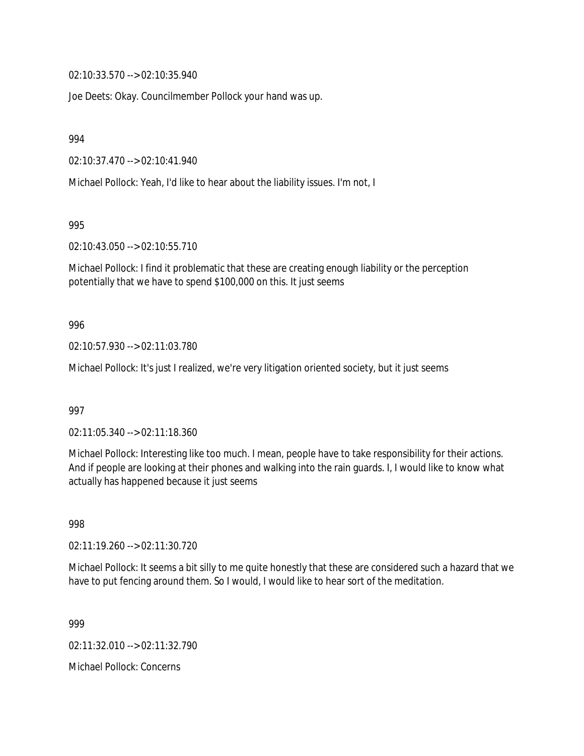02:10:33.570 --> 02:10:35.940

Joe Deets: Okay. Councilmember Pollock your hand was up.

994

02:10:37.470 --> 02:10:41.940

Michael Pollock: Yeah, I'd like to hear about the liability issues. I'm not, I

995

02:10:43.050 --> 02:10:55.710

Michael Pollock: I find it problematic that these are creating enough liability or the perception potentially that we have to spend $100,000 on this. It just seems

996

02:10:57.930 --> 02:11:03.780

Michael Pollock: It's just I realized, we're very litigation oriented society, but it just seems

997

02:11:05.340 --> 02:11:18.360

Michael Pollock: Interesting like too much. I mean, people have to take responsibility for their actions. And if people are looking at their phones and walking into the rain guards. I, I would like to know what actually has happened because it just seems

998

02:11:19.260 --> 02:11:30.720

Michael Pollock: It seems a bit silly to me quite honestly that these are considered such a hazard that we have to put fencing around them. So I would, I would like to hear sort of the meditation.

999

02:11:32.010 --> 02:11:32.790

Michael Pollock: Concerns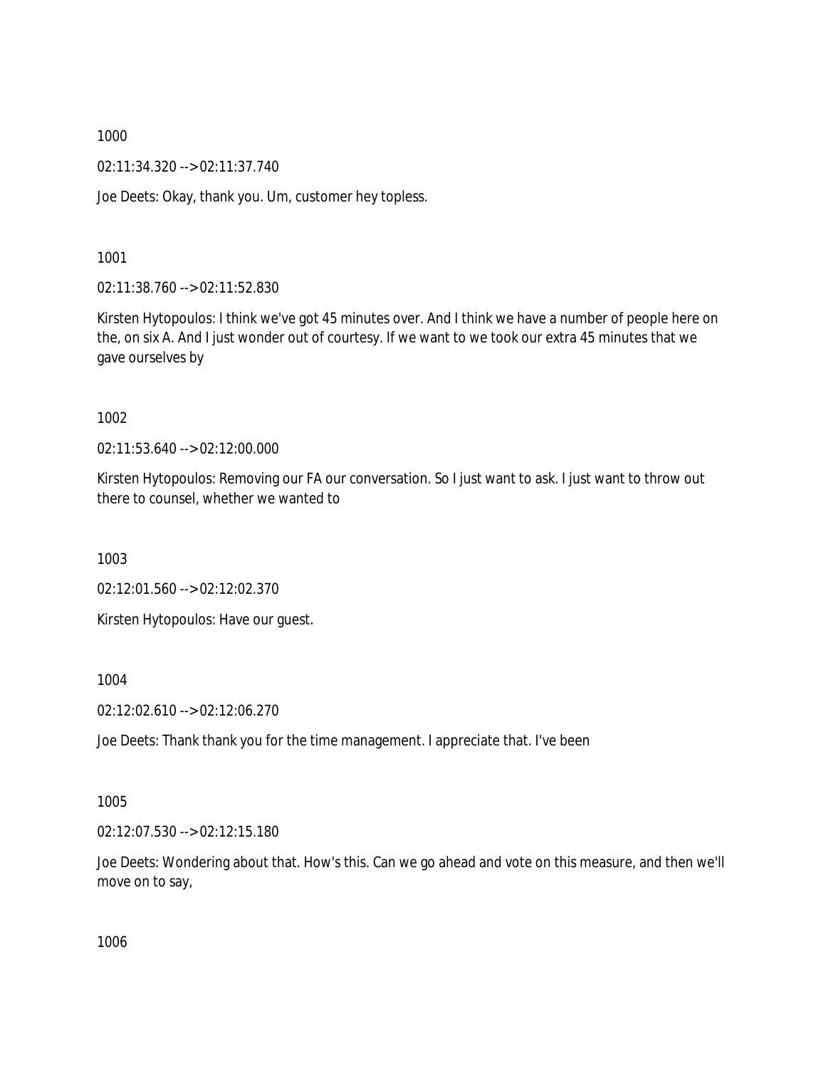1000

02:11:34.320 --> 02:11:37.740

Joe Deets: Okay, thank you. Um, customer hey topless.

1001

02:11:38.760 --> 02:11:52.830

Kirsten Hytopoulos: I think we've got 45 minutes over. And I think we have a number of people here on the, on six A. And I just wonder out of courtesy. If we want to we took our extra 45 minutes that we gave ourselves by

1002

02:11:53.640 --> 02:12:00.000

Kirsten Hytopoulos: Removing our FA our conversation. So I just want to ask. I just want to throw out there to counsel, whether we wanted to

1003

02:12:01.560 --> 02:12:02.370

Kirsten Hytopoulos: Have our guest.

1004

02:12:02.610 --> 02:12:06.270

Joe Deets: Thank thank you for the time management. I appreciate that. I've been

1005

02:12:07.530 --> 02:12:15.180

Joe Deets: Wondering about that. How's this. Can we go ahead and vote on this measure, and then we'll move on to say,

1006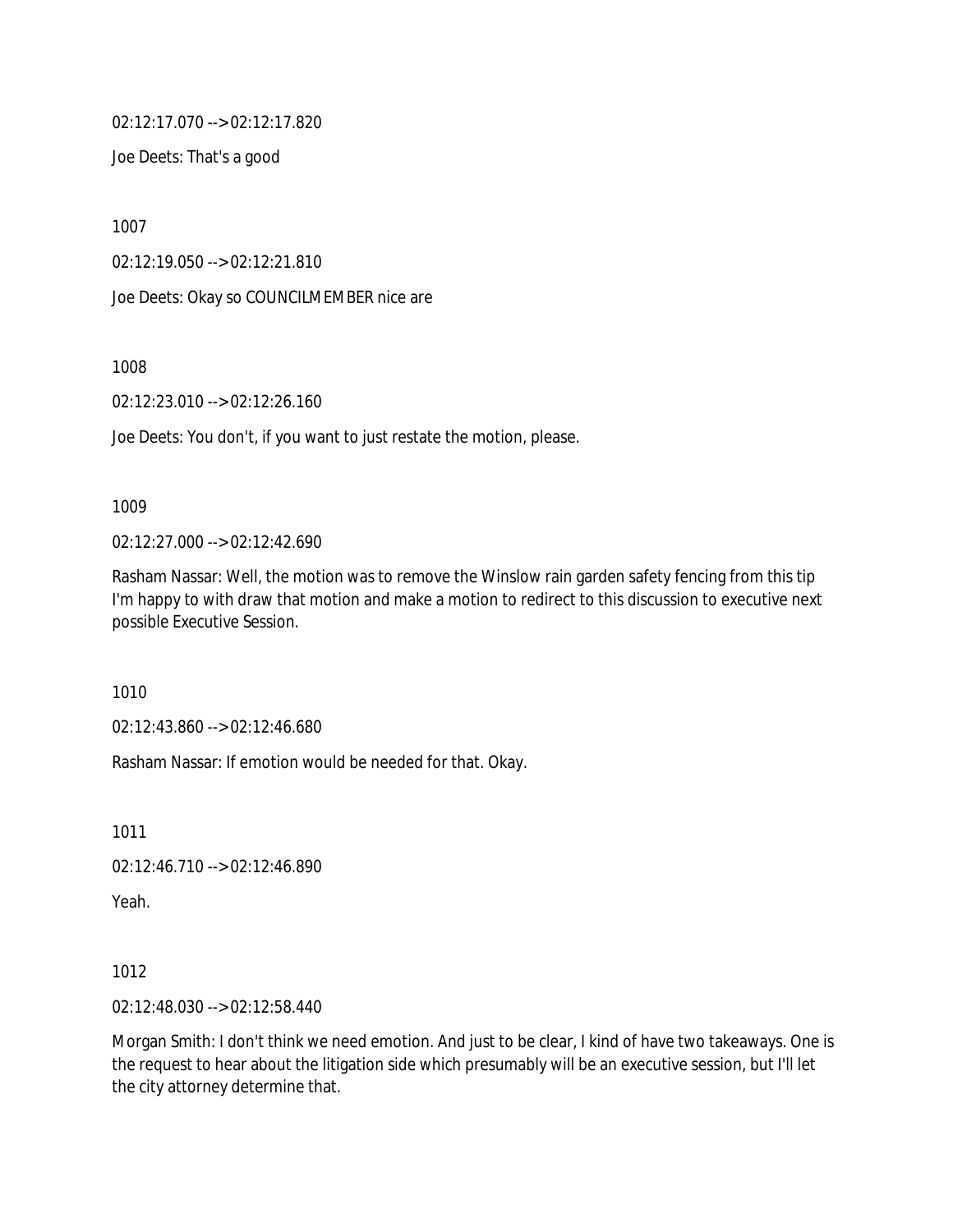02:12:17.070 --> 02:12:17.820

Joe Deets: That's a good

1007

02:12:19.050 --> 02:12:21.810

Joe Deets: Okay so COUNCILMEMBER nice are

1008

02:12:23.010 --> 02:12:26.160

Joe Deets: You don't, if you want to just restate the motion, please.

1009

02:12:27.000 --> 02:12:42.690

Rasham Nassar: Well, the motion was to remove the Winslow rain garden safety fencing from this tip I'm happy to with draw that motion and make a motion to redirect to this discussion to executive next possible Executive Session.

1010

02:12:43.860 --> 02:12:46.680

Rasham Nassar: If emotion would be needed for that. Okay.

1011

02:12:46.710 --> 02:12:46.890

Yeah.

1012

02:12:48.030 --> 02:12:58.440

Morgan Smith: I don't think we need emotion. And just to be clear, I kind of have two takeaways. One is the request to hear about the litigation side which presumably will be an executive session, but I'll let the city attorney determine that.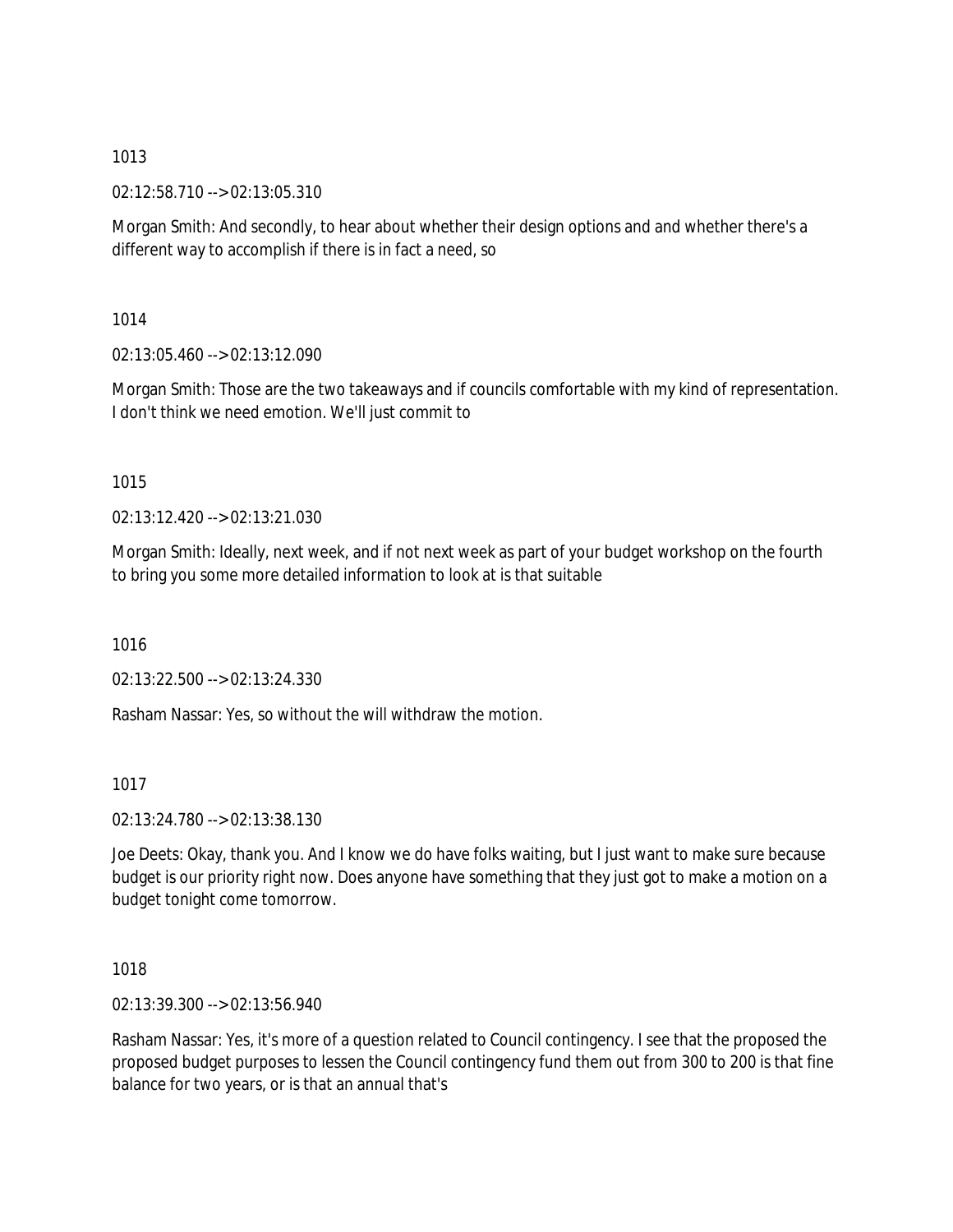1013

02:12:58.710 --> 02:13:05.310

Morgan Smith: And secondly, to hear about whether their design options and and whether there's a different way to accomplish if there is in fact a need, so

1014

02:13:05.460 --> 02:13:12.090

Morgan Smith: Those are the two takeaways and if councils comfortable with my kind of representation. I don't think we need emotion. We'll just commit to

1015

02:13:12.420 --> 02:13:21.030

Morgan Smith: Ideally, next week, and if not next week as part of your budget workshop on the fourth to bring you some more detailed information to look at is that suitable

1016

02:13:22.500 --> 02:13:24.330

Rasham Nassar: Yes, so without the will withdraw the motion.

1017

02:13:24.780 --> 02:13:38.130

Joe Deets: Okay, thank you. And I know we do have folks waiting, but I just want to make sure because budget is our priority right now. Does anyone have something that they just got to make a motion on a budget tonight come tomorrow.

1018

02:13:39.300 --> 02:13:56.940

Rasham Nassar: Yes, it's more of a question related to Council contingency. I see that the proposed the proposed budget purposes to lessen the Council contingency fund them out from 300 to 200 is that fine balance for two years, or is that an annual that's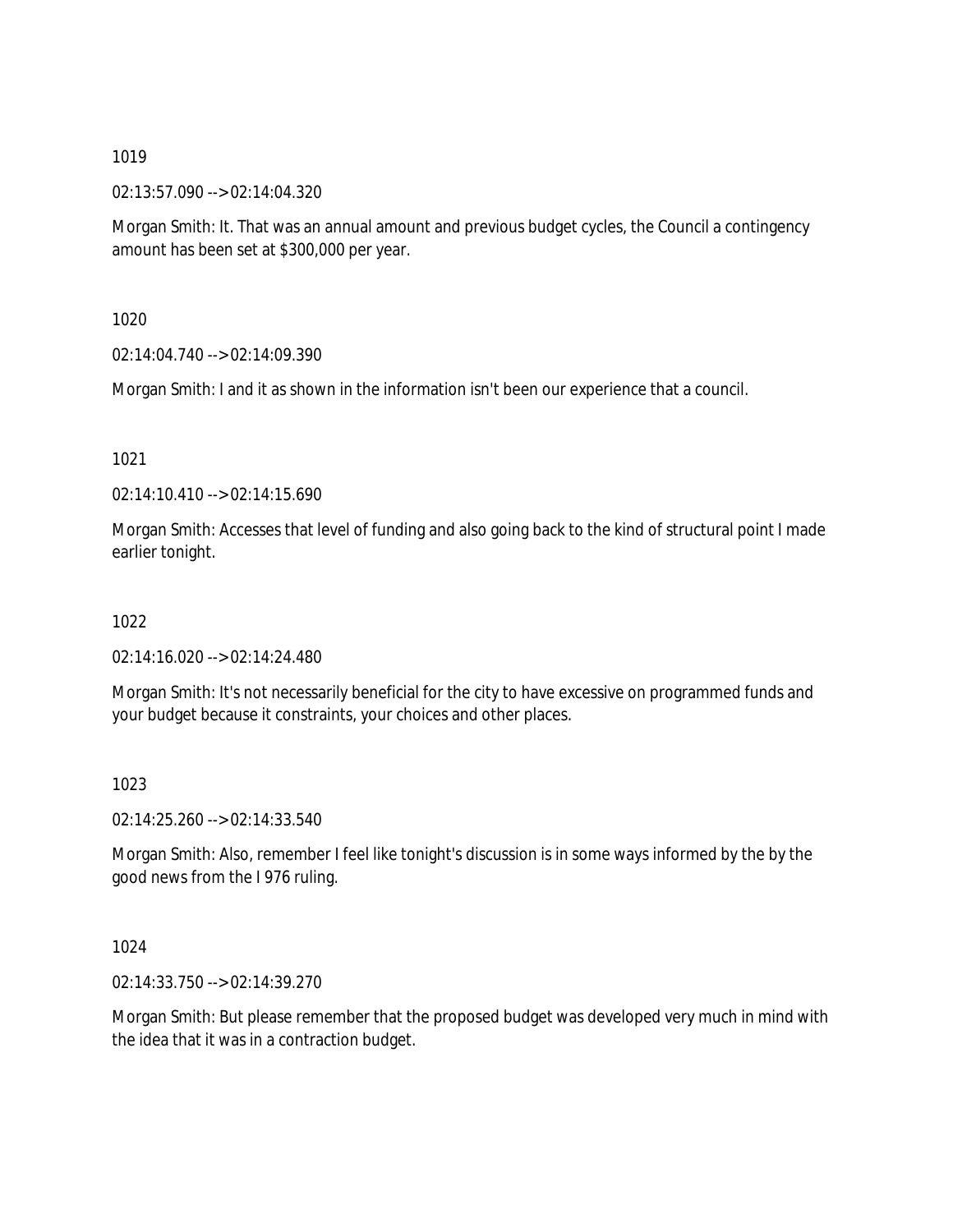1019

02:13:57.090 --> 02:14:04.320

Morgan Smith: It. That was an annual amount and previous budget cycles, the Council a contingency amount has been set at $300,000 per year.

1020

02:14:04.740 --> 02:14:09.390

Morgan Smith: I and it as shown in the information isn't been our experience that a council.

1021

02:14:10.410 --> 02:14:15.690

Morgan Smith: Accesses that level of funding and also going back to the kind of structural point I made earlier tonight.

1022

02:14:16.020 --> 02:14:24.480

Morgan Smith: It's not necessarily beneficial for the city to have excessive on programmed funds and your budget because it constraints, your choices and other places.

1023

02:14:25.260 --> 02:14:33.540

Morgan Smith: Also, remember I feel like tonight's discussion is in some ways informed by the by the good news from the I 976 ruling.

1024

02:14:33.750 --> 02:14:39.270

Morgan Smith: But please remember that the proposed budget was developed very much in mind with the idea that it was in a contraction budget.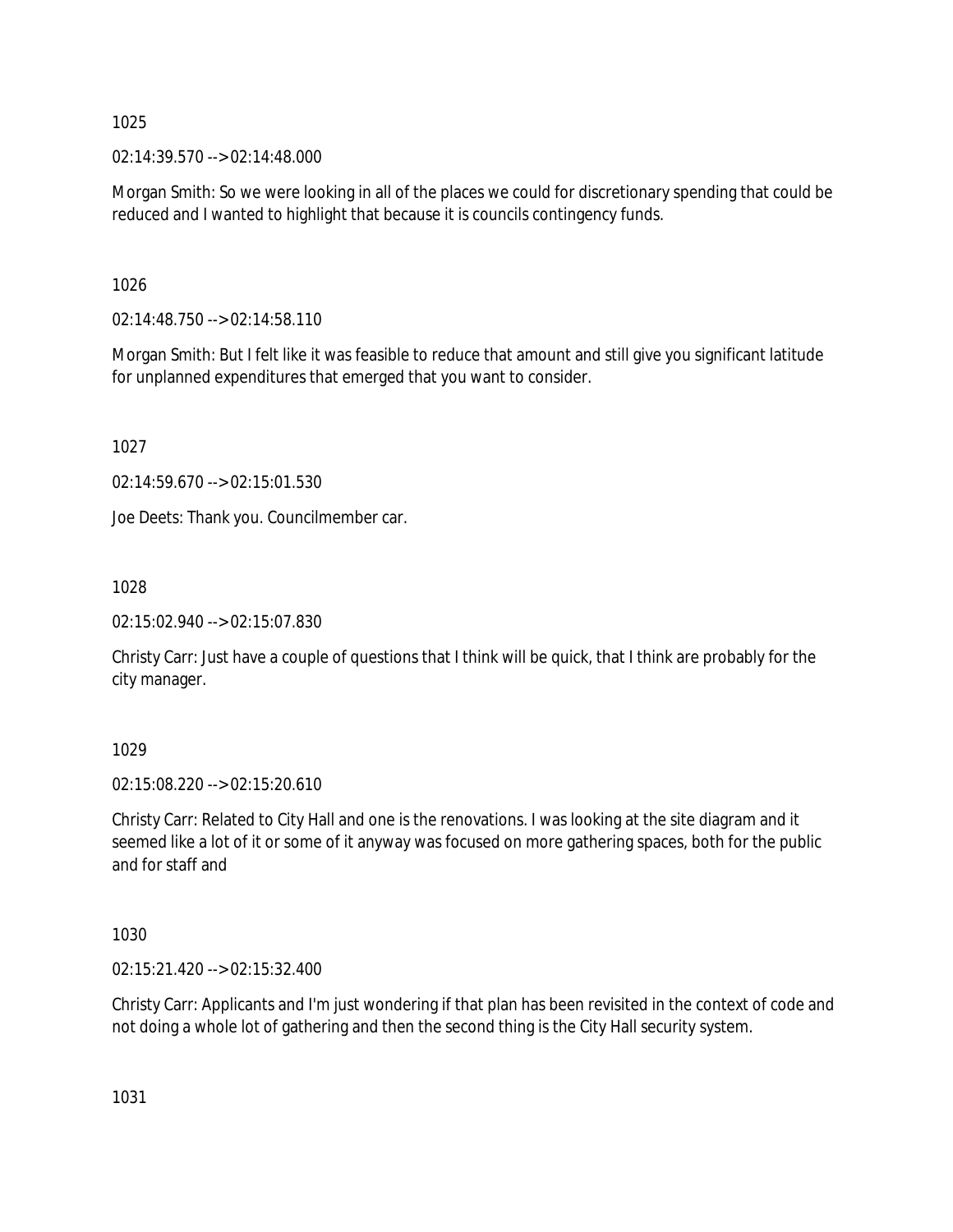1025

02:14:39.570 --> 02:14:48.000

Morgan Smith: So we were looking in all of the places we could for discretionary spending that could be reduced and I wanted to highlight that because it is councils contingency funds.

1026

02:14:48.750 --> 02:14:58.110

Morgan Smith: But I felt like it was feasible to reduce that amount and still give you significant latitude for unplanned expenditures that emerged that you want to consider.

1027

02:14:59.670 --> 02:15:01.530

Joe Deets: Thank you. Councilmember car.

1028

02:15:02.940 --> 02:15:07.830

Christy Carr: Just have a couple of questions that I think will be quick, that I think are probably for the city manager.

1029

02:15:08.220 --> 02:15:20.610

Christy Carr: Related to City Hall and one is the renovations. I was looking at the site diagram and it seemed like a lot of it or some of it anyway was focused on more gathering spaces, both for the public and for staff and

1030

02:15:21.420 --> 02:15:32.400

Christy Carr: Applicants and I'm just wondering if that plan has been revisited in the context of code and not doing a whole lot of gathering and then the second thing is the City Hall security system.

1031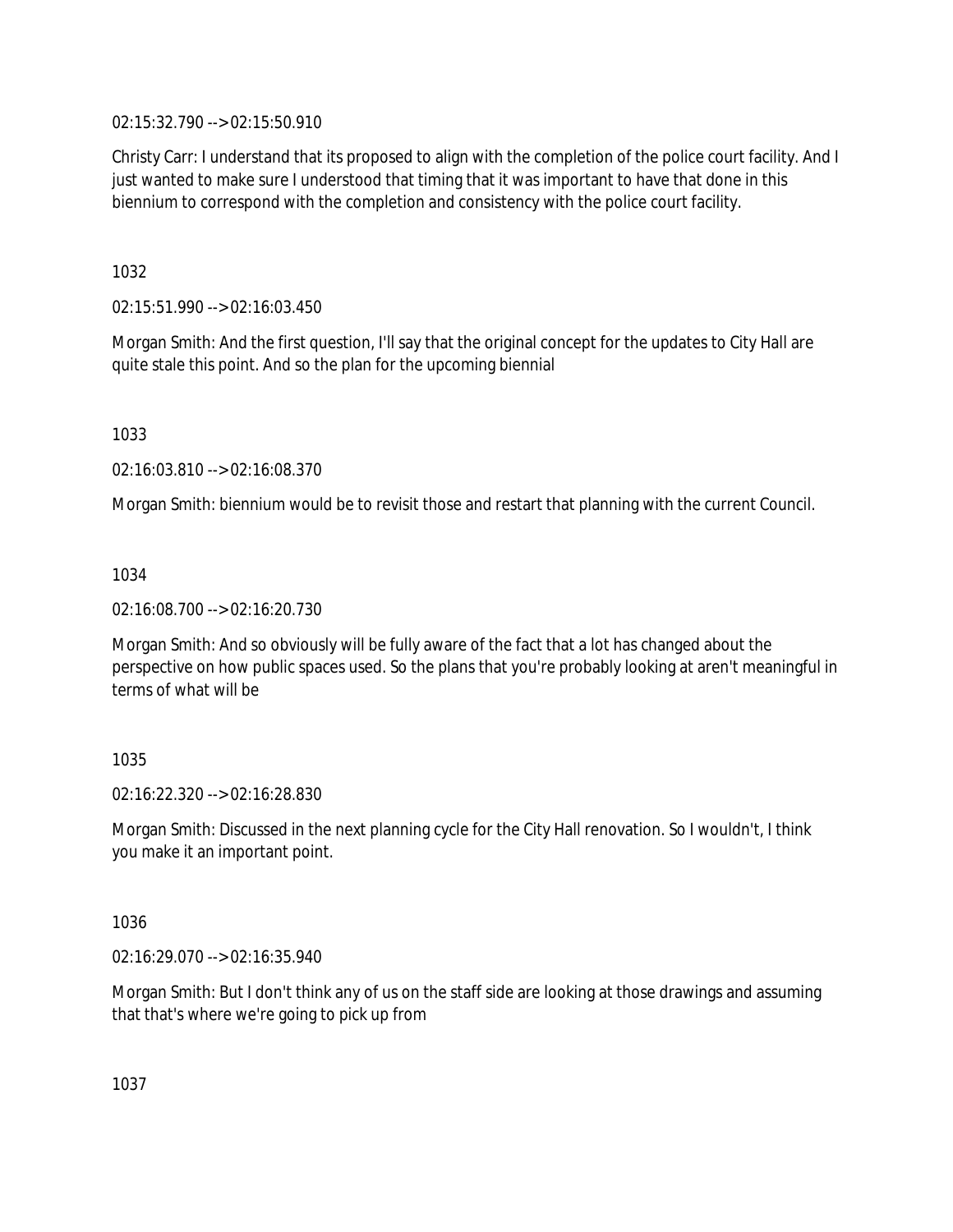02:15:32.790 --> 02:15:50.910

Christy Carr: I understand that its proposed to align with the completion of the police court facility. And I just wanted to make sure I understood that timing that it was important to have that done in this biennium to correspond with the completion and consistency with the police court facility.

1032

02:15:51.990 --> 02:16:03.450

Morgan Smith: And the first question, I'll say that the original concept for the updates to City Hall are quite stale this point. And so the plan for the upcoming biennial

1033

02:16:03.810 --> 02:16:08.370

Morgan Smith: biennium would be to revisit those and restart that planning with the current Council.

1034

02:16:08.700 --> 02:16:20.730

Morgan Smith: And so obviously will be fully aware of the fact that a lot has changed about the perspective on how public spaces used. So the plans that you're probably looking at aren't meaningful in terms of what will be

1035

02:16:22.320 --> 02:16:28.830

Morgan Smith: Discussed in the next planning cycle for the City Hall renovation. So I wouldn't, I think you make it an important point.

1036

02:16:29.070 --> 02:16:35.940

Morgan Smith: But I don't think any of us on the staff side are looking at those drawings and assuming that that's where we're going to pick up from

1037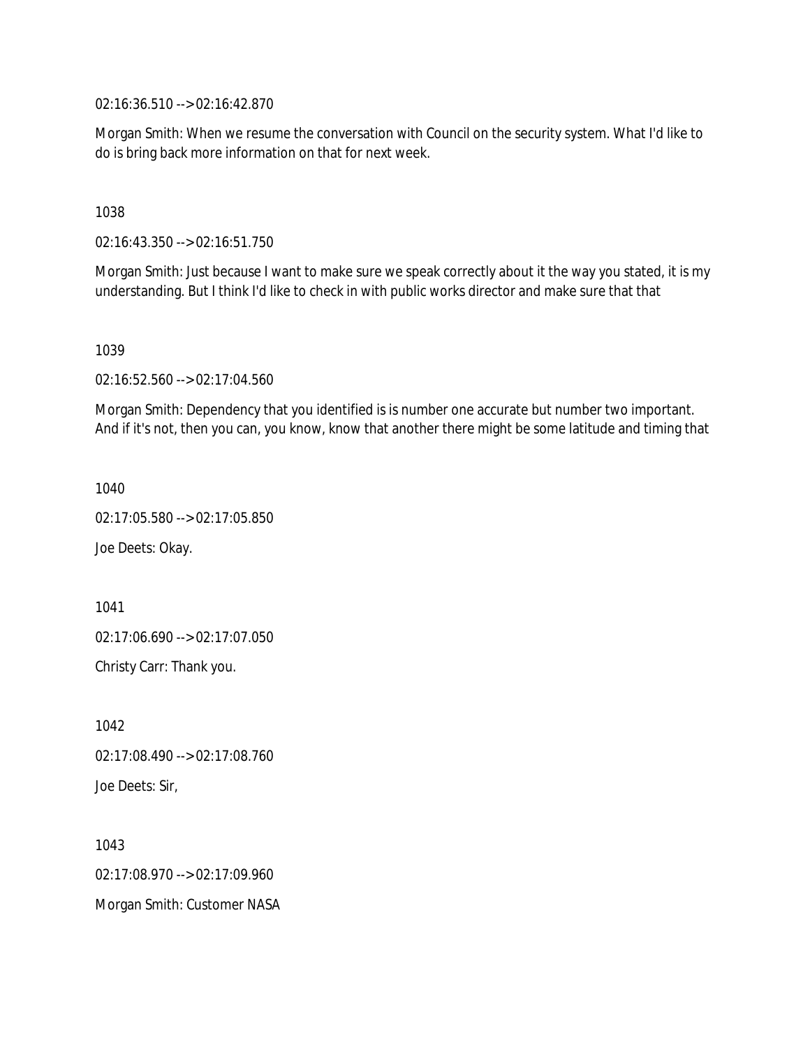02:16:36.510 --> 02:16:42.870

Morgan Smith: When we resume the conversation with Council on the security system. What I'd like to do is bring back more information on that for next week.

1038

02:16:43.350 --> 02:16:51.750

Morgan Smith: Just because I want to make sure we speak correctly about it the way you stated, it is my understanding. But I think I'd like to check in with public works director and make sure that that

1039

02:16:52.560 --> 02:17:04.560

Morgan Smith: Dependency that you identified is is number one accurate but number two important. And if it's not, then you can, you know, know that another there might be some latitude and timing that

1040

02:17:05.580 --> 02:17:05.850

Joe Deets: Okay.

1041

02:17:06.690 --> 02:17:07.050

Christy Carr: Thank you.

1042

02:17:08.490 --> 02:17:08.760

Joe Deets: Sir,

1043

02:17:08.970 --> 02:17:09.960

Morgan Smith: Customer NASA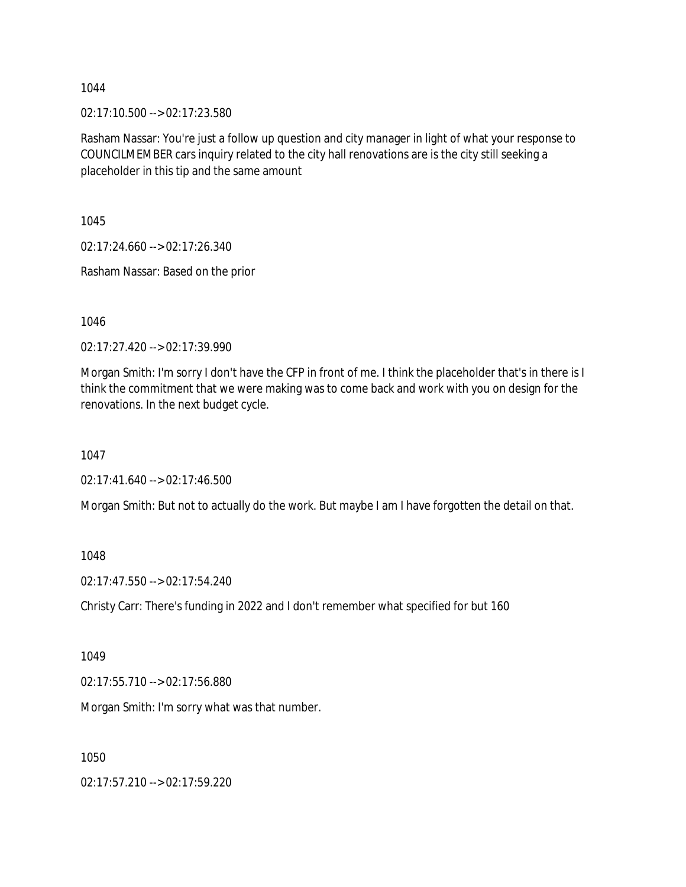1044

02:17:10.500 --> 02:17:23.580

Rasham Nassar: You're just a follow up question and city manager in light of what your response to COUNCILMEMBER cars inquiry related to the city hall renovations are is the city still seeking a placeholder in this tip and the same amount

1045

02:17:24.660 --> 02:17:26.340

Rasham Nassar: Based on the prior

1046

02:17:27.420 --> 02:17:39.990

Morgan Smith: I'm sorry I don't have the CFP in front of me. I think the placeholder that's in there is I think the commitment that we were making was to come back and work with you on design for the renovations. In the next budget cycle.

1047

02:17:41.640 --> 02:17:46.500

Morgan Smith: But not to actually do the work. But maybe I am I have forgotten the detail on that.

1048

02:17:47.550 --> 02:17:54.240

Christy Carr: There's funding in 2022 and I don't remember what specified for but 160

1049

02:17:55.710 --> 02:17:56.880

Morgan Smith: I'm sorry what was that number.

1050

02:17:57.210 --> 02:17:59.220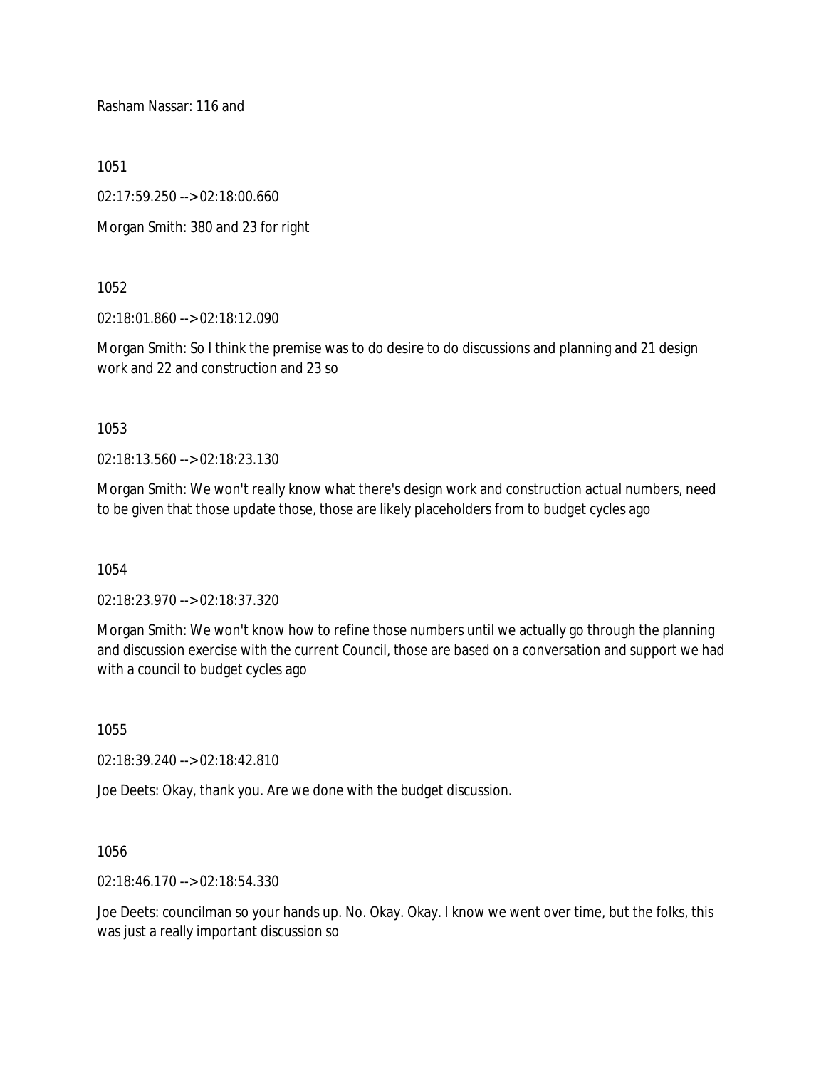Rasham Nassar: 116 and

1051

02:17:59.250 --> 02:18:00.660

Morgan Smith: 380 and 23 for right

1052

02:18:01.860 --> 02:18:12.090

Morgan Smith: So I think the premise was to do desire to do discussions and planning and 21 design work and 22 and construction and 23 so

1053

02:18:13.560 --> 02:18:23.130

Morgan Smith: We won't really know what there's design work and construction actual numbers, need to be given that those update those, those are likely placeholders from to budget cycles ago

1054

02:18:23.970 --> 02:18:37.320

Morgan Smith: We won't know how to refine those numbers until we actually go through the planning and discussion exercise with the current Council, those are based on a conversation and support we had with a council to budget cycles ago

1055

02:18:39.240 --> 02:18:42.810

Joe Deets: Okay, thank you. Are we done with the budget discussion.

1056

02:18:46.170 --> 02:18:54.330

Joe Deets: councilman so your hands up. No. Okay. Okay. I know we went over time, but the folks, this was just a really important discussion so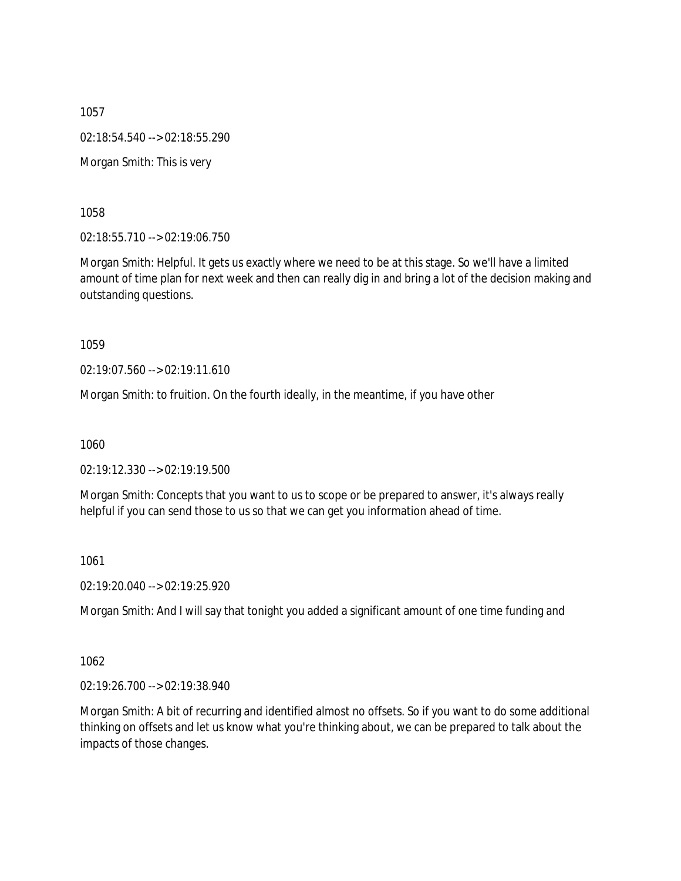1057

02:18:54.540 --> 02:18:55.290

Morgan Smith: This is very

1058

02:18:55.710 --> 02:19:06.750

Morgan Smith: Helpful. It gets us exactly where we need to be at this stage. So we'll have a limited amount of time plan for next week and then can really dig in and bring a lot of the decision making and outstanding questions.

1059

02:19:07.560 --> 02:19:11.610

Morgan Smith: to fruition. On the fourth ideally, in the meantime, if you have other

1060

02:19:12.330 --> 02:19:19.500

Morgan Smith: Concepts that you want to us to scope or be prepared to answer, it's always really helpful if you can send those to us so that we can get you information ahead of time.

1061

02:19:20.040 --> 02:19:25.920

Morgan Smith: And I will say that tonight you added a significant amount of one time funding and

1062

02:19:26.700 --> 02:19:38.940

Morgan Smith: A bit of recurring and identified almost no offsets. So if you want to do some additional thinking on offsets and let us know what you're thinking about, we can be prepared to talk about the impacts of those changes.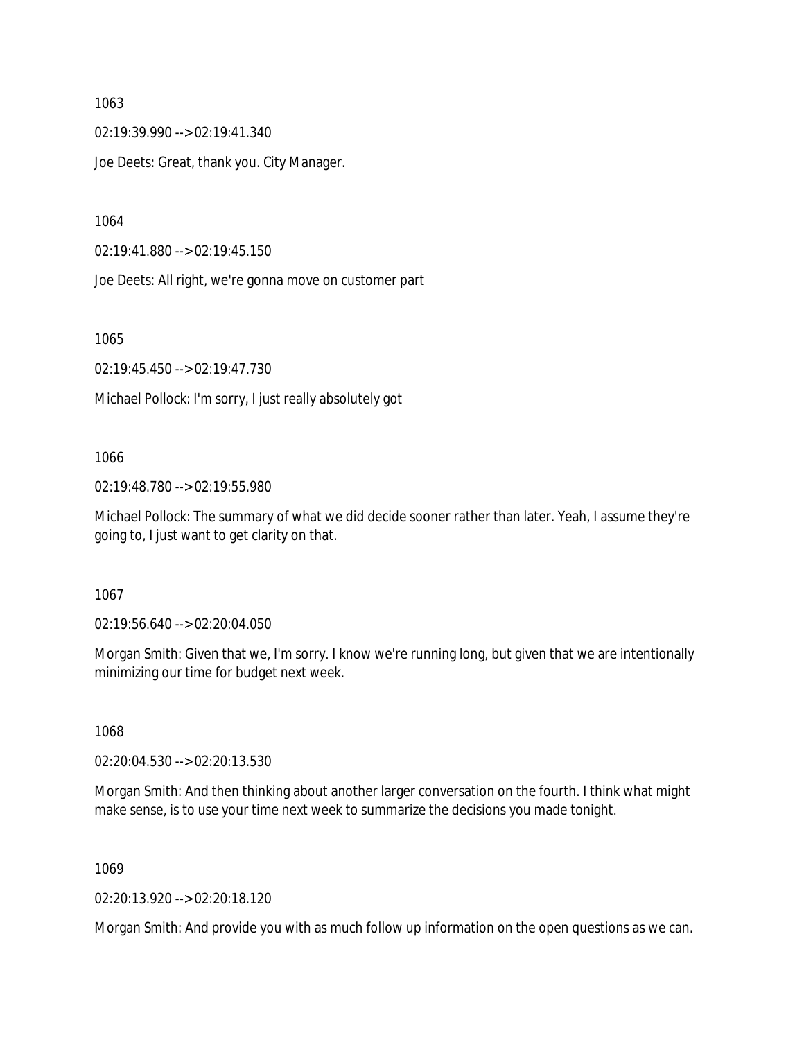1063

02:19:39.990 --> 02:19:41.340

Joe Deets: Great, thank you. City Manager.

1064

02:19:41.880 --> 02:19:45.150

Joe Deets: All right, we're gonna move on customer part

1065

02:19:45.450 --> 02:19:47.730

Michael Pollock: I'm sorry, I just really absolutely got

1066

02:19:48.780 --> 02:19:55.980

Michael Pollock: The summary of what we did decide sooner rather than later. Yeah, I assume they're going to, I just want to get clarity on that.

1067

02:19:56.640 --> 02:20:04.050

Morgan Smith: Given that we, I'm sorry. I know we're running long, but given that we are intentionally minimizing our time for budget next week.

1068

02:20:04.530 --> 02:20:13.530

Morgan Smith: And then thinking about another larger conversation on the fourth. I think what might make sense, is to use your time next week to summarize the decisions you made tonight.

1069

02:20:13.920 --> 02:20:18.120

Morgan Smith: And provide you with as much follow up information on the open questions as we can.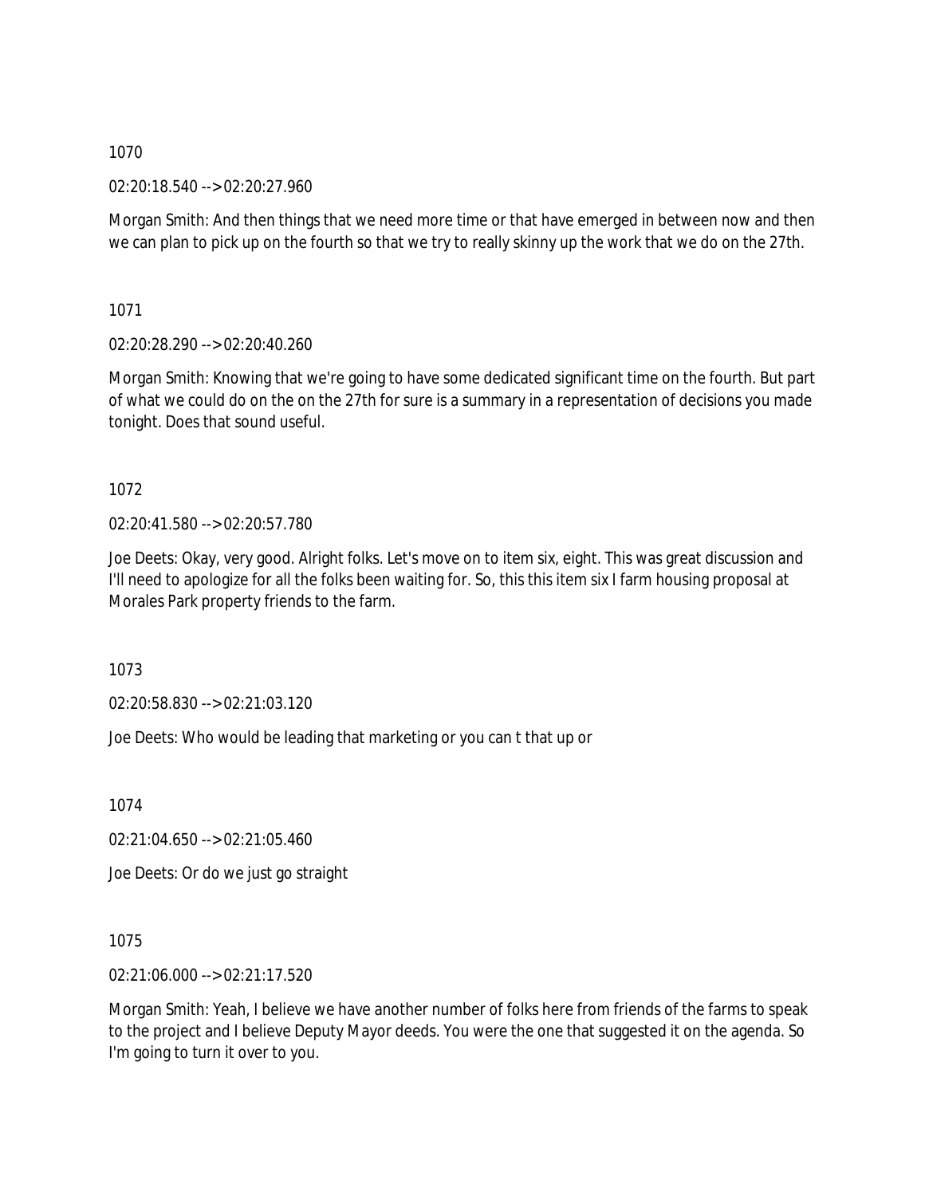1070

02:20:18.540 --> 02:20:27.960

Morgan Smith: And then things that we need more time or that have emerged in between now and then we can plan to pick up on the fourth so that we try to really skinny up the work that we do on the 27th.

1071

02:20:28.290 --> 02:20:40.260

Morgan Smith: Knowing that we're going to have some dedicated significant time on the fourth. But part of what we could do on the on the 27th for sure is a summary in a representation of decisions you made tonight. Does that sound useful.

1072

02:20:41.580 --> 02:20:57.780

Joe Deets: Okay, very good. Alright folks. Let's move on to item six, eight. This was great discussion and I'll need to apologize for all the folks been waiting for. So, this this item six I farm housing proposal at Morales Park property friends to the farm.

1073

02:20:58.830 --> 02:21:03.120

Joe Deets: Who would be leading that marketing or you can t that up or

1074

02:21:04.650 --> 02:21:05.460

Joe Deets: Or do we just go straight

1075

02:21:06.000 --> 02:21:17.520

Morgan Smith: Yeah, I believe we have another number of folks here from friends of the farms to speak to the project and I believe Deputy Mayor deeds. You were the one that suggested it on the agenda. So I'm going to turn it over to you.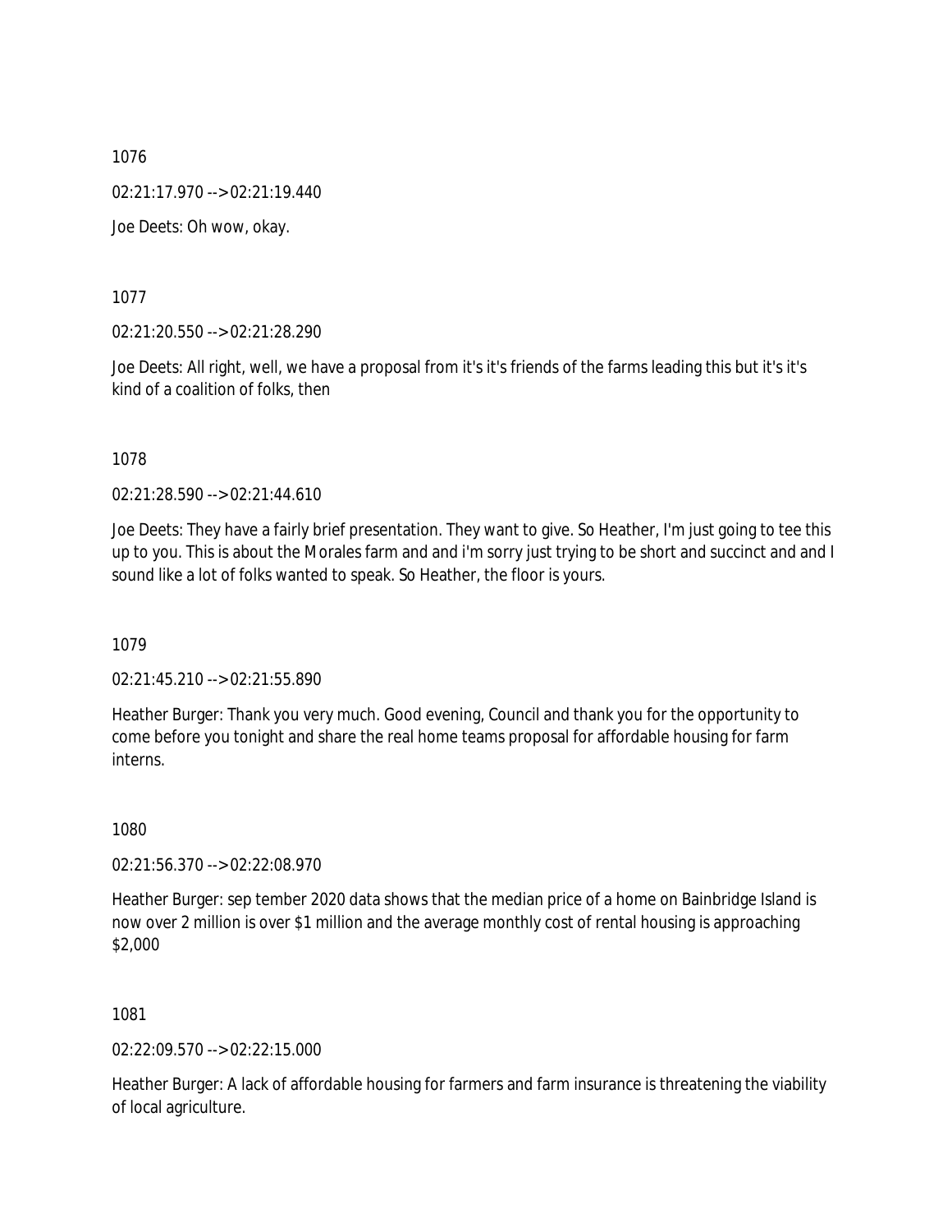1076

02:21:17.970 --> 02:21:19.440

Joe Deets: Oh wow, okay.

1077

02:21:20.550 --> 02:21:28.290

Joe Deets: All right, well, we have a proposal from it's it's friends of the farms leading this but it's it's kind of a coalition of folks, then

1078

02:21:28.590 --> 02:21:44.610

Joe Deets: They have a fairly brief presentation. They want to give. So Heather, I'm just going to tee this up to you. This is about the Morales farm and and i'm sorry just trying to be short and succinct and and I sound like a lot of folks wanted to speak. So Heather, the floor is yours.

1079

02:21:45.210 --> 02:21:55.890

Heather Burger: Thank you very much. Good evening, Council and thank you for the opportunity to come before you tonight and share the real home teams proposal for affordable housing for farm interns.

1080

02:21:56.370 --> 02:22:08.970

Heather Burger: sep tember 2020 data shows that the median price of a home on Bainbridge Island is now over 2 million is over $1 million and the average monthly cost of rental housing is approaching $2,000

1081

02:22:09.570 --> 02:22:15.000

Heather Burger: A lack of affordable housing for farmers and farm insurance is threatening the viability of local agriculture.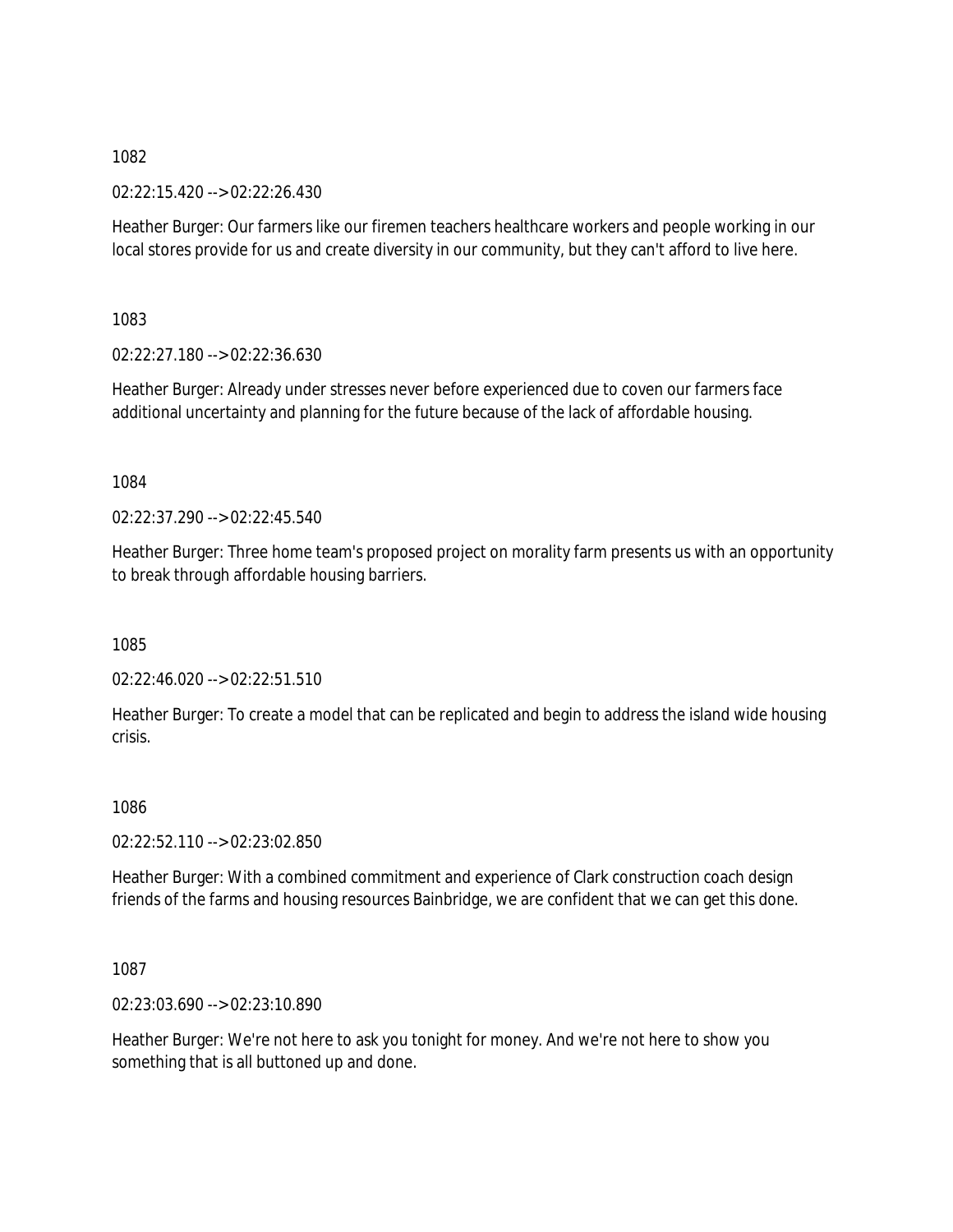1082

02:22:15.420 --> 02:22:26.430

Heather Burger: Our farmers like our firemen teachers healthcare workers and people working in our local stores provide for us and create diversity in our community, but they can't afford to live here.

1083

02:22:27.180 --> 02:22:36.630

Heather Burger: Already under stresses never before experienced due to coven our farmers face additional uncertainty and planning for the future because of the lack of affordable housing.

1084

02:22:37.290 --> 02:22:45.540

Heather Burger: Three home team's proposed project on morality farm presents us with an opportunity to break through affordable housing barriers.

1085

02:22:46.020 --> 02:22:51.510

Heather Burger: To create a model that can be replicated and begin to address the island wide housing crisis.

1086

02:22:52.110 --> 02:23:02.850

Heather Burger: With a combined commitment and experience of Clark construction coach design friends of the farms and housing resources Bainbridge, we are confident that we can get this done.

1087

02:23:03.690 --> 02:23:10.890

Heather Burger: We're not here to ask you tonight for money. And we're not here to show you something that is all buttoned up and done.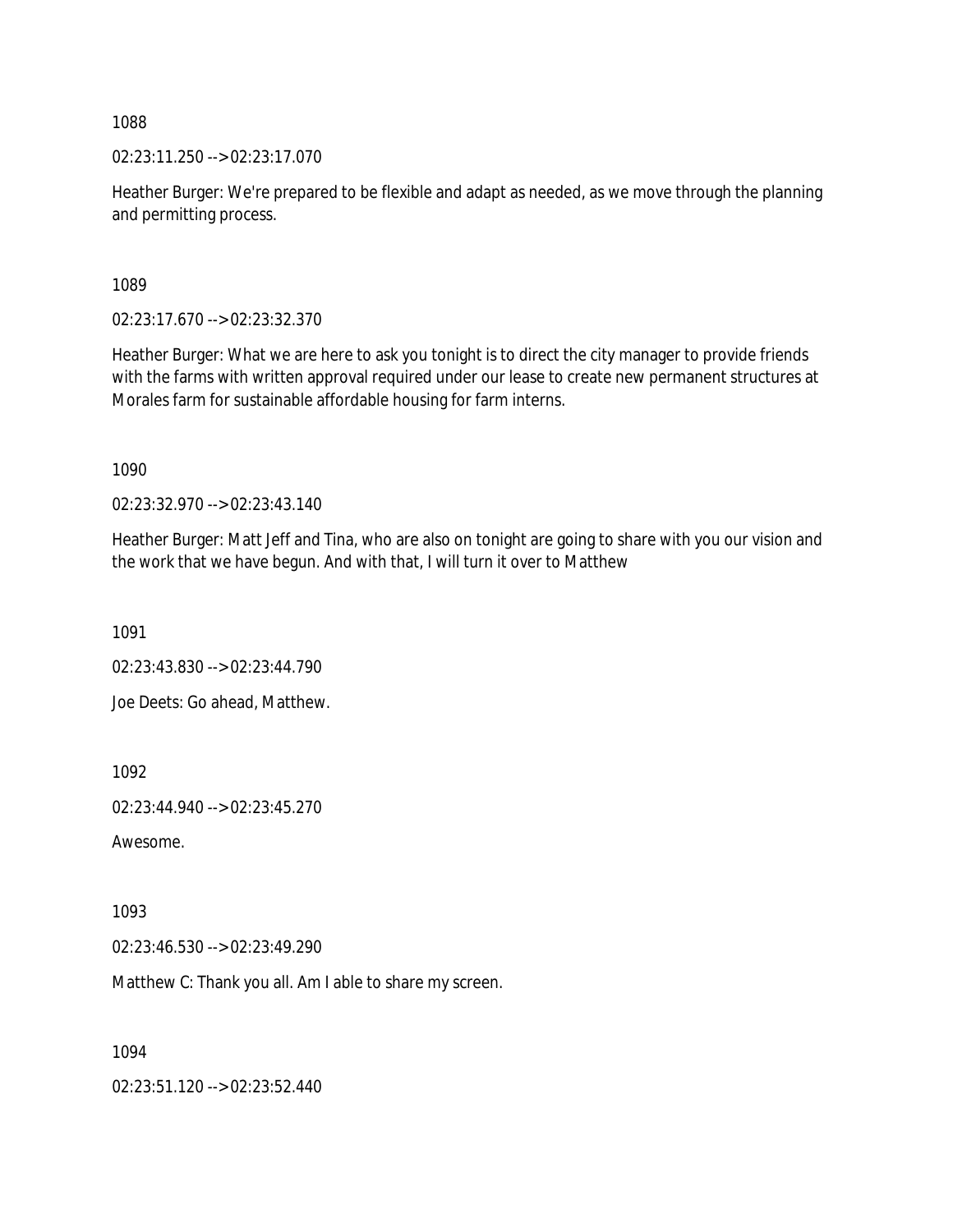1088

02:23:11.250 --> 02:23:17.070

Heather Burger: We're prepared to be flexible and adapt as needed, as we move through the planning and permitting process.

1089

02:23:17.670 --> 02:23:32.370

Heather Burger: What we are here to ask you tonight is to direct the city manager to provide friends with the farms with written approval required under our lease to create new permanent structures at Morales farm for sustainable affordable housing for farm interns.

1090

02:23:32.970 --> 02:23:43.140

Heather Burger: Matt Jeff and Tina, who are also on tonight are going to share with you our vision and the work that we have begun. And with that, I will turn it over to Matthew

1091

02:23:43.830 --> 02:23:44.790

Joe Deets: Go ahead, Matthew.

1092

02:23:44.940 --> 02:23:45.270

Awesome.

1093

02:23:46.530 --> 02:23:49.290

Matthew C: Thank you all. Am I able to share my screen.

1094

02:23:51.120 --> 02:23:52.440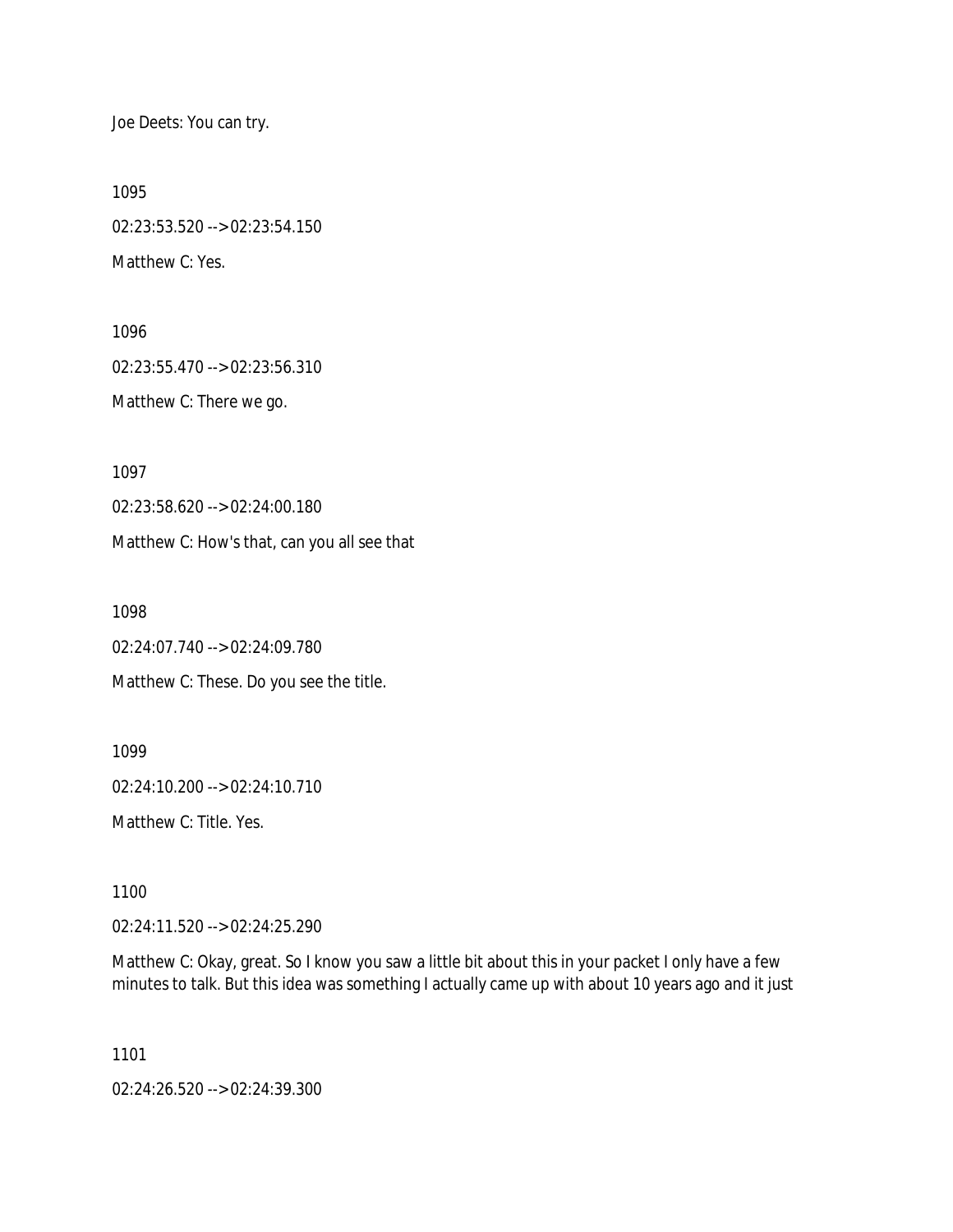Joe Deets: You can try.

1095

02:23:53.520 --> 02:23:54.150

Matthew C: Yes.

1096

02:23:55.470 --> 02:23:56.310

Matthew C: There we go.

1097

02:23:58.620 --> 02:24:00.180

Matthew C: How's that, can you all see that

1098

02:24:07.740 --> 02:24:09.780

Matthew C: These. Do you see the title.

1099

02:24:10.200 --> 02:24:10.710

Matthew C: Title. Yes.

1100

02:24:11.520 --> 02:24:25.290

Matthew C: Okay, great. So I know you saw a little bit about this in your packet I only have a few minutes to talk. But this idea was something I actually came up with about 10 years ago and it just

1101

02:24:26.520 --> 02:24:39.300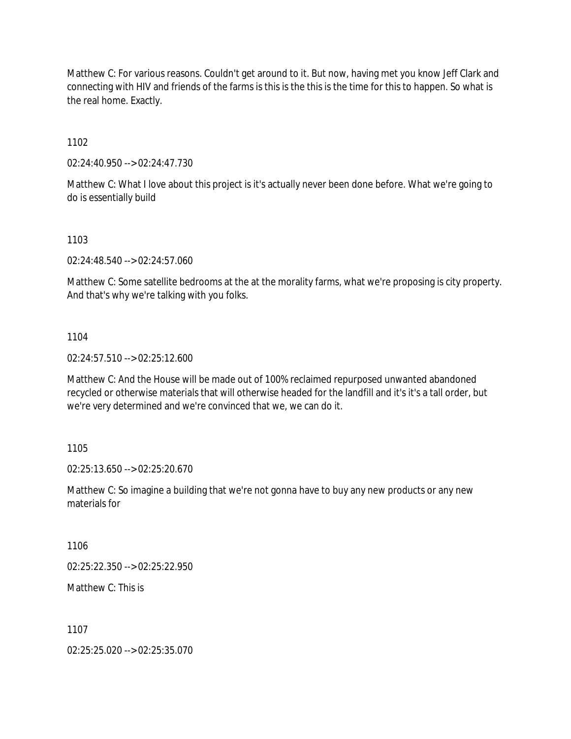Matthew C: For various reasons. Couldn't get around to it. But now, having met you know Jeff Clark and connecting with HIV and friends of the farms is this is the this is the time for this to happen. So what is the real home. Exactly.

1102

02:24:40.950 --> 02:24:47.730

Matthew C: What I love about this project is it's actually never been done before. What we're going to do is essentially build

1103

02:24:48.540 --> 02:24:57.060

Matthew C: Some satellite bedrooms at the at the morality farms, what we're proposing is city property. And that's why we're talking with you folks.

1104

02:24:57.510 --> 02:25:12.600

Matthew C: And the House will be made out of 100% reclaimed repurposed unwanted abandoned recycled or otherwise materials that will otherwise headed for the landfill and it's it's a tall order, but we're very determined and we're convinced that we, we can do it.

1105

02:25:13.650 --> 02:25:20.670

Matthew C: So imagine a building that we're not gonna have to buy any new products or any new materials for

1106

02:25:22.350 --> 02:25:22.950

Matthew C: This is

1107

02:25:25.020 --> 02:25:35.070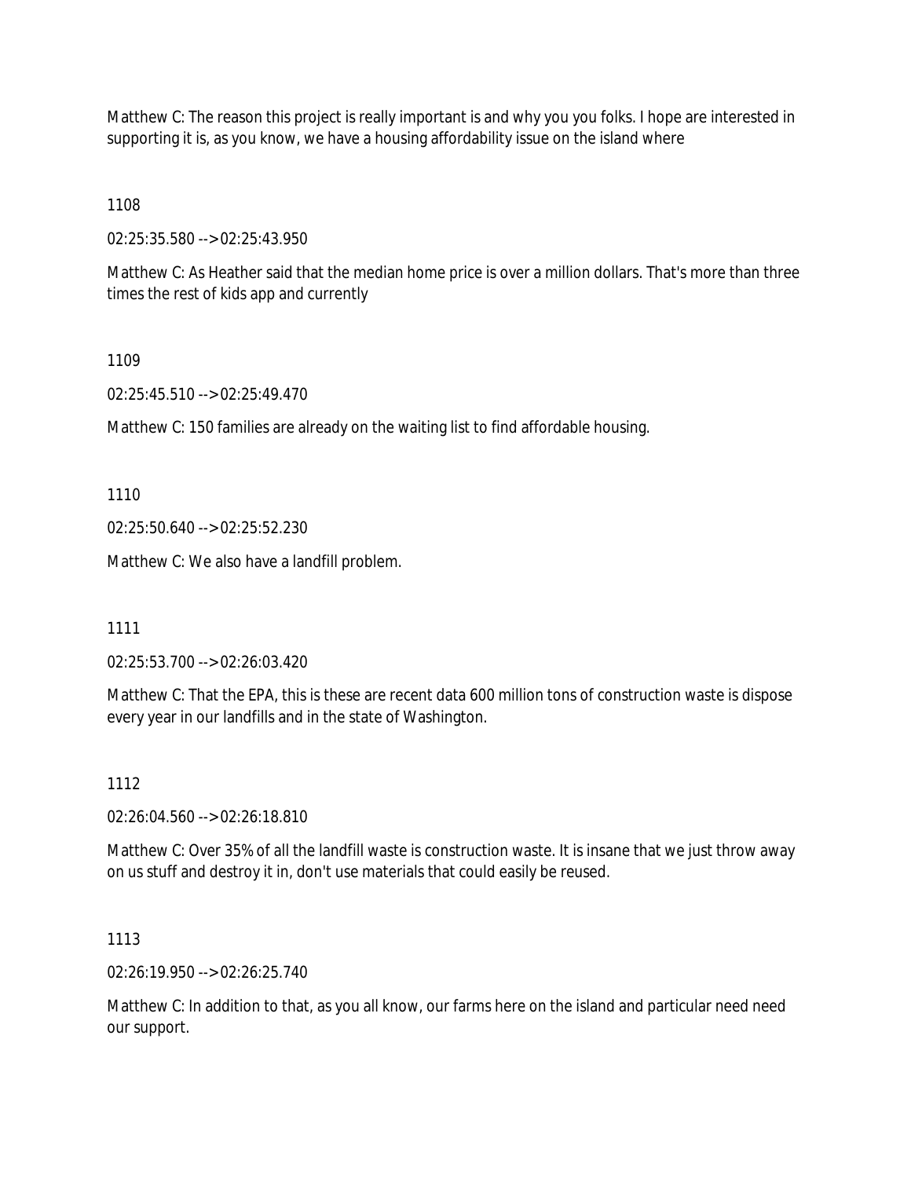Matthew C: The reason this project is really important is and why you you folks. I hope are interested in supporting it is, as you know, we have a housing affordability issue on the island where

1108

02:25:35.580 --> 02:25:43.950

Matthew C: As Heather said that the median home price is over a million dollars. That's more than three times the rest of kids app and currently

1109

02:25:45.510 --> 02:25:49.470

Matthew C: 150 families are already on the waiting list to find affordable housing.

1110

02:25:50.640 --> 02:25:52.230

Matthew C: We also have a landfill problem.

1111

02:25:53.700 --> 02:26:03.420

Matthew C: That the EPA, this is these are recent data 600 million tons of construction waste is dispose every year in our landfills and in the state of Washington.

1112

02:26:04.560 --> 02:26:18.810

Matthew C: Over 35% of all the landfill waste is construction waste. It is insane that we just throw away on us stuff and destroy it in, don't use materials that could easily be reused.

1113

02:26:19.950 --> 02:26:25.740

Matthew C: In addition to that, as you all know, our farms here on the island and particular need need our support.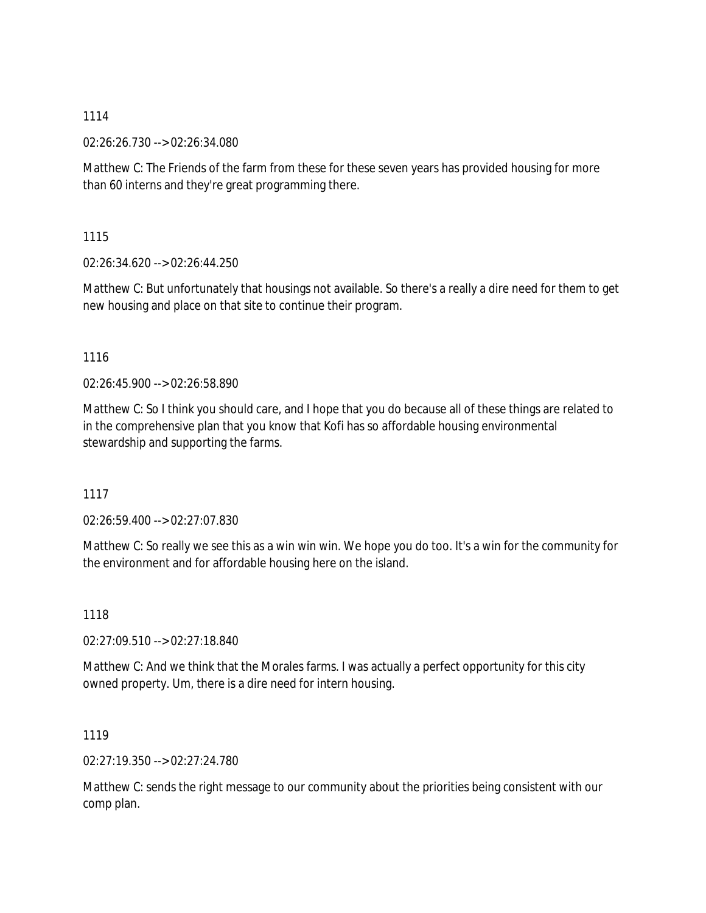1114

02:26:26.730 --> 02:26:34.080

Matthew C: The Friends of the farm from these for these seven years has provided housing for more than 60 interns and they're great programming there.

1115

02:26:34.620 --> 02:26:44.250

Matthew C: But unfortunately that housings not available. So there's a really a dire need for them to get new housing and place on that site to continue their program.

1116

02:26:45.900 --> 02:26:58.890

Matthew C: So I think you should care, and I hope that you do because all of these things are related to in the comprehensive plan that you know that Kofi has so affordable housing environmental stewardship and supporting the farms.

1117

02:26:59.400 --> 02:27:07.830

Matthew C: So really we see this as a win win win. We hope you do too. It's a win for the community for the environment and for affordable housing here on the island.

1118

02:27:09.510 --> 02:27:18.840

Matthew C: And we think that the Morales farms. I was actually a perfect opportunity for this city owned property. Um, there is a dire need for intern housing.

1119

02:27:19.350 --> 02:27:24.780

Matthew C: sends the right message to our community about the priorities being consistent with our comp plan.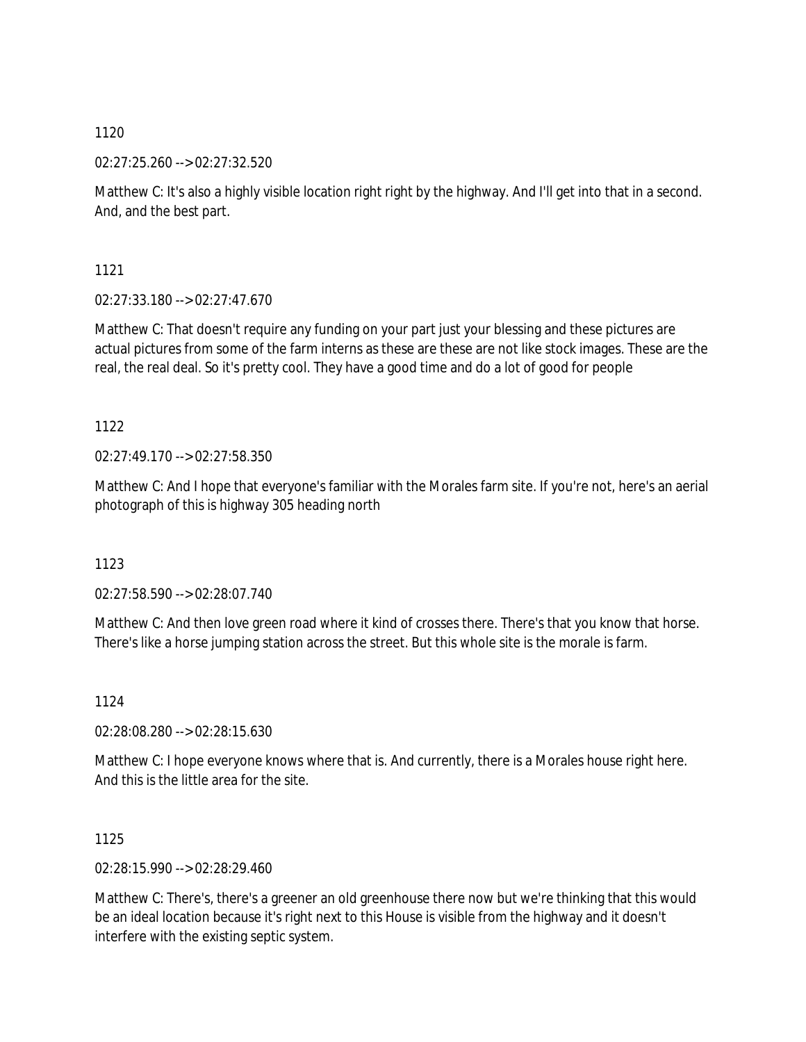1120

02:27:25.260 --> 02:27:32.520

Matthew C: It's also a highly visible location right right by the highway. And I'll get into that in a second. And, and the best part.

1121

02:27:33.180 --> 02:27:47.670

Matthew C: That doesn't require any funding on your part just your blessing and these pictures are actual pictures from some of the farm interns as these are these are not like stock images. These are the real, the real deal. So it's pretty cool. They have a good time and do a lot of good for people

1122

02:27:49.170 --> 02:27:58.350

Matthew C: And I hope that everyone's familiar with the Morales farm site. If you're not, here's an aerial photograph of this is highway 305 heading north

1123

02:27:58.590 --> 02:28:07.740

Matthew C: And then love green road where it kind of crosses there. There's that you know that horse. There's like a horse jumping station across the street. But this whole site is the morale is farm.

1124

02:28:08.280 --> 02:28:15.630

Matthew C: I hope everyone knows where that is. And currently, there is a Morales house right here. And this is the little area for the site.

1125

02:28:15.990 --> 02:28:29.460

Matthew C: There's, there's a greener an old greenhouse there now but we're thinking that this would be an ideal location because it's right next to this House is visible from the highway and it doesn't interfere with the existing septic system.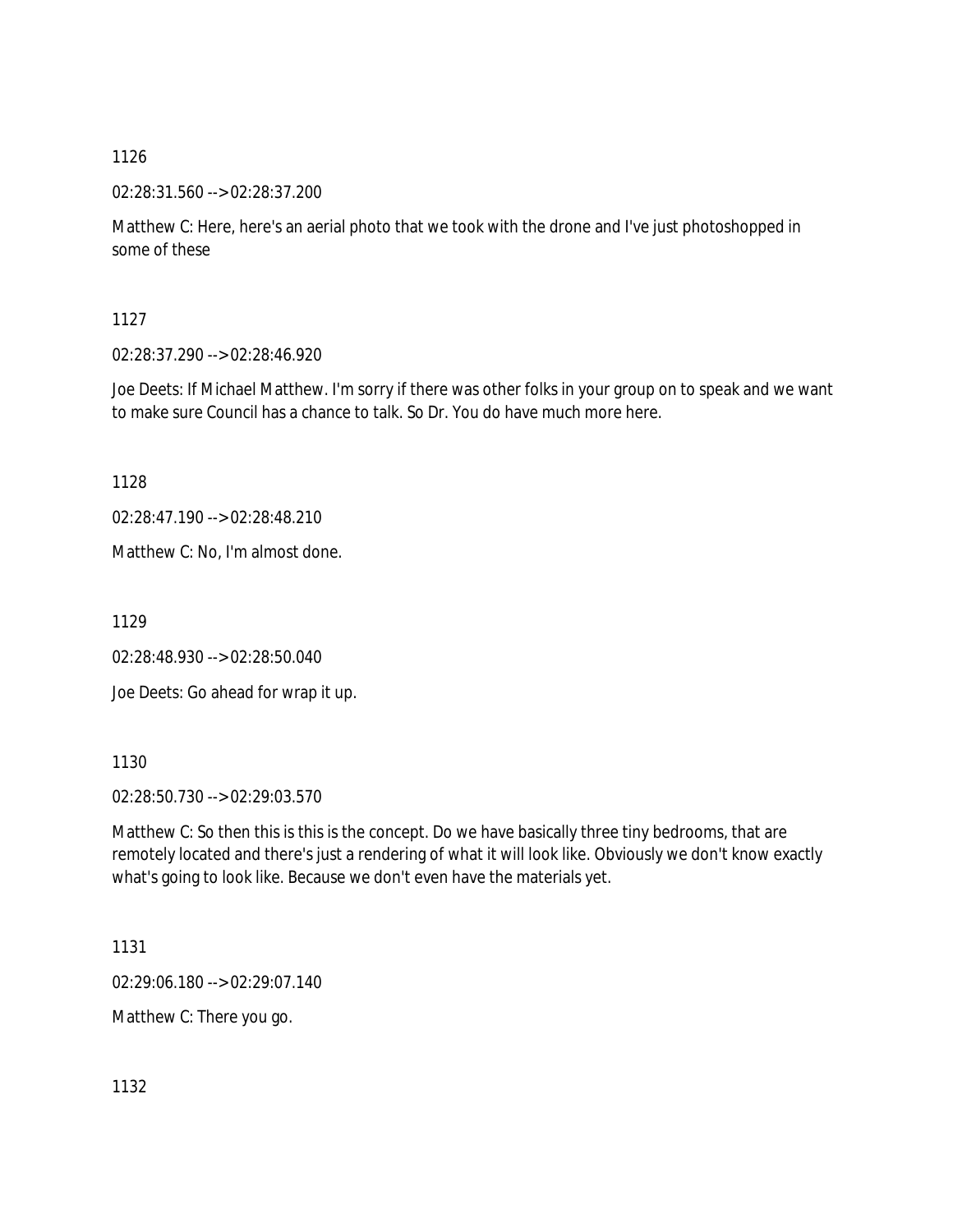1126

02:28:31.560 --> 02:28:37.200

Matthew C: Here, here's an aerial photo that we took with the drone and I've just photoshopped in some of these

1127

02:28:37.290 --> 02:28:46.920

Joe Deets: If Michael Matthew. I'm sorry if there was other folks in your group on to speak and we want to make sure Council has a chance to talk. So Dr. You do have much more here.

1128

02:28:47.190 --> 02:28:48.210

Matthew C: No, I'm almost done.

1129

02:28:48.930 --> 02:28:50.040

Joe Deets: Go ahead for wrap it up.

1130

02:28:50.730 --> 02:29:03.570

Matthew C: So then this is this is the concept. Do we have basically three tiny bedrooms, that are remotely located and there's just a rendering of what it will look like. Obviously we don't know exactly what's going to look like. Because we don't even have the materials yet.

1131

02:29:06.180 --> 02:29:07.140

Matthew C: There you go.

1132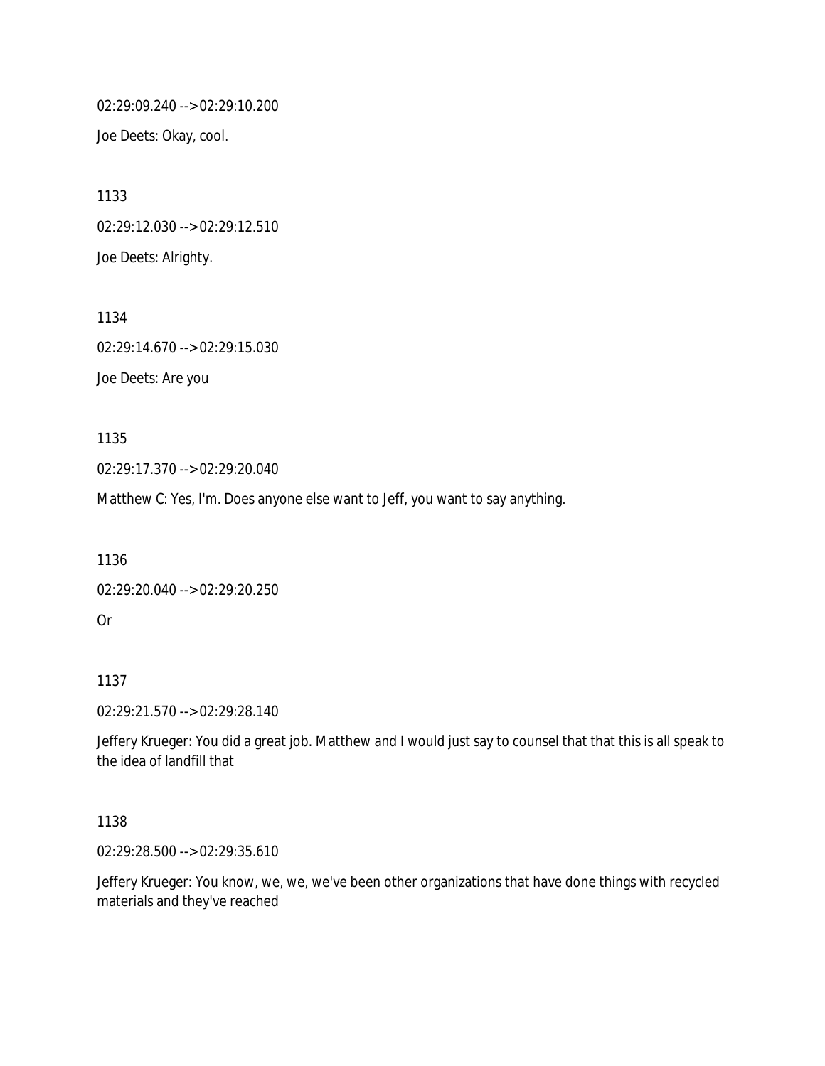02:29:09.240 --> 02:29:10.200

Joe Deets: Okay, cool.

1133

02:29:12.030 --> 02:29:12.510

Joe Deets: Alrighty.

1134

02:29:14.670 --> 02:29:15.030

Joe Deets: Are you

1135

02:29:17.370 --> 02:29:20.040

Matthew C: Yes, I'm. Does anyone else want to Jeff, you want to say anything.

1136

02:29:20.040 --> 02:29:20.250

Or

1137

02:29:21.570 --> 02:29:28.140

Jeffery Krueger: You did a great job. Matthew and I would just say to counsel that that this is all speak to the idea of landfill that

1138

02:29:28.500 --> 02:29:35.610

Jeffery Krueger: You know, we, we, we've been other organizations that have done things with recycled materials and they've reached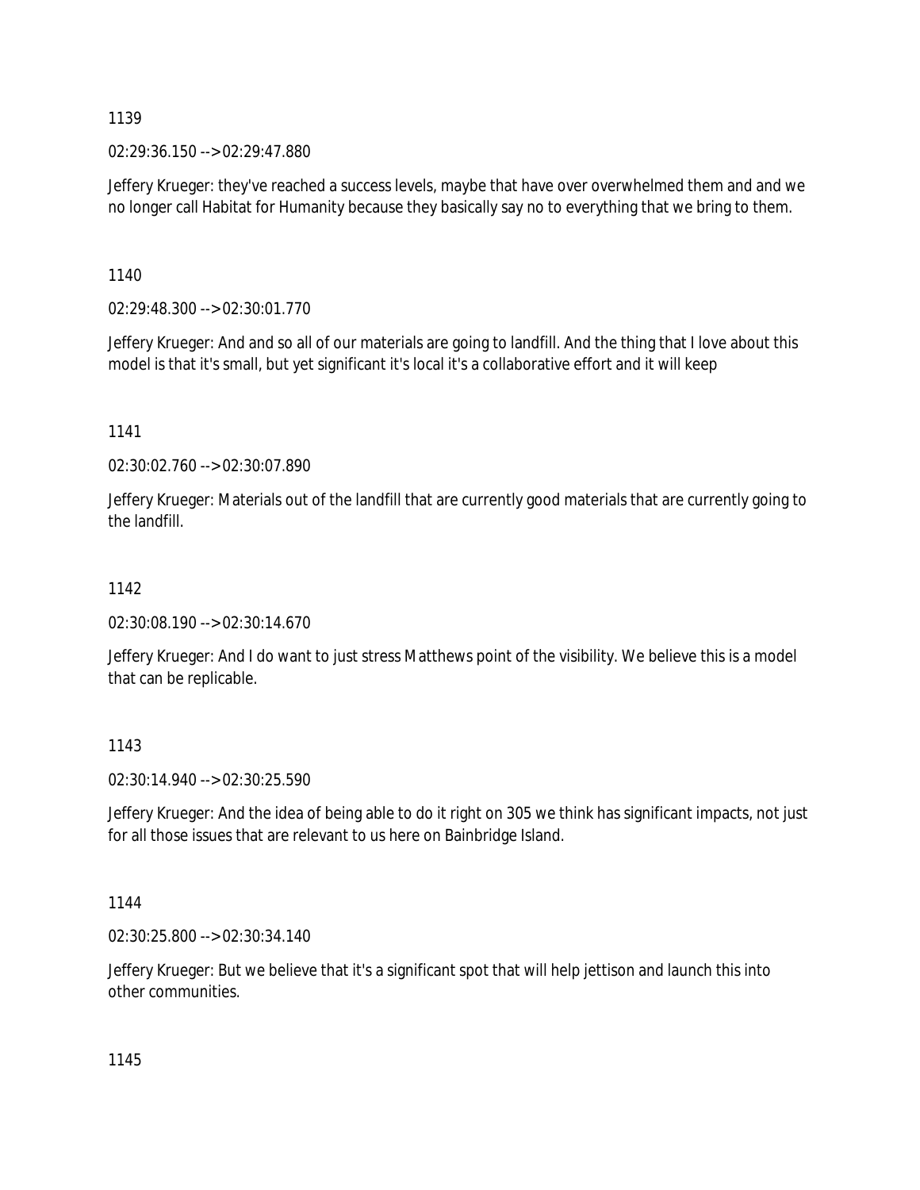1139

02:29:36.150 --> 02:29:47.880

Jeffery Krueger: they've reached a success levels, maybe that have over overwhelmed them and and we no longer call Habitat for Humanity because they basically say no to everything that we bring to them.

1140

02:29:48.300 --> 02:30:01.770

Jeffery Krueger: And and so all of our materials are going to landfill. And the thing that I love about this model is that it's small, but yet significant it's local it's a collaborative effort and it will keep

1141

02:30:02.760 --> 02:30:07.890

Jeffery Krueger: Materials out of the landfill that are currently good materials that are currently going to the landfill.

1142

02:30:08.190 --> 02:30:14.670

Jeffery Krueger: And I do want to just stress Matthews point of the visibility. We believe this is a model that can be replicable.

1143

02:30:14.940 --> 02:30:25.590

Jeffery Krueger: And the idea of being able to do it right on 305 we think has significant impacts, not just for all those issues that are relevant to us here on Bainbridge Island.

1144

02:30:25.800 --> 02:30:34.140

Jeffery Krueger: But we believe that it's a significant spot that will help jettison and launch this into other communities.

1145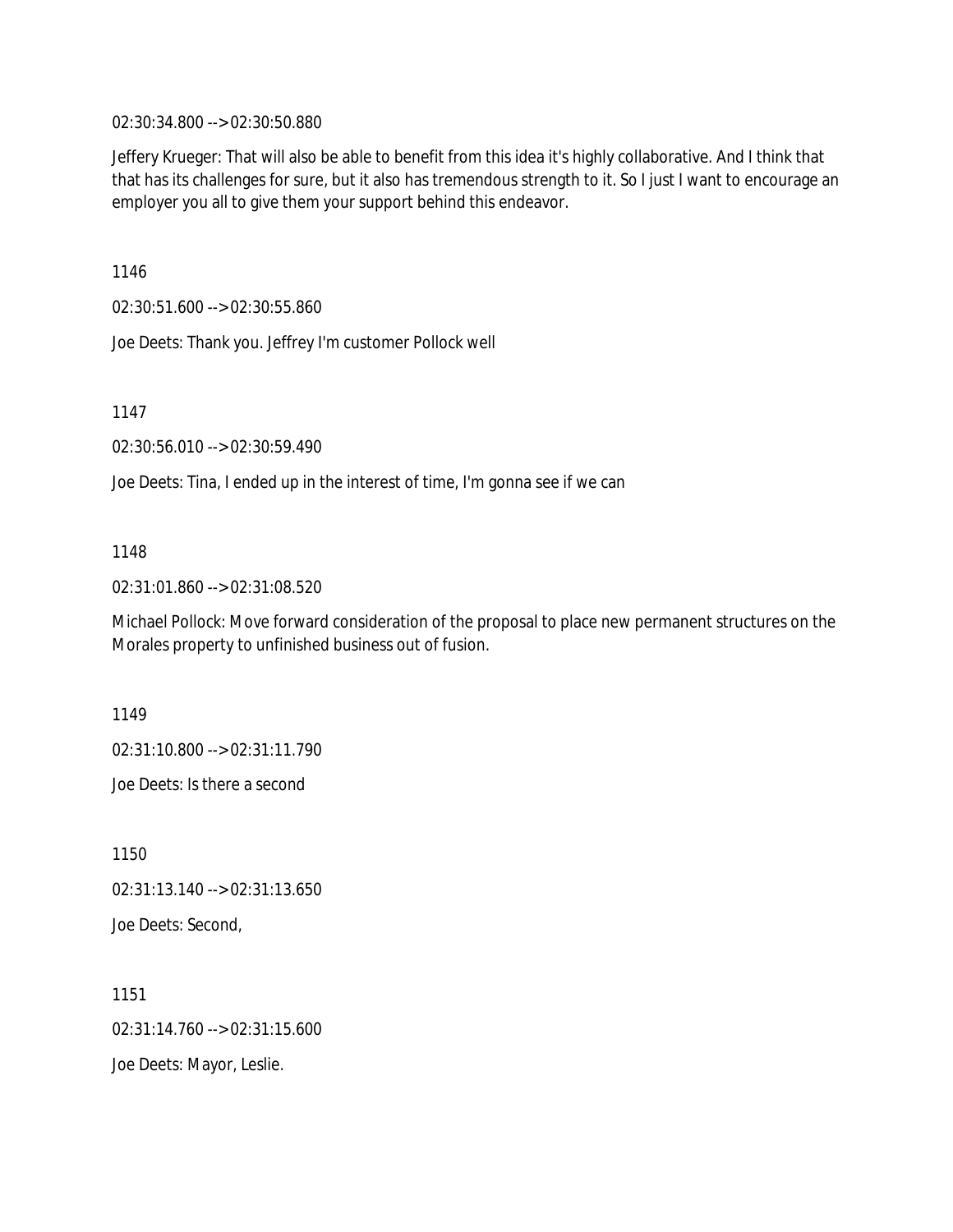02:30:34.800 --> 02:30:50.880

Jeffery Krueger: That will also be able to benefit from this idea it's highly collaborative. And I think that that has its challenges for sure, but it also has tremendous strength to it. So I just I want to encourage an employer you all to give them your support behind this endeavor.

1146

02:30:51.600 --> 02:30:55.860

Joe Deets: Thank you. Jeffrey I'm customer Pollock well

1147

02:30:56.010 --> 02:30:59.490

Joe Deets: Tina, I ended up in the interest of time, I'm gonna see if we can

1148

02:31:01.860 --> 02:31:08.520

Michael Pollock: Move forward consideration of the proposal to place new permanent structures on the Morales property to unfinished business out of fusion.

1149

02:31:10.800 --> 02:31:11.790

Joe Deets: Is there a second

1150

02:31:13.140 --> 02:31:13.650

Joe Deets: Second,

1151

02:31:14.760 --> 02:31:15.600

Joe Deets: Mayor, Leslie.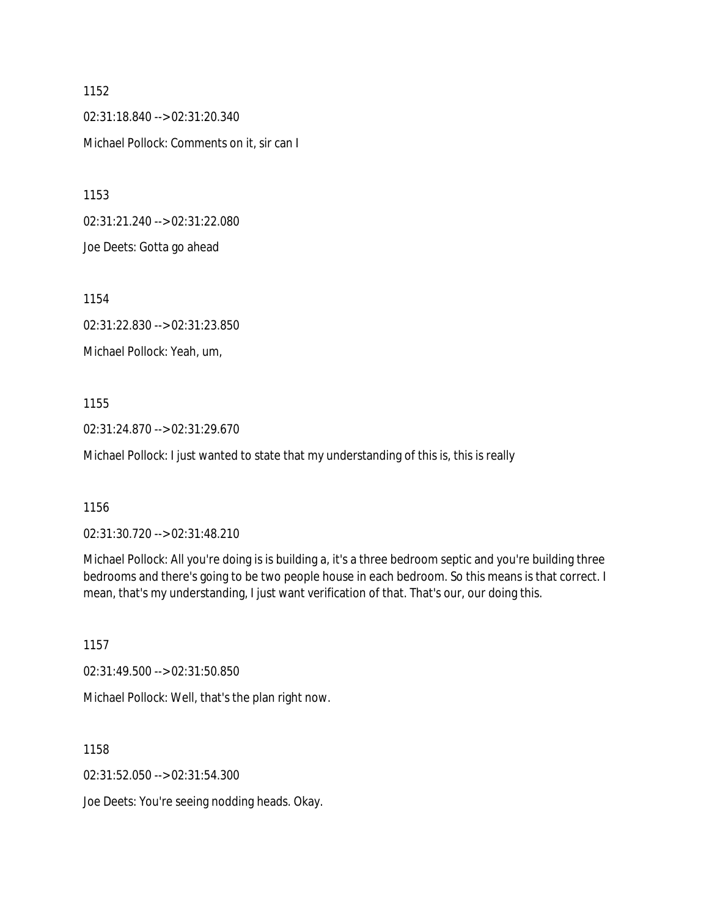1152

02:31:18.840 --> 02:31:20.340

Michael Pollock: Comments on it, sir can I

1153

02:31:21.240 --> 02:31:22.080

Joe Deets: Gotta go ahead

1154

02:31:22.830 --> 02:31:23.850

Michael Pollock: Yeah, um,

1155

02:31:24.870 --> 02:31:29.670

Michael Pollock: I just wanted to state that my understanding of this is, this is really

1156

02:31:30.720 --> 02:31:48.210

Michael Pollock: All you're doing is is building a, it's a three bedroom septic and you're building three bedrooms and there's going to be two people house in each bedroom. So this means is that correct. I mean, that's my understanding, I just want verification of that. That's our, our doing this.

1157

02:31:49.500 --> 02:31:50.850

Michael Pollock: Well, that's the plan right now.

1158

02:31:52.050 --> 02:31:54.300

Joe Deets: You're seeing nodding heads. Okay.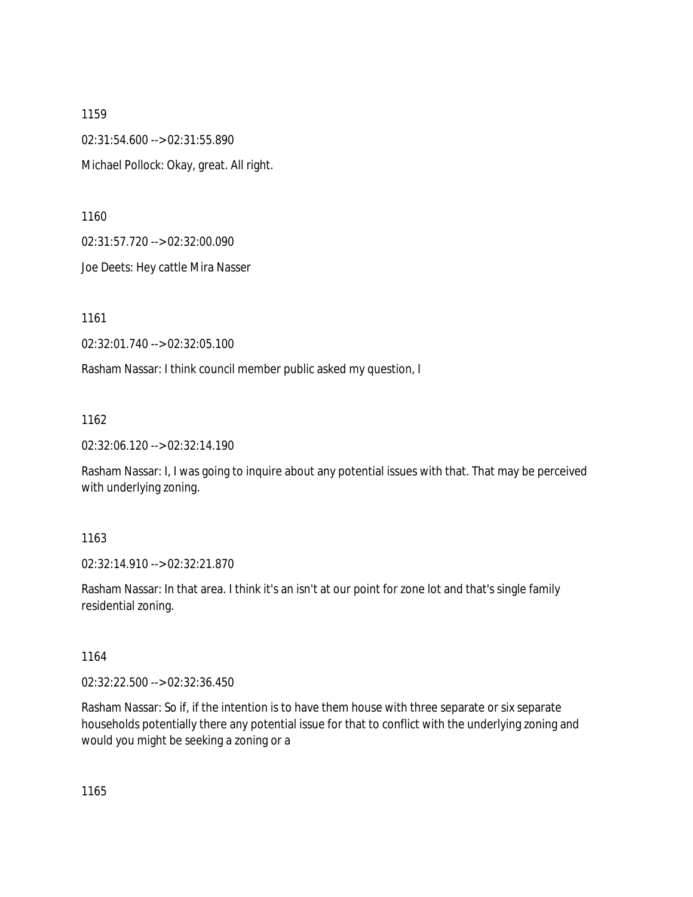1159

02:31:54.600 --> 02:31:55.890

Michael Pollock: Okay, great. All right.

1160

02:31:57.720 --> 02:32:00.090

Joe Deets: Hey cattle Mira Nasser

1161

02:32:01.740 --> 02:32:05.100

Rasham Nassar: I think council member public asked my question, I

1162

02:32:06.120 --> 02:32:14.190

Rasham Nassar: I, I was going to inquire about any potential issues with that. That may be perceived with underlying zoning.

1163

02:32:14.910 --> 02:32:21.870

Rasham Nassar: In that area. I think it's an isn't at our point for zone lot and that's single family residential zoning.

1164

02:32:22.500 --> 02:32:36.450

Rasham Nassar: So if, if the intention is to have them house with three separate or six separate households potentially there any potential issue for that to conflict with the underlying zoning and would you might be seeking a zoning or a

1165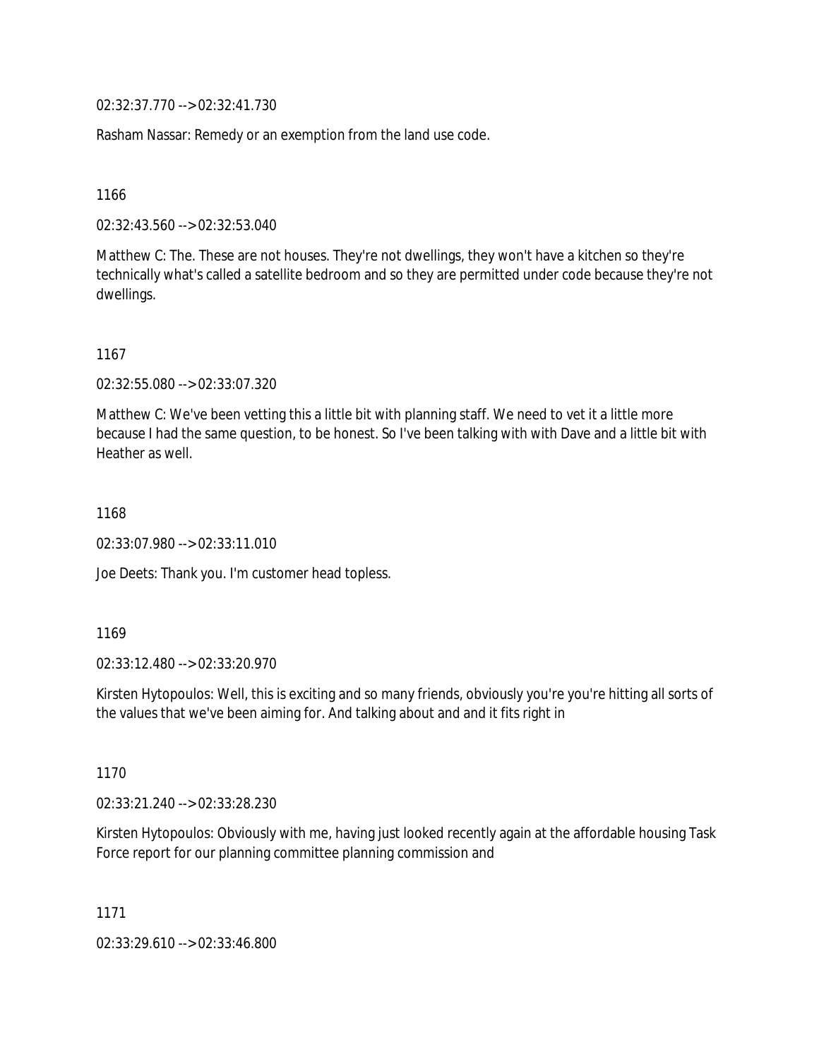02:32:37.770 --> 02:32:41.730

Rasham Nassar: Remedy or an exemption from the land use code.

1166

02:32:43.560 --> 02:32:53.040

Matthew C: The. These are not houses. They're not dwellings, they won't have a kitchen so they're technically what's called a satellite bedroom and so they are permitted under code because they're not dwellings.

1167

02:32:55.080 --> 02:33:07.320

Matthew C: We've been vetting this a little bit with planning staff. We need to vet it a little more because I had the same question, to be honest. So I've been talking with with Dave and a little bit with Heather as well.

1168

02:33:07.980 --> 02:33:11.010

Joe Deets: Thank you. I'm customer head topless.

1169

02:33:12.480 --> 02:33:20.970

Kirsten Hytopoulos: Well, this is exciting and so many friends, obviously you're you're hitting all sorts of the values that we've been aiming for. And talking about and and it fits right in

1170

02:33:21.240 --> 02:33:28.230

Kirsten Hytopoulos: Obviously with me, having just looked recently again at the affordable housing Task Force report for our planning committee planning commission and

1171

02:33:29.610 --> 02:33:46.800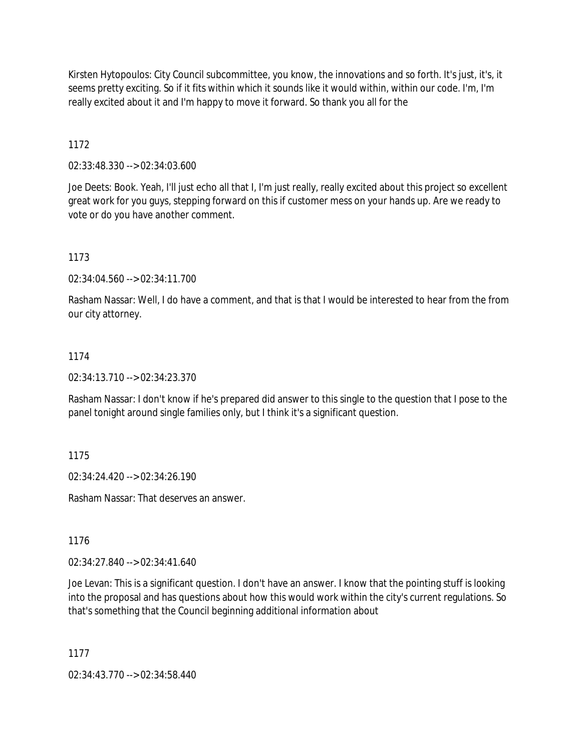Kirsten Hytopoulos: City Council subcommittee, you know, the innovations and so forth. It's just, it's, it seems pretty exciting. So if it fits within which it sounds like it would within, within our code. I'm, I'm really excited about it and I'm happy to move it forward. So thank you all for the

1172

02:33:48.330 --> 02:34:03.600

Joe Deets: Book. Yeah, I'll just echo all that I, I'm just really, really excited about this project so excellent great work for you guys, stepping forward on this if customer mess on your hands up. Are we ready to vote or do you have another comment.

1173

02:34:04.560 --> 02:34:11.700

Rasham Nassar: Well, I do have a comment, and that is that I would be interested to hear from the from our city attorney.

1174

02:34:13.710 --> 02:34:23.370

Rasham Nassar: I don't know if he's prepared did answer to this single to the question that I pose to the panel tonight around single families only, but I think it's a significant question.

1175

02:34:24.420 --> 02:34:26.190

Rasham Nassar: That deserves an answer.

1176

02:34:27.840 --> 02:34:41.640

Joe Levan: This is a significant question. I don't have an answer. I know that the pointing stuff is looking into the proposal and has questions about how this would work within the city's current regulations. So that's something that the Council beginning additional information about

1177

02:34:43.770 --> 02:34:58.440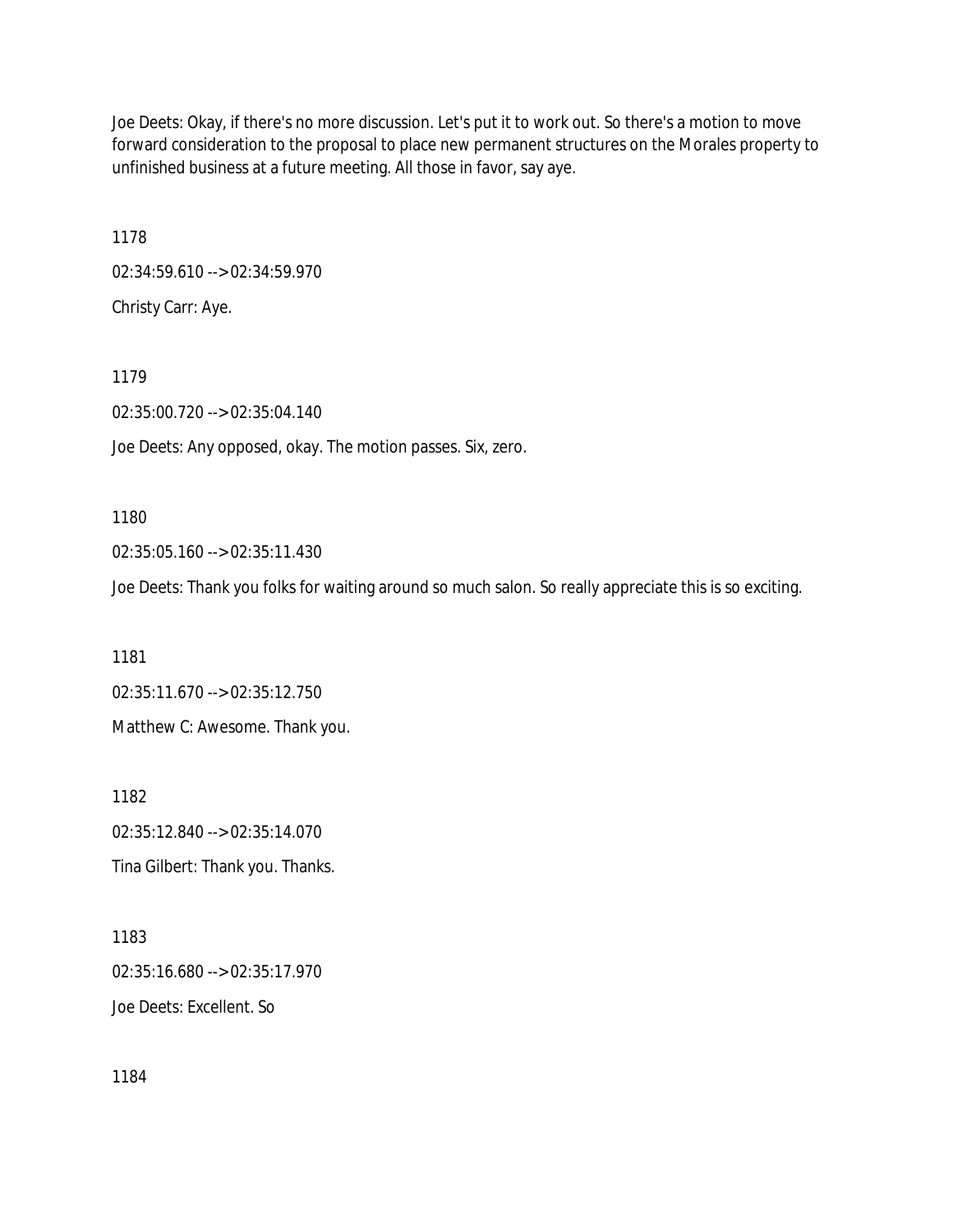Joe Deets: Okay, if there's no more discussion. Let's put it to work out. So there's a motion to move forward consideration to the proposal to place new permanent structures on the Morales property to unfinished business at a future meeting. All those in favor, say aye.

1178

02:34:59.610 --> 02:34:59.970

Christy Carr: Aye.

1179

02:35:00.720 --> 02:35:04.140

Joe Deets: Any opposed, okay. The motion passes. Six, zero.

1180

02:35:05.160 --> 02:35:11.430

Joe Deets: Thank you folks for waiting around so much salon. So really appreciate this is so exciting.

1181

02:35:11.670 --> 02:35:12.750

Matthew C: Awesome. Thank you.

1182

02:35:12.840 --> 02:35:14.070

Tina Gilbert: Thank you. Thanks.

1183

02:35:16.680 --> 02:35:17.970

Joe Deets: Excellent. So

1184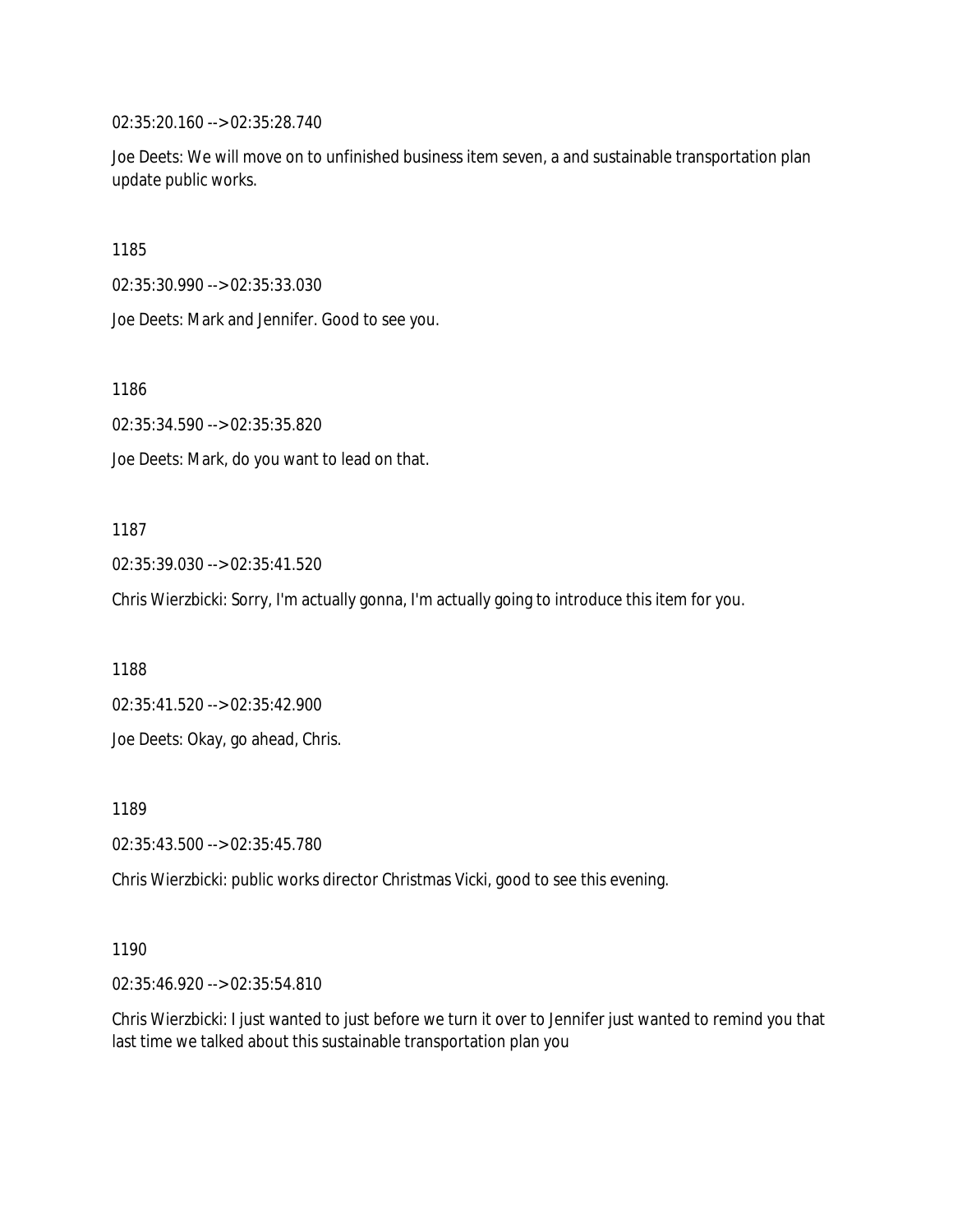02:35:20.160 --> 02:35:28.740

Joe Deets: We will move on to unfinished business item seven, a and sustainable transportation plan update public works.

1185

02:35:30.990 --> 02:35:33.030

Joe Deets: Mark and Jennifer. Good to see you.

1186

02:35:34.590 --> 02:35:35.820

Joe Deets: Mark, do you want to lead on that.

1187

02:35:39.030 --> 02:35:41.520

Chris Wierzbicki: Sorry, I'm actually gonna, I'm actually going to introduce this item for you.

1188

02:35:41.520 --> 02:35:42.900

Joe Deets: Okay, go ahead, Chris.

1189

02:35:43.500 --> 02:35:45.780

Chris Wierzbicki: public works director Christmas Vicki, good to see this evening.

1190

02:35:46.920 --> 02:35:54.810

Chris Wierzbicki: I just wanted to just before we turn it over to Jennifer just wanted to remind you that last time we talked about this sustainable transportation plan you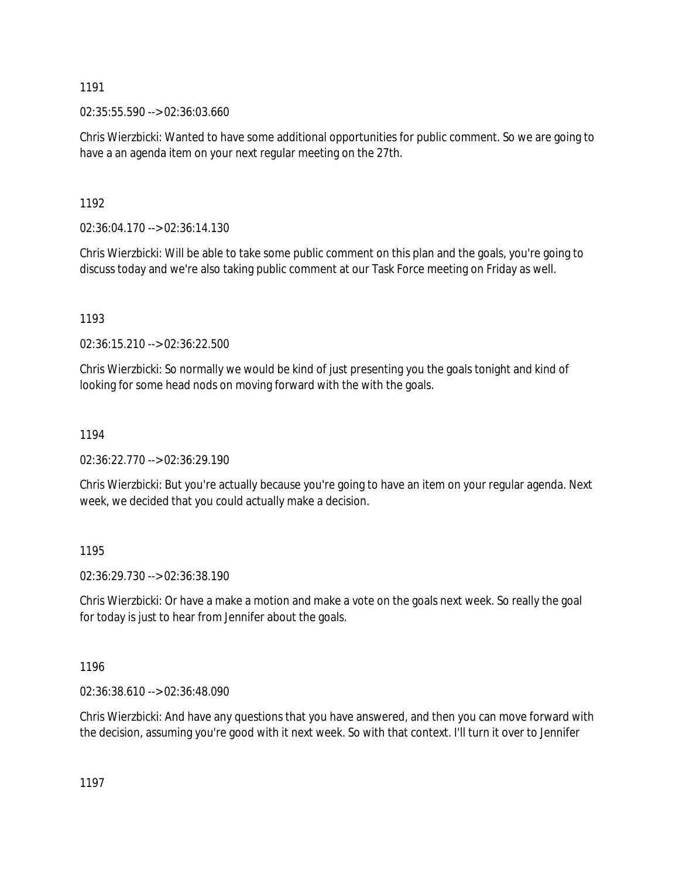1191

02:35:55.590 --> 02:36:03.660

Chris Wierzbicki: Wanted to have some additional opportunities for public comment. So we are going to have a an agenda item on your next regular meeting on the 27th.

1192

02:36:04.170 --> 02:36:14.130

Chris Wierzbicki: Will be able to take some public comment on this plan and the goals, you're going to discuss today and we're also taking public comment at our Task Force meeting on Friday as well.

1193

02:36:15.210 --> 02:36:22.500

Chris Wierzbicki: So normally we would be kind of just presenting you the goals tonight and kind of looking for some head nods on moving forward with the with the goals.

1194

02:36:22.770 --> 02:36:29.190

Chris Wierzbicki: But you're actually because you're going to have an item on your regular agenda. Next week, we decided that you could actually make a decision.

1195

02:36:29.730 --> 02:36:38.190

Chris Wierzbicki: Or have a make a motion and make a vote on the goals next week. So really the goal for today is just to hear from Jennifer about the goals.

1196

02:36:38.610 --> 02:36:48.090

Chris Wierzbicki: And have any questions that you have answered, and then you can move forward with the decision, assuming you're good with it next week. So with that context. I'll turn it over to Jennifer

1197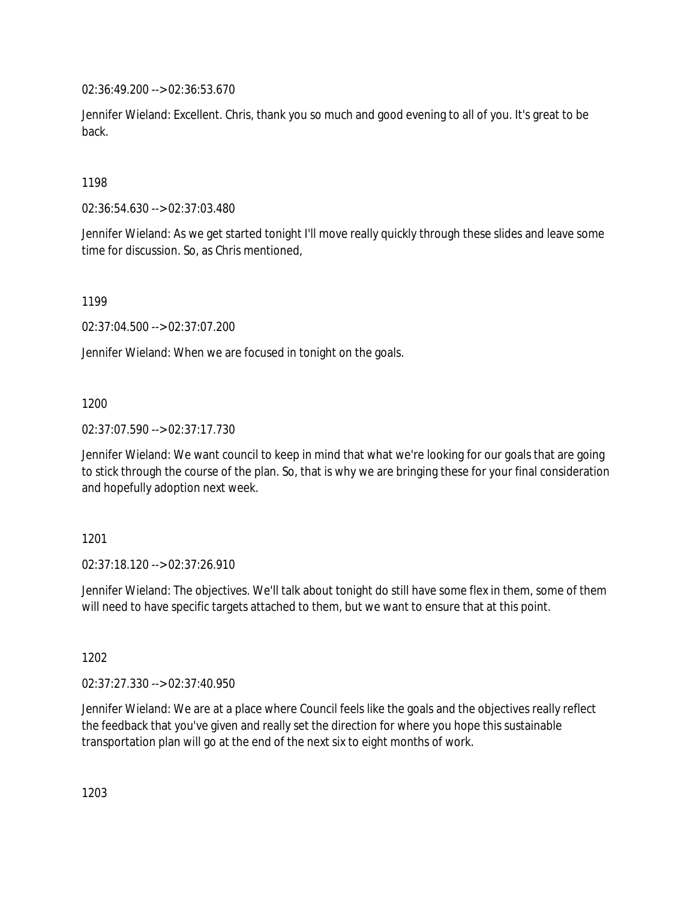02:36:49.200 --> 02:36:53.670

Jennifer Wieland: Excellent. Chris, thank you so much and good evening to all of you. It's great to be back.

1198

02:36:54.630 --> 02:37:03.480

Jennifer Wieland: As we get started tonight I'll move really quickly through these slides and leave some time for discussion. So, as Chris mentioned,

1199

02:37:04.500 --> 02:37:07.200

Jennifer Wieland: When we are focused in tonight on the goals.

1200

02:37:07.590 --> 02:37:17.730

Jennifer Wieland: We want council to keep in mind that what we're looking for our goals that are going to stick through the course of the plan. So, that is why we are bringing these for your final consideration and hopefully adoption next week.

1201

02:37:18.120 --> 02:37:26.910

Jennifer Wieland: The objectives. We'll talk about tonight do still have some flex in them, some of them will need to have specific targets attached to them, but we want to ensure that at this point.

1202

02:37:27.330 --> 02:37:40.950

Jennifer Wieland: We are at a place where Council feels like the goals and the objectives really reflect the feedback that you've given and really set the direction for where you hope this sustainable transportation plan will go at the end of the next six to eight months of work.

1203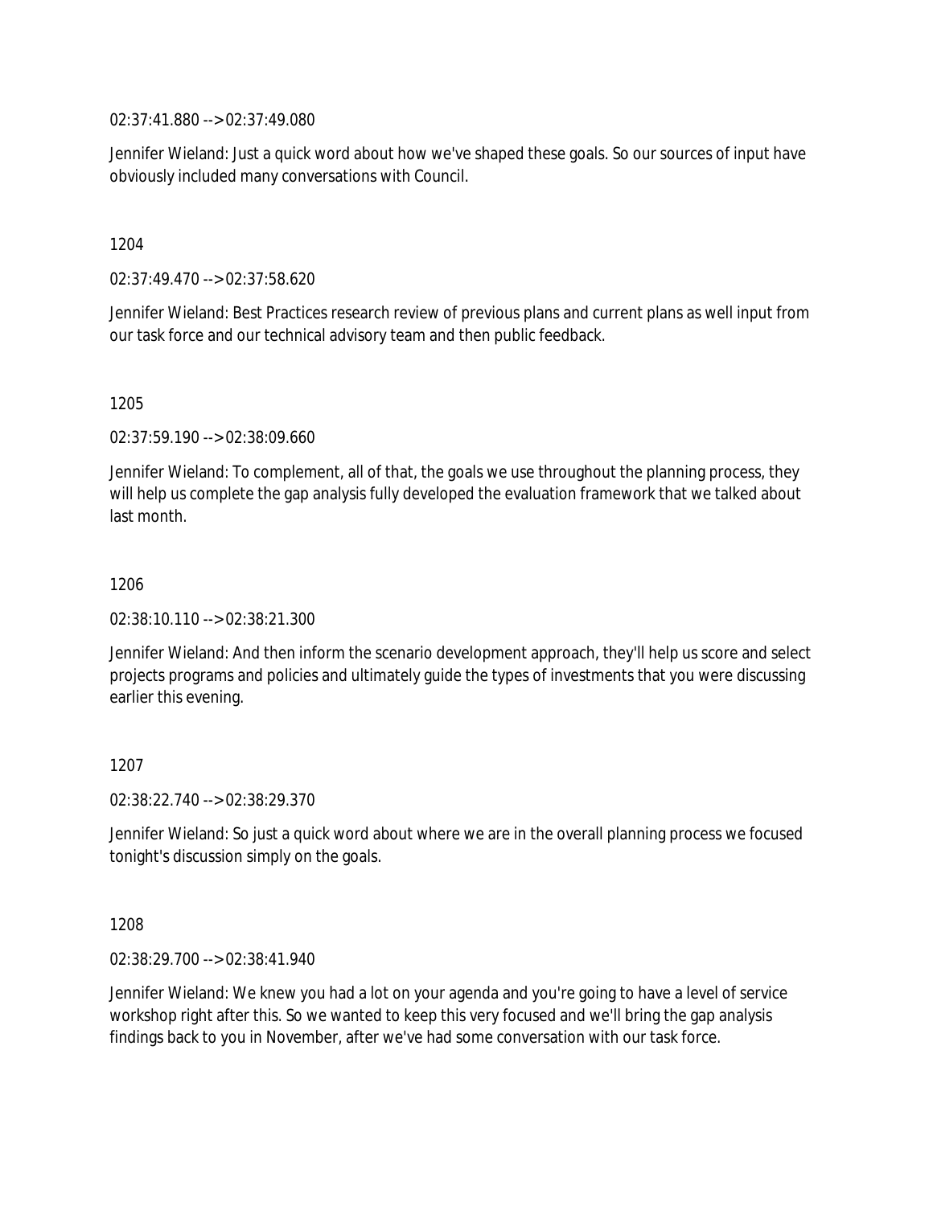02:37:41.880 --> 02:37:49.080

Jennifer Wieland: Just a quick word about how we've shaped these goals. So our sources of input have obviously included many conversations with Council.

1204

02:37:49.470 --> 02:37:58.620

Jennifer Wieland: Best Practices research review of previous plans and current plans as well input from our task force and our technical advisory team and then public feedback.

1205

02:37:59.190 --> 02:38:09.660

Jennifer Wieland: To complement, all of that, the goals we use throughout the planning process, they will help us complete the gap analysis fully developed the evaluation framework that we talked about last month.

1206

02:38:10.110 --> 02:38:21.300

Jennifer Wieland: And then inform the scenario development approach, they'll help us score and select projects programs and policies and ultimately guide the types of investments that you were discussing earlier this evening.

1207

02:38:22.740 --> 02:38:29.370

Jennifer Wieland: So just a quick word about where we are in the overall planning process we focused tonight's discussion simply on the goals.

1208

02:38:29.700 --> 02:38:41.940

Jennifer Wieland: We knew you had a lot on your agenda and you're going to have a level of service workshop right after this. So we wanted to keep this very focused and we'll bring the gap analysis findings back to you in November, after we've had some conversation with our task force.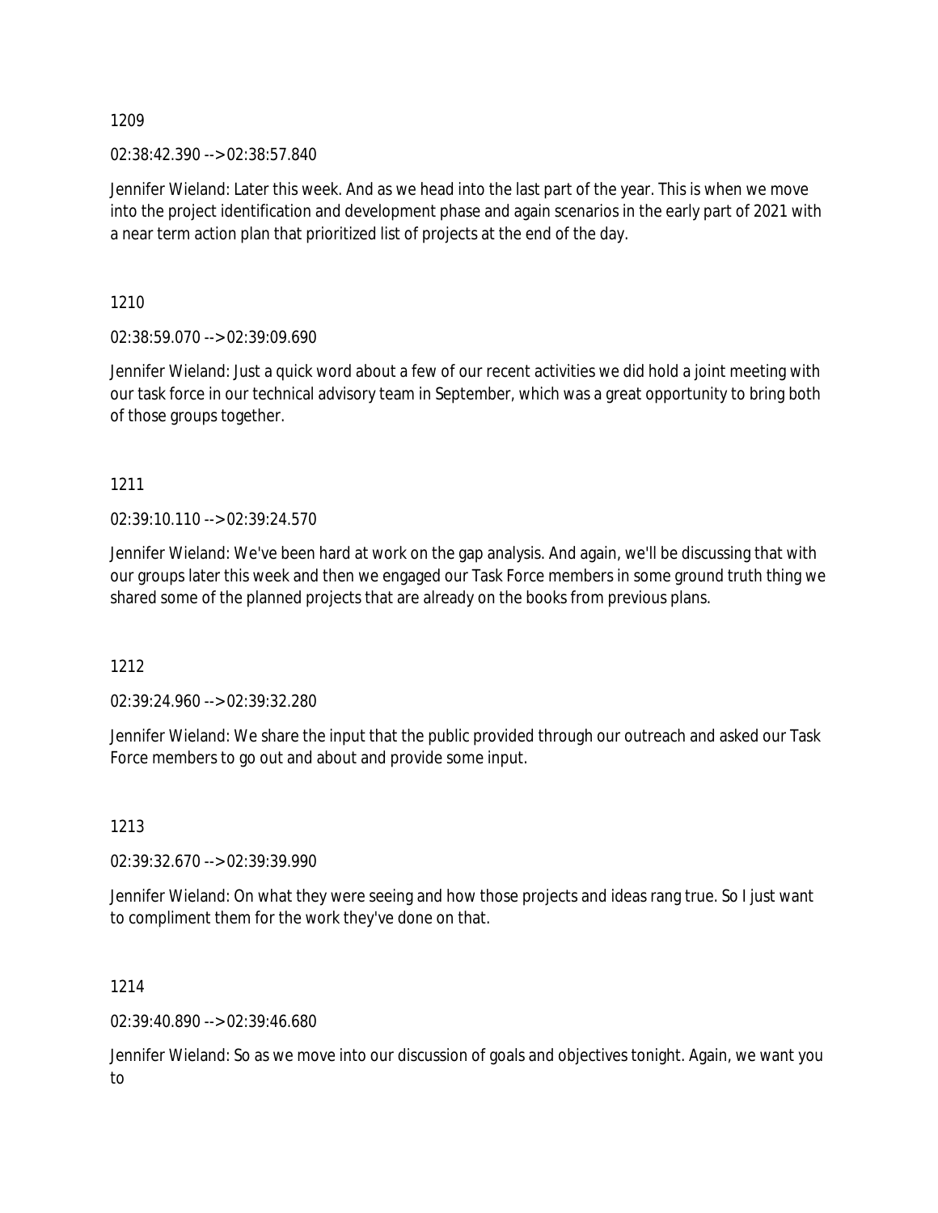1209

02:38:42.390 --> 02:38:57.840

Jennifer Wieland: Later this week. And as we head into the last part of the year. This is when we move into the project identification and development phase and again scenarios in the early part of 2021 with a near term action plan that prioritized list of projects at the end of the day.

1210

02:38:59.070 --> 02:39:09.690

Jennifer Wieland: Just a quick word about a few of our recent activities we did hold a joint meeting with our task force in our technical advisory team in September, which was a great opportunity to bring both of those groups together.

1211

02:39:10.110 --> 02:39:24.570

Jennifer Wieland: We've been hard at work on the gap analysis. And again, we'll be discussing that with our groups later this week and then we engaged our Task Force members in some ground truth thing we shared some of the planned projects that are already on the books from previous plans.

1212

02:39:24.960 --> 02:39:32.280

Jennifer Wieland: We share the input that the public provided through our outreach and asked our Task Force members to go out and about and provide some input.

1213

02:39:32.670 --> 02:39:39.990

Jennifer Wieland: On what they were seeing and how those projects and ideas rang true. So I just want to compliment them for the work they've done on that.

1214

02:39:40.890 --> 02:39:46.680

Jennifer Wieland: So as we move into our discussion of goals and objectives tonight. Again, we want you to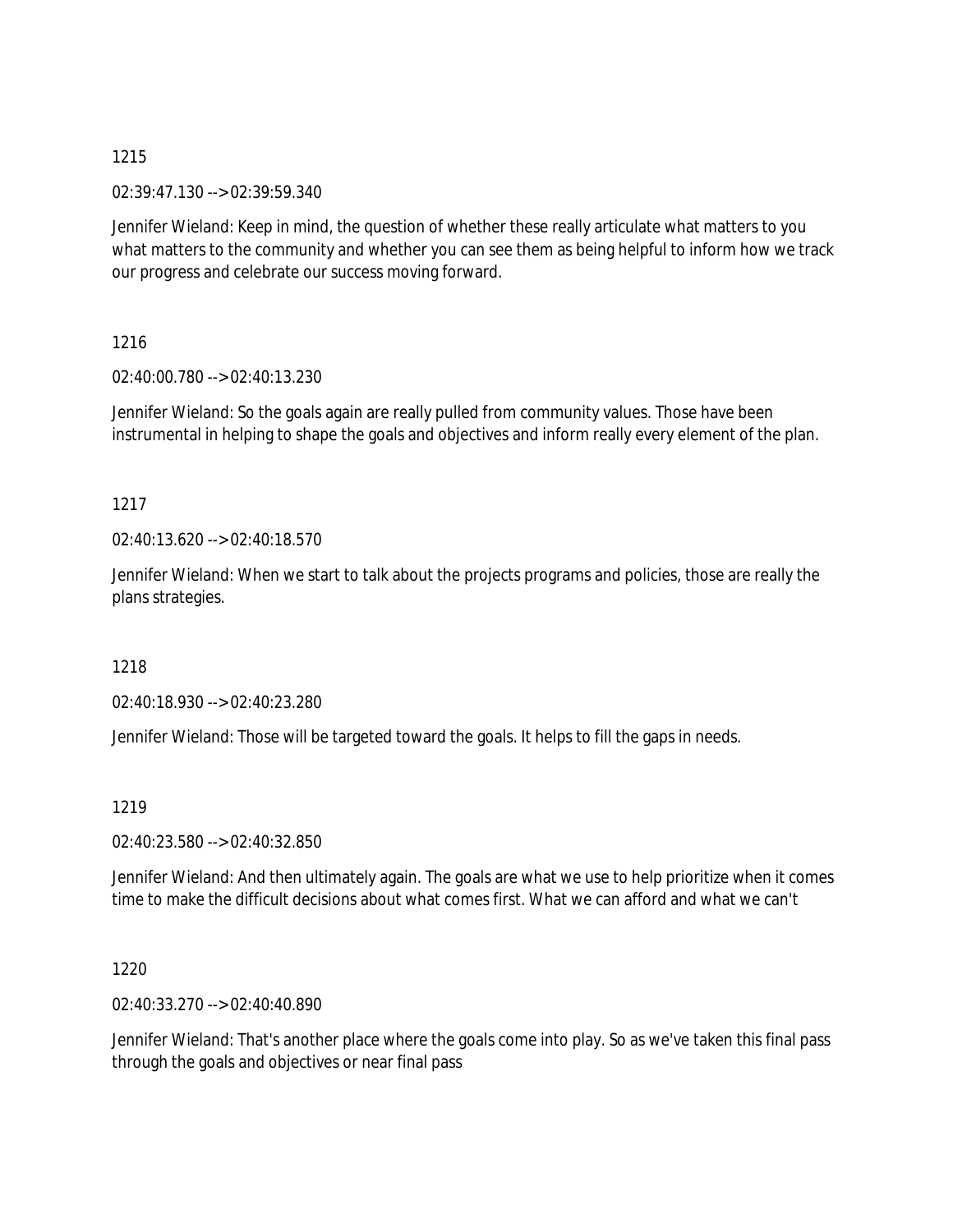1215

02:39:47.130 --> 02:39:59.340

Jennifer Wieland: Keep in mind, the question of whether these really articulate what matters to you what matters to the community and whether you can see them as being helpful to inform how we track our progress and celebrate our success moving forward.

1216

02:40:00.780 --> 02:40:13.230

Jennifer Wieland: So the goals again are really pulled from community values. Those have been instrumental in helping to shape the goals and objectives and inform really every element of the plan.

1217

02:40:13.620 --> 02:40:18.570

Jennifer Wieland: When we start to talk about the projects programs and policies, those are really the plans strategies.

1218

02:40:18.930 --> 02:40:23.280

Jennifer Wieland: Those will be targeted toward the goals. It helps to fill the gaps in needs.

1219

02:40:23.580 --> 02:40:32.850

Jennifer Wieland: And then ultimately again. The goals are what we use to help prioritize when it comes time to make the difficult decisions about what comes first. What we can afford and what we can't

1220

02:40:33.270 --> 02:40:40.890

Jennifer Wieland: That's another place where the goals come into play. So as we've taken this final pass through the goals and objectives or near final pass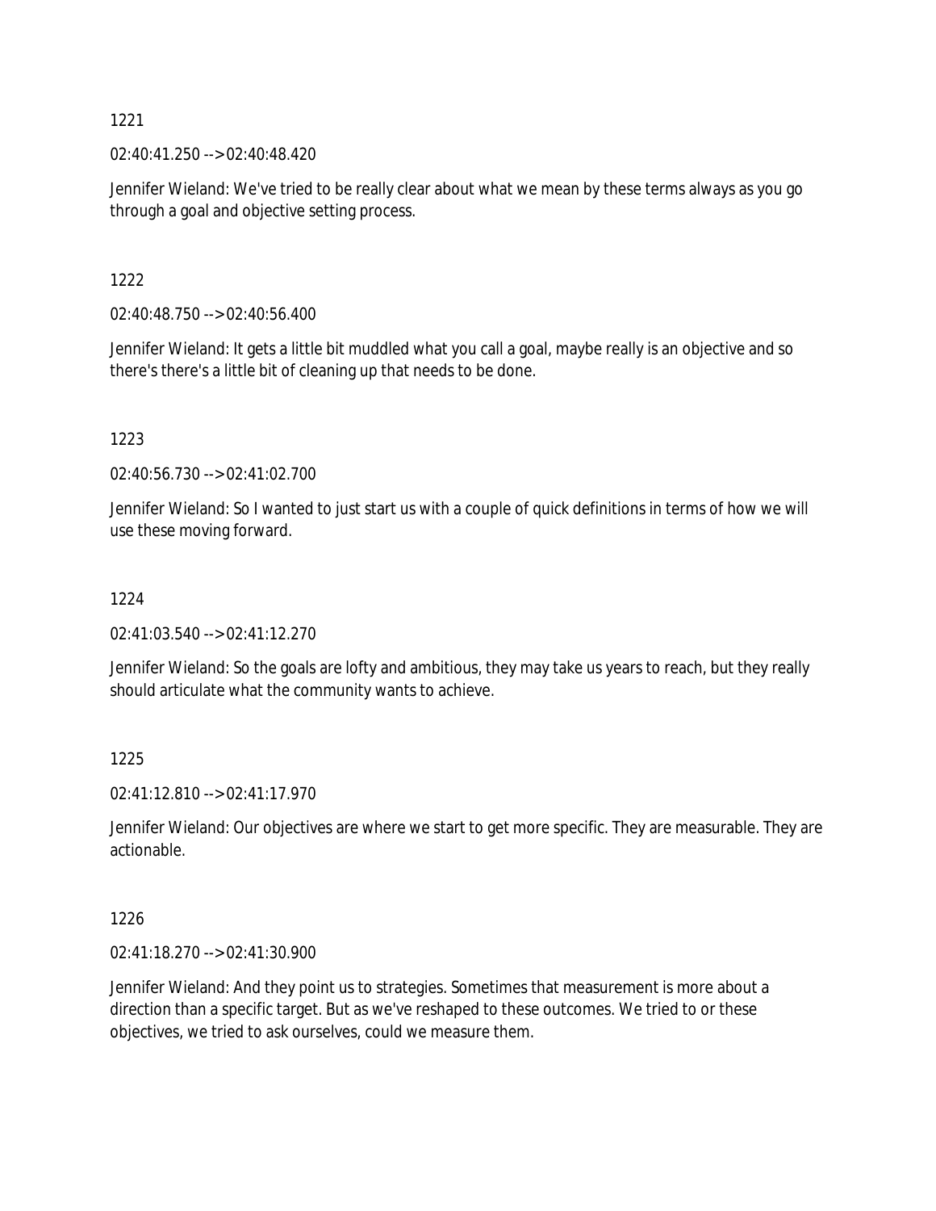1221

02:40:41.250 --> 02:40:48.420

Jennifer Wieland: We've tried to be really clear about what we mean by these terms always as you go through a goal and objective setting process.

1222

02:40:48.750 --> 02:40:56.400

Jennifer Wieland: It gets a little bit muddled what you call a goal, maybe really is an objective and so there's there's a little bit of cleaning up that needs to be done.

1223

02:40:56.730 --> 02:41:02.700

Jennifer Wieland: So I wanted to just start us with a couple of quick definitions in terms of how we will use these moving forward.

1224

02:41:03.540 --> 02:41:12.270

Jennifer Wieland: So the goals are lofty and ambitious, they may take us years to reach, but they really should articulate what the community wants to achieve.

1225

02:41:12.810 --> 02:41:17.970

Jennifer Wieland: Our objectives are where we start to get more specific. They are measurable. They are actionable.

1226

02:41:18.270 --> 02:41:30.900

Jennifer Wieland: And they point us to strategies. Sometimes that measurement is more about a direction than a specific target. But as we've reshaped to these outcomes. We tried to or these objectives, we tried to ask ourselves, could we measure them.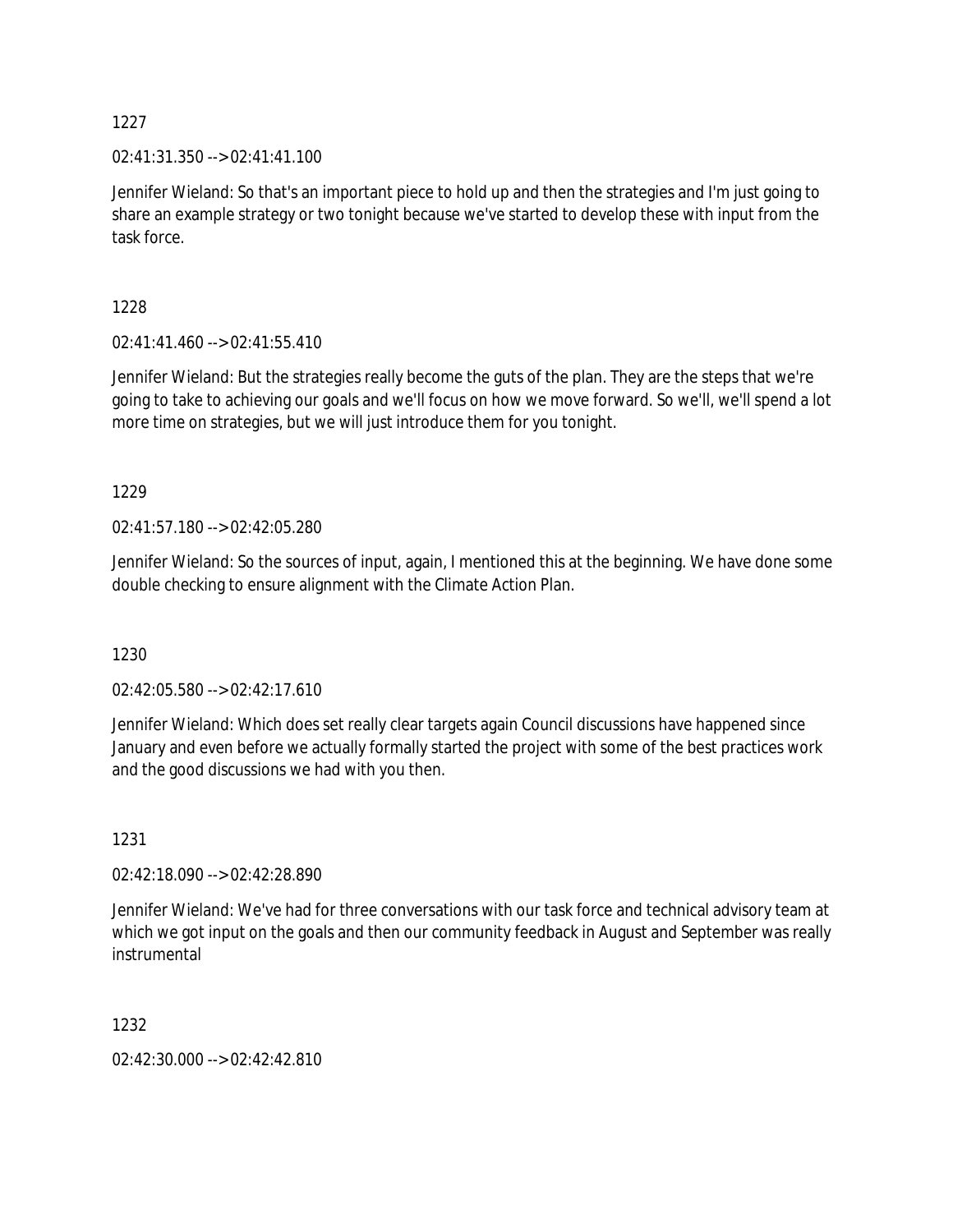1227

02:41:31.350 --> 02:41:41.100

Jennifer Wieland: So that's an important piece to hold up and then the strategies and I'm just going to share an example strategy or two tonight because we've started to develop these with input from the task force.

1228

02:41:41.460 --> 02:41:55.410

Jennifer Wieland: But the strategies really become the guts of the plan. They are the steps that we're going to take to achieving our goals and we'll focus on how we move forward. So we'll, we'll spend a lot more time on strategies, but we will just introduce them for you tonight.

1229

02:41:57.180 --> 02:42:05.280

Jennifer Wieland: So the sources of input, again, I mentioned this at the beginning. We have done some double checking to ensure alignment with the Climate Action Plan.

1230

02:42:05.580 --> 02:42:17.610

Jennifer Wieland: Which does set really clear targets again Council discussions have happened since January and even before we actually formally started the project with some of the best practices work and the good discussions we had with you then.

1231

02:42:18.090 --> 02:42:28.890

Jennifer Wieland: We've had for three conversations with our task force and technical advisory team at which we got input on the goals and then our community feedback in August and September was really instrumental

1232

02:42:30.000 --> 02:42:42.810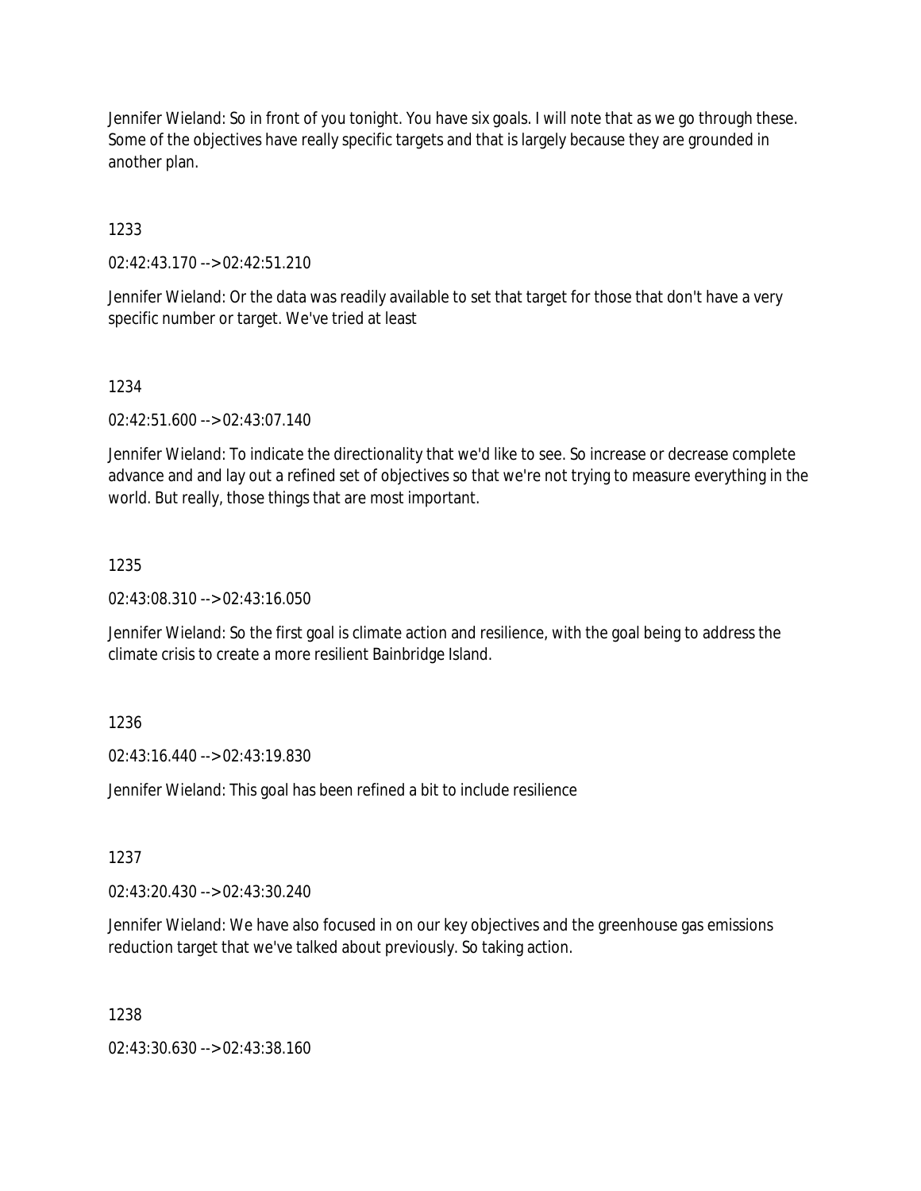Jennifer Wieland: So in front of you tonight. You have six goals. I will note that as we go through these. Some of the objectives have really specific targets and that is largely because they are grounded in another plan.

1233

02:42:43.170 --> 02:42:51.210

Jennifer Wieland: Or the data was readily available to set that target for those that don't have a very specific number or target. We've tried at least

1234

02:42:51.600 --> 02:43:07.140

Jennifer Wieland: To indicate the directionality that we'd like to see. So increase or decrease complete advance and and lay out a refined set of objectives so that we're not trying to measure everything in the world. But really, those things that are most important.

1235

02:43:08.310 --> 02:43:16.050

Jennifer Wieland: So the first goal is climate action and resilience, with the goal being to address the climate crisis to create a more resilient Bainbridge Island.

1236

02:43:16.440 --> 02:43:19.830

Jennifer Wieland: This goal has been refined a bit to include resilience

1237

02:43:20.430 --> 02:43:30.240

Jennifer Wieland: We have also focused in on our key objectives and the greenhouse gas emissions reduction target that we've talked about previously. So taking action.

1238

02:43:30.630 --> 02:43:38.160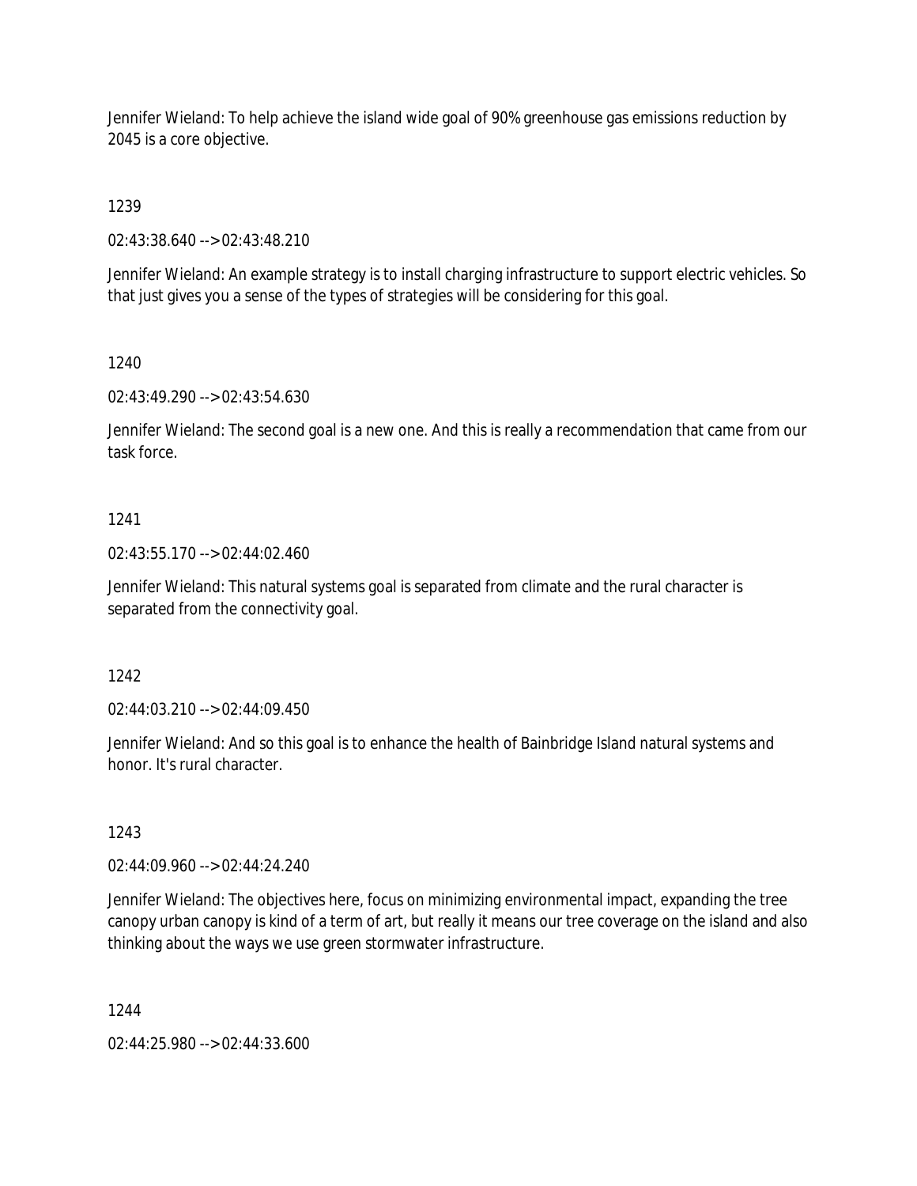Jennifer Wieland: To help achieve the island wide goal of 90% greenhouse gas emissions reduction by 2045 is a core objective.

1239

02:43:38.640 --> 02:43:48.210

Jennifer Wieland: An example strategy is to install charging infrastructure to support electric vehicles. So that just gives you a sense of the types of strategies will be considering for this goal.

1240

02:43:49.290 --> 02:43:54.630

Jennifer Wieland: The second goal is a new one. And this is really a recommendation that came from our task force.

1241

02:43:55.170 --> 02:44:02.460

Jennifer Wieland: This natural systems goal is separated from climate and the rural character is separated from the connectivity goal.

1242

02:44:03.210 --> 02:44:09.450

Jennifer Wieland: And so this goal is to enhance the health of Bainbridge Island natural systems and honor. It's rural character.

1243

02:44:09.960 --> 02:44:24.240

Jennifer Wieland: The objectives here, focus on minimizing environmental impact, expanding the tree canopy urban canopy is kind of a term of art, but really it means our tree coverage on the island and also thinking about the ways we use green stormwater infrastructure.

1244

02:44:25.980 --> 02:44:33.600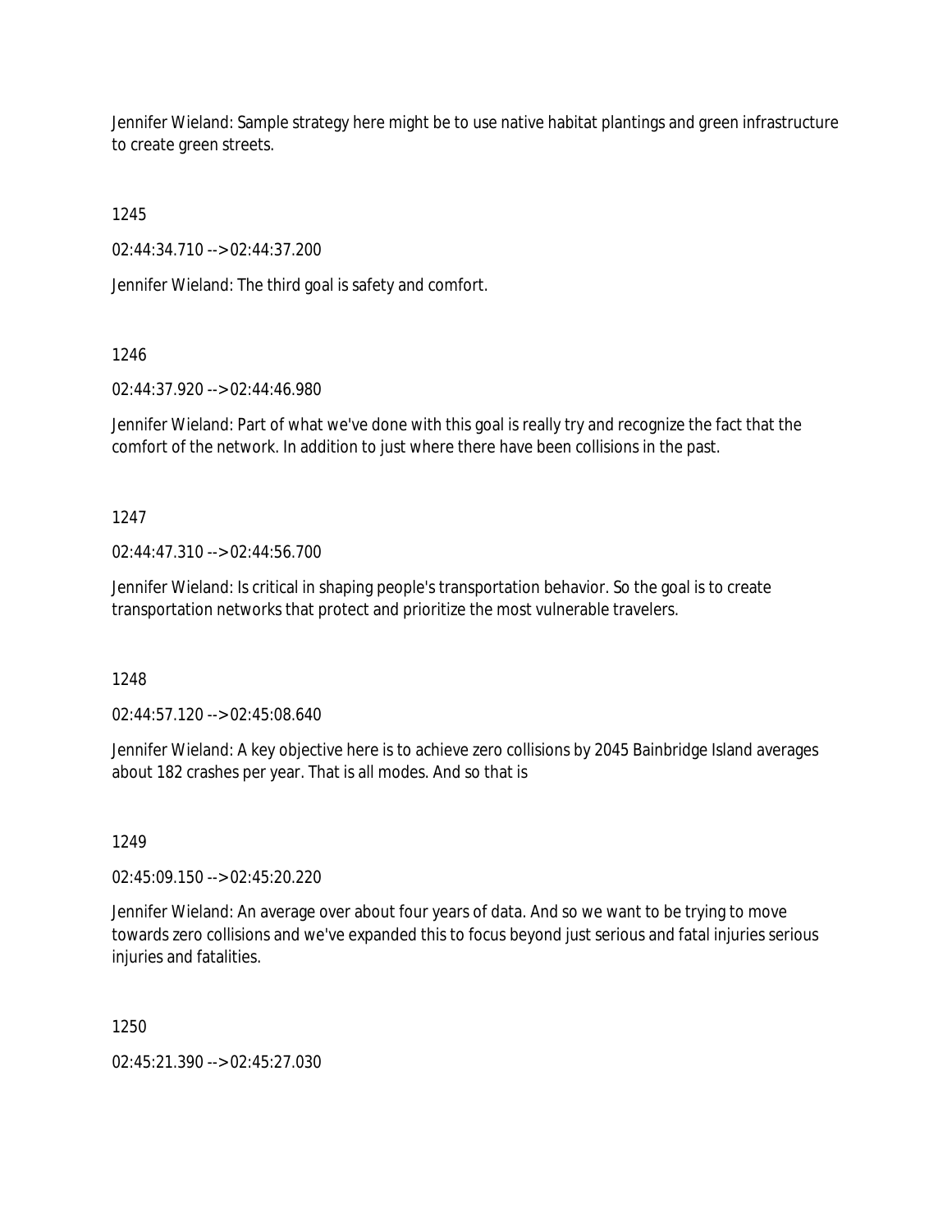Jennifer Wieland: Sample strategy here might be to use native habitat plantings and green infrastructure to create green streets.

1245

02:44:34.710 --> 02:44:37.200

Jennifer Wieland: The third goal is safety and comfort.

1246

02:44:37.920 --> 02:44:46.980

Jennifer Wieland: Part of what we've done with this goal is really try and recognize the fact that the comfort of the network. In addition to just where there have been collisions in the past.

1247

02:44:47.310 --> 02:44:56.700

Jennifer Wieland: Is critical in shaping people's transportation behavior. So the goal is to create transportation networks that protect and prioritize the most vulnerable travelers.

1248

02:44:57.120 --> 02:45:08.640

Jennifer Wieland: A key objective here is to achieve zero collisions by 2045 Bainbridge Island averages about 182 crashes per year. That is all modes. And so that is

1249

02:45:09.150 --> 02:45:20.220

Jennifer Wieland: An average over about four years of data. And so we want to be trying to move towards zero collisions and we've expanded this to focus beyond just serious and fatal injuries serious injuries and fatalities.

1250

02:45:21.390 --> 02:45:27.030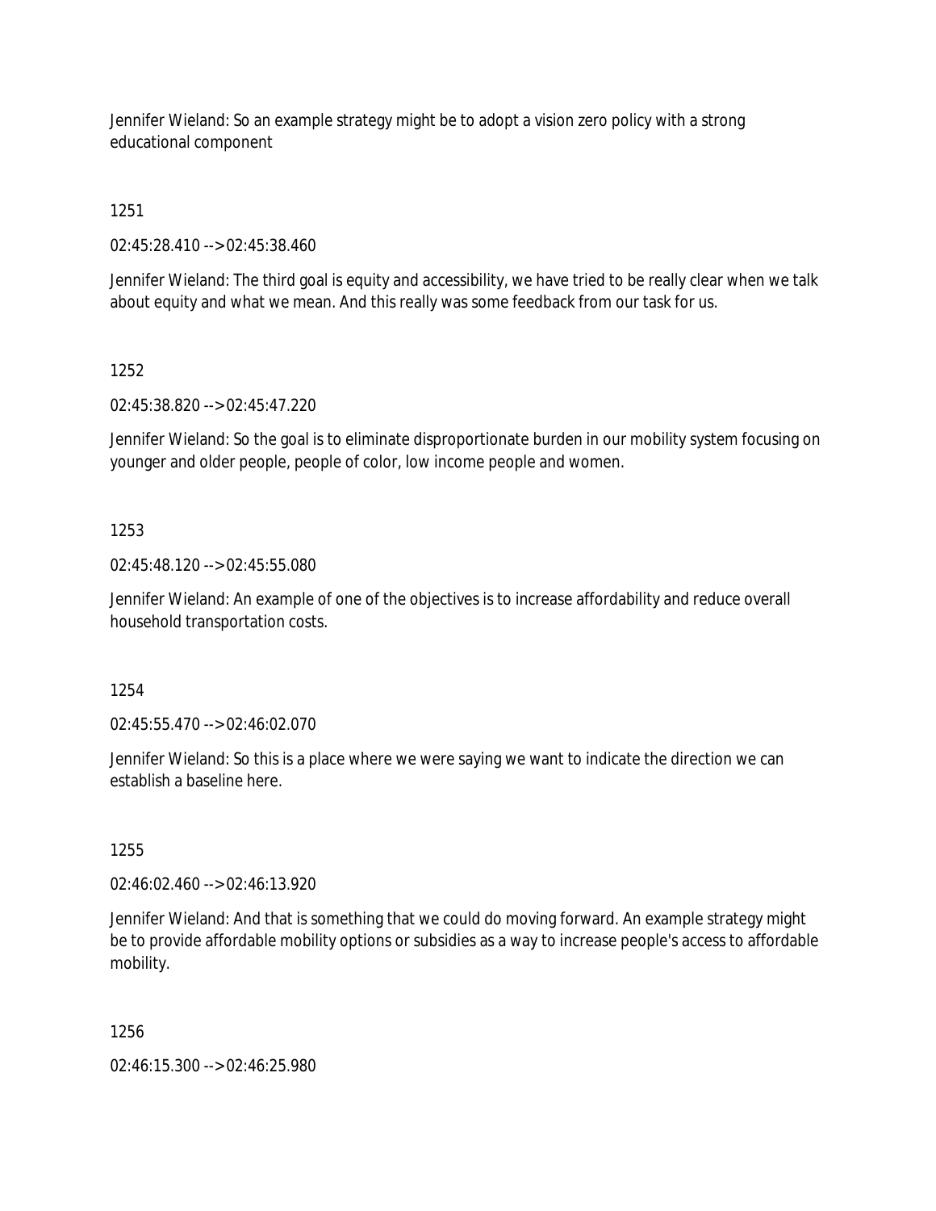Jennifer Wieland: So an example strategy might be to adopt a vision zero policy with a strong educational component

1251

02:45:28.410 --> 02:45:38.460

Jennifer Wieland: The third goal is equity and accessibility, we have tried to be really clear when we talk about equity and what we mean. And this really was some feedback from our task for us.

1252

02:45:38.820 --> 02:45:47.220

Jennifer Wieland: So the goal is to eliminate disproportionate burden in our mobility system focusing on younger and older people, people of color, low income people and women.

1253

02:45:48.120 --> 02:45:55.080

Jennifer Wieland: An example of one of the objectives is to increase affordability and reduce overall household transportation costs.

1254

02:45:55.470 --> 02:46:02.070

Jennifer Wieland: So this is a place where we were saying we want to indicate the direction we can establish a baseline here.

1255

02:46:02.460 --> 02:46:13.920

Jennifer Wieland: And that is something that we could do moving forward. An example strategy might be to provide affordable mobility options or subsidies as a way to increase people's access to affordable mobility.

1256

02:46:15.300 --> 02:46:25.980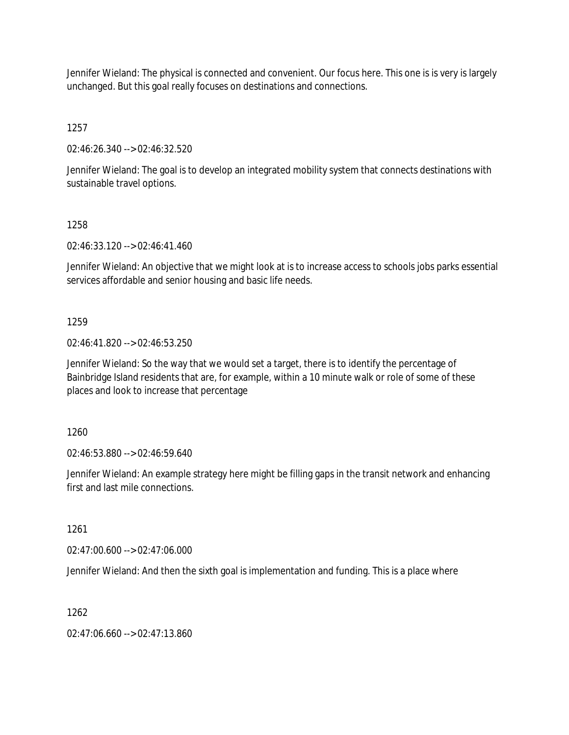Jennifer Wieland: The physical is connected and convenient. Our focus here. This one is is very is largely unchanged. But this goal really focuses on destinations and connections.

1257

02:46:26.340 --> 02:46:32.520

Jennifer Wieland: The goal is to develop an integrated mobility system that connects destinations with sustainable travel options.

1258

02:46:33.120 --> 02:46:41.460

Jennifer Wieland: An objective that we might look at is to increase access to schools jobs parks essential services affordable and senior housing and basic life needs.

1259

02:46:41.820 --> 02:46:53.250

Jennifer Wieland: So the way that we would set a target, there is to identify the percentage of Bainbridge Island residents that are, for example, within a 10 minute walk or role of some of these places and look to increase that percentage

1260

02:46:53.880 --> 02:46:59.640

Jennifer Wieland: An example strategy here might be filling gaps in the transit network and enhancing first and last mile connections.

1261

02:47:00.600 --> 02:47:06.000

Jennifer Wieland: And then the sixth goal is implementation and funding. This is a place where

1262

02:47:06.660 --> 02:47:13.860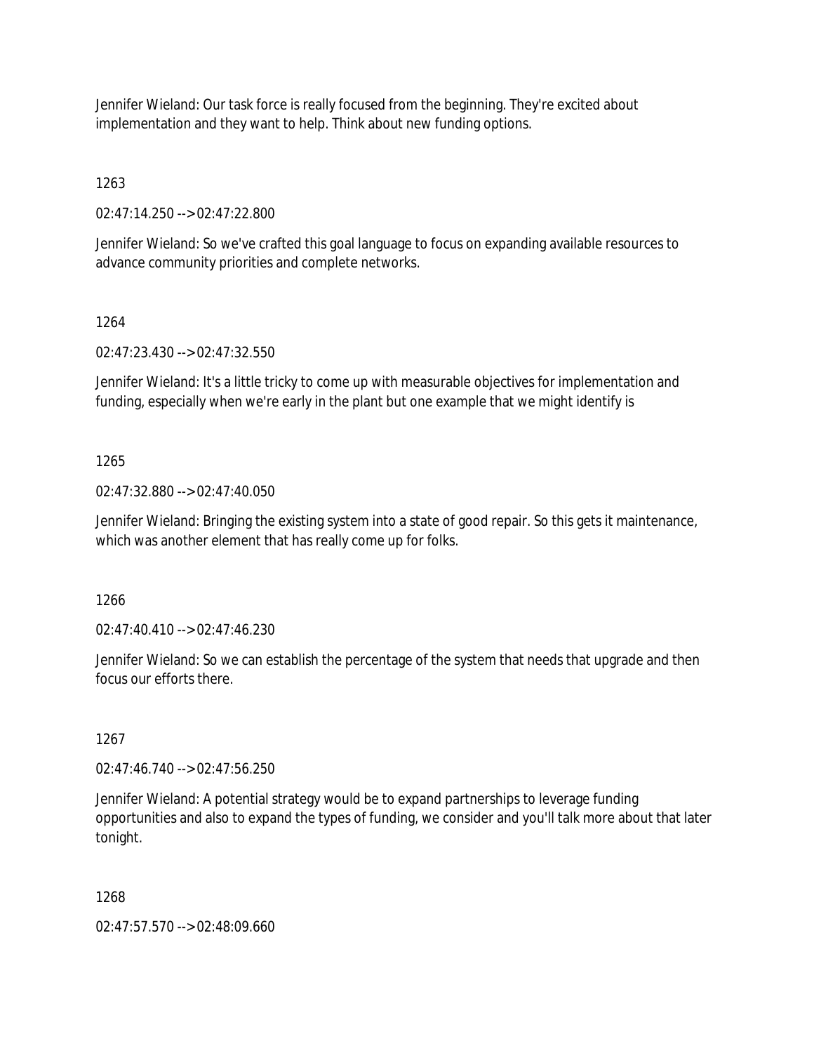Jennifer Wieland: Our task force is really focused from the beginning. They're excited about implementation and they want to help. Think about new funding options.

1263

02:47:14.250 --> 02:47:22.800

Jennifer Wieland: So we've crafted this goal language to focus on expanding available resources to advance community priorities and complete networks.

1264

02:47:23.430 --> 02:47:32.550

Jennifer Wieland: It's a little tricky to come up with measurable objectives for implementation and funding, especially when we're early in the plant but one example that we might identify is

1265

02:47:32.880 --> 02:47:40.050

Jennifer Wieland: Bringing the existing system into a state of good repair. So this gets it maintenance, which was another element that has really come up for folks.

1266

02:47:40.410 --> 02:47:46.230

Jennifer Wieland: So we can establish the percentage of the system that needs that upgrade and then focus our efforts there.

1267

02:47:46.740 --> 02:47:56.250

Jennifer Wieland: A potential strategy would be to expand partnerships to leverage funding opportunities and also to expand the types of funding, we consider and you'll talk more about that later tonight.

1268

02:47:57.570 --> 02:48:09.660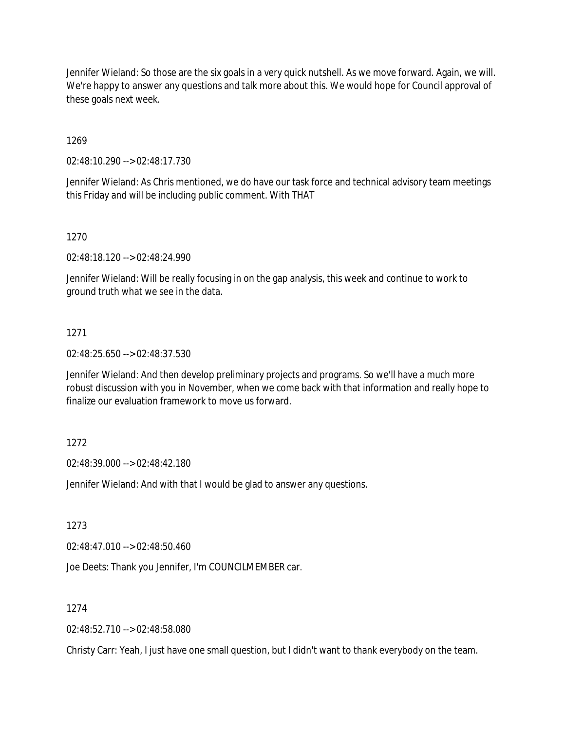Jennifer Wieland: So those are the six goals in a very quick nutshell. As we move forward. Again, we will. We're happy to answer any questions and talk more about this. We would hope for Council approval of these goals next week.

1269

02:48:10.290 --> 02:48:17.730

Jennifer Wieland: As Chris mentioned, we do have our task force and technical advisory team meetings this Friday and will be including public comment. With THAT

1270

02:48:18.120 --> 02:48:24.990

Jennifer Wieland: Will be really focusing in on the gap analysis, this week and continue to work to ground truth what we see in the data.

1271

02:48:25.650 --> 02:48:37.530

Jennifer Wieland: And then develop preliminary projects and programs. So we'll have a much more robust discussion with you in November, when we come back with that information and really hope to finalize our evaluation framework to move us forward.

1272

02:48:39.000 --> 02:48:42.180

Jennifer Wieland: And with that I would be glad to answer any questions.

1273

02:48:47.010 --> 02:48:50.460

Joe Deets: Thank you Jennifer, I'm COUNCILMEMBER car.

1274

02:48:52.710 --> 02:48:58.080

Christy Carr: Yeah, I just have one small question, but I didn't want to thank everybody on the team.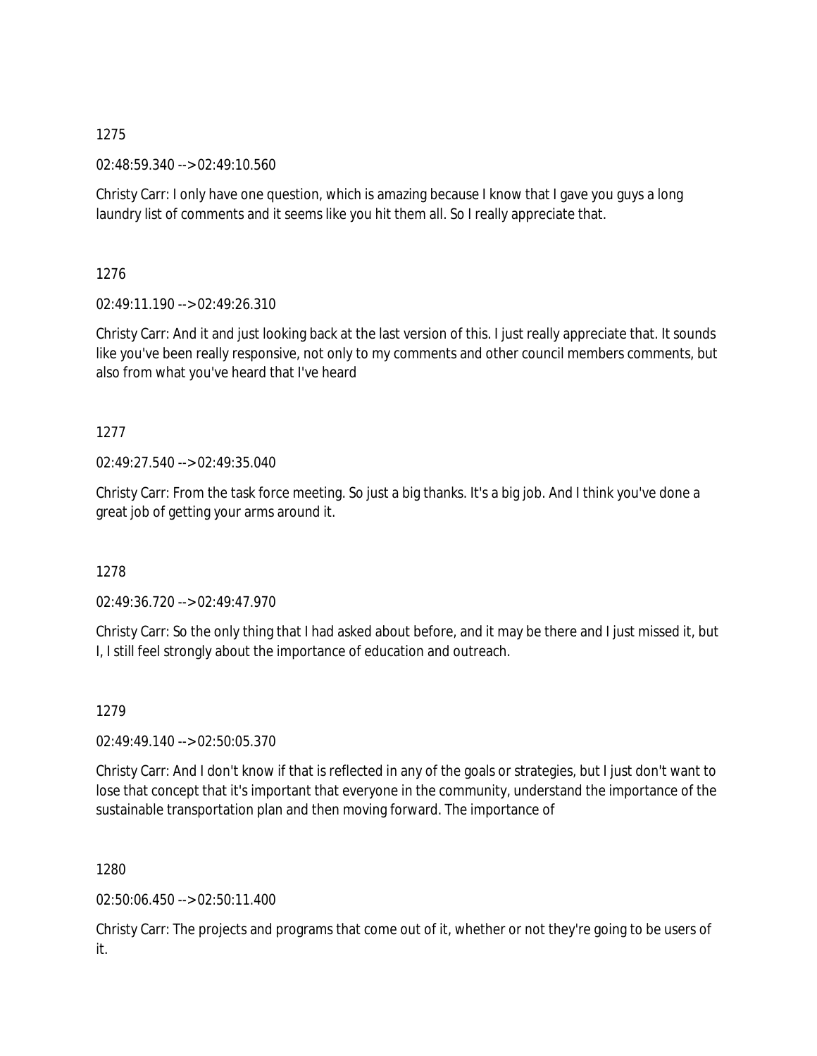1275

02:48:59.340 --> 02:49:10.560

Christy Carr: I only have one question, which is amazing because I know that I gave you guys a long laundry list of comments and it seems like you hit them all. So I really appreciate that.

1276

02:49:11.190 --> 02:49:26.310

Christy Carr: And it and just looking back at the last version of this. I just really appreciate that. It sounds like you've been really responsive, not only to my comments and other council members comments, but also from what you've heard that I've heard

1277

02:49:27.540 --> 02:49:35.040

Christy Carr: From the task force meeting. So just a big thanks. It's a big job. And I think you've done a great job of getting your arms around it.

1278

02:49:36.720 --> 02:49:47.970

Christy Carr: So the only thing that I had asked about before, and it may be there and I just missed it, but I, I still feel strongly about the importance of education and outreach.

1279

02:49:49.140 --> 02:50:05.370

Christy Carr: And I don't know if that is reflected in any of the goals or strategies, but I just don't want to lose that concept that it's important that everyone in the community, understand the importance of the sustainable transportation plan and then moving forward. The importance of

1280

02:50:06.450 --> 02:50:11.400

Christy Carr: The projects and programs that come out of it, whether or not they're going to be users of it.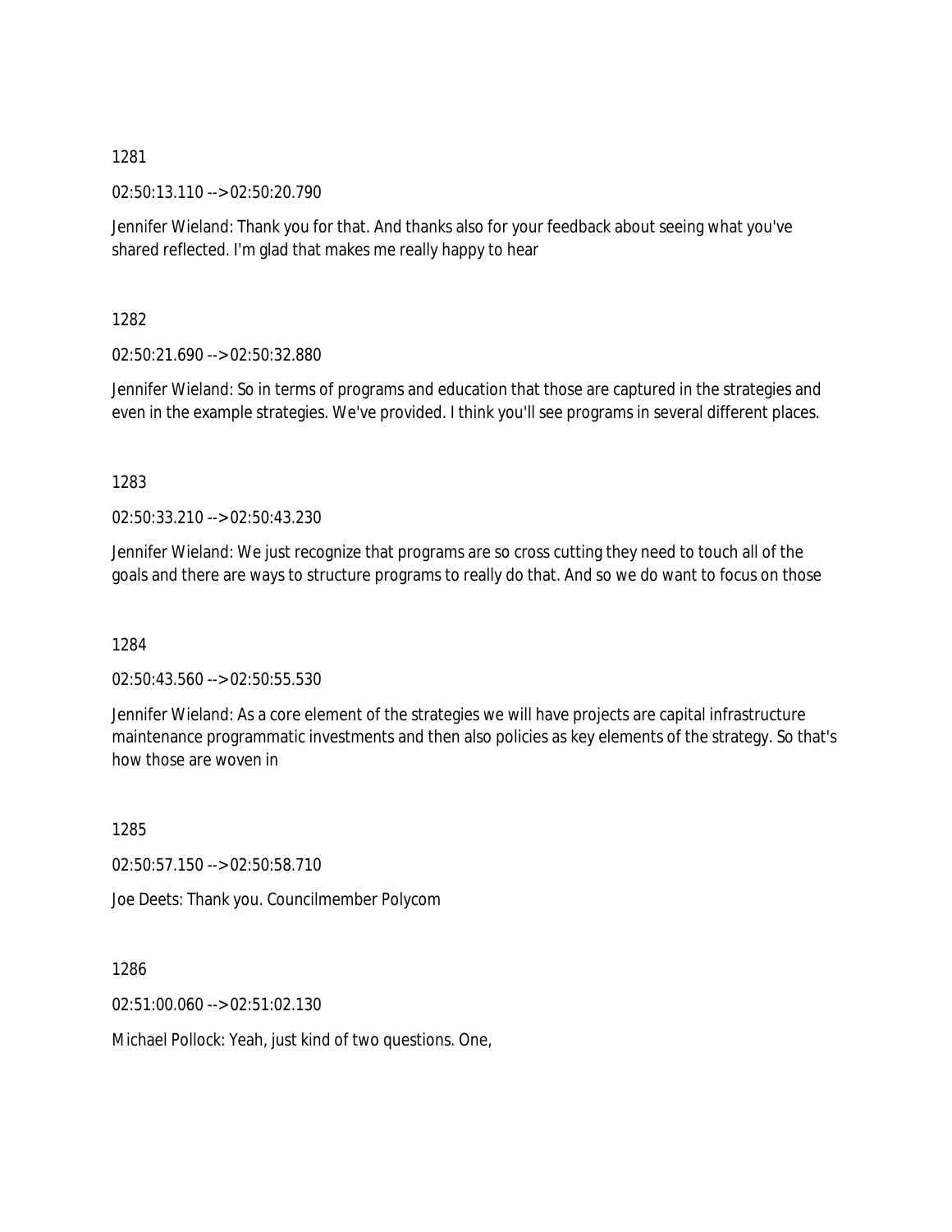1281

02:50:13.110 --> 02:50:20.790

Jennifer Wieland: Thank you for that. And thanks also for your feedback about seeing what you've shared reflected. I'm glad that makes me really happy to hear

1282

02:50:21.690 --> 02:50:32.880

Jennifer Wieland: So in terms of programs and education that those are captured in the strategies and even in the example strategies. We've provided. I think you'll see programs in several different places.

1283

02:50:33.210 --> 02:50:43.230

Jennifer Wieland: We just recognize that programs are so cross cutting they need to touch all of the goals and there are ways to structure programs to really do that. And so we do want to focus on those

1284

02:50:43.560 --> 02:50:55.530

Jennifer Wieland: As a core element of the strategies we will have projects are capital infrastructure maintenance programmatic investments and then also policies as key elements of the strategy. So that's how those are woven in

1285

02:50:57.150 --> 02:50:58.710

Joe Deets: Thank you. Councilmember Polycom

1286

02:51:00.060 --> 02:51:02.130

Michael Pollock: Yeah, just kind of two questions. One,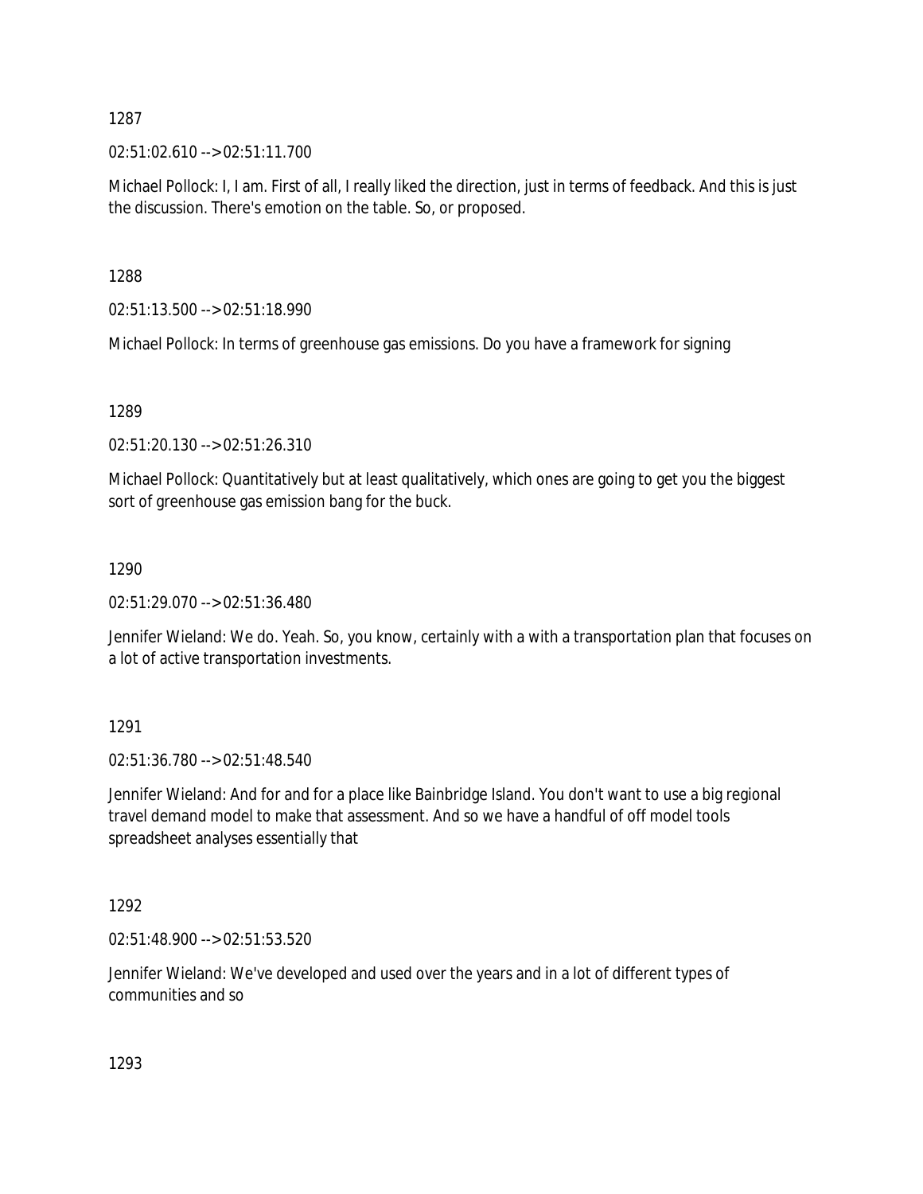1287

02:51:02.610 --> 02:51:11.700

Michael Pollock: I, I am. First of all, I really liked the direction, just in terms of feedback. And this is just the discussion. There's emotion on the table. So, or proposed.

1288

02:51:13.500 --> 02:51:18.990

Michael Pollock: In terms of greenhouse gas emissions. Do you have a framework for signing

1289

02:51:20.130 --> 02:51:26.310

Michael Pollock: Quantitatively but at least qualitatively, which ones are going to get you the biggest sort of greenhouse gas emission bang for the buck.

1290

02:51:29.070 --> 02:51:36.480

Jennifer Wieland: We do. Yeah. So, you know, certainly with a with a transportation plan that focuses on a lot of active transportation investments.

1291

02:51:36.780 --> 02:51:48.540

Jennifer Wieland: And for and for a place like Bainbridge Island. You don't want to use a big regional travel demand model to make that assessment. And so we have a handful of off model tools spreadsheet analyses essentially that

1292

02:51:48.900 --> 02:51:53.520

Jennifer Wieland: We've developed and used over the years and in a lot of different types of communities and so

1293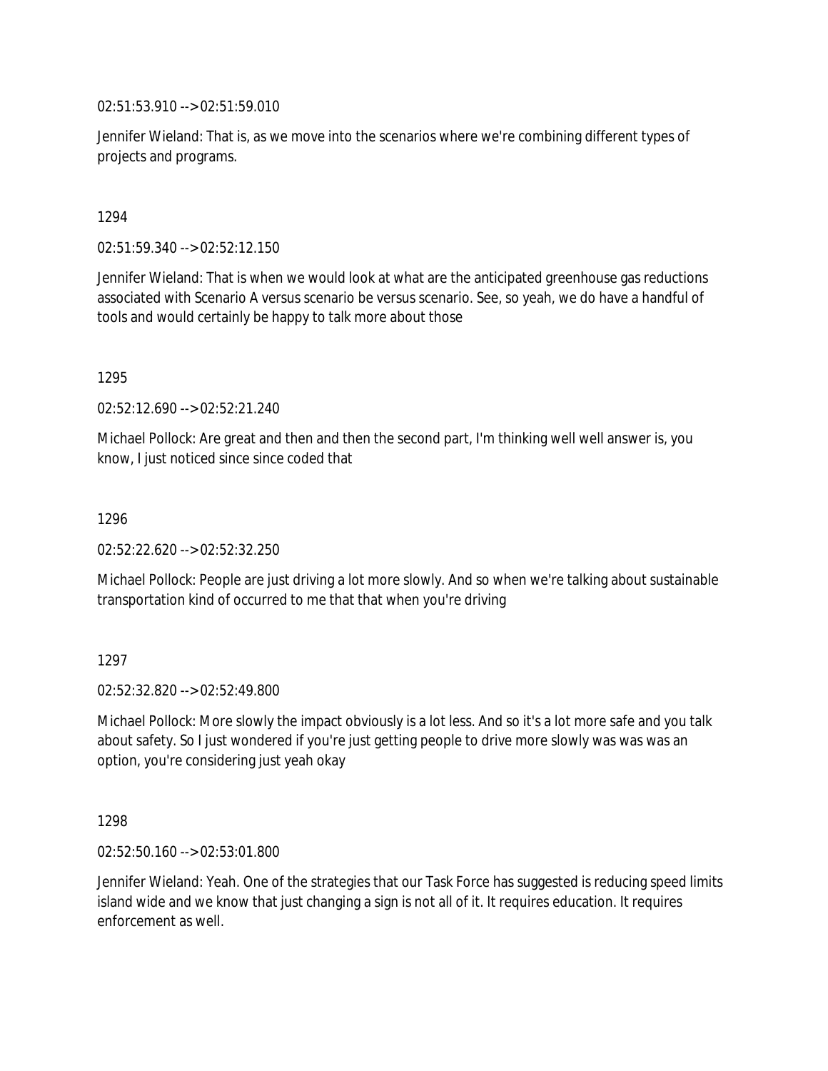02:51:53.910 --> 02:51:59.010

Jennifer Wieland: That is, as we move into the scenarios where we're combining different types of projects and programs.

1294

02:51:59.340 --> 02:52:12.150

Jennifer Wieland: That is when we would look at what are the anticipated greenhouse gas reductions associated with Scenario A versus scenario be versus scenario. See, so yeah, we do have a handful of tools and would certainly be happy to talk more about those

1295

02:52:12.690 --> 02:52:21.240

Michael Pollock: Are great and then and then the second part, I'm thinking well well answer is, you know, I just noticed since since coded that

1296

02:52:22.620 --> 02:52:32.250

Michael Pollock: People are just driving a lot more slowly. And so when we're talking about sustainable transportation kind of occurred to me that that when you're driving

1297

02:52:32.820 --> 02:52:49.800

Michael Pollock: More slowly the impact obviously is a lot less. And so it's a lot more safe and you talk about safety. So I just wondered if you're just getting people to drive more slowly was was was an option, you're considering just yeah okay

1298

02:52:50.160 --> 02:53:01.800

Jennifer Wieland: Yeah. One of the strategies that our Task Force has suggested is reducing speed limits island wide and we know that just changing a sign is not all of it. It requires education. It requires enforcement as well.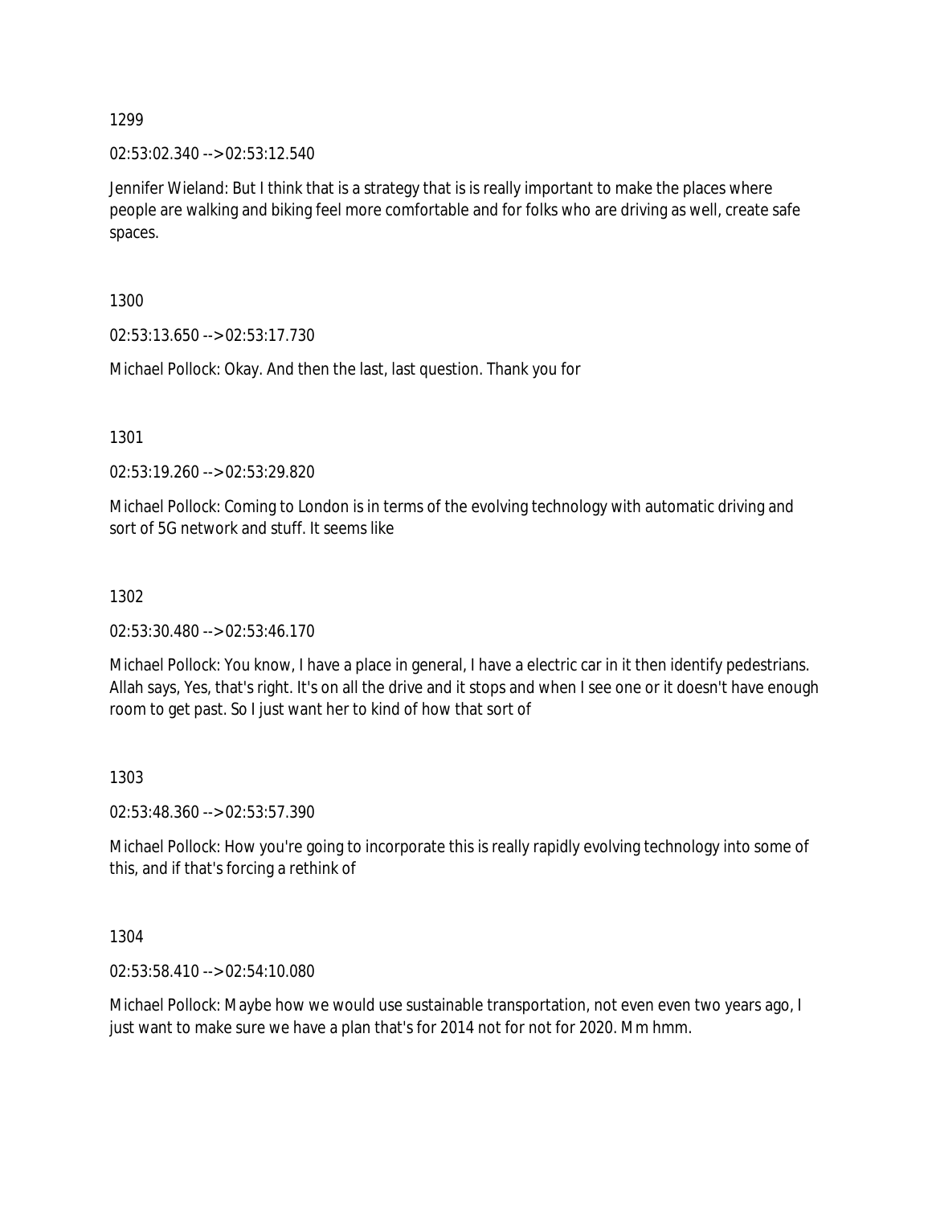1299

02:53:02.340 --> 02:53:12.540

Jennifer Wieland: But I think that is a strategy that is is really important to make the places where people are walking and biking feel more comfortable and for folks who are driving as well, create safe spaces.

1300

02:53:13.650 --> 02:53:17.730

Michael Pollock: Okay. And then the last, last question. Thank you for

1301

02:53:19.260 --> 02:53:29.820

Michael Pollock: Coming to London is in terms of the evolving technology with automatic driving and sort of 5G network and stuff. It seems like

1302

02:53:30.480 --> 02:53:46.170

Michael Pollock: You know, I have a place in general, I have a electric car in it then identify pedestrians. Allah says, Yes, that's right. It's on all the drive and it stops and when I see one or it doesn't have enough room to get past. So I just want her to kind of how that sort of

1303

02:53:48.360 --> 02:53:57.390

Michael Pollock: How you're going to incorporate this is really rapidly evolving technology into some of this, and if that's forcing a rethink of

1304

02:53:58.410 --> 02:54:10.080

Michael Pollock: Maybe how we would use sustainable transportation, not even even two years ago, I just want to make sure we have a plan that's for 2014 not for not for 2020. Mm hmm.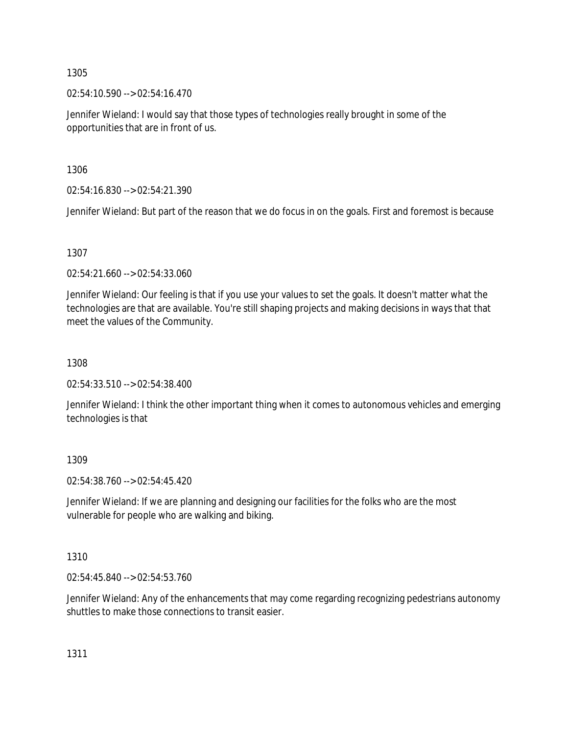1305

02:54:10.590 --> 02:54:16.470

Jennifer Wieland: I would say that those types of technologies really brought in some of the opportunities that are in front of us.

1306

02:54:16.830 --> 02:54:21.390

Jennifer Wieland: But part of the reason that we do focus in on the goals. First and foremost is because

1307

02:54:21.660 --> 02:54:33.060

Jennifer Wieland: Our feeling is that if you use your values to set the goals. It doesn't matter what the technologies are that are available. You're still shaping projects and making decisions in ways that that meet the values of the Community.

1308

02:54:33.510 --> 02:54:38.400

Jennifer Wieland: I think the other important thing when it comes to autonomous vehicles and emerging technologies is that

1309

02:54:38.760 --> 02:54:45.420

Jennifer Wieland: If we are planning and designing our facilities for the folks who are the most vulnerable for people who are walking and biking.

1310

02:54:45.840 --> 02:54:53.760

Jennifer Wieland: Any of the enhancements that may come regarding recognizing pedestrians autonomy shuttles to make those connections to transit easier.

1311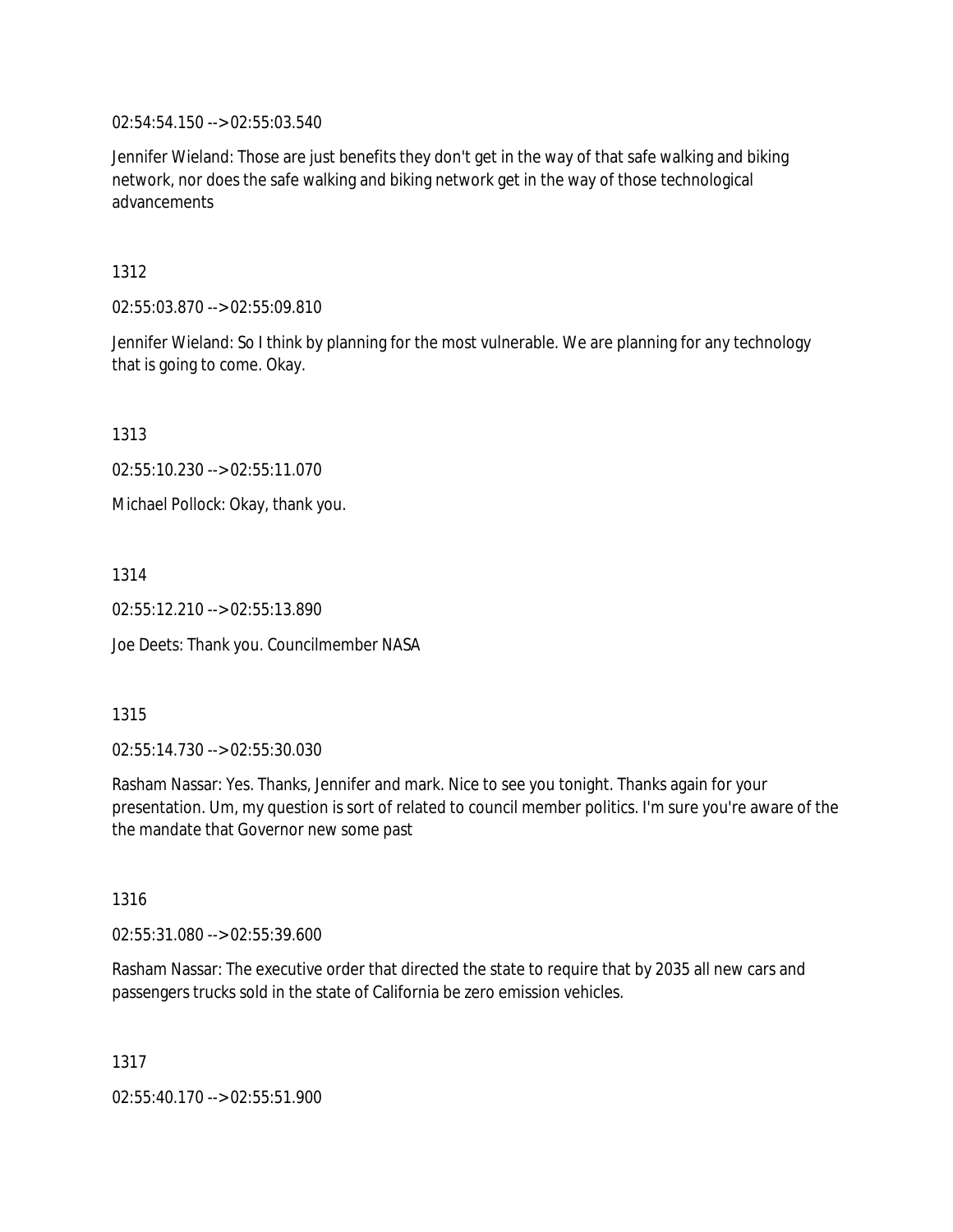02:54:54.150 --> 02:55:03.540

Jennifer Wieland: Those are just benefits they don't get in the way of that safe walking and biking network, nor does the safe walking and biking network get in the way of those technological advancements

1312

02:55:03.870 --> 02:55:09.810

Jennifer Wieland: So I think by planning for the most vulnerable. We are planning for any technology that is going to come. Okay.

1313

02:55:10.230 --> 02:55:11.070

Michael Pollock: Okay, thank you.

1314

02:55:12.210 --> 02:55:13.890

Joe Deets: Thank you. Councilmember NASA

1315

02:55:14.730 --> 02:55:30.030

Rasham Nassar: Yes. Thanks, Jennifer and mark. Nice to see you tonight. Thanks again for your presentation. Um, my question is sort of related to council member politics. I'm sure you're aware of the the mandate that Governor new some past

1316

02:55:31.080 --> 02:55:39.600

Rasham Nassar: The executive order that directed the state to require that by 2035 all new cars and passengers trucks sold in the state of California be zero emission vehicles.

1317

02:55:40.170 --> 02:55:51.900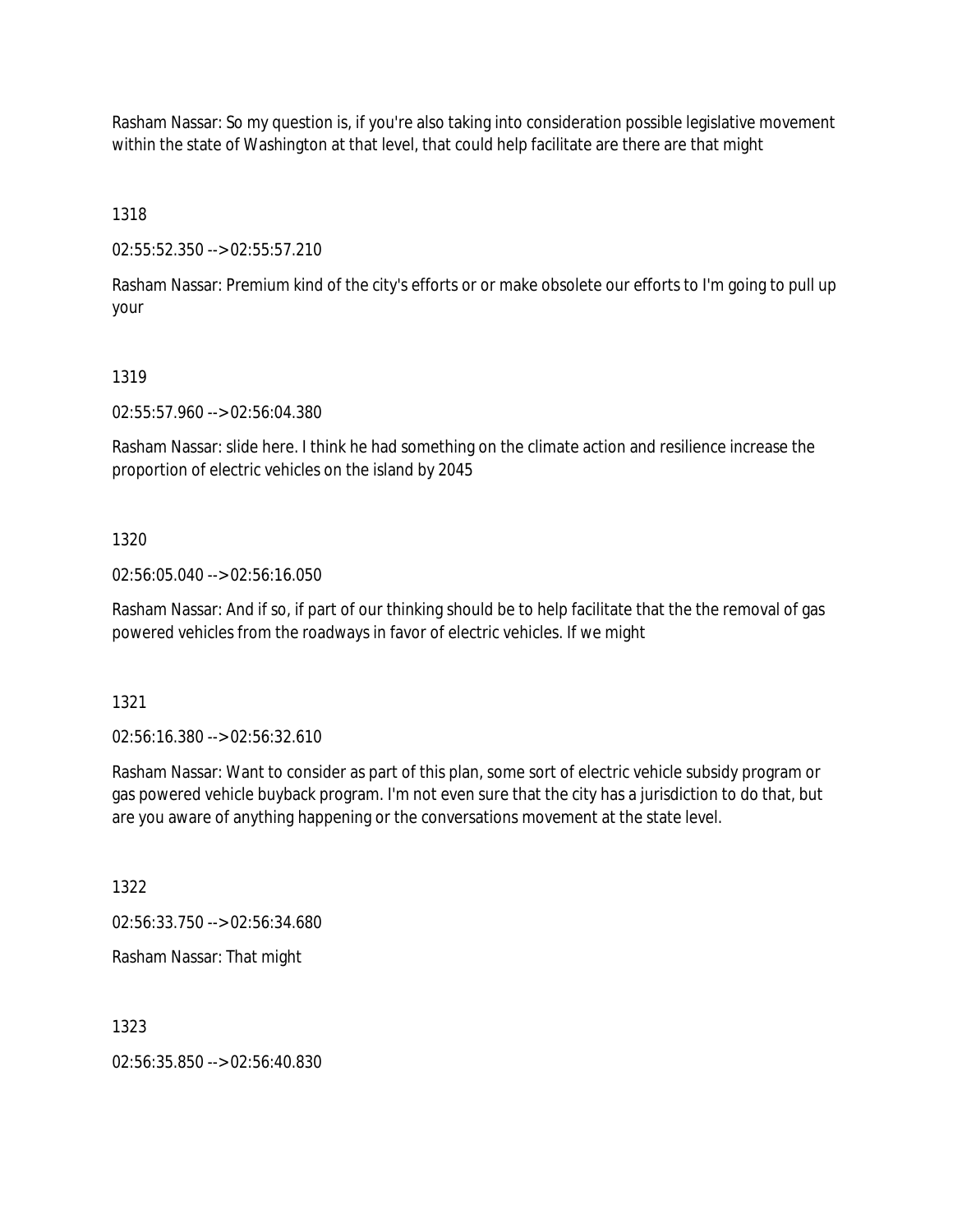Rasham Nassar: So my question is, if you're also taking into consideration possible legislative movement within the state of Washington at that level, that could help facilitate are there are that might

1318

02:55:52.350 --> 02:55:57.210

Rasham Nassar: Premium kind of the city's efforts or or make obsolete our efforts to I'm going to pull up your

1319

02:55:57.960 --> 02:56:04.380

Rasham Nassar: slide here. I think he had something on the climate action and resilience increase the proportion of electric vehicles on the island by 2045

1320

02:56:05.040 --> 02:56:16.050

Rasham Nassar: And if so, if part of our thinking should be to help facilitate that the the removal of gas powered vehicles from the roadways in favor of electric vehicles. If we might

1321

02:56:16.380 --> 02:56:32.610

Rasham Nassar: Want to consider as part of this plan, some sort of electric vehicle subsidy program or gas powered vehicle buyback program. I'm not even sure that the city has a jurisdiction to do that, but are you aware of anything happening or the conversations movement at the state level.

1322

02:56:33.750 --> 02:56:34.680

Rasham Nassar: That might

1323

02:56:35.850 --> 02:56:40.830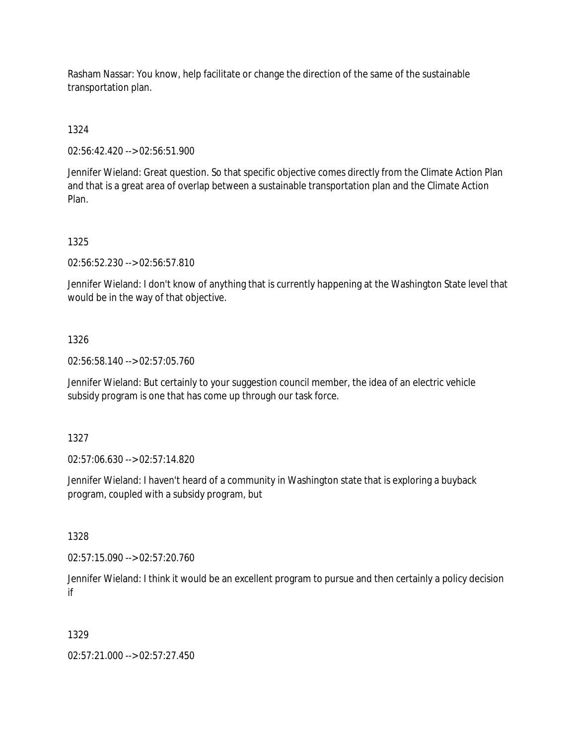Rasham Nassar: You know, help facilitate or change the direction of the same of the sustainable transportation plan.

1324

02:56:42.420 --> 02:56:51.900

Jennifer Wieland: Great question. So that specific objective comes directly from the Climate Action Plan and that is a great area of overlap between a sustainable transportation plan and the Climate Action Plan.

1325

02:56:52.230 --> 02:56:57.810

Jennifer Wieland: I don't know of anything that is currently happening at the Washington State level that would be in the way of that objective.

1326

02:56:58.140 --> 02:57:05.760

Jennifer Wieland: But certainly to your suggestion council member, the idea of an electric vehicle subsidy program is one that has come up through our task force.

1327

02:57:06.630 --> 02:57:14.820

Jennifer Wieland: I haven't heard of a community in Washington state that is exploring a buyback program, coupled with a subsidy program, but

1328

02:57:15.090 --> 02:57:20.760

Jennifer Wieland: I think it would be an excellent program to pursue and then certainly a policy decision if

1329

02:57:21.000 --> 02:57:27.450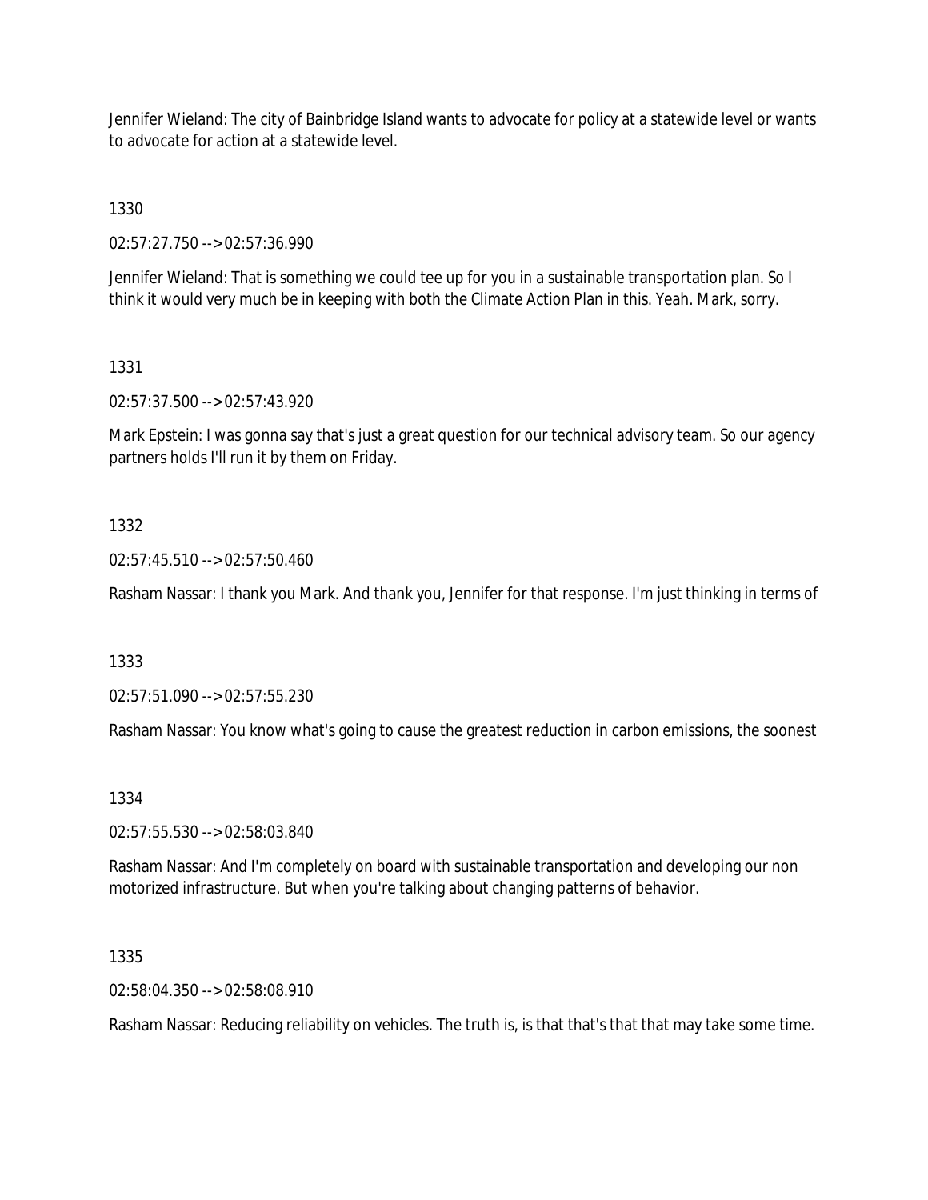Jennifer Wieland: The city of Bainbridge Island wants to advocate for policy at a statewide level or wants to advocate for action at a statewide level.

1330

02:57:27.750 --> 02:57:36.990

Jennifer Wieland: That is something we could tee up for you in a sustainable transportation plan. So I think it would very much be in keeping with both the Climate Action Plan in this. Yeah. Mark, sorry.

1331

02:57:37.500 --> 02:57:43.920

Mark Epstein: I was gonna say that's just a great question for our technical advisory team. So our agency partners holds I'll run it by them on Friday.

1332

02:57:45.510 --> 02:57:50.460

Rasham Nassar: I thank you Mark. And thank you, Jennifer for that response. I'm just thinking in terms of

1333

02:57:51.090 --> 02:57:55.230

Rasham Nassar: You know what's going to cause the greatest reduction in carbon emissions, the soonest

1334

02:57:55.530 --> 02:58:03.840

Rasham Nassar: And I'm completely on board with sustainable transportation and developing our non motorized infrastructure. But when you're talking about changing patterns of behavior.

1335

02:58:04.350 --> 02:58:08.910

Rasham Nassar: Reducing reliability on vehicles. The truth is, is that that's that that may take some time.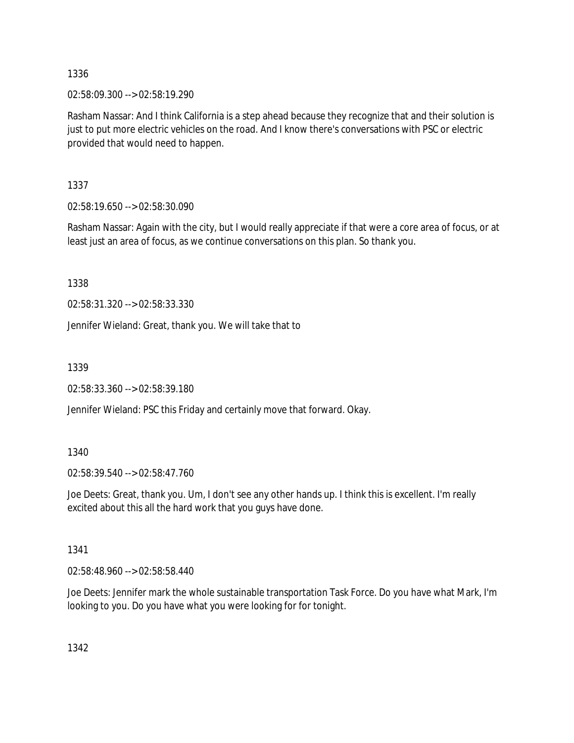1336

02:58:09.300 --> 02:58:19.290

Rasham Nassar: And I think California is a step ahead because they recognize that and their solution is just to put more electric vehicles on the road. And I know there's conversations with PSC or electric provided that would need to happen.

1337

02:58:19.650 --> 02:58:30.090

Rasham Nassar: Again with the city, but I would really appreciate if that were a core area of focus, or at least just an area of focus, as we continue conversations on this plan. So thank you.

1338

02:58:31.320 --> 02:58:33.330

Jennifer Wieland: Great, thank you. We will take that to

1339

02:58:33.360 --> 02:58:39.180

Jennifer Wieland: PSC this Friday and certainly move that forward. Okay.

1340

02:58:39.540 --> 02:58:47.760

Joe Deets: Great, thank you. Um, I don't see any other hands up. I think this is excellent. I'm really excited about this all the hard work that you guys have done.

1341

02:58:48.960 --> 02:58:58.440

Joe Deets: Jennifer mark the whole sustainable transportation Task Force. Do you have what Mark, I'm looking to you. Do you have what you were looking for for tonight.

1342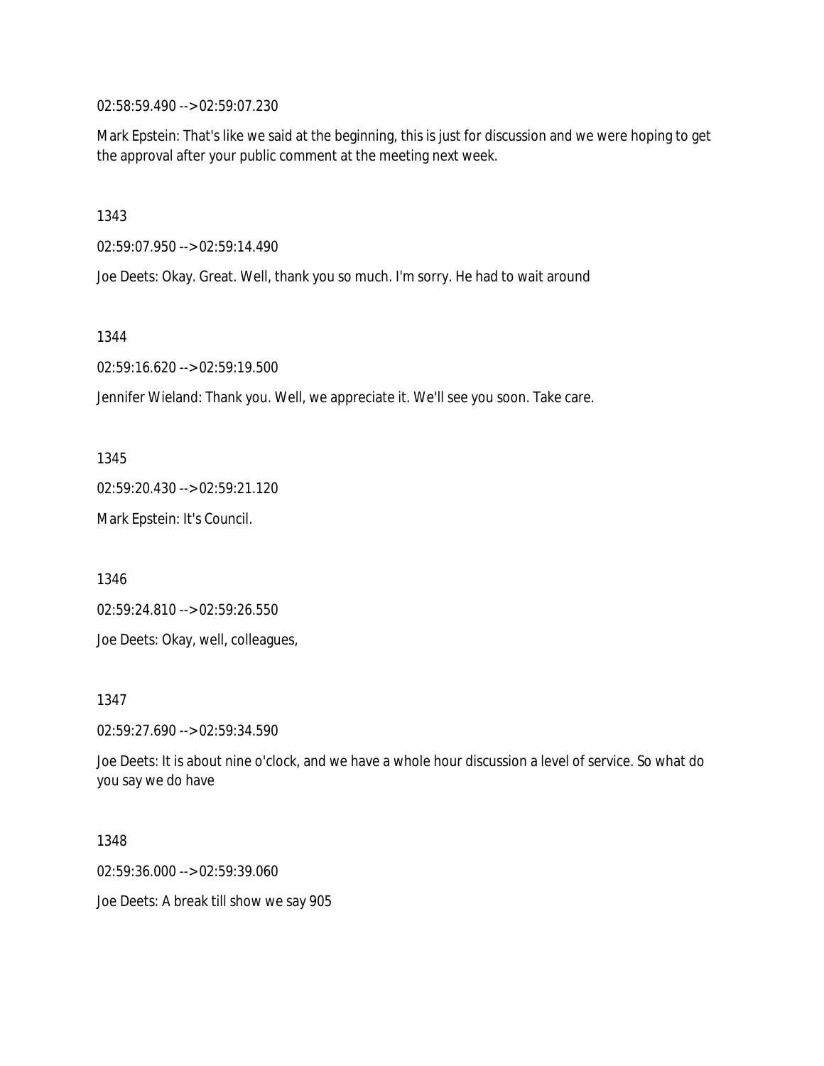02:58:59.490 --> 02:59:07.230

Mark Epstein: That's like we said at the beginning, this is just for discussion and we were hoping to get the approval after your public comment at the meeting next week.

1343

02:59:07.950 --> 02:59:14.490

Joe Deets: Okay. Great. Well, thank you so much. I'm sorry. He had to wait around

1344

02:59:16.620 --> 02:59:19.500

Jennifer Wieland: Thank you. Well, we appreciate it. We'll see you soon. Take care.

1345

02:59:20.430 --> 02:59:21.120

Mark Epstein: It's Council.

1346

02:59:24.810 --> 02:59:26.550

Joe Deets: Okay, well, colleagues,

1347

02:59:27.690 --> 02:59:34.590

Joe Deets: It is about nine o'clock, and we have a whole hour discussion a level of service. So what do you say we do have

1348

02:59:36.000 --> 02:59:39.060

Joe Deets: A break till show we say 905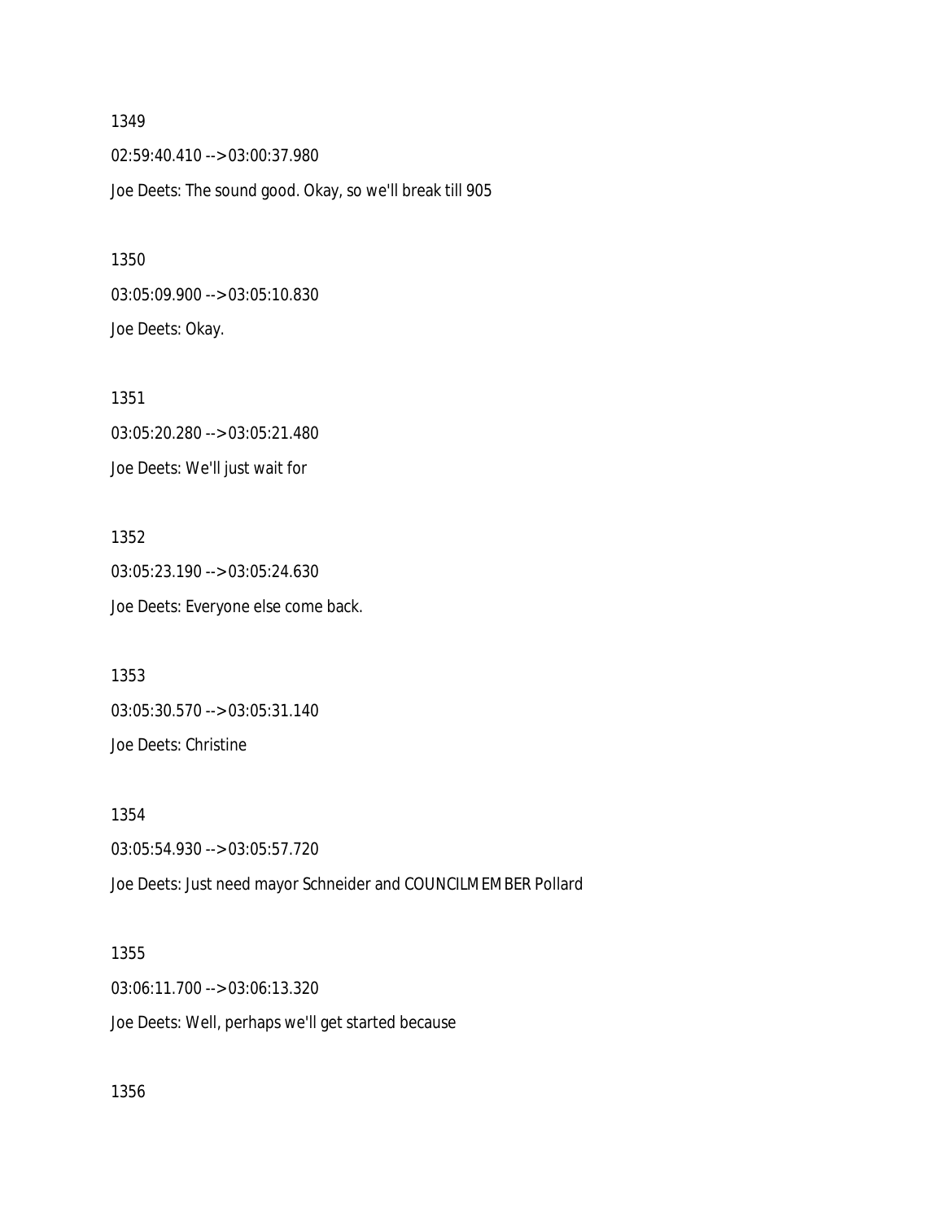1349

02:59:40.410 --> 03:00:37.980

Joe Deets: The sound good. Okay, so we'll break till 905

1350

03:05:09.900 --> 03:05:10.830

Joe Deets: Okay.

1351

03:05:20.280 --> 03:05:21.480

Joe Deets: We'll just wait for

1352

03:05:23.190 --> 03:05:24.630

Joe Deets: Everyone else come back.

1353

03:05:30.570 --> 03:05:31.140

Joe Deets: Christine

1354

03:05:54.930 --> 03:05:57.720

Joe Deets: Just need mayor Schneider and COUNCILMEMBER Pollard

1355

03:06:11.700 --> 03:06:13.320

Joe Deets: Well, perhaps we'll get started because

1356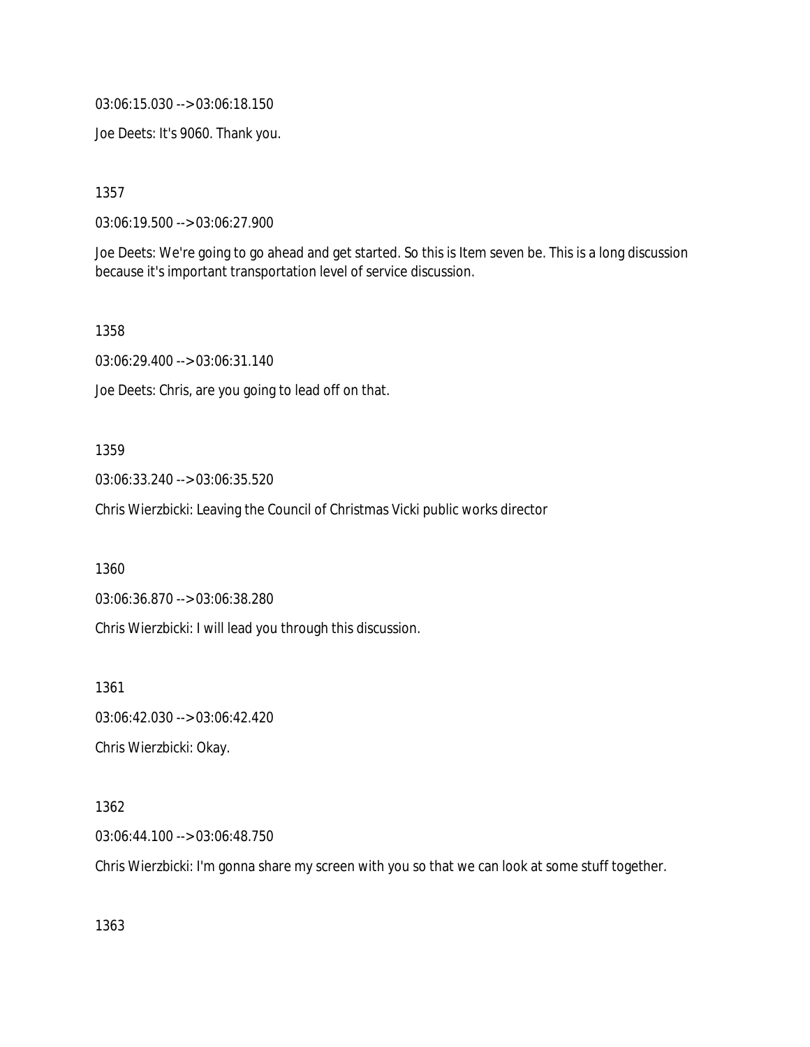03:06:15.030 --> 03:06:18.150

Joe Deets: It's 9060. Thank you.

1357

03:06:19.500 --> 03:06:27.900

Joe Deets: We're going to go ahead and get started. So this is Item seven be. This is a long discussion because it's important transportation level of service discussion.

1358

03:06:29.400 --> 03:06:31.140

Joe Deets: Chris, are you going to lead off on that.

1359

03:06:33.240 --> 03:06:35.520

Chris Wierzbicki: Leaving the Council of Christmas Vicki public works director

1360

03:06:36.870 --> 03:06:38.280

Chris Wierzbicki: I will lead you through this discussion.

1361

03:06:42.030 --> 03:06:42.420

Chris Wierzbicki: Okay.

1362

03:06:44.100 --> 03:06:48.750

Chris Wierzbicki: I'm gonna share my screen with you so that we can look at some stuff together.

1363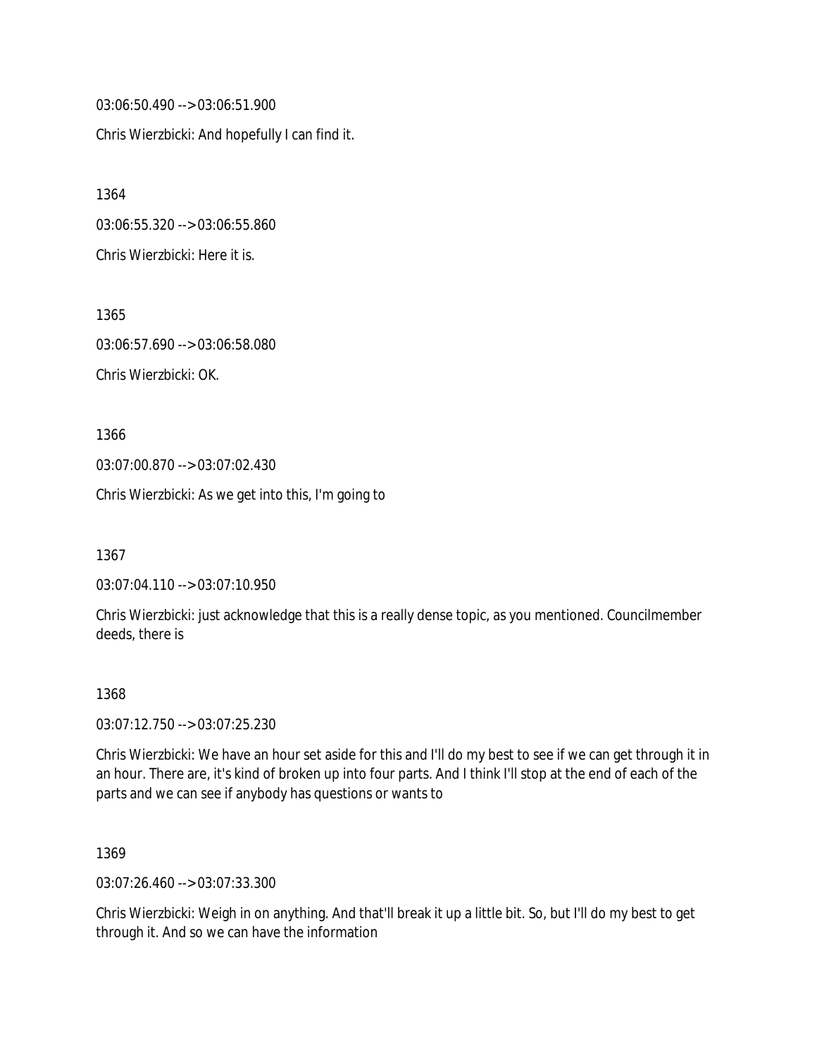03:06:50.490 --> 03:06:51.900

Chris Wierzbicki: And hopefully I can find it.

1364

03:06:55.320 --> 03:06:55.860

Chris Wierzbicki: Here it is.

1365

03:06:57.690 --> 03:06:58.080

Chris Wierzbicki: OK.

1366

03:07:00.870 --> 03:07:02.430

Chris Wierzbicki: As we get into this, I'm going to

1367

03:07:04.110 --> 03:07:10.950

Chris Wierzbicki: just acknowledge that this is a really dense topic, as you mentioned. Councilmember deeds, there is

1368

03:07:12.750 --> 03:07:25.230

Chris Wierzbicki: We have an hour set aside for this and I'll do my best to see if we can get through it in an hour. There are, it's kind of broken up into four parts. And I think I'll stop at the end of each of the parts and we can see if anybody has questions or wants to

1369

03:07:26.460 --> 03:07:33.300

Chris Wierzbicki: Weigh in on anything. And that'll break it up a little bit. So, but I'll do my best to get through it. And so we can have the information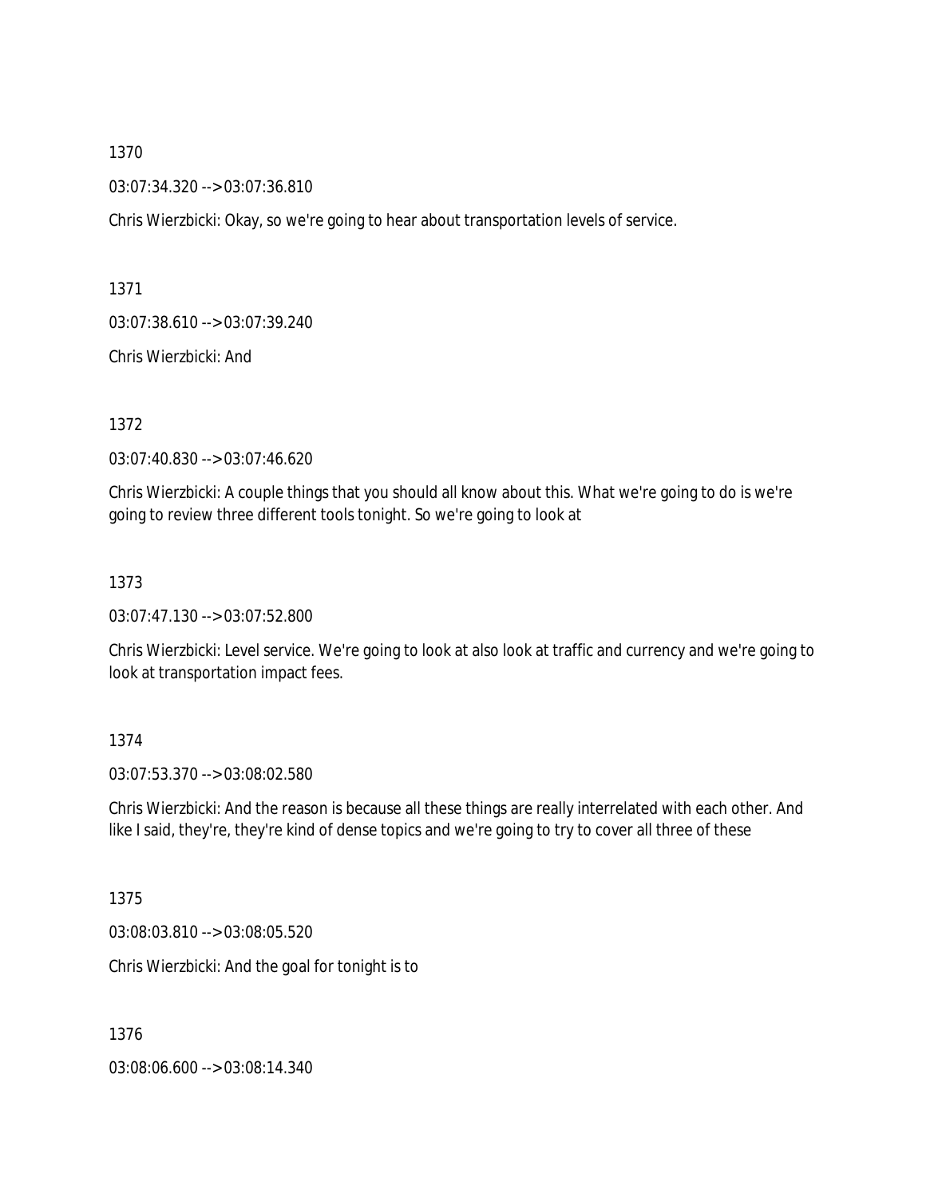1370

03:07:34.320 --> 03:07:36.810

Chris Wierzbicki: Okay, so we're going to hear about transportation levels of service.

1371

03:07:38.610 --> 03:07:39.240

Chris Wierzbicki: And

1372

03:07:40.830 --> 03:07:46.620

Chris Wierzbicki: A couple things that you should all know about this. What we're going to do is we're going to review three different tools tonight. So we're going to look at

1373

03:07:47.130 --> 03:07:52.800

Chris Wierzbicki: Level service. We're going to look at also look at traffic and currency and we're going to look at transportation impact fees.

1374

03:07:53.370 --> 03:08:02.580

Chris Wierzbicki: And the reason is because all these things are really interrelated with each other. And like I said, they're, they're kind of dense topics and we're going to try to cover all three of these

1375

03:08:03.810 --> 03:08:05.520

Chris Wierzbicki: And the goal for tonight is to

1376

03:08:06.600 --> 03:08:14.340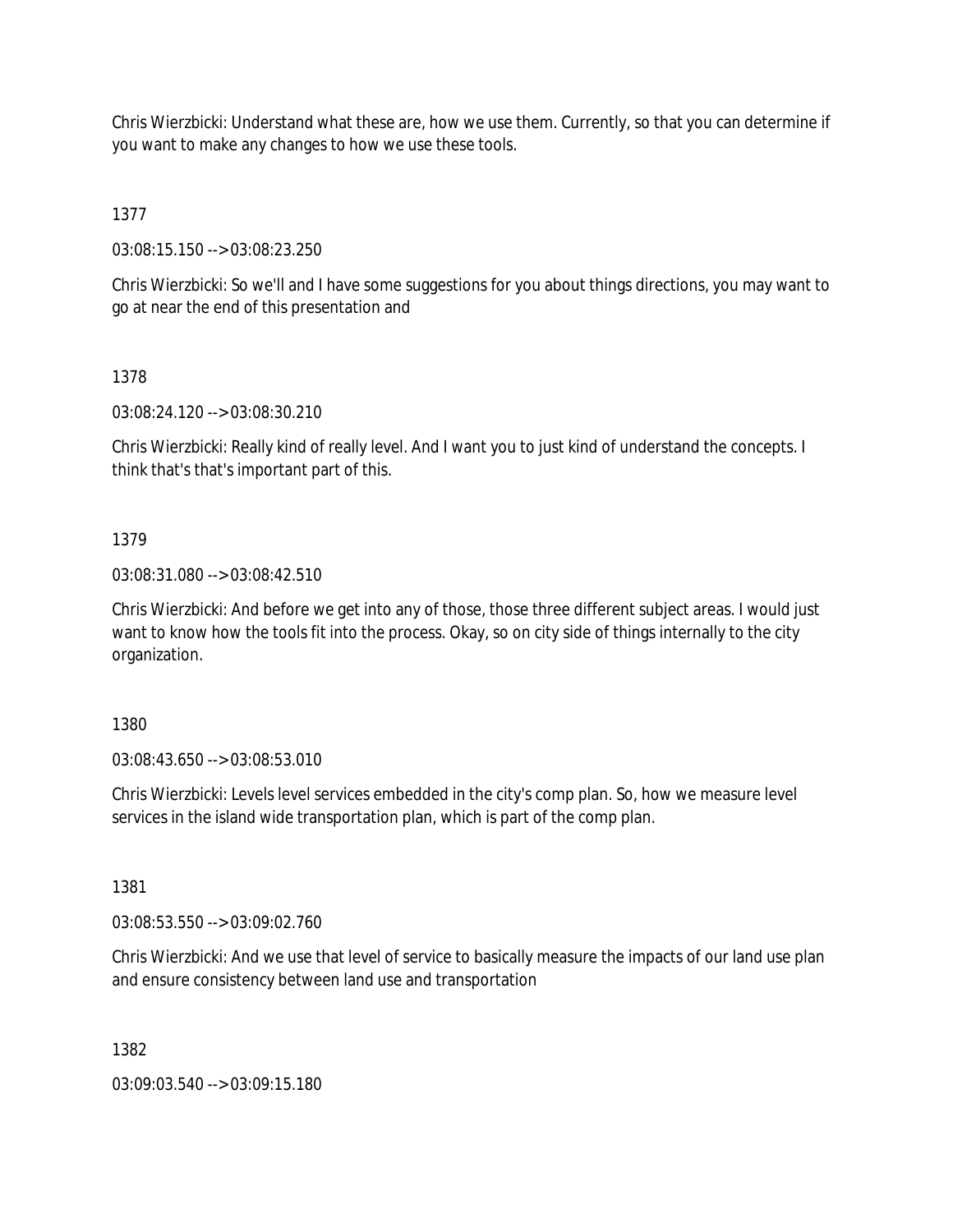Chris Wierzbicki: Understand what these are, how we use them. Currently, so that you can determine if you want to make any changes to how we use these tools.

1377

03:08:15.150 --> 03:08:23.250

Chris Wierzbicki: So we'll and I have some suggestions for you about things directions, you may want to go at near the end of this presentation and

1378

03:08:24.120 --> 03:08:30.210

Chris Wierzbicki: Really kind of really level. And I want you to just kind of understand the concepts. I think that's that's important part of this.

1379

03:08:31.080 --> 03:08:42.510

Chris Wierzbicki: And before we get into any of those, those three different subject areas. I would just want to know how the tools fit into the process. Okay, so on city side of things internally to the city organization.

1380

03:08:43.650 --> 03:08:53.010

Chris Wierzbicki: Levels level services embedded in the city's comp plan. So, how we measure level services in the island wide transportation plan, which is part of the comp plan.

1381

03:08:53.550 --> 03:09:02.760

Chris Wierzbicki: And we use that level of service to basically measure the impacts of our land use plan and ensure consistency between land use and transportation

1382

03:09:03.540 --> 03:09:15.180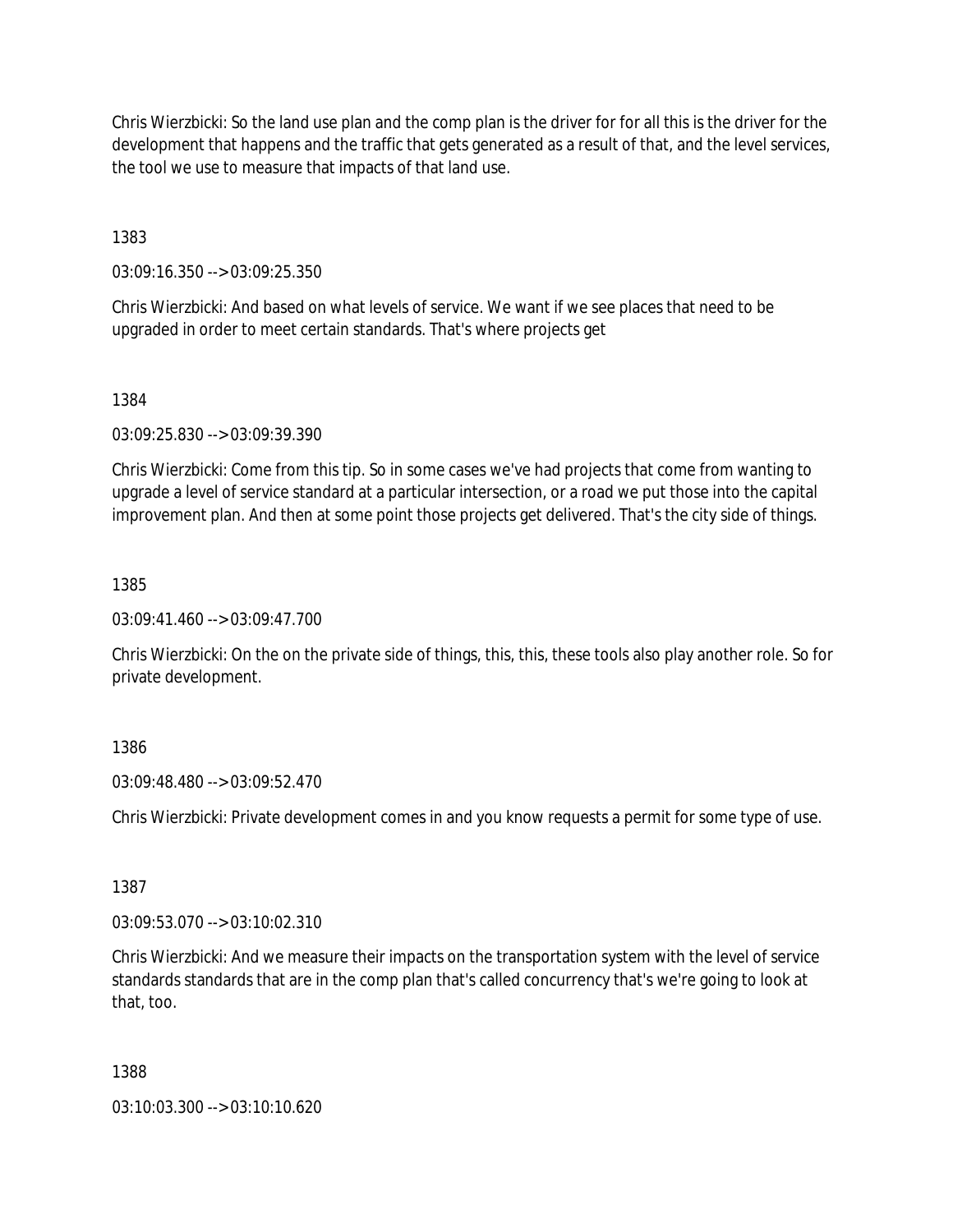Chris Wierzbicki: So the land use plan and the comp plan is the driver for for all this is the driver for the development that happens and the traffic that gets generated as a result of that, and the level services, the tool we use to measure that impacts of that land use.

1383

03:09:16.350 --> 03:09:25.350

Chris Wierzbicki: And based on what levels of service. We want if we see places that need to be upgraded in order to meet certain standards. That's where projects get

1384

03:09:25.830 --> 03:09:39.390

Chris Wierzbicki: Come from this tip. So in some cases we've had projects that come from wanting to upgrade a level of service standard at a particular intersection, or a road we put those into the capital improvement plan. And then at some point those projects get delivered. That's the city side of things.

1385

03:09:41.460 --> 03:09:47.700

Chris Wierzbicki: On the on the private side of things, this, this, these tools also play another role. So for private development.

1386

03:09:48.480 --> 03:09:52.470

Chris Wierzbicki: Private development comes in and you know requests a permit for some type of use.

1387

03:09:53.070 --> 03:10:02.310

Chris Wierzbicki: And we measure their impacts on the transportation system with the level of service standards standards that are in the comp plan that's called concurrency that's we're going to look at that, too.

1388

03:10:03.300 --> 03:10:10.620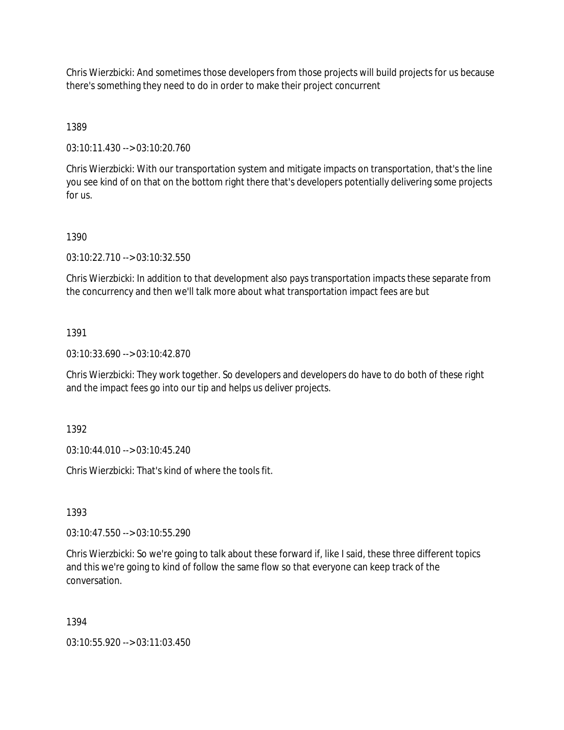Chris Wierzbicki: And sometimes those developers from those projects will build projects for us because there's something they need to do in order to make their project concurrent

1389

03:10:11.430 --> 03:10:20.760

Chris Wierzbicki: With our transportation system and mitigate impacts on transportation, that's the line you see kind of on that on the bottom right there that's developers potentially delivering some projects for us.

1390

03:10:22.710 --> 03:10:32.550

Chris Wierzbicki: In addition to that development also pays transportation impacts these separate from the concurrency and then we'll talk more about what transportation impact fees are but

1391

03:10:33.690 --> 03:10:42.870

Chris Wierzbicki: They work together. So developers and developers do have to do both of these right and the impact fees go into our tip and helps us deliver projects.

1392

03:10:44.010 --> 03:10:45.240

Chris Wierzbicki: That's kind of where the tools fit.

1393

03:10:47.550 --> 03:10:55.290

Chris Wierzbicki: So we're going to talk about these forward if, like I said, these three different topics and this we're going to kind of follow the same flow so that everyone can keep track of the conversation.

1394

03:10:55.920 --> 03:11:03.450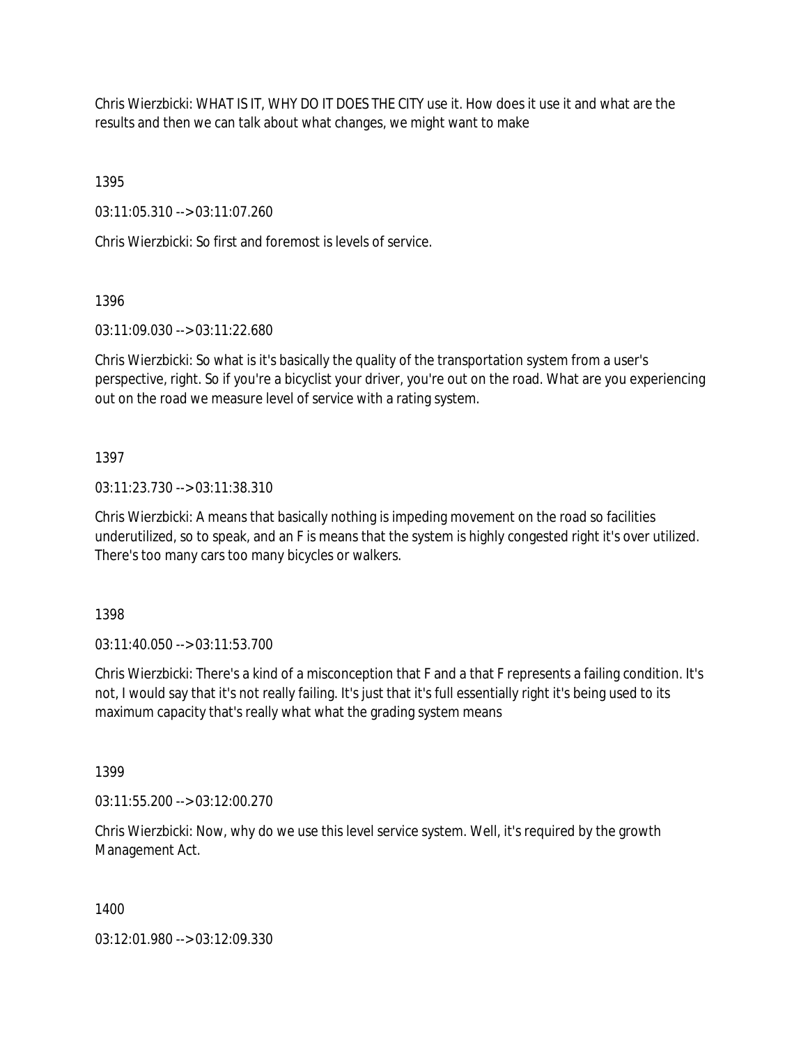Chris Wierzbicki: WHAT IS IT, WHY DO IT DOES THE CITY use it. How does it use it and what are the results and then we can talk about what changes, we might want to make

1395

03:11:05.310 --> 03:11:07.260

Chris Wierzbicki: So first and foremost is levels of service.

1396

03:11:09.030 --> 03:11:22.680

Chris Wierzbicki: So what is it's basically the quality of the transportation system from a user's perspective, right. So if you're a bicyclist your driver, you're out on the road. What are you experiencing out on the road we measure level of service with a rating system.

1397

03:11:23.730 --> 03:11:38.310

Chris Wierzbicki: A means that basically nothing is impeding movement on the road so facilities underutilized, so to speak, and an F is means that the system is highly congested right it's over utilized. There's too many cars too many bicycles or walkers.

1398

03:11:40.050 --> 03:11:53.700

Chris Wierzbicki: There's a kind of a misconception that F and a that F represents a failing condition. It's not, I would say that it's not really failing. It's just that it's full essentially right it's being used to its maximum capacity that's really what what the grading system means

1399

03:11:55.200 --> 03:12:00.270

Chris Wierzbicki: Now, why do we use this level service system. Well, it's required by the growth Management Act.

1400

03:12:01.980 --> 03:12:09.330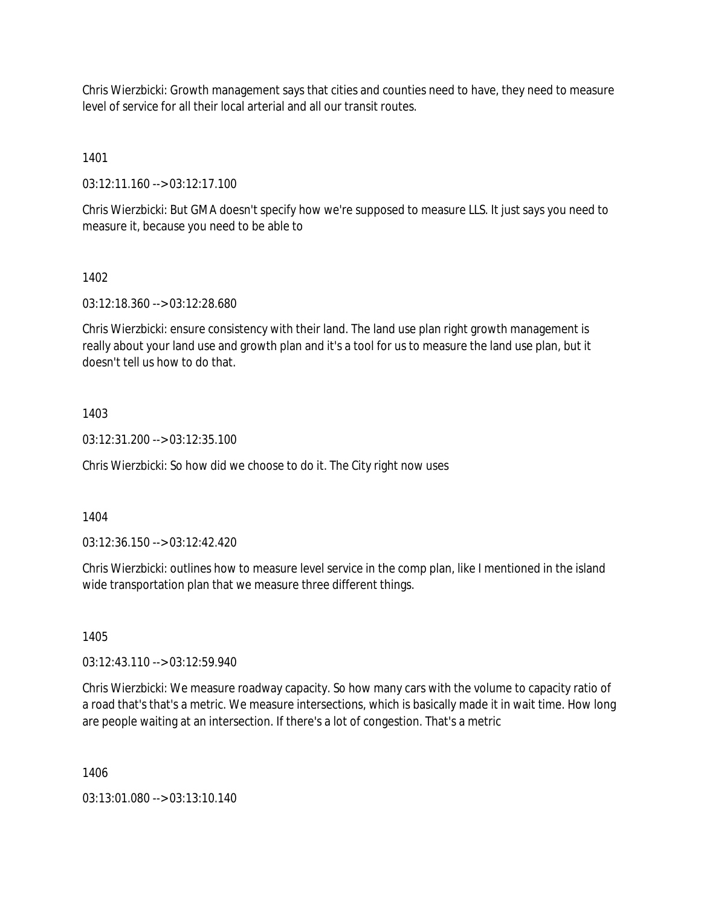Chris Wierzbicki: Growth management says that cities and counties need to have, they need to measure level of service for all their local arterial and all our transit routes.

1401

03:12:11.160 --> 03:12:17.100

Chris Wierzbicki: But GMA doesn't specify how we're supposed to measure LLS. It just says you need to measure it, because you need to be able to

1402

03:12:18.360 --> 03:12:28.680

Chris Wierzbicki: ensure consistency with their land. The land use plan right growth management is really about your land use and growth plan and it's a tool for us to measure the land use plan, but it doesn't tell us how to do that.

1403

03:12:31.200 --> 03:12:35.100

Chris Wierzbicki: So how did we choose to do it. The City right now uses

1404

03:12:36.150 --> 03:12:42.420

Chris Wierzbicki: outlines how to measure level service in the comp plan, like I mentioned in the island wide transportation plan that we measure three different things.

1405

03:12:43.110 --> 03:12:59.940

Chris Wierzbicki: We measure roadway capacity. So how many cars with the volume to capacity ratio of a road that's that's a metric. We measure intersections, which is basically made it in wait time. How long are people waiting at an intersection. If there's a lot of congestion. That's a metric

1406

03:13:01.080 --> 03:13:10.140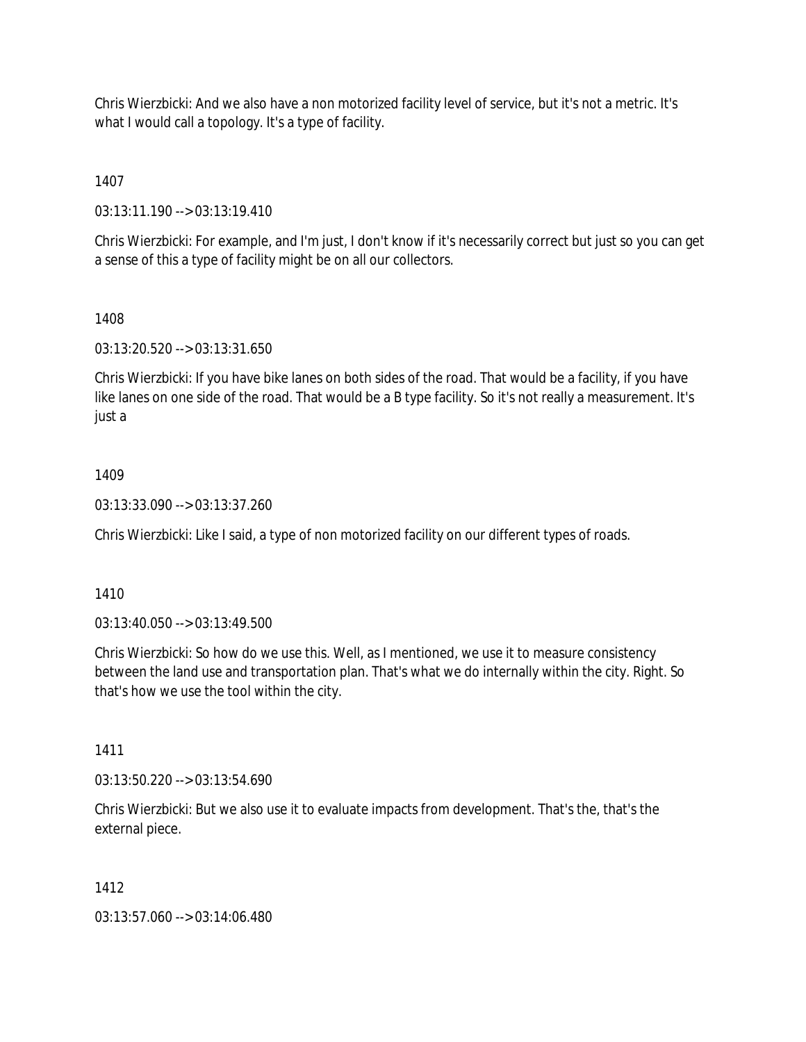Chris Wierzbicki: And we also have a non motorized facility level of service, but it's not a metric. It's what I would call a topology. It's a type of facility.

1407

03:13:11.190 --> 03:13:19.410

Chris Wierzbicki: For example, and I'm just, I don't know if it's necessarily correct but just so you can get a sense of this a type of facility might be on all our collectors.

1408

03:13:20.520 --> 03:13:31.650

Chris Wierzbicki: If you have bike lanes on both sides of the road. That would be a facility, if you have like lanes on one side of the road. That would be a B type facility. So it's not really a measurement. It's just a

1409

03:13:33.090 --> 03:13:37.260

Chris Wierzbicki: Like I said, a type of non motorized facility on our different types of roads.

1410

03:13:40.050 --> 03:13:49.500

Chris Wierzbicki: So how do we use this. Well, as I mentioned, we use it to measure consistency between the land use and transportation plan. That's what we do internally within the city. Right. So that's how we use the tool within the city.

1411

03:13:50.220 --> 03:13:54.690

Chris Wierzbicki: But we also use it to evaluate impacts from development. That's the, that's the external piece.

1412

03:13:57.060 --> 03:14:06.480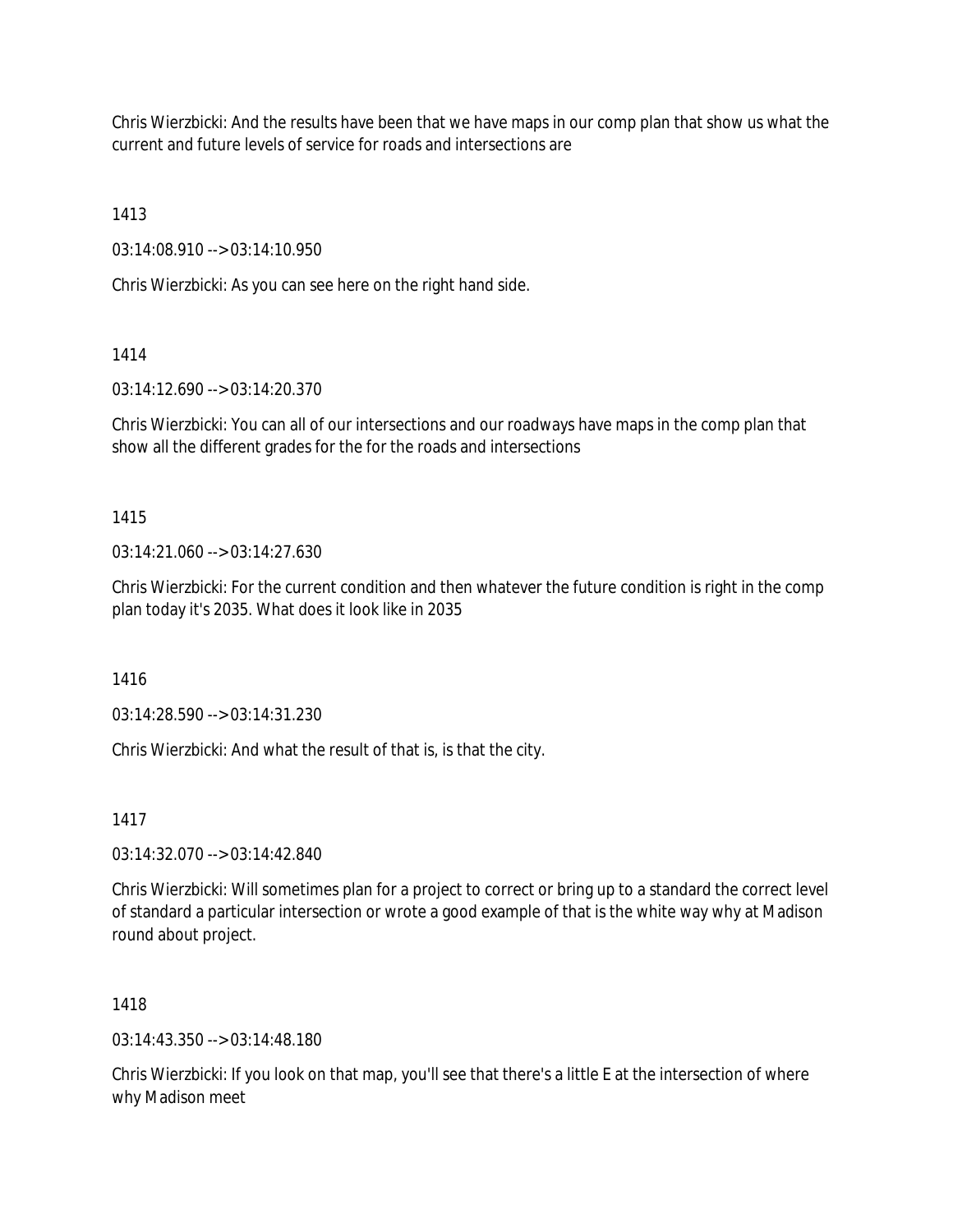Chris Wierzbicki: And the results have been that we have maps in our comp plan that show us what the current and future levels of service for roads and intersections are

1413

03:14:08.910 --> 03:14:10.950

Chris Wierzbicki: As you can see here on the right hand side.

1414

03:14:12.690 --> 03:14:20.370

Chris Wierzbicki: You can all of our intersections and our roadways have maps in the comp plan that show all the different grades for the for the roads and intersections

1415

03:14:21.060 --> 03:14:27.630

Chris Wierzbicki: For the current condition and then whatever the future condition is right in the comp plan today it's 2035. What does it look like in 2035

1416

03:14:28.590 --> 03:14:31.230

Chris Wierzbicki: And what the result of that is, is that the city.

1417

03:14:32.070 --> 03:14:42.840

Chris Wierzbicki: Will sometimes plan for a project to correct or bring up to a standard the correct level of standard a particular intersection or wrote a good example of that is the white way why at Madison round about project.

1418

03:14:43.350 --> 03:14:48.180

Chris Wierzbicki: If you look on that map, you'll see that there's a little E at the intersection of where why Madison meet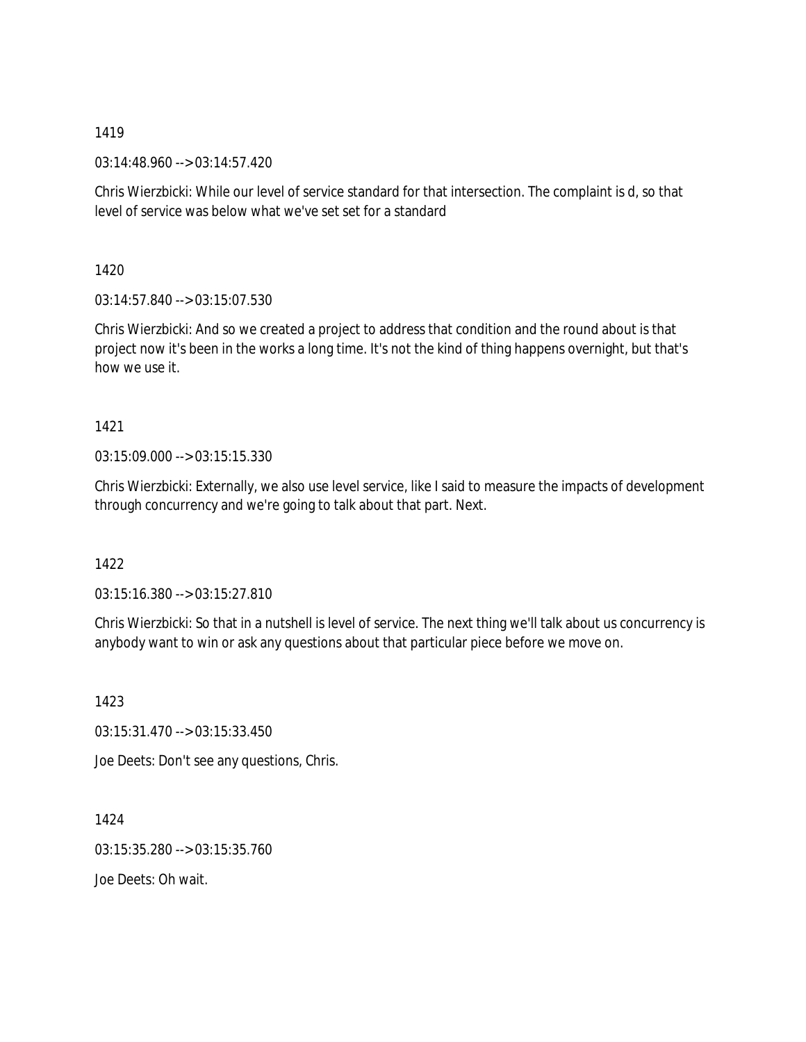1419

03:14:48.960 --> 03:14:57.420

Chris Wierzbicki: While our level of service standard for that intersection. The complaint is d, so that level of service was below what we've set set for a standard

1420

03:14:57.840 --> 03:15:07.530

Chris Wierzbicki: And so we created a project to address that condition and the round about is that project now it's been in the works a long time. It's not the kind of thing happens overnight, but that's how we use it.

1421

03:15:09.000 --> 03:15:15.330

Chris Wierzbicki: Externally, we also use level service, like I said to measure the impacts of development through concurrency and we're going to talk about that part. Next.

1422

03:15:16.380 --> 03:15:27.810

Chris Wierzbicki: So that in a nutshell is level of service. The next thing we'll talk about us concurrency is anybody want to win or ask any questions about that particular piece before we move on.

1423

03:15:31.470 --> 03:15:33.450

Joe Deets: Don't see any questions, Chris.

1424

03:15:35.280 --> 03:15:35.760

Joe Deets: Oh wait.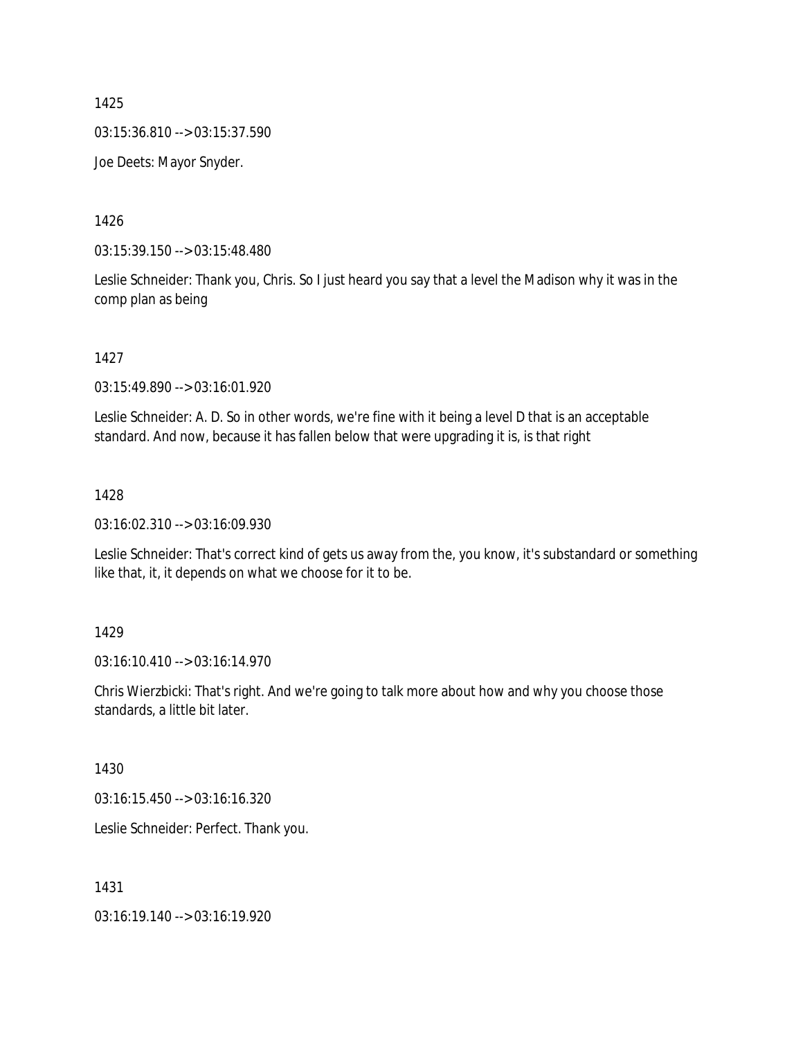1425

03:15:36.810 --> 03:15:37.590

Joe Deets: Mayor Snyder.

1426

03:15:39.150 --> 03:15:48.480

Leslie Schneider: Thank you, Chris. So I just heard you say that a level the Madison why it was in the comp plan as being

1427

03:15:49.890 --> 03:16:01.920

Leslie Schneider: A. D. So in other words, we're fine with it being a level D that is an acceptable standard. And now, because it has fallen below that were upgrading it is, is that right

1428

03:16:02.310 --> 03:16:09.930

Leslie Schneider: That's correct kind of gets us away from the, you know, it's substandard or something like that, it, it depends on what we choose for it to be.

1429

03:16:10.410 --> 03:16:14.970

Chris Wierzbicki: That's right. And we're going to talk more about how and why you choose those standards, a little bit later.

1430

03:16:15.450 --> 03:16:16.320

Leslie Schneider: Perfect. Thank you.

1431

03:16:19.140 --> 03:16:19.920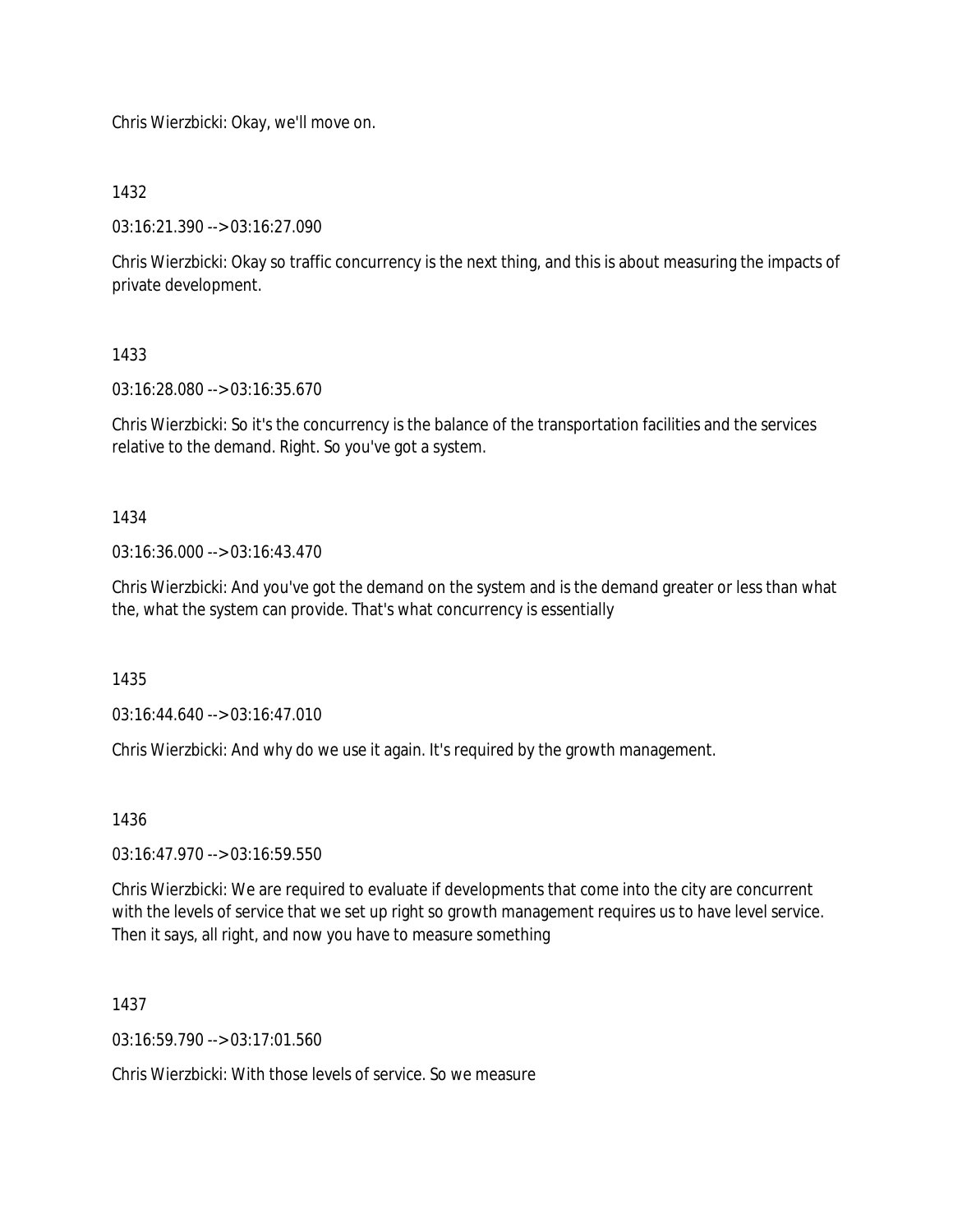Chris Wierzbicki: Okay, we'll move on.

1432

03:16:21.390 --> 03:16:27.090

Chris Wierzbicki: Okay so traffic concurrency is the next thing, and this is about measuring the impacts of private development.

1433

03:16:28.080 --> 03:16:35.670

Chris Wierzbicki: So it's the concurrency is the balance of the transportation facilities and the services relative to the demand. Right. So you've got a system.

1434

03:16:36.000 --> 03:16:43.470

Chris Wierzbicki: And you've got the demand on the system and is the demand greater or less than what the, what the system can provide. That's what concurrency is essentially

1435

03:16:44.640 --> 03:16:47.010

Chris Wierzbicki: And why do we use it again. It's required by the growth management.

1436

03:16:47.970 --> 03:16:59.550

Chris Wierzbicki: We are required to evaluate if developments that come into the city are concurrent with the levels of service that we set up right so growth management requires us to have level service. Then it says, all right, and now you have to measure something

1437

03:16:59.790 --> 03:17:01.560

Chris Wierzbicki: With those levels of service. So we measure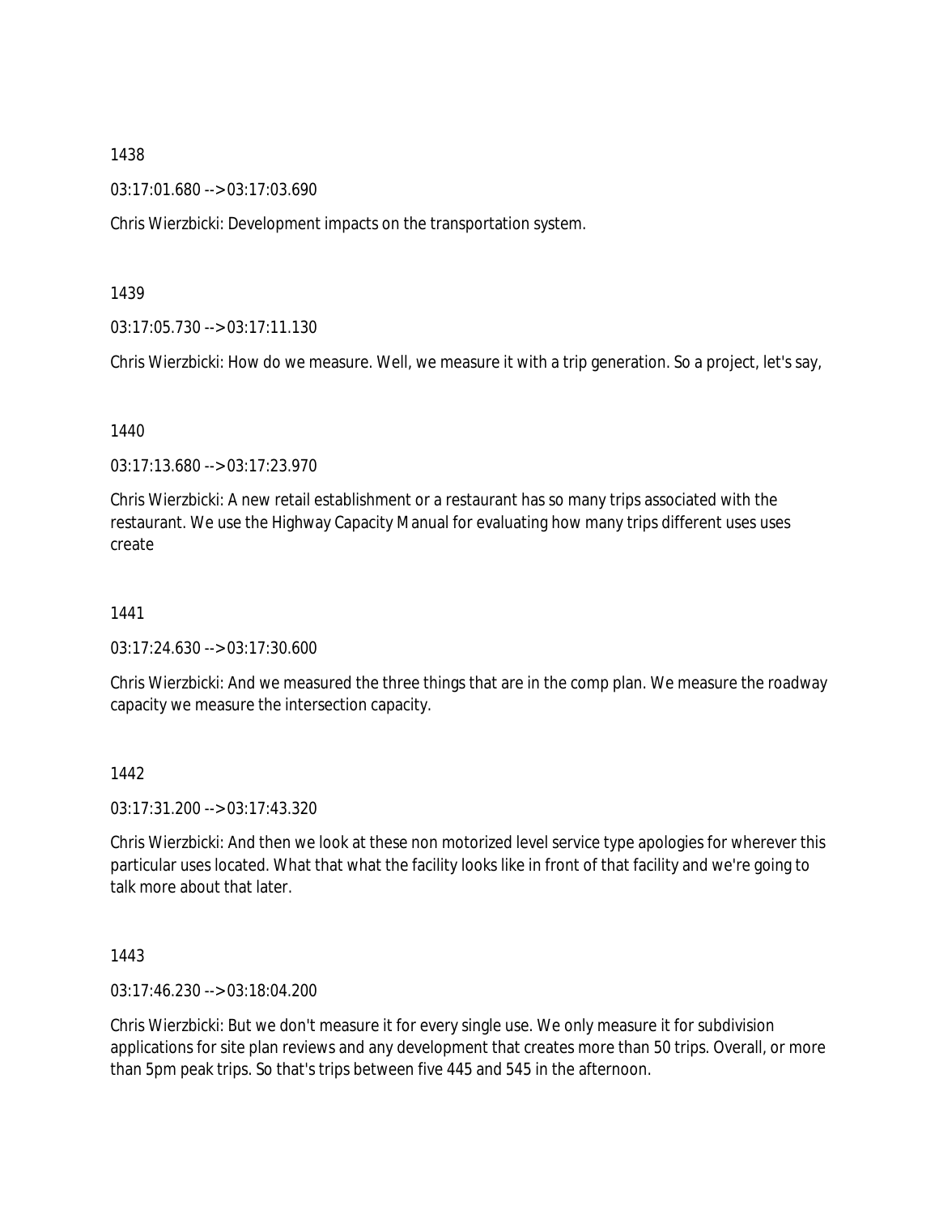1438

03:17:01.680 --> 03:17:03.690

Chris Wierzbicki: Development impacts on the transportation system.

1439

03:17:05.730 --> 03:17:11.130

Chris Wierzbicki: How do we measure. Well, we measure it with a trip generation. So a project, let's say,

1440

03:17:13.680 --> 03:17:23.970

Chris Wierzbicki: A new retail establishment or a restaurant has so many trips associated with the restaurant. We use the Highway Capacity Manual for evaluating how many trips different uses uses create

1441

03:17:24.630 --> 03:17:30.600

Chris Wierzbicki: And we measured the three things that are in the comp plan. We measure the roadway capacity we measure the intersection capacity.

1442

03:17:31.200 --> 03:17:43.320

Chris Wierzbicki: And then we look at these non motorized level service type apologies for wherever this particular uses located. What that what the facility looks like in front of that facility and we're going to talk more about that later.

1443

03:17:46.230 --> 03:18:04.200

Chris Wierzbicki: But we don't measure it for every single use. We only measure it for subdivision applications for site plan reviews and any development that creates more than 50 trips. Overall, or more than 5pm peak trips. So that's trips between five 445 and 545 in the afternoon.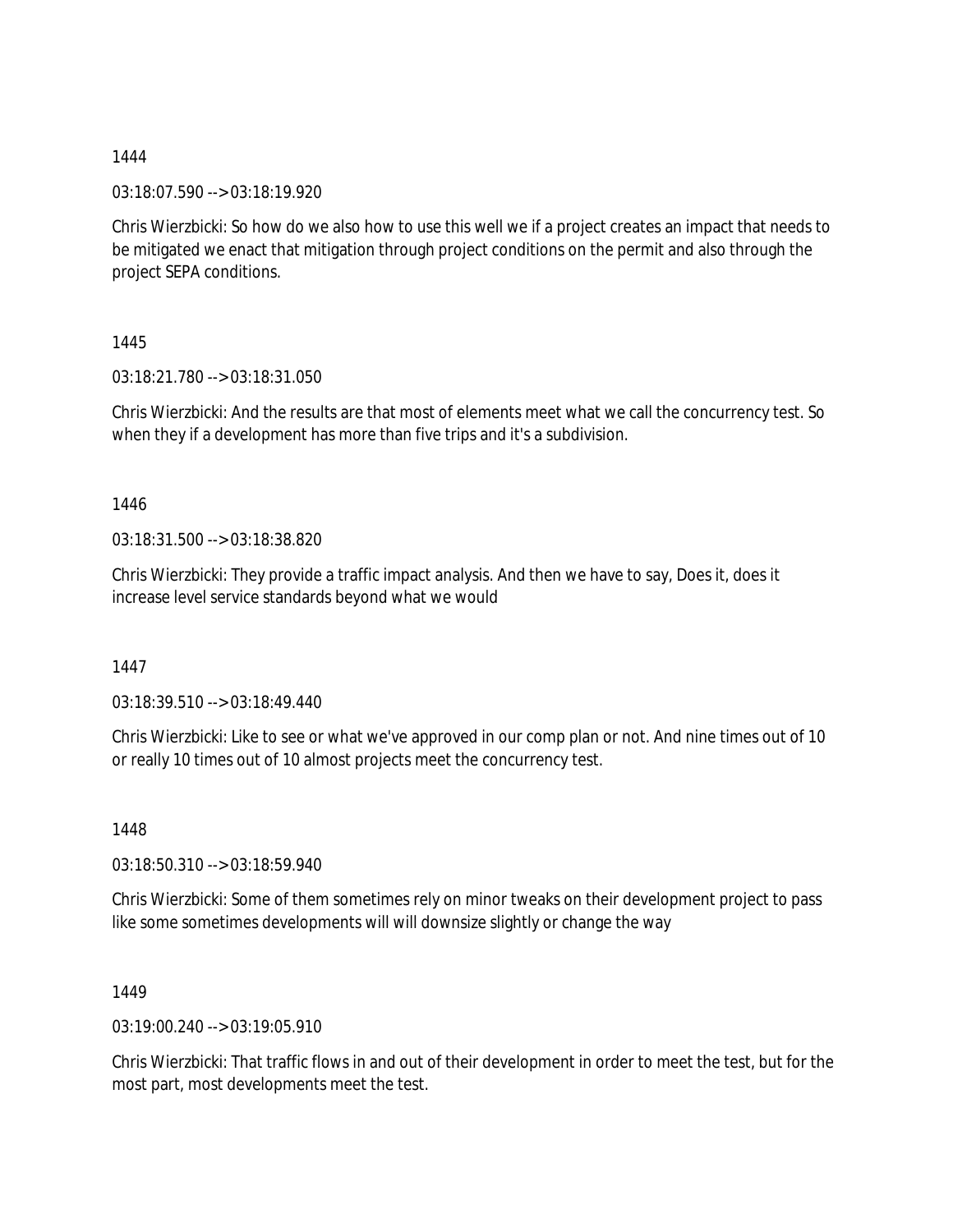1444

03:18:07.590 --> 03:18:19.920

Chris Wierzbicki: So how do we also how to use this well we if a project creates an impact that needs to be mitigated we enact that mitigation through project conditions on the permit and also through the project SEPA conditions.

1445

03:18:21.780 --> 03:18:31.050

Chris Wierzbicki: And the results are that most of elements meet what we call the concurrency test. So when they if a development has more than five trips and it's a subdivision.

1446

03:18:31.500 --> 03:18:38.820

Chris Wierzbicki: They provide a traffic impact analysis. And then we have to say, Does it, does it increase level service standards beyond what we would

1447

03:18:39.510 --> 03:18:49.440

Chris Wierzbicki: Like to see or what we've approved in our comp plan or not. And nine times out of 10 or really 10 times out of 10 almost projects meet the concurrency test.

1448

03:18:50.310 --> 03:18:59.940

Chris Wierzbicki: Some of them sometimes rely on minor tweaks on their development project to pass like some sometimes developments will will downsize slightly or change the way

1449

03:19:00.240 --> 03:19:05.910

Chris Wierzbicki: That traffic flows in and out of their development in order to meet the test, but for the most part, most developments meet the test.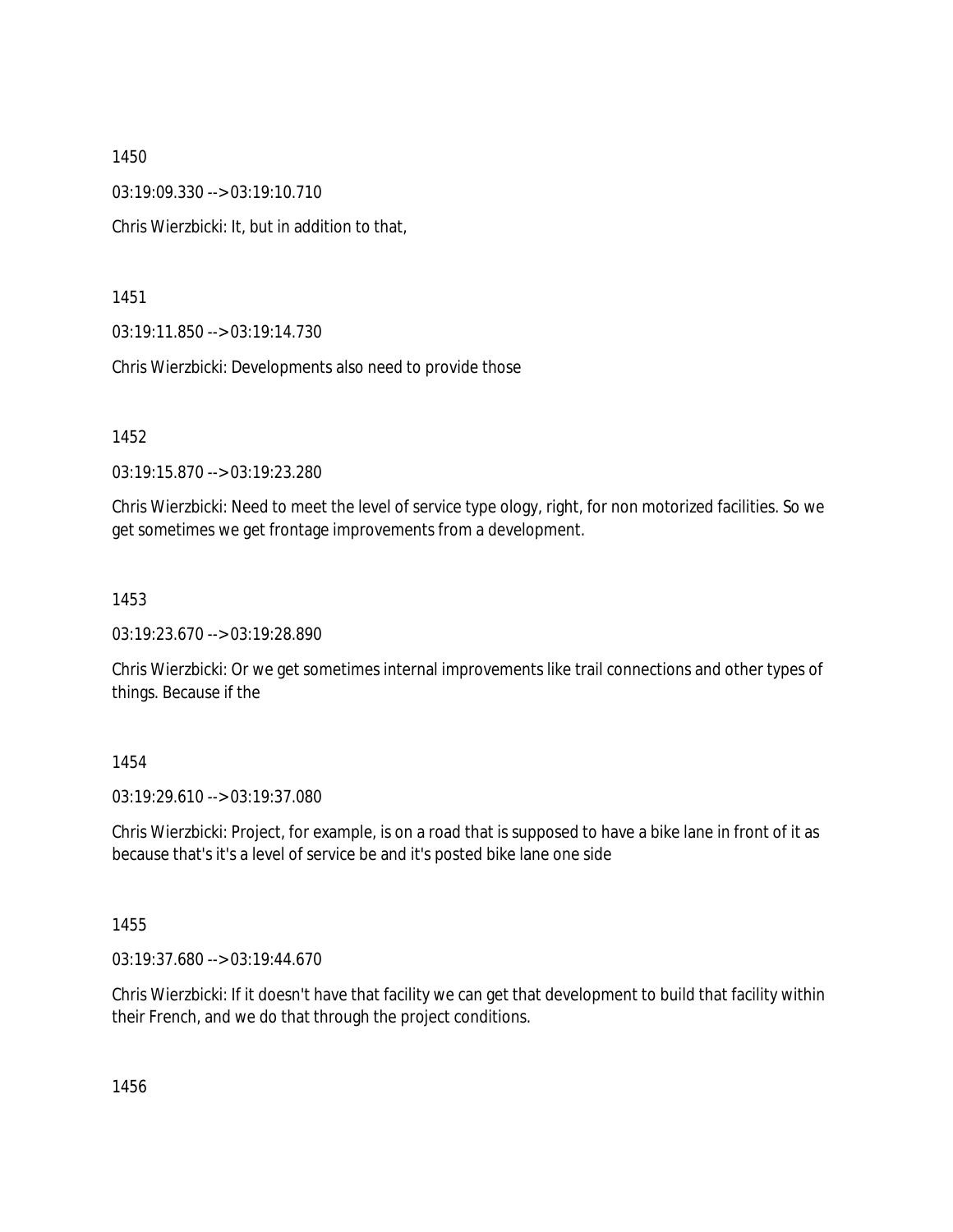1450

03:19:09.330 --> 03:19:10.710

Chris Wierzbicki: It, but in addition to that,

1451

03:19:11.850 --> 03:19:14.730

Chris Wierzbicki: Developments also need to provide those

1452

03:19:15.870 --> 03:19:23.280

Chris Wierzbicki: Need to meet the level of service type ology, right, for non motorized facilities. So we get sometimes we get frontage improvements from a development.

1453

03:19:23.670 --> 03:19:28.890

Chris Wierzbicki: Or we get sometimes internal improvements like trail connections and other types of things. Because if the

1454

03:19:29.610 --> 03:19:37.080

Chris Wierzbicki: Project, for example, is on a road that is supposed to have a bike lane in front of it as because that's it's a level of service be and it's posted bike lane one side

1455

03:19:37.680 --> 03:19:44.670

Chris Wierzbicki: If it doesn't have that facility we can get that development to build that facility within their French, and we do that through the project conditions.

1456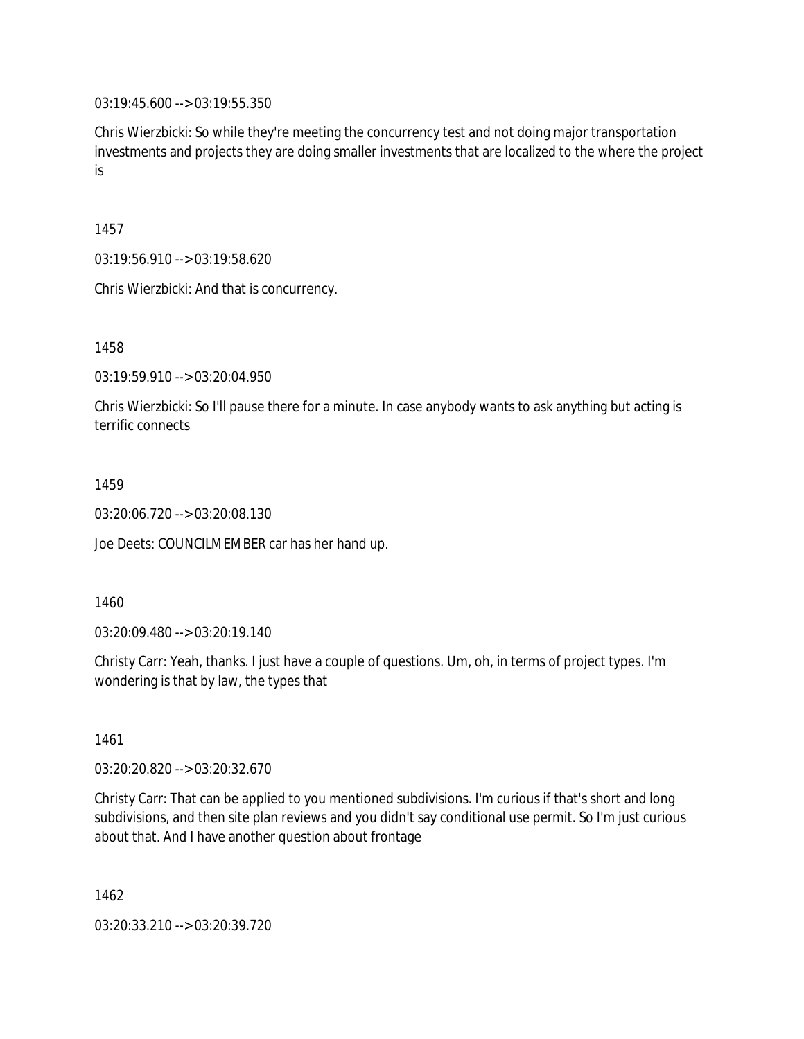03:19:45.600 --> 03:19:55.350

Chris Wierzbicki: So while they're meeting the concurrency test and not doing major transportation investments and projects they are doing smaller investments that are localized to the where the project is

1457

03:19:56.910 --> 03:19:58.620

Chris Wierzbicki: And that is concurrency.

1458

03:19:59.910 --> 03:20:04.950

Chris Wierzbicki: So I'll pause there for a minute. In case anybody wants to ask anything but acting is terrific connects

1459

03:20:06.720 --> 03:20:08.130

Joe Deets: COUNCILMEMBER car has her hand up.

1460

03:20:09.480 --> 03:20:19.140

Christy Carr: Yeah, thanks. I just have a couple of questions. Um, oh, in terms of project types. I'm wondering is that by law, the types that

1461

03:20:20.820 --> 03:20:32.670

Christy Carr: That can be applied to you mentioned subdivisions. I'm curious if that's short and long subdivisions, and then site plan reviews and you didn't say conditional use permit. So I'm just curious about that. And I have another question about frontage

1462

03:20:33.210 --> 03:20:39.720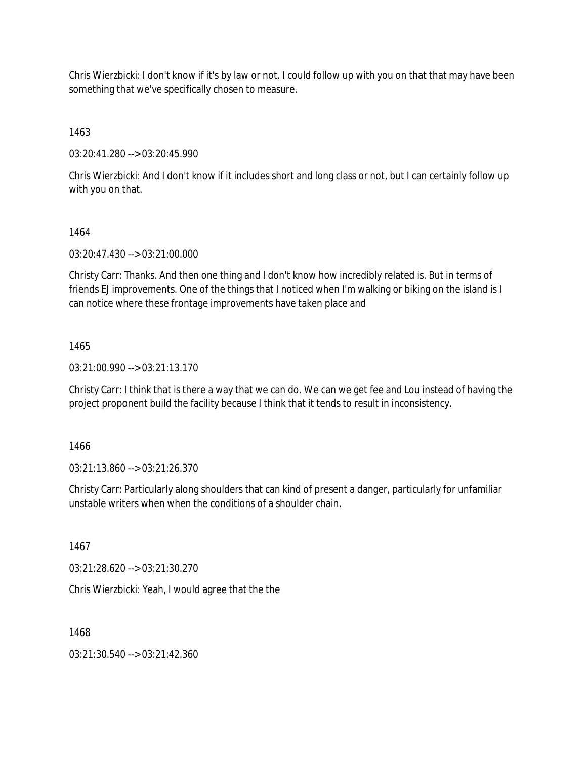Chris Wierzbicki: I don't know if it's by law or not. I could follow up with you on that that may have been something that we've specifically chosen to measure.

1463

03:20:41.280 --> 03:20:45.990

Chris Wierzbicki: And I don't know if it includes short and long class or not, but I can certainly follow up with you on that.

1464

03:20:47.430 --> 03:21:00.000

Christy Carr: Thanks. And then one thing and I don't know how incredibly related is. But in terms of friends EJ improvements. One of the things that I noticed when I'm walking or biking on the island is I can notice where these frontage improvements have taken place and

1465

03:21:00.990 --> 03:21:13.170

Christy Carr: I think that is there a way that we can do. We can we get fee and Lou instead of having the project proponent build the facility because I think that it tends to result in inconsistency.

1466

03:21:13.860 --> 03:21:26.370

Christy Carr: Particularly along shoulders that can kind of present a danger, particularly for unfamiliar unstable writers when when the conditions of a shoulder chain.

1467

03:21:28.620 --> 03:21:30.270

Chris Wierzbicki: Yeah, I would agree that the the

1468

03:21:30.540 --> 03:21:42.360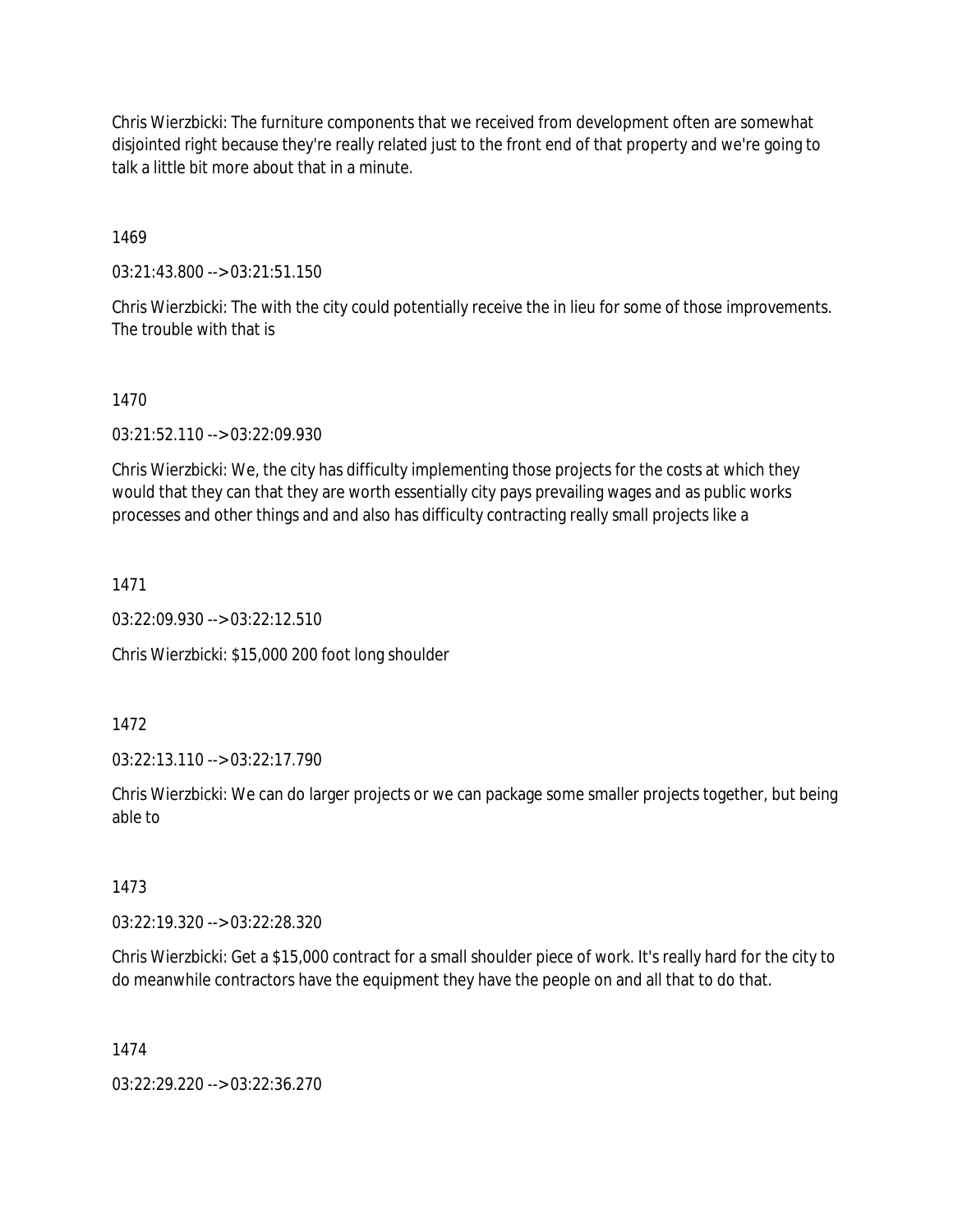Chris Wierzbicki: The furniture components that we received from development often are somewhat disjointed right because they're really related just to the front end of that property and we're going to talk a little bit more about that in a minute.

1469

03:21:43.800 --> 03:21:51.150

Chris Wierzbicki: The with the city could potentially receive the in lieu for some of those improvements. The trouble with that is

1470

03:21:52.110 --> 03:22:09.930

Chris Wierzbicki: We, the city has difficulty implementing those projects for the costs at which they would that they can that they are worth essentially city pays prevailing wages and as public works processes and other things and and also has difficulty contracting really small projects like a

1471

03:22:09.930 --> 03:22:12.510

Chris Wierzbicki: $15,000 200 foot long shoulder

1472

03:22:13.110 --> 03:22:17.790

Chris Wierzbicki: We can do larger projects or we can package some smaller projects together, but being able to

1473

03:22:19.320 --> 03:22:28.320

Chris Wierzbicki: Get a $15,000 contract for a small shoulder piece of work. It's really hard for the city to do meanwhile contractors have the equipment they have the people on and all that to do that.

1474

03:22:29.220 --> 03:22:36.270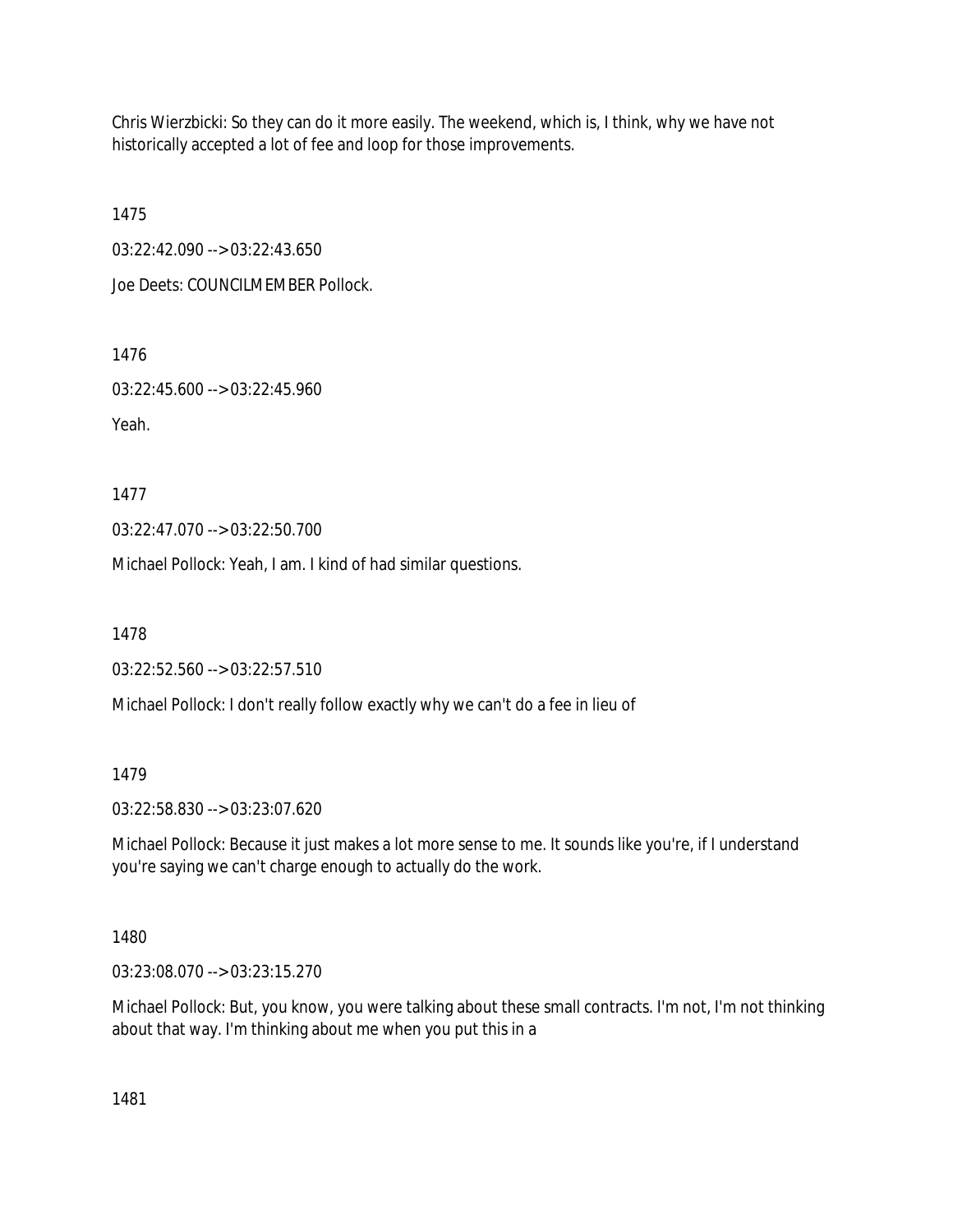Chris Wierzbicki: So they can do it more easily. The weekend, which is, I think, why we have not historically accepted a lot of fee and loop for those improvements.

1475

03:22:42.090 --> 03:22:43.650

Joe Deets: COUNCILMEMBER Pollock.

1476

03:22:45.600 --> 03:22:45.960

Yeah.

1477

03:22:47.070 --> 03:22:50.700

Michael Pollock: Yeah, I am. I kind of had similar questions.

1478

03:22:52.560 --> 03:22:57.510

Michael Pollock: I don't really follow exactly why we can't do a fee in lieu of

1479

03:22:58.830 --> 03:23:07.620

Michael Pollock: Because it just makes a lot more sense to me. It sounds like you're, if I understand you're saying we can't charge enough to actually do the work.

1480

03:23:08.070 --> 03:23:15.270

Michael Pollock: But, you know, you were talking about these small contracts. I'm not, I'm not thinking about that way. I'm thinking about me when you put this in a

1481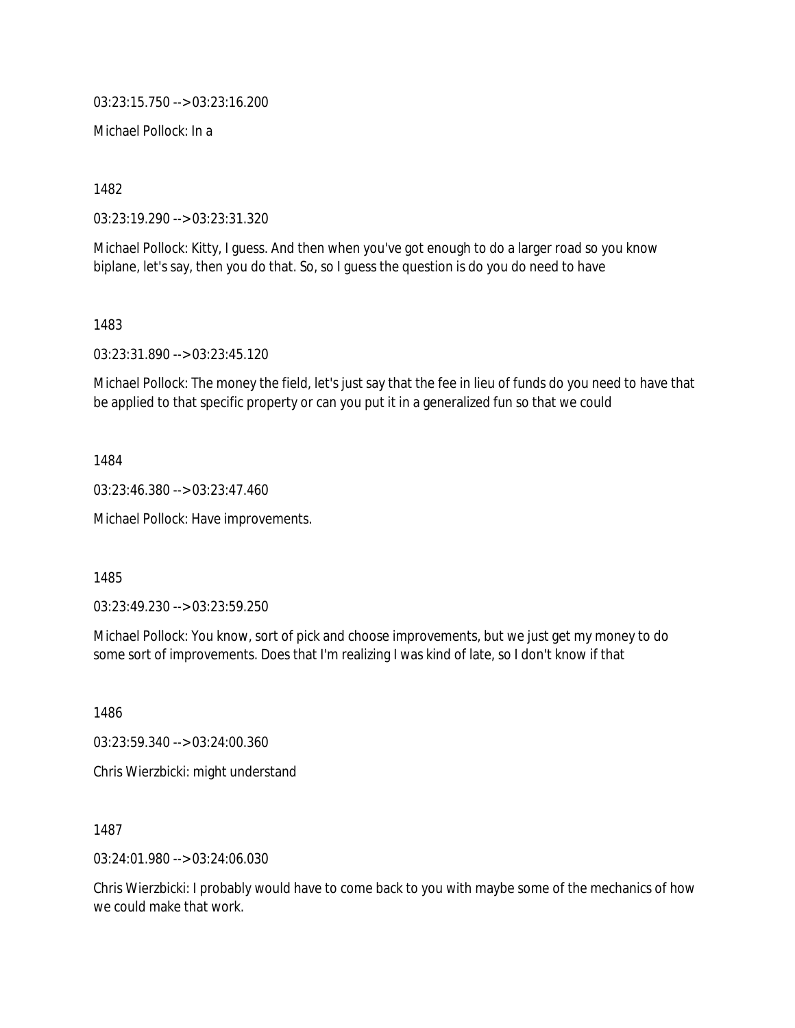03:23:15.750 --> 03:23:16.200

Michael Pollock: In a

1482

03:23:19.290 --> 03:23:31.320

Michael Pollock: Kitty, I guess. And then when you've got enough to do a larger road so you know biplane, let's say, then you do that. So, so I guess the question is do you do need to have

1483

03:23:31.890 --> 03:23:45.120

Michael Pollock: The money the field, let's just say that the fee in lieu of funds do you need to have that be applied to that specific property or can you put it in a generalized fun so that we could

1484

03:23:46.380 --> 03:23:47.460

Michael Pollock: Have improvements.

1485

03:23:49.230 --> 03:23:59.250

Michael Pollock: You know, sort of pick and choose improvements, but we just get my money to do some sort of improvements. Does that I'm realizing I was kind of late, so I don't know if that

1486

03:23:59.340 --> 03:24:00.360

Chris Wierzbicki: might understand

1487

03:24:01.980 --> 03:24:06.030

Chris Wierzbicki: I probably would have to come back to you with maybe some of the mechanics of how we could make that work.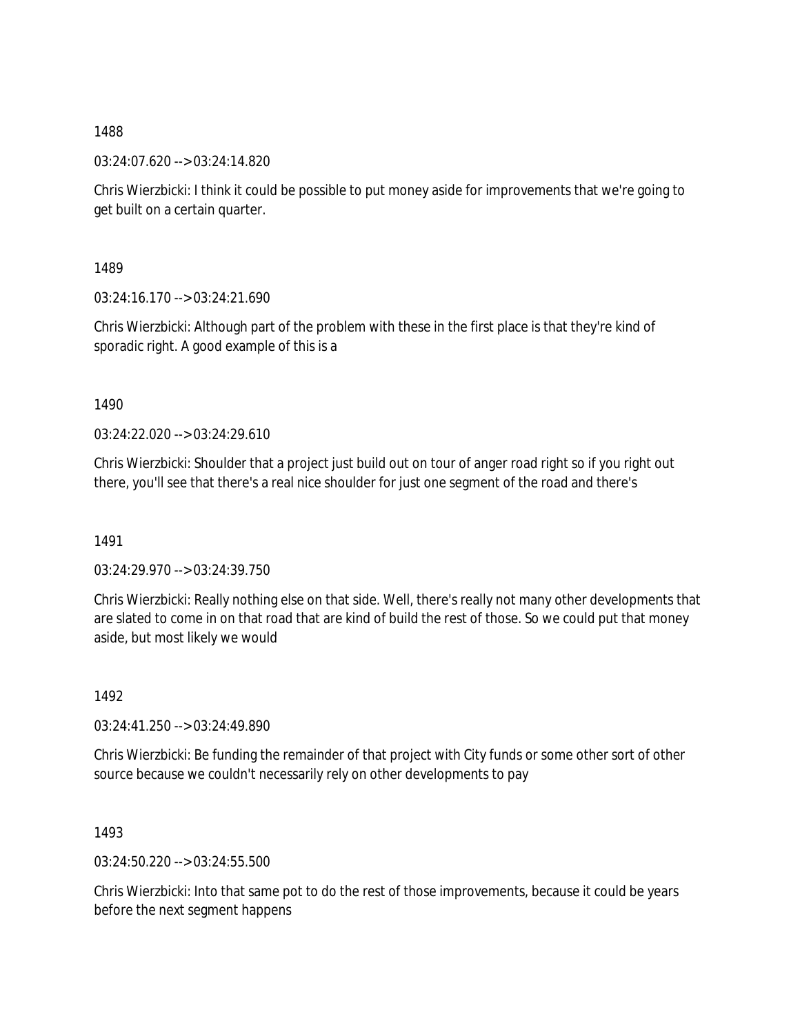1488

03:24:07.620 --> 03:24:14.820

Chris Wierzbicki: I think it could be possible to put money aside for improvements that we're going to get built on a certain quarter.

1489

03:24:16.170 --> 03:24:21.690

Chris Wierzbicki: Although part of the problem with these in the first place is that they're kind of sporadic right. A good example of this is a

1490

03:24:22.020 --> 03:24:29.610

Chris Wierzbicki: Shoulder that a project just build out on tour of anger road right so if you right out there, you'll see that there's a real nice shoulder for just one segment of the road and there's

1491

03:24:29.970 --> 03:24:39.750

Chris Wierzbicki: Really nothing else on that side. Well, there's really not many other developments that are slated to come in on that road that are kind of build the rest of those. So we could put that money aside, but most likely we would

1492

03:24:41.250 --> 03:24:49.890

Chris Wierzbicki: Be funding the remainder of that project with City funds or some other sort of other source because we couldn't necessarily rely on other developments to pay

1493

03:24:50.220 --> 03:24:55.500

Chris Wierzbicki: Into that same pot to do the rest of those improvements, because it could be years before the next segment happens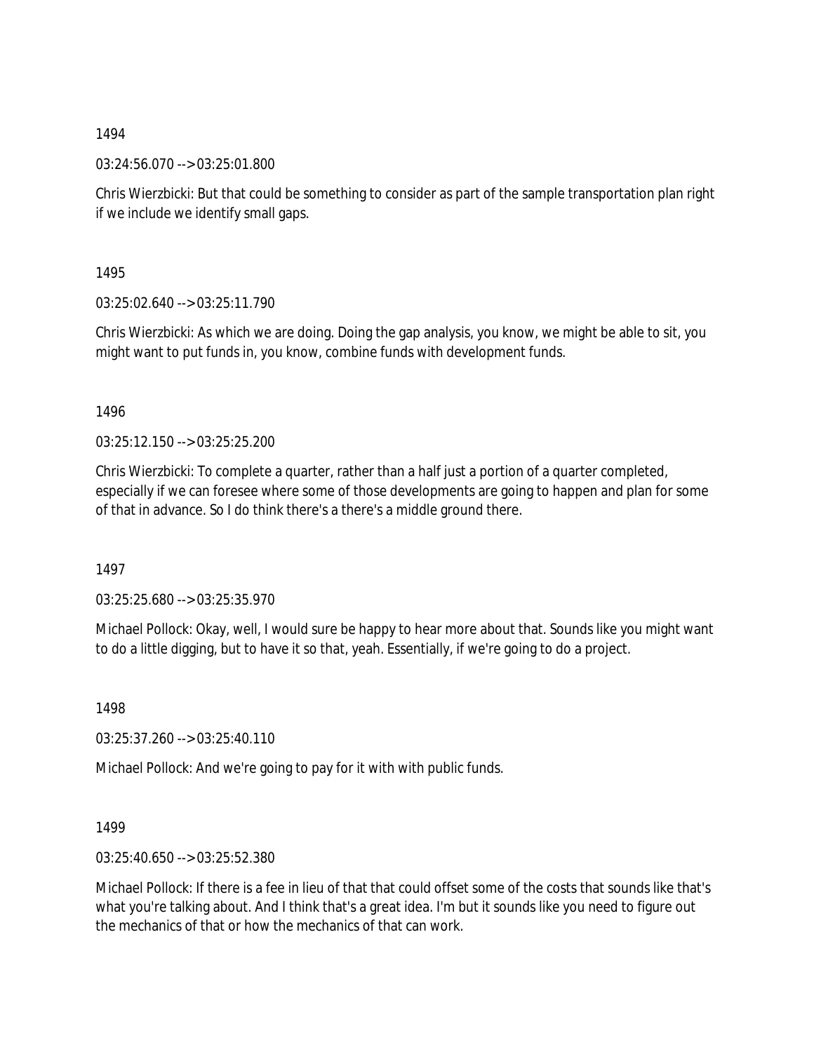1494

03:24:56.070 --> 03:25:01.800

Chris Wierzbicki: But that could be something to consider as part of the sample transportation plan right if we include we identify small gaps.

1495

03:25:02.640 --> 03:25:11.790

Chris Wierzbicki: As which we are doing. Doing the gap analysis, you know, we might be able to sit, you might want to put funds in, you know, combine funds with development funds.

1496

03:25:12.150 --> 03:25:25.200

Chris Wierzbicki: To complete a quarter, rather than a half just a portion of a quarter completed, especially if we can foresee where some of those developments are going to happen and plan for some of that in advance. So I do think there's a there's a middle ground there.

1497

03:25:25.680 --> 03:25:35.970

Michael Pollock: Okay, well, I would sure be happy to hear more about that. Sounds like you might want to do a little digging, but to have it so that, yeah. Essentially, if we're going to do a project.

1498

03:25:37.260 --> 03:25:40.110

Michael Pollock: And we're going to pay for it with with public funds.

1499

03:25:40.650 --> 03:25:52.380

Michael Pollock: If there is a fee in lieu of that that could offset some of the costs that sounds like that's what you're talking about. And I think that's a great idea. I'm but it sounds like you need to figure out the mechanics of that or how the mechanics of that can work.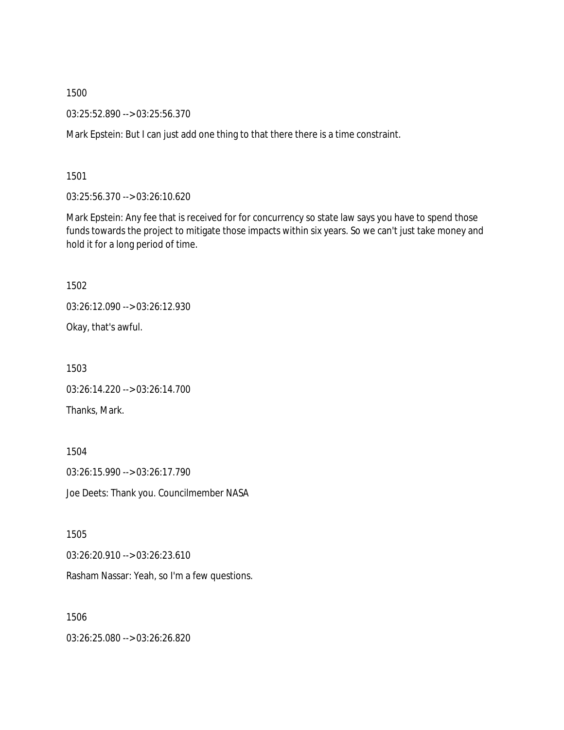1500

03:25:52.890 --> 03:25:56.370

Mark Epstein: But I can just add one thing to that there there is a time constraint.

1501

03:25:56.370 --> 03:26:10.620

Mark Epstein: Any fee that is received for for concurrency so state law says you have to spend those funds towards the project to mitigate those impacts within six years. So we can't just take money and hold it for a long period of time.

1502

03:26:12.090 --> 03:26:12.930

Okay, that's awful.

1503

03:26:14.220 --> 03:26:14.700

Thanks, Mark.

1504

03:26:15.990 --> 03:26:17.790

Joe Deets: Thank you. Councilmember NASA

1505

03:26:20.910 --> 03:26:23.610

Rasham Nassar: Yeah, so I'm a few questions.

1506

03:26:25.080 --> 03:26:26.820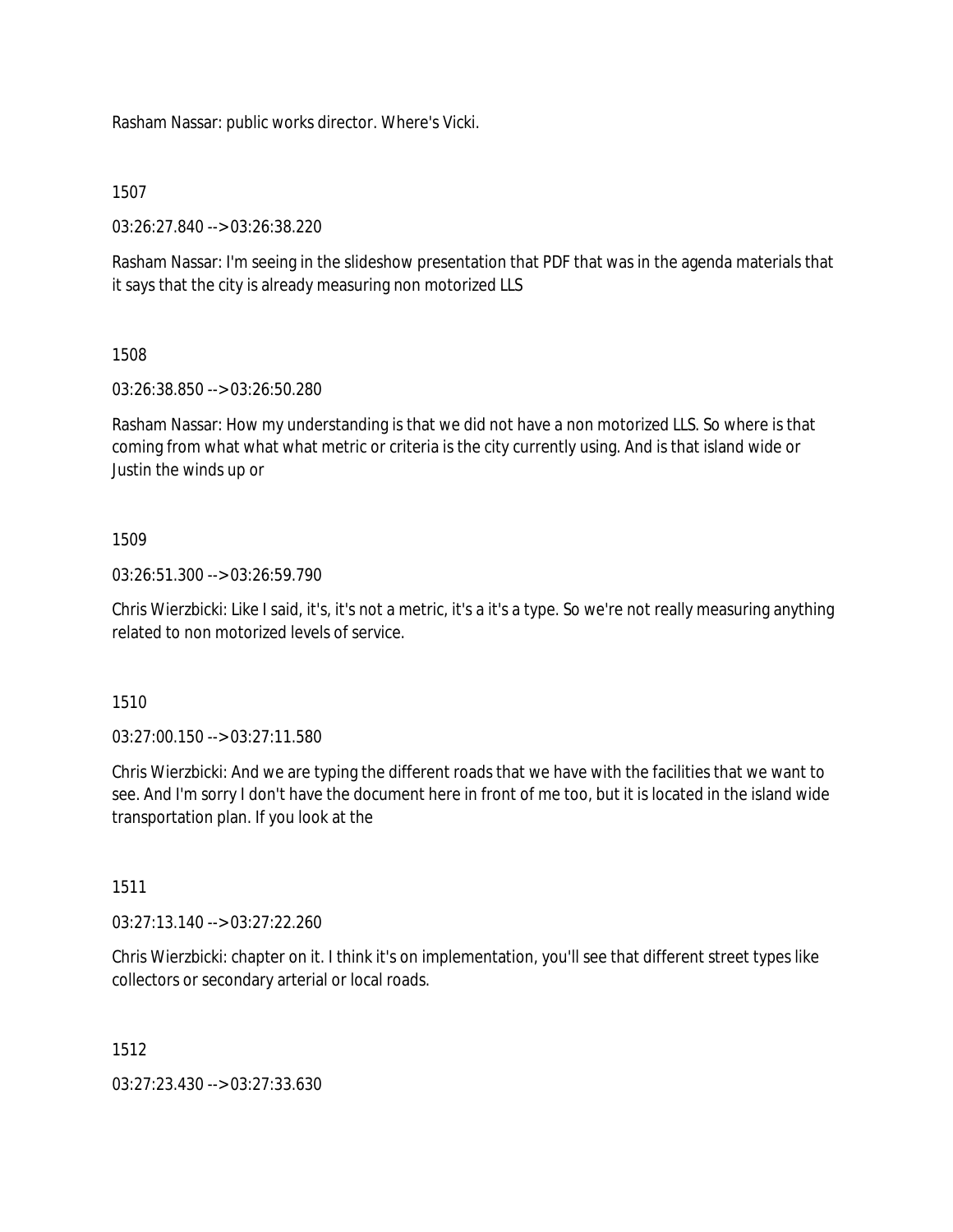Rasham Nassar: public works director. Where's Vicki.

1507

03:26:27.840 --> 03:26:38.220

Rasham Nassar: I'm seeing in the slideshow presentation that PDF that was in the agenda materials that it says that the city is already measuring non motorized LLS

1508

03:26:38.850 --> 03:26:50.280

Rasham Nassar: How my understanding is that we did not have a non motorized LLS. So where is that coming from what what what metric or criteria is the city currently using. And is that island wide or Justin the winds up or

1509

03:26:51.300 --> 03:26:59.790

Chris Wierzbicki: Like I said, it's, it's not a metric, it's a it's a type. So we're not really measuring anything related to non motorized levels of service.

1510

03:27:00.150 --> 03:27:11.580

Chris Wierzbicki: And we are typing the different roads that we have with the facilities that we want to see. And I'm sorry I don't have the document here in front of me too, but it is located in the island wide transportation plan. If you look at the

1511

03:27:13.140 --> 03:27:22.260

Chris Wierzbicki: chapter on it. I think it's on implementation, you'll see that different street types like collectors or secondary arterial or local roads.

1512

03:27:23.430 --> 03:27:33.630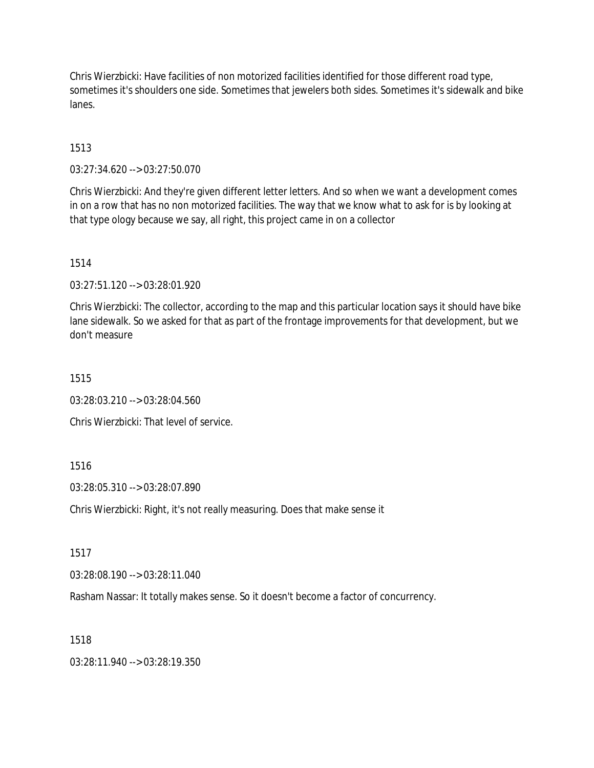Chris Wierzbicki: Have facilities of non motorized facilities identified for those different road type, sometimes it's shoulders one side. Sometimes that jewelers both sides. Sometimes it's sidewalk and bike lanes.

1513

03:27:34.620 --> 03:27:50.070

Chris Wierzbicki: And they're given different letter letters. And so when we want a development comes in on a row that has no non motorized facilities. The way that we know what to ask for is by looking at that type ology because we say, all right, this project came in on a collector

1514

03:27:51.120 --> 03:28:01.920

Chris Wierzbicki: The collector, according to the map and this particular location says it should have bike lane sidewalk. So we asked for that as part of the frontage improvements for that development, but we don't measure

1515

03:28:03.210 --> 03:28:04.560

Chris Wierzbicki: That level of service.

1516

03:28:05.310 --> 03:28:07.890

Chris Wierzbicki: Right, it's not really measuring. Does that make sense it

1517

03:28:08.190 --> 03:28:11.040

Rasham Nassar: It totally makes sense. So it doesn't become a factor of concurrency.

1518

03:28:11.940 --> 03:28:19.350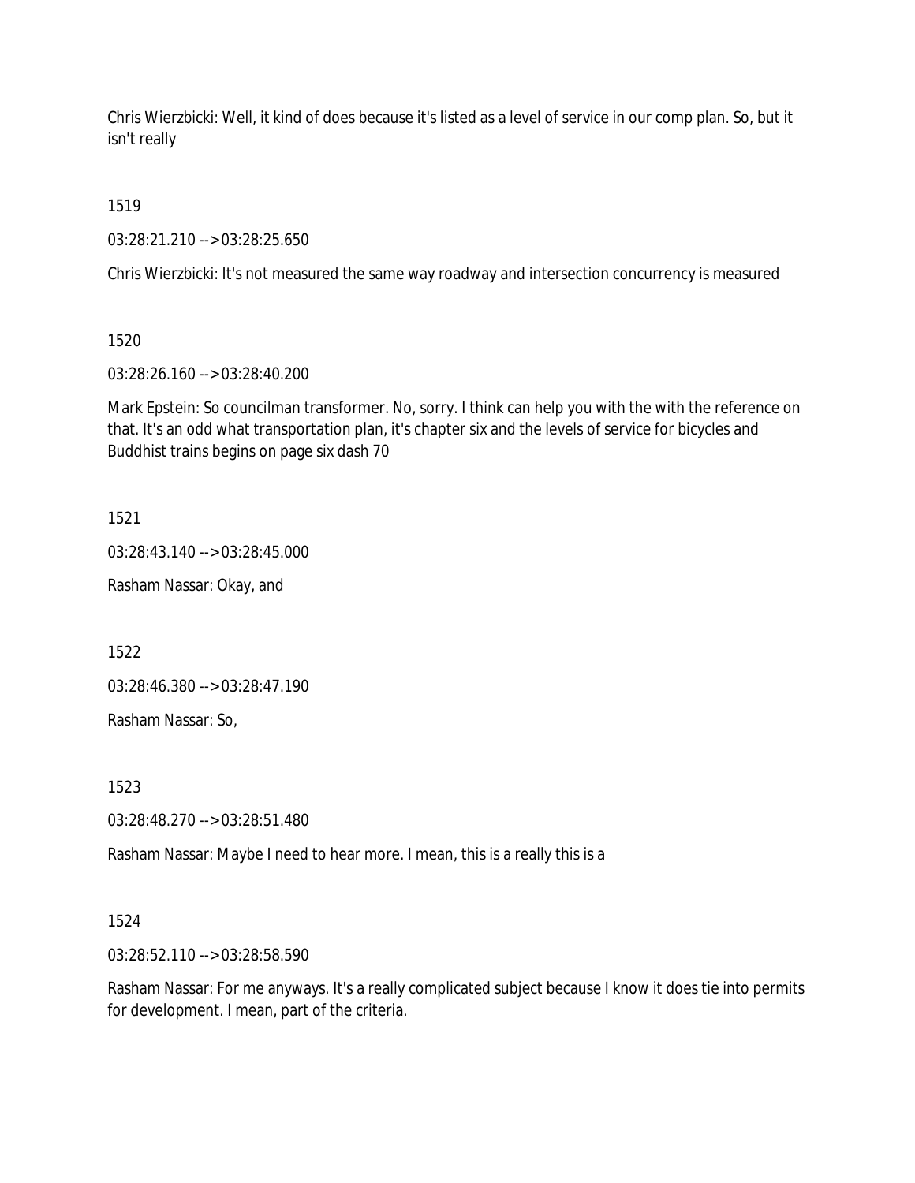Chris Wierzbicki: Well, it kind of does because it's listed as a level of service in our comp plan. So, but it isn't really

1519

03:28:21.210 --> 03:28:25.650

Chris Wierzbicki: It's not measured the same way roadway and intersection concurrency is measured

1520

03:28:26.160 --> 03:28:40.200

Mark Epstein: So councilman transformer. No, sorry. I think can help you with the with the reference on that. It's an odd what transportation plan, it's chapter six and the levels of service for bicycles and Buddhist trains begins on page six dash 70

1521

03:28:43.140 --> 03:28:45.000

Rasham Nassar: Okay, and

1522

03:28:46.380 --> 03:28:47.190

Rasham Nassar: So,

1523

03:28:48.270 --> 03:28:51.480

Rasham Nassar: Maybe I need to hear more. I mean, this is a really this is a

1524

03:28:52.110 --> 03:28:58.590

Rasham Nassar: For me anyways. It's a really complicated subject because I know it does tie into permits for development. I mean, part of the criteria.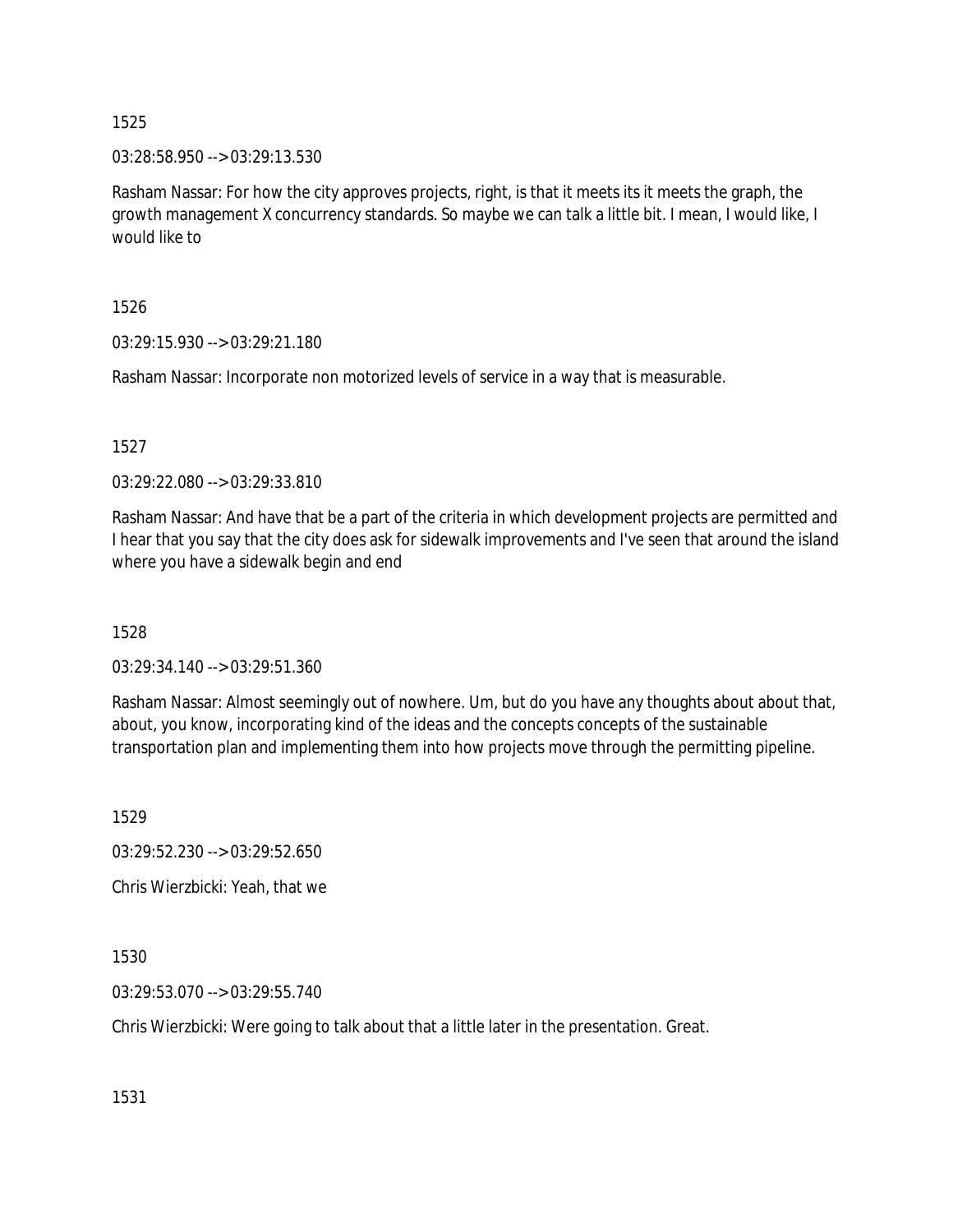1525

03:28:58.950 --> 03:29:13.530

Rasham Nassar: For how the city approves projects, right, is that it meets its it meets the graph, the growth management X concurrency standards. So maybe we can talk a little bit. I mean, I would like, I would like to

1526

03:29:15.930 --> 03:29:21.180

Rasham Nassar: Incorporate non motorized levels of service in a way that is measurable.

1527

03:29:22.080 --> 03:29:33.810

Rasham Nassar: And have that be a part of the criteria in which development projects are permitted and I hear that you say that the city does ask for sidewalk improvements and I've seen that around the island where you have a sidewalk begin and end

1528

03:29:34.140 --> 03:29:51.360

Rasham Nassar: Almost seemingly out of nowhere. Um, but do you have any thoughts about about that, about, you know, incorporating kind of the ideas and the concepts concepts of the sustainable transportation plan and implementing them into how projects move through the permitting pipeline.

1529

03:29:52.230 --> 03:29:52.650

Chris Wierzbicki: Yeah, that we

1530

03:29:53.070 --> 03:29:55.740

Chris Wierzbicki: Were going to talk about that a little later in the presentation. Great.

1531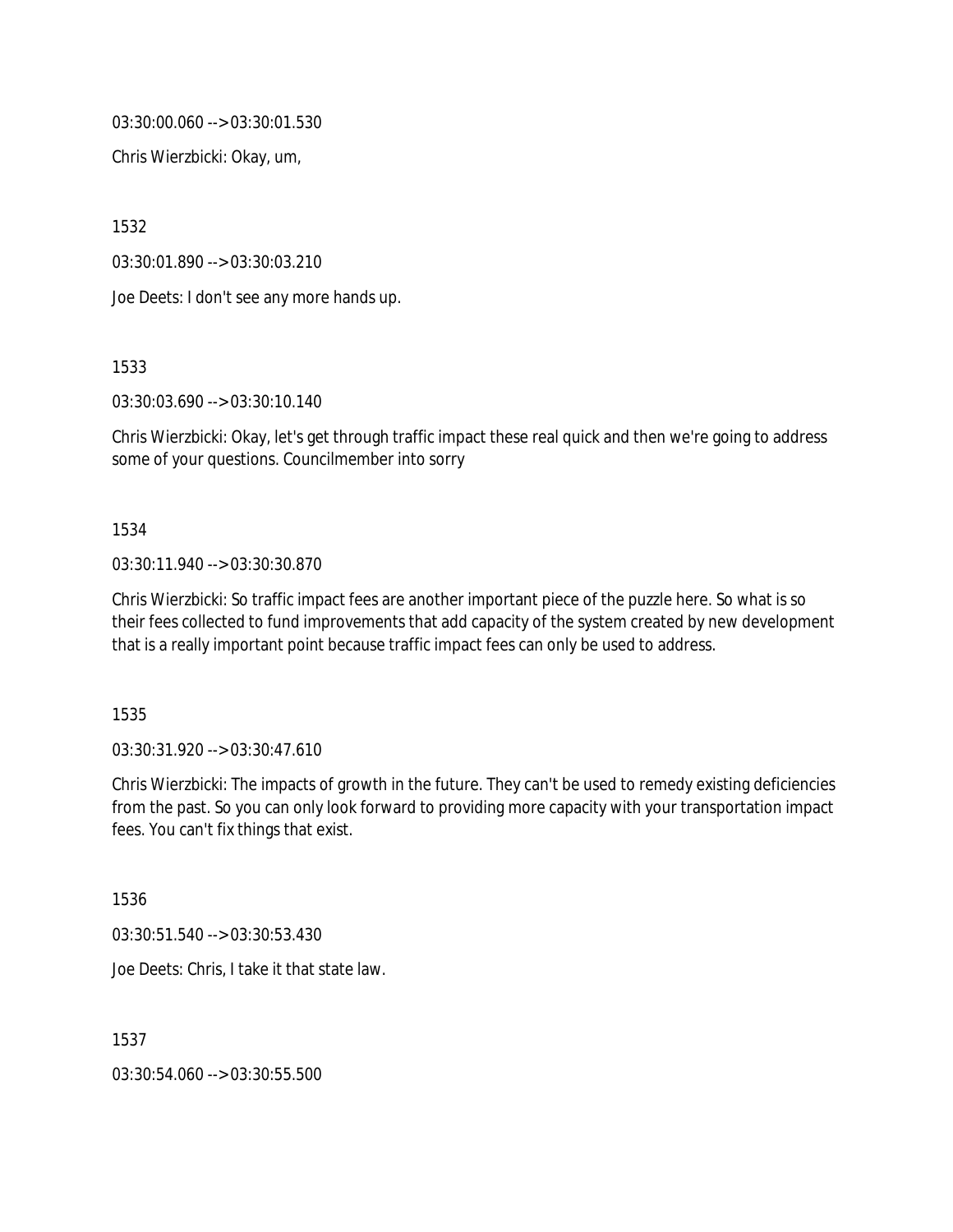03:30:00.060 --> 03:30:01.530

Chris Wierzbicki: Okay, um,

1532

03:30:01.890 --> 03:30:03.210

Joe Deets: I don't see any more hands up.

1533

03:30:03.690 --> 03:30:10.140

Chris Wierzbicki: Okay, let's get through traffic impact these real quick and then we're going to address some of your questions. Councilmember into sorry

1534

03:30:11.940 --> 03:30:30.870

Chris Wierzbicki: So traffic impact fees are another important piece of the puzzle here. So what is so their fees collected to fund improvements that add capacity of the system created by new development that is a really important point because traffic impact fees can only be used to address.

1535

03:30:31.920 --> 03:30:47.610

Chris Wierzbicki: The impacts of growth in the future. They can't be used to remedy existing deficiencies from the past. So you can only look forward to providing more capacity with your transportation impact fees. You can't fix things that exist.

1536

03:30:51.540 --> 03:30:53.430

Joe Deets: Chris, I take it that state law.

1537

03:30:54.060 --> 03:30:55.500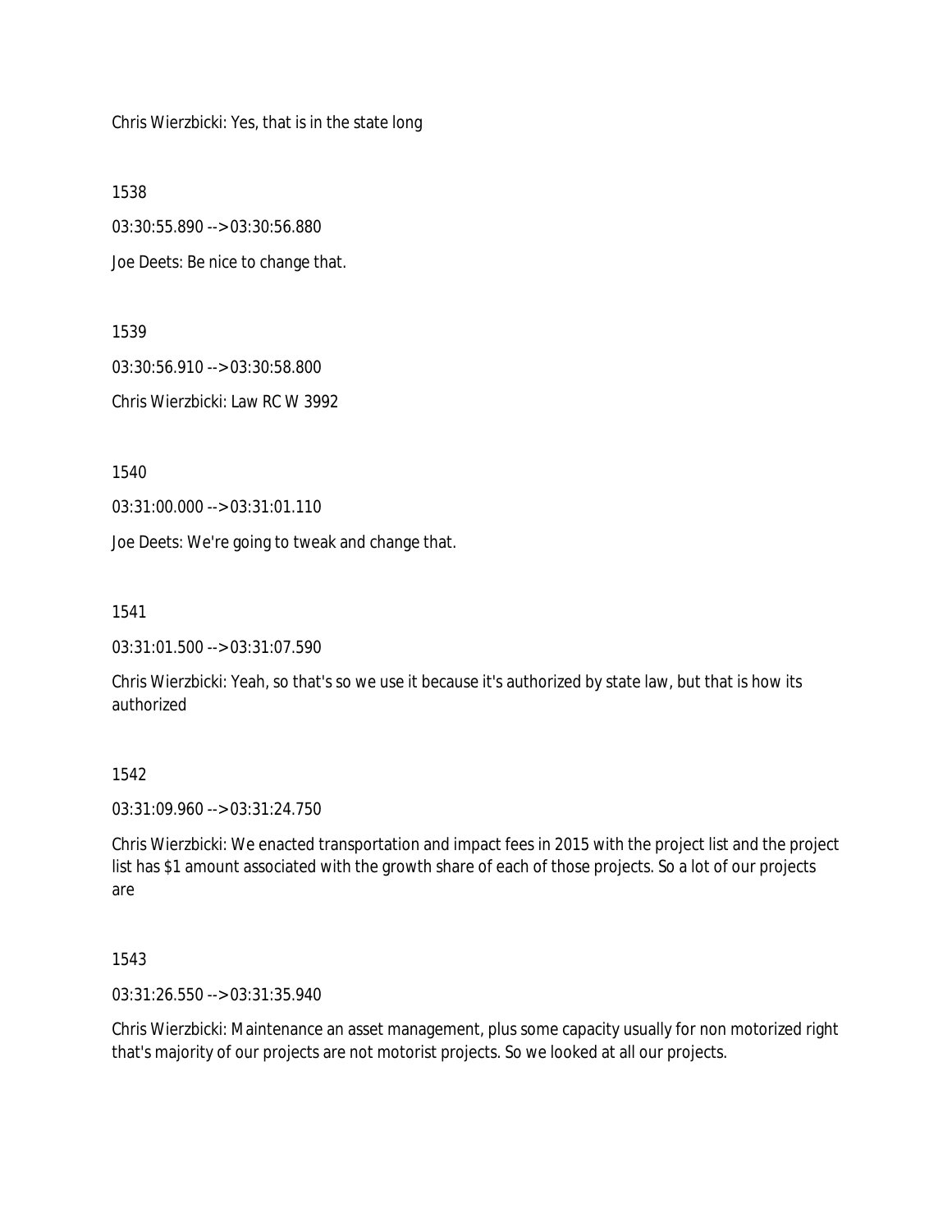Chris Wierzbicki: Yes, that is in the state long

1538

03:30:55.890 --> 03:30:56.880

Joe Deets: Be nice to change that.

1539

03:30:56.910 --> 03:30:58.800

Chris Wierzbicki: Law RC W 3992

1540

03:31:00.000 --> 03:31:01.110

Joe Deets: We're going to tweak and change that.

1541

03:31:01.500 --> 03:31:07.590

Chris Wierzbicki: Yeah, so that's so we use it because it's authorized by state law, but that is how its authorized

1542

03:31:09.960 --> 03:31:24.750

Chris Wierzbicki: We enacted transportation and impact fees in 2015 with the project list and the project list has $1 amount associated with the growth share of each of those projects. So a lot of our projects are

1543

03:31:26.550 --> 03:31:35.940

Chris Wierzbicki: Maintenance an asset management, plus some capacity usually for non motorized right that's majority of our projects are not motorist projects. So we looked at all our projects.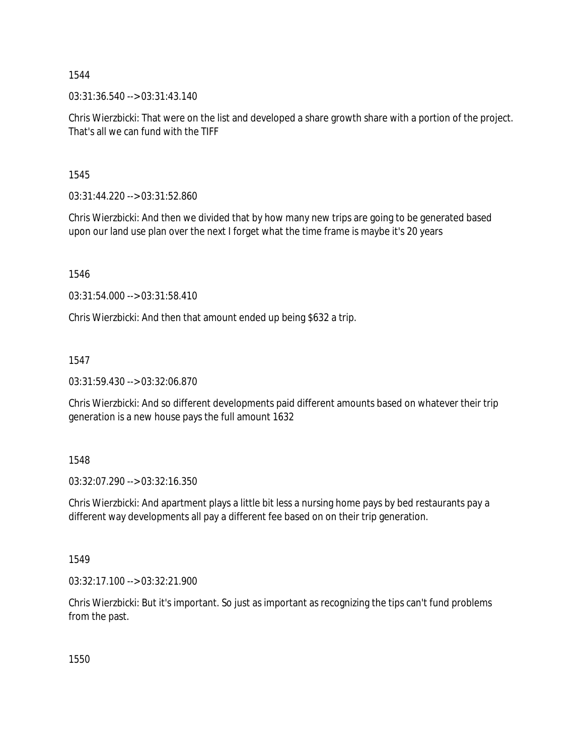1544

03:31:36.540 --> 03:31:43.140

Chris Wierzbicki: That were on the list and developed a share growth share with a portion of the project. That's all we can fund with the TIFF

1545

03:31:44.220 --> 03:31:52.860

Chris Wierzbicki: And then we divided that by how many new trips are going to be generated based upon our land use plan over the next I forget what the time frame is maybe it's 20 years

1546

03:31:54.000 --> 03:31:58.410

Chris Wierzbicki: And then that amount ended up being $632 a trip.

1547

03:31:59.430 --> 03:32:06.870

Chris Wierzbicki: And so different developments paid different amounts based on whatever their trip generation is a new house pays the full amount 1632

1548

03:32:07.290 --> 03:32:16.350

Chris Wierzbicki: And apartment plays a little bit less a nursing home pays by bed restaurants pay a different way developments all pay a different fee based on on their trip generation.

1549

03:32:17.100 --> 03:32:21.900

Chris Wierzbicki: But it's important. So just as important as recognizing the tips can't fund problems from the past.

1550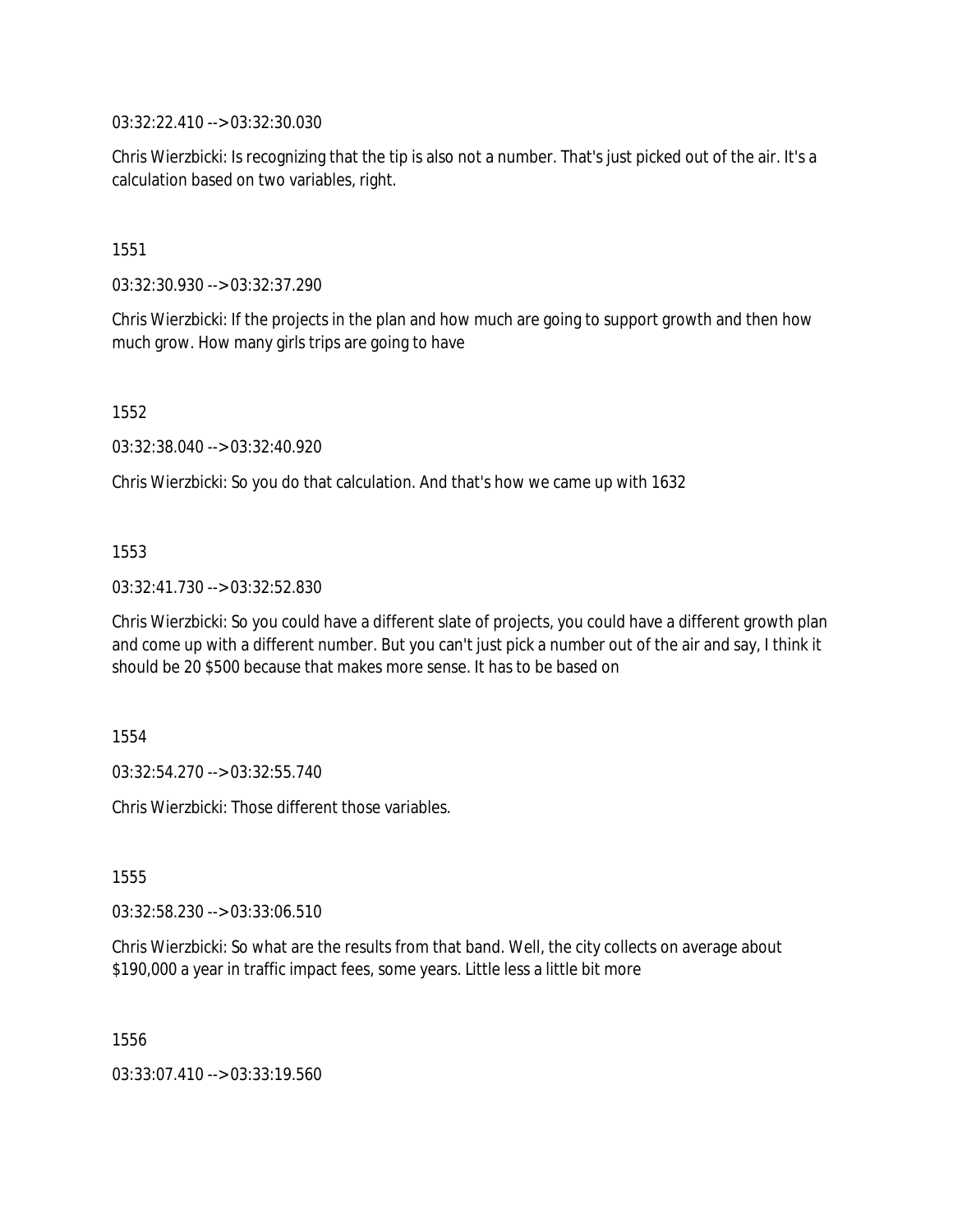03:32:22.410 --> 03:32:30.030

Chris Wierzbicki: Is recognizing that the tip is also not a number. That's just picked out of the air. It's a calculation based on two variables, right.

1551

03:32:30.930 --> 03:32:37.290

Chris Wierzbicki: If the projects in the plan and how much are going to support growth and then how much grow. How many girls trips are going to have

1552

03:32:38.040 --> 03:32:40.920

Chris Wierzbicki: So you do that calculation. And that's how we came up with 1632

1553

03:32:41.730 --> 03:32:52.830

Chris Wierzbicki: So you could have a different slate of projects, you could have a different growth plan and come up with a different number. But you can't just pick a number out of the air and say, I think it should be 20 $500 because that makes more sense. It has to be based on

1554

03:32:54.270 --> 03:32:55.740

Chris Wierzbicki: Those different those variables.

1555

03:32:58.230 --> 03:33:06.510

Chris Wierzbicki: So what are the results from that band. Well, the city collects on average about $190,000 a year in traffic impact fees, some years. Little less a little bit more

1556

03:33:07.410 --> 03:33:19.560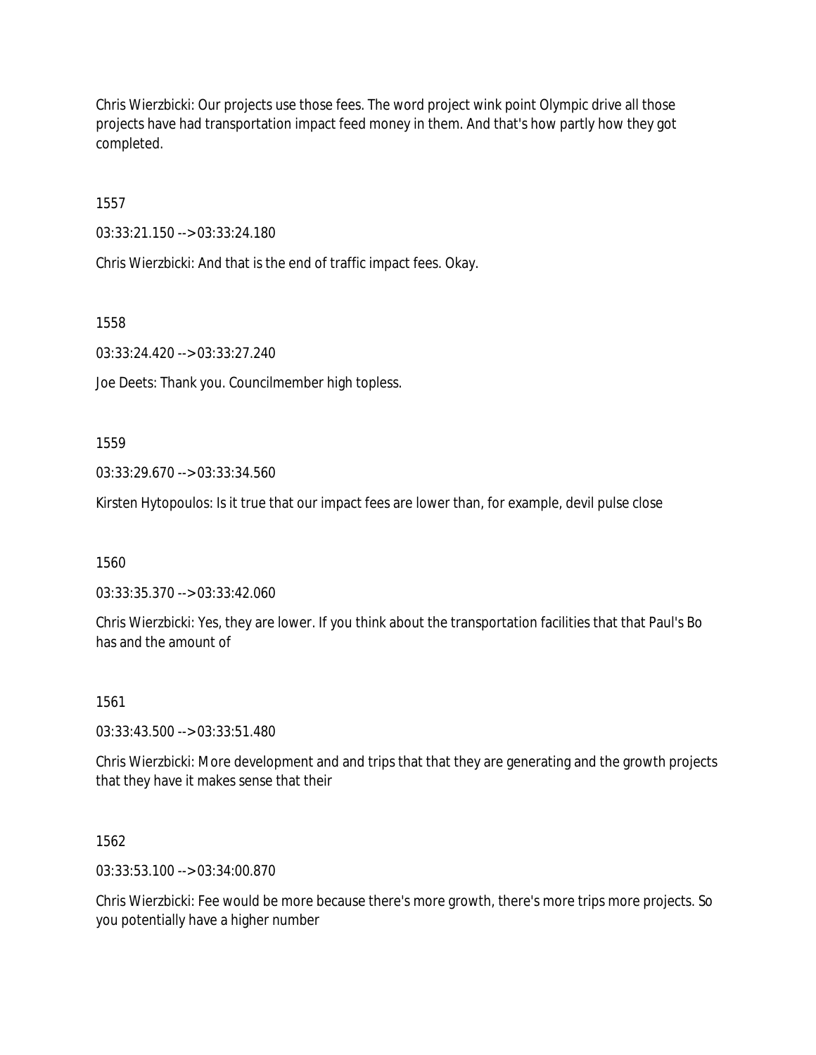Chris Wierzbicki: Our projects use those fees. The word project wink point Olympic drive all those projects have had transportation impact feed money in them. And that's how partly how they got completed.

1557

03:33:21.150 --> 03:33:24.180

Chris Wierzbicki: And that is the end of traffic impact fees. Okay.

1558

03:33:24.420 --> 03:33:27.240

Joe Deets: Thank you. Councilmember high topless.

1559

03:33:29.670 --> 03:33:34.560

Kirsten Hytopoulos: Is it true that our impact fees are lower than, for example, devil pulse close

1560

03:33:35.370 --> 03:33:42.060

Chris Wierzbicki: Yes, they are lower. If you think about the transportation facilities that that Paul's Bo has and the amount of

1561

03:33:43.500 --> 03:33:51.480

Chris Wierzbicki: More development and and trips that that they are generating and the growth projects that they have it makes sense that their

1562

03:33:53.100 --> 03:34:00.870

Chris Wierzbicki: Fee would be more because there's more growth, there's more trips more projects. So you potentially have a higher number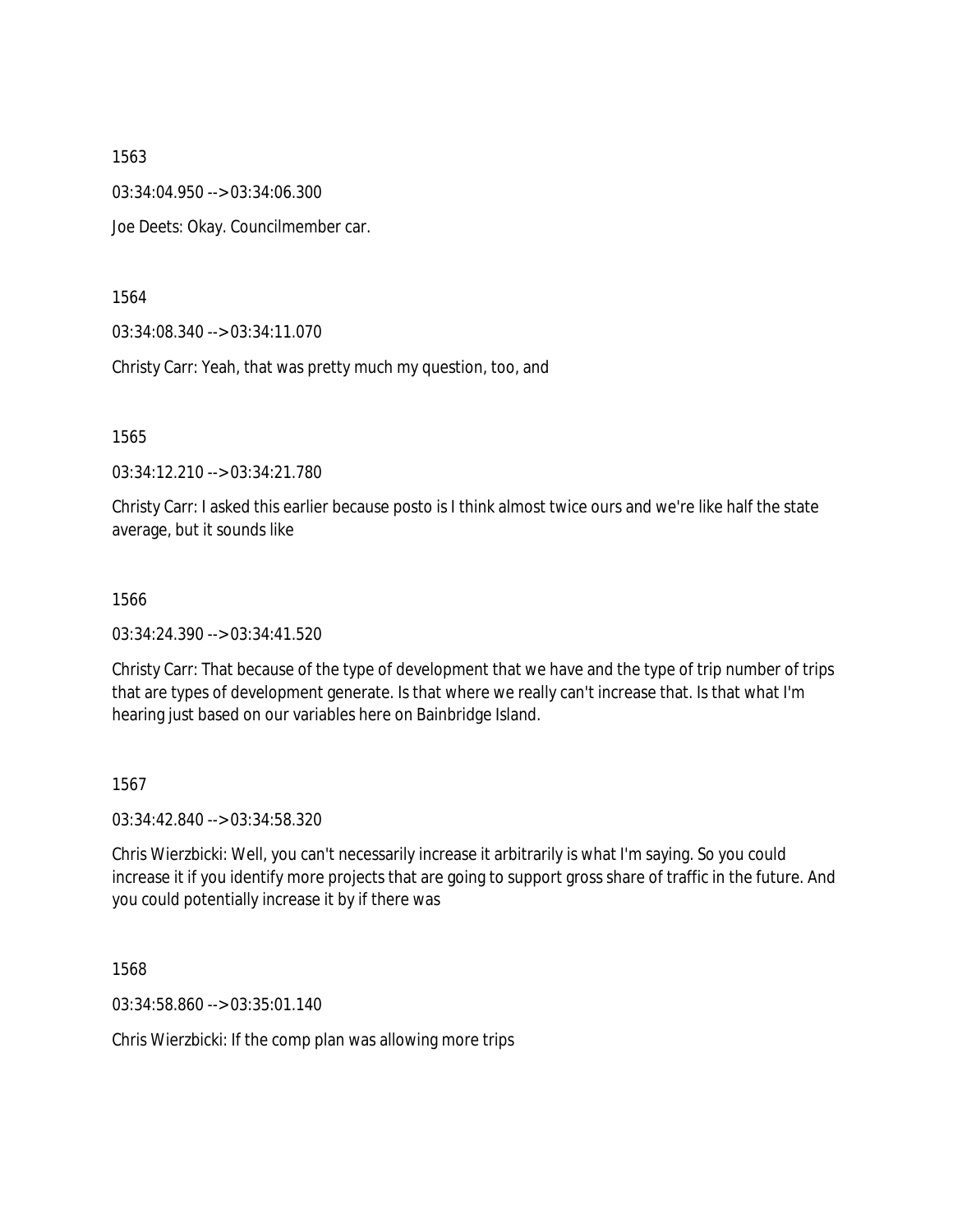1563

03:34:04.950 --> 03:34:06.300

Joe Deets: Okay. Councilmember car.

1564

03:34:08.340 --> 03:34:11.070

Christy Carr: Yeah, that was pretty much my question, too, and

1565

03:34:12.210 --> 03:34:21.780

Christy Carr: I asked this earlier because posto is I think almost twice ours and we're like half the state average, but it sounds like

1566

03:34:24.390 --> 03:34:41.520

Christy Carr: That because of the type of development that we have and the type of trip number of trips that are types of development generate. Is that where we really can't increase that. Is that what I'm hearing just based on our variables here on Bainbridge Island.

1567

03:34:42.840 --> 03:34:58.320

Chris Wierzbicki: Well, you can't necessarily increase it arbitrarily is what I'm saying. So you could increase it if you identify more projects that are going to support gross share of traffic in the future. And you could potentially increase it by if there was

1568

03:34:58.860 --> 03:35:01.140

Chris Wierzbicki: If the comp plan was allowing more trips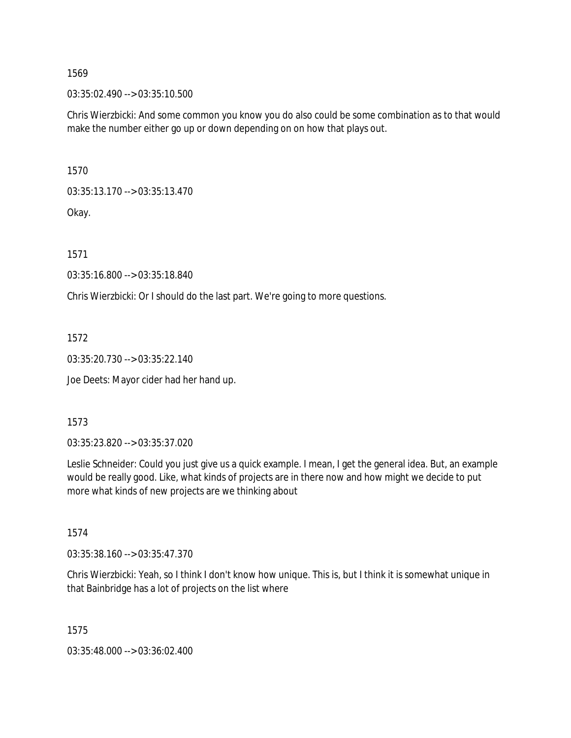1569

03:35:02.490 --> 03:35:10.500

Chris Wierzbicki: And some common you know you do also could be some combination as to that would make the number either go up or down depending on on how that plays out.

1570

03:35:13.170 --> 03:35:13.470

Okay.

1571

03:35:16.800 --> 03:35:18.840

Chris Wierzbicki: Or I should do the last part. We're going to more questions.

1572

03:35:20.730 --> 03:35:22.140

Joe Deets: Mayor cider had her hand up.

1573

03:35:23.820 --> 03:35:37.020

Leslie Schneider: Could you just give us a quick example. I mean, I get the general idea. But, an example would be really good. Like, what kinds of projects are in there now and how might we decide to put more what kinds of new projects are we thinking about

1574

03:35:38.160 --> 03:35:47.370

Chris Wierzbicki: Yeah, so I think I don't know how unique. This is, but I think it is somewhat unique in that Bainbridge has a lot of projects on the list where

1575

03:35:48.000 --> 03:36:02.400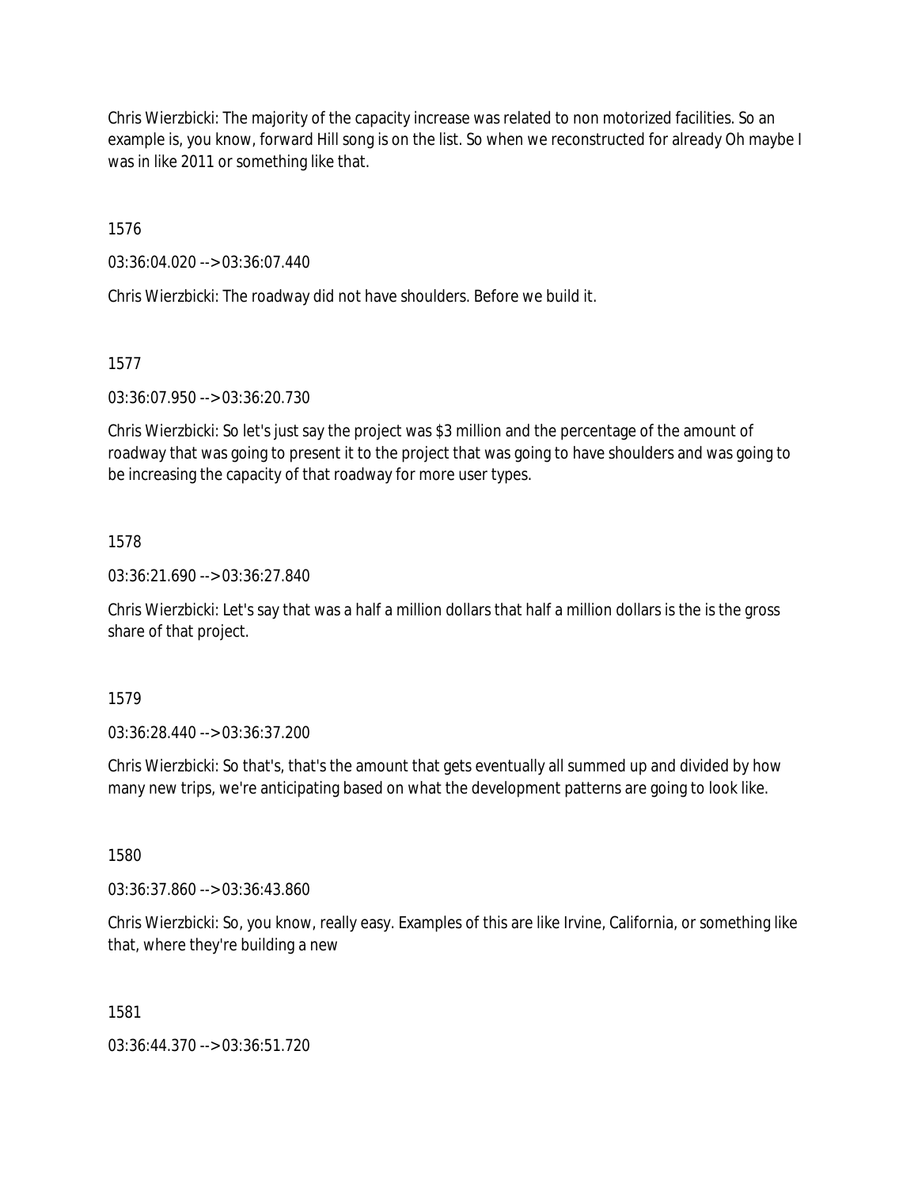Chris Wierzbicki: The majority of the capacity increase was related to non motorized facilities. So an example is, you know, forward Hill song is on the list. So when we reconstructed for already Oh maybe I was in like 2011 or something like that.

1576

03:36:04.020 --> 03:36:07.440

Chris Wierzbicki: The roadway did not have shoulders. Before we build it.

1577

03:36:07.950 --> 03:36:20.730

Chris Wierzbicki: So let's just say the project was $3 million and the percentage of the amount of roadway that was going to present it to the project that was going to have shoulders and was going to be increasing the capacity of that roadway for more user types.

1578

03:36:21.690 --> 03:36:27.840

Chris Wierzbicki: Let's say that was a half a million dollars that half a million dollars is the is the gross share of that project.

1579

03:36:28.440 --> 03:36:37.200

Chris Wierzbicki: So that's, that's the amount that gets eventually all summed up and divided by how many new trips, we're anticipating based on what the development patterns are going to look like.

1580

03:36:37.860 --> 03:36:43.860

Chris Wierzbicki: So, you know, really easy. Examples of this are like Irvine, California, or something like that, where they're building a new

1581

03:36:44.370 --> 03:36:51.720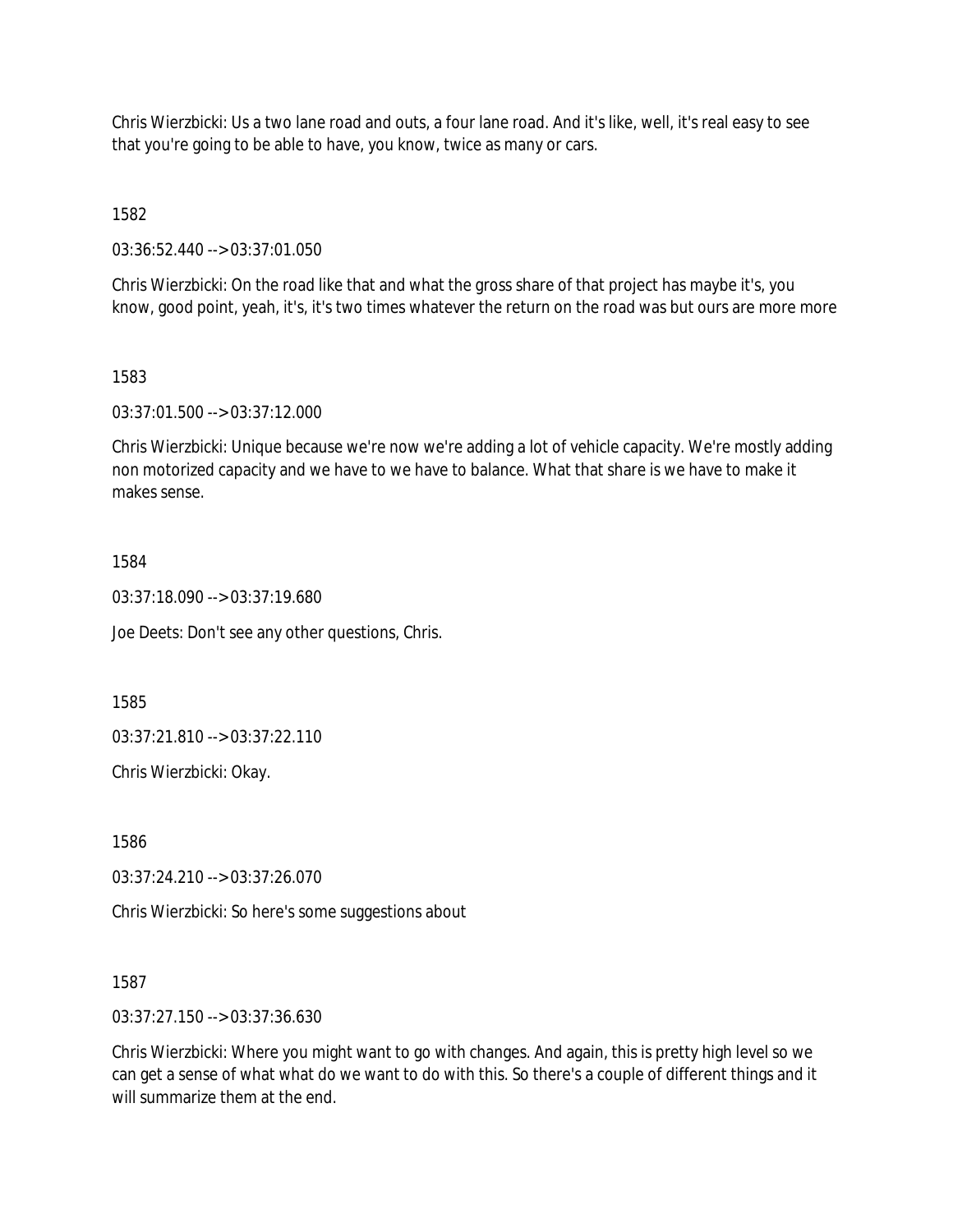Chris Wierzbicki: Us a two lane road and outs, a four lane road. And it's like, well, it's real easy to see that you're going to be able to have, you know, twice as many or cars.

1582

03:36:52.440 --> 03:37:01.050

Chris Wierzbicki: On the road like that and what the gross share of that project has maybe it's, you know, good point, yeah, it's, it's two times whatever the return on the road was but ours are more more

1583

03:37:01.500 --> 03:37:12.000

Chris Wierzbicki: Unique because we're now we're adding a lot of vehicle capacity. We're mostly adding non motorized capacity and we have to we have to balance. What that share is we have to make it makes sense.

1584

03:37:18.090 --> 03:37:19.680

Joe Deets: Don't see any other questions, Chris.

1585

03:37:21.810 --> 03:37:22.110

Chris Wierzbicki: Okay.

1586

03:37:24.210 --> 03:37:26.070

Chris Wierzbicki: So here's some suggestions about

1587

03:37:27.150 --> 03:37:36.630

Chris Wierzbicki: Where you might want to go with changes. And again, this is pretty high level so we can get a sense of what what do we want to do with this. So there's a couple of different things and it will summarize them at the end.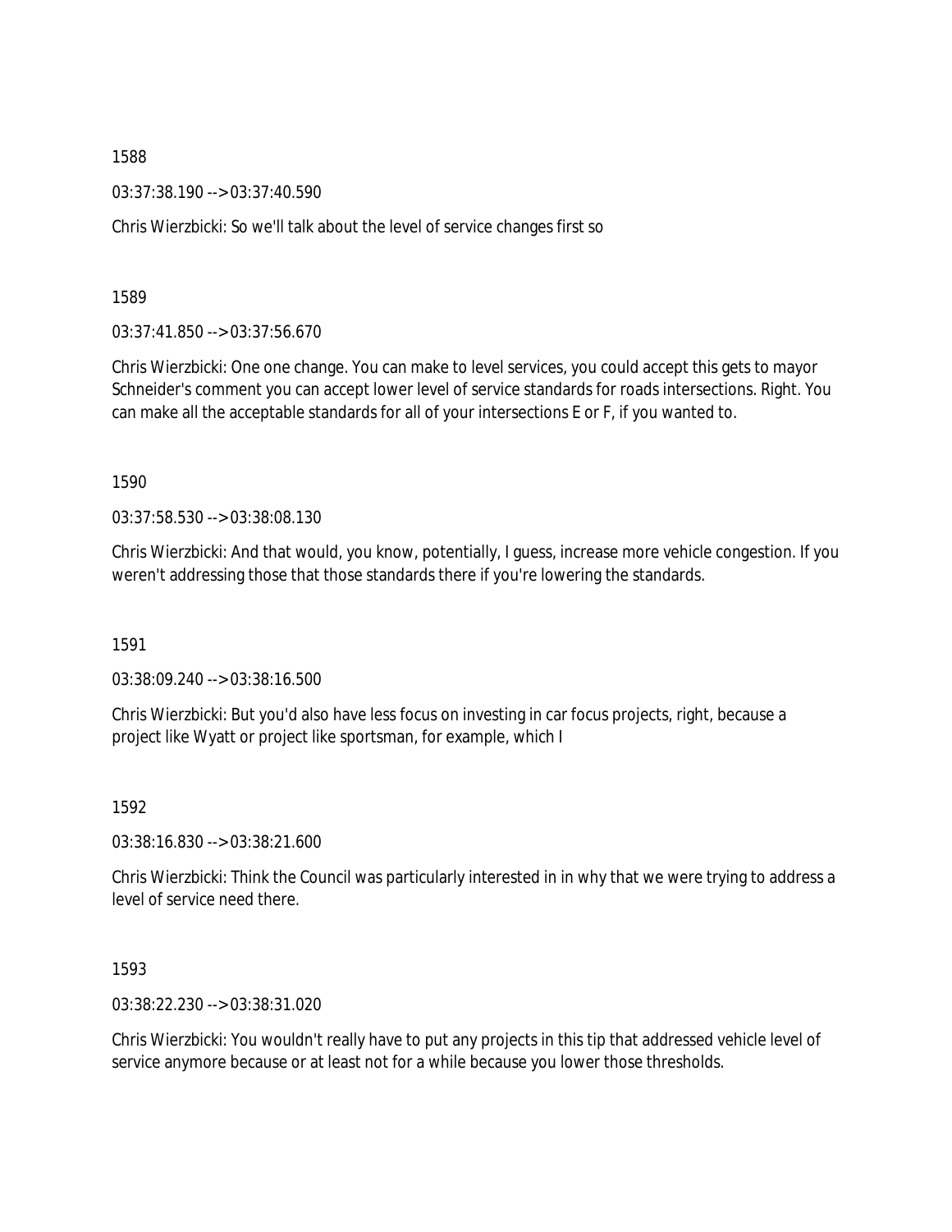1588

03:37:38.190 --> 03:37:40.590

Chris Wierzbicki: So we'll talk about the level of service changes first so

1589

03:37:41.850 --> 03:37:56.670

Chris Wierzbicki: One one change. You can make to level services, you could accept this gets to mayor Schneider's comment you can accept lower level of service standards for roads intersections. Right. You can make all the acceptable standards for all of your intersections E or F, if you wanted to.

1590

03:37:58.530 --> 03:38:08.130

Chris Wierzbicki: And that would, you know, potentially, I guess, increase more vehicle congestion. If you weren't addressing those that those standards there if you're lowering the standards.

1591

03:38:09.240 --> 03:38:16.500

Chris Wierzbicki: But you'd also have less focus on investing in car focus projects, right, because a project like Wyatt or project like sportsman, for example, which I

1592

03:38:16.830 --> 03:38:21.600

Chris Wierzbicki: Think the Council was particularly interested in in why that we were trying to address a level of service need there.

1593

03:38:22.230 --> 03:38:31.020

Chris Wierzbicki: You wouldn't really have to put any projects in this tip that addressed vehicle level of service anymore because or at least not for a while because you lower those thresholds.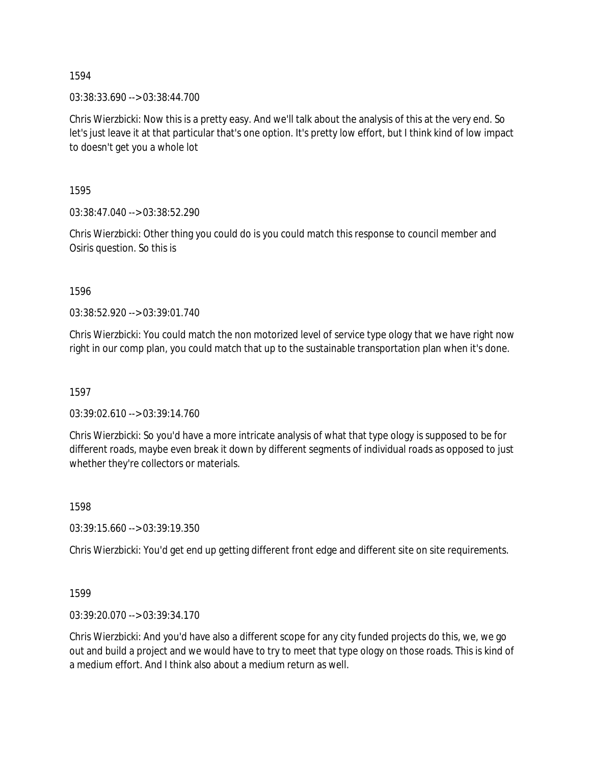1594

03:38:33.690 --> 03:38:44.700

Chris Wierzbicki: Now this is a pretty easy. And we'll talk about the analysis of this at the very end. So let's just leave it at that particular that's one option. It's pretty low effort, but I think kind of low impact to doesn't get you a whole lot

1595

03:38:47.040 --> 03:38:52.290

Chris Wierzbicki: Other thing you could do is you could match this response to council member and Osiris question. So this is

1596

03:38:52.920 --> 03:39:01.740

Chris Wierzbicki: You could match the non motorized level of service type ology that we have right now right in our comp plan, you could match that up to the sustainable transportation plan when it's done.

1597

03:39:02.610 --> 03:39:14.760

Chris Wierzbicki: So you'd have a more intricate analysis of what that type ology is supposed to be for different roads, maybe even break it down by different segments of individual roads as opposed to just whether they're collectors or materials.

1598

03:39:15.660 --> 03:39:19.350

Chris Wierzbicki: You'd get end up getting different front edge and different site on site requirements.

1599

03:39:20.070 --> 03:39:34.170

Chris Wierzbicki: And you'd have also a different scope for any city funded projects do this, we, we go out and build a project and we would have to try to meet that type ology on those roads. This is kind of a medium effort. And I think also about a medium return as well.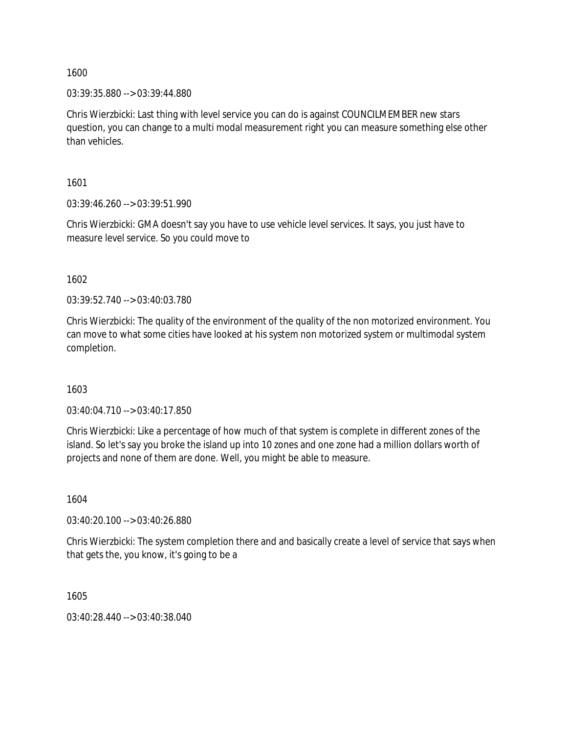1600

03:39:35.880 --> 03:39:44.880

Chris Wierzbicki: Last thing with level service you can do is against COUNCILMEMBER new stars question, you can change to a multi modal measurement right you can measure something else other than vehicles.

1601

03:39:46.260 --> 03:39:51.990

Chris Wierzbicki: GMA doesn't say you have to use vehicle level services. It says, you just have to measure level service. So you could move to

1602

03:39:52.740 --> 03:40:03.780

Chris Wierzbicki: The quality of the environment of the quality of the non motorized environment. You can move to what some cities have looked at his system non motorized system or multimodal system completion.

1603

03:40:04.710 --> 03:40:17.850

Chris Wierzbicki: Like a percentage of how much of that system is complete in different zones of the island. So let's say you broke the island up into 10 zones and one zone had a million dollars worth of projects and none of them are done. Well, you might be able to measure.

1604

03:40:20.100 --> 03:40:26.880

Chris Wierzbicki: The system completion there and and basically create a level of service that says when that gets the, you know, it's going to be a

1605

03:40:28.440 --> 03:40:38.040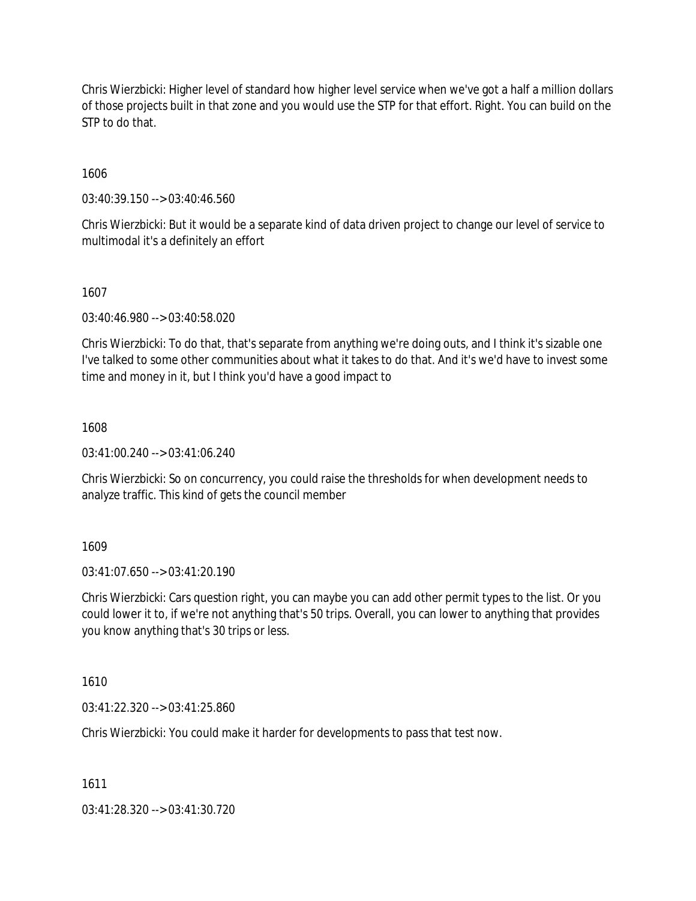Chris Wierzbicki: Higher level of standard how higher level service when we've got a half a million dollars of those projects built in that zone and you would use the STP for that effort. Right. You can build on the STP to do that.

1606

03:40:39.150 --> 03:40:46.560

Chris Wierzbicki: But it would be a separate kind of data driven project to change our level of service to multimodal it's a definitely an effort

1607

03:40:46.980 --> 03:40:58.020

Chris Wierzbicki: To do that, that's separate from anything we're doing outs, and I think it's sizable one I've talked to some other communities about what it takes to do that. And it's we'd have to invest some time and money in it, but I think you'd have a good impact to

1608

03:41:00.240 --> 03:41:06.240

Chris Wierzbicki: So on concurrency, you could raise the thresholds for when development needs to analyze traffic. This kind of gets the council member

1609

03:41:07.650 --> 03:41:20.190

Chris Wierzbicki: Cars question right, you can maybe you can add other permit types to the list. Or you could lower it to, if we're not anything that's 50 trips. Overall, you can lower to anything that provides you know anything that's 30 trips or less.

1610

03:41:22.320 --> 03:41:25.860

Chris Wierzbicki: You could make it harder for developments to pass that test now.

1611

03:41:28.320 --> 03:41:30.720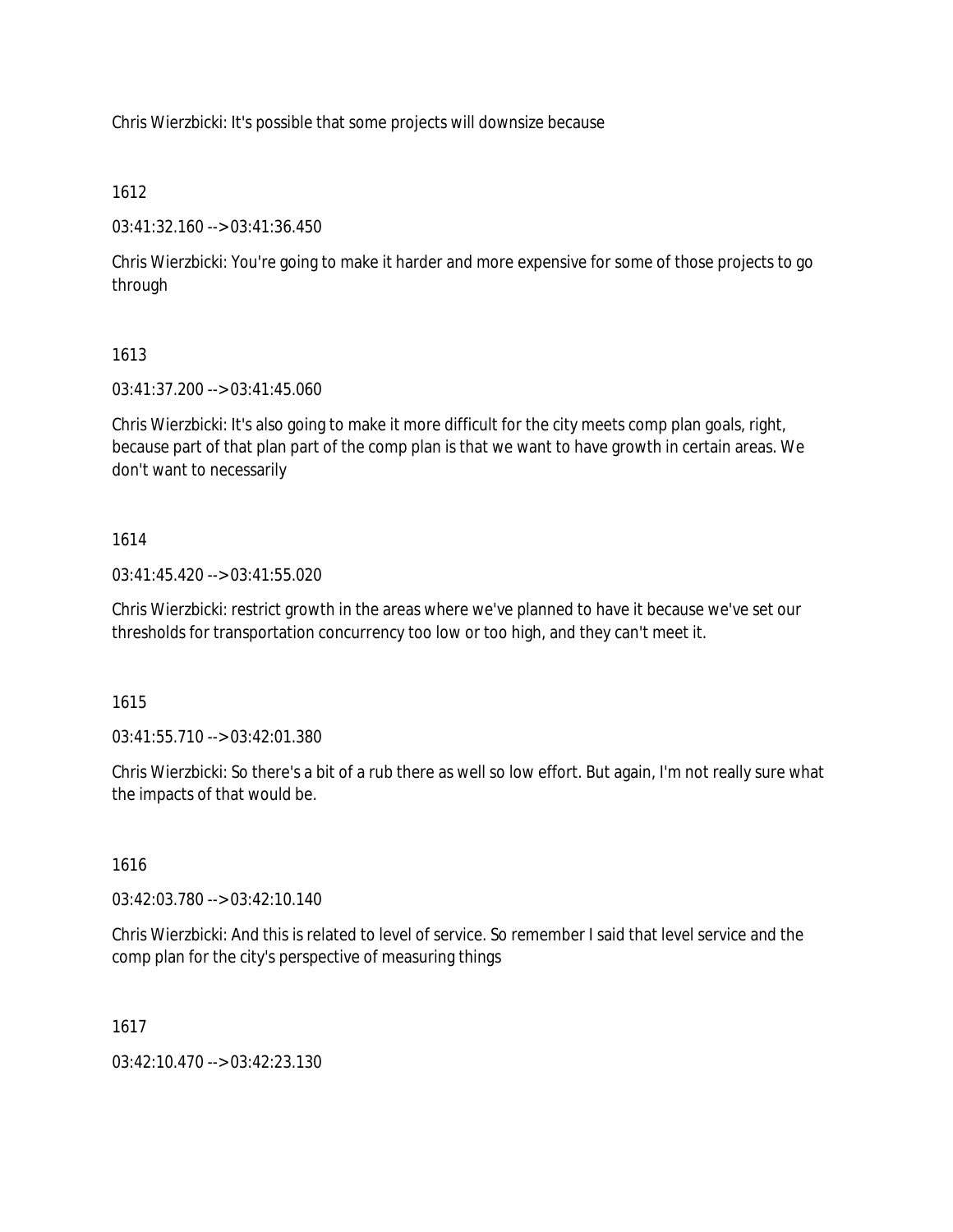Chris Wierzbicki: It's possible that some projects will downsize because

1612

03:41:32.160 --> 03:41:36.450

Chris Wierzbicki: You're going to make it harder and more expensive for some of those projects to go through

1613

03:41:37.200 --> 03:41:45.060

Chris Wierzbicki: It's also going to make it more difficult for the city meets comp plan goals, right, because part of that plan part of the comp plan is that we want to have growth in certain areas. We don't want to necessarily

1614

03:41:45.420 --> 03:41:55.020

Chris Wierzbicki: restrict growth in the areas where we've planned to have it because we've set our thresholds for transportation concurrency too low or too high, and they can't meet it.

1615

03:41:55.710 --> 03:42:01.380

Chris Wierzbicki: So there's a bit of a rub there as well so low effort. But again, I'm not really sure what the impacts of that would be.

1616

03:42:03.780 --> 03:42:10.140

Chris Wierzbicki: And this is related to level of service. So remember I said that level service and the comp plan for the city's perspective of measuring things

1617

03:42:10.470 --> 03:42:23.130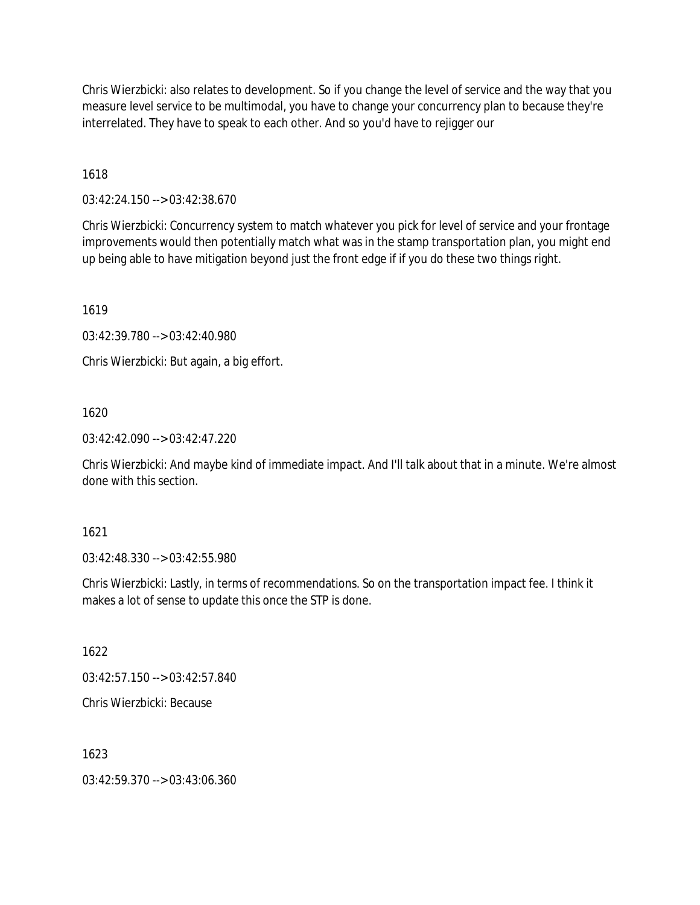Chris Wierzbicki: also relates to development. So if you change the level of service and the way that you measure level service to be multimodal, you have to change your concurrency plan to because they're interrelated. They have to speak to each other. And so you'd have to rejigger our

1618

03:42:24.150 --> 03:42:38.670

Chris Wierzbicki: Concurrency system to match whatever you pick for level of service and your frontage improvements would then potentially match what was in the stamp transportation plan, you might end up being able to have mitigation beyond just the front edge if if you do these two things right.

1619

03:42:39.780 --> 03:42:40.980

Chris Wierzbicki: But again, a big effort.

1620

03:42:42.090 --> 03:42:47.220

Chris Wierzbicki: And maybe kind of immediate impact. And I'll talk about that in a minute. We're almost done with this section.

1621

03:42:48.330 --> 03:42:55.980

Chris Wierzbicki: Lastly, in terms of recommendations. So on the transportation impact fee. I think it makes a lot of sense to update this once the STP is done.

1622

03:42:57.150 --> 03:42:57.840

Chris Wierzbicki: Because

1623

03:42:59.370 --> 03:43:06.360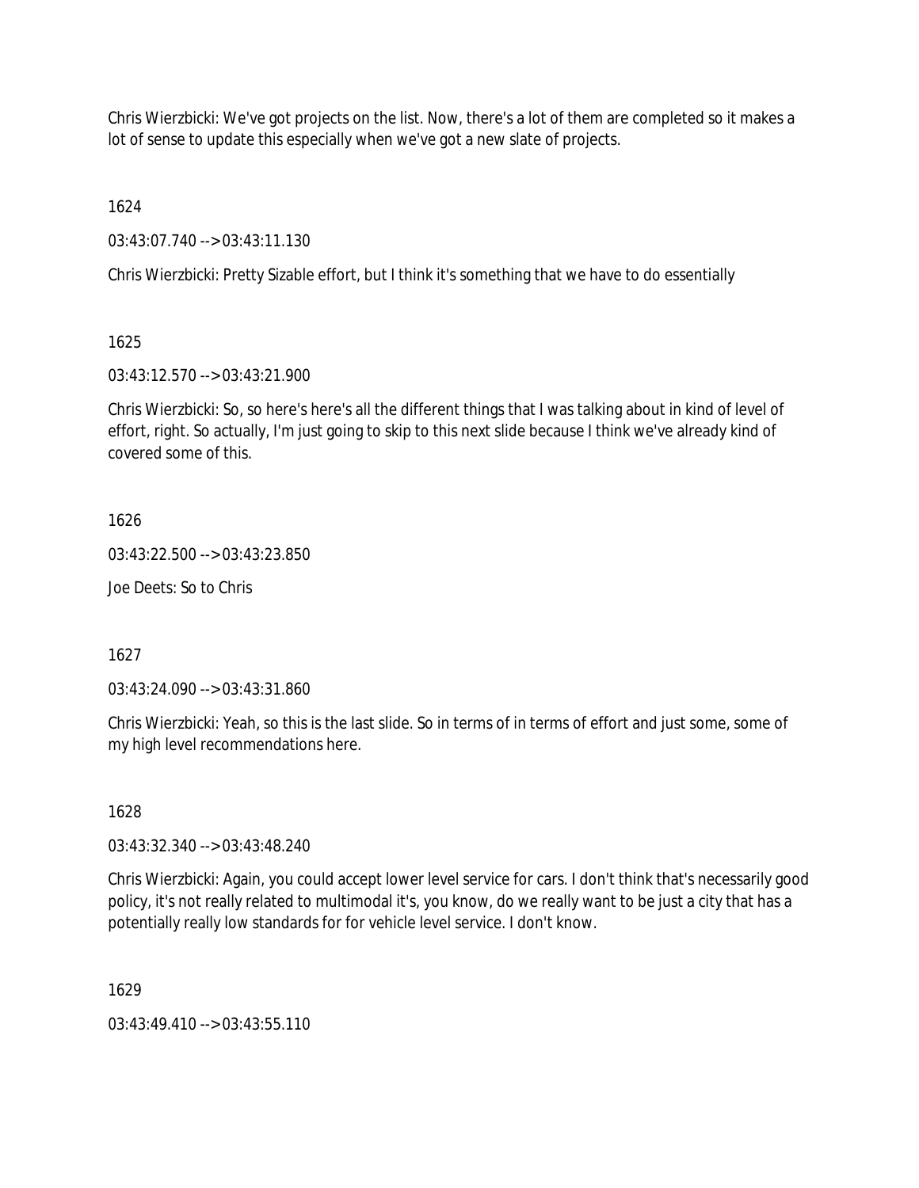Chris Wierzbicki: We've got projects on the list. Now, there's a lot of them are completed so it makes a lot of sense to update this especially when we've got a new slate of projects.

1624

03:43:07.740 --> 03:43:11.130

Chris Wierzbicki: Pretty Sizable effort, but I think it's something that we have to do essentially

1625

03:43:12.570 --> 03:43:21.900

Chris Wierzbicki: So, so here's here's all the different things that I was talking about in kind of level of effort, right. So actually, I'm just going to skip to this next slide because I think we've already kind of covered some of this.

1626

03:43:22.500 --> 03:43:23.850

Joe Deets: So to Chris

1627

03:43:24.090 --> 03:43:31.860

Chris Wierzbicki: Yeah, so this is the last slide. So in terms of in terms of effort and just some, some of my high level recommendations here.

1628

03:43:32.340 --> 03:43:48.240

Chris Wierzbicki: Again, you could accept lower level service for cars. I don't think that's necessarily good policy, it's not really related to multimodal it's, you know, do we really want to be just a city that has a potentially really low standards for for vehicle level service. I don't know.

1629

03:43:49.410 --> 03:43:55.110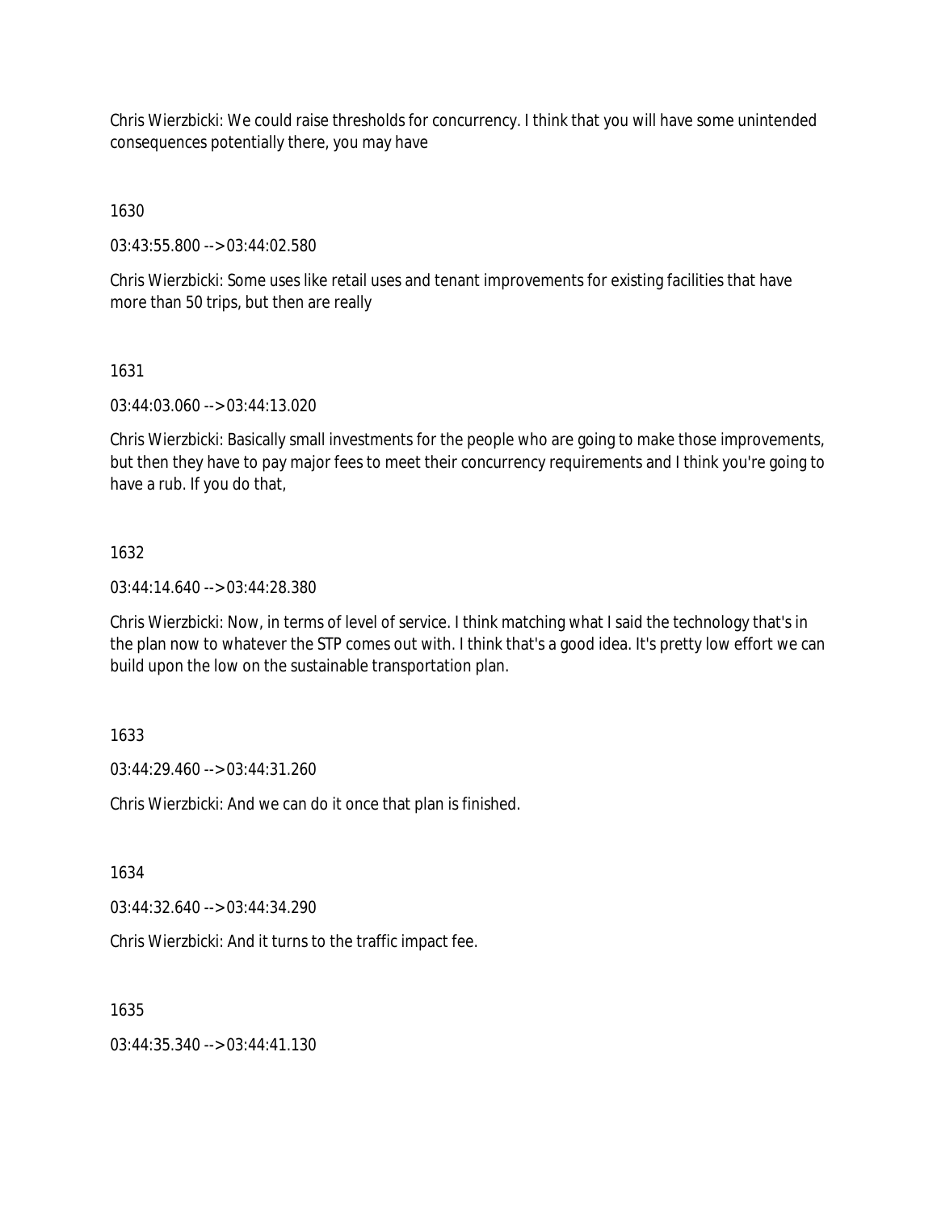Chris Wierzbicki: We could raise thresholds for concurrency. I think that you will have some unintended consequences potentially there, you may have

1630

03:43:55.800 --> 03:44:02.580

Chris Wierzbicki: Some uses like retail uses and tenant improvements for existing facilities that have more than 50 trips, but then are really

1631

03:44:03.060 --> 03:44:13.020

Chris Wierzbicki: Basically small investments for the people who are going to make those improvements, but then they have to pay major fees to meet their concurrency requirements and I think you're going to have a rub. If you do that,

1632

03:44:14.640 --> 03:44:28.380

Chris Wierzbicki: Now, in terms of level of service. I think matching what I said the technology that's in the plan now to whatever the STP comes out with. I think that's a good idea. It's pretty low effort we can build upon the low on the sustainable transportation plan.

1633

03:44:29.460 --> 03:44:31.260

Chris Wierzbicki: And we can do it once that plan is finished.

1634

03:44:32.640 --> 03:44:34.290

Chris Wierzbicki: And it turns to the traffic impact fee.

1635

03:44:35.340 --> 03:44:41.130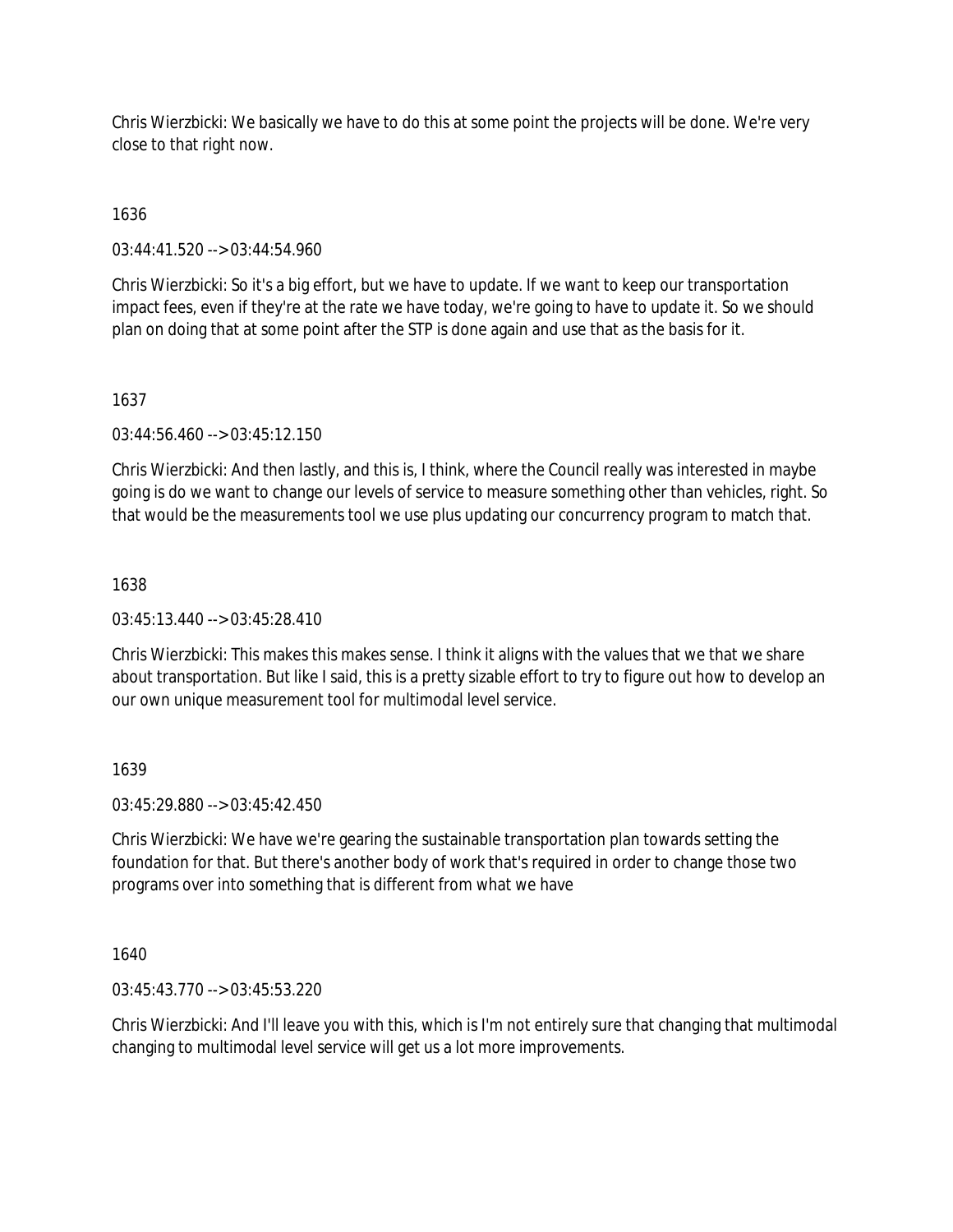Chris Wierzbicki: We basically we have to do this at some point the projects will be done. We're very close to that right now.

1636

03:44:41.520 --> 03:44:54.960

Chris Wierzbicki: So it's a big effort, but we have to update. If we want to keep our transportation impact fees, even if they're at the rate we have today, we're going to have to update it. So we should plan on doing that at some point after the STP is done again and use that as the basis for it.

1637

03:44:56.460 --> 03:45:12.150

Chris Wierzbicki: And then lastly, and this is, I think, where the Council really was interested in maybe going is do we want to change our levels of service to measure something other than vehicles, right. So that would be the measurements tool we use plus updating our concurrency program to match that.

1638

03:45:13.440 --> 03:45:28.410

Chris Wierzbicki: This makes this makes sense. I think it aligns with the values that we that we share about transportation. But like I said, this is a pretty sizable effort to try to figure out how to develop an our own unique measurement tool for multimodal level service.

1639

03:45:29.880 --> 03:45:42.450

Chris Wierzbicki: We have we're gearing the sustainable transportation plan towards setting the foundation for that. But there's another body of work that's required in order to change those two programs over into something that is different from what we have

1640

03:45:43.770 --> 03:45:53.220

Chris Wierzbicki: And I'll leave you with this, which is I'm not entirely sure that changing that multimodal changing to multimodal level service will get us a lot more improvements.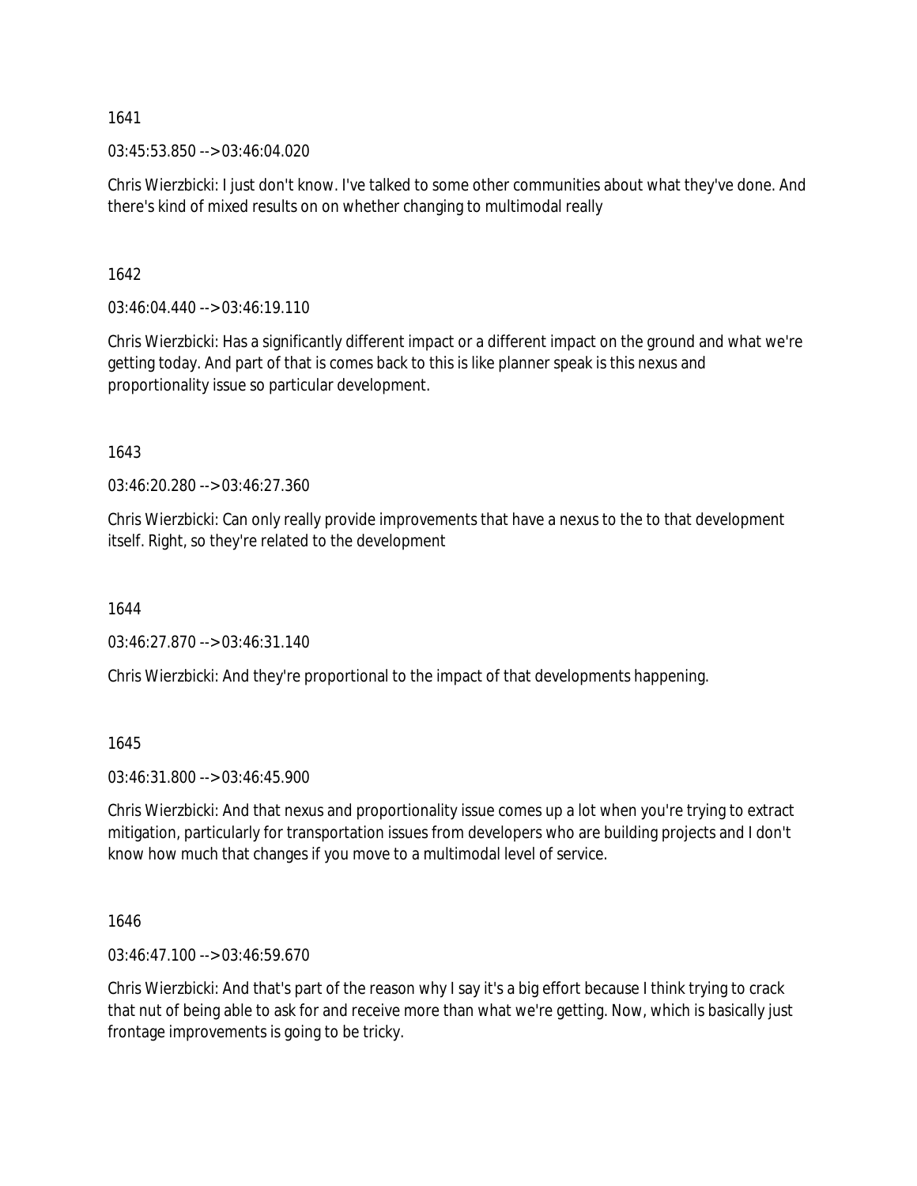1641

03:45:53.850 --> 03:46:04.020

Chris Wierzbicki: I just don't know. I've talked to some other communities about what they've done. And there's kind of mixed results on on whether changing to multimodal really

1642

03:46:04.440 --> 03:46:19.110

Chris Wierzbicki: Has a significantly different impact or a different impact on the ground and what we're getting today. And part of that is comes back to this is like planner speak is this nexus and proportionality issue so particular development.

1643

03:46:20.280 --> 03:46:27.360

Chris Wierzbicki: Can only really provide improvements that have a nexus to the to that development itself. Right, so they're related to the development

1644

03:46:27.870 --> 03:46:31.140

Chris Wierzbicki: And they're proportional to the impact of that developments happening.

1645

03:46:31.800 --> 03:46:45.900

Chris Wierzbicki: And that nexus and proportionality issue comes up a lot when you're trying to extract mitigation, particularly for transportation issues from developers who are building projects and I don't know how much that changes if you move to a multimodal level of service.

1646

03:46:47.100 --> 03:46:59.670

Chris Wierzbicki: And that's part of the reason why I say it's a big effort because I think trying to crack that nut of being able to ask for and receive more than what we're getting. Now, which is basically just frontage improvements is going to be tricky.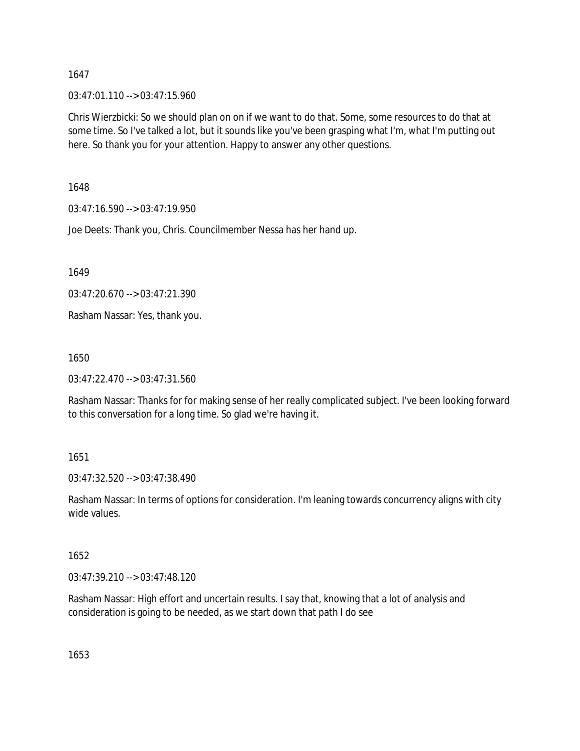1647

03:47:01.110 --> 03:47:15.960

Chris Wierzbicki: So we should plan on on if we want to do that. Some, some resources to do that at some time. So I've talked a lot, but it sounds like you've been grasping what I'm, what I'm putting out here. So thank you for your attention. Happy to answer any other questions.

1648

03:47:16.590 --> 03:47:19.950

Joe Deets: Thank you, Chris. Councilmember Nessa has her hand up.

1649

03:47:20.670 --> 03:47:21.390

Rasham Nassar: Yes, thank you.

1650

03:47:22.470 --> 03:47:31.560

Rasham Nassar: Thanks for for making sense of her really complicated subject. I've been looking forward to this conversation for a long time. So glad we're having it.

1651

03:47:32.520 --> 03:47:38.490

Rasham Nassar: In terms of options for consideration. I'm leaning towards concurrency aligns with city wide values.

1652

03:47:39.210 --> 03:47:48.120

Rasham Nassar: High effort and uncertain results. I say that, knowing that a lot of analysis and consideration is going to be needed, as we start down that path I do see

1653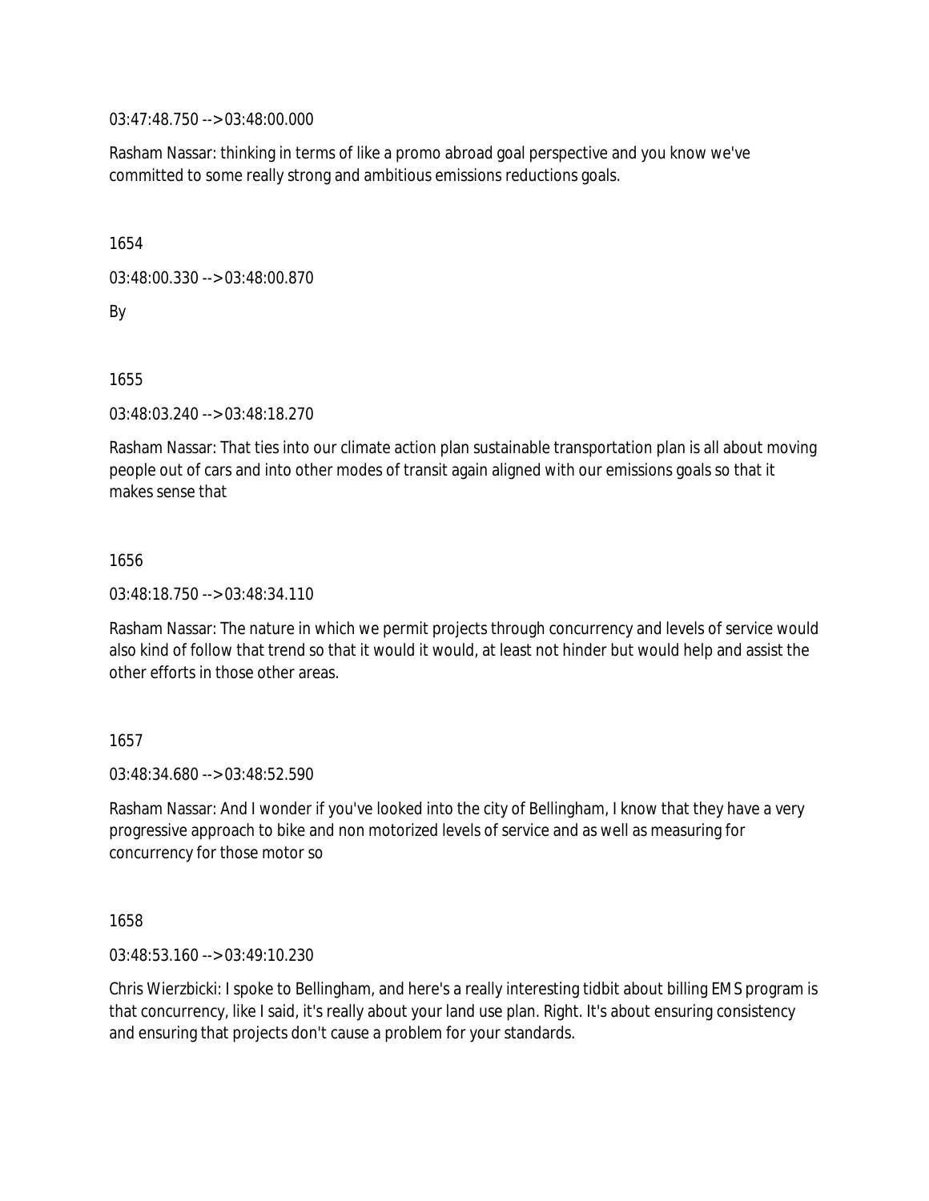03:47:48.750 --> 03:48:00.000

Rasham Nassar: thinking in terms of like a promo abroad goal perspective and you know we've committed to some really strong and ambitious emissions reductions goals.

1654

03:48:00.330 --> 03:48:00.870

By

1655

03:48:03.240 --> 03:48:18.270

Rasham Nassar: That ties into our climate action plan sustainable transportation plan is all about moving people out of cars and into other modes of transit again aligned with our emissions goals so that it makes sense that

1656

03:48:18.750 --> 03:48:34.110

Rasham Nassar: The nature in which we permit projects through concurrency and levels of service would also kind of follow that trend so that it would it would, at least not hinder but would help and assist the other efforts in those other areas.

1657

03:48:34.680 --> 03:48:52.590

Rasham Nassar: And I wonder if you've looked into the city of Bellingham, I know that they have a very progressive approach to bike and non motorized levels of service and as well as measuring for concurrency for those motor so

1658

03:48:53.160 --> 03:49:10.230

Chris Wierzbicki: I spoke to Bellingham, and here's a really interesting tidbit about billing EMS program is that concurrency, like I said, it's really about your land use plan. Right. It's about ensuring consistency and ensuring that projects don't cause a problem for your standards.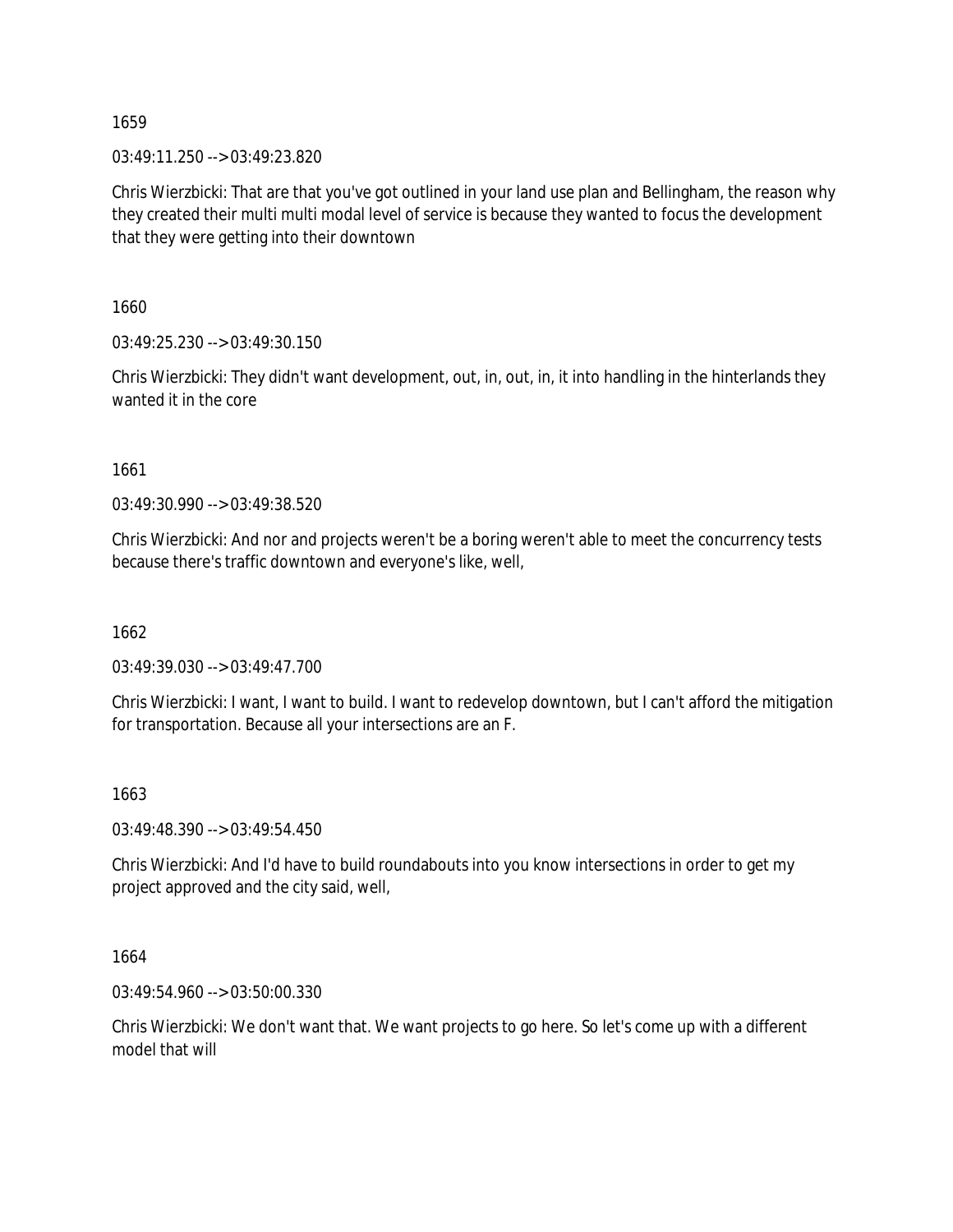1659

03:49:11.250 --> 03:49:23.820

Chris Wierzbicki: That are that you've got outlined in your land use plan and Bellingham, the reason why they created their multi multi modal level of service is because they wanted to focus the development that they were getting into their downtown

1660

03:49:25.230 --> 03:49:30.150

Chris Wierzbicki: They didn't want development, out, in, out, in, it into handling in the hinterlands they wanted it in the core

1661

03:49:30.990 --> 03:49:38.520

Chris Wierzbicki: And nor and projects weren't be a boring weren't able to meet the concurrency tests because there's traffic downtown and everyone's like, well,

1662

03:49:39.030 --> 03:49:47.700

Chris Wierzbicki: I want, I want to build. I want to redevelop downtown, but I can't afford the mitigation for transportation. Because all your intersections are an F.

1663

03:49:48.390 --> 03:49:54.450

Chris Wierzbicki: And I'd have to build roundabouts into you know intersections in order to get my project approved and the city said, well,

1664

03:49:54.960 --> 03:50:00.330

Chris Wierzbicki: We don't want that. We want projects to go here. So let's come up with a different model that will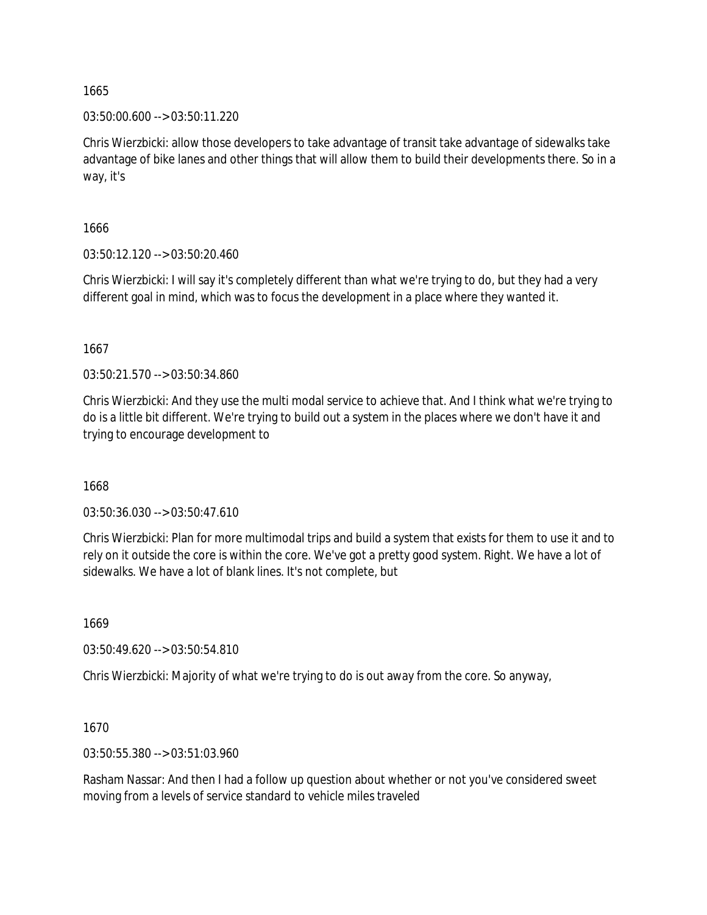1665

03:50:00.600 --> 03:50:11.220

Chris Wierzbicki: allow those developers to take advantage of transit take advantage of sidewalks take advantage of bike lanes and other things that will allow them to build their developments there. So in a way, it's

1666

03:50:12.120 --> 03:50:20.460

Chris Wierzbicki: I will say it's completely different than what we're trying to do, but they had a very different goal in mind, which was to focus the development in a place where they wanted it.

1667

03:50:21.570 --> 03:50:34.860

Chris Wierzbicki: And they use the multi modal service to achieve that. And I think what we're trying to do is a little bit different. We're trying to build out a system in the places where we don't have it and trying to encourage development to

1668

03:50:36.030 --> 03:50:47.610

Chris Wierzbicki: Plan for more multimodal trips and build a system that exists for them to use it and to rely on it outside the core is within the core. We've got a pretty good system. Right. We have a lot of sidewalks. We have a lot of blank lines. It's not complete, but

1669

03:50:49.620 --> 03:50:54.810

Chris Wierzbicki: Majority of what we're trying to do is out away from the core. So anyway,

1670

03:50:55.380 --> 03:51:03.960

Rasham Nassar: And then I had a follow up question about whether or not you've considered sweet moving from a levels of service standard to vehicle miles traveled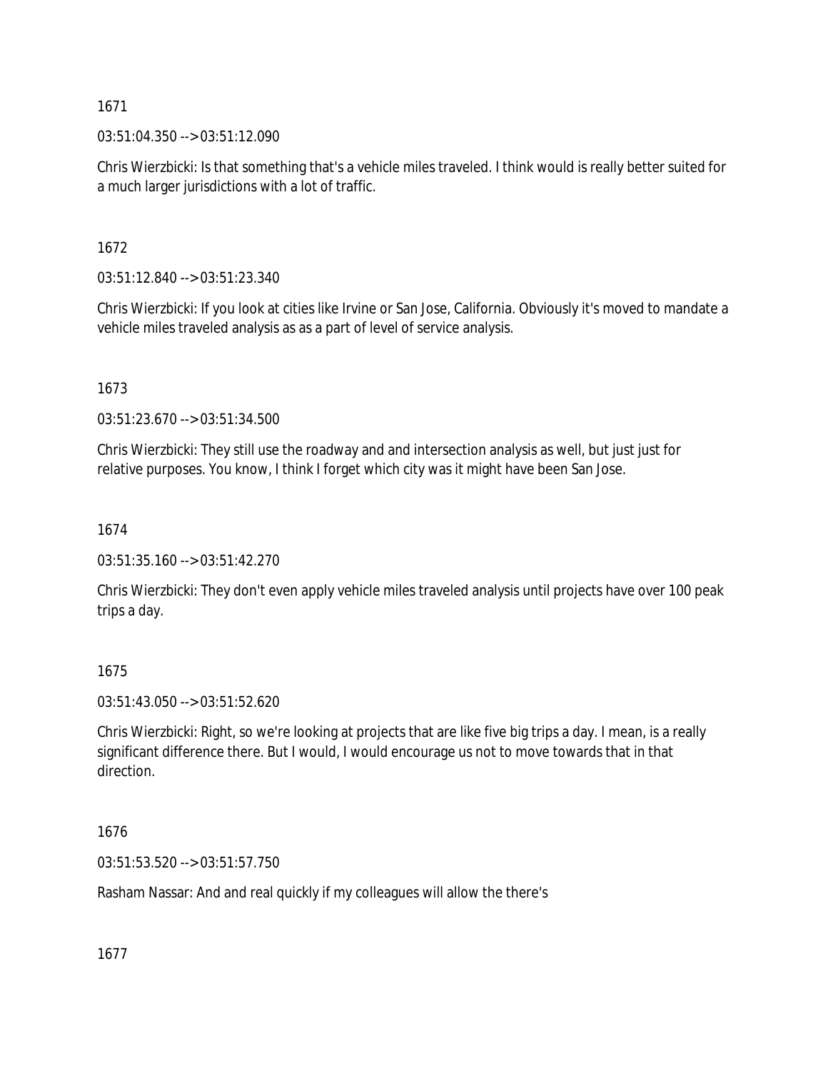1671

03:51:04.350 --> 03:51:12.090

Chris Wierzbicki: Is that something that's a vehicle miles traveled. I think would is really better suited for a much larger jurisdictions with a lot of traffic.

1672

03:51:12.840 --> 03:51:23.340

Chris Wierzbicki: If you look at cities like Irvine or San Jose, California. Obviously it's moved to mandate a vehicle miles traveled analysis as as a part of level of service analysis.

1673

03:51:23.670 --> 03:51:34.500

Chris Wierzbicki: They still use the roadway and and intersection analysis as well, but just just for relative purposes. You know, I think I forget which city was it might have been San Jose.

1674

03:51:35.160 --> 03:51:42.270

Chris Wierzbicki: They don't even apply vehicle miles traveled analysis until projects have over 100 peak trips a day.

1675

03:51:43.050 --> 03:51:52.620

Chris Wierzbicki: Right, so we're looking at projects that are like five big trips a day. I mean, is a really significant difference there. But I would, I would encourage us not to move towards that in that direction.

1676

03:51:53.520 --> 03:51:57.750

Rasham Nassar: And and real quickly if my colleagues will allow the there's

1677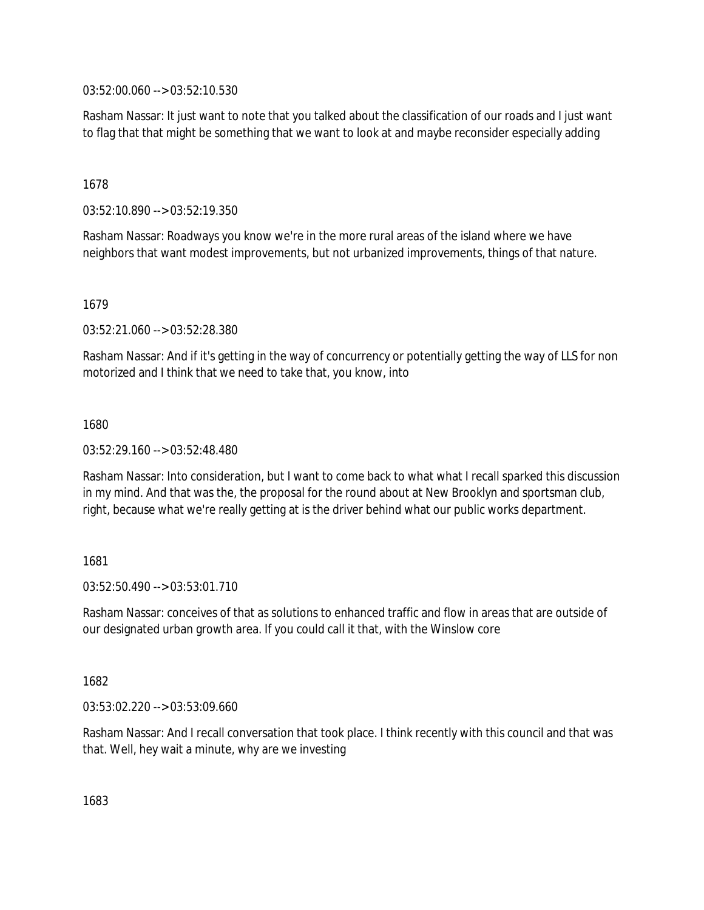03:52:00.060 --> 03:52:10.530

Rasham Nassar: It just want to note that you talked about the classification of our roads and I just want to flag that that might be something that we want to look at and maybe reconsider especially adding

1678

03:52:10.890 --> 03:52:19.350

Rasham Nassar: Roadways you know we're in the more rural areas of the island where we have neighbors that want modest improvements, but not urbanized improvements, things of that nature.

1679

03:52:21.060 --> 03:52:28.380

Rasham Nassar: And if it's getting in the way of concurrency or potentially getting the way of LLS for non motorized and I think that we need to take that, you know, into

1680

03:52:29.160 --> 03:52:48.480

Rasham Nassar: Into consideration, but I want to come back to what what I recall sparked this discussion in my mind. And that was the, the proposal for the round about at New Brooklyn and sportsman club, right, because what we're really getting at is the driver behind what our public works department.

1681

03:52:50.490 --> 03:53:01.710

Rasham Nassar: conceives of that as solutions to enhanced traffic and flow in areas that are outside of our designated urban growth area. If you could call it that, with the Winslow core

1682

03:53:02.220 --> 03:53:09.660

Rasham Nassar: And I recall conversation that took place. I think recently with this council and that was that. Well, hey wait a minute, why are we investing

1683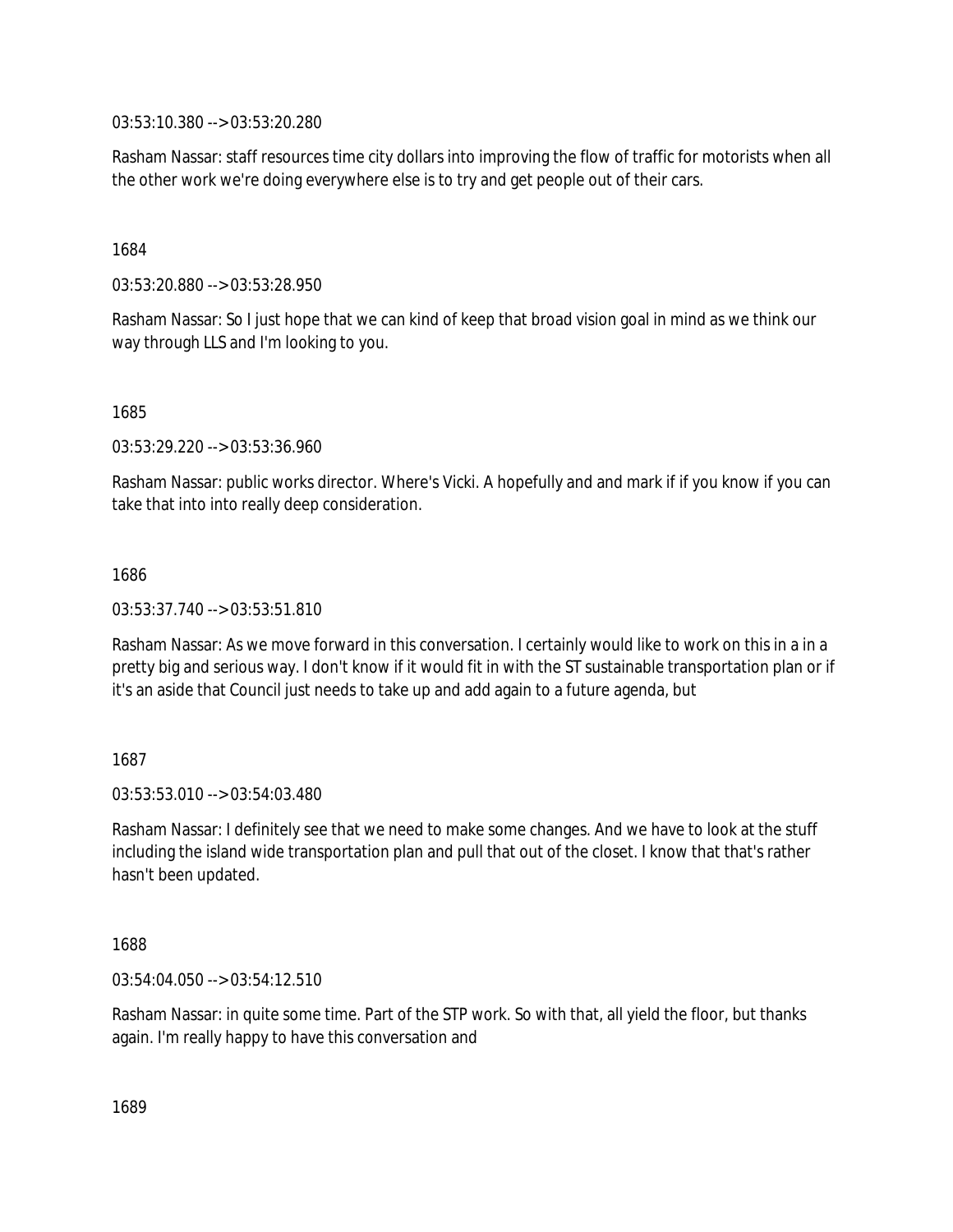03:53:10.380 --> 03:53:20.280

Rasham Nassar: staff resources time city dollars into improving the flow of traffic for motorists when all the other work we're doing everywhere else is to try and get people out of their cars.

1684

03:53:20.880 --> 03:53:28.950

Rasham Nassar: So I just hope that we can kind of keep that broad vision goal in mind as we think our way through LLS and I'm looking to you.

1685

03:53:29.220 --> 03:53:36.960

Rasham Nassar: public works director. Where's Vicki. A hopefully and and mark if if you know if you can take that into into really deep consideration.

1686

03:53:37.740 --> 03:53:51.810

Rasham Nassar: As we move forward in this conversation. I certainly would like to work on this in a in a pretty big and serious way. I don't know if it would fit in with the ST sustainable transportation plan or if it's an aside that Council just needs to take up and add again to a future agenda, but

1687

03:53:53.010 --> 03:54:03.480

Rasham Nassar: I definitely see that we need to make some changes. And we have to look at the stuff including the island wide transportation plan and pull that out of the closet. I know that that's rather hasn't been updated.

1688

03:54:04.050 --> 03:54:12.510

Rasham Nassar: in quite some time. Part of the STP work. So with that, all yield the floor, but thanks again. I'm really happy to have this conversation and

1689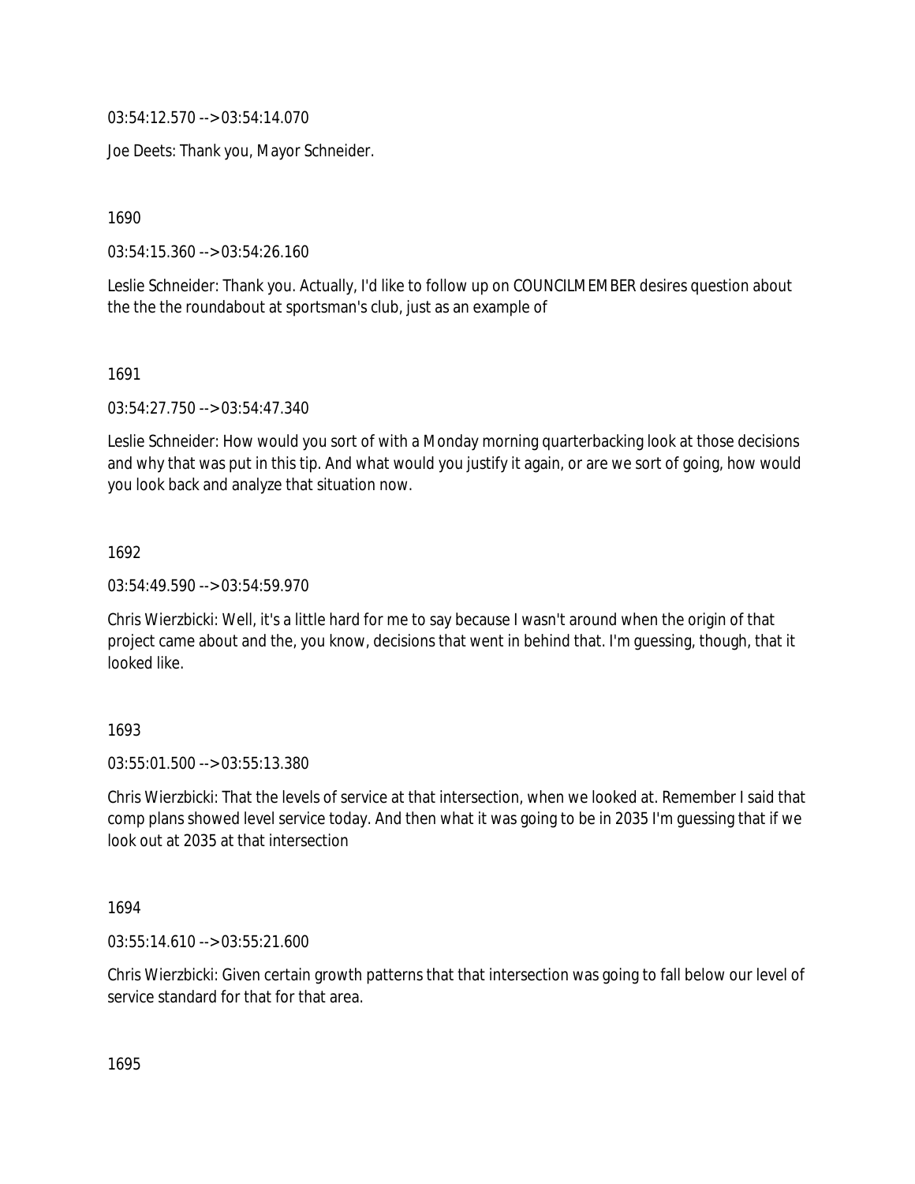03:54:12.570 --> 03:54:14.070

Joe Deets: Thank you, Mayor Schneider.

1690

03:54:15.360 --> 03:54:26.160

Leslie Schneider: Thank you. Actually, I'd like to follow up on COUNCILMEMBER desires question about the the the roundabout at sportsman's club, just as an example of

1691

03:54:27.750 --> 03:54:47.340

Leslie Schneider: How would you sort of with a Monday morning quarterbacking look at those decisions and why that was put in this tip. And what would you justify it again, or are we sort of going, how would you look back and analyze that situation now.

1692

03:54:49.590 --> 03:54:59.970

Chris Wierzbicki: Well, it's a little hard for me to say because I wasn't around when the origin of that project came about and the, you know, decisions that went in behind that. I'm guessing, though, that it looked like.

1693

03:55:01.500 --> 03:55:13.380

Chris Wierzbicki: That the levels of service at that intersection, when we looked at. Remember I said that comp plans showed level service today. And then what it was going to be in 2035 I'm guessing that if we look out at 2035 at that intersection

1694

03:55:14.610 --> 03:55:21.600

Chris Wierzbicki: Given certain growth patterns that that intersection was going to fall below our level of service standard for that for that area.

1695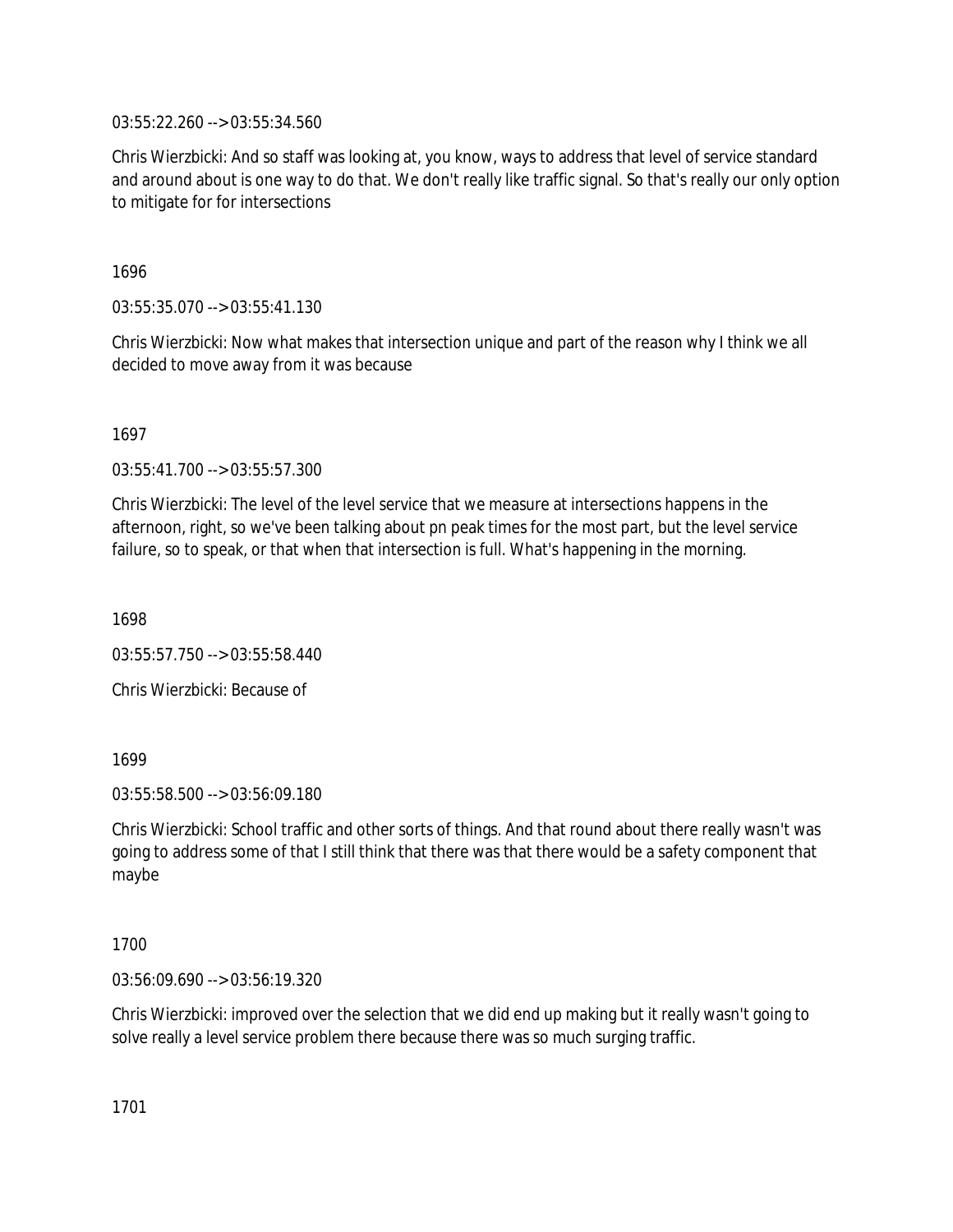03:55:22.260 --> 03:55:34.560

Chris Wierzbicki: And so staff was looking at, you know, ways to address that level of service standard and around about is one way to do that. We don't really like traffic signal. So that's really our only option to mitigate for for intersections

1696

03:55:35.070 --> 03:55:41.130

Chris Wierzbicki: Now what makes that intersection unique and part of the reason why I think we all decided to move away from it was because

1697

03:55:41.700 --> 03:55:57.300

Chris Wierzbicki: The level of the level service that we measure at intersections happens in the afternoon, right, so we've been talking about pn peak times for the most part, but the level service failure, so to speak, or that when that intersection is full. What's happening in the morning.

1698

03:55:57.750 --> 03:55:58.440

Chris Wierzbicki: Because of

1699

03:55:58.500 --> 03:56:09.180

Chris Wierzbicki: School traffic and other sorts of things. And that round about there really wasn't was going to address some of that I still think that there was that there would be a safety component that maybe

1700

03:56:09.690 --> 03:56:19.320

Chris Wierzbicki: improved over the selection that we did end up making but it really wasn't going to solve really a level service problem there because there was so much surging traffic.

1701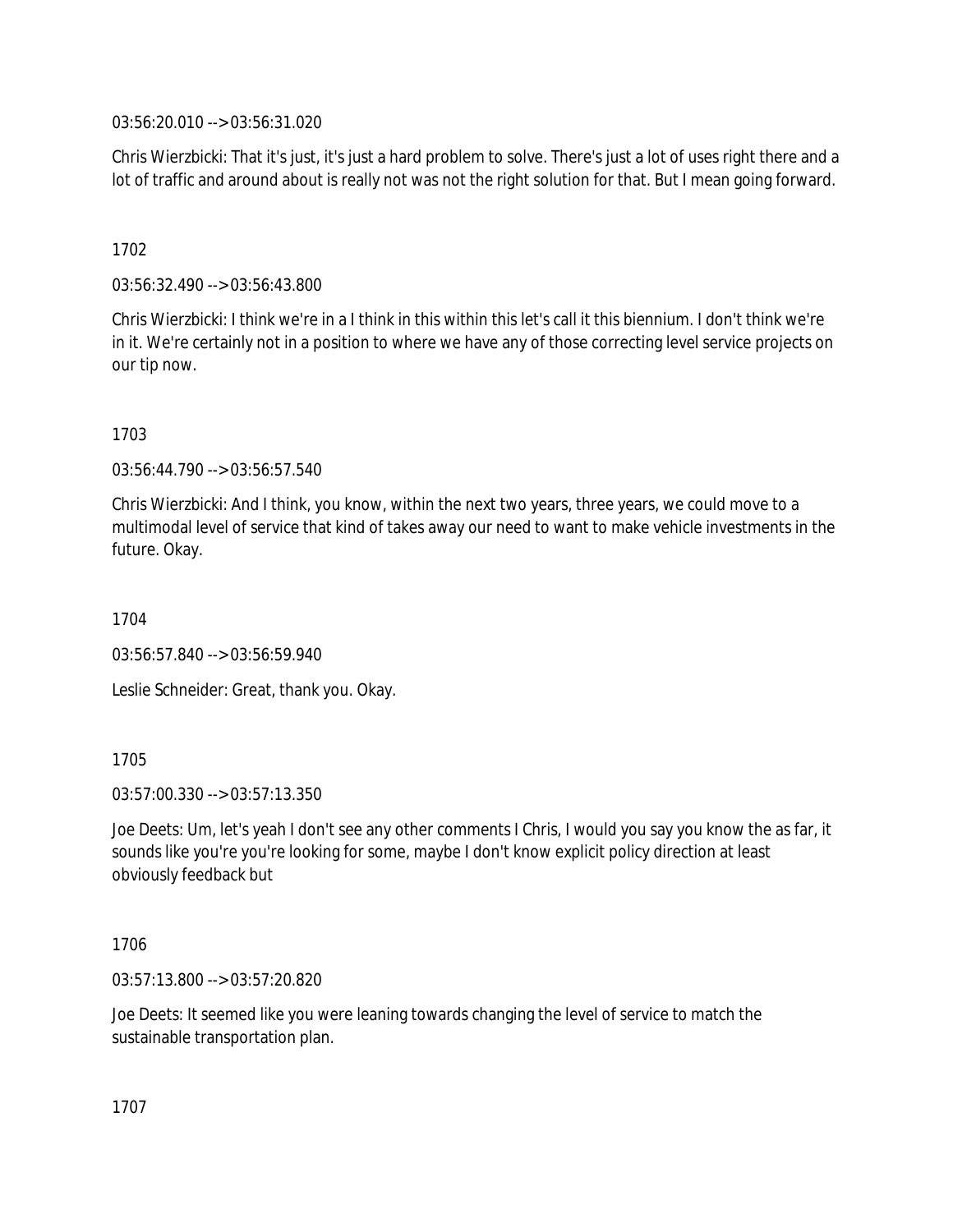03:56:20.010 --> 03:56:31.020

Chris Wierzbicki: That it's just, it's just a hard problem to solve. There's just a lot of uses right there and a lot of traffic and around about is really not was not the right solution for that. But I mean going forward.

1702

03:56:32.490 --> 03:56:43.800

Chris Wierzbicki: I think we're in a I think in this within this let's call it this biennium. I don't think we're in it. We're certainly not in a position to where we have any of those correcting level service projects on our tip now.

1703

03:56:44.790 --> 03:56:57.540

Chris Wierzbicki: And I think, you know, within the next two years, three years, we could move to a multimodal level of service that kind of takes away our need to want to make vehicle investments in the future. Okay.

1704

03:56:57.840 --> 03:56:59.940

Leslie Schneider: Great, thank you. Okay.

1705

03:57:00.330 --> 03:57:13.350

Joe Deets: Um, let's yeah I don't see any other comments I Chris, I would you say you know the as far, it sounds like you're you're looking for some, maybe I don't know explicit policy direction at least obviously feedback but

1706

03:57:13.800 --> 03:57:20.820

Joe Deets: It seemed like you were leaning towards changing the level of service to match the sustainable transportation plan.

1707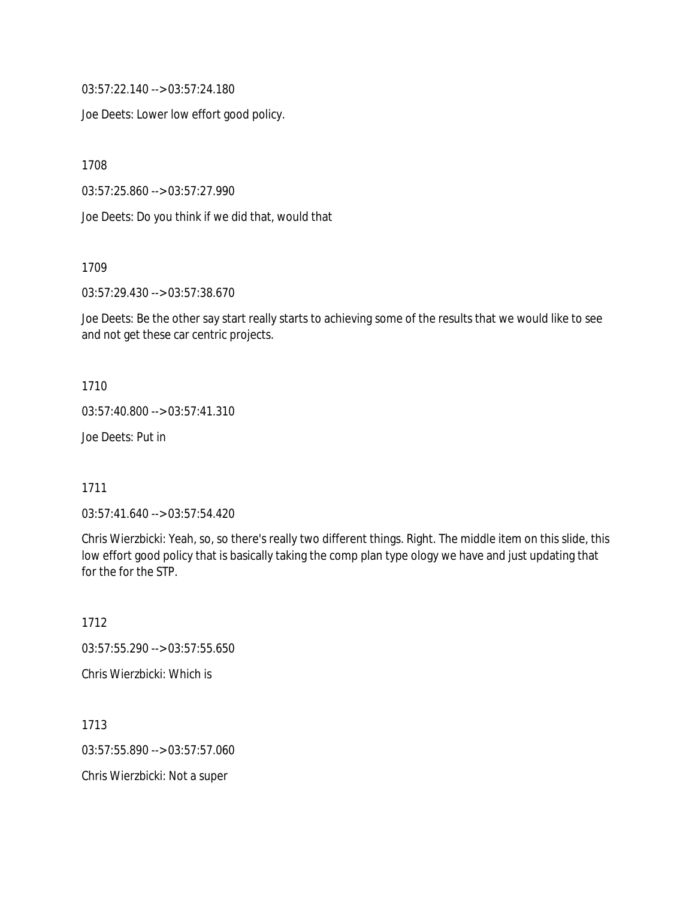03:57:22.140 --> 03:57:24.180

Joe Deets: Lower low effort good policy.

1708

03:57:25.860 --> 03:57:27.990

Joe Deets: Do you think if we did that, would that

1709

03:57:29.430 --> 03:57:38.670

Joe Deets: Be the other say start really starts to achieving some of the results that we would like to see and not get these car centric projects.

1710

03:57:40.800 --> 03:57:41.310

Joe Deets: Put in

1711

03:57:41.640 --> 03:57:54.420

Chris Wierzbicki: Yeah, so, so there's really two different things. Right. The middle item on this slide, this low effort good policy that is basically taking the comp plan type ology we have and just updating that for the for the STP.

1712

03:57:55.290 --> 03:57:55.650

Chris Wierzbicki: Which is

1713

03:57:55.890 --> 03:57:57.060

Chris Wierzbicki: Not a super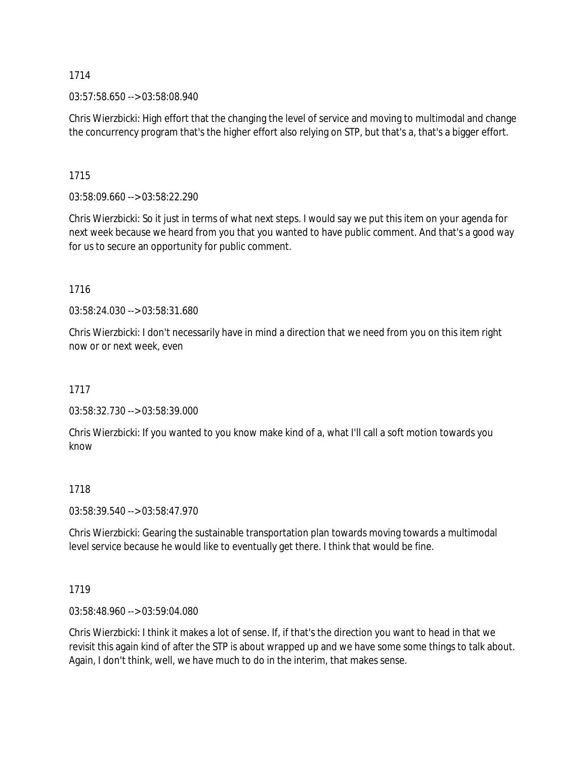1714

03:57:58.650 --> 03:58:08.940

Chris Wierzbicki: High effort that the changing the level of service and moving to multimodal and change the concurrency program that's the higher effort also relying on STP, but that's a, that's a bigger effort.

1715

03:58:09.660 --> 03:58:22.290

Chris Wierzbicki: So it just in terms of what next steps. I would say we put this item on your agenda for next week because we heard from you that you wanted to have public comment. And that's a good way for us to secure an opportunity for public comment.

1716

03:58:24.030 --> 03:58:31.680

Chris Wierzbicki: I don't necessarily have in mind a direction that we need from you on this item right now or or next week, even

1717

03:58:32.730 --> 03:58:39.000

Chris Wierzbicki: If you wanted to you know make kind of a, what I'll call a soft motion towards you know

1718

03:58:39.540 --> 03:58:47.970

Chris Wierzbicki: Gearing the sustainable transportation plan towards moving towards a multimodal level service because he would like to eventually get there. I think that would be fine.

1719

03:58:48.960 --> 03:59:04.080

Chris Wierzbicki: I think it makes a lot of sense. If, if that's the direction you want to head in that we revisit this again kind of after the STP is about wrapped up and we have some some things to talk about. Again, I don't think, well, we have much to do in the interim, that makes sense.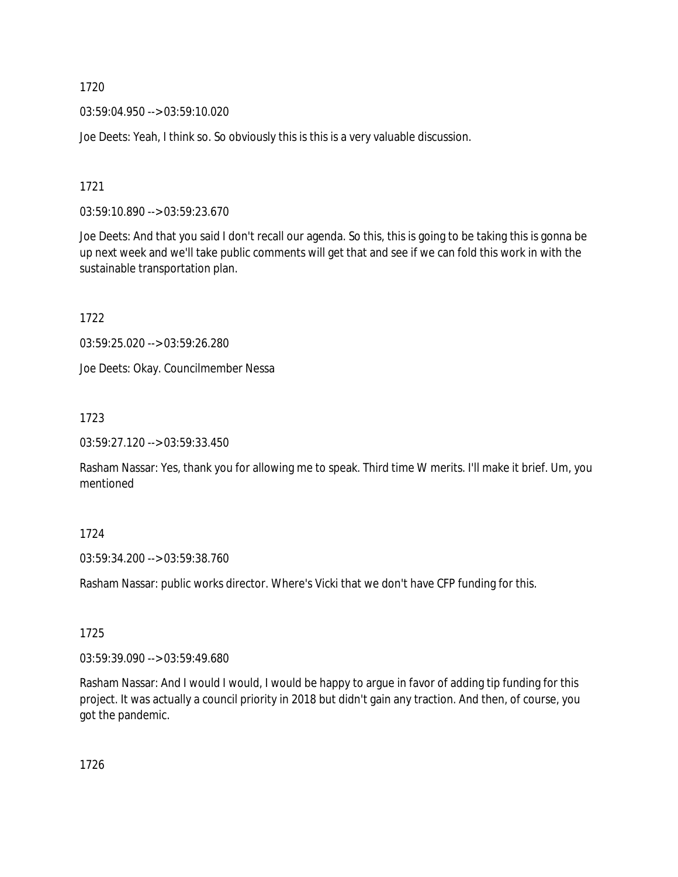1720

03:59:04.950 --> 03:59:10.020

Joe Deets: Yeah, I think so. So obviously this is this is a very valuable discussion.

1721

03:59:10.890 --> 03:59:23.670

Joe Deets: And that you said I don't recall our agenda. So this, this is going to be taking this is gonna be up next week and we'll take public comments will get that and see if we can fold this work in with the sustainable transportation plan.

1722

03:59:25.020 --> 03:59:26.280

Joe Deets: Okay. Councilmember Nessa

1723

03:59:27.120 --> 03:59:33.450

Rasham Nassar: Yes, thank you for allowing me to speak. Third time W merits. I'll make it brief. Um, you mentioned

1724

03:59:34.200 --> 03:59:38.760

Rasham Nassar: public works director. Where's Vicki that we don't have CFP funding for this.

1725

03:59:39.090 --> 03:59:49.680

Rasham Nassar: And I would I would, I would be happy to argue in favor of adding tip funding for this project. It was actually a council priority in 2018 but didn't gain any traction. And then, of course, you got the pandemic.

1726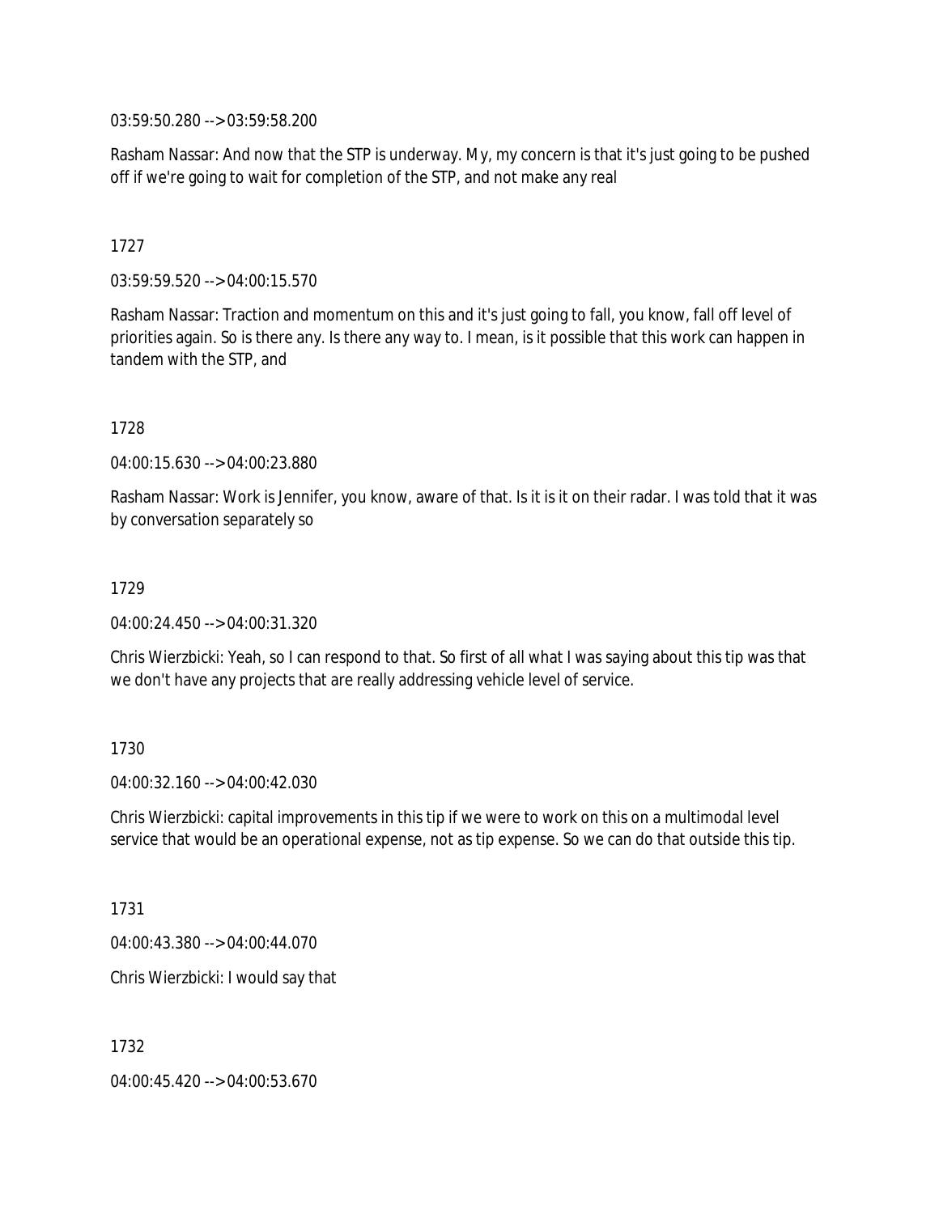03:59:50.280 --> 03:59:58.200

Rasham Nassar: And now that the STP is underway. My, my concern is that it's just going to be pushed off if we're going to wait for completion of the STP, and not make any real

1727

03:59:59.520 --> 04:00:15.570

Rasham Nassar: Traction and momentum on this and it's just going to fall, you know, fall off level of priorities again. So is there any. Is there any way to. I mean, is it possible that this work can happen in tandem with the STP, and

1728

04:00:15.630 --> 04:00:23.880

Rasham Nassar: Work is Jennifer, you know, aware of that. Is it is it on their radar. I was told that it was by conversation separately so

1729

04:00:24.450 --> 04:00:31.320

Chris Wierzbicki: Yeah, so I can respond to that. So first of all what I was saying about this tip was that we don't have any projects that are really addressing vehicle level of service.

1730

04:00:32.160 --> 04:00:42.030

Chris Wierzbicki: capital improvements in this tip if we were to work on this on a multimodal level service that would be an operational expense, not as tip expense. So we can do that outside this tip.

1731

04:00:43.380 --> 04:00:44.070

Chris Wierzbicki: I would say that

1732

04:00:45.420 --> 04:00:53.670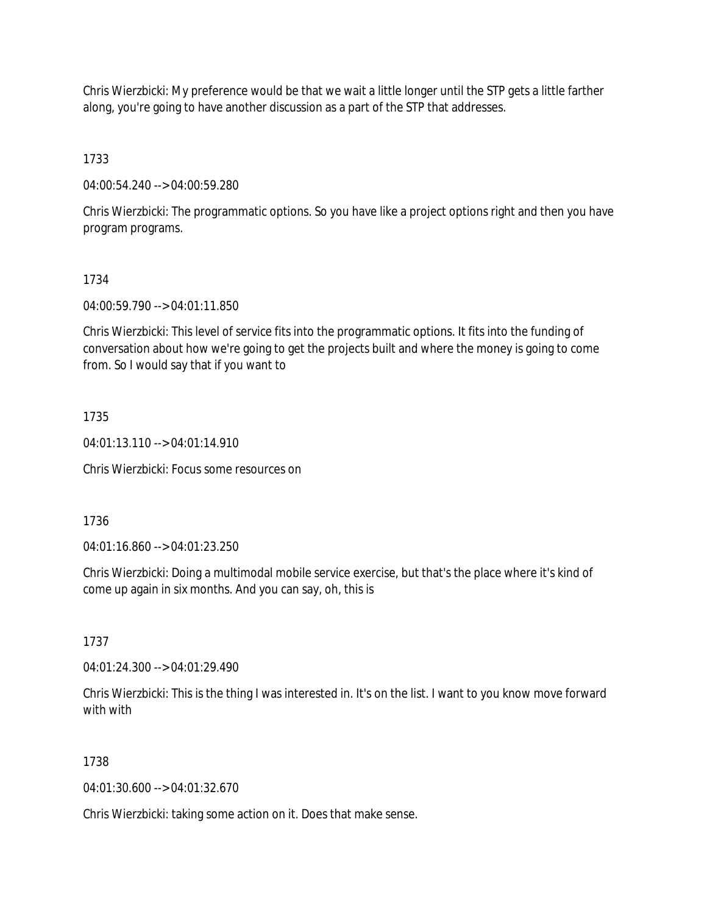Chris Wierzbicki: My preference would be that we wait a little longer until the STP gets a little farther along, you're going to have another discussion as a part of the STP that addresses.

1733

04:00:54.240 --> 04:00:59.280

Chris Wierzbicki: The programmatic options. So you have like a project options right and then you have program programs.

1734

04:00:59.790 --> 04:01:11.850

Chris Wierzbicki: This level of service fits into the programmatic options. It fits into the funding of conversation about how we're going to get the projects built and where the money is going to come from. So I would say that if you want to

1735

04:01:13.110 --> 04:01:14.910

Chris Wierzbicki: Focus some resources on

1736

04:01:16.860 --> 04:01:23.250

Chris Wierzbicki: Doing a multimodal mobile service exercise, but that's the place where it's kind of come up again in six months. And you can say, oh, this is

1737

04:01:24.300 --> 04:01:29.490

Chris Wierzbicki: This is the thing I was interested in. It's on the list. I want to you know move forward with with

1738

04:01:30.600 --> 04:01:32.670

Chris Wierzbicki: taking some action on it. Does that make sense.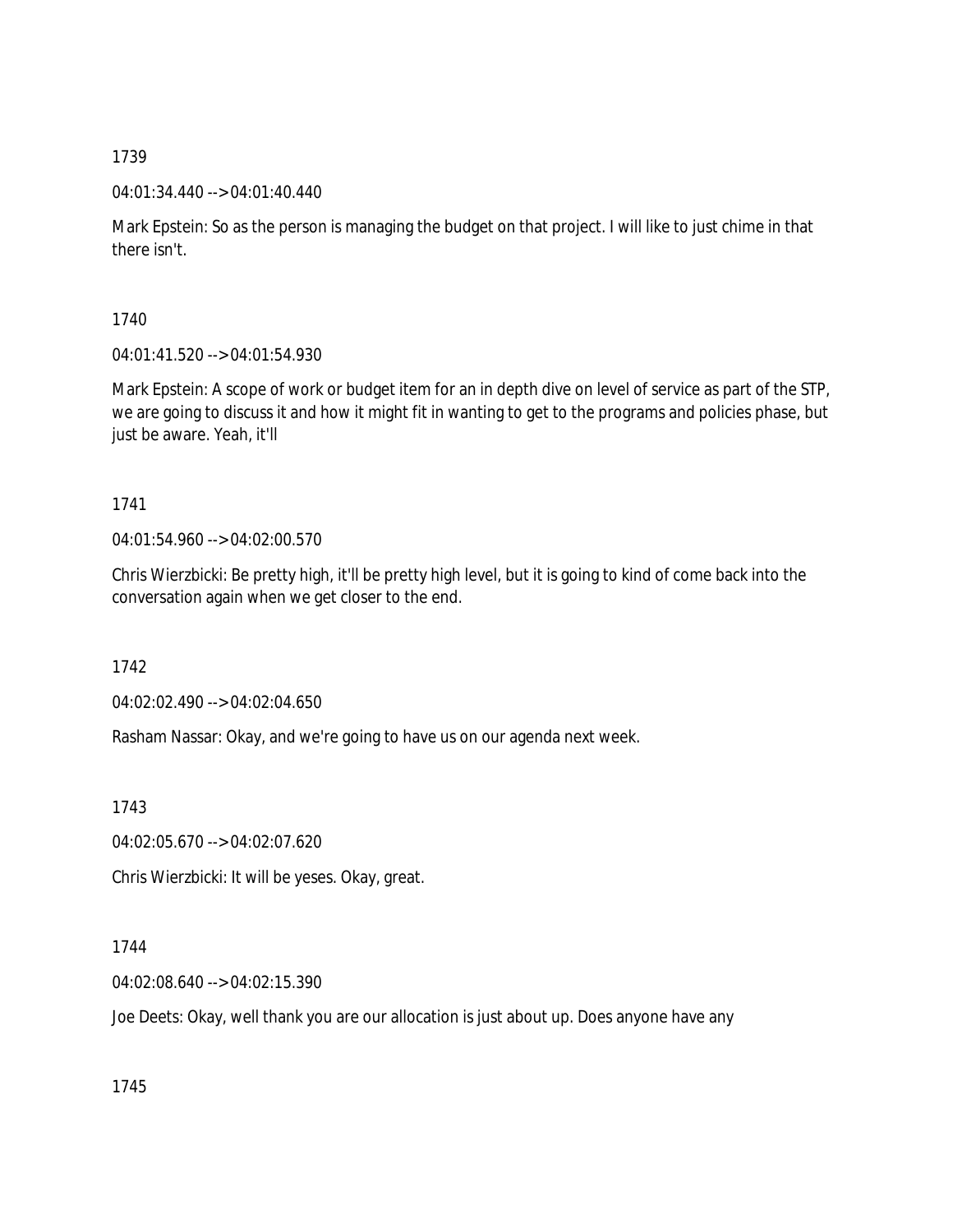1739

04:01:34.440 --> 04:01:40.440

Mark Epstein: So as the person is managing the budget on that project. I will like to just chime in that there isn't.

1740

04:01:41.520 --> 04:01:54.930

Mark Epstein: A scope of work or budget item for an in depth dive on level of service as part of the STP, we are going to discuss it and how it might fit in wanting to get to the programs and policies phase, but just be aware. Yeah, it'll

1741

04:01:54.960 --> 04:02:00.570

Chris Wierzbicki: Be pretty high, it'll be pretty high level, but it is going to kind of come back into the conversation again when we get closer to the end.

1742

04:02:02.490 --> 04:02:04.650

Rasham Nassar: Okay, and we're going to have us on our agenda next week.

1743

04:02:05.670 --> 04:02:07.620

Chris Wierzbicki: It will be yeses. Okay, great.

1744

04:02:08.640 --> 04:02:15.390

Joe Deets: Okay, well thank you are our allocation is just about up. Does anyone have any

1745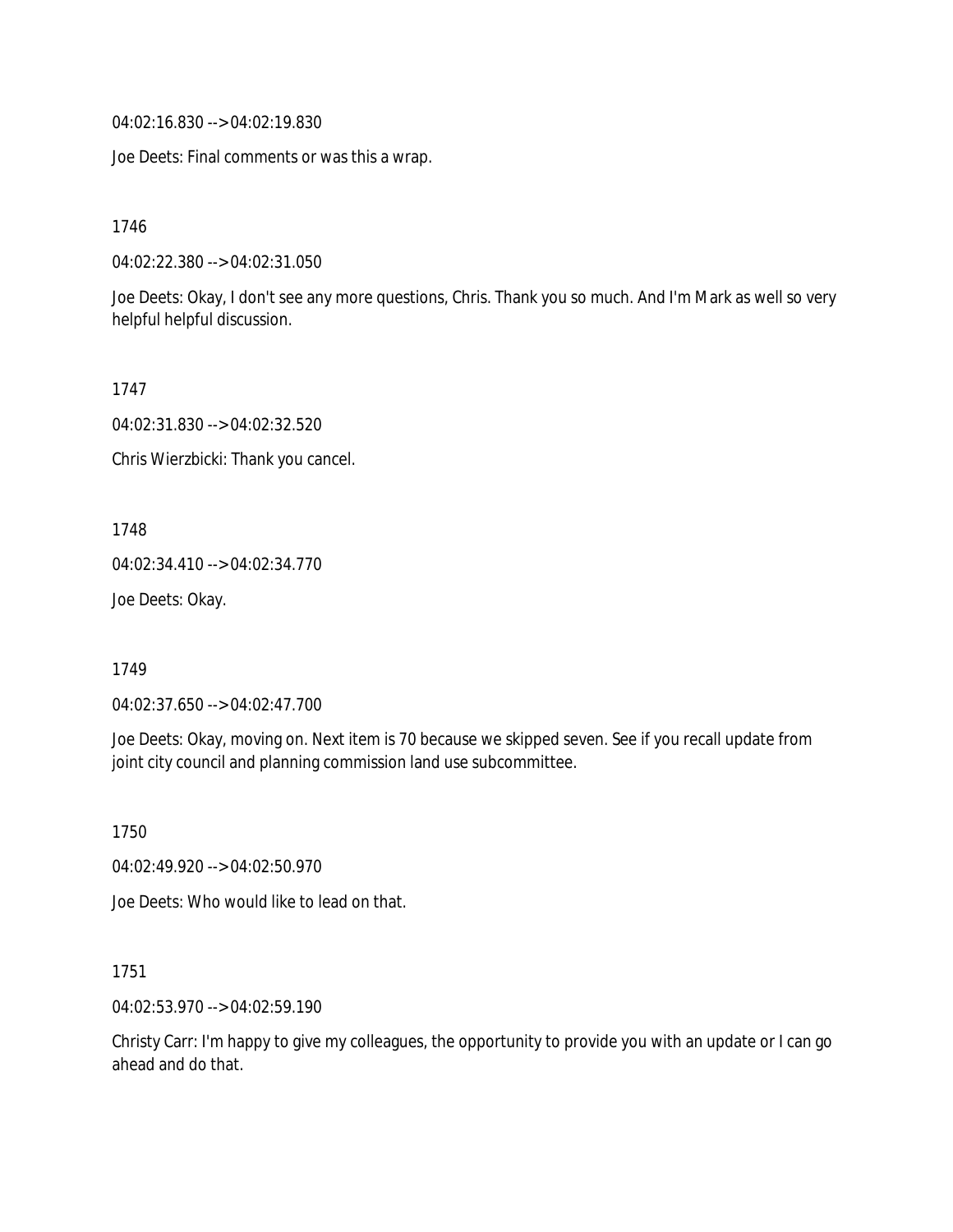04:02:16.830 --> 04:02:19.830

Joe Deets: Final comments or was this a wrap.

1746

04:02:22.380 --> 04:02:31.050

Joe Deets: Okay, I don't see any more questions, Chris. Thank you so much. And I'm Mark as well so very helpful helpful discussion.

1747

04:02:31.830 --> 04:02:32.520

Chris Wierzbicki: Thank you cancel.

1748

04:02:34.410 --> 04:02:34.770

Joe Deets: Okay.

1749

04:02:37.650 --> 04:02:47.700

Joe Deets: Okay, moving on. Next item is 70 because we skipped seven. See if you recall update from joint city council and planning commission land use subcommittee.

1750

04:02:49.920 --> 04:02:50.970

Joe Deets: Who would like to lead on that.

1751

04:02:53.970 --> 04:02:59.190

Christy Carr: I'm happy to give my colleagues, the opportunity to provide you with an update or I can go ahead and do that.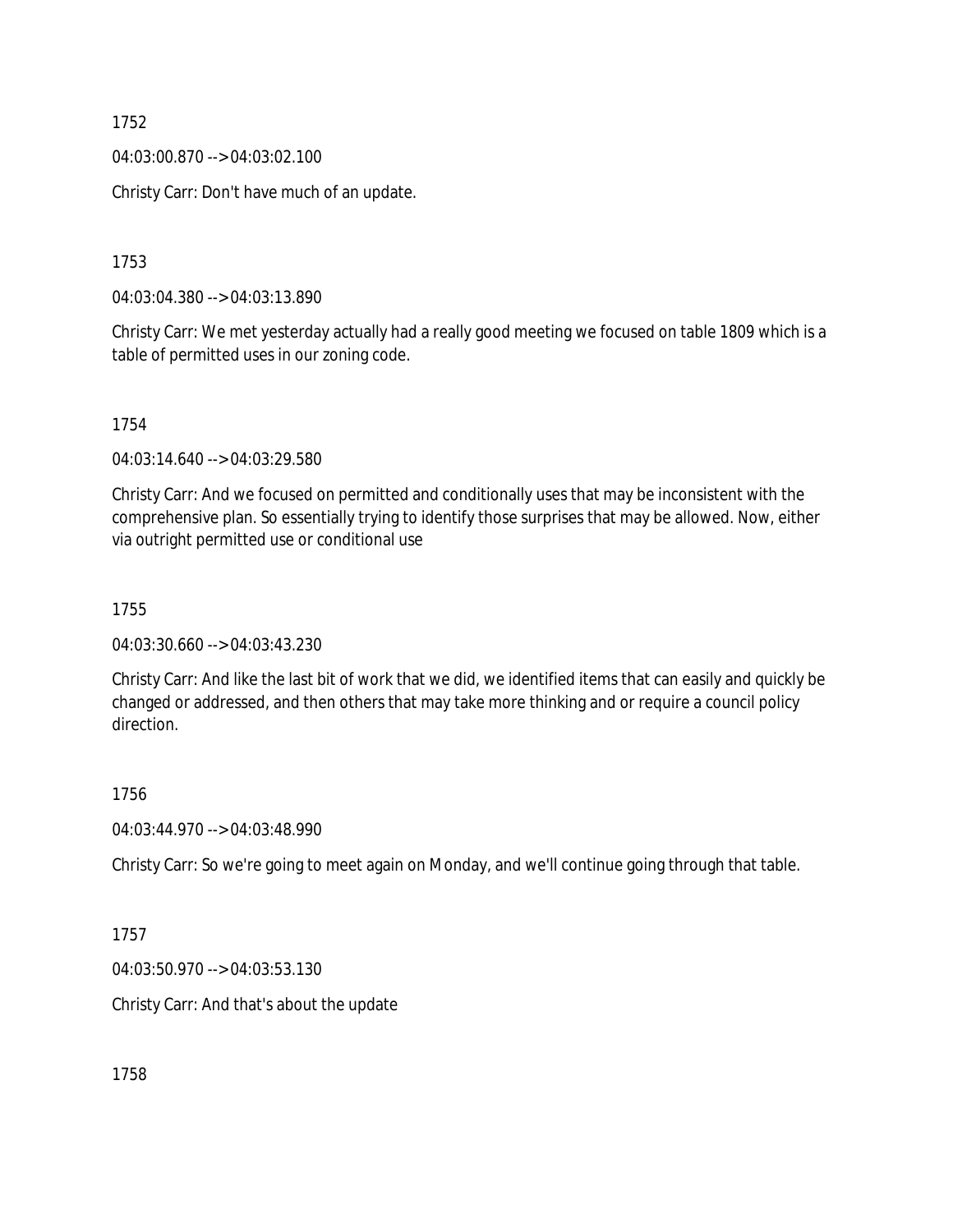1752

04:03:00.870 --> 04:03:02.100

Christy Carr: Don't have much of an update.

1753

04:03:04.380 --> 04:03:13.890

Christy Carr: We met yesterday actually had a really good meeting we focused on table 1809 which is a table of permitted uses in our zoning code.

1754

04:03:14.640 --> 04:03:29.580

Christy Carr: And we focused on permitted and conditionally uses that may be inconsistent with the comprehensive plan. So essentially trying to identify those surprises that may be allowed. Now, either via outright permitted use or conditional use

1755

04:03:30.660 --> 04:03:43.230

Christy Carr: And like the last bit of work that we did, we identified items that can easily and quickly be changed or addressed, and then others that may take more thinking and or require a council policy direction.

1756

04:03:44.970 --> 04:03:48.990

Christy Carr: So we're going to meet again on Monday, and we'll continue going through that table.

1757

04:03:50.970 --> 04:03:53.130

Christy Carr: And that's about the update

1758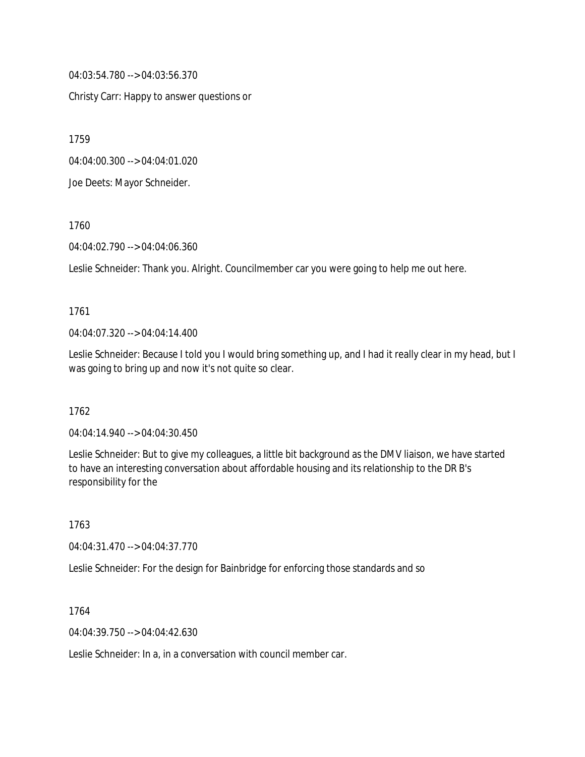04:03:54.780 --> 04:03:56.370

Christy Carr: Happy to answer questions or

1759

04:04:00.300 --> 04:04:01.020

Joe Deets: Mayor Schneider.

1760

04:04:02.790 --> 04:04:06.360

Leslie Schneider: Thank you. Alright. Councilmember car you were going to help me out here.

1761

04:04:07.320 --> 04:04:14.400

Leslie Schneider: Because I told you I would bring something up, and I had it really clear in my head, but I was going to bring up and now it's not quite so clear.

1762

04:04:14.940 --> 04:04:30.450

Leslie Schneider: But to give my colleagues, a little bit background as the DMV liaison, we have started to have an interesting conversation about affordable housing and its relationship to the DR B's responsibility for the

1763

04:04:31.470 --> 04:04:37.770

Leslie Schneider: For the design for Bainbridge for enforcing those standards and so

1764

04:04:39.750 --> 04:04:42.630

Leslie Schneider: In a, in a conversation with council member car.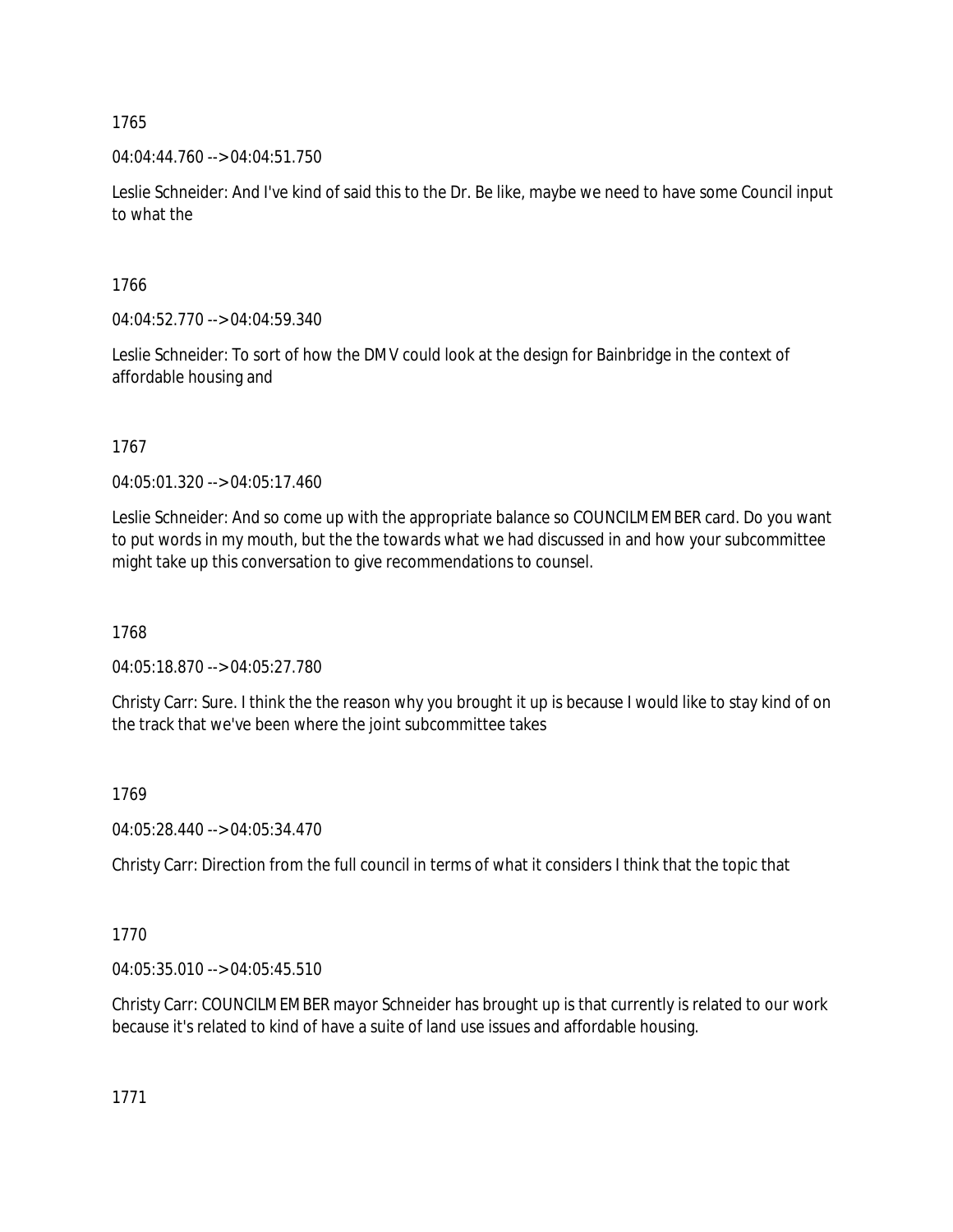1765

04:04:44.760 --> 04:04:51.750

Leslie Schneider: And I've kind of said this to the Dr. Be like, maybe we need to have some Council input to what the

1766

04:04:52.770 --> 04:04:59.340

Leslie Schneider: To sort of how the DMV could look at the design for Bainbridge in the context of affordable housing and

1767

04:05:01.320 --> 04:05:17.460

Leslie Schneider: And so come up with the appropriate balance so COUNCILMEMBER card. Do you want to put words in my mouth, but the the towards what we had discussed in and how your subcommittee might take up this conversation to give recommendations to counsel.

1768

04:05:18.870 --> 04:05:27.780

Christy Carr: Sure. I think the the reason why you brought it up is because I would like to stay kind of on the track that we've been where the joint subcommittee takes

1769

04:05:28.440 --> 04:05:34.470

Christy Carr: Direction from the full council in terms of what it considers I think that the topic that

1770

04:05:35.010 --> 04:05:45.510

Christy Carr: COUNCILMEMBER mayor Schneider has brought up is that currently is related to our work because it's related to kind of have a suite of land use issues and affordable housing.

1771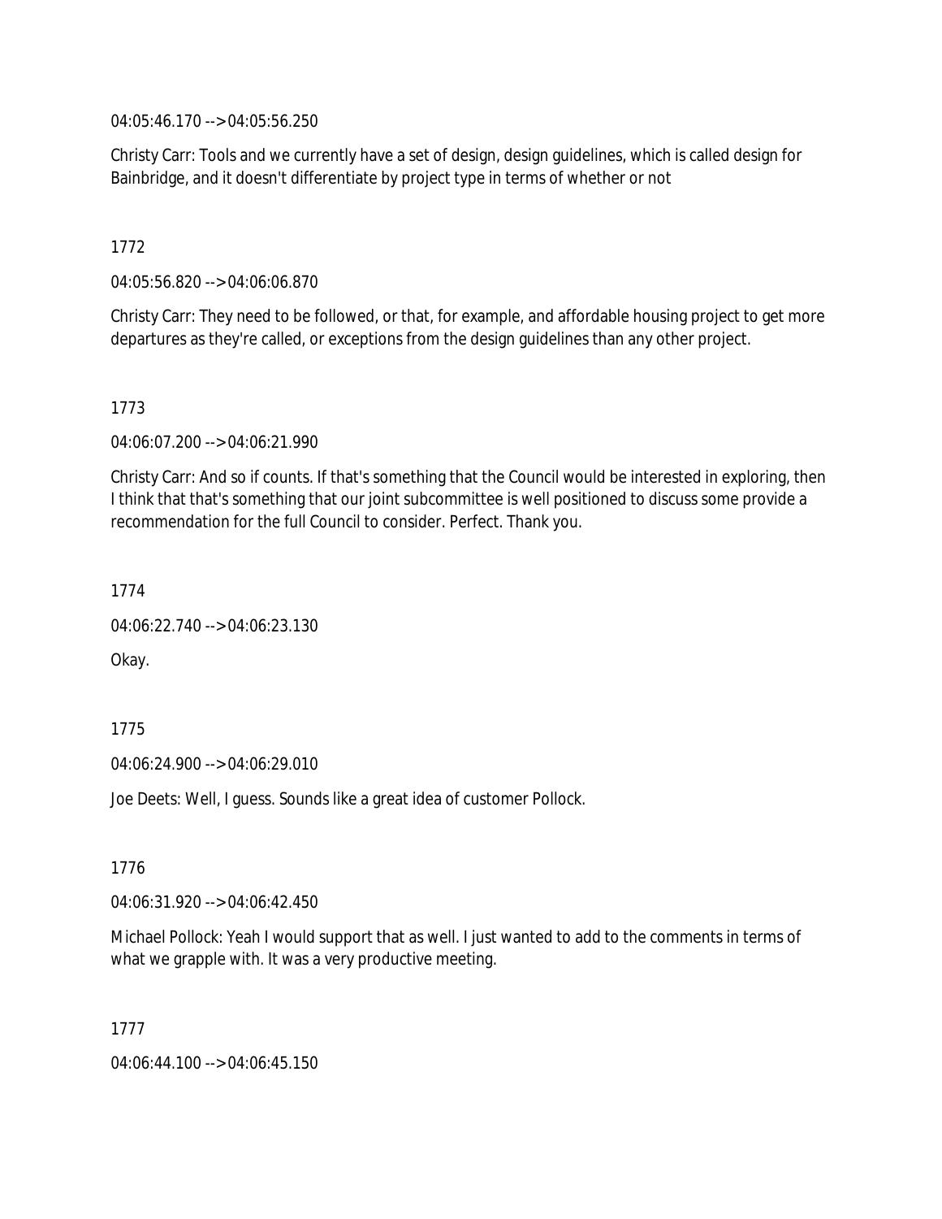04:05:46.170 --> 04:05:56.250

Christy Carr: Tools and we currently have a set of design, design guidelines, which is called design for Bainbridge, and it doesn't differentiate by project type in terms of whether or not

1772

04:05:56.820 --> 04:06:06.870

Christy Carr: They need to be followed, or that, for example, and affordable housing project to get more departures as they're called, or exceptions from the design guidelines than any other project.

1773

04:06:07.200 --> 04:06:21.990

Christy Carr: And so if counts. If that's something that the Council would be interested in exploring, then I think that that's something that our joint subcommittee is well positioned to discuss some provide a recommendation for the full Council to consider. Perfect. Thank you.

1774

04:06:22.740 --> 04:06:23.130

Okay.

1775

04:06:24.900 --> 04:06:29.010

Joe Deets: Well, I guess. Sounds like a great idea of customer Pollock.

1776

04:06:31.920 --> 04:06:42.450

Michael Pollock: Yeah I would support that as well. I just wanted to add to the comments in terms of what we grapple with. It was a very productive meeting.

1777

04:06:44.100 --> 04:06:45.150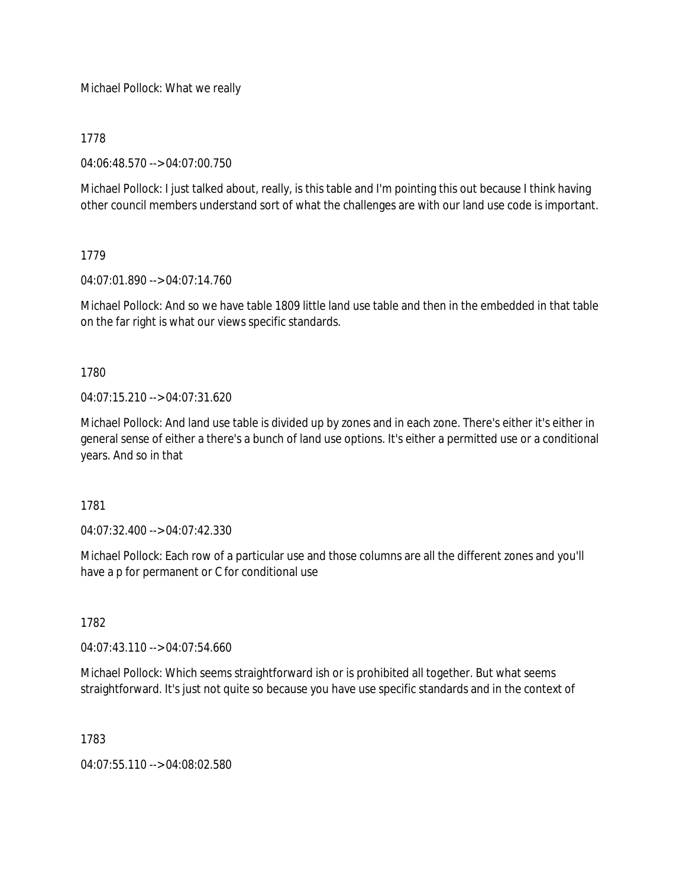Michael Pollock: What we really

1778

04:06:48.570 --> 04:07:00.750

Michael Pollock: I just talked about, really, is this table and I'm pointing this out because I think having other council members understand sort of what the challenges are with our land use code is important.

1779

04:07:01.890 --> 04:07:14.760

Michael Pollock: And so we have table 1809 little land use table and then in the embedded in that table on the far right is what our views specific standards.

1780

04:07:15.210 --> 04:07:31.620

Michael Pollock: And land use table is divided up by zones and in each zone. There's either it's either in general sense of either a there's a bunch of land use options. It's either a permitted use or a conditional years. And so in that

1781

04:07:32.400 --> 04:07:42.330

Michael Pollock: Each row of a particular use and those columns are all the different zones and you'll have a p for permanent or C for conditional use

1782

04:07:43.110 --> 04:07:54.660

Michael Pollock: Which seems straightforward ish or is prohibited all together. But what seems straightforward. It's just not quite so because you have use specific standards and in the context of

1783

04:07:55.110 --> 04:08:02.580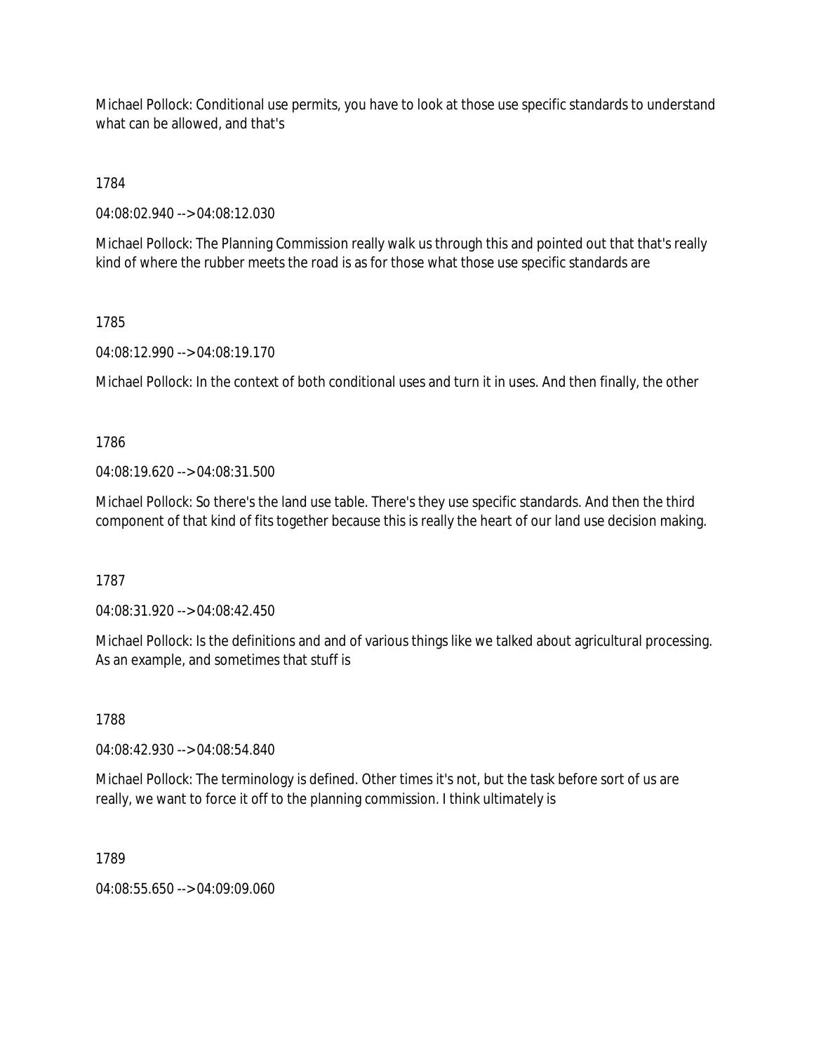Michael Pollock: Conditional use permits, you have to look at those use specific standards to understand what can be allowed, and that's

1784

04:08:02.940 --> 04:08:12.030

Michael Pollock: The Planning Commission really walk us through this and pointed out that that's really kind of where the rubber meets the road is as for those what those use specific standards are

1785

04:08:12.990 --> 04:08:19.170

Michael Pollock: In the context of both conditional uses and turn it in uses. And then finally, the other

1786

04:08:19.620 --> 04:08:31.500

Michael Pollock: So there's the land use table. There's they use specific standards. And then the third component of that kind of fits together because this is really the heart of our land use decision making.

1787

04:08:31.920 --> 04:08:42.450

Michael Pollock: Is the definitions and and of various things like we talked about agricultural processing. As an example, and sometimes that stuff is

1788

04:08:42.930 --> 04:08:54.840

Michael Pollock: The terminology is defined. Other times it's not, but the task before sort of us are really, we want to force it off to the planning commission. I think ultimately is

1789

04:08:55.650 --> 04:09:09.060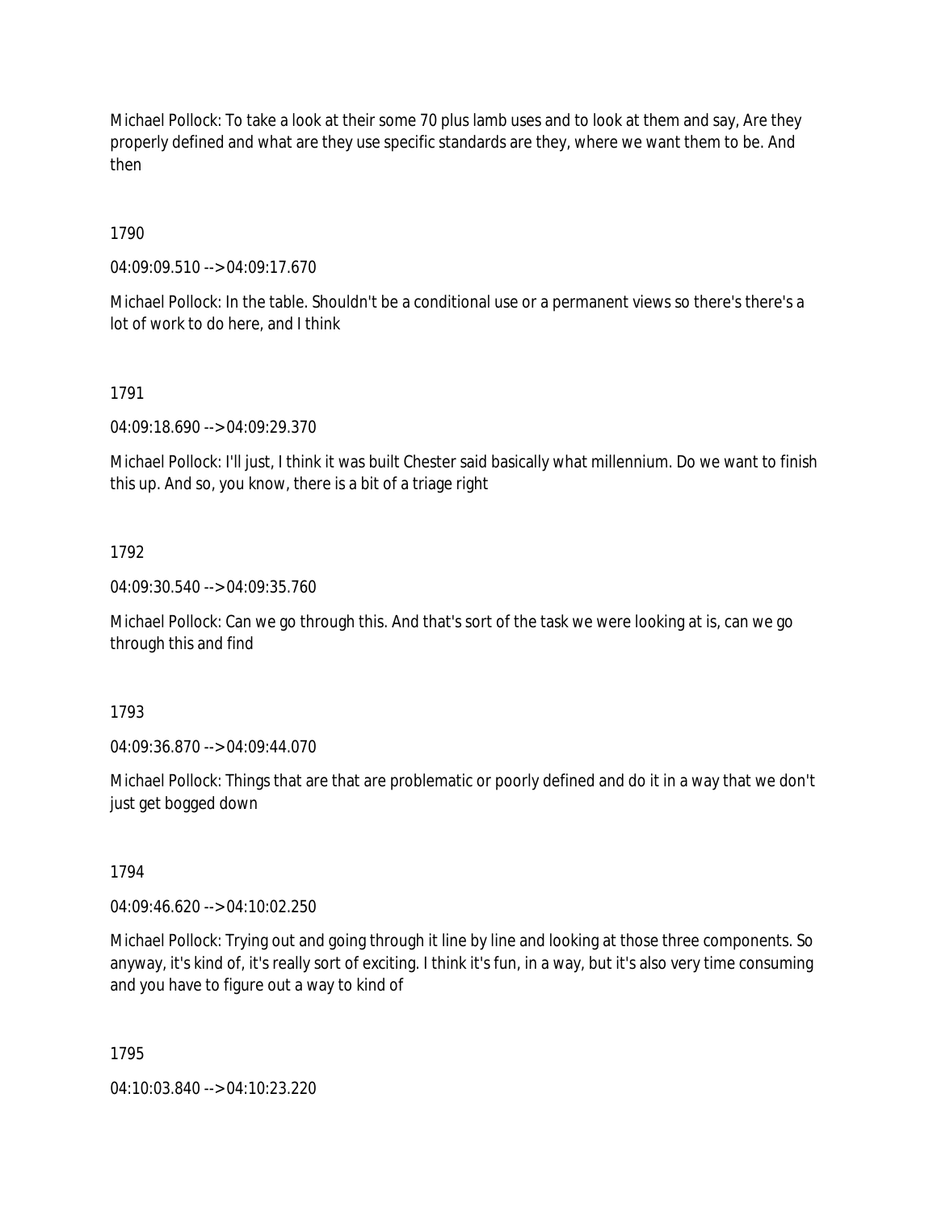Michael Pollock: To take a look at their some 70 plus lamb uses and to look at them and say, Are they properly defined and what are they use specific standards are they, where we want them to be. And then

1790

04:09:09.510 --> 04:09:17.670

Michael Pollock: In the table. Shouldn't be a conditional use or a permanent views so there's there's a lot of work to do here, and I think

1791

04:09:18.690 --> 04:09:29.370

Michael Pollock: I'll just, I think it was built Chester said basically what millennium. Do we want to finish this up. And so, you know, there is a bit of a triage right

1792

04:09:30.540 --> 04:09:35.760

Michael Pollock: Can we go through this. And that's sort of the task we were looking at is, can we go through this and find

1793

04:09:36.870 --> 04:09:44.070

Michael Pollock: Things that are that are problematic or poorly defined and do it in a way that we don't just get bogged down

1794

04:09:46.620 --> 04:10:02.250

Michael Pollock: Trying out and going through it line by line and looking at those three components. So anyway, it's kind of, it's really sort of exciting. I think it's fun, in a way, but it's also very time consuming and you have to figure out a way to kind of

1795

04:10:03.840 --> 04:10:23.220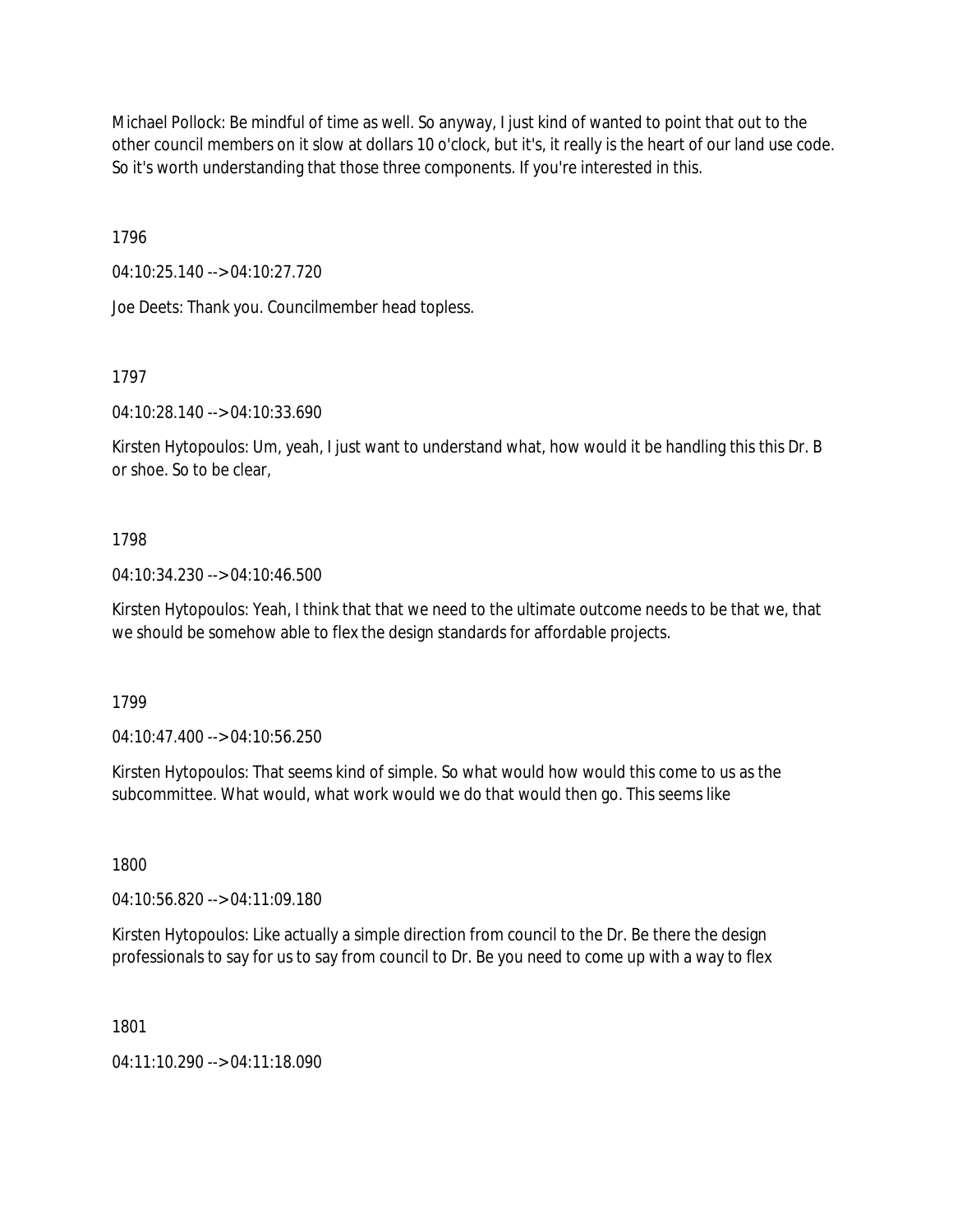Michael Pollock: Be mindful of time as well. So anyway, I just kind of wanted to point that out to the other council members on it slow at dollars 10 o'clock, but it's, it really is the heart of our land use code. So it's worth understanding that those three components. If you're interested in this.

1796

04:10:25.140 --> 04:10:27.720

Joe Deets: Thank you. Councilmember head topless.

1797

04:10:28.140 --> 04:10:33.690

Kirsten Hytopoulos: Um, yeah, I just want to understand what, how would it be handling this this Dr. B or shoe. So to be clear,

1798

04:10:34.230 --> 04:10:46.500

Kirsten Hytopoulos: Yeah, I think that that we need to the ultimate outcome needs to be that we, that we should be somehow able to flex the design standards for affordable projects.

1799

04:10:47.400 --> 04:10:56.250

Kirsten Hytopoulos: That seems kind of simple. So what would how would this come to us as the subcommittee. What would, what work would we do that would then go. This seems like

1800

04:10:56.820 --> 04:11:09.180

Kirsten Hytopoulos: Like actually a simple direction from council to the Dr. Be there the design professionals to say for us to say from council to Dr. Be you need to come up with a way to flex

1801

04:11:10.290 --> 04:11:18.090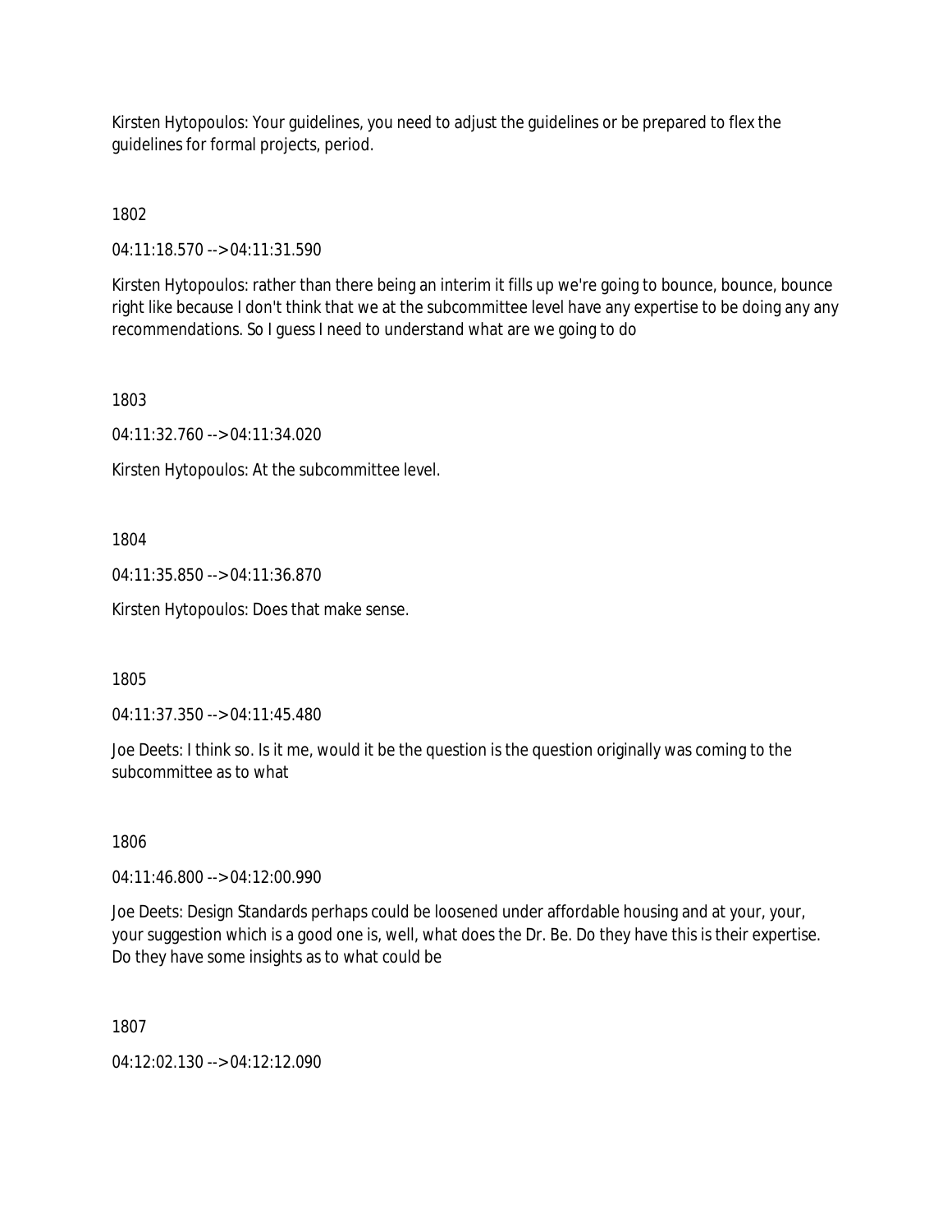Kirsten Hytopoulos: Your guidelines, you need to adjust the guidelines or be prepared to flex the guidelines for formal projects, period.

1802

04:11:18.570 --> 04:11:31.590

Kirsten Hytopoulos: rather than there being an interim it fills up we're going to bounce, bounce, bounce right like because I don't think that we at the subcommittee level have any expertise to be doing any any recommendations. So I guess I need to understand what are we going to do

1803

04:11:32.760 --> 04:11:34.020

Kirsten Hytopoulos: At the subcommittee level.

1804

04:11:35.850 --> 04:11:36.870

Kirsten Hytopoulos: Does that make sense.

1805

04:11:37.350 --> 04:11:45.480

Joe Deets: I think so. Is it me, would it be the question is the question originally was coming to the subcommittee as to what

1806

04:11:46.800 --> 04:12:00.990

Joe Deets: Design Standards perhaps could be loosened under affordable housing and at your, your, your suggestion which is a good one is, well, what does the Dr. Be. Do they have this is their expertise. Do they have some insights as to what could be

1807

04:12:02.130 --> 04:12:12.090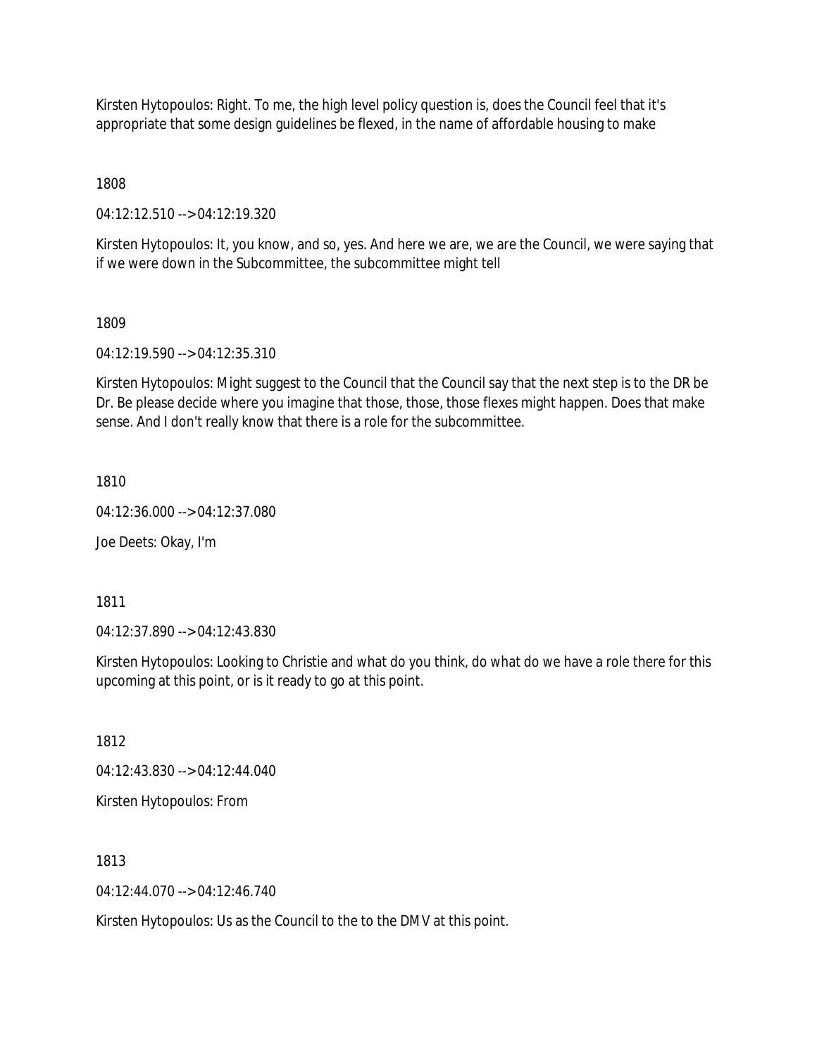Kirsten Hytopoulos: Right. To me, the high level policy question is, does the Council feel that it's appropriate that some design guidelines be flexed, in the name of affordable housing to make

1808

04:12:12.510 --> 04:12:19.320

Kirsten Hytopoulos: It, you know, and so, yes. And here we are, we are the Council, we were saying that if we were down in the Subcommittee, the subcommittee might tell

1809

04:12:19.590 --> 04:12:35.310

Kirsten Hytopoulos: Might suggest to the Council that the Council say that the next step is to the DR be Dr. Be please decide where you imagine that those, those, those flexes might happen. Does that make sense. And I don't really know that there is a role for the subcommittee.

1810

04:12:36.000 --> 04:12:37.080

Joe Deets: Okay, I'm

1811

04:12:37.890 --> 04:12:43.830

Kirsten Hytopoulos: Looking to Christie and what do you think, do what do we have a role there for this upcoming at this point, or is it ready to go at this point.

1812

04:12:43.830 --> 04:12:44.040

Kirsten Hytopoulos: From

1813

04:12:44.070 --> 04:12:46.740

Kirsten Hytopoulos: Us as the Council to the to the DMV at this point.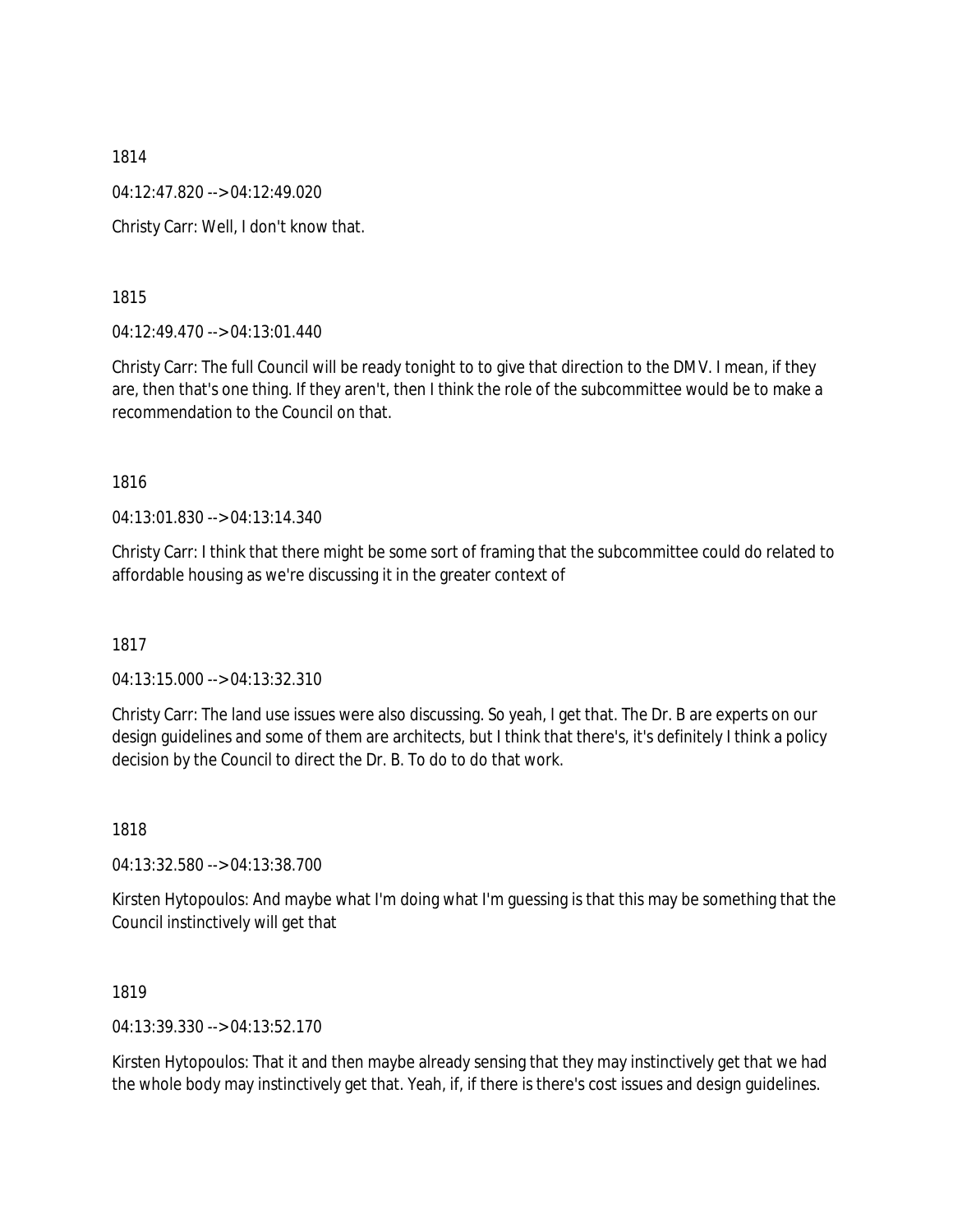1814

04:12:47.820 --> 04:12:49.020

Christy Carr: Well, I don't know that.

1815

04:12:49.470 --> 04:13:01.440

Christy Carr: The full Council will be ready tonight to to give that direction to the DMV. I mean, if they are, then that's one thing. If they aren't, then I think the role of the subcommittee would be to make a recommendation to the Council on that.

1816

04:13:01.830 --> 04:13:14.340

Christy Carr: I think that there might be some sort of framing that the subcommittee could do related to affordable housing as we're discussing it in the greater context of

1817

04:13:15.000 --> 04:13:32.310

Christy Carr: The land use issues were also discussing. So yeah, I get that. The Dr. B are experts on our design guidelines and some of them are architects, but I think that there's, it's definitely I think a policy decision by the Council to direct the Dr. B. To do to do that work.

1818

04:13:32.580 --> 04:13:38.700

Kirsten Hytopoulos: And maybe what I'm doing what I'm guessing is that this may be something that the Council instinctively will get that

1819

04:13:39.330 --> 04:13:52.170

Kirsten Hytopoulos: That it and then maybe already sensing that they may instinctively get that we had the whole body may instinctively get that. Yeah, if, if there is there's cost issues and design guidelines.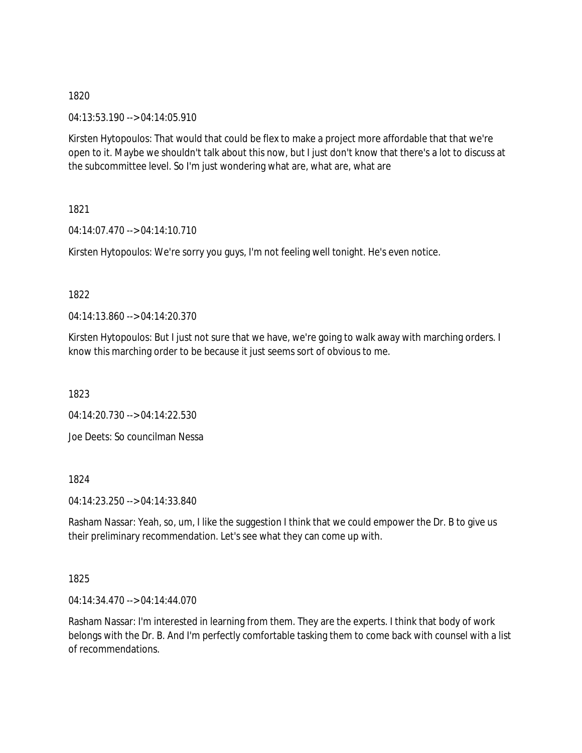1820

04:13:53.190 --> 04:14:05.910

Kirsten Hytopoulos: That would that could be flex to make a project more affordable that that we're open to it. Maybe we shouldn't talk about this now, but I just don't know that there's a lot to discuss at the subcommittee level. So I'm just wondering what are, what are, what are

1821

04:14:07.470 --> 04:14:10.710

Kirsten Hytopoulos: We're sorry you guys, I'm not feeling well tonight. He's even notice.

1822

04:14:13.860 --> 04:14:20.370

Kirsten Hytopoulos: But I just not sure that we have, we're going to walk away with marching orders. I know this marching order to be because it just seems sort of obvious to me.

1823

04:14:20.730 --> 04:14:22.530

Joe Deets: So councilman Nessa

1824

04:14:23.250 --> 04:14:33.840

Rasham Nassar: Yeah, so, um, I like the suggestion I think that we could empower the Dr. B to give us their preliminary recommendation. Let's see what they can come up with.

1825

04:14:34.470 --> 04:14:44.070

Rasham Nassar: I'm interested in learning from them. They are the experts. I think that body of work belongs with the Dr. B. And I'm perfectly comfortable tasking them to come back with counsel with a list of recommendations.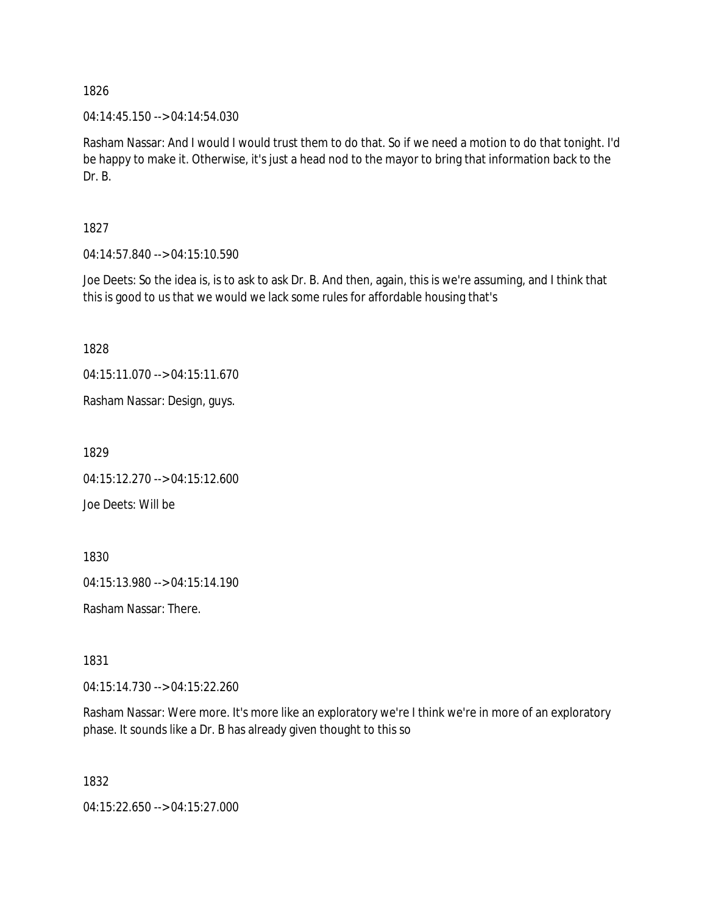1826

04:14:45.150 --> 04:14:54.030

Rasham Nassar: And I would I would trust them to do that. So if we need a motion to do that tonight. I'd be happy to make it. Otherwise, it's just a head nod to the mayor to bring that information back to the Dr. B.

1827

04:14:57.840 --> 04:15:10.590

Joe Deets: So the idea is, is to ask to ask Dr. B. And then, again, this is we're assuming, and I think that this is good to us that we would we lack some rules for affordable housing that's

1828

04:15:11.070 --> 04:15:11.670

Rasham Nassar: Design, guys.

1829

04:15:12.270 --> 04:15:12.600

Joe Deets: Will be

1830

04:15:13.980 --> 04:15:14.190

Rasham Nassar: There.

1831

04:15:14.730 --> 04:15:22.260

Rasham Nassar: Were more. It's more like an exploratory we're I think we're in more of an exploratory phase. It sounds like a Dr. B has already given thought to this so

1832

04:15:22.650 --> 04:15:27.000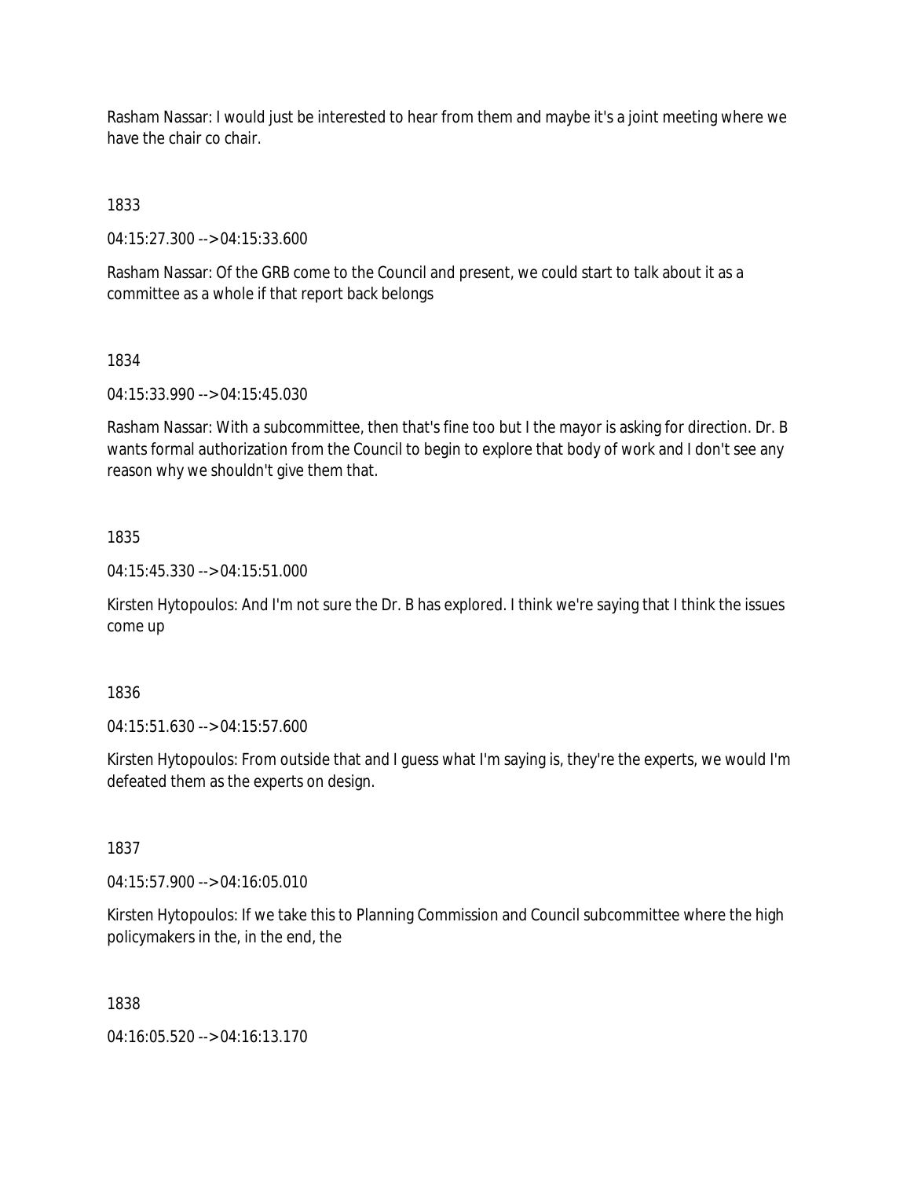Rasham Nassar: I would just be interested to hear from them and maybe it's a joint meeting where we have the chair co chair.

1833

04:15:27.300 --> 04:15:33.600

Rasham Nassar: Of the GRB come to the Council and present, we could start to talk about it as a committee as a whole if that report back belongs

1834

04:15:33.990 --> 04:15:45.030

Rasham Nassar: With a subcommittee, then that's fine too but I the mayor is asking for direction. Dr. B wants formal authorization from the Council to begin to explore that body of work and I don't see any reason why we shouldn't give them that.

1835

04:15:45.330 --> 04:15:51.000

Kirsten Hytopoulos: And I'm not sure the Dr. B has explored. I think we're saying that I think the issues come up

1836

04:15:51.630 --> 04:15:57.600

Kirsten Hytopoulos: From outside that and I guess what I'm saying is, they're the experts, we would I'm defeated them as the experts on design.

1837

04:15:57.900 --> 04:16:05.010

Kirsten Hytopoulos: If we take this to Planning Commission and Council subcommittee where the high policymakers in the, in the end, the

1838

04:16:05.520 --> 04:16:13.170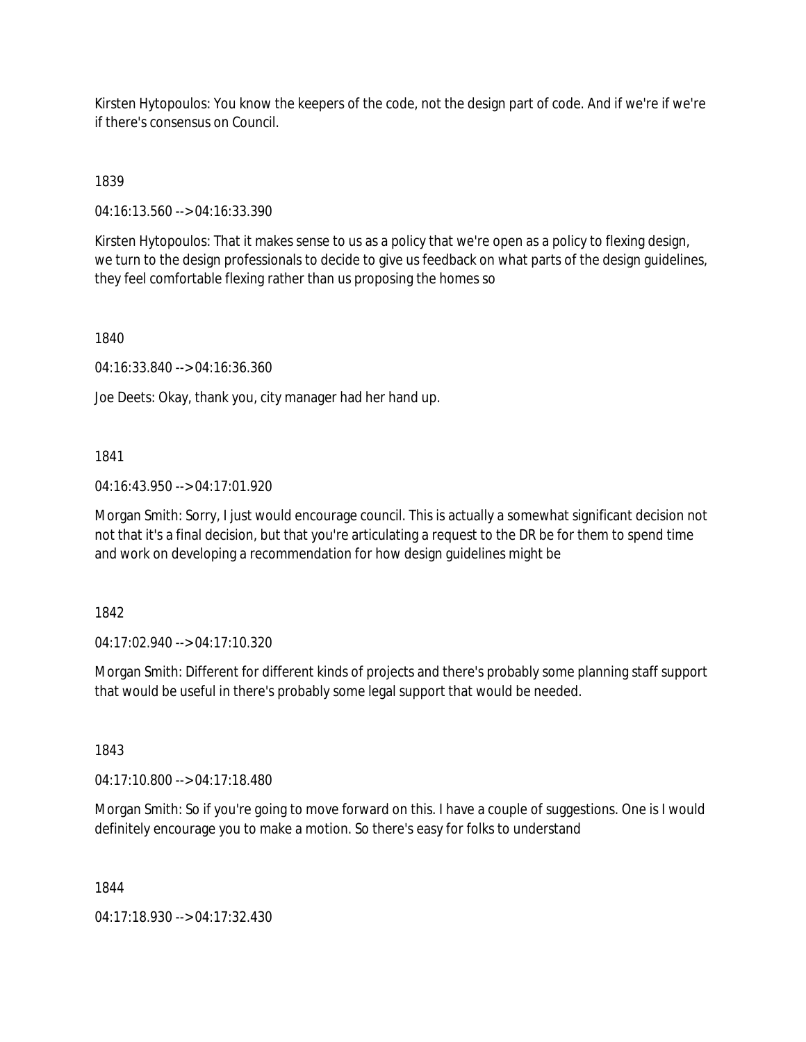Kirsten Hytopoulos: You know the keepers of the code, not the design part of code. And if we're if we're if there's consensus on Council.

1839

04:16:13.560 --> 04:16:33.390

Kirsten Hytopoulos: That it makes sense to us as a policy that we're open as a policy to flexing design, we turn to the design professionals to decide to give us feedback on what parts of the design guidelines, they feel comfortable flexing rather than us proposing the homes so

1840

04:16:33.840 --> 04:16:36.360

Joe Deets: Okay, thank you, city manager had her hand up.

1841

04:16:43.950 --> 04:17:01.920

Morgan Smith: Sorry, I just would encourage council. This is actually a somewhat significant decision not not that it's a final decision, but that you're articulating a request to the DR be for them to spend time and work on developing a recommendation for how design guidelines might be

1842

04:17:02.940 --> 04:17:10.320

Morgan Smith: Different for different kinds of projects and there's probably some planning staff support that would be useful in there's probably some legal support that would be needed.

1843

04:17:10.800 --> 04:17:18.480

Morgan Smith: So if you're going to move forward on this. I have a couple of suggestions. One is I would definitely encourage you to make a motion. So there's easy for folks to understand

1844

04:17:18.930 --> 04:17:32.430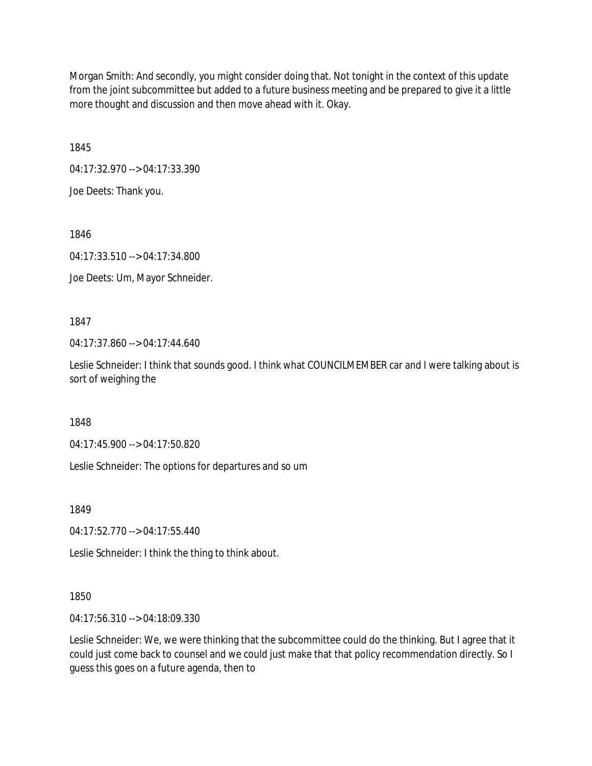Morgan Smith: And secondly, you might consider doing that. Not tonight in the context of this update from the joint subcommittee but added to a future business meeting and be prepared to give it a little more thought and discussion and then move ahead with it. Okay.

1845

04:17:32.970 --> 04:17:33.390

Joe Deets: Thank you.

1846

04:17:33.510 --> 04:17:34.800

Joe Deets: Um, Mayor Schneider.

1847

04:17:37.860 --> 04:17:44.640

Leslie Schneider: I think that sounds good. I think what COUNCILMEMBER car and I were talking about is sort of weighing the

1848

04:17:45.900 --> 04:17:50.820

Leslie Schneider: The options for departures and so um

1849

04:17:52.770 --> 04:17:55.440

Leslie Schneider: I think the thing to think about.

1850

04:17:56.310 --> 04:18:09.330

Leslie Schneider: We, we were thinking that the subcommittee could do the thinking. But I agree that it could just come back to counsel and we could just make that that policy recommendation directly. So I guess this goes on a future agenda, then to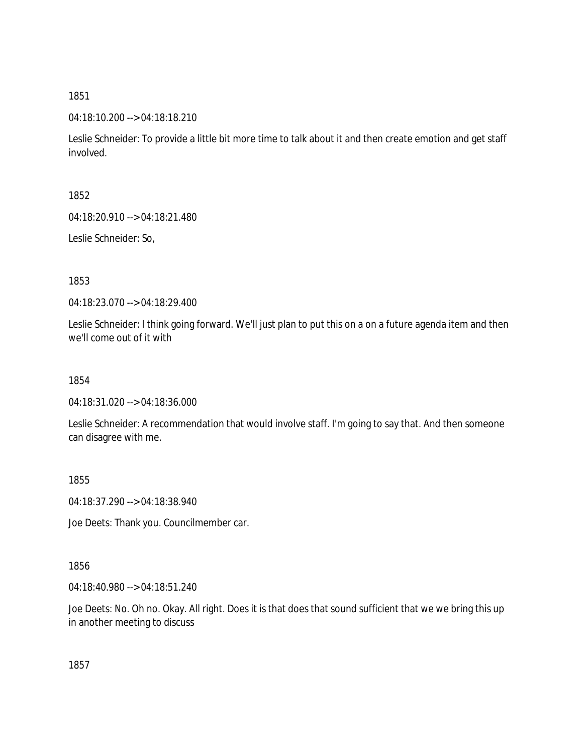1851

04:18:10.200 --> 04:18:18.210

Leslie Schneider: To provide a little bit more time to talk about it and then create emotion and get staff involved.

1852

04:18:20.910 --> 04:18:21.480

Leslie Schneider: So,

1853

04:18:23.070 --> 04:18:29.400

Leslie Schneider: I think going forward. We'll just plan to put this on a on a future agenda item and then we'll come out of it with

1854

04:18:31.020 --> 04:18:36.000

Leslie Schneider: A recommendation that would involve staff. I'm going to say that. And then someone can disagree with me.

1855

04:18:37.290 --> 04:18:38.940

Joe Deets: Thank you. Councilmember car.

1856

04:18:40.980 --> 04:18:51.240

Joe Deets: No. Oh no. Okay. All right. Does it is that does that sound sufficient that we we bring this up in another meeting to discuss

1857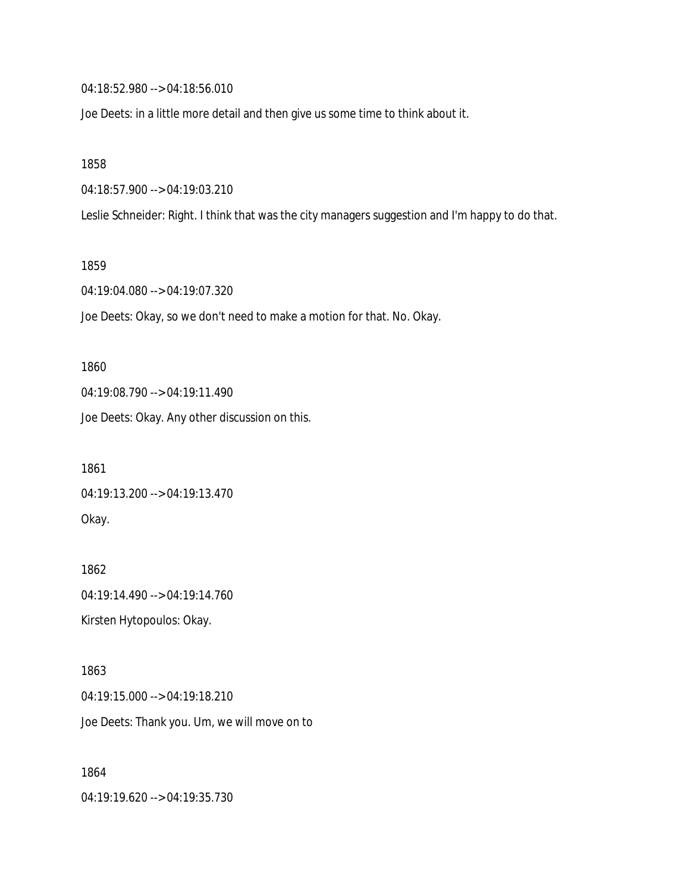04:18:52.980 --> 04:18:56.010

Joe Deets: in a little more detail and then give us some time to think about it.

1858

04:18:57.900 --> 04:19:03.210

Leslie Schneider: Right. I think that was the city managers suggestion and I'm happy to do that.

1859

04:19:04.080 --> 04:19:07.320

Joe Deets: Okay, so we don't need to make a motion for that. No. Okay.

1860

04:19:08.790 --> 04:19:11.490

Joe Deets: Okay. Any other discussion on this.

1861

04:19:13.200 --> 04:19:13.470

Okay.

1862

04:19:14.490 --> 04:19:14.760

Kirsten Hytopoulos: Okay.

1863

04:19:15.000 --> 04:19:18.210

Joe Deets: Thank you. Um, we will move on to

1864

04:19:19.620 --> 04:19:35.730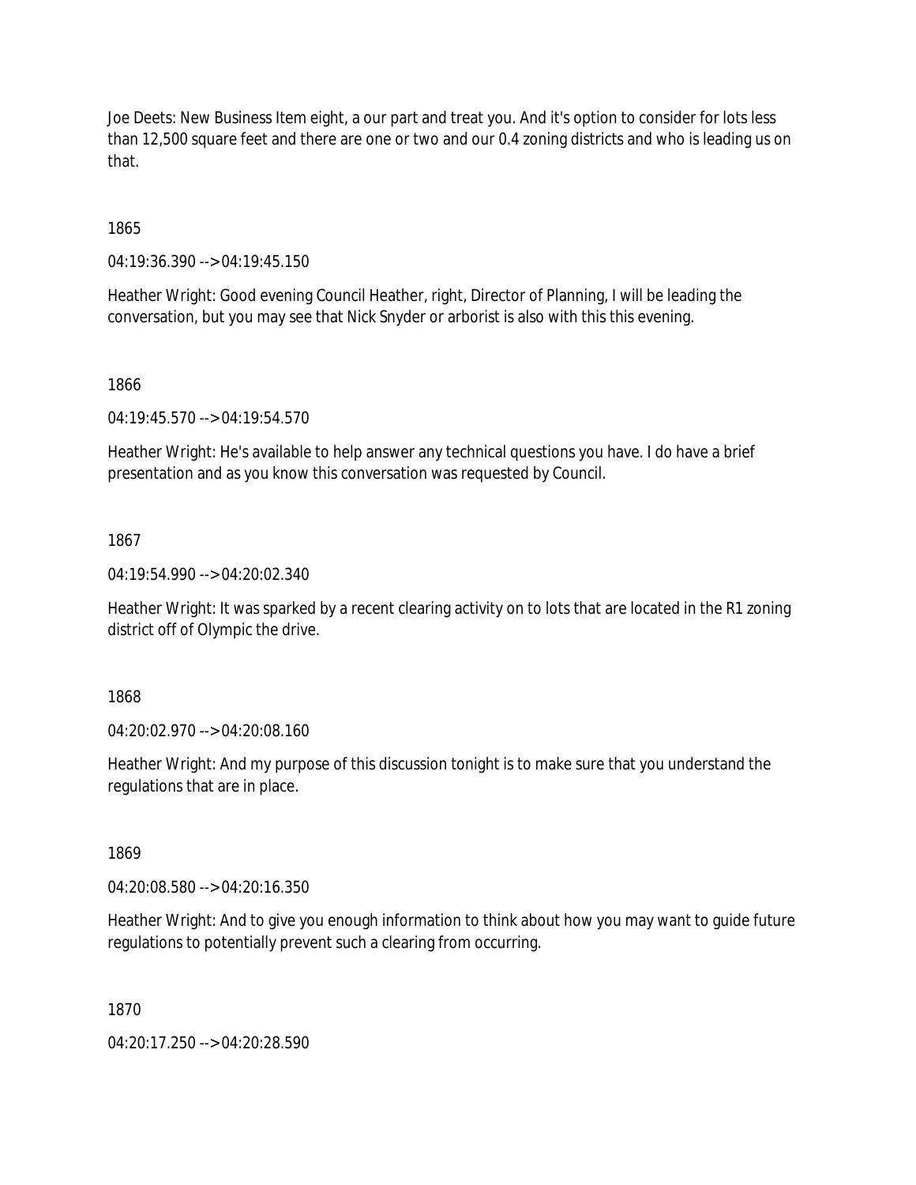Joe Deets: New Business Item eight, a our part and treat you. And it's option to consider for lots less than 12,500 square feet and there are one or two and our 0.4 zoning districts and who is leading us on that.

1865

04:19:36.390 --> 04:19:45.150

Heather Wright: Good evening Council Heather, right, Director of Planning, I will be leading the conversation, but you may see that Nick Snyder or arborist is also with this this evening.

1866

04:19:45.570 --> 04:19:54.570

Heather Wright: He's available to help answer any technical questions you have. I do have a brief presentation and as you know this conversation was requested by Council.

1867

04:19:54.990 --> 04:20:02.340

Heather Wright: It was sparked by a recent clearing activity on to lots that are located in the R1 zoning district off of Olympic the drive.

1868

04:20:02.970 --> 04:20:08.160

Heather Wright: And my purpose of this discussion tonight is to make sure that you understand the regulations that are in place.

1869

04:20:08.580 --> 04:20:16.350

Heather Wright: And to give you enough information to think about how you may want to guide future regulations to potentially prevent such a clearing from occurring.

1870

04:20:17.250 --> 04:20:28.590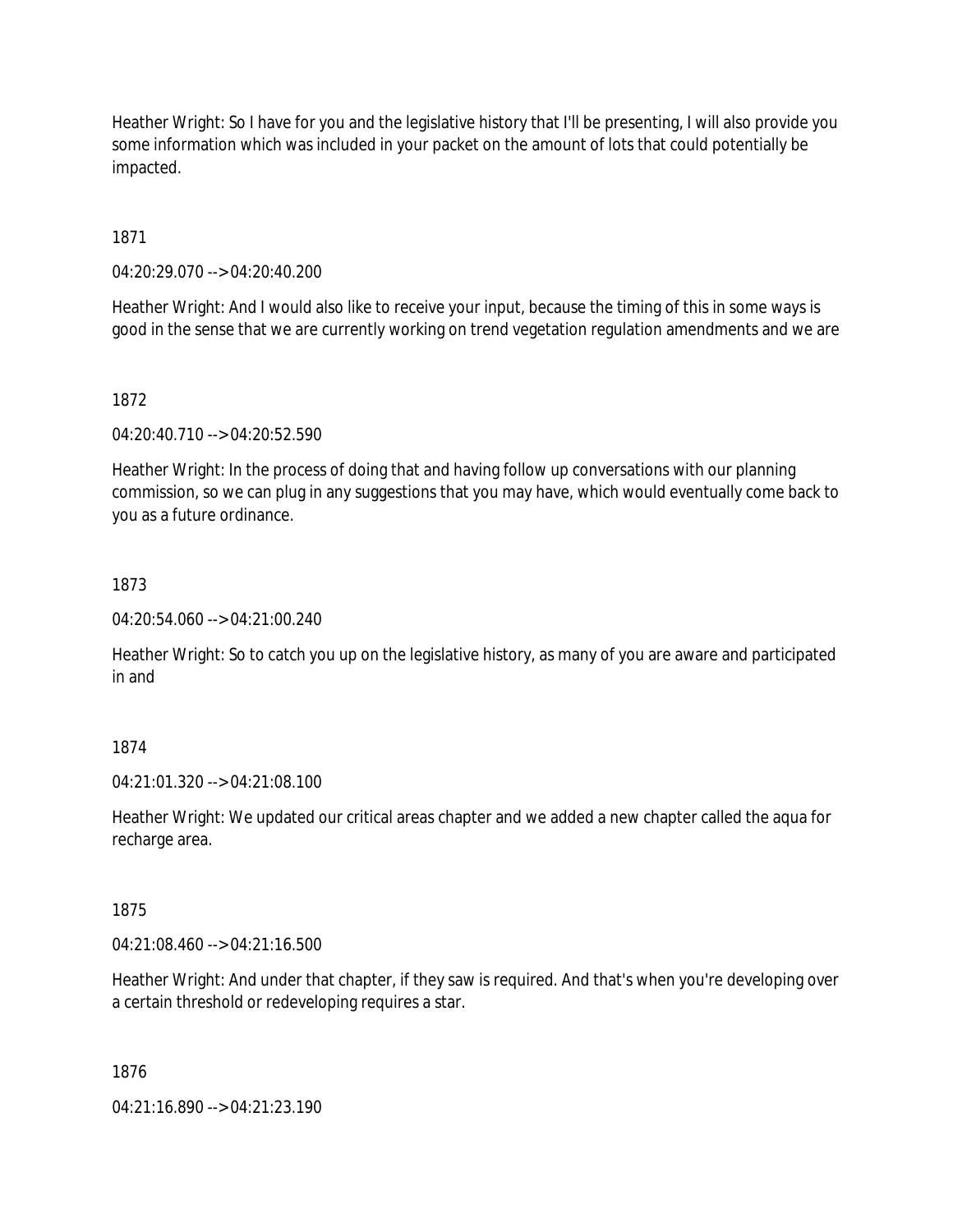Heather Wright: So I have for you and the legislative history that I'll be presenting, I will also provide you some information which was included in your packet on the amount of lots that could potentially be impacted.

1871

04:20:29.070 --> 04:20:40.200

Heather Wright: And I would also like to receive your input, because the timing of this in some ways is good in the sense that we are currently working on trend vegetation regulation amendments and we are

1872

04:20:40.710 --> 04:20:52.590

Heather Wright: In the process of doing that and having follow up conversations with our planning commission, so we can plug in any suggestions that you may have, which would eventually come back to you as a future ordinance.

1873

04:20:54.060 --> 04:21:00.240

Heather Wright: So to catch you up on the legislative history, as many of you are aware and participated in and

1874

04:21:01.320 --> 04:21:08.100

Heather Wright: We updated our critical areas chapter and we added a new chapter called the aqua for recharge area.

1875

04:21:08.460 --> 04:21:16.500

Heather Wright: And under that chapter, if they saw is required. And that's when you're developing over a certain threshold or redeveloping requires a star.

1876

04:21:16.890 --> 04:21:23.190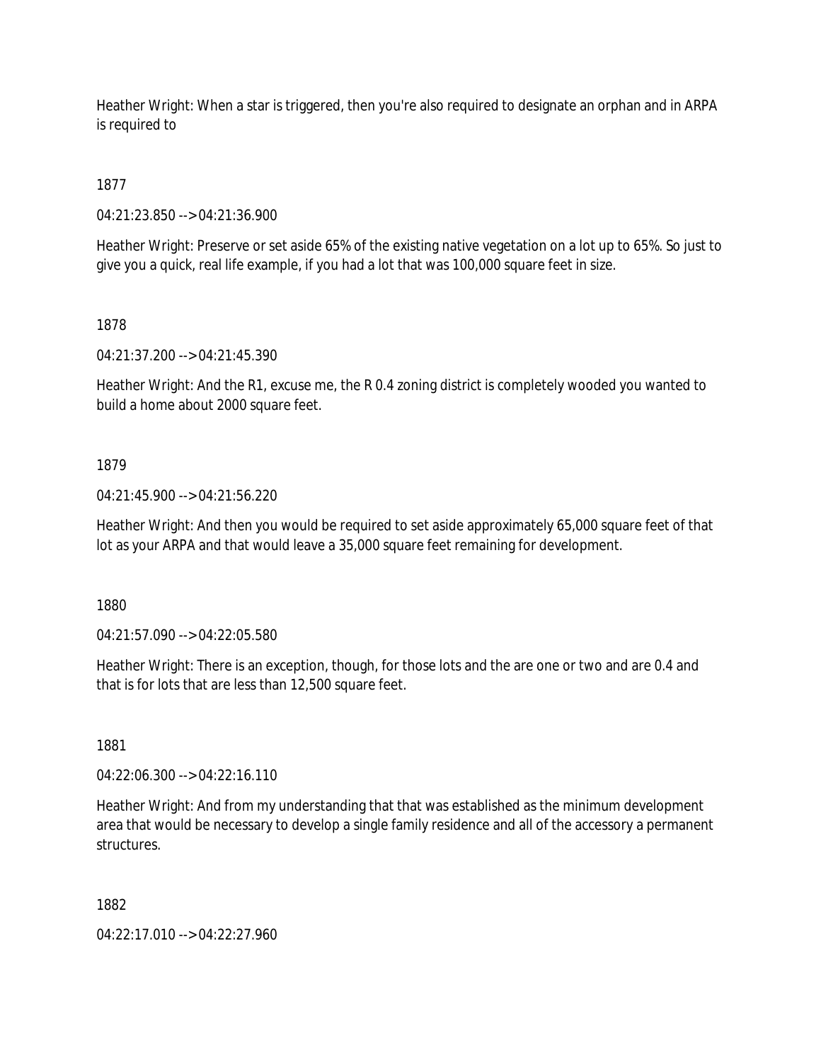Heather Wright: When a star is triggered, then you're also required to designate an orphan and in ARPA is required to

1877

04:21:23.850 --> 04:21:36.900

Heather Wright: Preserve or set aside 65% of the existing native vegetation on a lot up to 65%. So just to give you a quick, real life example, if you had a lot that was 100,000 square feet in size.

1878

04:21:37.200 --> 04:21:45.390

Heather Wright: And the R1, excuse me, the R 0.4 zoning district is completely wooded you wanted to build a home about 2000 square feet.

1879

04:21:45.900 --> 04:21:56.220

Heather Wright: And then you would be required to set aside approximately 65,000 square feet of that lot as your ARPA and that would leave a 35,000 square feet remaining for development.

1880

04:21:57.090 --> 04:22:05.580

Heather Wright: There is an exception, though, for those lots and the are one or two and are 0.4 and that is for lots that are less than 12,500 square feet.

1881

04:22:06.300 --> 04:22:16.110

Heather Wright: And from my understanding that that was established as the minimum development area that would be necessary to develop a single family residence and all of the accessory a permanent structures.

1882

04:22:17.010 --> 04:22:27.960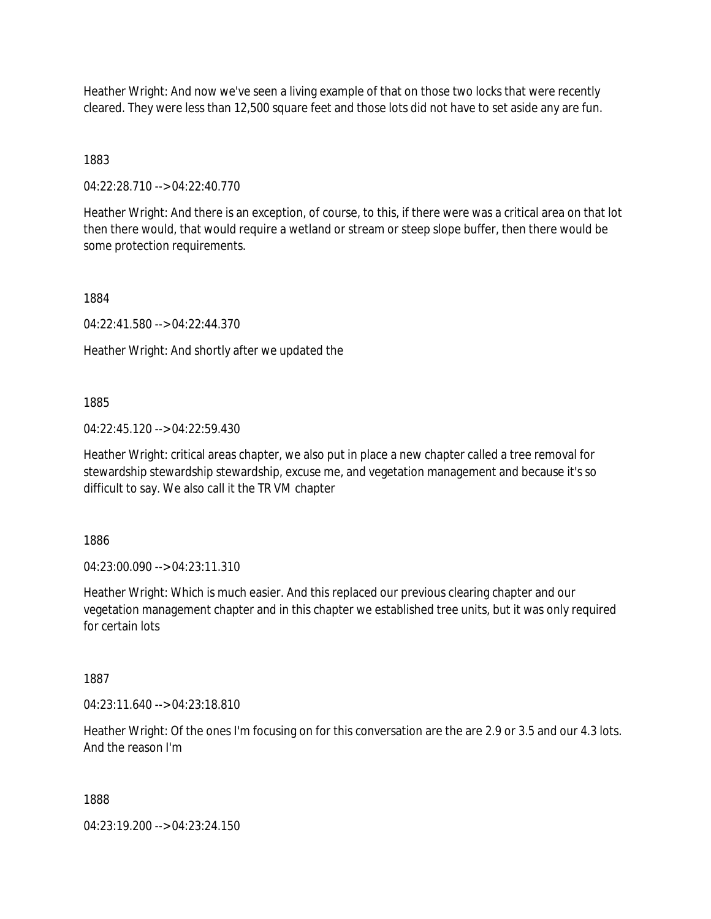Heather Wright: And now we've seen a living example of that on those two locks that were recently cleared. They were less than 12,500 square feet and those lots did not have to set aside any are fun.

1883

04:22:28.710 --> 04:22:40.770

Heather Wright: And there is an exception, of course, to this, if there were was a critical area on that lot then there would, that would require a wetland or stream or steep slope buffer, then there would be some protection requirements.

1884

04:22:41.580 --> 04:22:44.370

Heather Wright: And shortly after we updated the

1885

04:22:45.120 --> 04:22:59.430

Heather Wright: critical areas chapter, we also put in place a new chapter called a tree removal for stewardship stewardship stewardship, excuse me, and vegetation management and because it's so difficult to say. We also call it the TR VM chapter

1886

04:23:00.090 --> 04:23:11.310

Heather Wright: Which is much easier. And this replaced our previous clearing chapter and our vegetation management chapter and in this chapter we established tree units, but it was only required for certain lots

1887

04:23:11.640 --> 04:23:18.810

Heather Wright: Of the ones I'm focusing on for this conversation are the are 2.9 or 3.5 and our 4.3 lots. And the reason I'm

1888

04:23:19.200 --> 04:23:24.150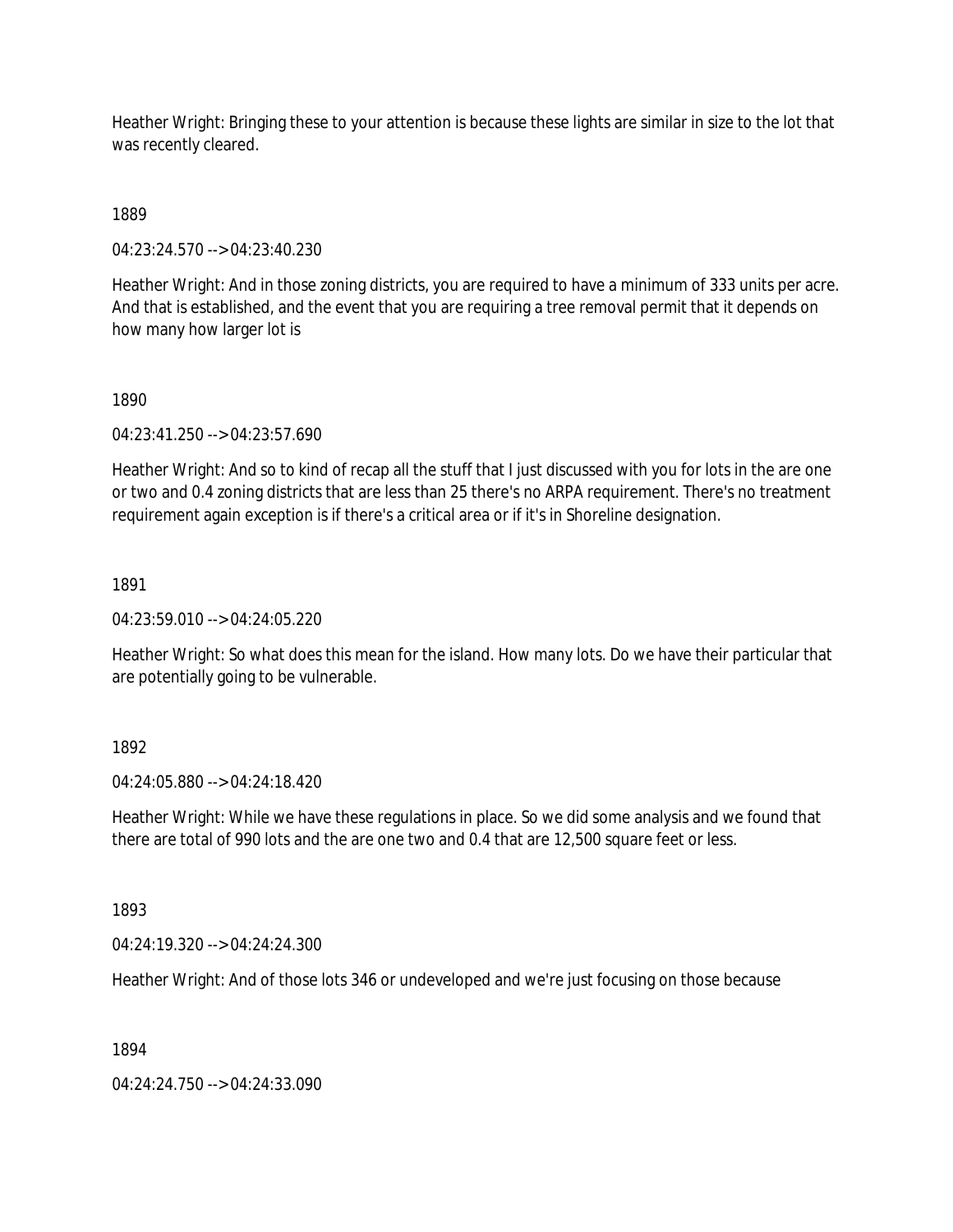Heather Wright: Bringing these to your attention is because these lights are similar in size to the lot that was recently cleared.

1889

04:23:24.570 --> 04:23:40.230

Heather Wright: And in those zoning districts, you are required to have a minimum of 333 units per acre. And that is established, and the event that you are requiring a tree removal permit that it depends on how many how larger lot is

1890

04:23:41.250 --> 04:23:57.690

Heather Wright: And so to kind of recap all the stuff that I just discussed with you for lots in the are one or two and 0.4 zoning districts that are less than 25 there's no ARPA requirement. There's no treatment requirement again exception is if there's a critical area or if it's in Shoreline designation.

1891

04:23:59.010 --> 04:24:05.220

Heather Wright: So what does this mean for the island. How many lots. Do we have their particular that are potentially going to be vulnerable.

1892

04:24:05.880 --> 04:24:18.420

Heather Wright: While we have these regulations in place. So we did some analysis and we found that there are total of 990 lots and the are one two and 0.4 that are 12,500 square feet or less.

1893

04:24:19.320 --> 04:24:24.300

Heather Wright: And of those lots 346 or undeveloped and we're just focusing on those because

1894

04:24:24.750 --> 04:24:33.090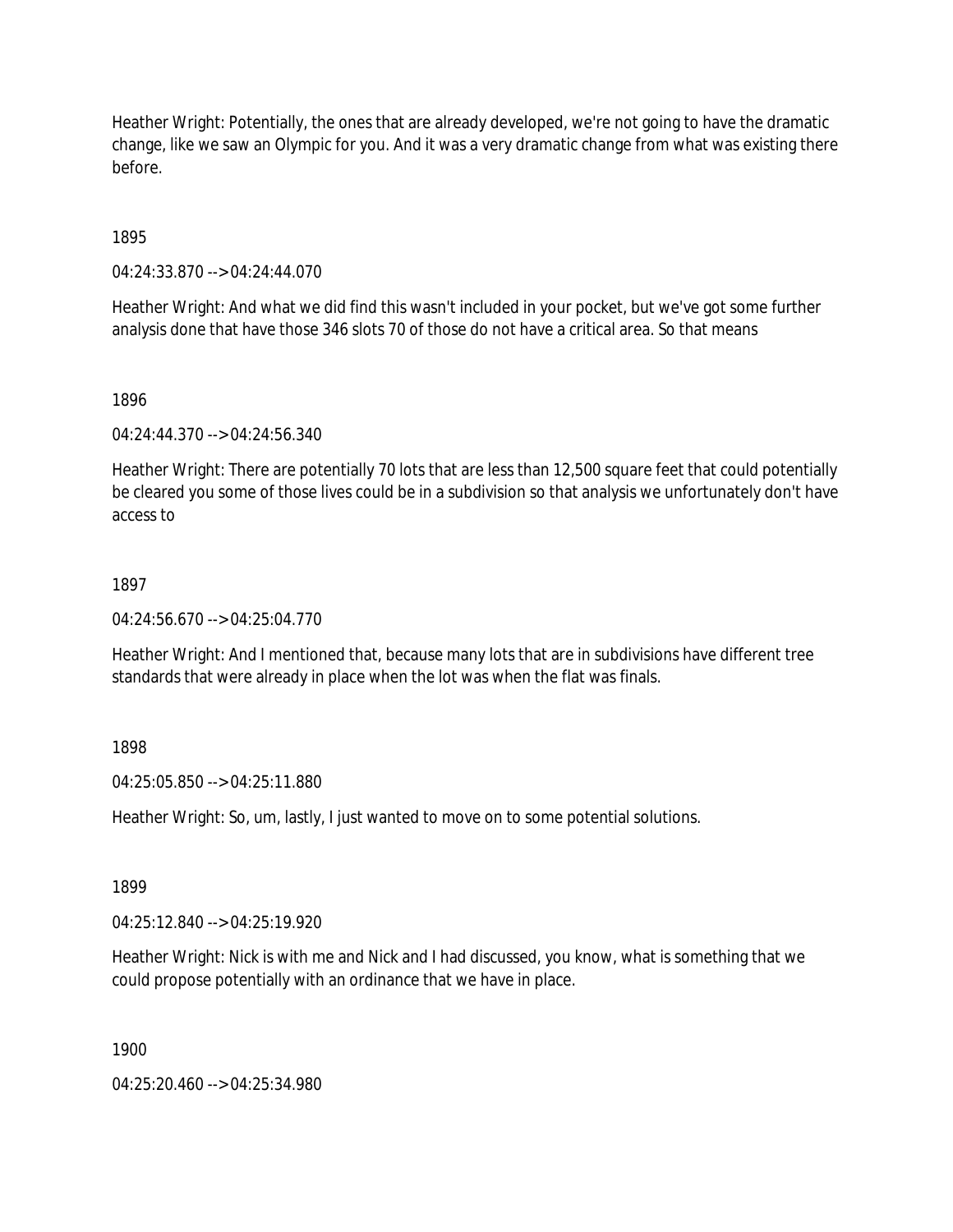Heather Wright: Potentially, the ones that are already developed, we're not going to have the dramatic change, like we saw an Olympic for you. And it was a very dramatic change from what was existing there before.

1895

04:24:33.870 --> 04:24:44.070

Heather Wright: And what we did find this wasn't included in your pocket, but we've got some further analysis done that have those 346 slots 70 of those do not have a critical area. So that means

1896

04:24:44.370 --> 04:24:56.340

Heather Wright: There are potentially 70 lots that are less than 12,500 square feet that could potentially be cleared you some of those lives could be in a subdivision so that analysis we unfortunately don't have access to

1897

04:24:56.670 --> 04:25:04.770

Heather Wright: And I mentioned that, because many lots that are in subdivisions have different tree standards that were already in place when the lot was when the flat was finals.

1898

04:25:05.850 --> 04:25:11.880

Heather Wright: So, um, lastly, I just wanted to move on to some potential solutions.

1899

04:25:12.840 --> 04:25:19.920

Heather Wright: Nick is with me and Nick and I had discussed, you know, what is something that we could propose potentially with an ordinance that we have in place.

1900

04:25:20.460 --> 04:25:34.980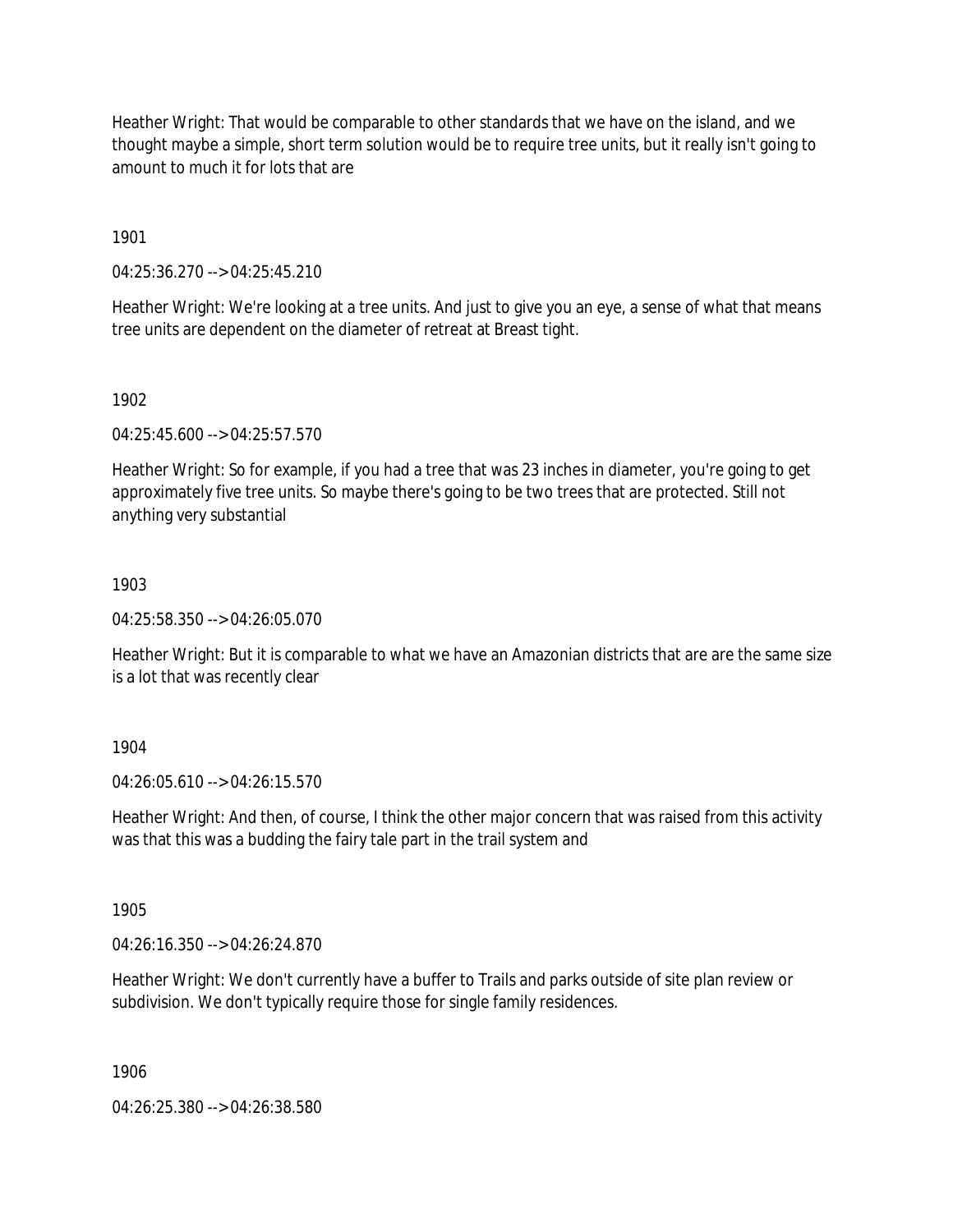Heather Wright: That would be comparable to other standards that we have on the island, and we thought maybe a simple, short term solution would be to require tree units, but it really isn't going to amount to much it for lots that are

1901

04:25:36.270 --> 04:25:45.210

Heather Wright: We're looking at a tree units. And just to give you an eye, a sense of what that means tree units are dependent on the diameter of retreat at Breast tight.

1902

04:25:45.600 --> 04:25:57.570

Heather Wright: So for example, if you had a tree that was 23 inches in diameter, you're going to get approximately five tree units. So maybe there's going to be two trees that are protected. Still not anything very substantial

1903

04:25:58.350 --> 04:26:05.070

Heather Wright: But it is comparable to what we have an Amazonian districts that are are the same size is a lot that was recently clear

1904

04:26:05.610 --> 04:26:15.570

Heather Wright: And then, of course, I think the other major concern that was raised from this activity was that this was a budding the fairy tale part in the trail system and

1905

04:26:16.350 --> 04:26:24.870

Heather Wright: We don't currently have a buffer to Trails and parks outside of site plan review or subdivision. We don't typically require those for single family residences.

1906

04:26:25.380 --> 04:26:38.580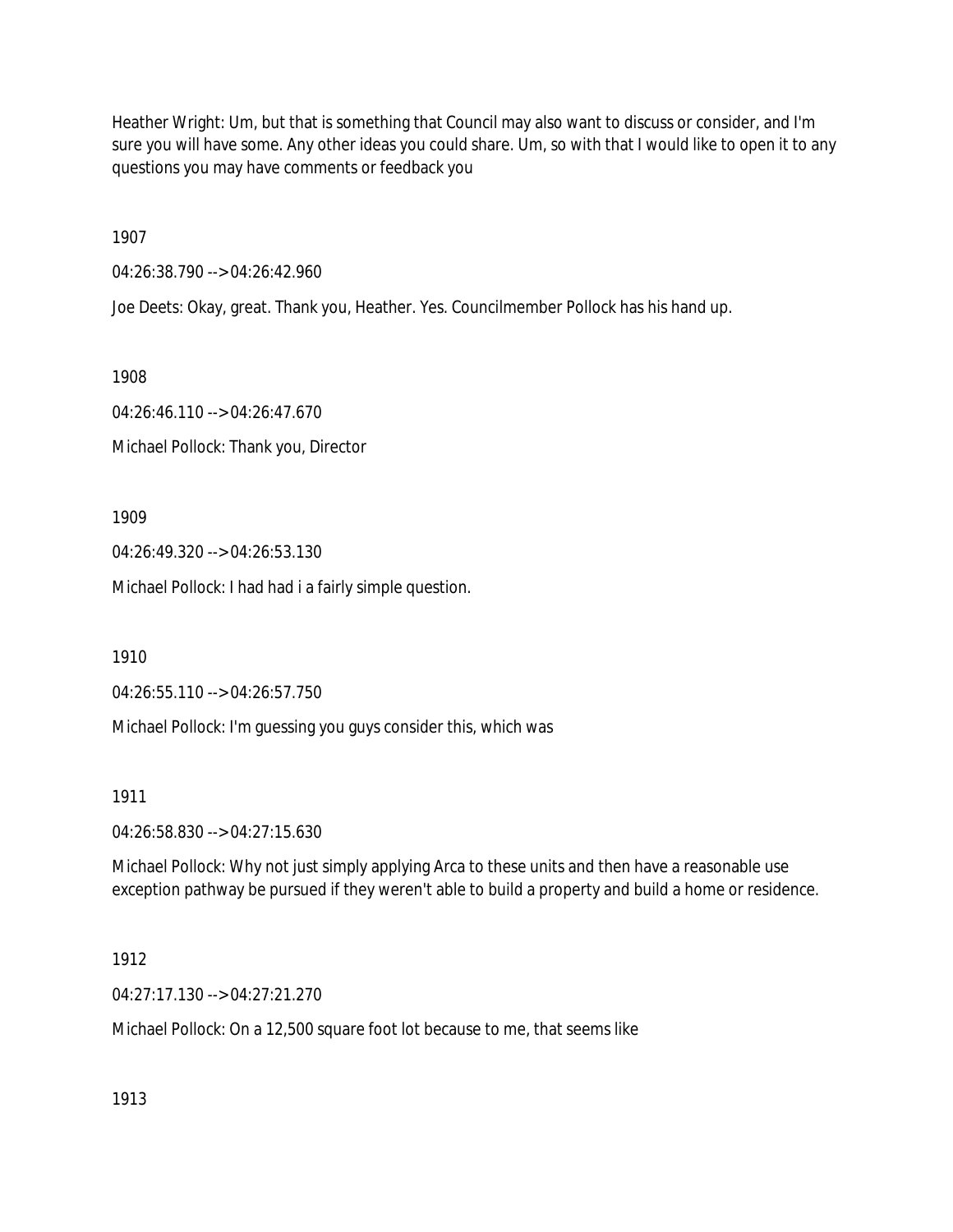Heather Wright: Um, but that is something that Council may also want to discuss or consider, and I'm sure you will have some. Any other ideas you could share. Um, so with that I would like to open it to any questions you may have comments or feedback you

1907

04:26:38.790 --> 04:26:42.960

Joe Deets: Okay, great. Thank you, Heather. Yes. Councilmember Pollock has his hand up.

1908

04:26:46.110 --> 04:26:47.670

Michael Pollock: Thank you, Director

1909

04:26:49.320 --> 04:26:53.130

Michael Pollock: I had had i a fairly simple question.

1910

04:26:55.110 --> 04:26:57.750

Michael Pollock: I'm guessing you guys consider this, which was

1911

04:26:58.830 --> 04:27:15.630

Michael Pollock: Why not just simply applying Arca to these units and then have a reasonable use exception pathway be pursued if they weren't able to build a property and build a home or residence.

1912

04:27:17.130 --> 04:27:21.270

Michael Pollock: On a 12,500 square foot lot because to me, that seems like

1913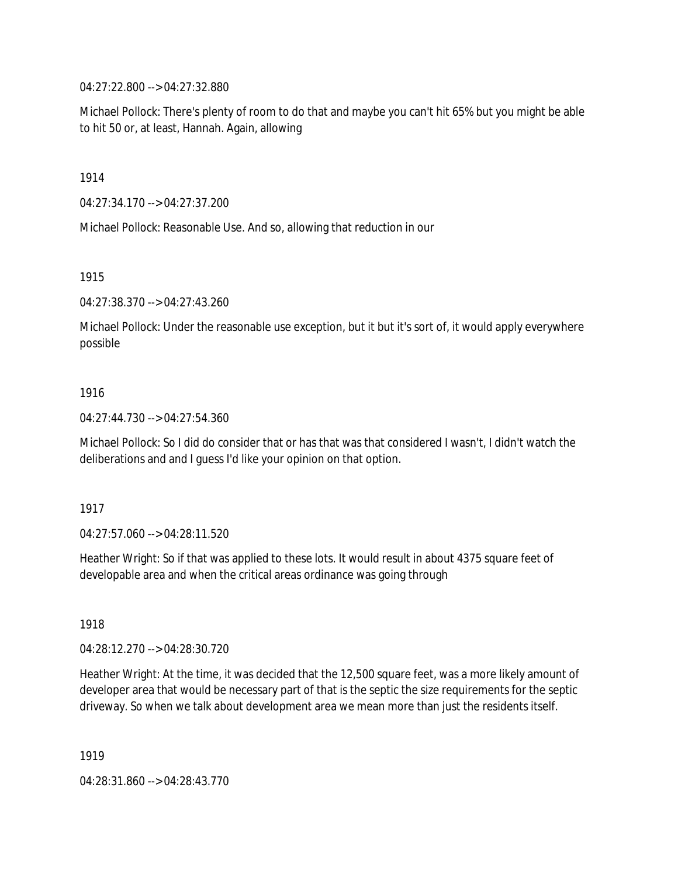04:27:22.800 --> 04:27:32.880

Michael Pollock: There's plenty of room to do that and maybe you can't hit 65% but you might be able to hit 50 or, at least, Hannah. Again, allowing

1914

04:27:34.170 --> 04:27:37.200

Michael Pollock: Reasonable Use. And so, allowing that reduction in our

1915

04:27:38.370 --> 04:27:43.260

Michael Pollock: Under the reasonable use exception, but it but it's sort of, it would apply everywhere possible

1916

04:27:44.730 --> 04:27:54.360

Michael Pollock: So I did do consider that or has that was that considered I wasn't, I didn't watch the deliberations and and I guess I'd like your opinion on that option.

1917

04:27:57.060 --> 04:28:11.520

Heather Wright: So if that was applied to these lots. It would result in about 4375 square feet of developable area and when the critical areas ordinance was going through

1918

04:28:12.270 --> 04:28:30.720

Heather Wright: At the time, it was decided that the 12,500 square feet, was a more likely amount of developer area that would be necessary part of that is the septic the size requirements for the septic driveway. So when we talk about development area we mean more than just the residents itself.

1919

04:28:31.860 --> 04:28:43.770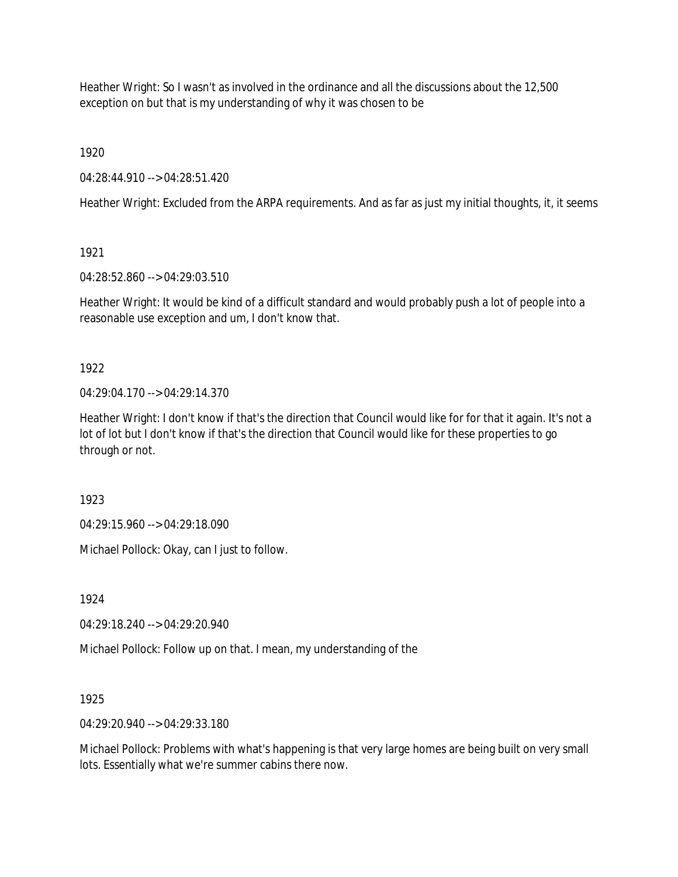Heather Wright: So I wasn't as involved in the ordinance and all the discussions about the 12,500 exception on but that is my understanding of why it was chosen to be

1920

04:28:44.910 --> 04:28:51.420

Heather Wright: Excluded from the ARPA requirements. And as far as just my initial thoughts, it, it seems

1921

04:28:52.860 --> 04:29:03.510

Heather Wright: It would be kind of a difficult standard and would probably push a lot of people into a reasonable use exception and um, I don't know that.

1922

04:29:04.170 --> 04:29:14.370

Heather Wright: I don't know if that's the direction that Council would like for for that it again. It's not a lot of lot but I don't know if that's the direction that Council would like for these properties to go through or not.

1923

04:29:15.960 --> 04:29:18.090

Michael Pollock: Okay, can I just to follow.

1924

04:29:18.240 --> 04:29:20.940

Michael Pollock: Follow up on that. I mean, my understanding of the

1925

04:29:20.940 --> 04:29:33.180

Michael Pollock: Problems with what's happening is that very large homes are being built on very small lots. Essentially what we're summer cabins there now.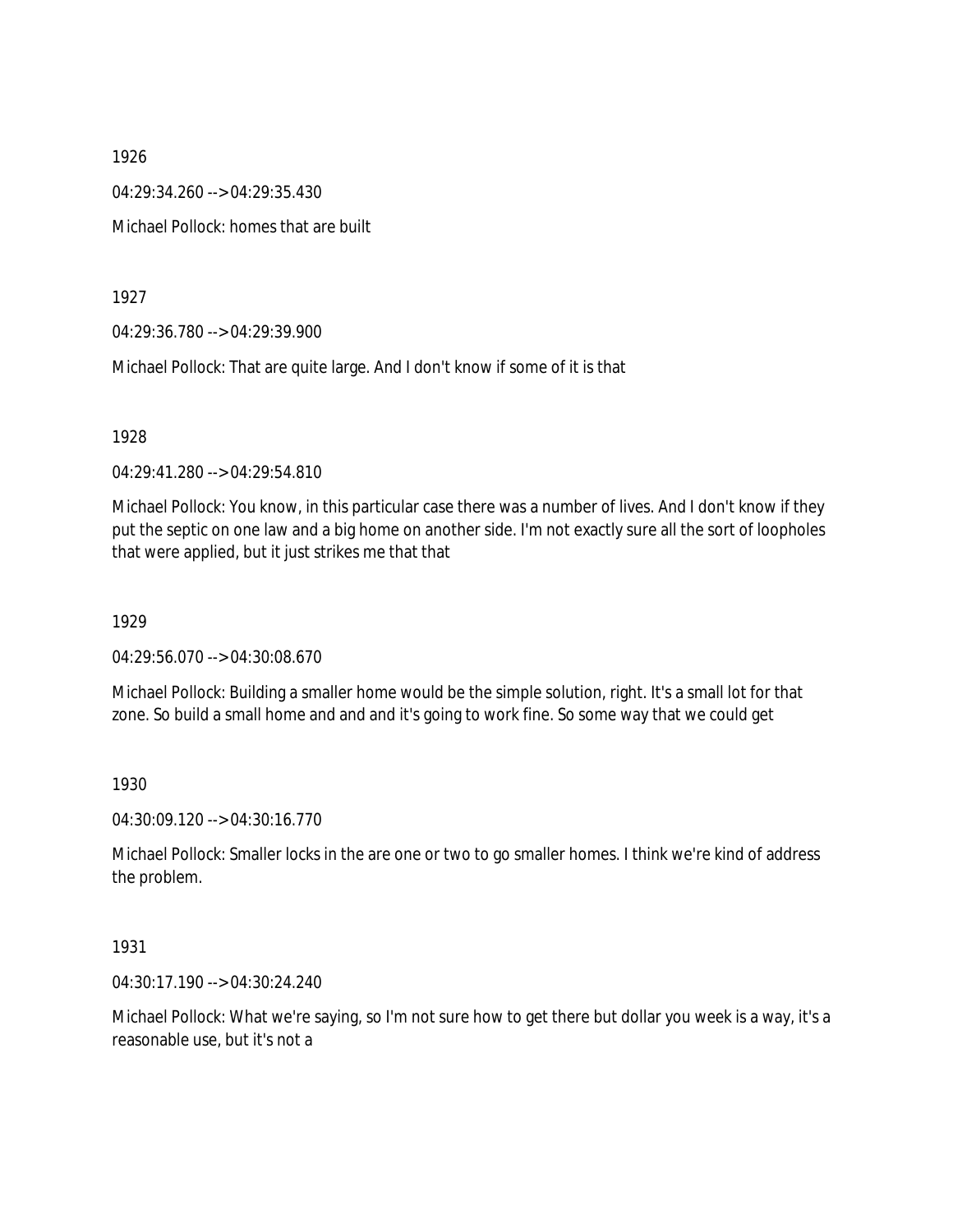1926

04:29:34.260 --> 04:29:35.430

Michael Pollock: homes that are built

1927

04:29:36.780 --> 04:29:39.900

Michael Pollock: That are quite large. And I don't know if some of it is that

1928

04:29:41.280 --> 04:29:54.810

Michael Pollock: You know, in this particular case there was a number of lives. And I don't know if they put the septic on one law and a big home on another side. I'm not exactly sure all the sort of loopholes that were applied, but it just strikes me that that

1929

04:29:56.070 --> 04:30:08.670

Michael Pollock: Building a smaller home would be the simple solution, right. It's a small lot for that zone. So build a small home and and and it's going to work fine. So some way that we could get

1930

04:30:09.120 --> 04:30:16.770

Michael Pollock: Smaller locks in the are one or two to go smaller homes. I think we're kind of address the problem.

1931

04:30:17.190 --> 04:30:24.240

Michael Pollock: What we're saying, so I'm not sure how to get there but dollar you week is a way, it's a reasonable use, but it's not a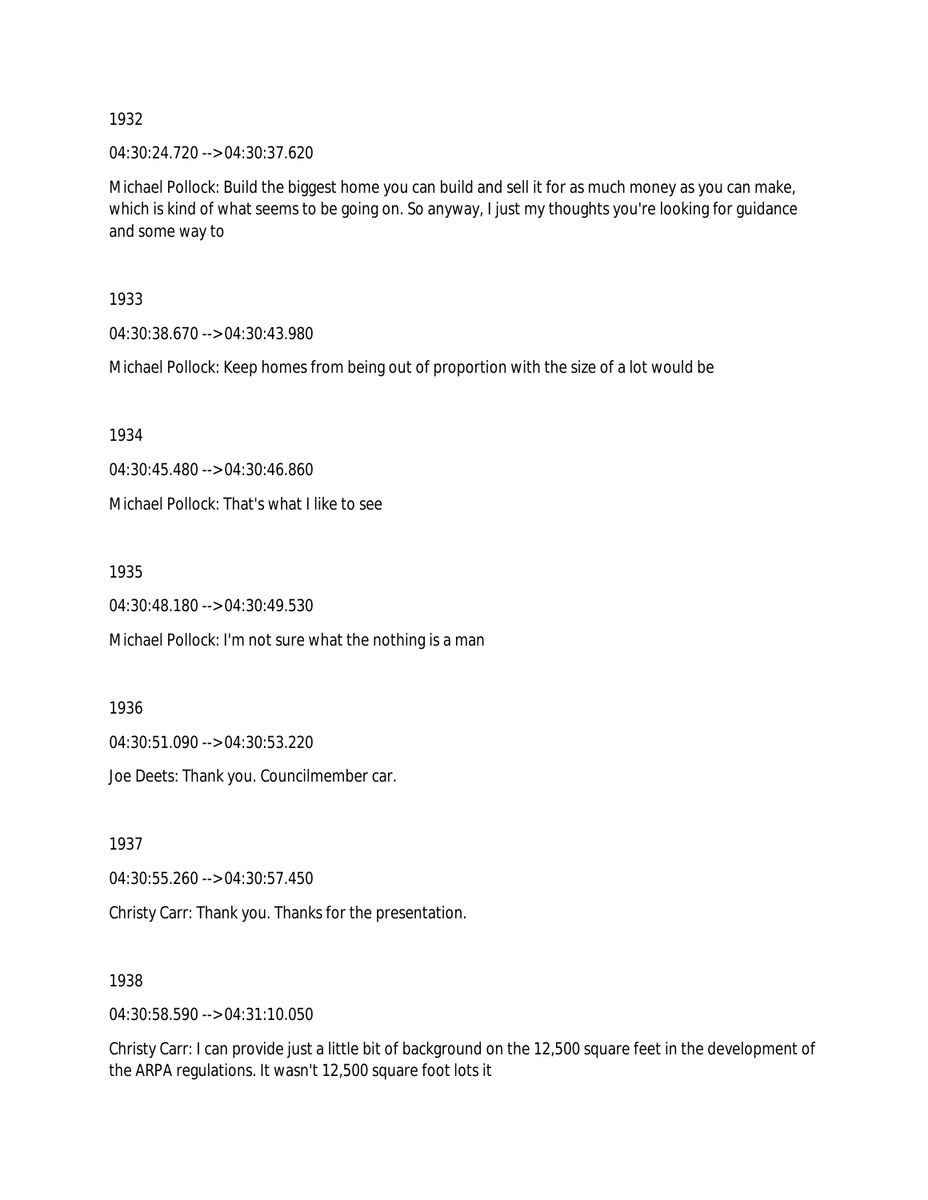1932

04:30:24.720 --> 04:30:37.620

Michael Pollock: Build the biggest home you can build and sell it for as much money as you can make, which is kind of what seems to be going on. So anyway, I just my thoughts you're looking for guidance and some way to

1933

04:30:38.670 --> 04:30:43.980

Michael Pollock: Keep homes from being out of proportion with the size of a lot would be

1934

04:30:45.480 --> 04:30:46.860

Michael Pollock: That's what I like to see

1935

04:30:48.180 --> 04:30:49.530

Michael Pollock: I'm not sure what the nothing is a man

1936

04:30:51.090 --> 04:30:53.220

Joe Deets: Thank you. Councilmember car.

1937

04:30:55.260 --> 04:30:57.450

Christy Carr: Thank you. Thanks for the presentation.

1938

04:30:58.590 --> 04:31:10.050

Christy Carr: I can provide just a little bit of background on the 12,500 square feet in the development of the ARPA regulations. It wasn't 12,500 square foot lots it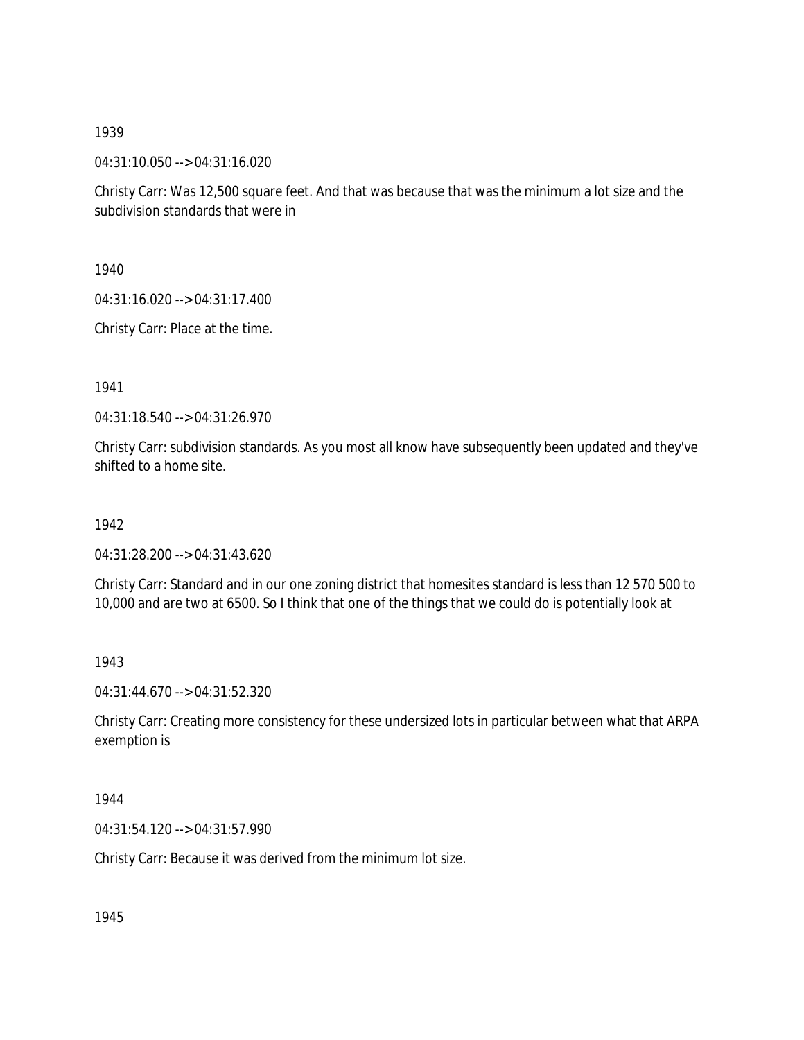1939

04:31:10.050 --> 04:31:16.020

Christy Carr: Was 12,500 square feet. And that was because that was the minimum a lot size and the subdivision standards that were in

1940

04:31:16.020 --> 04:31:17.400

Christy Carr: Place at the time.

1941

04:31:18.540 --> 04:31:26.970

Christy Carr: subdivision standards. As you most all know have subsequently been updated and they've shifted to a home site.

1942

04:31:28.200 --> 04:31:43.620

Christy Carr: Standard and in our one zoning district that homesites standard is less than 12 570 500 to 10,000 and are two at 6500. So I think that one of the things that we could do is potentially look at

1943

04:31:44.670 --> 04:31:52.320

Christy Carr: Creating more consistency for these undersized lots in particular between what that ARPA exemption is

1944

04:31:54.120 --> 04:31:57.990

Christy Carr: Because it was derived from the minimum lot size.

1945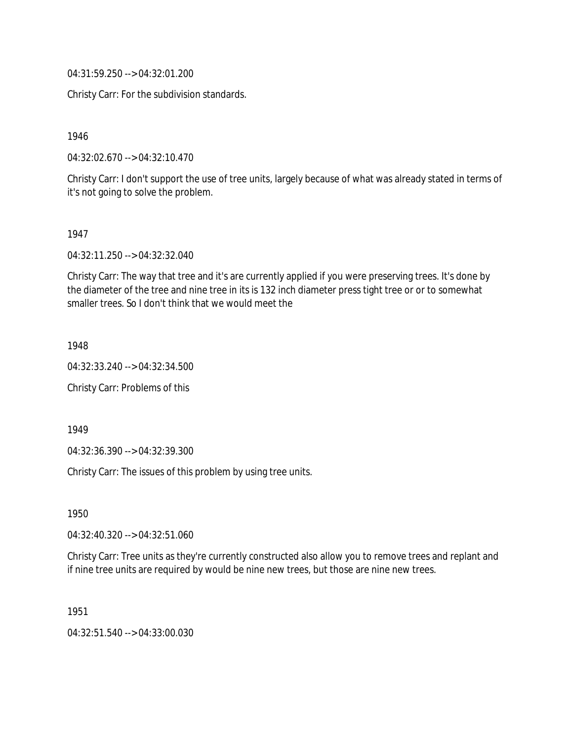04:31:59.250 --> 04:32:01.200

Christy Carr: For the subdivision standards.

1946

04:32:02.670 --> 04:32:10.470

Christy Carr: I don't support the use of tree units, largely because of what was already stated in terms of it's not going to solve the problem.

1947

04:32:11.250 --> 04:32:32.040

Christy Carr: The way that tree and it's are currently applied if you were preserving trees. It's done by the diameter of the tree and nine tree in its is 132 inch diameter press tight tree or or to somewhat smaller trees. So I don't think that we would meet the

1948

04:32:33.240 --> 04:32:34.500

Christy Carr: Problems of this

1949

04:32:36.390 --> 04:32:39.300

Christy Carr: The issues of this problem by using tree units.

1950

04:32:40.320 --> 04:32:51.060

Christy Carr: Tree units as they're currently constructed also allow you to remove trees and replant and if nine tree units are required by would be nine new trees, but those are nine new trees.

1951

04:32:51.540 --> 04:33:00.030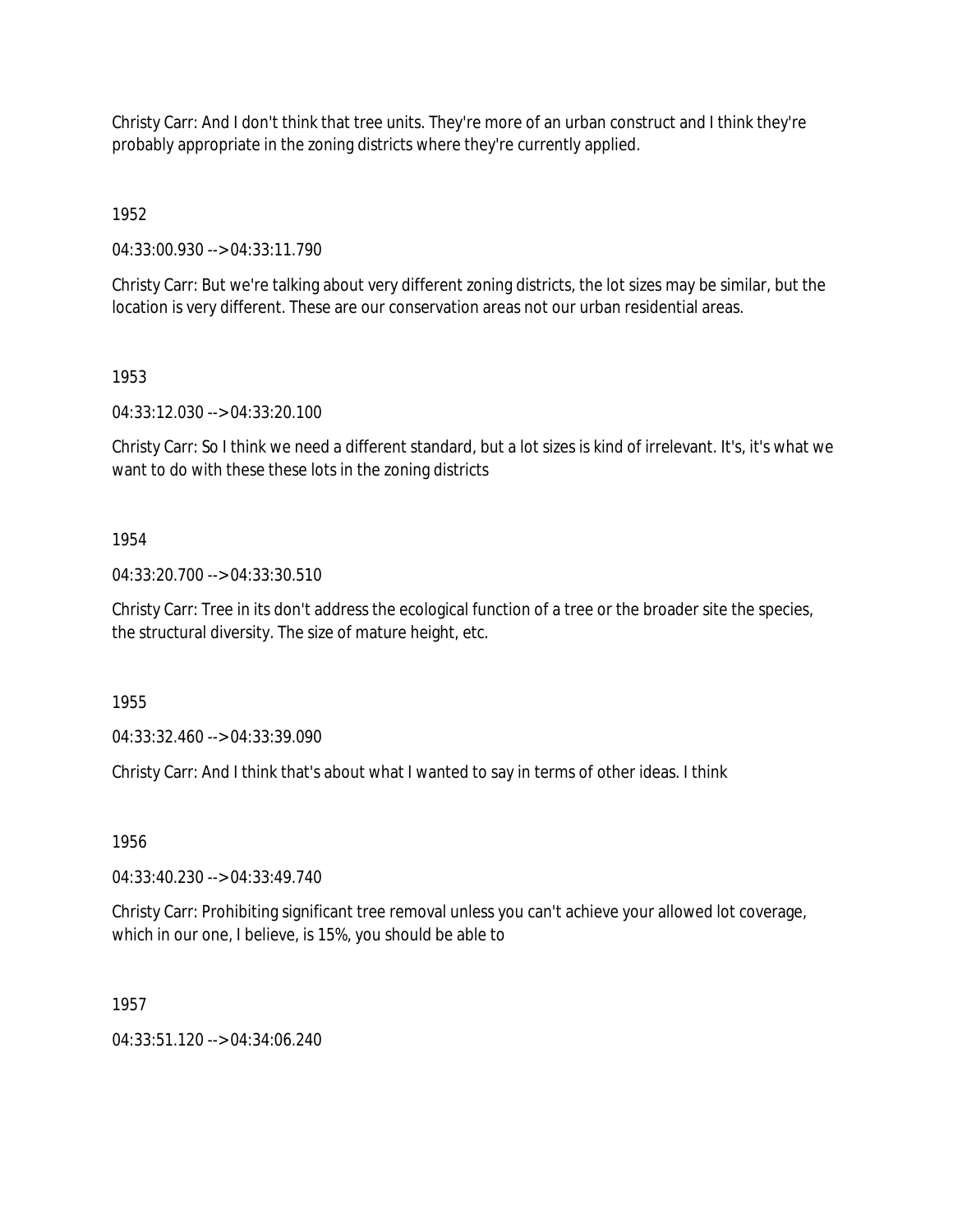Christy Carr: And I don't think that tree units. They're more of an urban construct and I think they're probably appropriate in the zoning districts where they're currently applied.

1952

04:33:00.930 --> 04:33:11.790

Christy Carr: But we're talking about very different zoning districts, the lot sizes may be similar, but the location is very different. These are our conservation areas not our urban residential areas.

1953

04:33:12.030 --> 04:33:20.100

Christy Carr: So I think we need a different standard, but a lot sizes is kind of irrelevant. It's, it's what we want to do with these these lots in the zoning districts

1954

04:33:20.700 --> 04:33:30.510

Christy Carr: Tree in its don't address the ecological function of a tree or the broader site the species, the structural diversity. The size of mature height, etc.

1955

04:33:32.460 --> 04:33:39.090

Christy Carr: And I think that's about what I wanted to say in terms of other ideas. I think

1956

04:33:40.230 --> 04:33:49.740

Christy Carr: Prohibiting significant tree removal unless you can't achieve your allowed lot coverage, which in our one, I believe, is 15%, you should be able to

1957

04:33:51.120 --> 04:34:06.240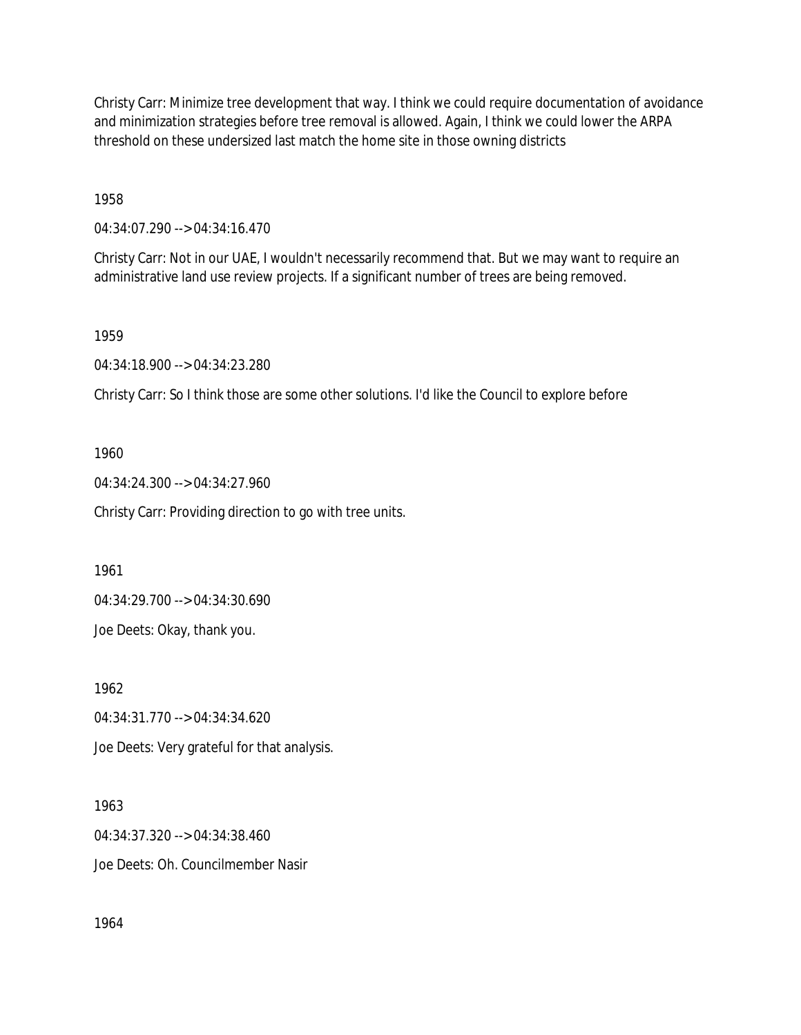Christy Carr: Minimize tree development that way. I think we could require documentation of avoidance and minimization strategies before tree removal is allowed. Again, I think we could lower the ARPA threshold on these undersized last match the home site in those owning districts

1958

04:34:07.290 --> 04:34:16.470

Christy Carr: Not in our UAE, I wouldn't necessarily recommend that. But we may want to require an administrative land use review projects. If a significant number of trees are being removed.

1959

04:34:18.900 --> 04:34:23.280

Christy Carr: So I think those are some other solutions. I'd like the Council to explore before

1960

04:34:24.300 --> 04:34:27.960

Christy Carr: Providing direction to go with tree units.

1961

04:34:29.700 --> 04:34:30.690

Joe Deets: Okay, thank you.

1962

04:34:31.770 --> 04:34:34.620

Joe Deets: Very grateful for that analysis.

1963

04:34:37.320 --> 04:34:38.460

Joe Deets: Oh. Councilmember Nasir

1964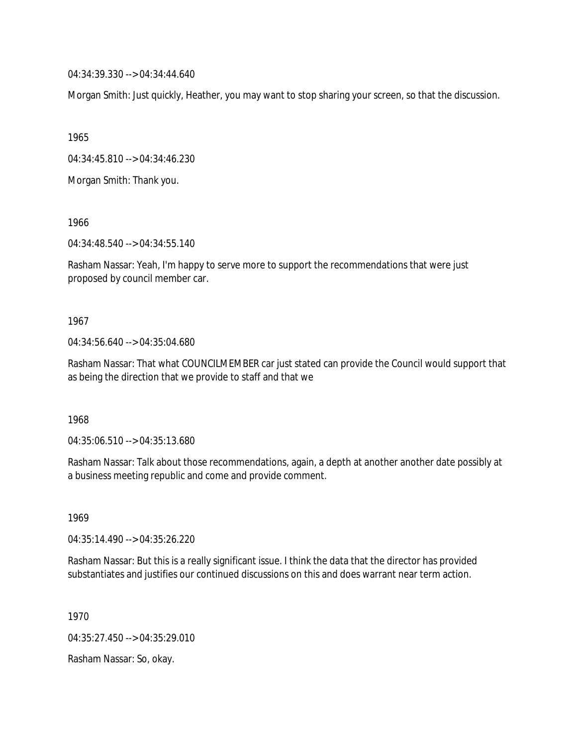04:34:39.330 --> 04:34:44.640

Morgan Smith: Just quickly, Heather, you may want to stop sharing your screen, so that the discussion.

1965

04:34:45.810 --> 04:34:46.230

Morgan Smith: Thank you.

1966

04:34:48.540 --> 04:34:55.140

Rasham Nassar: Yeah, I'm happy to serve more to support the recommendations that were just proposed by council member car.

1967

04:34:56.640 --> 04:35:04.680

Rasham Nassar: That what COUNCILMEMBER car just stated can provide the Council would support that as being the direction that we provide to staff and that we

1968

04:35:06.510 --> 04:35:13.680

Rasham Nassar: Talk about those recommendations, again, a depth at another another date possibly at a business meeting republic and come and provide comment.

1969

04:35:14.490 --> 04:35:26.220

Rasham Nassar: But this is a really significant issue. I think the data that the director has provided substantiates and justifies our continued discussions on this and does warrant near term action.

1970

04:35:27.450 --> 04:35:29.010

Rasham Nassar: So, okay.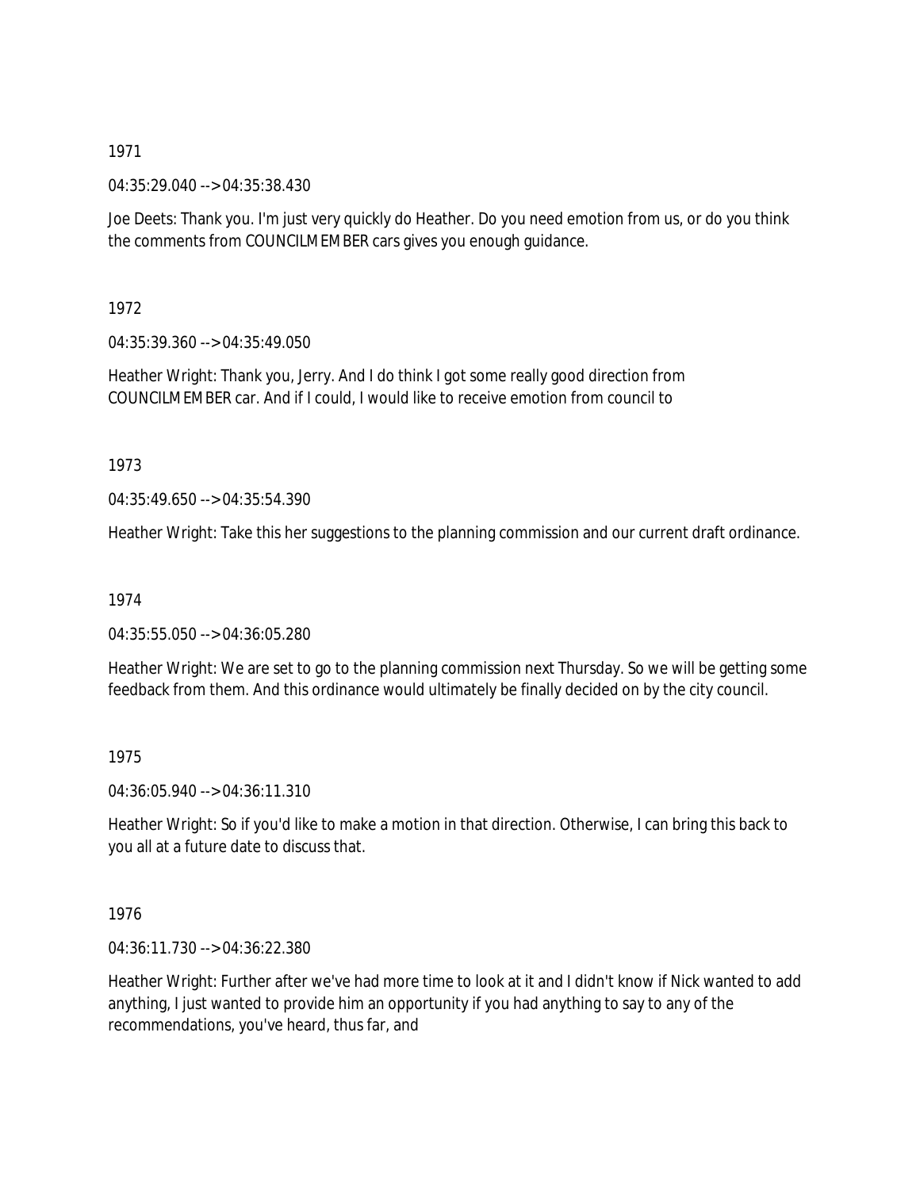1971

04:35:29.040 --> 04:35:38.430

Joe Deets: Thank you. I'm just very quickly do Heather. Do you need emotion from us, or do you think the comments from COUNCILMEMBER cars gives you enough guidance.

1972

04:35:39.360 --> 04:35:49.050

Heather Wright: Thank you, Jerry. And I do think I got some really good direction from COUNCILMEMBER car. And if I could, I would like to receive emotion from council to

1973

04:35:49.650 --> 04:35:54.390

Heather Wright: Take this her suggestions to the planning commission and our current draft ordinance.

1974

04:35:55.050 --> 04:36:05.280

Heather Wright: We are set to go to the planning commission next Thursday. So we will be getting some feedback from them. And this ordinance would ultimately be finally decided on by the city council.

1975

04:36:05.940 --> 04:36:11.310

Heather Wright: So if you'd like to make a motion in that direction. Otherwise, I can bring this back to you all at a future date to discuss that.

1976

04:36:11.730 --> 04:36:22.380

Heather Wright: Further after we've had more time to look at it and I didn't know if Nick wanted to add anything, I just wanted to provide him an opportunity if you had anything to say to any of the recommendations, you've heard, thus far, and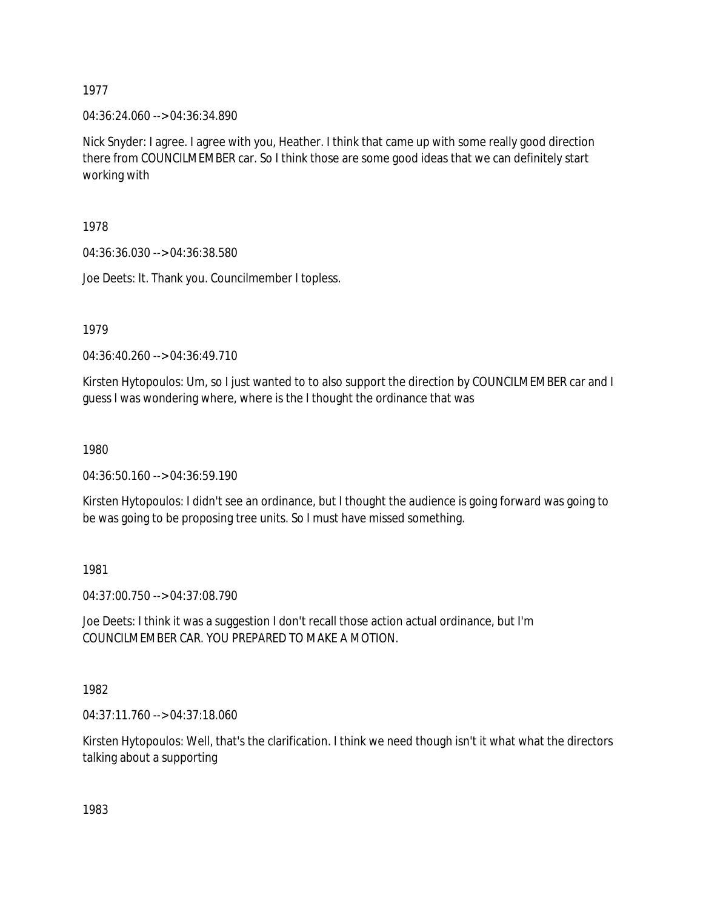1977

04:36:24.060 --> 04:36:34.890

Nick Snyder: I agree. I agree with you, Heather. I think that came up with some really good direction there from COUNCILMEMBER car. So I think those are some good ideas that we can definitely start working with

1978

04:36:36.030 --> 04:36:38.580

Joe Deets: It. Thank you. Councilmember I topless.

1979

04:36:40.260 --> 04:36:49.710

Kirsten Hytopoulos: Um, so I just wanted to to also support the direction by COUNCILMEMBER car and I guess I was wondering where, where is the I thought the ordinance that was

1980

04:36:50.160 --> 04:36:59.190

Kirsten Hytopoulos: I didn't see an ordinance, but I thought the audience is going forward was going to be was going to be proposing tree units. So I must have missed something.

1981

04:37:00.750 --> 04:37:08.790

Joe Deets: I think it was a suggestion I don't recall those action actual ordinance, but I'm COUNCILMEMBER CAR. YOU PREPARED TO MAKE A MOTION.

1982

04:37:11.760 --> 04:37:18.060

Kirsten Hytopoulos: Well, that's the clarification. I think we need though isn't it what what the directors talking about a supporting

1983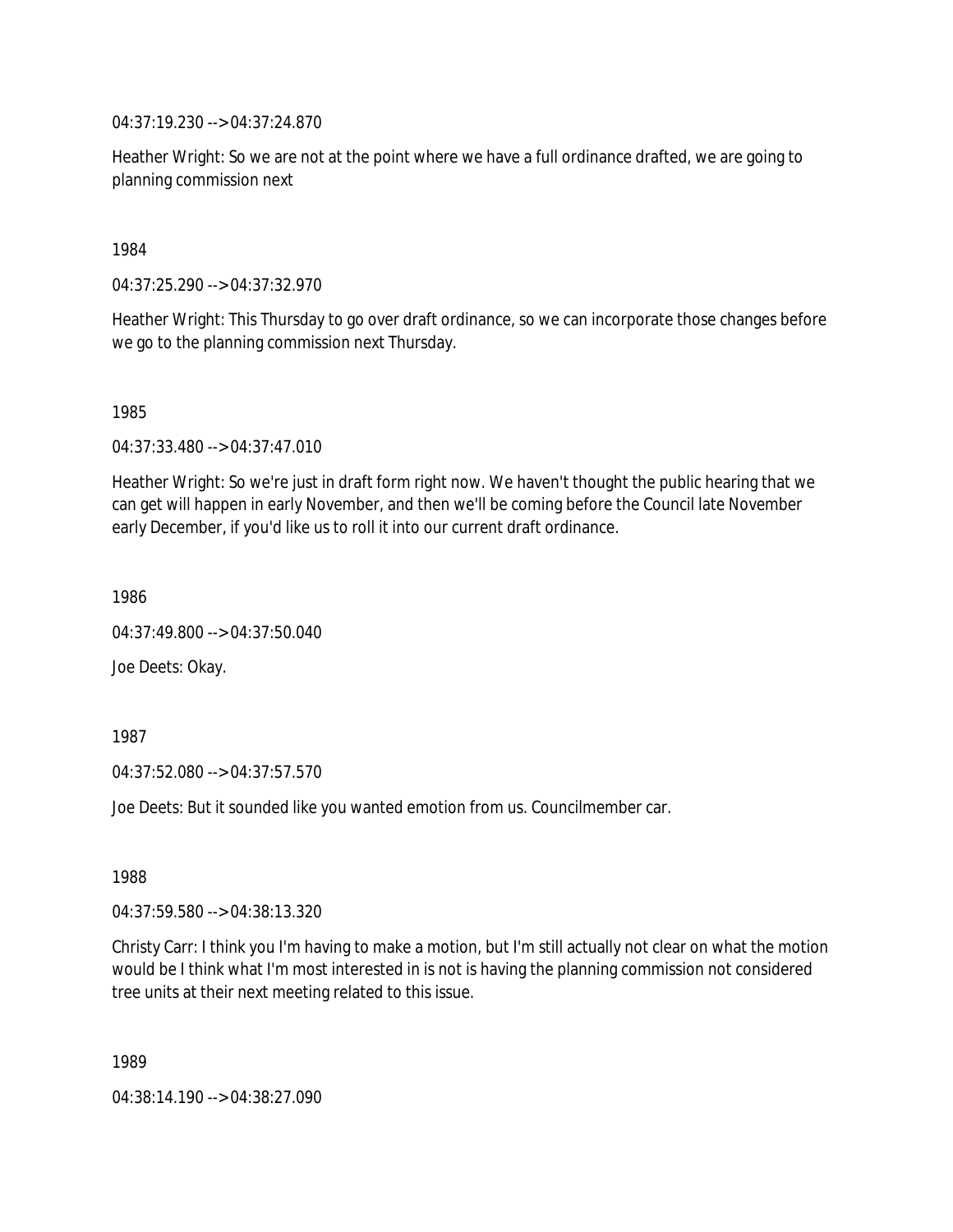04:37:19.230 --> 04:37:24.870

Heather Wright: So we are not at the point where we have a full ordinance drafted, we are going to planning commission next

1984

04:37:25.290 --> 04:37:32.970

Heather Wright: This Thursday to go over draft ordinance, so we can incorporate those changes before we go to the planning commission next Thursday.

1985

04:37:33.480 --> 04:37:47.010

Heather Wright: So we're just in draft form right now. We haven't thought the public hearing that we can get will happen in early November, and then we'll be coming before the Council late November early December, if you'd like us to roll it into our current draft ordinance.

1986

04:37:49.800 --> 04:37:50.040

Joe Deets: Okay.

1987

04:37:52.080 --> 04:37:57.570

Joe Deets: But it sounded like you wanted emotion from us. Councilmember car.

1988

04:37:59.580 --> 04:38:13.320

Christy Carr: I think you I'm having to make a motion, but I'm still actually not clear on what the motion would be I think what I'm most interested in is not is having the planning commission not considered tree units at their next meeting related to this issue.

1989

04:38:14.190 --> 04:38:27.090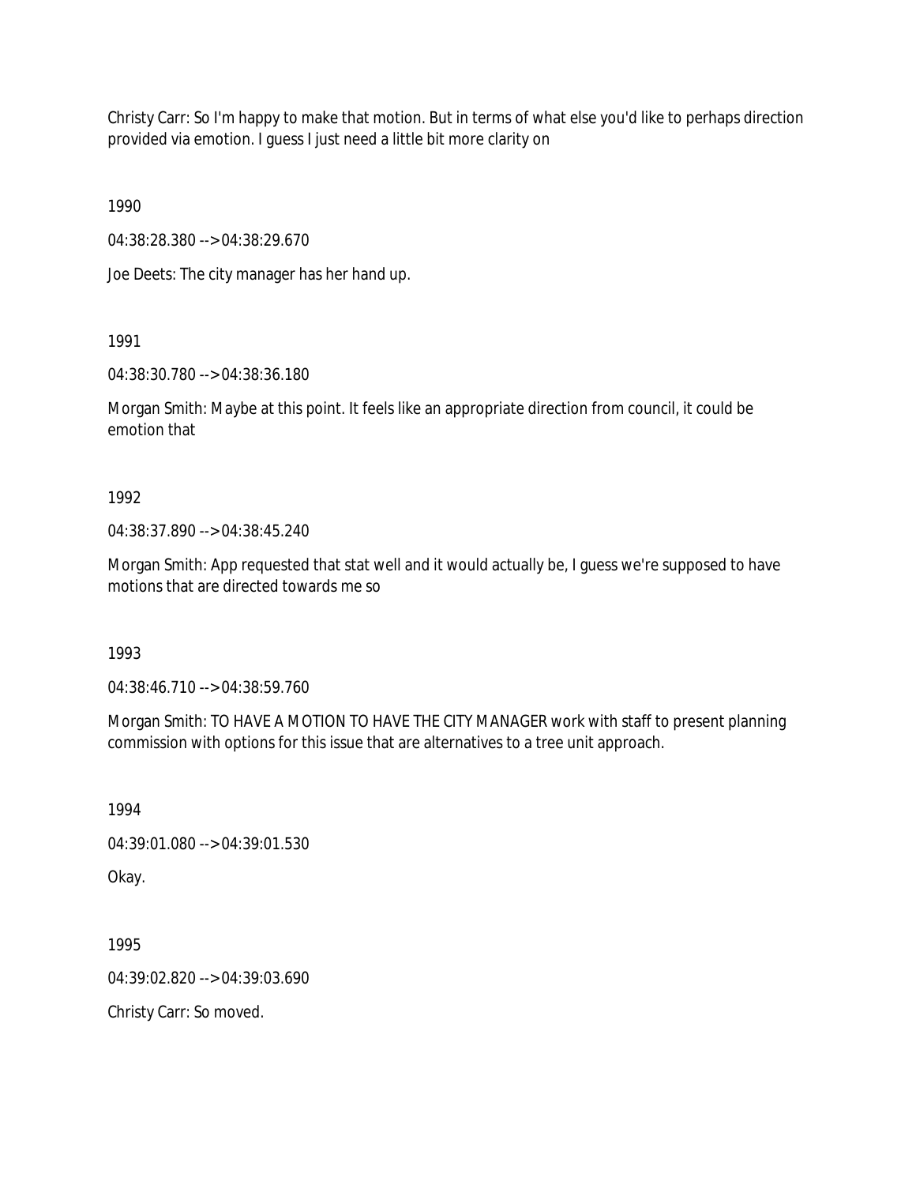Christy Carr: So I'm happy to make that motion. But in terms of what else you'd like to perhaps direction provided via emotion. I guess I just need a little bit more clarity on

1990

04:38:28.380 --> 04:38:29.670

Joe Deets: The city manager has her hand up.

1991

04:38:30.780 --> 04:38:36.180

Morgan Smith: Maybe at this point. It feels like an appropriate direction from council, it could be emotion that

1992

04:38:37.890 --> 04:38:45.240

Morgan Smith: App requested that stat well and it would actually be, I guess we're supposed to have motions that are directed towards me so

1993

04:38:46.710 --> 04:38:59.760

Morgan Smith: TO HAVE A MOTION TO HAVE THE CITY MANAGER work with staff to present planning commission with options for this issue that are alternatives to a tree unit approach.

1994

04:39:01.080 --> 04:39:01.530

Okay.

1995

04:39:02.820 --> 04:39:03.690

Christy Carr: So moved.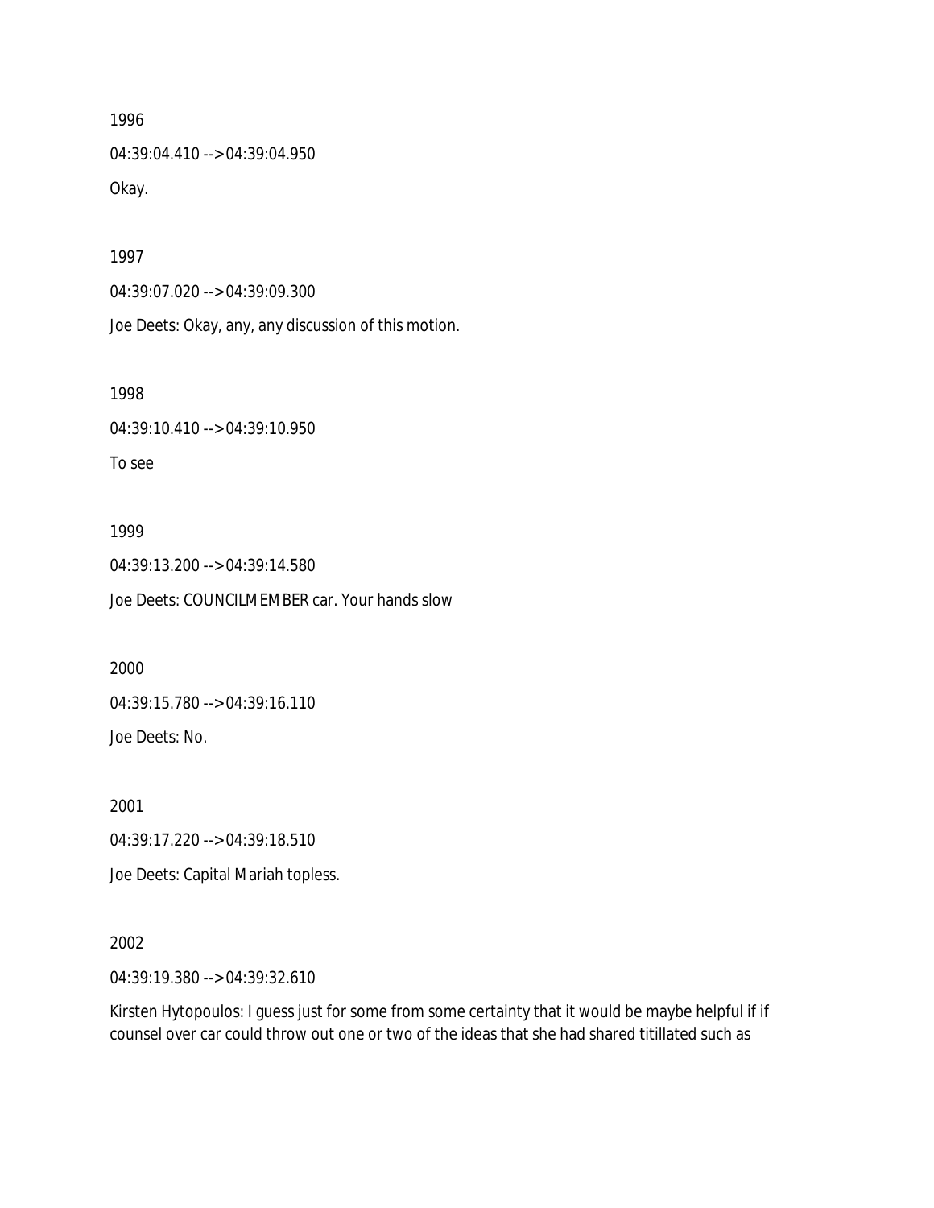1996

04:39:04.410 --> 04:39:04.950

Okay.

1997

04:39:07.020 --> 04:39:09.300

Joe Deets: Okay, any, any discussion of this motion.

1998

04:39:10.410 --> 04:39:10.950

To see

1999

04:39:13.200 --> 04:39:14.580

Joe Deets: COUNCILMEMBER car. Your hands slow

2000

04:39:15.780 --> 04:39:16.110

Joe Deets: No.

2001

04:39:17.220 --> 04:39:18.510

Joe Deets: Capital Mariah topless.

2002

04:39:19.380 --> 04:39:32.610

Kirsten Hytopoulos: I guess just for some from some certainty that it would be maybe helpful if if counsel over car could throw out one or two of the ideas that she had shared titillated such as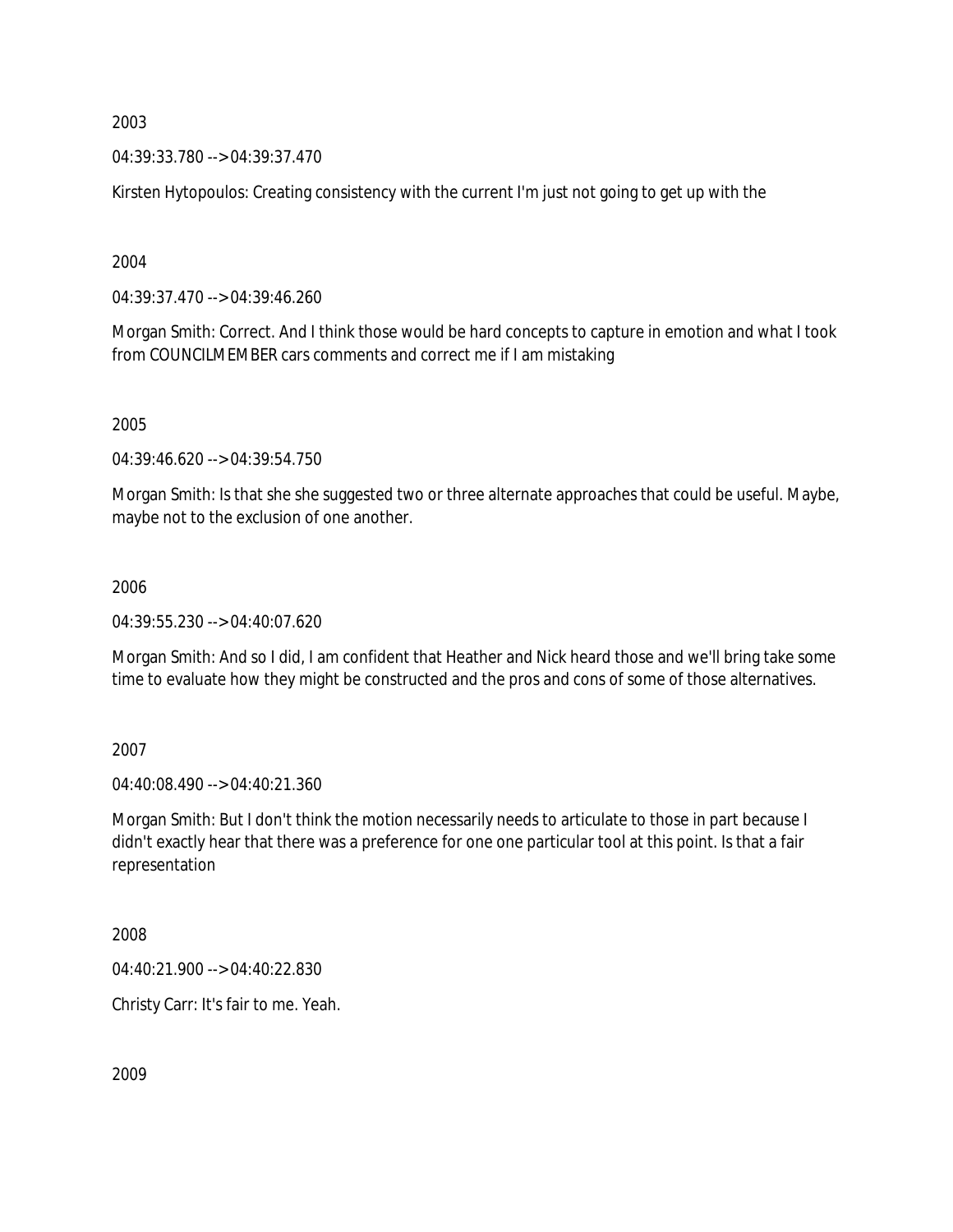2003

04:39:33.780 --> 04:39:37.470

Kirsten Hytopoulos: Creating consistency with the current I'm just not going to get up with the

2004

04:39:37.470 --> 04:39:46.260

Morgan Smith: Correct. And I think those would be hard concepts to capture in emotion and what I took from COUNCILMEMBER cars comments and correct me if I am mistaking

2005

04:39:46.620 --> 04:39:54.750

Morgan Smith: Is that she she suggested two or three alternate approaches that could be useful. Maybe, maybe not to the exclusion of one another.

2006

04:39:55.230 --> 04:40:07.620

Morgan Smith: And so I did, I am confident that Heather and Nick heard those and we'll bring take some time to evaluate how they might be constructed and the pros and cons of some of those alternatives.

2007

04:40:08.490 --> 04:40:21.360

Morgan Smith: But I don't think the motion necessarily needs to articulate to those in part because I didn't exactly hear that there was a preference for one one particular tool at this point. Is that a fair representation

2008

04:40:21.900 --> 04:40:22.830

Christy Carr: It's fair to me. Yeah.

2009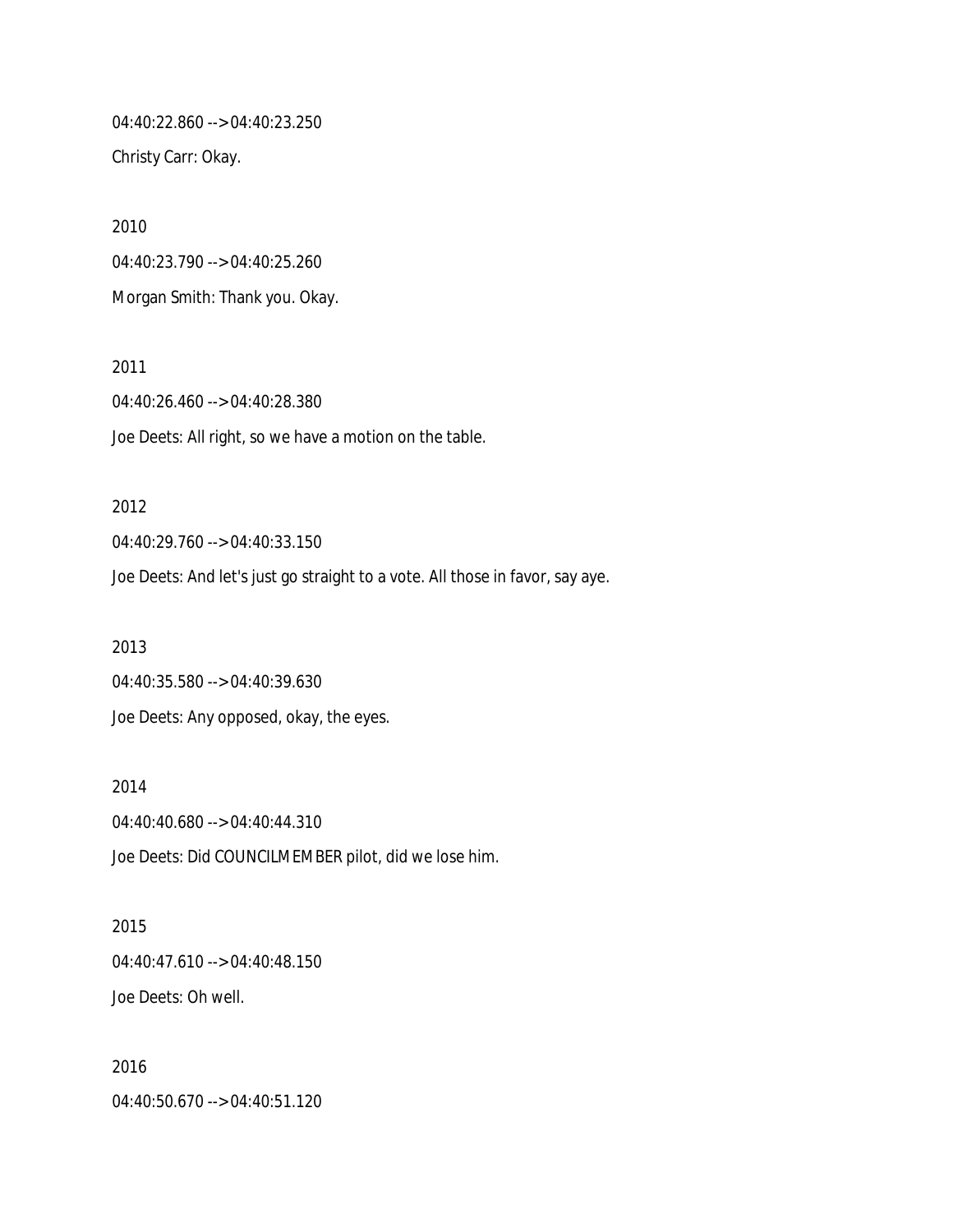04:40:22.860 --> 04:40:23.250

Christy Carr: Okay.

2010

04:40:23.790 --> 04:40:25.260

Morgan Smith: Thank you. Okay.

2011

04:40:26.460 --> 04:40:28.380

Joe Deets: All right, so we have a motion on the table.

2012

04:40:29.760 --> 04:40:33.150

Joe Deets: And let's just go straight to a vote. All those in favor, say aye.

2013

04:40:35.580 --> 04:40:39.630

Joe Deets: Any opposed, okay, the eyes.

2014

04:40:40.680 --> 04:40:44.310

Joe Deets: Did COUNCILMEMBER pilot, did we lose him.

2015

04:40:47.610 --> 04:40:48.150

Joe Deets: Oh well.

2016

04:40:50.670 --> 04:40:51.120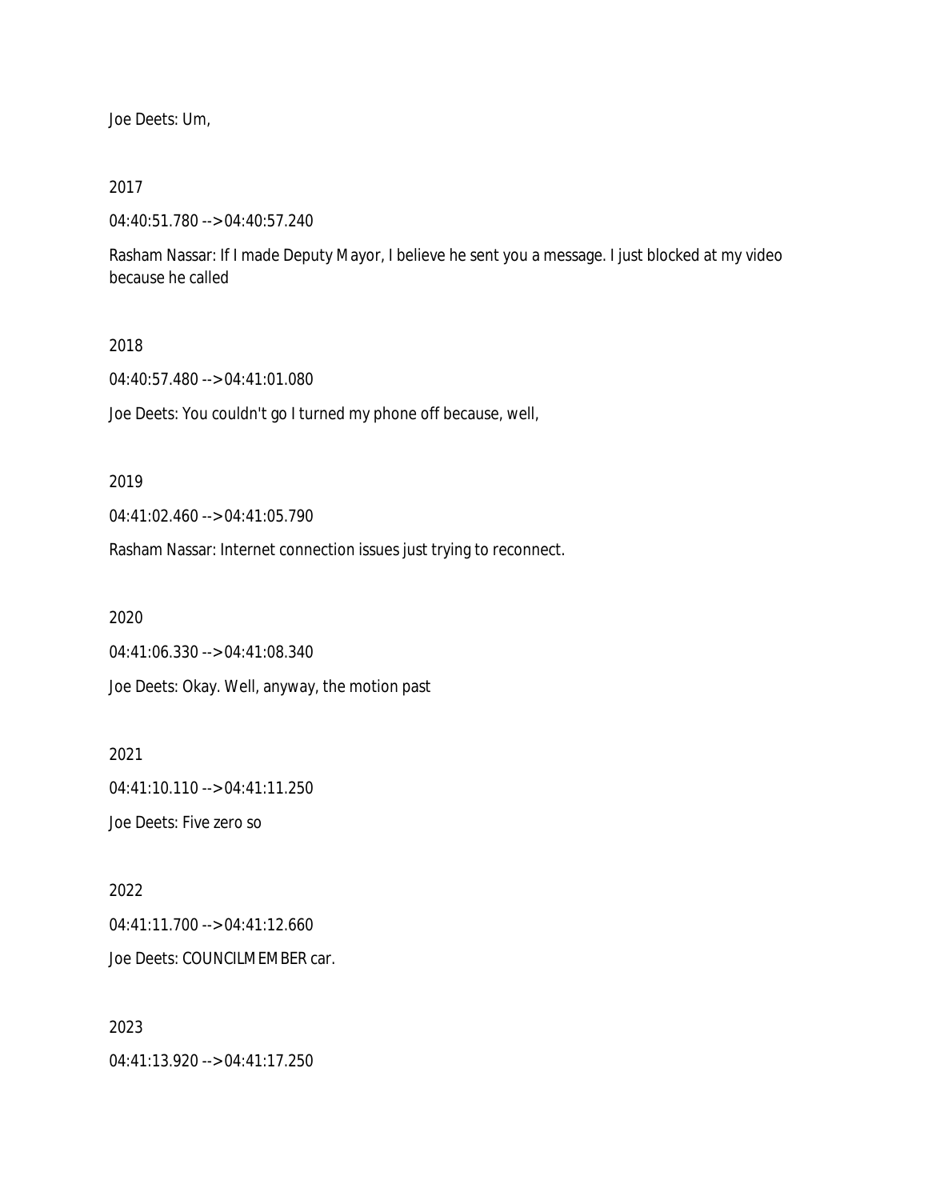Joe Deets: Um,

2017

04:40:51.780 --> 04:40:57.240

Rasham Nassar: If I made Deputy Mayor, I believe he sent you a message. I just blocked at my video because he called

2018

04:40:57.480 --> 04:41:01.080

Joe Deets: You couldn't go I turned my phone off because, well,

2019

04:41:02.460 --> 04:41:05.790

Rasham Nassar: Internet connection issues just trying to reconnect.

2020

04:41:06.330 --> 04:41:08.340

Joe Deets: Okay. Well, anyway, the motion past

2021

04:41:10.110 --> 04:41:11.250

Joe Deets: Five zero so

2022

04:41:11.700 --> 04:41:12.660

Joe Deets: COUNCILMEMBER car.

2023

04:41:13.920 --> 04:41:17.250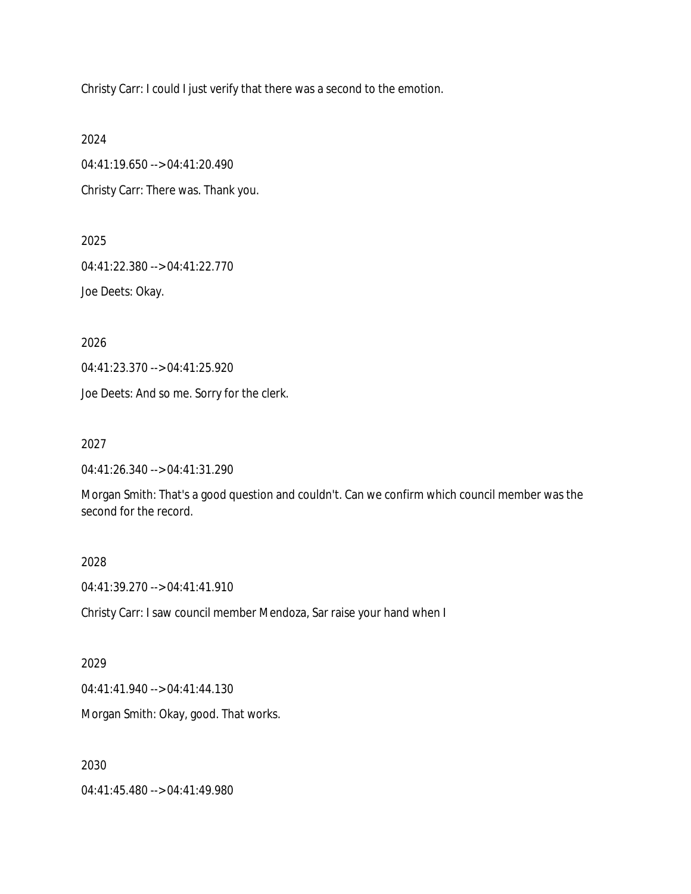Christy Carr: I could I just verify that there was a second to the emotion.

2024

04:41:19.650 --> 04:41:20.490

Christy Carr: There was. Thank you.

2025

04:41:22.380 --> 04:41:22.770

Joe Deets: Okay.

2026

04:41:23.370 --> 04:41:25.920

Joe Deets: And so me. Sorry for the clerk.

2027

04:41:26.340 --> 04:41:31.290

Morgan Smith: That's a good question and couldn't. Can we confirm which council member was the second for the record.

2028

04:41:39.270 --> 04:41:41.910

Christy Carr: I saw council member Mendoza, Sar raise your hand when I

2029

04:41:41.940 --> 04:41:44.130

Morgan Smith: Okay, good. That works.

2030

04:41:45.480 --> 04:41:49.980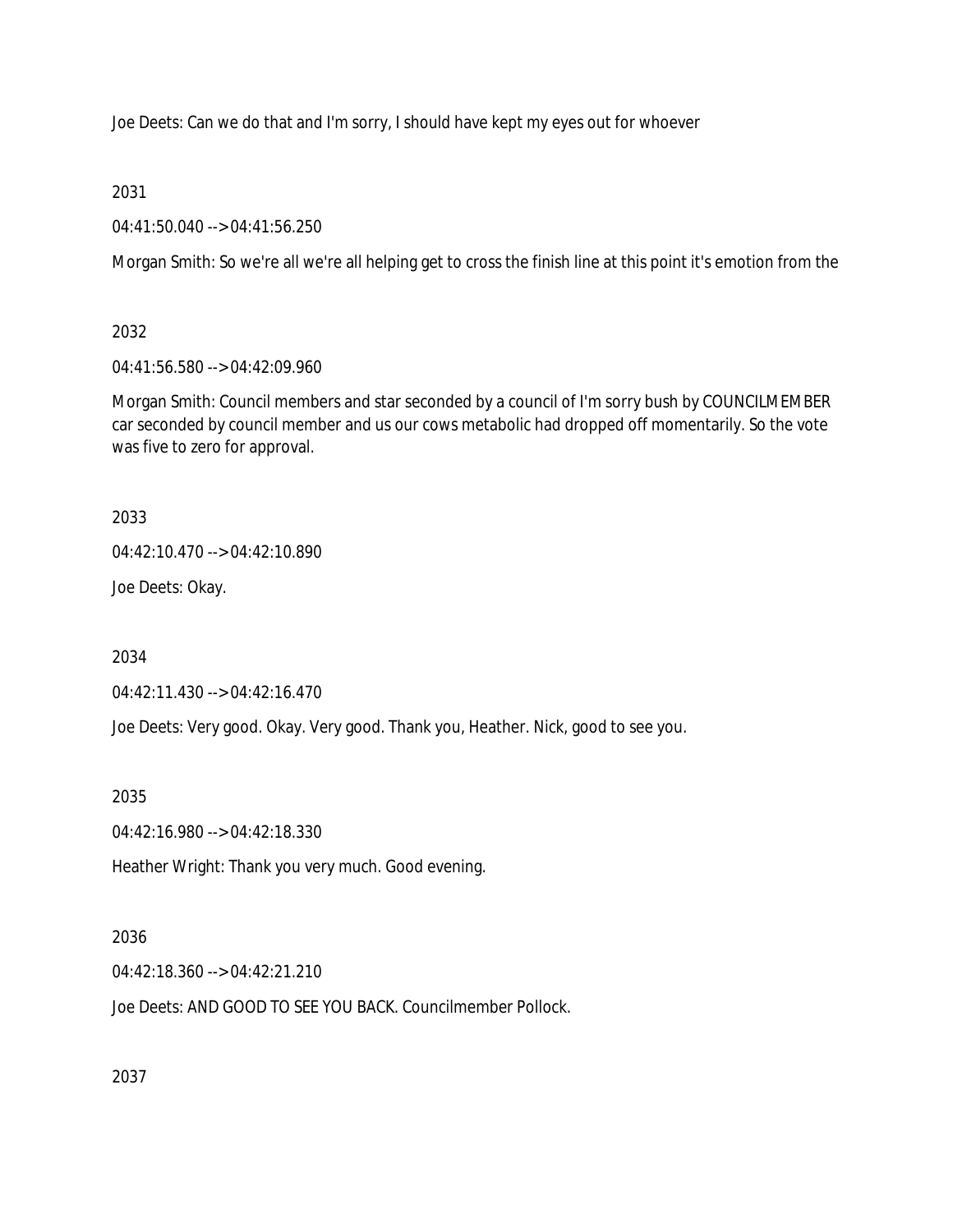Joe Deets: Can we do that and I'm sorry, I should have kept my eyes out for whoever

2031

04:41:50.040 --> 04:41:56.250

Morgan Smith: So we're all we're all helping get to cross the finish line at this point it's emotion from the

2032

04:41:56.580 --> 04:42:09.960

Morgan Smith: Council members and star seconded by a council of I'm sorry bush by COUNCILMEMBER car seconded by council member and us our cows metabolic had dropped off momentarily. So the vote was five to zero for approval.

2033

04:42:10.470 --> 04:42:10.890

Joe Deets: Okay.

2034

04:42:11.430 --> 04:42:16.470

Joe Deets: Very good. Okay. Very good. Thank you, Heather. Nick, good to see you.

2035

04:42:16.980 --> 04:42:18.330

Heather Wright: Thank you very much. Good evening.

2036

04:42:18.360 --> 04:42:21.210

Joe Deets: AND GOOD TO SEE YOU BACK. Councilmember Pollock.

2037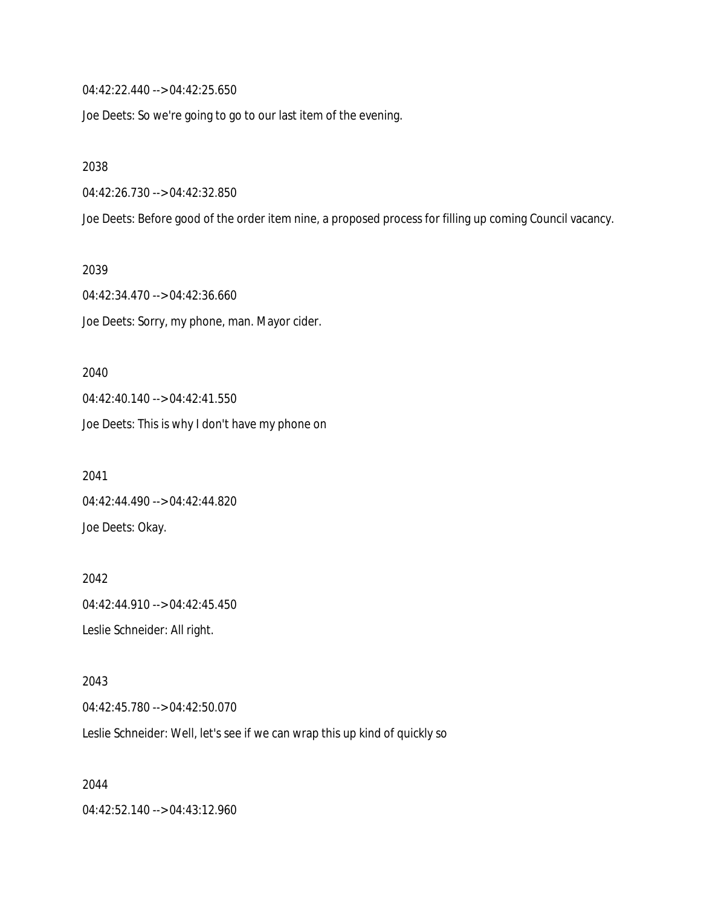04:42:22.440 --> 04:42:25.650

Joe Deets: So we're going to go to our last item of the evening.

2038

04:42:26.730 --> 04:42:32.850

Joe Deets: Before good of the order item nine, a proposed process for filling up coming Council vacancy.

2039

04:42:34.470 --> 04:42:36.660

Joe Deets: Sorry, my phone, man. Mayor cider.

2040

04:42:40.140 --> 04:42:41.550

Joe Deets: This is why I don't have my phone on

2041

04:42:44.490 --> 04:42:44.820

Joe Deets: Okay.

2042

04:42:44.910 --> 04:42:45.450

Leslie Schneider: All right.

2043

04:42:45.780 --> 04:42:50.070

Leslie Schneider: Well, let's see if we can wrap this up kind of quickly so

2044

04:42:52.140 --> 04:43:12.960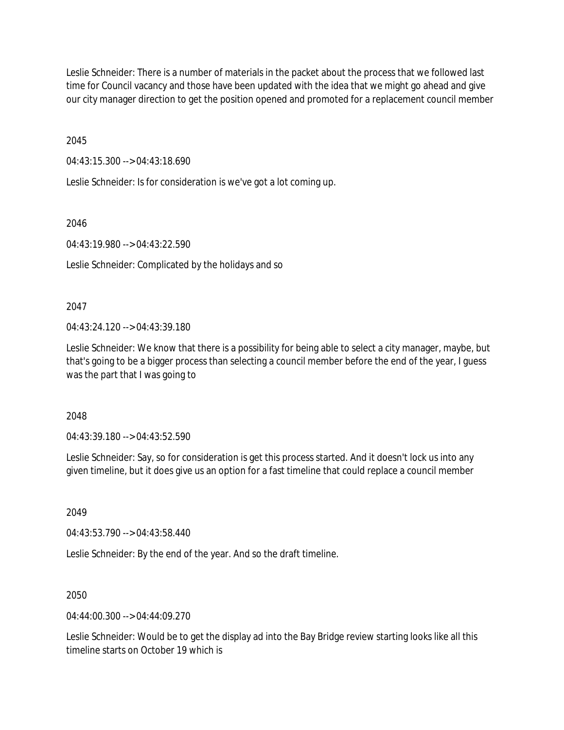Leslie Schneider: There is a number of materials in the packet about the process that we followed last time for Council vacancy and those have been updated with the idea that we might go ahead and give our city manager direction to get the position opened and promoted for a replacement council member

2045

04:43:15.300 --> 04:43:18.690

Leslie Schneider: Is for consideration is we've got a lot coming up.

2046

04:43:19.980 --> 04:43:22.590

Leslie Schneider: Complicated by the holidays and so

2047

04:43:24.120 --> 04:43:39.180

Leslie Schneider: We know that there is a possibility for being able to select a city manager, maybe, but that's going to be a bigger process than selecting a council member before the end of the year, I guess was the part that I was going to

2048

04:43:39.180 --> 04:43:52.590

Leslie Schneider: Say, so for consideration is get this process started. And it doesn't lock us into any given timeline, but it does give us an option for a fast timeline that could replace a council member

2049

04:43:53.790 --> 04:43:58.440

Leslie Schneider: By the end of the year. And so the draft timeline.

2050

04:44:00.300 --> 04:44:09.270

Leslie Schneider: Would be to get the display ad into the Bay Bridge review starting looks like all this timeline starts on October 19 which is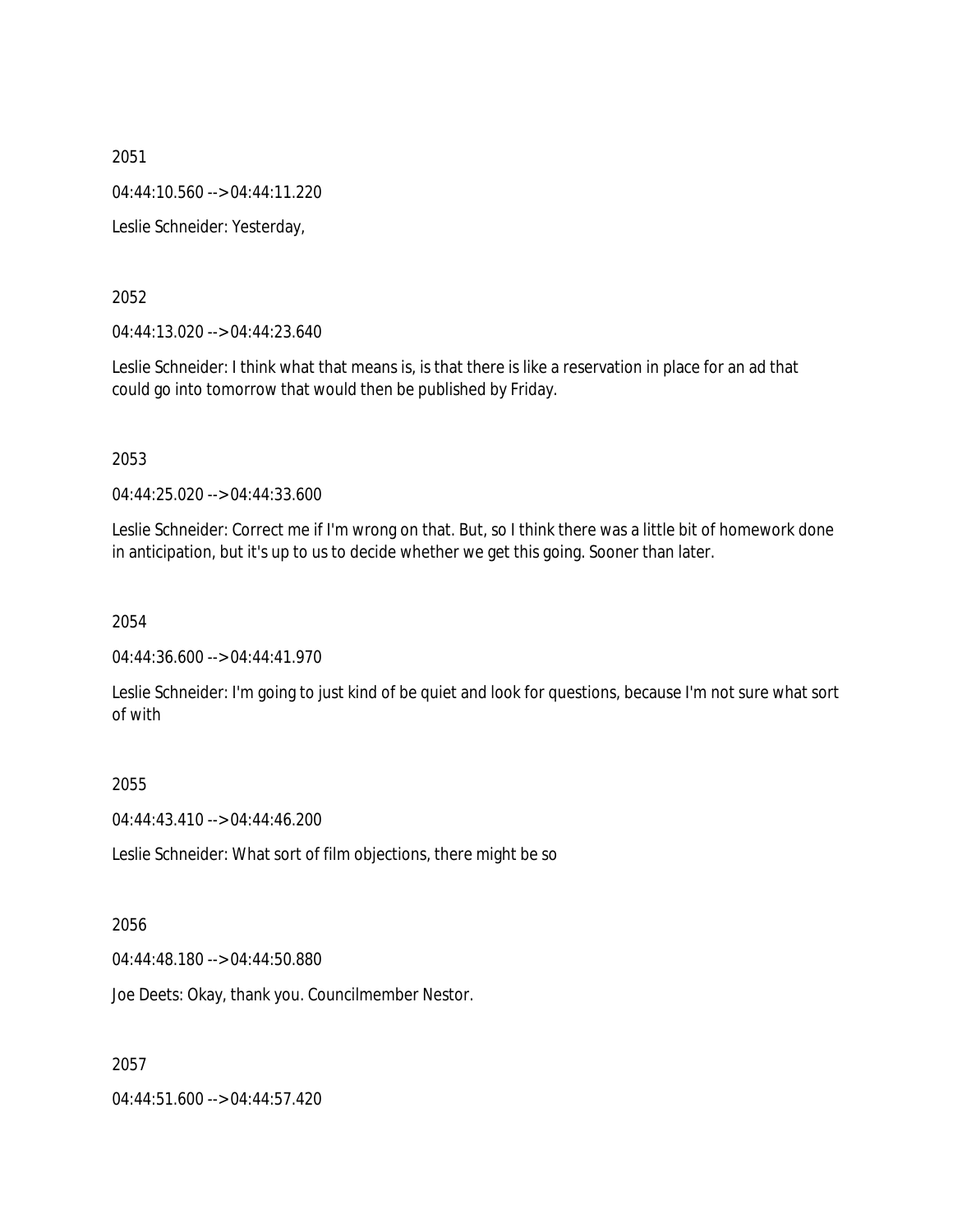2051

04:44:10.560 --> 04:44:11.220

Leslie Schneider: Yesterday,

2052

04:44:13.020 --> 04:44:23.640

Leslie Schneider: I think what that means is, is that there is like a reservation in place for an ad that could go into tomorrow that would then be published by Friday.

2053

04:44:25.020 --> 04:44:33.600

Leslie Schneider: Correct me if I'm wrong on that. But, so I think there was a little bit of homework done in anticipation, but it's up to us to decide whether we get this going. Sooner than later.

2054

04:44:36.600 --> 04:44:41.970

Leslie Schneider: I'm going to just kind of be quiet and look for questions, because I'm not sure what sort of with

2055

04:44:43.410 --> 04:44:46.200

Leslie Schneider: What sort of film objections, there might be so

2056

04:44:48.180 --> 04:44:50.880

Joe Deets: Okay, thank you. Councilmember Nestor.

2057

04:44:51.600 --> 04:44:57.420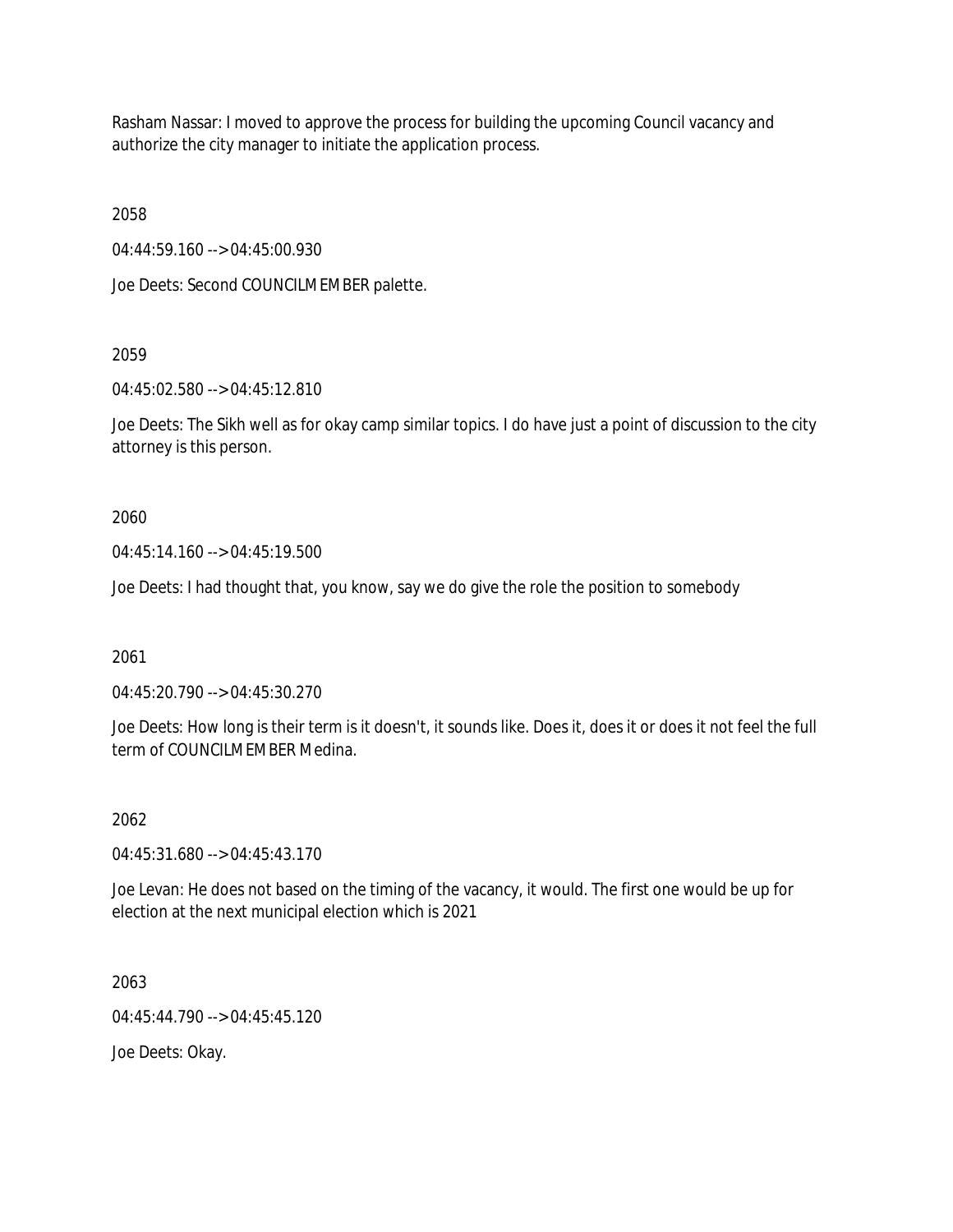Rasham Nassar: I moved to approve the process for building the upcoming Council vacancy and authorize the city manager to initiate the application process.

2058

04:44:59.160 --> 04:45:00.930

Joe Deets: Second COUNCILMEMBER palette.

2059

04:45:02.580 --> 04:45:12.810

Joe Deets: The Sikh well as for okay camp similar topics. I do have just a point of discussion to the city attorney is this person.

2060

04:45:14.160 --> 04:45:19.500

Joe Deets: I had thought that, you know, say we do give the role the position to somebody

2061

04:45:20.790 --> 04:45:30.270

Joe Deets: How long is their term is it doesn't, it sounds like. Does it, does it or does it not feel the full term of COUNCILMEMBER Medina.

2062

04:45:31.680 --> 04:45:43.170

Joe Levan: He does not based on the timing of the vacancy, it would. The first one would be up for election at the next municipal election which is 2021

2063

04:45:44.790 --> 04:45:45.120

Joe Deets: Okay.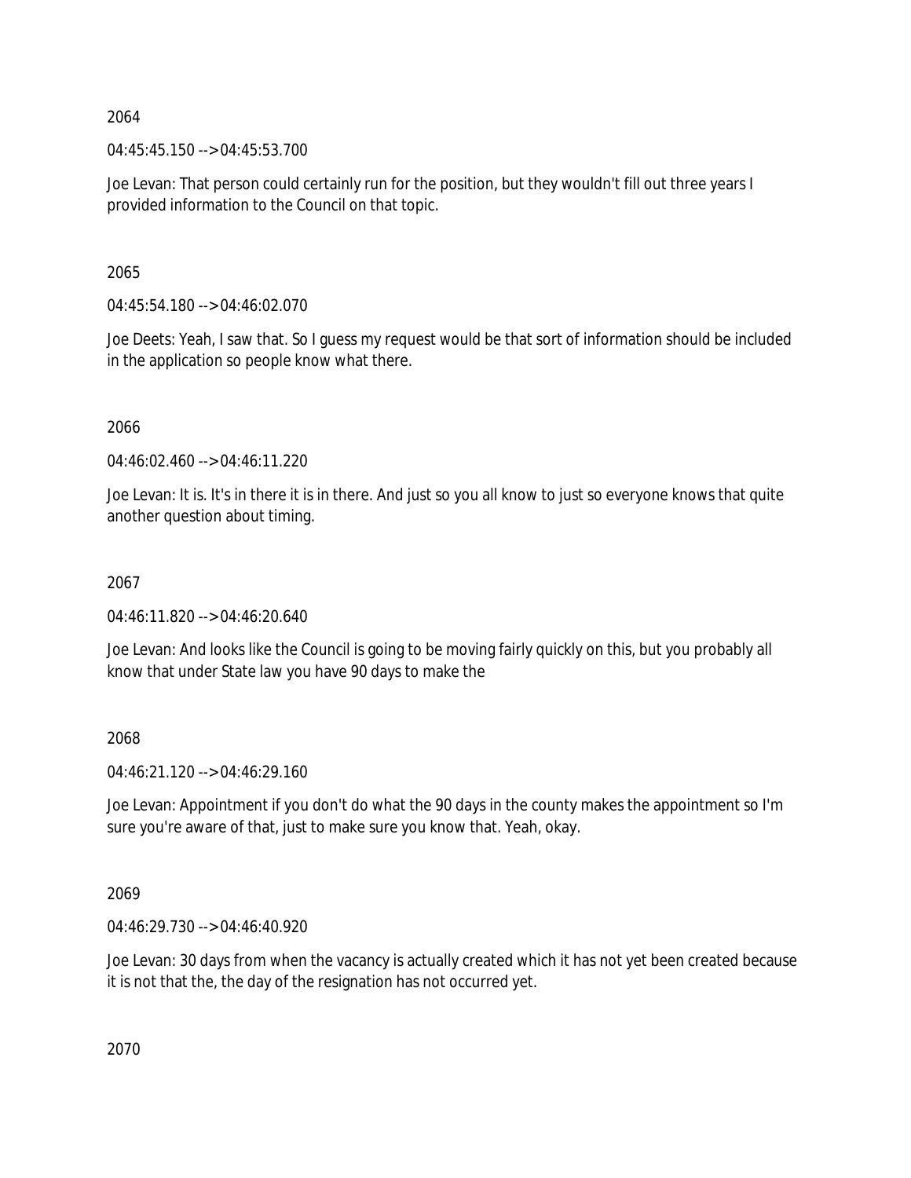2064

04:45:45.150 --> 04:45:53.700

Joe Levan: That person could certainly run for the position, but they wouldn't fill out three years I provided information to the Council on that topic.

2065

04:45:54.180 --> 04:46:02.070

Joe Deets: Yeah, I saw that. So I guess my request would be that sort of information should be included in the application so people know what there.

2066

04:46:02.460 --> 04:46:11.220

Joe Levan: It is. It's in there it is in there. And just so you all know to just so everyone knows that quite another question about timing.

2067

04:46:11.820 --> 04:46:20.640

Joe Levan: And looks like the Council is going to be moving fairly quickly on this, but you probably all know that under State law you have 90 days to make the

2068

04:46:21.120 --> 04:46:29.160

Joe Levan: Appointment if you don't do what the 90 days in the county makes the appointment so I'm sure you're aware of that, just to make sure you know that. Yeah, okay.

2069

04:46:29.730 --> 04:46:40.920

Joe Levan: 30 days from when the vacancy is actually created which it has not yet been created because it is not that the, the day of the resignation has not occurred yet.

2070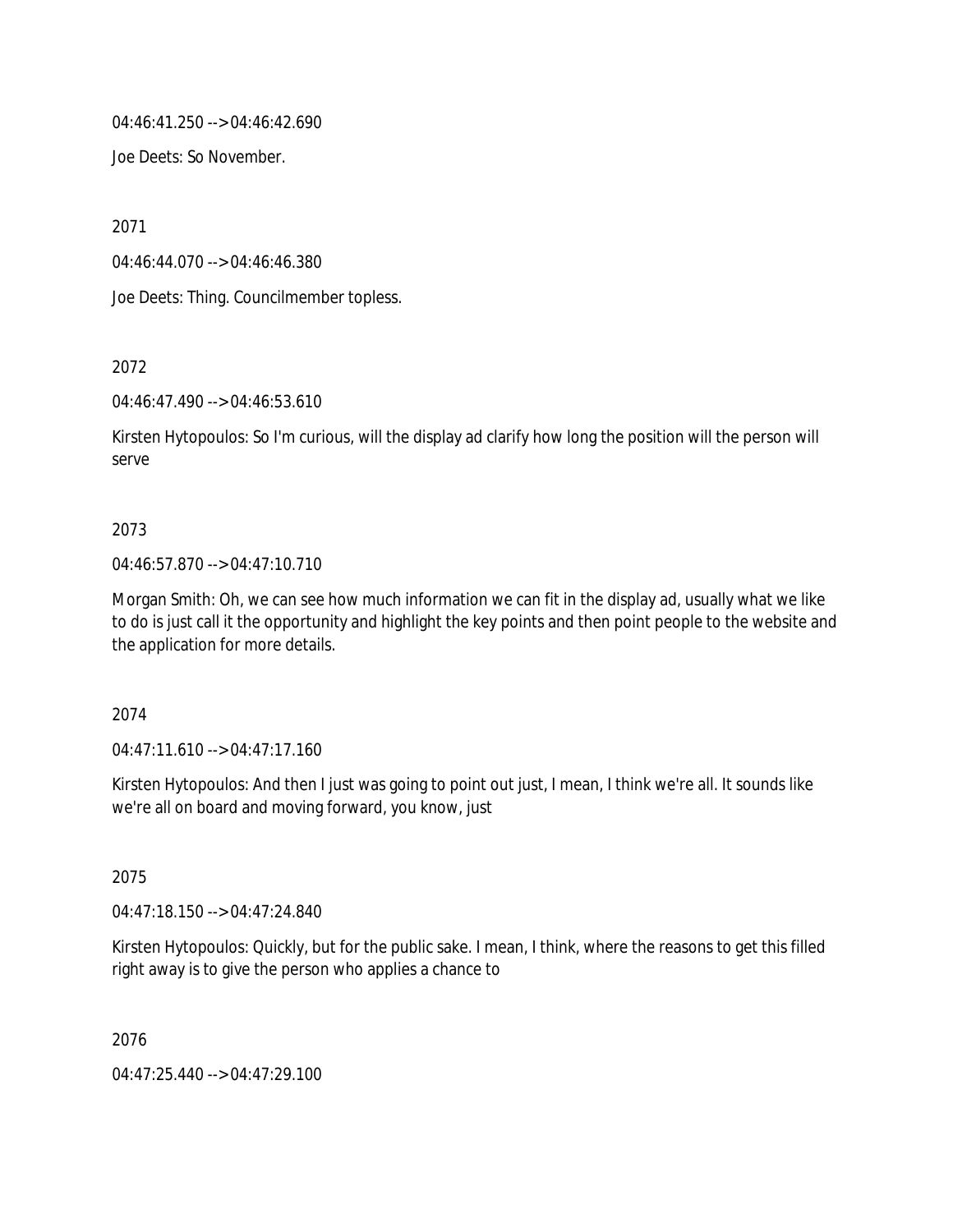04:46:41.250 --> 04:46:42.690

Joe Deets: So November.

2071

04:46:44.070 --> 04:46:46.380

Joe Deets: Thing. Councilmember topless.

2072

04:46:47.490 --> 04:46:53.610

Kirsten Hytopoulos: So I'm curious, will the display ad clarify how long the position will the person will serve

2073

04:46:57.870 --> 04:47:10.710

Morgan Smith: Oh, we can see how much information we can fit in the display ad, usually what we like to do is just call it the opportunity and highlight the key points and then point people to the website and the application for more details.

2074

04:47:11.610 --> 04:47:17.160

Kirsten Hytopoulos: And then I just was going to point out just, I mean, I think we're all. It sounds like we're all on board and moving forward, you know, just

2075

04:47:18.150 --> 04:47:24.840

Kirsten Hytopoulos: Quickly, but for the public sake. I mean, I think, where the reasons to get this filled right away is to give the person who applies a chance to

2076

04:47:25.440 --> 04:47:29.100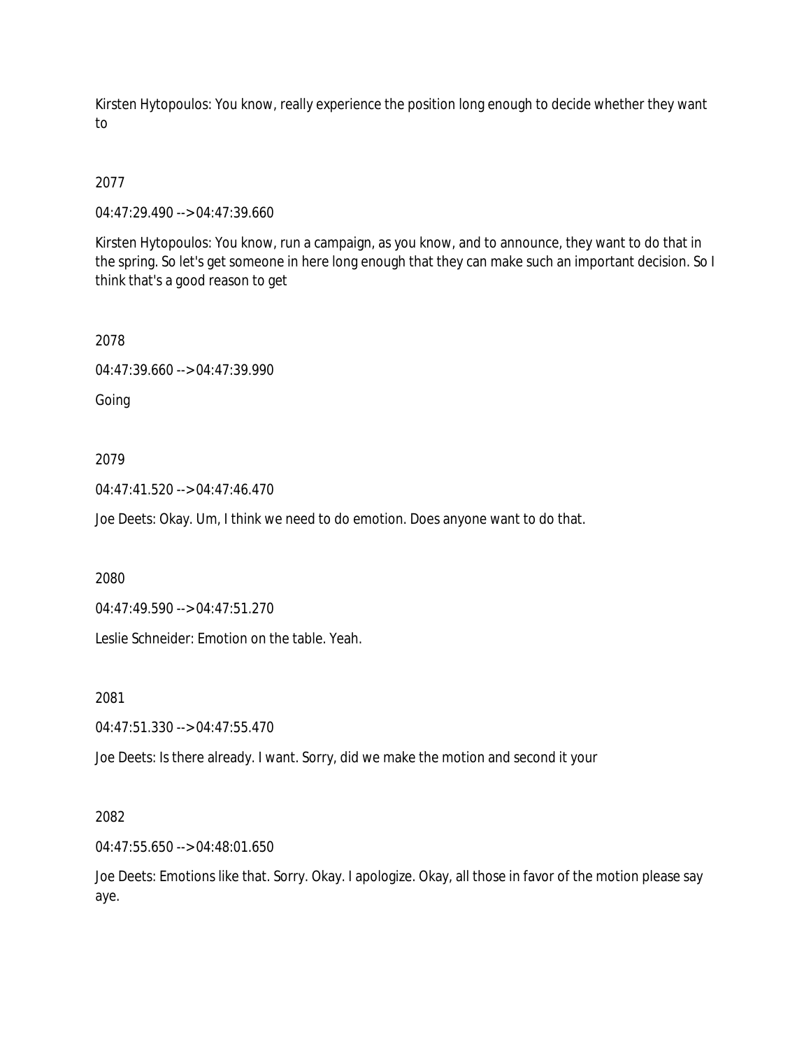Kirsten Hytopoulos: You know, really experience the position long enough to decide whether they want to

2077

04:47:29.490 --> 04:47:39.660

Kirsten Hytopoulos: You know, run a campaign, as you know, and to announce, they want to do that in the spring. So let's get someone in here long enough that they can make such an important decision. So I think that's a good reason to get

2078

04:47:39.660 --> 04:47:39.990

Going

2079

04:47:41.520 --> 04:47:46.470

Joe Deets: Okay. Um, I think we need to do emotion. Does anyone want to do that.

2080

04:47:49.590 --> 04:47:51.270

Leslie Schneider: Emotion on the table. Yeah.

2081

04:47:51.330 --> 04:47:55.470

Joe Deets: Is there already. I want. Sorry, did we make the motion and second it your

2082

04:47:55.650 --> 04:48:01.650

Joe Deets: Emotions like that. Sorry. Okay. I apologize. Okay, all those in favor of the motion please say aye.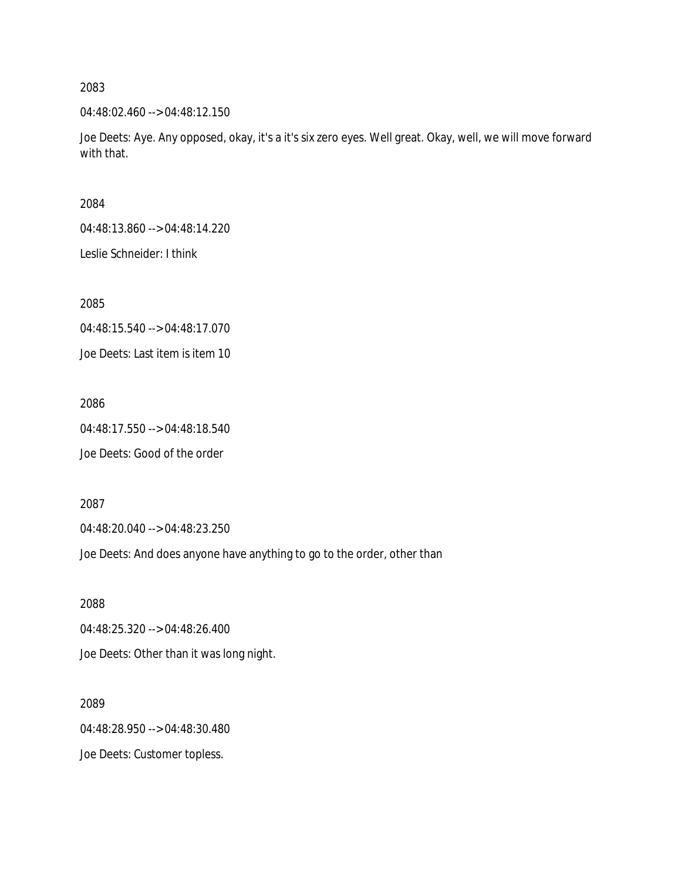2083

04:48:02.460 --> 04:48:12.150

Joe Deets: Aye. Any opposed, okay, it's a it's six zero eyes. Well great. Okay, well, we will move forward with that.

2084

04:48:13.860 --> 04:48:14.220

Leslie Schneider: I think

2085

04:48:15.540 --> 04:48:17.070

Joe Deets: Last item is item 10

2086

04:48:17.550 --> 04:48:18.540

Joe Deets: Good of the order

2087

04:48:20.040 --> 04:48:23.250

Joe Deets: And does anyone have anything to go to the order, other than

2088

04:48:25.320 --> 04:48:26.400

Joe Deets: Other than it was long night.

2089

04:48:28.950 --> 04:48:30.480

Joe Deets: Customer topless.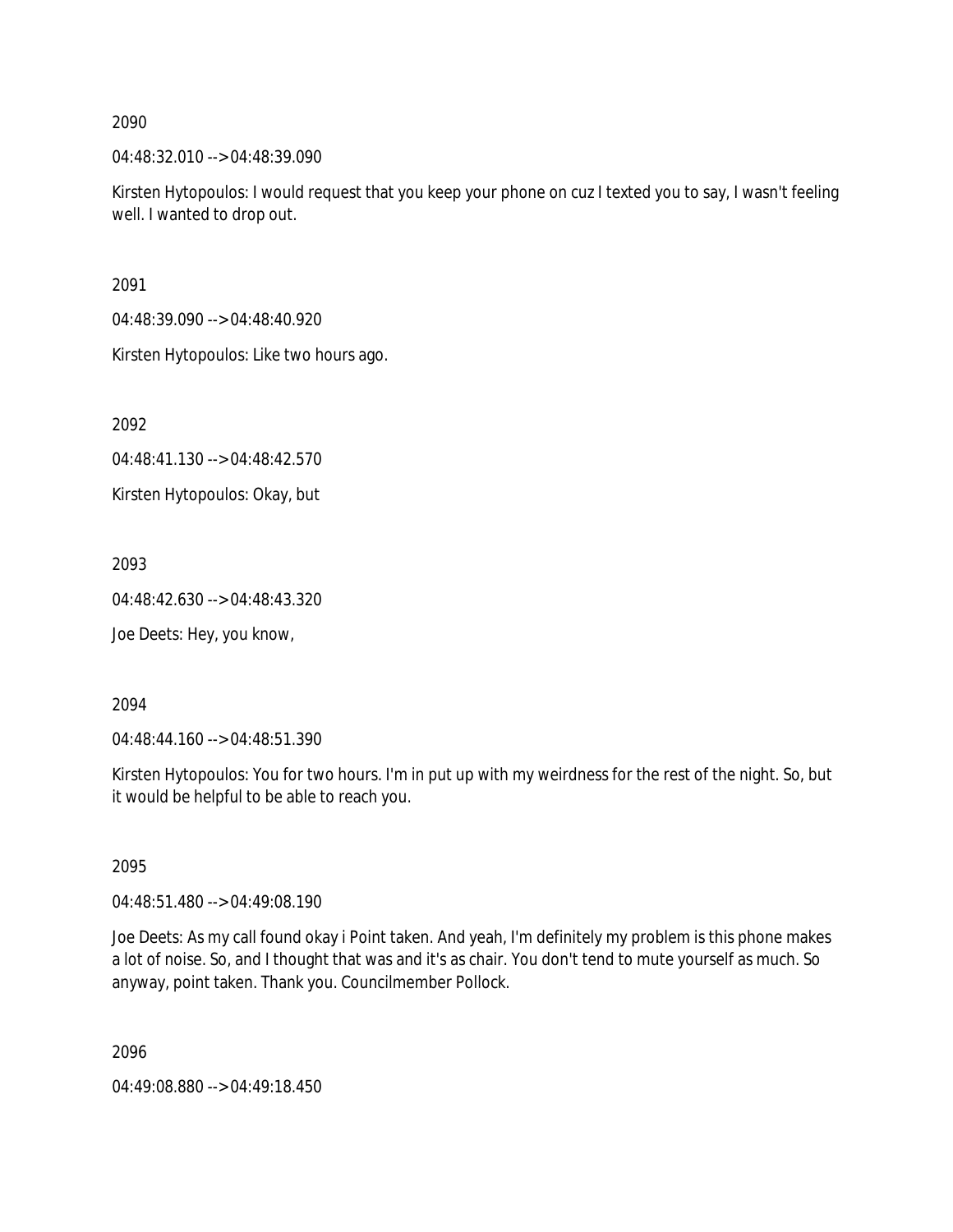2090

04:48:32.010 --> 04:48:39.090

Kirsten Hytopoulos: I would request that you keep your phone on cuz I texted you to say, I wasn't feeling well. I wanted to drop out.

2091

04:48:39.090 --> 04:48:40.920

Kirsten Hytopoulos: Like two hours ago.

2092

04:48:41.130 --> 04:48:42.570

Kirsten Hytopoulos: Okay, but

2093

04:48:42.630 --> 04:48:43.320

Joe Deets: Hey, you know,

2094

04:48:44.160 --> 04:48:51.390

Kirsten Hytopoulos: You for two hours. I'm in put up with my weirdness for the rest of the night. So, but it would be helpful to be able to reach you.

2095

04:48:51.480 --> 04:49:08.190

Joe Deets: As my call found okay i Point taken. And yeah, I'm definitely my problem is this phone makes a lot of noise. So, and I thought that was and it's as chair. You don't tend to mute yourself as much. So anyway, point taken. Thank you. Councilmember Pollock.

2096

04:49:08.880 --> 04:49:18.450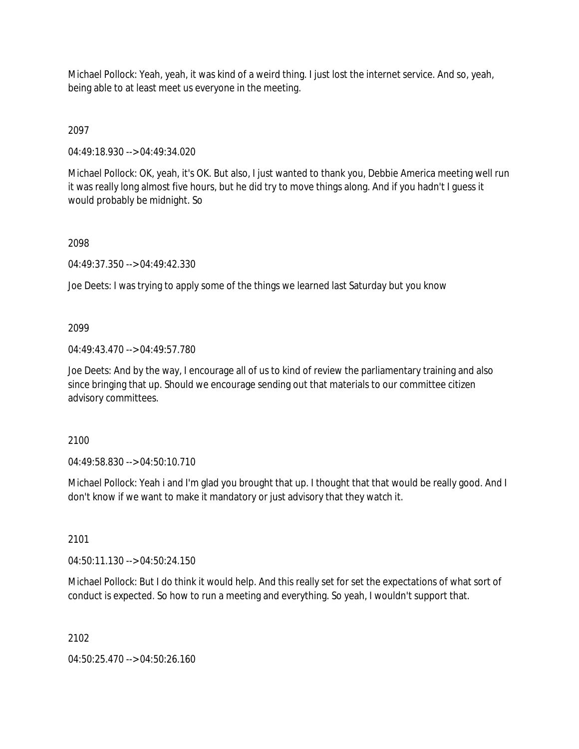Michael Pollock: Yeah, yeah, it was kind of a weird thing. I just lost the internet service. And so, yeah, being able to at least meet us everyone in the meeting.

2097

04:49:18.930 --> 04:49:34.020

Michael Pollock: OK, yeah, it's OK. But also, I just wanted to thank you, Debbie America meeting well run it was really long almost five hours, but he did try to move things along. And if you hadn't I guess it would probably be midnight. So

2098

04:49:37.350 --> 04:49:42.330

Joe Deets: I was trying to apply some of the things we learned last Saturday but you know

2099

04:49:43.470 --> 04:49:57.780

Joe Deets: And by the way, I encourage all of us to kind of review the parliamentary training and also since bringing that up. Should we encourage sending out that materials to our committee citizen advisory committees.

2100

04:49:58.830 --> 04:50:10.710

Michael Pollock: Yeah i and I'm glad you brought that up. I thought that that would be really good. And I don't know if we want to make it mandatory or just advisory that they watch it.

2101

04:50:11.130 --> 04:50:24.150

Michael Pollock: But I do think it would help. And this really set for set the expectations of what sort of conduct is expected. So how to run a meeting and everything. So yeah, I wouldn't support that.

2102

04:50:25.470 --> 04:50:26.160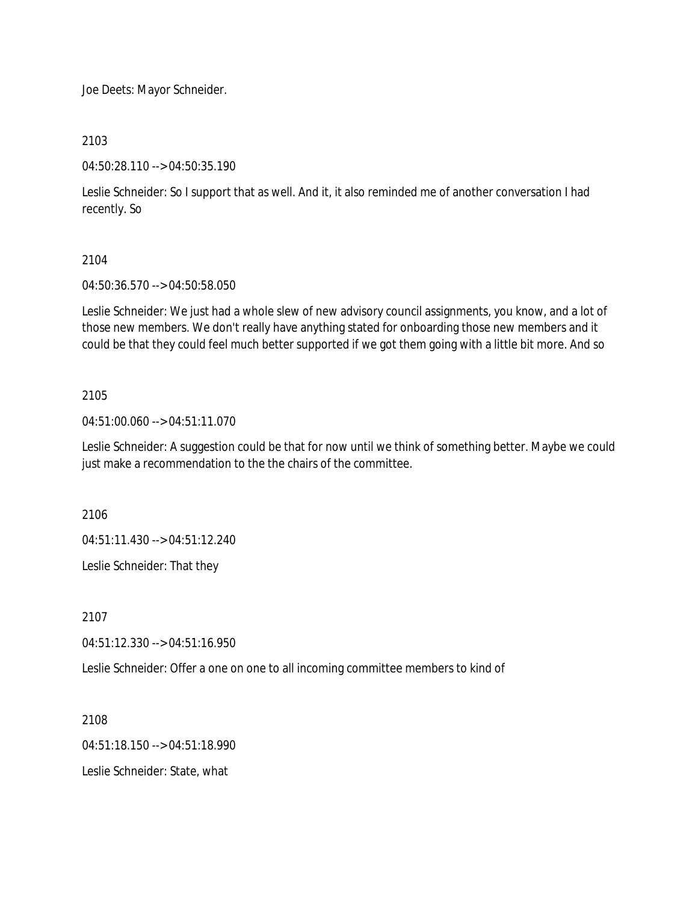Joe Deets: Mayor Schneider.

2103

04:50:28.110 --> 04:50:35.190

Leslie Schneider: So I support that as well. And it, it also reminded me of another conversation I had recently. So

2104

04:50:36.570 --> 04:50:58.050

Leslie Schneider: We just had a whole slew of new advisory council assignments, you know, and a lot of those new members. We don't really have anything stated for onboarding those new members and it could be that they could feel much better supported if we got them going with a little bit more. And so

2105

04:51:00.060 --> 04:51:11.070

Leslie Schneider: A suggestion could be that for now until we think of something better. Maybe we could just make a recommendation to the the chairs of the committee.

2106

04:51:11.430 --> 04:51:12.240

Leslie Schneider: That they

2107

04:51:12.330 --> 04:51:16.950

Leslie Schneider: Offer a one on one to all incoming committee members to kind of

2108

04:51:18.150 --> 04:51:18.990

Leslie Schneider: State, what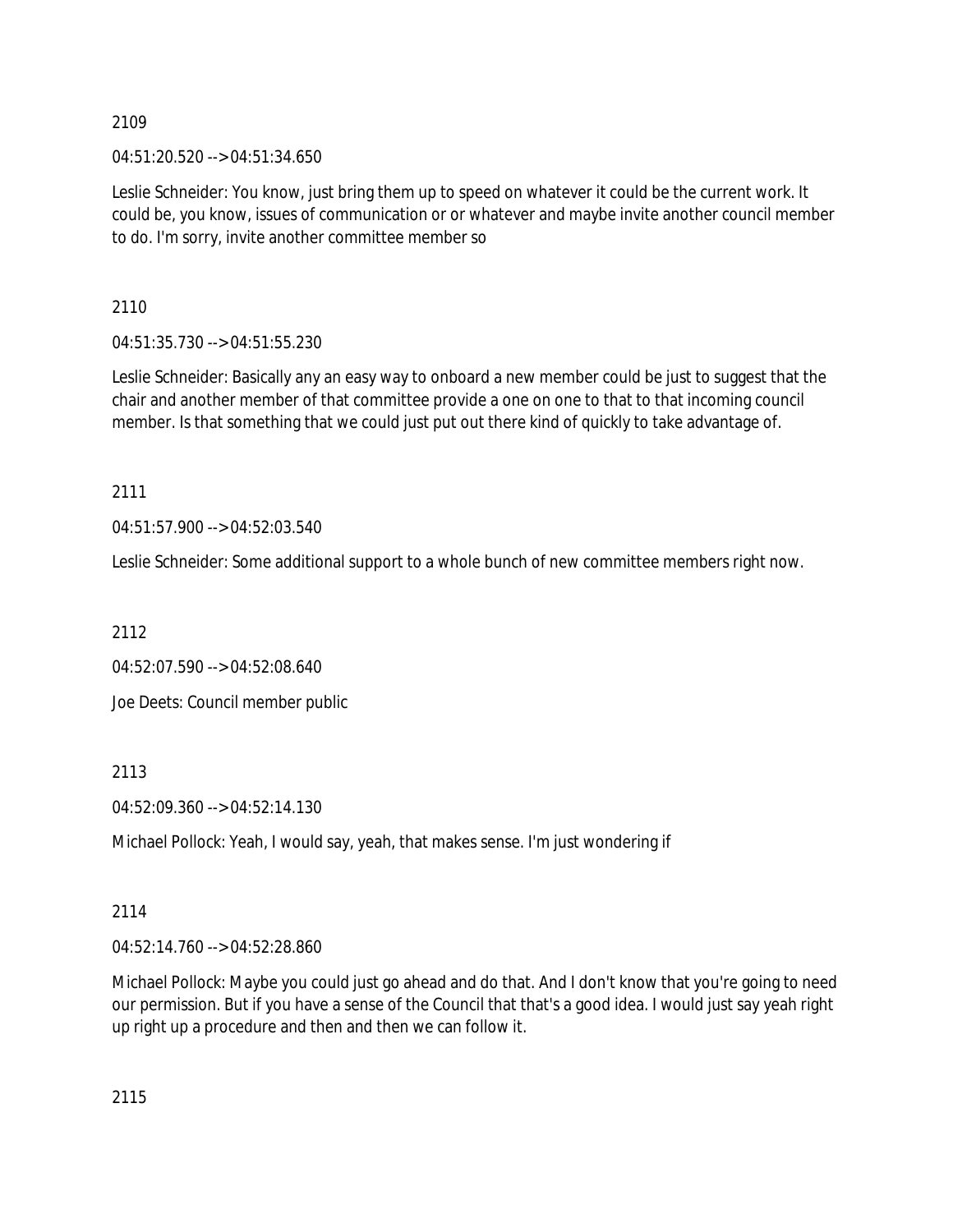2109

04:51:20.520 --> 04:51:34.650

Leslie Schneider: You know, just bring them up to speed on whatever it could be the current work. It could be, you know, issues of communication or or whatever and maybe invite another council member to do. I'm sorry, invite another committee member so

2110

04:51:35.730 --> 04:51:55.230

Leslie Schneider: Basically any an easy way to onboard a new member could be just to suggest that the chair and another member of that committee provide a one on one to that to that incoming council member. Is that something that we could just put out there kind of quickly to take advantage of.

2111

04:51:57.900 --> 04:52:03.540

Leslie Schneider: Some additional support to a whole bunch of new committee members right now.

2112

04:52:07.590 --> 04:52:08.640

Joe Deets: Council member public

2113

04:52:09.360 --> 04:52:14.130

Michael Pollock: Yeah, I would say, yeah, that makes sense. I'm just wondering if

2114

04:52:14.760 --> 04:52:28.860

Michael Pollock: Maybe you could just go ahead and do that. And I don't know that you're going to need our permission. But if you have a sense of the Council that that's a good idea. I would just say yeah right up right up a procedure and then and then we can follow it.

2115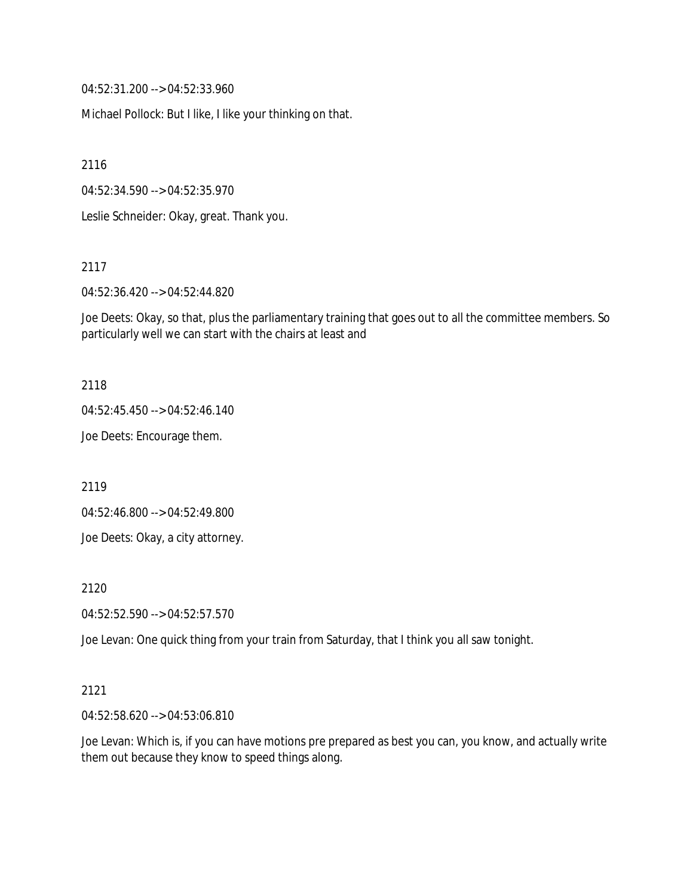04:52:31.200 --> 04:52:33.960

Michael Pollock: But I like, I like your thinking on that.

2116

04:52:34.590 --> 04:52:35.970

Leslie Schneider: Okay, great. Thank you.

2117

04:52:36.420 --> 04:52:44.820

Joe Deets: Okay, so that, plus the parliamentary training that goes out to all the committee members. So particularly well we can start with the chairs at least and

2118

04:52:45.450 --> 04:52:46.140

Joe Deets: Encourage them.

2119

04:52:46.800 --> 04:52:49.800

Joe Deets: Okay, a city attorney.

2120

04:52:52.590 --> 04:52:57.570

Joe Levan: One quick thing from your train from Saturday, that I think you all saw tonight.

2121

04:52:58.620 --> 04:53:06.810

Joe Levan: Which is, if you can have motions pre prepared as best you can, you know, and actually write them out because they know to speed things along.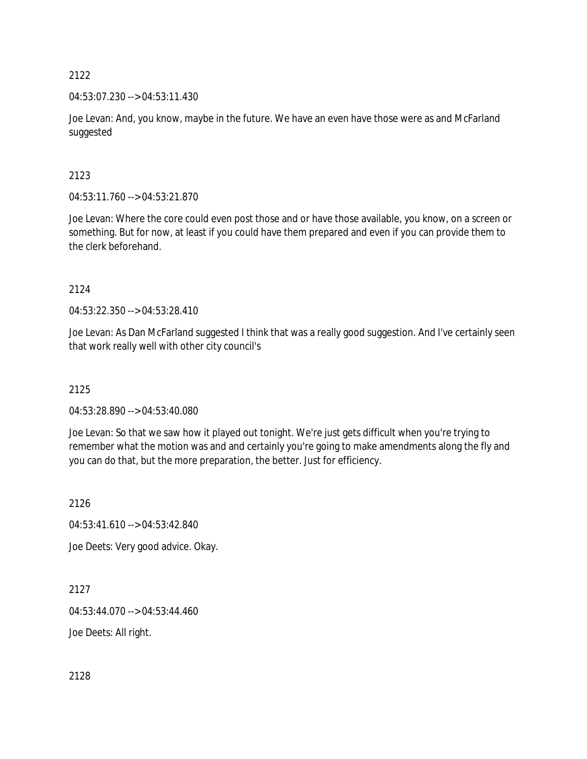2122

04:53:07.230 --> 04:53:11.430

Joe Levan: And, you know, maybe in the future. We have an even have those were as and McFarland suggested

2123

04:53:11.760 --> 04:53:21.870

Joe Levan: Where the core could even post those and or have those available, you know, on a screen or something. But for now, at least if you could have them prepared and even if you can provide them to the clerk beforehand.

2124

04:53:22.350 --> 04:53:28.410

Joe Levan: As Dan McFarland suggested I think that was a really good suggestion. And I've certainly seen that work really well with other city council's

2125

04:53:28.890 --> 04:53:40.080

Joe Levan: So that we saw how it played out tonight. We're just gets difficult when you're trying to remember what the motion was and and certainly you're going to make amendments along the fly and you can do that, but the more preparation, the better. Just for efficiency.

2126

04:53:41.610 --> 04:53:42.840

Joe Deets: Very good advice. Okay.

2127

04:53:44.070 --> 04:53:44.460

Joe Deets: All right.

2128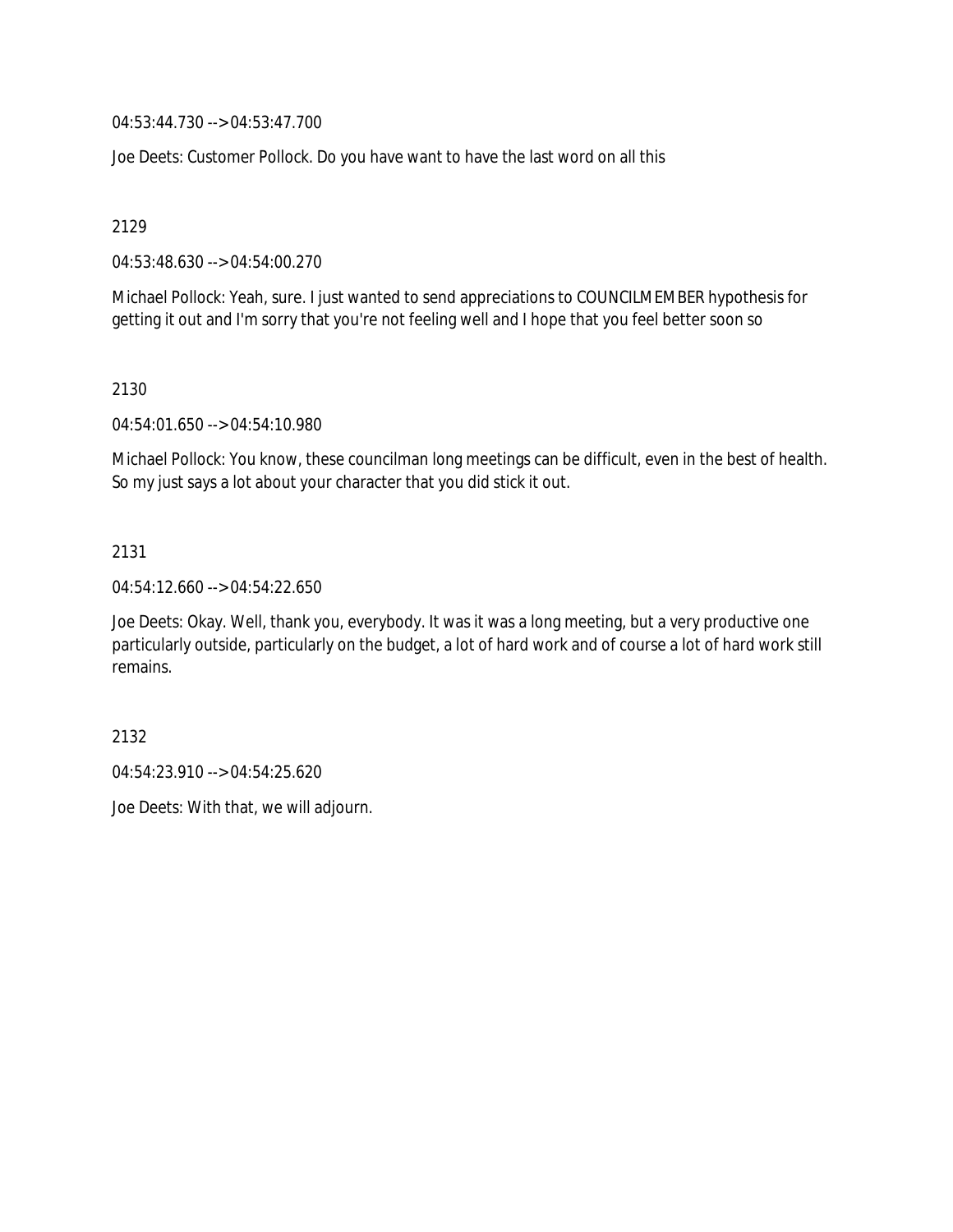04:53:44.730 --> 04:53:47.700

Joe Deets: Customer Pollock. Do you have want to have the last word on all this

2129

04:53:48.630 --> 04:54:00.270

Michael Pollock: Yeah, sure. I just wanted to send appreciations to COUNCILMEMBER hypothesis for getting it out and I'm sorry that you're not feeling well and I hope that you feel better soon so

2130

04:54:01.650 --> 04:54:10.980

Michael Pollock: You know, these councilman long meetings can be difficult, even in the best of health. So my just says a lot about your character that you did stick it out.

2131

04:54:12.660 --> 04:54:22.650

Joe Deets: Okay. Well, thank you, everybody. It was it was a long meeting, but a very productive one particularly outside, particularly on the budget, a lot of hard work and of course a lot of hard work still remains.

2132

04:54:23.910 --> 04:54:25.620

Joe Deets: With that, we will adjourn.